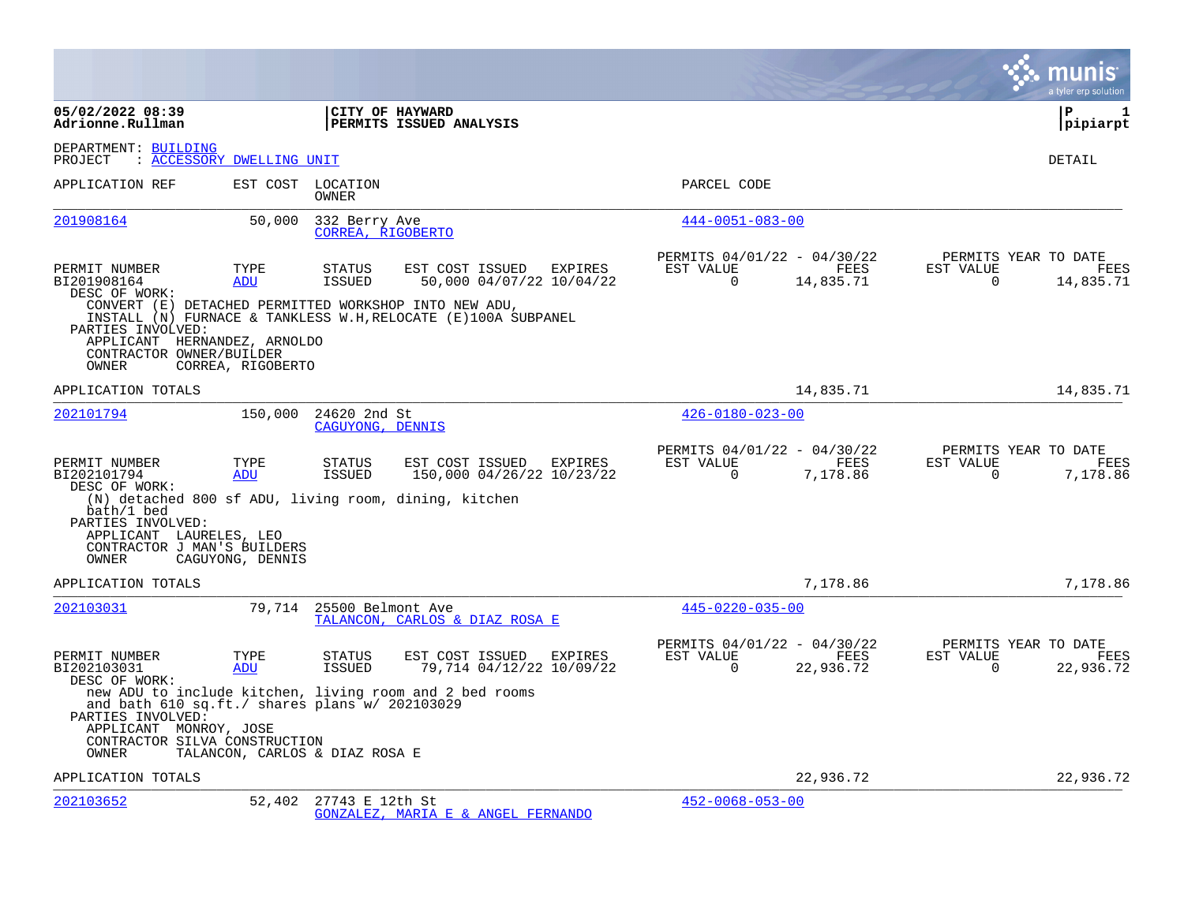**05/02/2022 08:39**
**Adrionne.Rullman**

**CITY OF HAYWARD**
**PERMITS ISSUED ANALYSIS**

**P 1**
**pipiarpt**

DEPARTMENT: BUILDING
PROJECT : ACCESSORY DWELLING UNIT

DETAIL

| APPLICATION REF | EST COST | LOCATION / OWNER | PARCEL CODE |
|---|---|---|---|
| 201908164 | 50,000 | 332 Berry Ave / CORREA, RIGOBERTO | 444-0051-083-00 |

| PERMIT NUMBER | TYPE | STATUS | EST COST | ISSUED | EXPIRES | PERMITS 04/01/22 - 04/30/22 EST VALUE | PERMITS 04/01/22 - 04/30/22 FEES | PERMITS YEAR TO DATE EST VALUE | PERMITS YEAR TO DATE FEES |
|---|---|---|---|---|---|---|---|---|---|
| BI201908164 | ADU | ISSUED | 50,000 | 04/07/22 | 10/04/22 | 0 | 14,835.71 | 0 | 14,835.71 |

DESC OF WORK:
CONVERT (E) DETACHED PERMITTED WORKSHOP INTO NEW ADU, INSTALL (N) FURNACE & TANKLESS W.H,RELOCATE (E)100A SUBPANEL

PARTIES INVOLVED:
APPLICANT HERNANDEZ, ARNOLDO
CONTRACTOR OWNER/BUILDER
OWNER CORREA, RIGOBERTO

APPLICATION TOTALS 14,835.71 14,835.71

| APPLICATION REF | EST COST | LOCATION / OWNER | PARCEL CODE |
|---|---|---|---|
| 202101794 | 150,000 | 24620 2nd St / CAGUYONG, DENNIS | 426-0180-023-00 |

| PERMIT NUMBER | TYPE | STATUS | EST COST | ISSUED | EXPIRES | PERMITS 04/01/22 - 04/30/22 EST VALUE | PERMITS 04/01/22 - 04/30/22 FEES | PERMITS YEAR TO DATE EST VALUE | PERMITS YEAR TO DATE FEES |
|---|---|---|---|---|---|---|---|---|---|
| BI202101794 | ADU | ISSUED | 150,000 | 04/26/22 | 10/23/22 | 0 | 7,178.86 | 0 | 7,178.86 |

DESC OF WORK:
(N) detached 800 sf ADU, living room, dining, kitchen bath/1 bed

PARTIES INVOLVED:
APPLICANT LAURELES, LEO
CONTRACTOR J MAN'S BUILDERS
OWNER CAGUYONG, DENNIS

APPLICATION TOTALS 7,178.86 7,178.86

| APPLICATION REF | EST COST | LOCATION / OWNER | PARCEL CODE |
|---|---|---|---|
| 202103031 | 79,714 | 25500 Belmont Ave / TALANCON, CARLOS & DIAZ ROSA E | 445-0220-035-00 |

| PERMIT NUMBER | TYPE | STATUS | EST COST | ISSUED | EXPIRES | PERMITS 04/01/22 - 04/30/22 EST VALUE | PERMITS 04/01/22 - 04/30/22 FEES | PERMITS YEAR TO DATE EST VALUE | PERMITS YEAR TO DATE FEES |
|---|---|---|---|---|---|---|---|---|---|
| BI202103031 | ADU | ISSUED | 79,714 | 04/12/22 | 10/09/22 | 0 | 22,936.72 | 0 | 22,936.72 |

DESC OF WORK:
new ADU to include kitchen, living room and 2 bed rooms and bath 610 sq.ft./ shares plans w/ 202103029

PARTIES INVOLVED:
APPLICANT MONROY, JOSE
CONTRACTOR SILVA CONSTRUCTION
OWNER TALANCON, CARLOS & DIAZ ROSA E

APPLICATION TOTALS 22,936.72 22,936.72

| APPLICATION REF | EST COST | LOCATION / OWNER | PARCEL CODE |
|---|---|---|---|
| 202103652 | 52,402 | 27743 E 12th St / GONZALEZ, MARIA E & ANGEL FERNANDO | 452-0068-053-00 |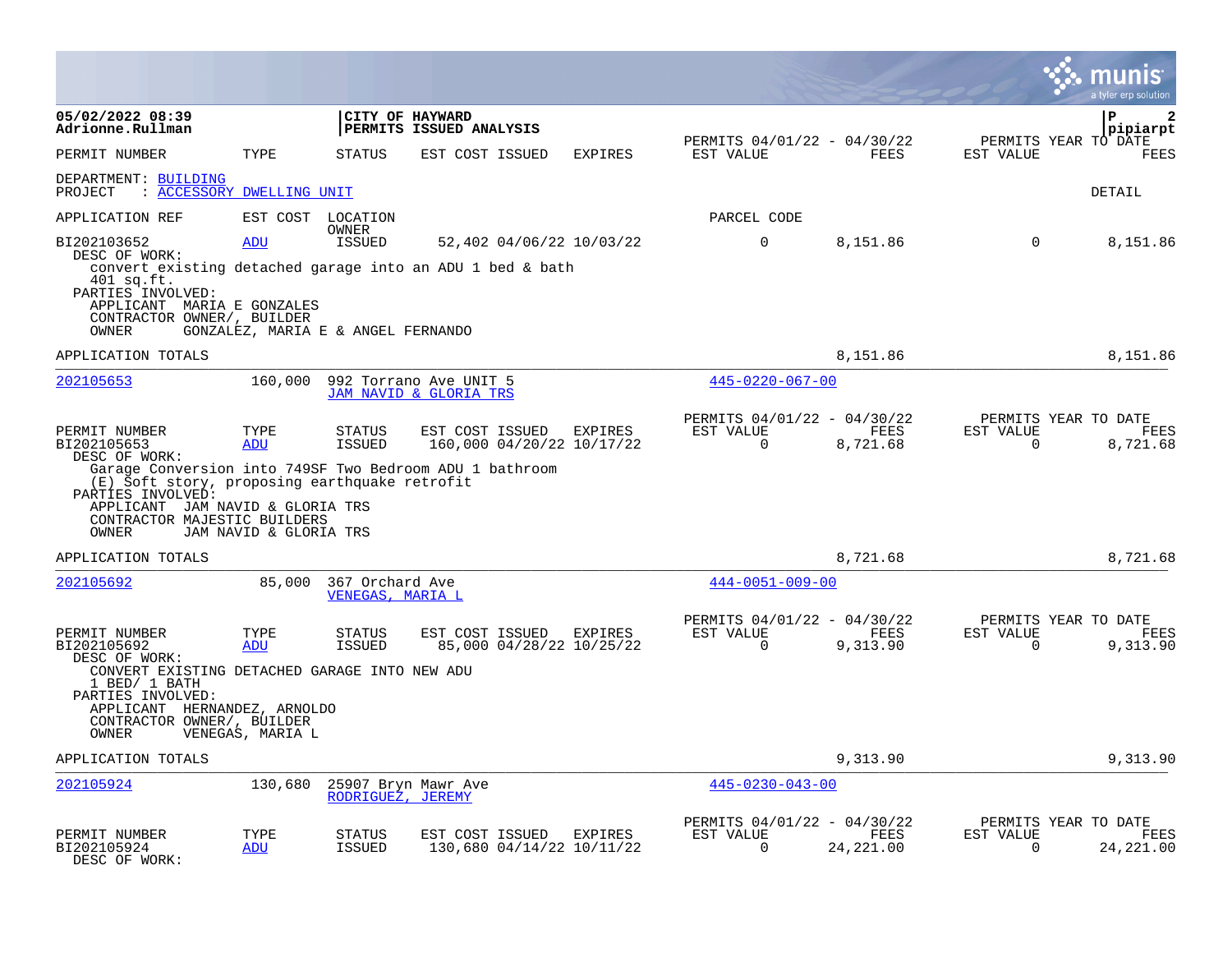05/02/2022 08:39
Adrionne.Rullman

CITY OF HAYWARD
PERMITS ISSUED ANALYSIS

pipiarpt

| PERMIT NUMBER | TYPE | STATUS | EST COST | ISSUED | EXPIRES | PERMITS 04/01/22 - 04/30/22 EST VALUE | FEES | PERMITS YEAR TO DATE EST VALUE | FEES |
|---|---|---|---|---|---|---|---|---|---|

DEPARTMENT: BUILDING
PROJECT : ACCESSORY DWELLING UNIT

DETAIL

APPLICATION REF | EST COST | LOCATION / OWNER | PARCEL CODE

| PERMIT NUMBER | TYPE | STATUS | EST COST | ISSUED | EXPIRES | EST VALUE | FEES | EST VALUE | FEES |
|---|---|---|---|---|---|---|---|---|---|
| BI202103652 | ADU | ISSUED | 52,402 | 04/06/22 | 10/03/22 | 0 | 8,151.86 | 0 | 8,151.86 |

DESC OF WORK:
convert existing detached garage into an ADU 1 bed & bath 401 sq.ft.
PARTIES INVOLVED:
APPLICANT MARIA E GONZALES
CONTRACTOR OWNER/, BUILDER
OWNER GONZALEZ, MARIA E & ANGEL FERNANDO

APPLICATION TOTALS 8,151.86 8,151.86

---

202105653 | 160,000 | 992 Torrano Ave UNIT 5 / JAM NAVID & GLORIA TRS | 445-0220-067-00

| PERMIT NUMBER | TYPE | STATUS | EST COST | ISSUED | EXPIRES | PERMITS 04/01/22 - 04/30/22 EST VALUE | FEES | PERMITS YEAR TO DATE EST VALUE | FEES |
|---|---|---|---|---|---|---|---|---|---|
| BI202105653 | ADU | ISSUED | 160,000 | 04/20/22 | 10/17/22 | 0 | 8,721.68 | 0 | 8,721.68 |

DESC OF WORK:
Garage Conversion into 749SF Two Bedroom ADU 1 bathroom (E) Soft story, proposing earthquake retrofit
PARTIES INVOLVED:
APPLICANT JAM NAVID & GLORIA TRS
CONTRACTOR MAJESTIC BUILDERS
OWNER JAM NAVID & GLORIA TRS

APPLICATION TOTALS 8,721.68 8,721.68

---

202105692 | 85,000 | 367 Orchard Ave / VENEGAS, MARIA L | 444-0051-009-00

| PERMIT NUMBER | TYPE | STATUS | EST COST | ISSUED | EXPIRES | PERMITS 04/01/22 - 04/30/22 EST VALUE | FEES | PERMITS YEAR TO DATE EST VALUE | FEES |
|---|---|---|---|---|---|---|---|---|---|
| BI202105692 | ADU | ISSUED | 85,000 | 04/28/22 | 10/25/22 | 0 | 9,313.90 | 0 | 9,313.90 |

DESC OF WORK:
CONVERT EXISTING DETACHED GARAGE INTO NEW ADU 1 BED/ 1 BATH
PARTIES INVOLVED:
APPLICANT HERNANDEZ, ARNOLDO
CONTRACTOR OWNER/, BUILDER
OWNER VENEGAS, MARIA L

APPLICATION TOTALS 9,313.90 9,313.90

---

202105924 | 130,680 | 25907 Bryn Mawr Ave / RODRIGUEZ, JEREMY | 445-0230-043-00

| PERMIT NUMBER | TYPE | STATUS | EST COST | ISSUED | EXPIRES | PERMITS 04/01/22 - 04/30/22 EST VALUE | FEES | PERMITS YEAR TO DATE EST VALUE | FEES |
|---|---|---|---|---|---|---|---|---|---|
| BI202105924 | ADU | ISSUED | 130,680 | 04/14/22 | 10/11/22 | 0 | 24,221.00 | 0 | 24,221.00 |

DESC OF WORK: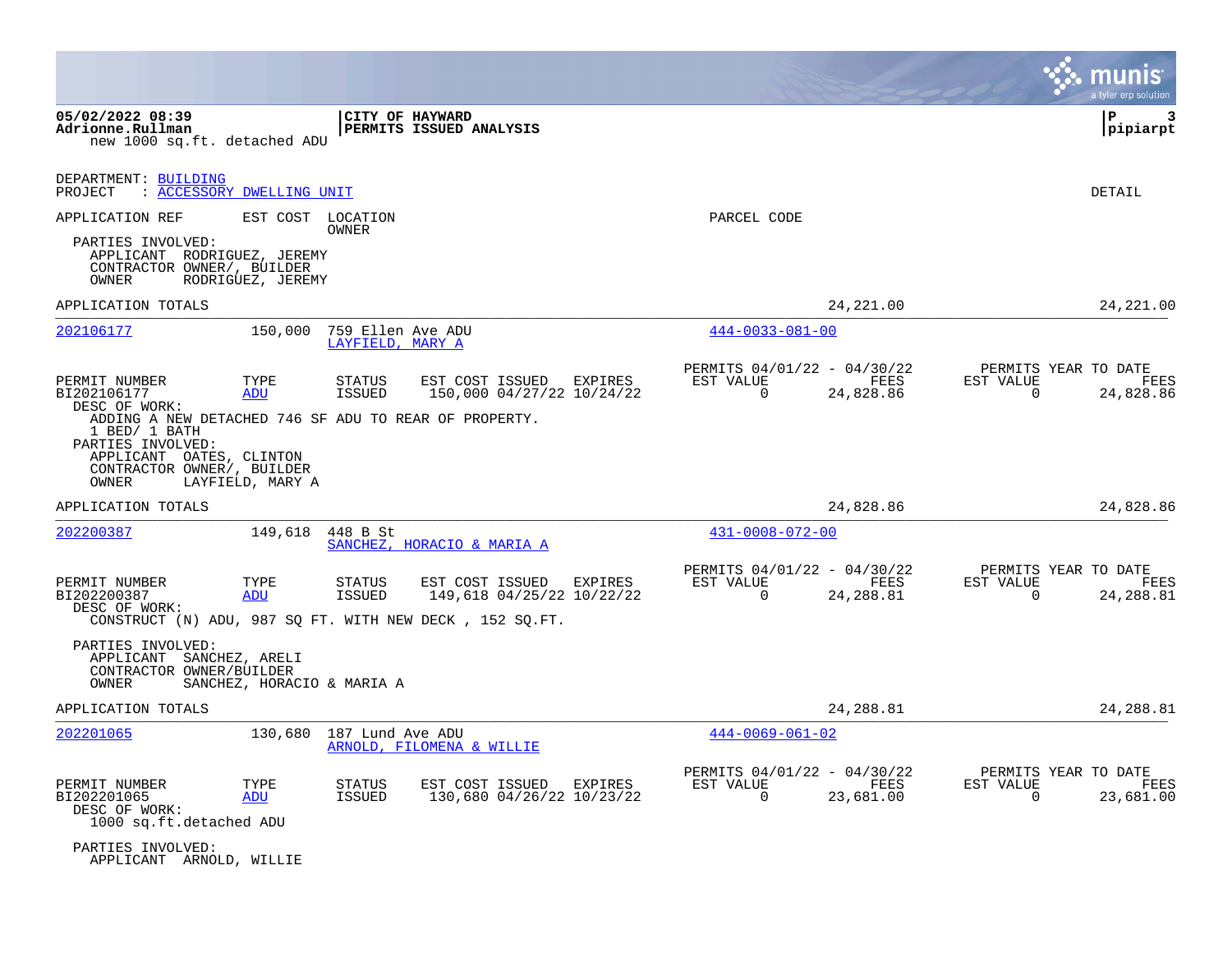05/02/2022 08:39
Adrionne.Rullman

**CITY OF HAYWARD**
**PERMITS ISSUED ANALYSIS**

pipiarpt

new 1000 sq.ft. detached ADU

DEPARTMENT: BUILDING
PROJECT : ACCESSORY DWELLING UNIT

DETAIL

APPLICATION REF | EST COST | LOCATION / OWNER | PARCEL CODE

PARTIES INVOLVED:
APPLICANT RODRIGUEZ, JEREMY
CONTRACTOR OWNER/, BUILDER
OWNER RODRIGUEZ, JEREMY

APPLICATION TOTALS 24,221.00 24,221.00

---

**202106177** | 150,000 | 759 Ellen Ave ADU / LAYFIELD, MARY A | 444-0033-081-00

| PERMIT NUMBER | TYPE | STATUS | EST COST | ISSUED | EXPIRES | PERMITS 04/01/22 - 04/30/22 EST VALUE | FEES | PERMITS YEAR TO DATE EST VALUE | FEES |
|---|---|---|---|---|---|---|---|---|---|
| BI202106177 | ADU | ISSUED | 150,000 | 04/27/22 | 10/24/22 | 0 | 24,828.86 | 0 | 24,828.86 |

DESC OF WORK:
ADDING A NEW DETACHED 746 SF ADU TO REAR OF PROPERTY.
1 BED/ 1 BATH

PARTIES INVOLVED:
APPLICANT OATES, CLINTON
CONTRACTOR OWNER/, BUILDER
OWNER LAYFIELD, MARY A

APPLICATION TOTALS 24,828.86 24,828.86

---

**202200387** | 149,618 | 448 B St / SANCHEZ, HORACIO & MARIA A | 431-0008-072-00

| PERMIT NUMBER | TYPE | STATUS | EST COST | ISSUED | EXPIRES | PERMITS 04/01/22 - 04/30/22 EST VALUE | FEES | PERMITS YEAR TO DATE EST VALUE | FEES |
|---|---|---|---|---|---|---|---|---|---|
| BI202200387 | ADU | ISSUED | 149,618 | 04/25/22 | 10/22/22 | 0 | 24,288.81 | 0 | 24,288.81 |

DESC OF WORK:
CONSTRUCT (N) ADU, 987 SQ FT. WITH NEW DECK , 152 SQ.FT.

PARTIES INVOLVED:
APPLICANT SANCHEZ, ARELI
CONTRACTOR OWNER/BUILDER
OWNER SANCHEZ, HORACIO & MARIA A

APPLICATION TOTALS 24,288.81 24,288.81

---

**202201065** | 130,680 | 187 Lund Ave ADU / ARNOLD, FILOMENA & WILLIE | 444-0069-061-02

| PERMIT NUMBER | TYPE | STATUS | EST COST | ISSUED | EXPIRES | PERMITS 04/01/22 - 04/30/22 EST VALUE | FEES | PERMITS YEAR TO DATE EST VALUE | FEES |
|---|---|---|---|---|---|---|---|---|---|
| BI202201065 | ADU | ISSUED | 130,680 | 04/26/22 | 10/23/22 | 0 | 23,681.00 | 0 | 23,681.00 |

DESC OF WORK:
1000 sq.ft.detached ADU

PARTIES INVOLVED:
APPLICANT ARNOLD, WILLIE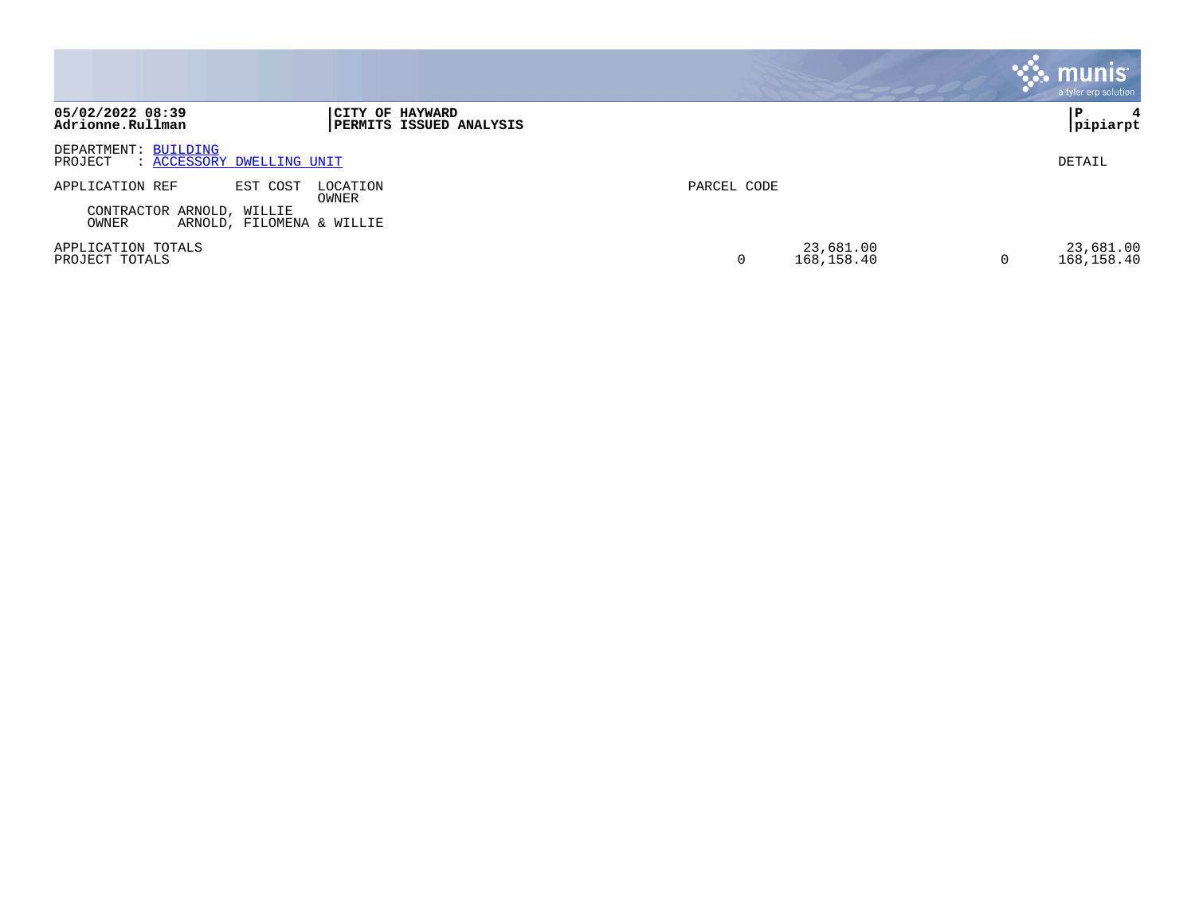**05/02/2022 08:39**
**Adrionne.Rullman**

**CITY OF HAYWARD**
**PERMITS ISSUED ANALYSIS**

**P 4**
**pipiarpt**

DEPARTMENT: BUILDING
PROJECT : ACCESSORY DWELLING UNIT

DETAIL

| APPLICATION REF | EST COST | LOCATION / OWNER | PARCEL CODE | | | | |
|---|---|---|---|---|---|---|---|
| CONTRACTOR ARNOLD, WILLIE | | | | | | | |
| OWNER ARNOLD, FILOMENA & WILLIE | | | | | | | |
| APPLICATION TOTALS | | | | 23,681.00 | | 23,681.00 | |
| PROJECT TOTALS | | | 0 | 168,158.40 | 0 | 168,158.40 | |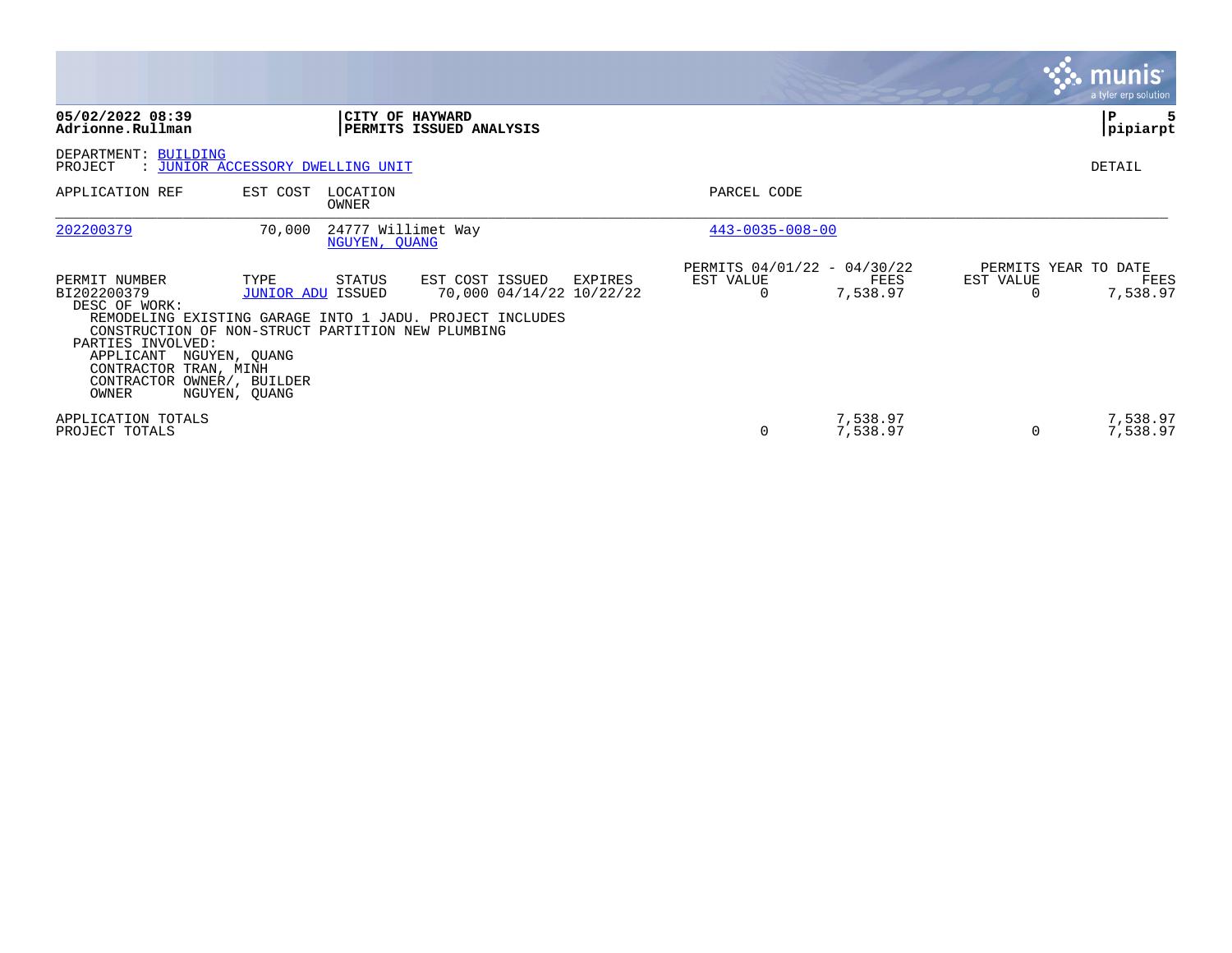**05/02/2022 08:39**
**Adrionne.Rullman**

**CITY OF HAYWARD**
**PERMITS ISSUED ANALYSIS**

**P 5**
**pipiarpt**

DEPARTMENT: BUILDING
PROJECT : JUNIOR ACCESSORY DWELLING UNIT

DETAIL

| APPLICATION REF | EST COST | LOCATION / OWNER | PARCEL CODE |
|---|---|---|---|
| 202200379 | 70,000 | 24777 Willimet Way / NGUYEN, QUANG | 443-0035-008-00 |

| PERMIT NUMBER | TYPE | STATUS | EST COST | ISSUED | EXPIRES | PERMITS 04/01/22 - 04/30/22 EST VALUE | FEES | PERMITS YEAR TO DATE EST VALUE | FEES |
|---|---|---|---|---|---|---|---|---|---|
| BI202200379 | JUNIOR ADU | ISSUED | 70,000 | 04/14/22 | 10/22/22 | 0 | 7,538.97 | 0 | 7,538.97 |

DESC OF WORK:
REMODELING EXISTING GARAGE INTO 1 JADU. PROJECT INCLUDES
CONSTRUCTION OF NON-STRUCT PARTITION NEW PLUMBING

PARTIES INVOLVED:
- APPLICANT NGUYEN, QUANG
- CONTRACTOR TRAN, MINH
- CONTRACTOR OWNER/, BUILDER
- OWNER NGUYEN, QUANG

| | EST VALUE | FEES | YTD EST VALUE | YTD FEES |
|---|---|---|---|---|
| APPLICATION TOTALS | | 7,538.97 | | 7,538.97 |
| PROJECT TOTALS | 0 | 7,538.97 | 0 | 7,538.97 |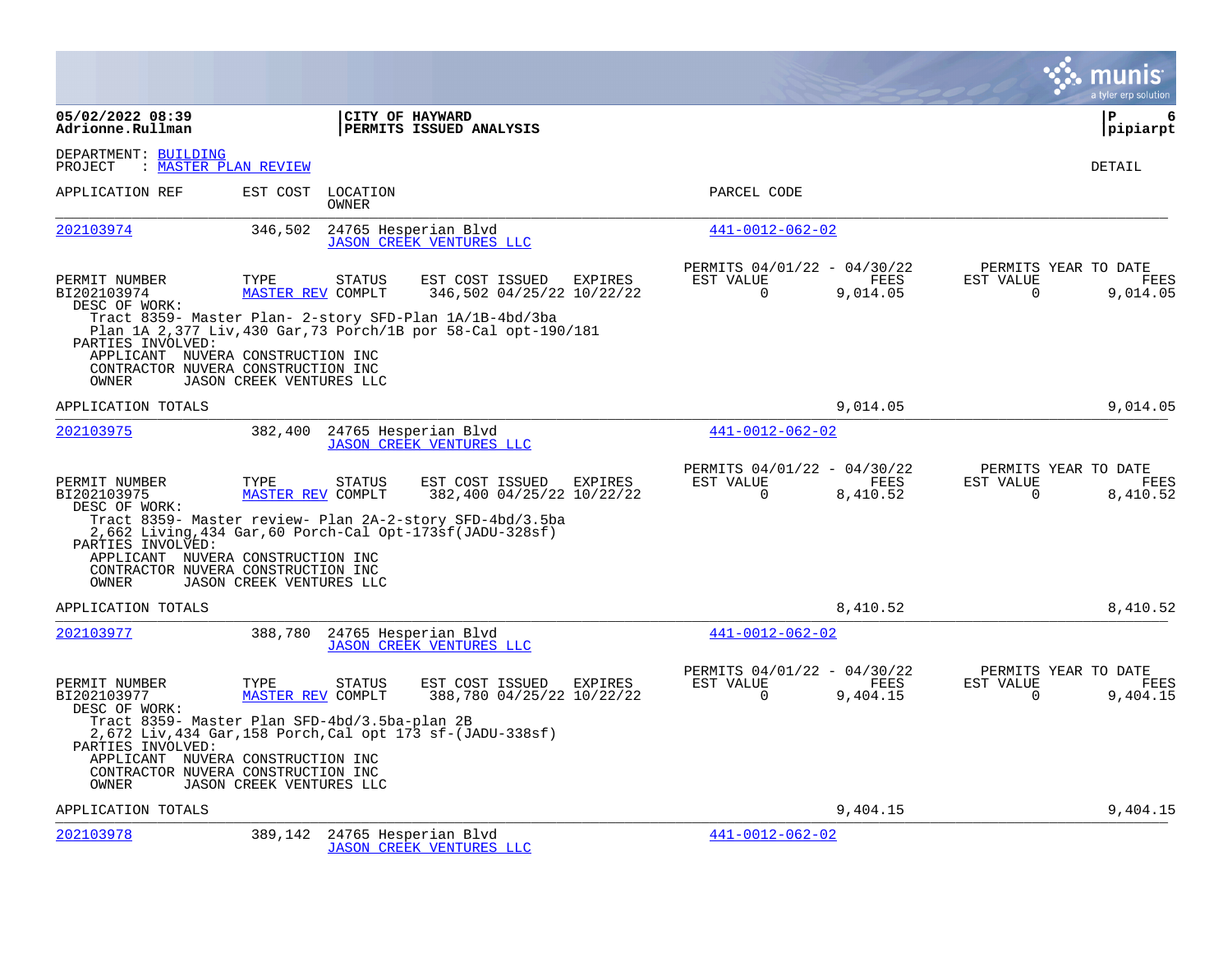05/02/2022 08:39
Adrionne.Rullman

**CITY OF HAYWARD**
**PERMITS ISSUED ANALYSIS**

pipiarpt

DEPARTMENT: BUILDING
PROJECT : MASTER PLAN REVIEW

DETAIL

| APPLICATION REF | EST COST | LOCATION / OWNER | PARCEL CODE |
|---|---|---|---|
| 202103974 | 346,502 | 24765 Hesperian Blvd / JASON CREEK VENTURES LLC | 441-0012-062-02 |

| PERMIT NUMBER | TYPE | STATUS | EST COST | ISSUED | EXPIRES | PERMITS 04/01/22 - 04/30/22 EST VALUE | FEES | PERMITS YEAR TO DATE EST VALUE | FEES |
|---|---|---|---|---|---|---|---|---|---|
| BI202103974 | MASTER REV | COMPLT | 346,502 | 04/25/22 | 10/22/22 | 0 | 9,014.05 | 0 | 9,014.05 |

DESC OF WORK:
Tract 8359- Master Plan- 2-story SFD-Plan 1A/1B-4bd/3ba
Plan 1A 2,377 Liv,430 Gar,73 Porch/1B por 58-Cal opt-190/181

PARTIES INVOLVED:
APPLICANT NUVERA CONSTRUCTION INC
CONTRACTOR NUVERA CONSTRUCTION INC
OWNER JASON CREEK VENTURES LLC

APPLICATION TOTALS 9,014.05 9,014.05

| APPLICATION REF | EST COST | LOCATION / OWNER | PARCEL CODE |
|---|---|---|---|
| 202103975 | 382,400 | 24765 Hesperian Blvd / JASON CREEK VENTURES LLC | 441-0012-062-02 |

| PERMIT NUMBER | TYPE | STATUS | EST COST | ISSUED | EXPIRES | PERMITS 04/01/22 - 04/30/22 EST VALUE | FEES | PERMITS YEAR TO DATE EST VALUE | FEES |
|---|---|---|---|---|---|---|---|---|---|
| BI202103975 | MASTER REV | COMPLT | 382,400 | 04/25/22 | 10/22/22 | 0 | 8,410.52 | 0 | 8,410.52 |

DESC OF WORK:
Tract 8359- Master review- Plan 2A-2-story SFD-4bd/3.5ba
2,662 Living,434 Gar,60 Porch-Cal Opt-173sf(JADU-328sf)

PARTIES INVOLVED:
APPLICANT NUVERA CONSTRUCTION INC
CONTRACTOR NUVERA CONSTRUCTION INC
OWNER JASON CREEK VENTURES LLC

APPLICATION TOTALS 8,410.52 8,410.52

| APPLICATION REF | EST COST | LOCATION / OWNER | PARCEL CODE |
|---|---|---|---|
| 202103977 | 388,780 | 24765 Hesperian Blvd / JASON CREEK VENTURES LLC | 441-0012-062-02 |

| PERMIT NUMBER | TYPE | STATUS | EST COST | ISSUED | EXPIRES | PERMITS 04/01/22 - 04/30/22 EST VALUE | FEES | PERMITS YEAR TO DATE EST VALUE | FEES |
|---|---|---|---|---|---|---|---|---|---|
| BI202103977 | MASTER REV | COMPLT | 388,780 | 04/25/22 | 10/22/22 | 0 | 9,404.15 | 0 | 9,404.15 |

DESC OF WORK:
Tract 8359- Master Plan SFD-4bd/3.5ba-plan 2B
2,672 Liv,434 Gar,158 Porch,Cal opt 173 sf-(JADU-338sf)

PARTIES INVOLVED:
APPLICANT NUVERA CONSTRUCTION INC
CONTRACTOR NUVERA CONSTRUCTION INC
OWNER JASON CREEK VENTURES LLC

APPLICATION TOTALS 9,404.15 9,404.15

| APPLICATION REF | EST COST | LOCATION / OWNER | PARCEL CODE |
|---|---|---|---|
| 202103978 | 389,142 | 24765 Hesperian Blvd / JASON CREEK VENTURES LLC | 441-0012-062-02 |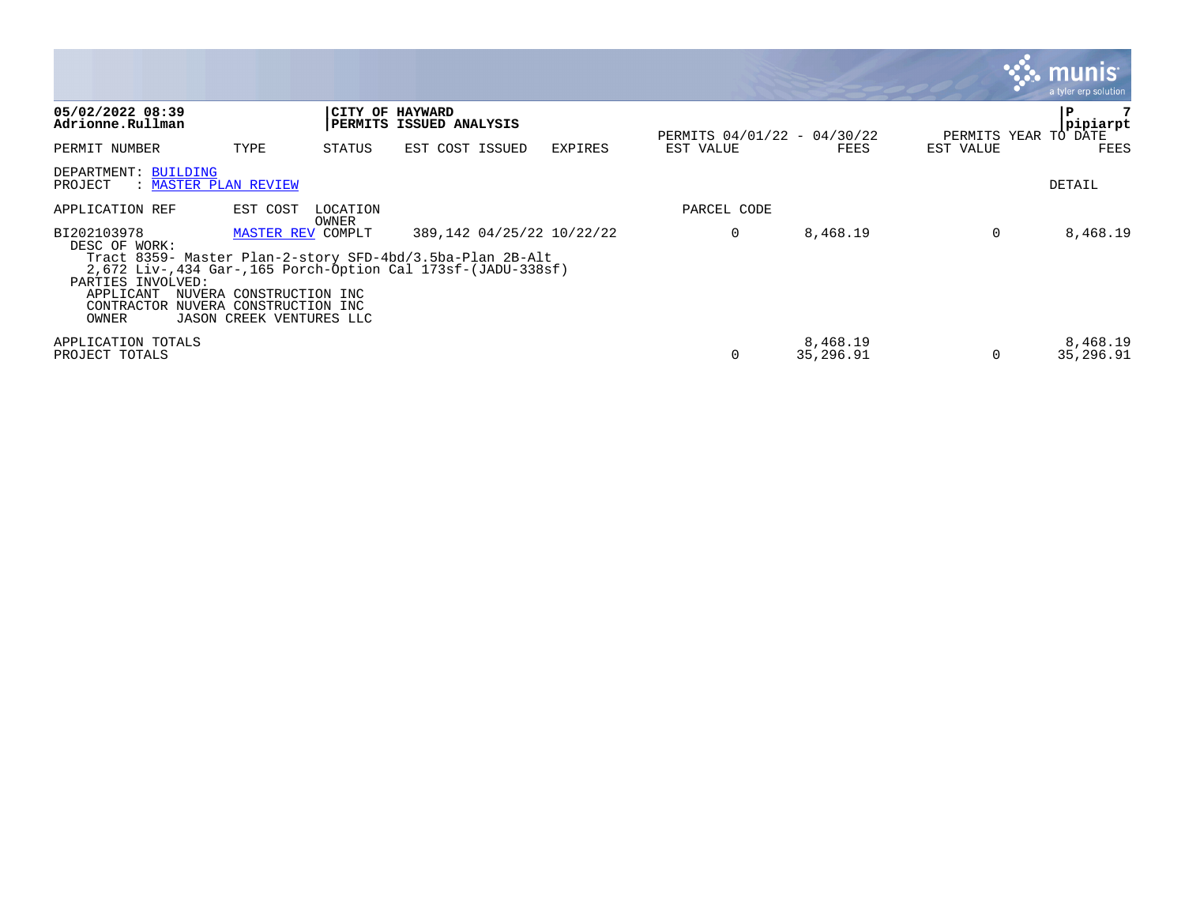**05/02/2022 08:39**
**Adrionne.Rullman**

**CITY OF HAYWARD**
**PERMITS ISSUED ANALYSIS**

**P 7**
**pipiarpt**

| PERMIT NUMBER | TYPE | STATUS | EST COST ISSUED | EXPIRES | PERMITS 04/01/22 - 04/30/22 EST VALUE | FEES | PERMITS YEAR TO DATE EST VALUE | FEES |
|---|---|---|---|---|---|---|---|---|

DEPARTMENT: BUILDING
PROJECT : MASTER PLAN REVIEW

DETAIL

| APPLICATION REF | EST COST | LOCATION OWNER | | | PARCEL CODE | | | |
|---|---|---|---|---|---|---|---|---|
| BI202103978 | MASTER REV | COMPLT | 389,142 04/25/22 | 10/22/22 | 0 | 8,468.19 | 0 | 8,468.19 |

DESC OF WORK:
Tract 8359- Master Plan-2-story SFD-4bd/3.5ba-Plan 2B-Alt
2,672 Liv-,434 Gar-,165 Porch-Option Cal 173sf-(JADU-338sf)

PARTIES INVOLVED:
APPLICANT NUVERA CONSTRUCTION INC
CONTRACTOR NUVERA CONSTRUCTION INC
OWNER JASON CREEK VENTURES LLC

| | EST VALUE | FEES | EST VALUE | FEES |
|---|---|---|---|---|
| APPLICATION TOTALS | | 8,468.19 | | 8,468.19 |
| PROJECT TOTALS | 0 | 35,296.91 | 0 | 35,296.91 |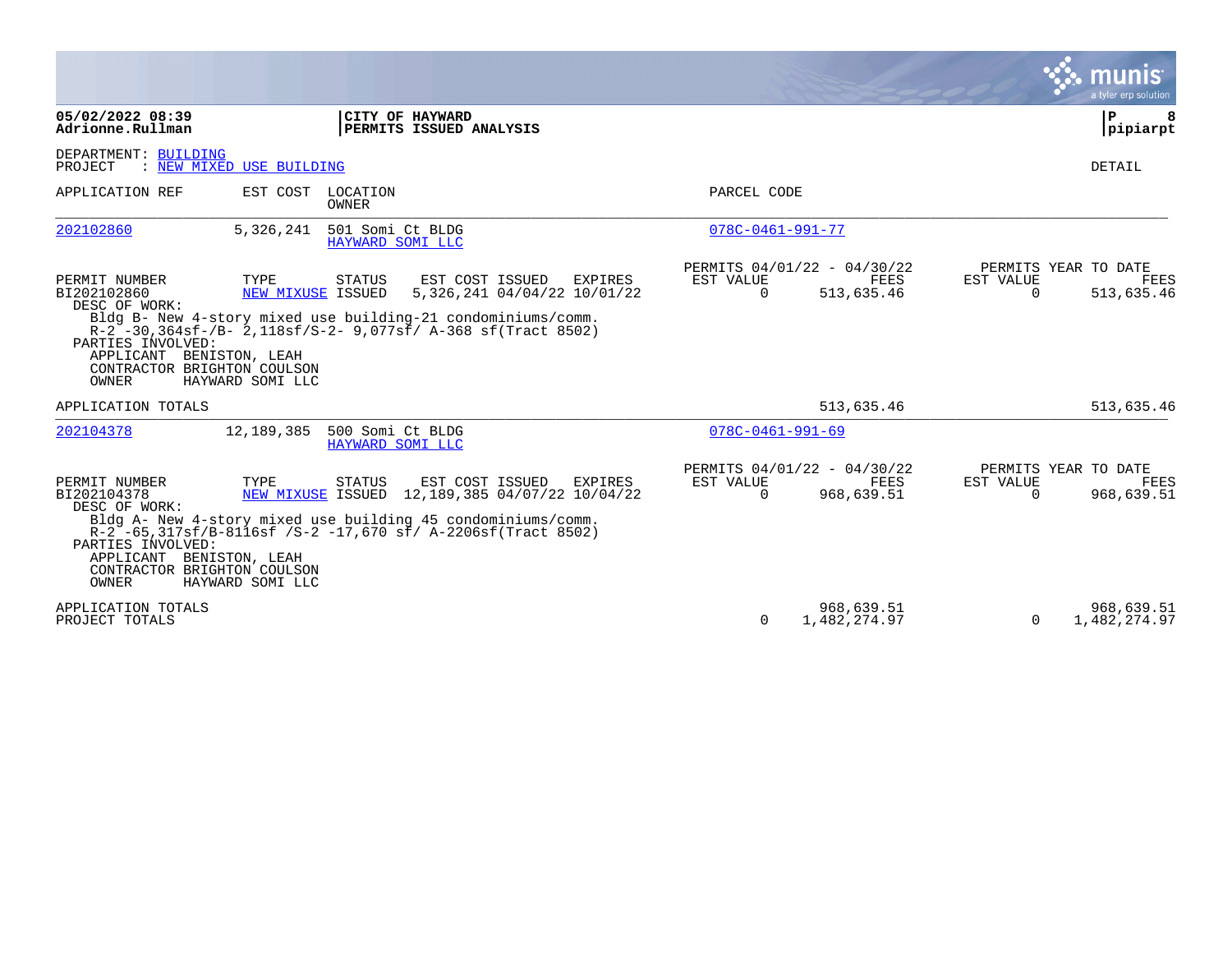**05/02/2022 08:39**
**Adrionne.Rullman**

**CITY OF HAYWARD**
**PERMITS ISSUED ANALYSIS**

**P 8**
**pipiarpt**

DEPARTMENT: BUILDING
PROJECT : NEW MIXED USE BUILDING

DETAIL

| APPLICATION REF | EST COST | LOCATION / OWNER | PARCEL CODE |
|---|---|---|---|
| 202102860 | 5,326,241 | 501 Somi Ct BLDG / HAYWARD SOMI LLC | 078C-0461-991-77 |

| PERMIT NUMBER | TYPE | STATUS | EST COST | ISSUED | EXPIRES | PERMITS 04/01/22 - 04/30/22 EST VALUE | FEES | PERMITS YEAR TO DATE EST VALUE | FEES |
|---|---|---|---|---|---|---|---|---|---|
| BI202102860 | NEW MIXUSE | ISSUED | 5,326,241 | 04/04/22 | 10/01/22 | 0 | 513,635.46 | 0 | 513,635.46 |

DESC OF WORK:
Bldg B- New 4-story mixed use building-21 condominiums/comm. R-2 -30,364sf-/B- 2,118sf/S-2- 9,077sf/ A-368 sf(Tract 8502)

PARTIES INVOLVED:
APPLICANT BENISTON, LEAH
CONTRACTOR BRIGHTON COULSON
OWNER HAYWARD SOMI LLC

APPLICATION TOTALS 513,635.46 513,635.46

| APPLICATION REF | EST COST | LOCATION / OWNER | PARCEL CODE |
|---|---|---|---|
| 202104378 | 12,189,385 | 500 Somi Ct BLDG / HAYWARD SOMI LLC | 078C-0461-991-69 |

| PERMIT NUMBER | TYPE | STATUS | EST COST | ISSUED | EXPIRES | PERMITS 04/01/22 - 04/30/22 EST VALUE | FEES | PERMITS YEAR TO DATE EST VALUE | FEES |
|---|---|---|---|---|---|---|---|---|---|
| BI202104378 | NEW MIXUSE | ISSUED | 12,189,385 | 04/07/22 | 10/04/22 | 0 | 968,639.51 | 0 | 968,639.51 |

DESC OF WORK:
Bldg A- New 4-story mixed use building 45 condominiums/comm. R-2 -65,317sf/B-8116sf /S-2 -17,670 sf/ A-2206sf(Tract 8502)

PARTIES INVOLVED:
APPLICANT BENISTON, LEAH
CONTRACTOR BRIGHTON COULSON
OWNER HAYWARD SOMI LLC

| | EST VALUE | FEES | EST VALUE | FEES |
|---|---|---|---|---|
| APPLICATION TOTALS | | 968,639.51 | | 968,639.51 |
| PROJECT TOTALS | 0 | 1,482,274.97 | 0 | 1,482,274.97 |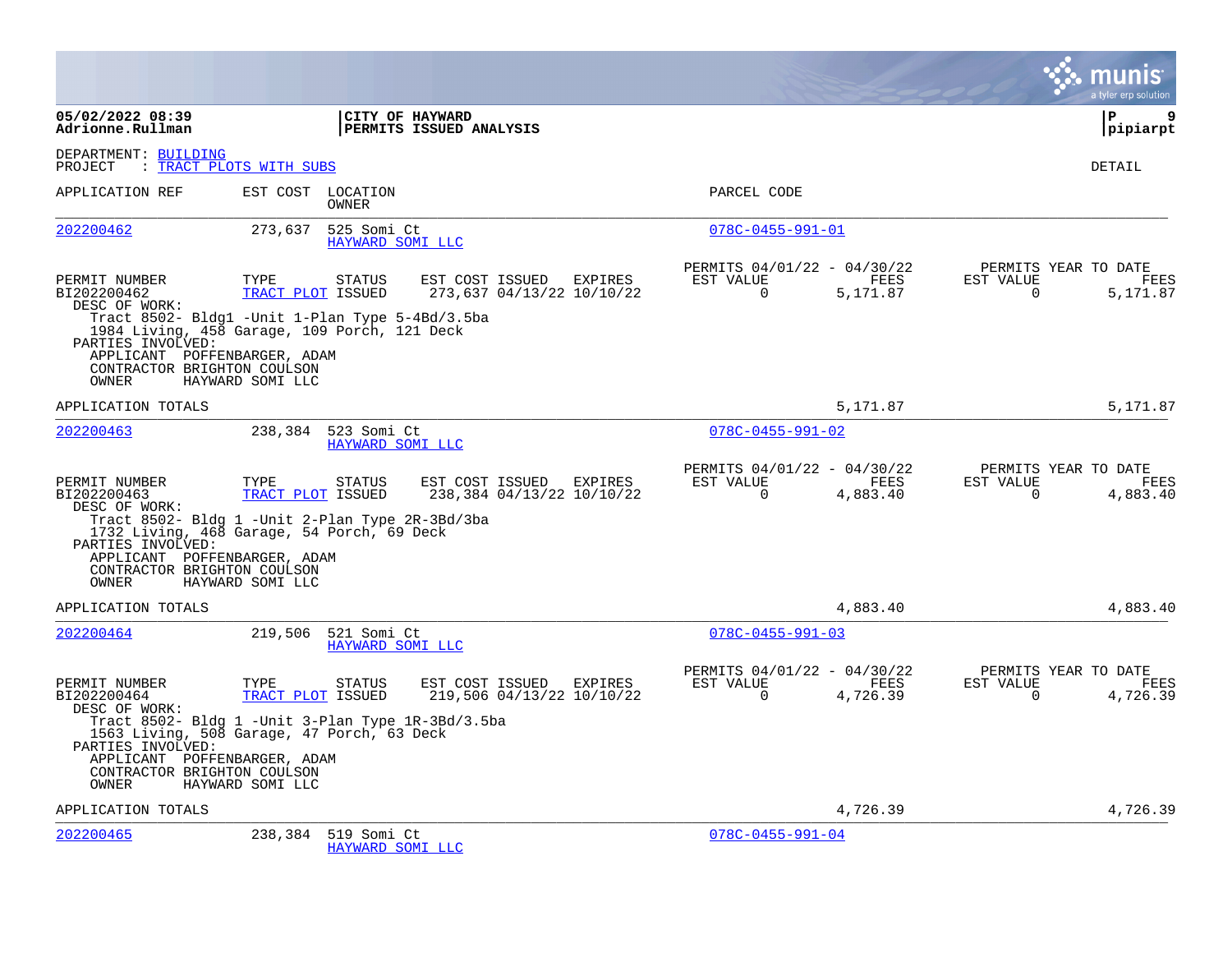**05/02/2022 08:39** | **CITY OF HAYWARD** | **P 9**
**Adrionne.Rullman** | **PERMITS ISSUED ANALYSIS** | **pipiarpt**

DEPARTMENT: BUILDING
PROJECT : TRACT PLOTS WITH SUBS

DETAIL

| APPLICATION REF | EST COST | LOCATION / OWNER | PARCEL CODE |
|---|---|---|---|
| 202200462 | 273,637 | 525 Somi Ct / HAYWARD SOMI LLC | 078C-0455-991-01 |

| PERMIT NUMBER | TYPE | STATUS | EST COST | ISSUED | EXPIRES | PERMITS 04/01/22 - 04/30/22 EST VALUE | FEES | PERMITS YEAR TO DATE EST VALUE | FEES |
|---|---|---|---|---|---|---|---|---|---|
| BI202200462 | TRACT PLOT | ISSUED | 273,637 | 04/13/22 | 10/10/22 | 0 | 5,171.87 | 0 | 5,171.87 |

DESC OF WORK:
Tract 8502- Bldg1 -Unit 1-Plan Type 5-4Bd/3.5ba
1984 Living, 458 Garage, 109 Porch, 121 Deck

PARTIES INVOLVED:
APPLICANT POFFENBARGER, ADAM
CONTRACTOR BRIGHTON COULSON
OWNER HAYWARD SOMI LLC

APPLICATION TOTALS 5,171.87 5,171.87

| APPLICATION REF | EST COST | LOCATION / OWNER | PARCEL CODE |
|---|---|---|---|
| 202200463 | 238,384 | 523 Somi Ct / HAYWARD SOMI LLC | 078C-0455-991-02 |

| PERMIT NUMBER | TYPE | STATUS | EST COST | ISSUED | EXPIRES | PERMITS 04/01/22 - 04/30/22 EST VALUE | FEES | PERMITS YEAR TO DATE EST VALUE | FEES |
|---|---|---|---|---|---|---|---|---|---|
| BI202200463 | TRACT PLOT | ISSUED | 238,384 | 04/13/22 | 10/10/22 | 0 | 4,883.40 | 0 | 4,883.40 |

DESC OF WORK:
Tract 8502- Bldg 1 -Unit 2-Plan Type 2R-3Bd/3ba
1732 Living, 468 Garage, 54 Porch, 69 Deck

PARTIES INVOLVED:
APPLICANT POFFENBARGER, ADAM
CONTRACTOR BRIGHTON COULSON
OWNER HAYWARD SOMI LLC

APPLICATION TOTALS 4,883.40 4,883.40

| APPLICATION REF | EST COST | LOCATION / OWNER | PARCEL CODE |
|---|---|---|---|
| 202200464 | 219,506 | 521 Somi Ct / HAYWARD SOMI LLC | 078C-0455-991-03 |

| PERMIT NUMBER | TYPE | STATUS | EST COST | ISSUED | EXPIRES | PERMITS 04/01/22 - 04/30/22 EST VALUE | FEES | PERMITS YEAR TO DATE EST VALUE | FEES |
|---|---|---|---|---|---|---|---|---|---|
| BI202200464 | TRACT PLOT | ISSUED | 219,506 | 04/13/22 | 10/10/22 | 0 | 4,726.39 | 0 | 4,726.39 |

DESC OF WORK:
Tract 8502- Bldg 1 -Unit 3-Plan Type 1R-3Bd/3.5ba
1563 Living, 508 Garage, 47 Porch, 63 Deck

PARTIES INVOLVED:
APPLICANT POFFENBARGER, ADAM
CONTRACTOR BRIGHTON COULSON
OWNER HAYWARD SOMI LLC

APPLICATION TOTALS 4,726.39 4,726.39

| APPLICATION REF | EST COST | LOCATION / OWNER | PARCEL CODE |
|---|---|---|---|
| 202200465 | 238,384 | 519 Somi Ct / HAYWARD SOMI LLC | 078C-0455-991-04 |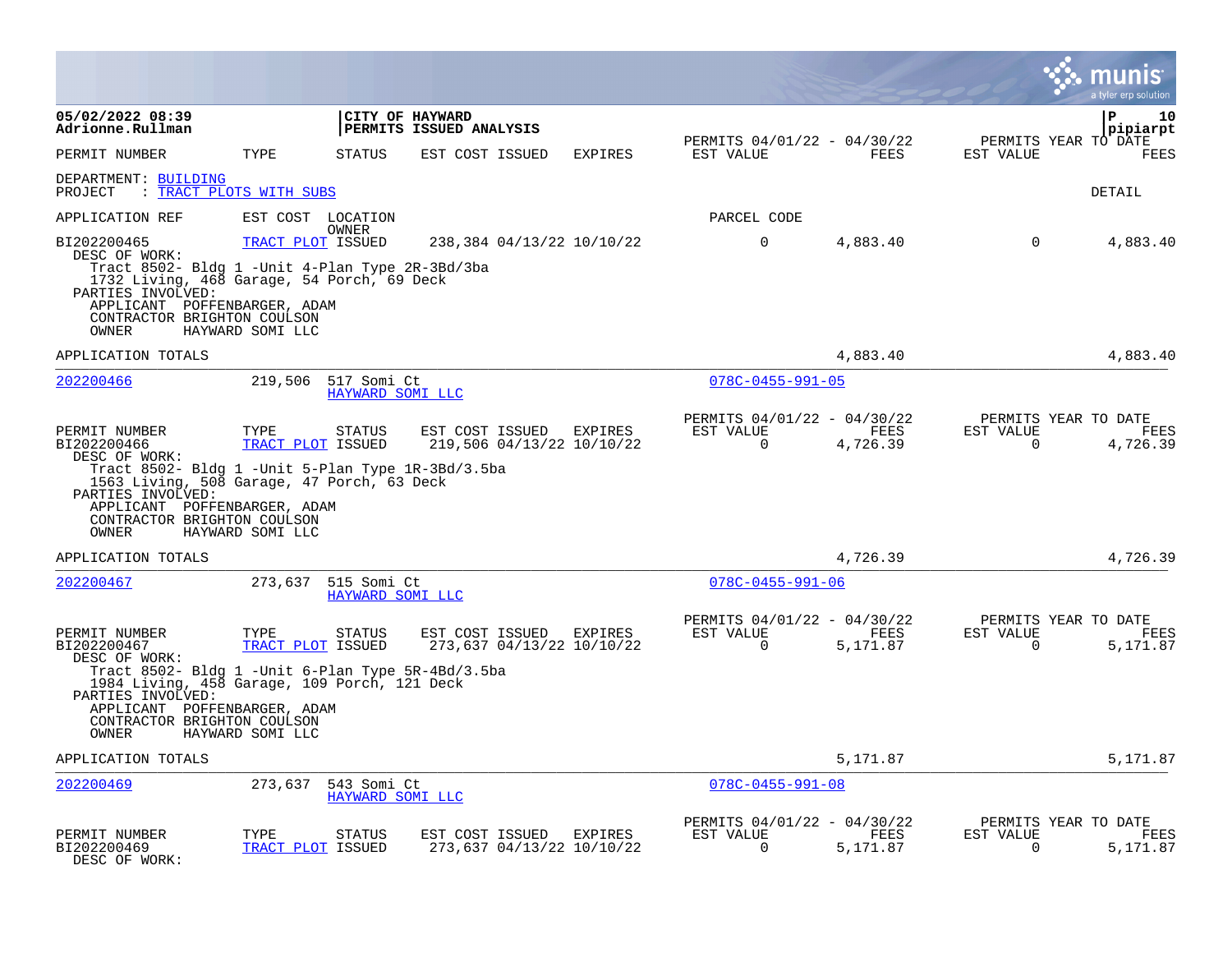05/02/2022 08:39
Adrionne.Rullman

**CITY OF HAYWARD**
**PERMITS ISSUED ANALYSIS**

pipiarpt

| PERMIT NUMBER | TYPE | STATUS | EST COST | ISSUED | EXPIRES | PERMITS 04/01/22 - 04/30/22 EST VALUE | FEES | PERMITS YEAR TO DATE EST VALUE | FEES |
|---|---|---|---|---|---|---|---|---|---|

DEPARTMENT: BUILDING
PROJECT : TRACT PLOTS WITH SUBS

DETAIL

APPLICATION REF | EST COST | LOCATION / OWNER | PARCEL CODE

| PERMIT NUMBER | TYPE | STATUS | EST COST | ISSUED | EXPIRES | EST VALUE | FEES | EST VALUE | FEES |
|---|---|---|---|---|---|---|---|---|---|
| BI202200465 | TRACT PLOT | ISSUED | 238,384 | 04/13/22 | 10/10/22 | 0 | 4,883.40 | 0 | 4,883.40 |

DESC OF WORK:
Tract 8502- Bldg 1 -Unit 4-Plan Type 2R-3Bd/3ba
1732 Living, 468 Garage, 54 Porch, 69 Deck
PARTIES INVOLVED:
APPLICANT POFFENBARGER, ADAM
CONTRACTOR BRIGHTON COULSON
OWNER HAYWARD SOMI LLC

APPLICATION TOTALS 4,883.40 4,883.40

---

202200466 | 219,506 | 517 Somi Ct / HAYWARD SOMI LLC | 078C-0455-991-05

| PERMIT NUMBER | TYPE | STATUS | EST COST | ISSUED | EXPIRES | PERMITS 04/01/22 - 04/30/22 EST VALUE | FEES | PERMITS YEAR TO DATE EST VALUE | FEES |
|---|---|---|---|---|---|---|---|---|---|
| BI202200466 | TRACT PLOT | ISSUED | 219,506 | 04/13/22 | 10/10/22 | 0 | 4,726.39 | 0 | 4,726.39 |

DESC OF WORK:
Tract 8502- Bldg 1 -Unit 5-Plan Type 1R-3Bd/3.5ba
1563 Living, 508 Garage, 47 Porch, 63 Deck
PARTIES INVOLVED:
APPLICANT POFFENBARGER, ADAM
CONTRACTOR BRIGHTON COULSON
OWNER HAYWARD SOMI LLC

APPLICATION TOTALS 4,726.39 4,726.39

---

202200467 | 273,637 | 515 Somi Ct / HAYWARD SOMI LLC | 078C-0455-991-06

| PERMIT NUMBER | TYPE | STATUS | EST COST | ISSUED | EXPIRES | PERMITS 04/01/22 - 04/30/22 EST VALUE | FEES | PERMITS YEAR TO DATE EST VALUE | FEES |
|---|---|---|---|---|---|---|---|---|---|
| BI202200467 | TRACT PLOT | ISSUED | 273,637 | 04/13/22 | 10/10/22 | 0 | 5,171.87 | 0 | 5,171.87 |

DESC OF WORK:
Tract 8502- Bldg 1 -Unit 6-Plan Type 5R-4Bd/3.5ba
1984 Living, 458 Garage, 109 Porch, 121 Deck
PARTIES INVOLVED:
APPLICANT POFFENBARGER, ADAM
CONTRACTOR BRIGHTON COULSON
OWNER HAYWARD SOMI LLC

APPLICATION TOTALS 5,171.87 5,171.87

---

202200469 | 273,637 | 543 Somi Ct / HAYWARD SOMI LLC | 078C-0455-991-08

| PERMIT NUMBER | TYPE | STATUS | EST COST | ISSUED | EXPIRES | PERMITS 04/01/22 - 04/30/22 EST VALUE | FEES | PERMITS YEAR TO DATE EST VALUE | FEES |
|---|---|---|---|---|---|---|---|---|---|
| BI202200469 | TRACT PLOT | ISSUED | 273,637 | 04/13/22 | 10/10/22 | 0 | 5,171.87 | 0 | 5,171.87 |

DESC OF WORK: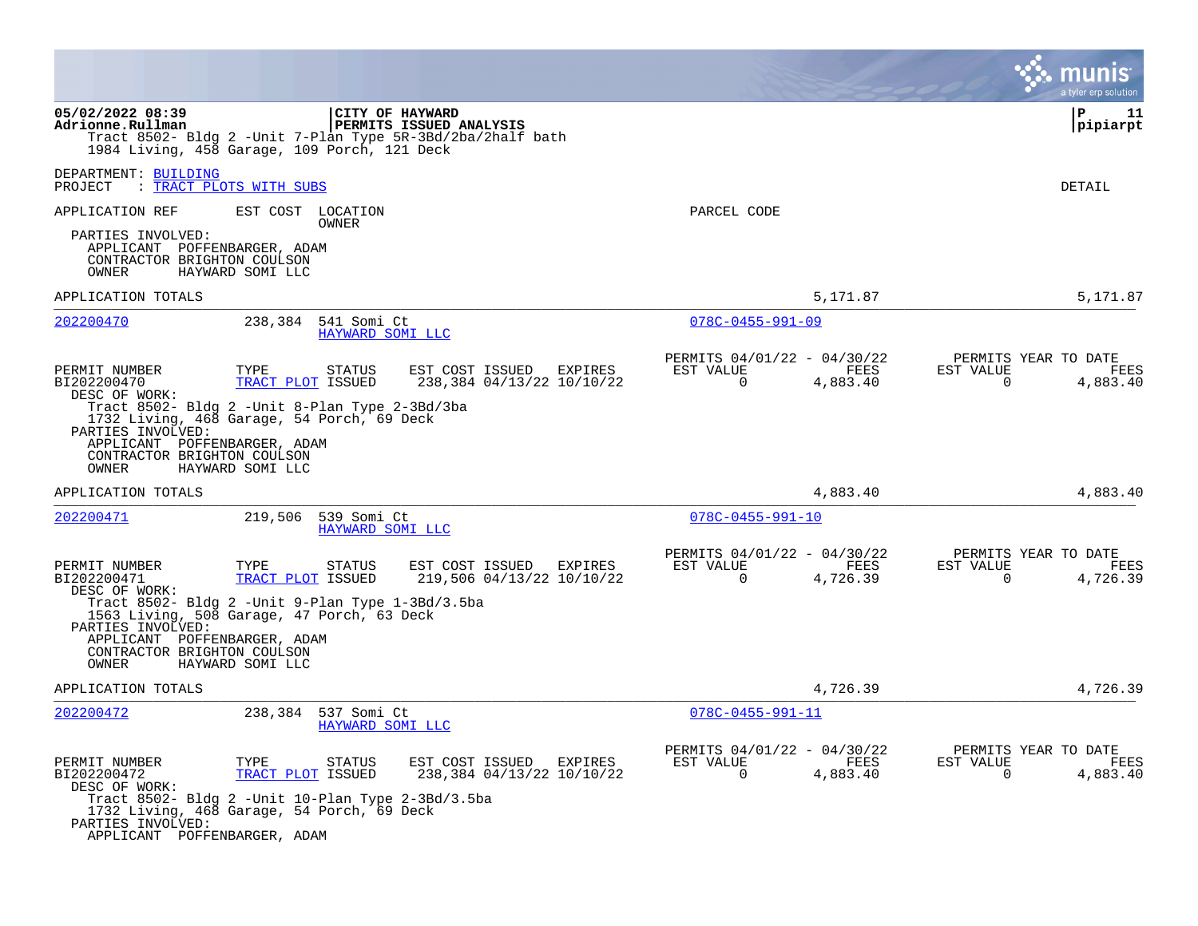Tract 8502- Bldg 2 -Unit 7-Plan Type 5R-3Bd/2ba/2half bath
1984 Living, 458 Garage, 109 Porch, 121 Deck

DEPARTMENT: BUILDING
PROJECT : TRACT PLOTS WITH SUBS

DETAIL

| APPLICATION REF | EST COST | LOCATION / OWNER | PARCEL CODE |
|---|---|---|---|

PARTIES INVOLVED:
APPLICANT POFFENBARGER, ADAM
CONTRACTOR BRIGHTON COULSON
OWNER HAYWARD SOMI LLC

APPLICATION TOTALS 5,171.87 5,171.87

---

**202200470** 238,384 541 Somi Ct — HAYWARD SOMI LLC — 078C-0455-991-09

| PERMIT NUMBER | TYPE | STATUS | EST COST | ISSUED | EXPIRES | PERMITS 04/01/22 - 04/30/22 EST VALUE | FEES | PERMITS YEAR TO DATE EST VALUE | FEES |
|---|---|---|---|---|---|---|---|---|---|
| BI202200470 | TRACT PLOT | ISSUED | 238,384 | 04/13/22 | 10/10/22 | 0 | 4,883.40 | 0 | 4,883.40 |

DESC OF WORK:
Tract 8502- Bldg 2 -Unit 8-Plan Type 2-3Bd/3ba
1732 Living, 468 Garage, 54 Porch, 69 Deck
PARTIES INVOLVED:
APPLICANT POFFENBARGER, ADAM
CONTRACTOR BRIGHTON COULSON
OWNER HAYWARD SOMI LLC

APPLICATION TOTALS 4,883.40 4,883.40

---

**202200471** 219,506 539 Somi Ct — HAYWARD SOMI LLC — 078C-0455-991-10

| PERMIT NUMBER | TYPE | STATUS | EST COST | ISSUED | EXPIRES | PERMITS 04/01/22 - 04/30/22 EST VALUE | FEES | PERMITS YEAR TO DATE EST VALUE | FEES |
|---|---|---|---|---|---|---|---|---|---|
| BI202200471 | TRACT PLOT | ISSUED | 219,506 | 04/13/22 | 10/10/22 | 0 | 4,726.39 | 0 | 4,726.39 |

DESC OF WORK:
Tract 8502- Bldg 2 -Unit 9-Plan Type 1-3Bd/3.5ba
1563 Living, 508 Garage, 47 Porch, 63 Deck
PARTIES INVOLVED:
APPLICANT POFFENBARGER, ADAM
CONTRACTOR BRIGHTON COULSON
OWNER HAYWARD SOMI LLC

APPLICATION TOTALS 4,726.39 4,726.39

---

**202200472** 238,384 537 Somi Ct — HAYWARD SOMI LLC — 078C-0455-991-11

| PERMIT NUMBER | TYPE | STATUS | EST COST | ISSUED | EXPIRES | PERMITS 04/01/22 - 04/30/22 EST VALUE | FEES | PERMITS YEAR TO DATE EST VALUE | FEES |
|---|---|---|---|---|---|---|---|---|---|
| BI202200472 | TRACT PLOT | ISSUED | 238,384 | 04/13/22 | 10/10/22 | 0 | 4,883.40 | 0 | 4,883.40 |

DESC OF WORK:
Tract 8502- Bldg 2 -Unit 10-Plan Type 2-3Bd/3.5ba
1732 Living, 468 Garage, 54 Porch, 69 Deck
PARTIES INVOLVED:
APPLICANT POFFENBARGER, ADAM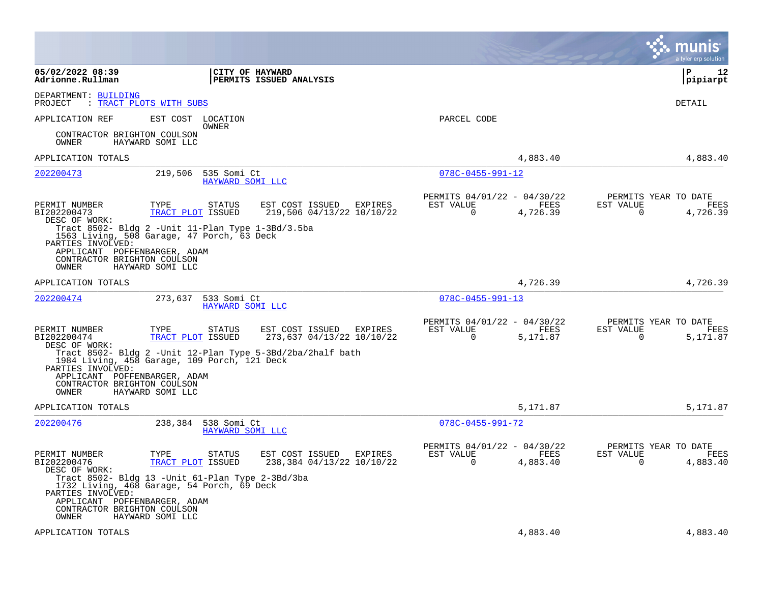**05/02/2022 08:39**
**Adrionne.Rullman**

**CITY OF HAYWARD**
**PERMITS ISSUED ANALYSIS**

**P 12**
**pipiarpt**

DEPARTMENT: BUILDING
PROJECT : TRACT PLOTS WITH SUBS

DETAIL

APPLICATION REF EST COST LOCATION PARCEL CODE
OWNER

CONTRACTOR BRIGHTON COULSON
OWNER HAYWARD SOMI LLC

APPLICATION TOTALS 4,883.40 4,883.40

---

**202200473** 219,506 535 Somi Ct — 078C-0455-991-12
HAYWARD SOMI LLC

| PERMIT NUMBER | TYPE | STATUS | EST COST | ISSUED | EXPIRES | PERMITS 04/01/22 - 04/30/22 EST VALUE | FEES | PERMITS YEAR TO DATE EST VALUE | FEES |
|---|---|---|---|---|---|---|---|---|---|
| BI202200473 | TRACT PLOT | ISSUED | 219,506 | 04/13/22 | 10/10/22 | 0 | 4,726.39 | 0 | 4,726.39 |

DESC OF WORK:
Tract 8502- Bldg 2 -Unit 11-Plan Type 1-3Bd/3.5ba
1563 Living, 508 Garage, 47 Porch, 63 Deck

PARTIES INVOLVED:
APPLICANT POFFENBARGER, ADAM
CONTRACTOR BRIGHTON COULSON
OWNER HAYWARD SOMI LLC

APPLICATION TOTALS 4,726.39 4,726.39

---

**202200474** 273,637 533 Somi Ct — 078C-0455-991-13
HAYWARD SOMI LLC

| PERMIT NUMBER | TYPE | STATUS | EST COST | ISSUED | EXPIRES | PERMITS 04/01/22 - 04/30/22 EST VALUE | FEES | PERMITS YEAR TO DATE EST VALUE | FEES |
|---|---|---|---|---|---|---|---|---|---|
| BI202200474 | TRACT PLOT | ISSUED | 273,637 | 04/13/22 | 10/10/22 | 0 | 5,171.87 | 0 | 5,171.87 |

DESC OF WORK:
Tract 8502- Bldg 2 -Unit 12-Plan Type 5-3Bd/2ba/2half bath
1984 Living, 458 Garage, 109 Porch, 121 Deck

PARTIES INVOLVED:
APPLICANT POFFENBARGER, ADAM
CONTRACTOR BRIGHTON COULSON
OWNER HAYWARD SOMI LLC

APPLICATION TOTALS 5,171.87 5,171.87

---

**202200476** 238,384 538 Somi Ct — 078C-0455-991-72
HAYWARD SOMI LLC

| PERMIT NUMBER | TYPE | STATUS | EST COST | ISSUED | EXPIRES | PERMITS 04/01/22 - 04/30/22 EST VALUE | FEES | PERMITS YEAR TO DATE EST VALUE | FEES |
|---|---|---|---|---|---|---|---|---|---|
| BI202200476 | TRACT PLOT | ISSUED | 238,384 | 04/13/22 | 10/10/22 | 0 | 4,883.40 | 0 | 4,883.40 |

DESC OF WORK:
Tract 8502- Bldg 13 -Unit 61-Plan Type 2-3Bd/3ba
1732 Living, 468 Garage, 54 Porch, 69 Deck

PARTIES INVOLVED:
APPLICANT POFFENBARGER, ADAM
CONTRACTOR BRIGHTON COULSON
OWNER HAYWARD SOMI LLC

APPLICATION TOTALS 4,883.40 4,883.40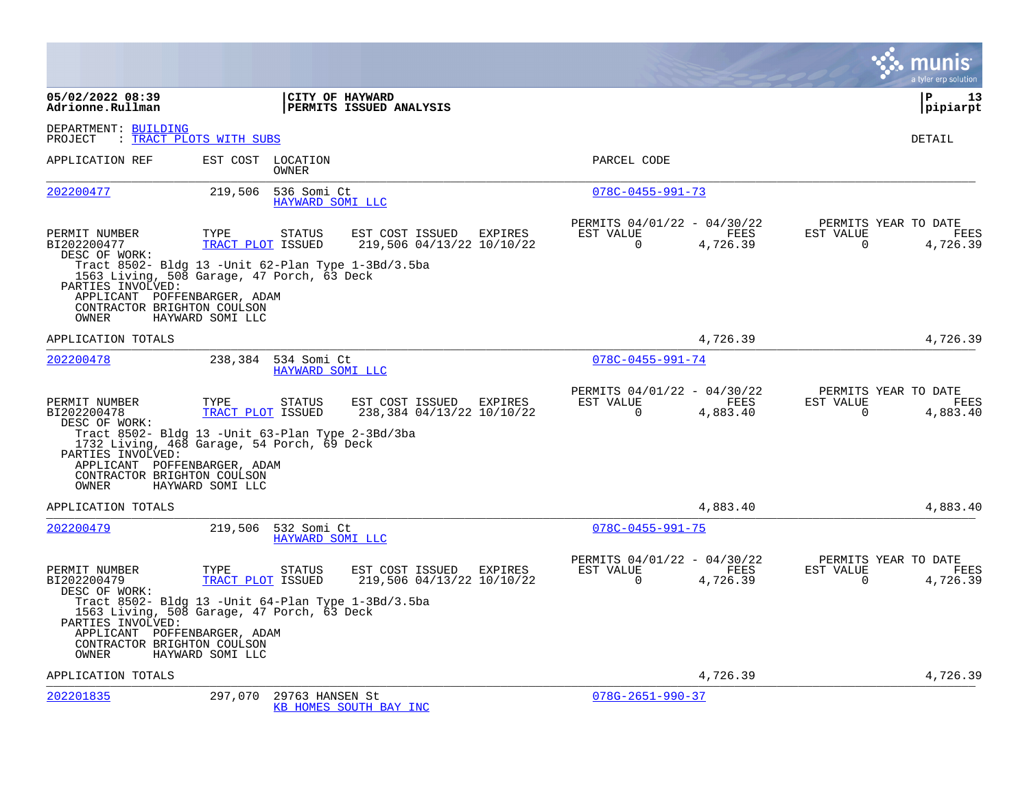**05/02/2022 08:39**
**Adrionne.Rullman**

**CITY OF HAYWARD**
**PERMITS ISSUED ANALYSIS**

**pipiarpt**

DEPARTMENT: BUILDING
PROJECT : TRACT PLOTS WITH SUBS

DETAIL

| APPLICATION REF | EST COST | LOCATION / OWNER | PARCEL CODE |
|---|---|---|---|
| 202200477 | 219,506 | 536 Somi Ct / HAYWARD SOMI LLC | 078C-0455-991-73 |

| PERMIT NUMBER | TYPE | STATUS | EST COST | ISSUED | EXPIRES | PERMITS 04/01/22 - 04/30/22 EST VALUE | FEES | PERMITS YEAR TO DATE EST VALUE | FEES |
|---|---|---|---|---|---|---|---|---|---|
| BI202200477 | TRACT PLOT | ISSUED | 219,506 | 04/13/22 | 10/10/22 | 0 | 4,726.39 | 0 | 4,726.39 |

DESC OF WORK:
Tract 8502- Bldg 13 -Unit 62-Plan Type 1-3Bd/3.5ba
1563 Living, 508 Garage, 47 Porch, 63 Deck

PARTIES INVOLVED:
APPLICANT POFFENBARGER, ADAM
CONTRACTOR BRIGHTON COULSON
OWNER HAYWARD SOMI LLC

APPLICATION TOTALS 4,726.39 4,726.39

| APPLICATION REF | EST COST | LOCATION / OWNER | PARCEL CODE |
|---|---|---|---|
| 202200478 | 238,384 | 534 Somi Ct / HAYWARD SOMI LLC | 078C-0455-991-74 |

| PERMIT NUMBER | TYPE | STATUS | EST COST | ISSUED | EXPIRES | PERMITS 04/01/22 - 04/30/22 EST VALUE | FEES | PERMITS YEAR TO DATE EST VALUE | FEES |
|---|---|---|---|---|---|---|---|---|---|
| BI202200478 | TRACT PLOT | ISSUED | 238,384 | 04/13/22 | 10/10/22 | 0 | 4,883.40 | 0 | 4,883.40 |

DESC OF WORK:
Tract 8502- Bldg 13 -Unit 63-Plan Type 2-3Bd/3ba
1732 Living, 468 Garage, 54 Porch, 69 Deck

PARTIES INVOLVED:
APPLICANT POFFENBARGER, ADAM
CONTRACTOR BRIGHTON COULSON
OWNER HAYWARD SOMI LLC

APPLICATION TOTALS 4,883.40 4,883.40

| APPLICATION REF | EST COST | LOCATION / OWNER | PARCEL CODE |
|---|---|---|---|
| 202200479 | 219,506 | 532 Somi Ct / HAYWARD SOMI LLC | 078C-0455-991-75 |

| PERMIT NUMBER | TYPE | STATUS | EST COST | ISSUED | EXPIRES | PERMITS 04/01/22 - 04/30/22 EST VALUE | FEES | PERMITS YEAR TO DATE EST VALUE | FEES |
|---|---|---|---|---|---|---|---|---|---|
| BI202200479 | TRACT PLOT | ISSUED | 219,506 | 04/13/22 | 10/10/22 | 0 | 4,726.39 | 0 | 4,726.39 |

DESC OF WORK:
Tract 8502- Bldg 13 -Unit 64-Plan Type 1-3Bd/3.5ba
1563 Living, 508 Garage, 47 Porch, 63 Deck

PARTIES INVOLVED:
APPLICANT POFFENBARGER, ADAM
CONTRACTOR BRIGHTON COULSON
OWNER HAYWARD SOMI LLC

APPLICATION TOTALS 4,726.39 4,726.39

| APPLICATION REF | EST COST | LOCATION / OWNER | PARCEL CODE |
|---|---|---|---|
| 202201835 | 297,070 | 29763 HANSEN St / KB HOMES SOUTH BAY INC | 078G-2651-990-37 |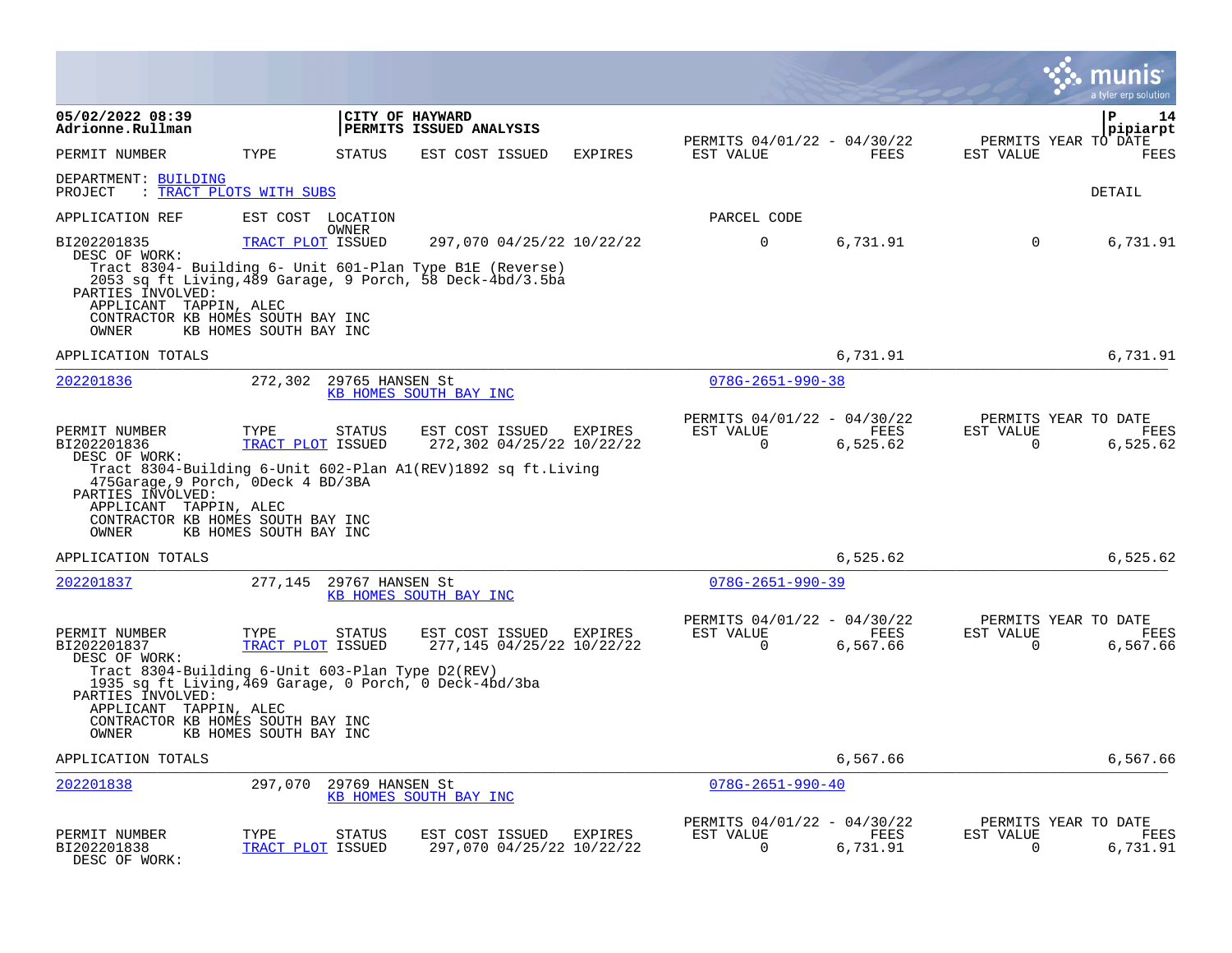05/02/2022 08:39
Adrionne.Rullman

CITY OF HAYWARD
PERMITS ISSUED ANALYSIS

pipiarpt

| PERMIT NUMBER | TYPE | STATUS | EST COST | ISSUED | EXPIRES | PERMITS 04/01/22 - 04/30/22 EST VALUE | FEES | PERMITS YEAR TO DATE EST VALUE | FEES |
|---|---|---|---|---|---|---|---|---|---|

DEPARTMENT: BUILDING
PROJECT : TRACT PLOTS WITH SUBS

DETAIL

APPLICATION REF | EST COST | LOCATION / OWNER | PARCEL CODE

| PERMIT NUMBER | TYPE | STATUS | EST COST | ISSUED | EXPIRES | EST VALUE | FEES | EST VALUE | FEES |
|---|---|---|---|---|---|---|---|---|---|
| BI202201835 | TRACT PLOT | ISSUED | 297,070 | 04/25/22 | 10/22/22 | 0 | 6,731.91 | 0 | 6,731.91 |

DESC OF WORK:
Tract 8304- Building 6- Unit 601-Plan Type B1E (Reverse)
2053 sq ft Living,489 Garage, 9 Porch, 58 Deck-4bd/3.5ba

PARTIES INVOLVED:
APPLICANT TAPPIN, ALEC
CONTRACTOR KB HOMES SOUTH BAY INC
OWNER KB HOMES SOUTH BAY INC

APPLICATION TOTALS: 6,731.91 | 6,731.91

---

202201836 | 272,302 | 29765 HANSEN St | KB HOMES SOUTH BAY INC | 078G-2651-990-38

| PERMIT NUMBER | TYPE | STATUS | EST COST | ISSUED | EXPIRES | PERMITS 04/01/22 - 04/30/22 EST VALUE | FEES | PERMITS YEAR TO DATE EST VALUE | FEES |
|---|---|---|---|---|---|---|---|---|---|
| BI202201836 | TRACT PLOT | ISSUED | 272,302 | 04/25/22 | 10/22/22 | 0 | 6,525.62 | 0 | 6,525.62 |

DESC OF WORK:
Tract 8304-Building 6-Unit 602-Plan A1(REV)1892 sq ft.Living
475Garage,9 Porch, 0Deck 4 BD/3BA

PARTIES INVOLVED:
APPLICANT TAPPIN, ALEC
CONTRACTOR KB HOMES SOUTH BAY INC
OWNER KB HOMES SOUTH BAY INC

APPLICATION TOTALS: 6,525.62 | 6,525.62

---

202201837 | 277,145 | 29767 HANSEN St | KB HOMES SOUTH BAY INC | 078G-2651-990-39

| PERMIT NUMBER | TYPE | STATUS | EST COST | ISSUED | EXPIRES | PERMITS 04/01/22 - 04/30/22 EST VALUE | FEES | PERMITS YEAR TO DATE EST VALUE | FEES |
|---|---|---|---|---|---|---|---|---|---|
| BI202201837 | TRACT PLOT | ISSUED | 277,145 | 04/25/22 | 10/22/22 | 0 | 6,567.66 | 0 | 6,567.66 |

DESC OF WORK:
Tract 8304-Building 6-Unit 603-Plan Type D2(REV)
1935 sq ft Living,469 Garage, 0 Porch, 0 Deck-4bd/3ba

PARTIES INVOLVED:
APPLICANT TAPPIN, ALEC
CONTRACTOR KB HOMES SOUTH BAY INC
OWNER KB HOMES SOUTH BAY INC

APPLICATION TOTALS: 6,567.66 | 6,567.66

---

202201838 | 297,070 | 29769 HANSEN St | KB HOMES SOUTH BAY INC | 078G-2651-990-40

| PERMIT NUMBER | TYPE | STATUS | EST COST | ISSUED | EXPIRES | PERMITS 04/01/22 - 04/30/22 EST VALUE | FEES | PERMITS YEAR TO DATE EST VALUE | FEES |
|---|---|---|---|---|---|---|---|---|---|
| BI202201838 | TRACT PLOT | ISSUED | 297,070 | 04/25/22 | 10/22/22 | 0 | 6,731.91 | 0 | 6,731.91 |

DESC OF WORK: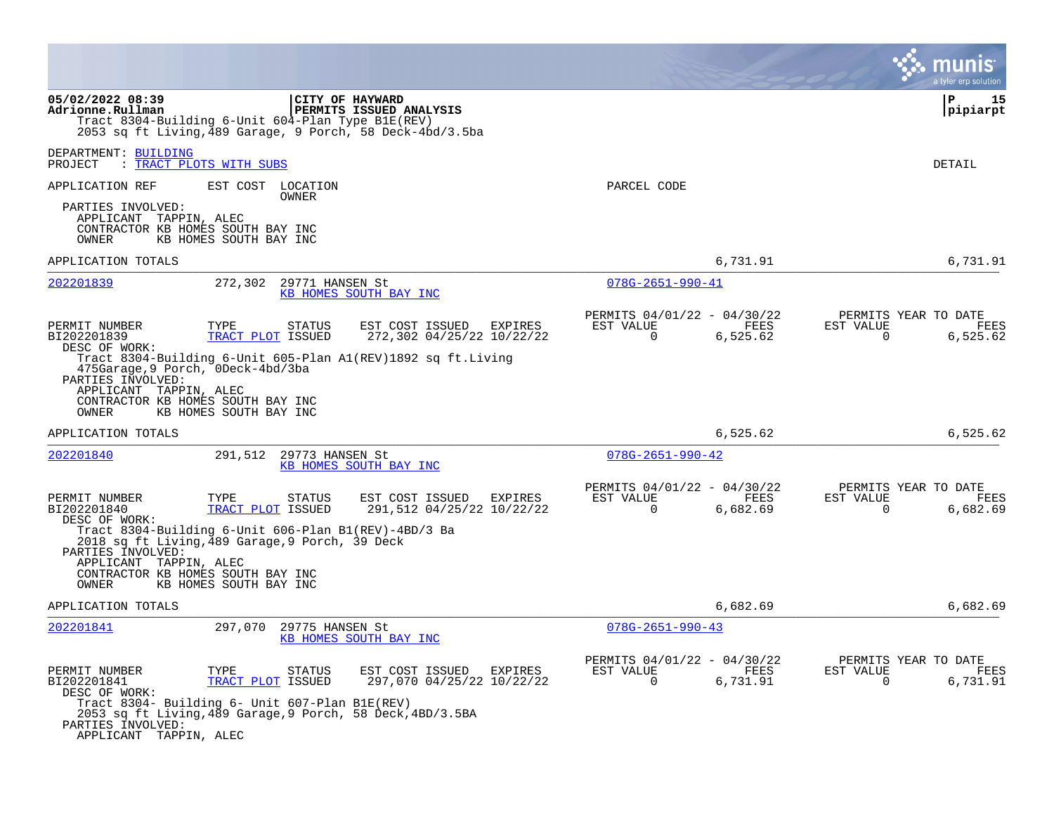Tract 8304-Building 6-Unit 604-Plan Type B1E(REV)
2053 sq ft Living,489 Garage, 9 Porch, 58 Deck-4bd/3.5ba

DEPARTMENT: BUILDING
PROJECT : TRACT PLOTS WITH SUBS

DETAIL

APPLICATION REF | EST COST | LOCATION / OWNER | PARCEL CODE

PARTIES INVOLVED:
APPLICANT TAPPIN, ALEC
CONTRACTOR KB HOMES SOUTH BAY INC
OWNER KB HOMES SOUTH BAY INC

APPLICATION TOTALS 6,731.91 6,731.91

---

**202201839** 272,302 29771 HANSEN St — KB HOMES SOUTH BAY INC — 078G-2651-990-41

| PERMIT NUMBER | TYPE | STATUS | EST COST | ISSUED | EXPIRES | PERMITS 04/01/22 - 04/30/22 EST VALUE | FEES | PERMITS YEAR TO DATE EST VALUE | FEES |
|---|---|---|---|---|---|---|---|---|---|
| BI202201839 | TRACT PLOT | ISSUED | 272,302 | 04/25/22 | 10/22/22 | 0 | 6,525.62 | 0 | 6,525.62 |

DESC OF WORK:
Tract 8304-Building 6-Unit 605-Plan A1(REV)1892 sq ft.Living
475Garage,9 Porch, 0Deck-4bd/3ba
PARTIES INVOLVED:
APPLICANT TAPPIN, ALEC
CONTRACTOR KB HOMES SOUTH BAY INC
OWNER KB HOMES SOUTH BAY INC

APPLICATION TOTALS 6,525.62 6,525.62

---

**202201840** 291,512 29773 HANSEN St — KB HOMES SOUTH BAY INC — 078G-2651-990-42

| PERMIT NUMBER | TYPE | STATUS | EST COST | ISSUED | EXPIRES | PERMITS 04/01/22 - 04/30/22 EST VALUE | FEES | PERMITS YEAR TO DATE EST VALUE | FEES |
|---|---|---|---|---|---|---|---|---|---|
| BI202201840 | TRACT PLOT | ISSUED | 291,512 | 04/25/22 | 10/22/22 | 0 | 6,682.69 | 0 | 6,682.69 |

DESC OF WORK:
Tract 8304-Building 6-Unit 606-Plan B1(REV)-4BD/3 Ba
2018 sq ft Living,489 Garage,9 Porch, 39 Deck
PARTIES INVOLVED:
APPLICANT TAPPIN, ALEC
CONTRACTOR KB HOMES SOUTH BAY INC
OWNER KB HOMES SOUTH BAY INC

APPLICATION TOTALS 6,682.69 6,682.69

---

**202201841** 297,070 29775 HANSEN St — KB HOMES SOUTH BAY INC — 078G-2651-990-43

| PERMIT NUMBER | TYPE | STATUS | EST COST | ISSUED | EXPIRES | PERMITS 04/01/22 - 04/30/22 EST VALUE | FEES | PERMITS YEAR TO DATE EST VALUE | FEES |
|---|---|---|---|---|---|---|---|---|---|
| BI202201841 | TRACT PLOT | ISSUED | 297,070 | 04/25/22 | 10/22/22 | 0 | 6,731.91 | 0 | 6,731.91 |

DESC OF WORK:
Tract 8304- Building 6- Unit 607-Plan B1E(REV)
2053 sq ft Living,489 Garage,9 Porch, 58 Deck,4BD/3.5BA
PARTIES INVOLVED:
APPLICANT TAPPIN, ALEC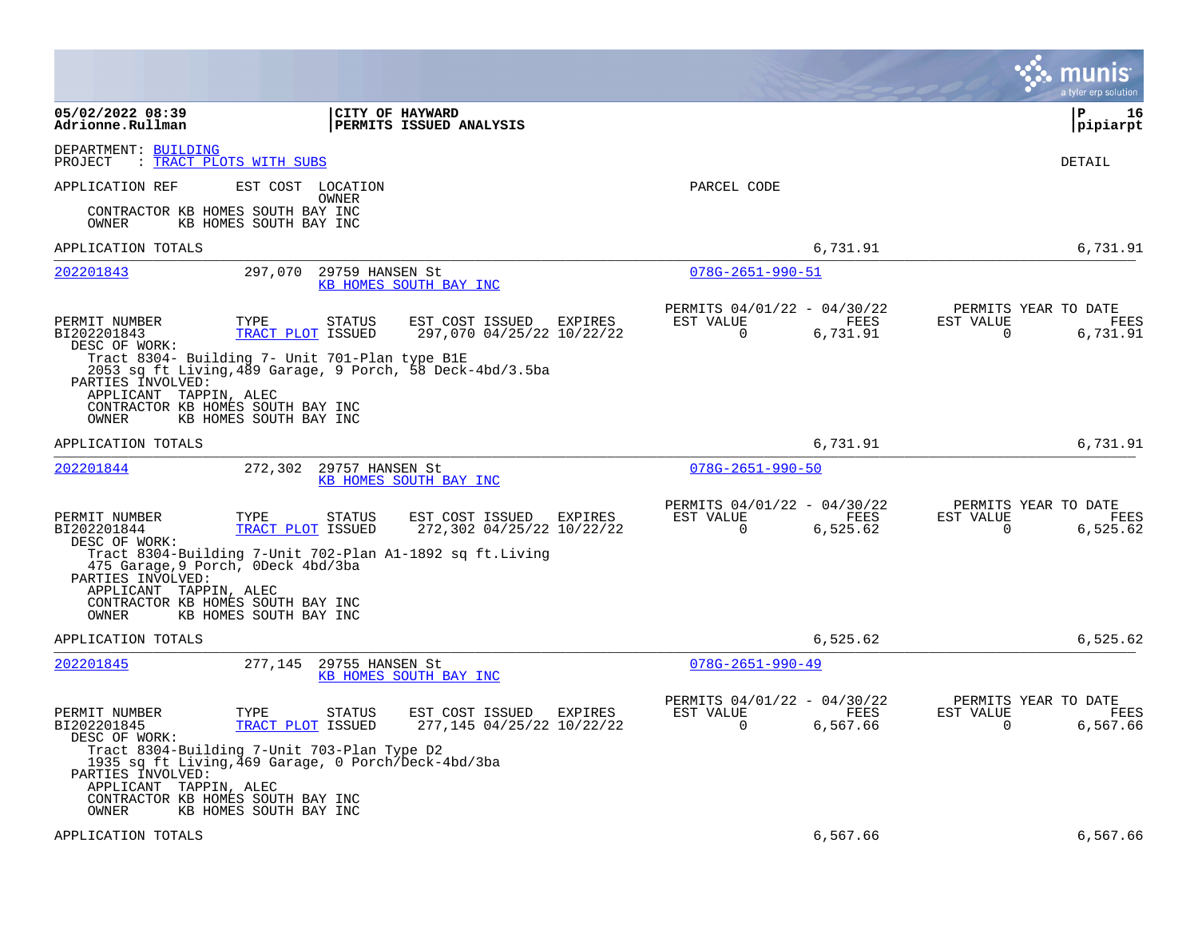**05/02/2022 08:39**
**Adrionne.Rullman**

**CITY OF HAYWARD**
**PERMITS ISSUED ANALYSIS**

**pipiarpt**

DEPARTMENT: BUILDING
PROJECT : TRACT PLOTS WITH SUBS

DETAIL

APPLICATION REF    EST COST  LOCATION    OWNER    PARCEL CODE

CONTRACTOR KB HOMES SOUTH BAY INC
OWNER KB HOMES SOUTH BAY INC

APPLICATION TOTALS 6,731.91 6,731.91

---

**202201843** 297,070 29759 HANSEN St — KB HOMES SOUTH BAY INC — 078G-2651-990-51

| PERMIT NUMBER | TYPE | STATUS | EST COST | ISSUED | EXPIRES | PERMITS 04/01/22 - 04/30/22 EST VALUE | FEES | PERMITS YEAR TO DATE EST VALUE | FEES |
|---|---|---|---|---|---|---|---|---|---|
| BI202201843 | TRACT PLOT | ISSUED | 297,070 | 04/25/22 | 10/22/22 | 0 | 6,731.91 | 0 | 6,731.91 |

DESC OF WORK:
Tract 8304- Building 7- Unit 701-Plan type B1E
2053 sq ft Living,489 Garage, 9 Porch, 58 Deck-4bd/3.5ba

PARTIES INVOLVED:
APPLICANT TAPPIN, ALEC
CONTRACTOR KB HOMES SOUTH BAY INC
OWNER KB HOMES SOUTH BAY INC

APPLICATION TOTALS 6,731.91 6,731.91

---

**202201844** 272,302 29757 HANSEN St — KB HOMES SOUTH BAY INC — 078G-2651-990-50

| PERMIT NUMBER | TYPE | STATUS | EST COST | ISSUED | EXPIRES | PERMITS 04/01/22 - 04/30/22 EST VALUE | FEES | PERMITS YEAR TO DATE EST VALUE | FEES |
|---|---|---|---|---|---|---|---|---|---|
| BI202201844 | TRACT PLOT | ISSUED | 272,302 | 04/25/22 | 10/22/22 | 0 | 6,525.62 | 0 | 6,525.62 |

DESC OF WORK:
Tract 8304-Building 7-Unit 702-Plan A1-1892 sq ft.Living
475 Garage,9 Porch, 0Deck 4bd/3ba

PARTIES INVOLVED:
APPLICANT TAPPIN, ALEC
CONTRACTOR KB HOMES SOUTH BAY INC
OWNER KB HOMES SOUTH BAY INC

APPLICATION TOTALS 6,525.62 6,525.62

---

**202201845** 277,145 29755 HANSEN St — KB HOMES SOUTH BAY INC — 078G-2651-990-49

| PERMIT NUMBER | TYPE | STATUS | EST COST | ISSUED | EXPIRES | PERMITS 04/01/22 - 04/30/22 EST VALUE | FEES | PERMITS YEAR TO DATE EST VALUE | FEES |
|---|---|---|---|---|---|---|---|---|---|
| BI202201845 | TRACT PLOT | ISSUED | 277,145 | 04/25/22 | 10/22/22 | 0 | 6,567.66 | 0 | 6,567.66 |

DESC OF WORK:
Tract 8304-Building 7-Unit 703-Plan Type D2
1935 sq ft Living,469 Garage, 0 Porch/Deck-4bd/3ba

PARTIES INVOLVED:
APPLICANT TAPPIN, ALEC
CONTRACTOR KB HOMES SOUTH BAY INC
OWNER KB HOMES SOUTH BAY INC

APPLICATION TOTALS 6,567.66 6,567.66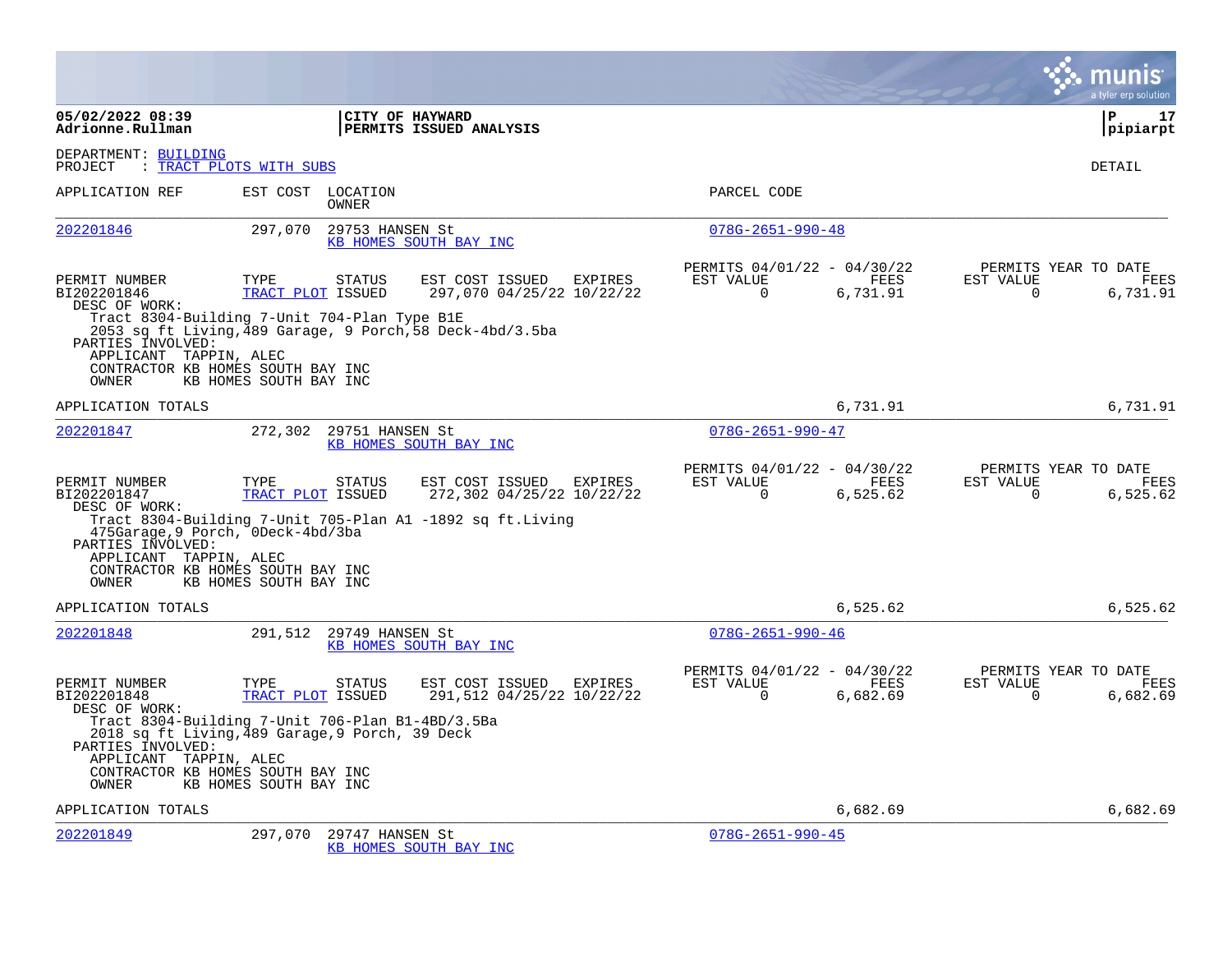**05/02/2022 08:39**
**Adrionne.Rullman**

**CITY OF HAYWARD**
**PERMITS ISSUED ANALYSIS**

**P 17**
**pipiarpt**

DEPARTMENT: BUILDING
PROJECT : TRACT PLOTS WITH SUBS

DETAIL

| APPLICATION REF | EST COST | LOCATION / OWNER | PARCEL CODE |
|---|---|---|---|
| 202201846 | 297,070 | 29753 HANSEN St / KB HOMES SOUTH BAY INC | 078G-2651-990-48 |

| PERMIT NUMBER | TYPE | STATUS | EST COST | ISSUED | EXPIRES | PERMITS 04/01/22 - 04/30/22 EST VALUE | FEES | PERMITS YEAR TO DATE EST VALUE | FEES |
|---|---|---|---|---|---|---|---|---|---|
| BI202201846 | TRACT PLOT | ISSUED | 297,070 | 04/25/22 | 10/22/22 | 0 | 6,731.91 | 0 | 6,731.91 |

DESC OF WORK:
Tract 8304-Building 7-Unit 704-Plan Type B1E
2053 sq ft Living,489 Garage, 9 Porch,58 Deck-4bd/3.5ba

PARTIES INVOLVED:
APPLICANT TAPPIN, ALEC
CONTRACTOR KB HOMES SOUTH BAY INC
OWNER KB HOMES SOUTH BAY INC

APPLICATION TOTALS 6,731.91 6,731.91

| APPLICATION REF | EST COST | LOCATION / OWNER | PARCEL CODE |
|---|---|---|---|
| 202201847 | 272,302 | 29751 HANSEN St / KB HOMES SOUTH BAY INC | 078G-2651-990-47 |

| PERMIT NUMBER | TYPE | STATUS | EST COST | ISSUED | EXPIRES | PERMITS 04/01/22 - 04/30/22 EST VALUE | FEES | PERMITS YEAR TO DATE EST VALUE | FEES |
|---|---|---|---|---|---|---|---|---|---|
| BI202201847 | TRACT PLOT | ISSUED | 272,302 | 04/25/22 | 10/22/22 | 0 | 6,525.62 | 0 | 6,525.62 |

DESC OF WORK:
Tract 8304-Building 7-Unit 705-Plan A1 -1892 sq ft.Living
475Garage,9 Porch, 0Deck-4bd/3ba

PARTIES INVOLVED:
APPLICANT TAPPIN, ALEC
CONTRACTOR KB HOMES SOUTH BAY INC
OWNER KB HOMES SOUTH BAY INC

APPLICATION TOTALS 6,525.62 6,525.62

| APPLICATION REF | EST COST | LOCATION / OWNER | PARCEL CODE |
|---|---|---|---|
| 202201848 | 291,512 | 29749 HANSEN St / KB HOMES SOUTH BAY INC | 078G-2651-990-46 |

| PERMIT NUMBER | TYPE | STATUS | EST COST | ISSUED | EXPIRES | PERMITS 04/01/22 - 04/30/22 EST VALUE | FEES | PERMITS YEAR TO DATE EST VALUE | FEES |
|---|---|---|---|---|---|---|---|---|---|
| BI202201848 | TRACT PLOT | ISSUED | 291,512 | 04/25/22 | 10/22/22 | 0 | 6,682.69 | 0 | 6,682.69 |

DESC OF WORK:
Tract 8304-Building 7-Unit 706-Plan B1-4BD/3.5Ba
2018 sq ft Living,489 Garage,9 Porch, 39 Deck

PARTIES INVOLVED:
APPLICANT TAPPIN, ALEC
CONTRACTOR KB HOMES SOUTH BAY INC
OWNER KB HOMES SOUTH BAY INC

APPLICATION TOTALS 6,682.69 6,682.69

| APPLICATION REF | EST COST | LOCATION / OWNER | PARCEL CODE |
|---|---|---|---|
| 202201849 | 297,070 | 29747 HANSEN St / KB HOMES SOUTH BAY INC | 078G-2651-990-45 |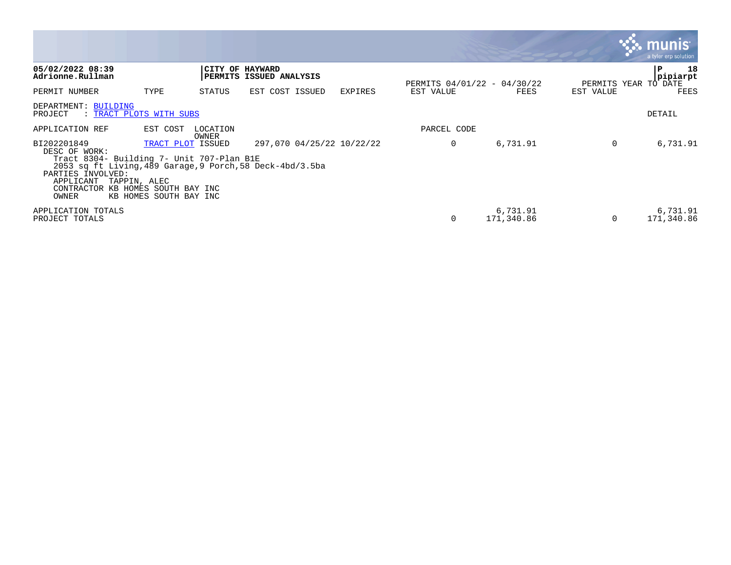**05/02/2022 08:39**
**Adrionne.Rullman**

**CITY OF HAYWARD**
**PERMITS ISSUED ANALYSIS**

**pipiarpt**

| PERMIT NUMBER | TYPE | STATUS | EST COST | ISSUED | EXPIRES | PERMITS 04/01/22 - 04/30/22 EST VALUE | FEES | PERMITS YEAR TO DATE EST VALUE | FEES |
|---|---|---|---|---|---|---|---|---|---|

DEPARTMENT: BUILDING
PROJECT : TRACT PLOTS WITH SUBS

DETAIL

| APPLICATION REF | EST COST | LOCATION / OWNER | | | | PARCEL CODE | | | |
|---|---|---|---|---|---|---|---|---|---|
| BI202201849 | TRACT PLOT | ISSUED | 297,070 | 04/25/22 | 10/22/22 | 0 | 6,731.91 | 0 | 6,731.91 |

DESC OF WORK:
Tract 8304- Building 7- Unit 707-Plan B1E
2053 sq ft Living,489 Garage,9 Porch,58 Deck-4bd/3.5ba

PARTIES INVOLVED:
APPLICANT TAPPIN, ALEC
CONTRACTOR KB HOMES SOUTH BAY INC
OWNER KB HOMES SOUTH BAY INC

| | EST VALUE | FEES | EST VALUE | FEES |
|---|---|---|---|---|
| APPLICATION TOTALS | | 6,731.91 | | 6,731.91 |
| PROJECT TOTALS | 0 | 171,340.86 | 0 | 171,340.86 |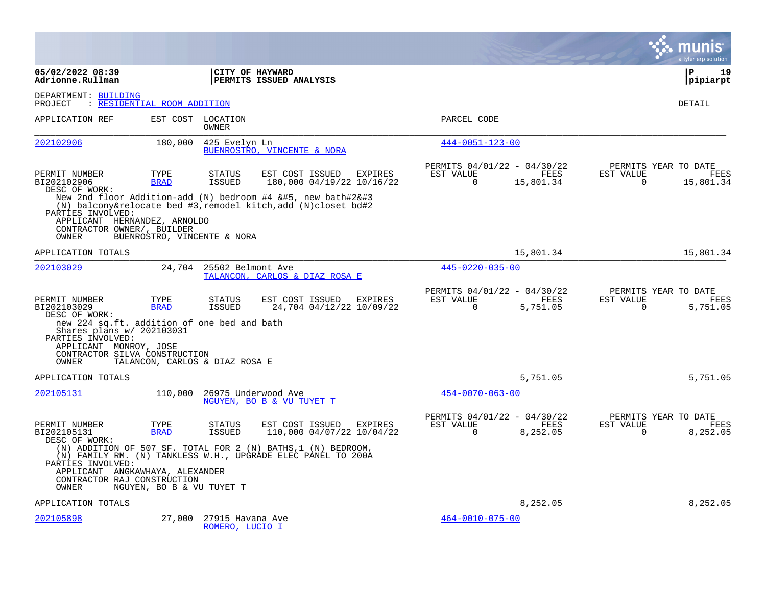**05/02/2022 08:39**
**Adrionne.Rullman**

**CITY OF HAYWARD**
**PERMITS ISSUED ANALYSIS**

**pipiarpt**

DEPARTMENT: BUILDING
PROJECT : RESIDENTIAL ROOM ADDITION

DETAIL

| APPLICATION REF | EST COST | LOCATION / OWNER | PARCEL CODE |
|---|---|---|---|
| 202102906 | 180,000 | 425 Evelyn Ln / BUENROSTRO, VINCENTE & NORA | 444-0051-123-00 |

| PERMIT NUMBER | TYPE | STATUS | EST COST | ISSUED | EXPIRES | PERMITS 04/01/22 - 04/30/22 EST VALUE | FEES | PERMITS YEAR TO DATE EST VALUE | FEES |
|---|---|---|---|---|---|---|---|---|---|
| BI202102906 | BRAD | ISSUED | 180,000 | 04/19/22 | 10/16/22 | 0 | 15,801.34 | 0 | 15,801.34 |

DESC OF WORK:
New 2nd floor Addition-add (N) bedroom #4 &#5, new bath#2&#3
(N) balcony&relocate bed #3,remodel kitch,add (N)closet bd#2

PARTIES INVOLVED:
APPLICANT HERNANDEZ, ARNOLDO
CONTRACTOR OWNER/, BUILDER
OWNER BUENROSTRO, VINCENTE & NORA

APPLICATION TOTALS — 15,801.34 — 15,801.34

| APPLICATION REF | EST COST | LOCATION / OWNER | PARCEL CODE |
|---|---|---|---|
| 202103029 | 24,704 | 25502 Belmont Ave / TALANCON, CARLOS & DIAZ ROSA E | 445-0220-035-00 |

| PERMIT NUMBER | TYPE | STATUS | EST COST | ISSUED | EXPIRES | PERMITS 04/01/22 - 04/30/22 EST VALUE | FEES | PERMITS YEAR TO DATE EST VALUE | FEES |
|---|---|---|---|---|---|---|---|---|---|
| BI202103029 | BRAD | ISSUED | 24,704 | 04/12/22 | 10/09/22 | 0 | 5,751.05 | 0 | 5,751.05 |

DESC OF WORK:
new 224 sq.ft. addition of one bed and bath
Shares plans w/ 202103031

PARTIES INVOLVED:
APPLICANT MONROY, JOSE
CONTRACTOR SILVA CONSTRUCTION
OWNER TALANCON, CARLOS & DIAZ ROSA E

APPLICATION TOTALS — 5,751.05 — 5,751.05

| APPLICATION REF | EST COST | LOCATION / OWNER | PARCEL CODE |
|---|---|---|---|
| 202105131 | 110,000 | 26975 Underwood Ave / NGUYEN, BO B & VU TUYET T | 454-0070-063-00 |

| PERMIT NUMBER | TYPE | STATUS | EST COST | ISSUED | EXPIRES | PERMITS 04/01/22 - 04/30/22 EST VALUE | FEES | PERMITS YEAR TO DATE EST VALUE | FEES |
|---|---|---|---|---|---|---|---|---|---|
| BI202105131 | BRAD | ISSUED | 110,000 | 04/07/22 | 10/04/22 | 0 | 8,252.05 | 0 | 8,252.05 |

DESC OF WORK:
(N) ADDITION OF 507 SF. TOTAL FOR 2 (N) BATHS,1 (N) BEDROOM,
(N) FAMILY RM. (N) TANKLESS W.H., UPGRADE ELEC PANEL TO 200A

PARTIES INVOLVED:
APPLICANT ANGKAWHAYA, ALEXANDER
CONTRACTOR RAJ CONSTRUCTION
OWNER NGUYEN, BO B & VU TUYET T

APPLICATION TOTALS — 8,252.05 — 8,252.05

| APPLICATION REF | EST COST | LOCATION / OWNER | PARCEL CODE |
|---|---|---|---|
| 202105898 | 27,000 | 27915 Havana Ave / ROMERO, LUCIO I | 464-0010-075-00 |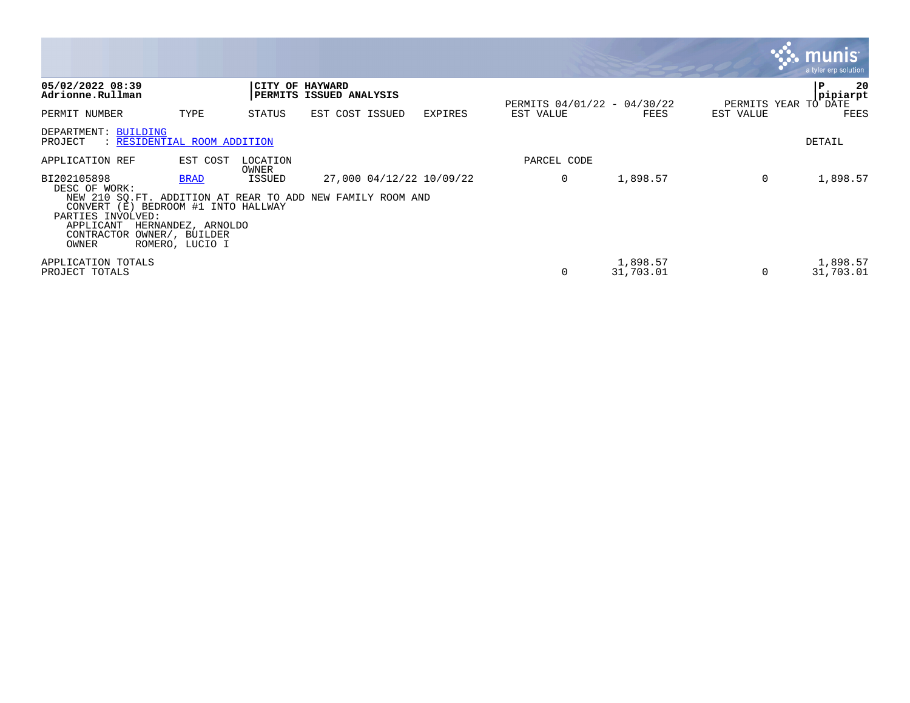**05/02/2022 08:39**
**Adrionne.Rullman**

**CITY OF HAYWARD**
**PERMITS ISSUED ANALYSIS**

**P 20**
**pipiarpt**

| PERMIT NUMBER | TYPE | STATUS | EST COST | ISSUED | EXPIRES | PERMITS 04/01/22 - 04/30/22 EST VALUE | FEES | PERMITS YEAR TO DATE EST VALUE | FEES |
|---|---|---|---|---|---|---|---|---|---|

DEPARTMENT: BUILDING
PROJECT : RESIDENTIAL ROOM ADDITION

DETAIL

| APPLICATION REF | EST COST | LOCATION OWNER | | | | PARCEL CODE | | | |
|---|---|---|---|---|---|---|---|---|---|
| BI202105898 | BRAD | ISSUED | 27,000 | 04/12/22 | 10/09/22 | 0 | 1,898.57 | 0 | 1,898.57 |

DESC OF WORK:
NEW 210 SQ.FT. ADDITION AT REAR TO ADD NEW FAMILY ROOM AND
CONVERT (E) BEDROOM #1 INTO HALLWAY

PARTIES INVOLVED:
APPLICANT HERNANDEZ, ARNOLDO
CONTRACTOR OWNER/, BUILDER
OWNER ROMERO, LUCIO I

| | EST VALUE | FEES | EST VALUE | FEES |
|---|---|---|---|---|
| APPLICATION TOTALS | | 1,898.57 | | 1,898.57 |
| PROJECT TOTALS | 0 | 31,703.01 | 0 | 31,703.01 |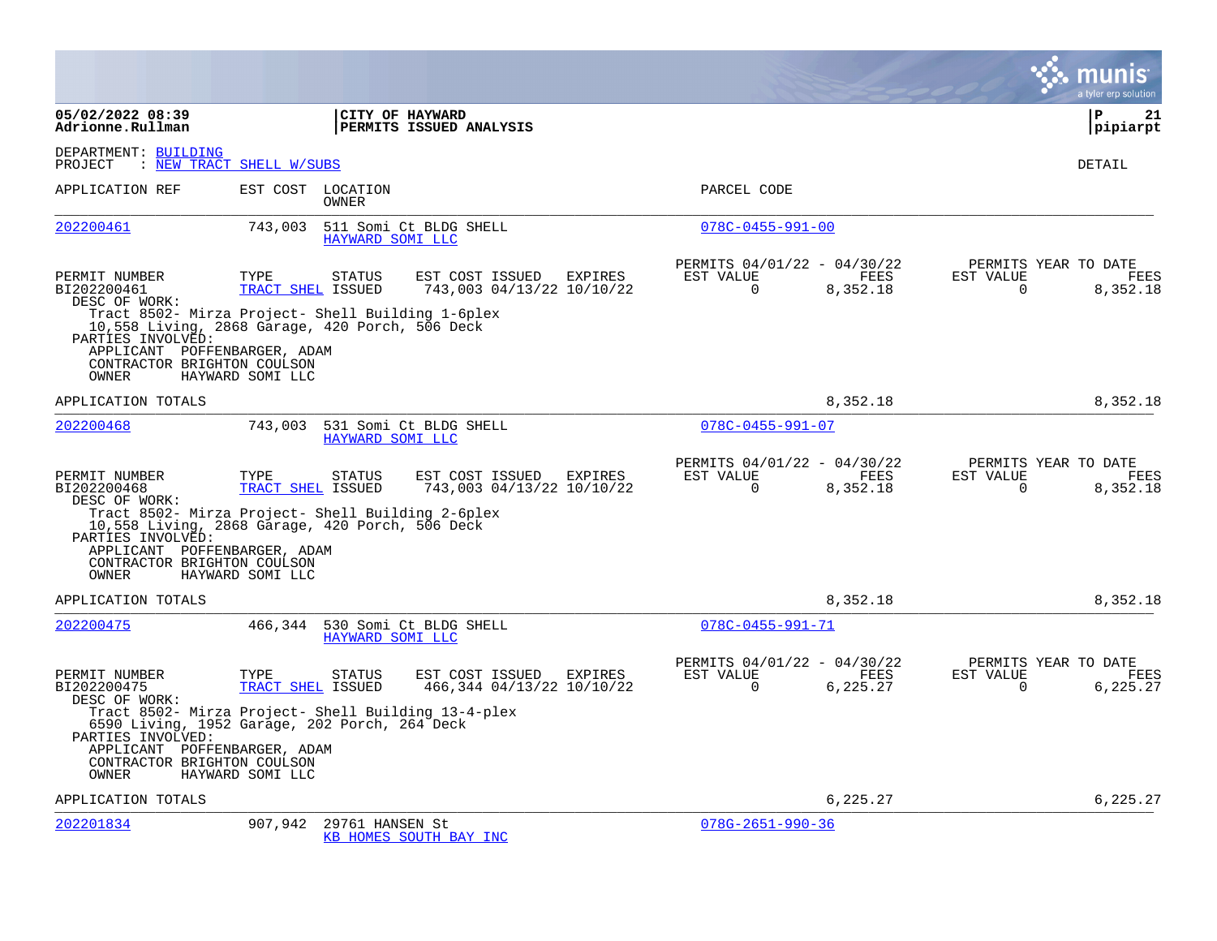**05/02/2022 08:39**
**Adrionne.Rullman**

**CITY OF HAYWARD**
**PERMITS ISSUED ANALYSIS**

**P 21**
**pipiarpt**

DEPARTMENT: BUILDING
PROJECT : NEW TRACT SHELL W/SUBS

DETAIL

| APPLICATION REF | EST COST | LOCATION / OWNER | PARCEL CODE |
|---|---|---|---|
| 202200461 | 743,003 | 511 Somi Ct BLDG SHELL / HAYWARD SOMI LLC | 078C-0455-991-00 |

| PERMIT NUMBER | TYPE | STATUS | EST COST | ISSUED | EXPIRES | PERMITS 04/01/22 - 04/30/22 EST VALUE | FEES | PERMITS YEAR TO DATE EST VALUE | FEES |
|---|---|---|---|---|---|---|---|---|---|
| BI202200461 | TRACT SHEL | ISSUED | 743,003 | 04/13/22 | 10/10/22 | 0 | 8,352.18 | 0 | 8,352.18 |

DESC OF WORK:
Tract 8502- Mirza Project- Shell Building 1-6plex
10,558 Living, 2868 Garage, 420 Porch, 506 Deck

PARTIES INVOLVED:
APPLICANT POFFENBARGER, ADAM
CONTRACTOR BRIGHTON COULSON
OWNER HAYWARD SOMI LLC

APPLICATION TOTALS 8,352.18 8,352.18

| APPLICATION REF | EST COST | LOCATION / OWNER | PARCEL CODE |
|---|---|---|---|
| 202200468 | 743,003 | 531 Somi Ct BLDG SHELL / HAYWARD SOMI LLC | 078C-0455-991-07 |

| PERMIT NUMBER | TYPE | STATUS | EST COST | ISSUED | EXPIRES | PERMITS 04/01/22 - 04/30/22 EST VALUE | FEES | PERMITS YEAR TO DATE EST VALUE | FEES |
|---|---|---|---|---|---|---|---|---|---|
| BI202200468 | TRACT SHEL | ISSUED | 743,003 | 04/13/22 | 10/10/22 | 0 | 8,352.18 | 0 | 8,352.18 |

DESC OF WORK:
Tract 8502- Mirza Project- Shell Building 2-6plex
10,558 Living, 2868 Garage, 420 Porch, 506 Deck

PARTIES INVOLVED:
APPLICANT POFFENBARGER, ADAM
CONTRACTOR BRIGHTON COULSON
OWNER HAYWARD SOMI LLC

APPLICATION TOTALS 8,352.18 8,352.18

| APPLICATION REF | EST COST | LOCATION / OWNER | PARCEL CODE |
|---|---|---|---|
| 202200475 | 466,344 | 530 Somi Ct BLDG SHELL / HAYWARD SOMI LLC | 078C-0455-991-71 |

| PERMIT NUMBER | TYPE | STATUS | EST COST | ISSUED | EXPIRES | PERMITS 04/01/22 - 04/30/22 EST VALUE | FEES | PERMITS YEAR TO DATE EST VALUE | FEES |
|---|---|---|---|---|---|---|---|---|---|
| BI202200475 | TRACT SHEL | ISSUED | 466,344 | 04/13/22 | 10/10/22 | 0 | 6,225.27 | 0 | 6,225.27 |

DESC OF WORK:
Tract 8502- Mirza Project- Shell Building 13-4-plex
6590 Living, 1952 Garage, 202 Porch, 264 Deck

PARTIES INVOLVED:
APPLICANT POFFENBARGER, ADAM
CONTRACTOR BRIGHTON COULSON
OWNER HAYWARD SOMI LLC

APPLICATION TOTALS 6,225.27 6,225.27

| APPLICATION REF | EST COST | LOCATION / OWNER | PARCEL CODE |
|---|---|---|---|
| 202201834 | 907,942 | 29761 HANSEN St / KB HOMES SOUTH BAY INC | 078G-2651-990-36 |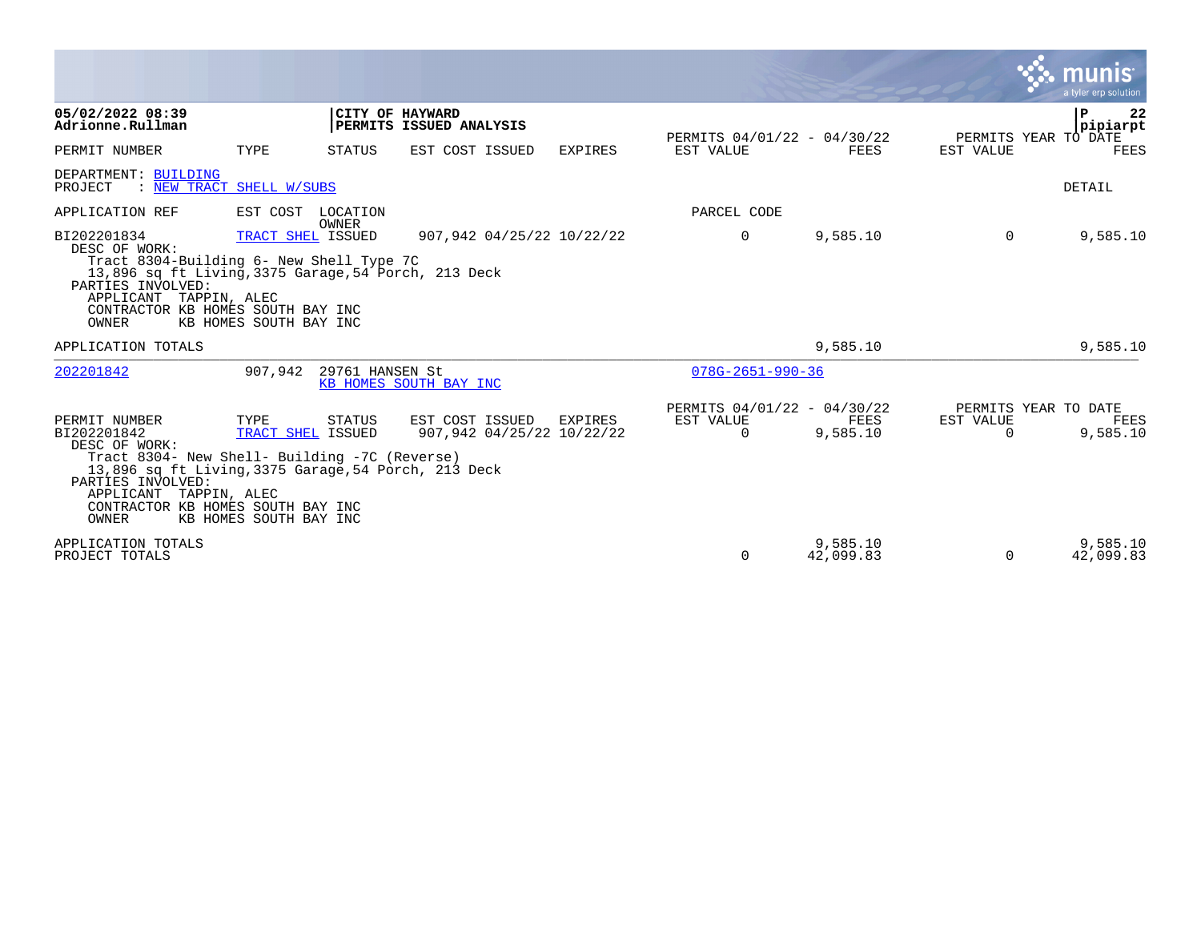**CITY OF HAYWARD**
**PERMITS ISSUED ANALYSIS**

| PERMIT NUMBER | TYPE | STATUS | EST COST | ISSUED | EXPIRES | PERMITS 04/01/22 - 04/30/22 EST VALUE | FEES | PERMITS YEAR TO DATE EST VALUE | FEES |
|---|---|---|---|---|---|---|---|---|---|

DEPARTMENT: BUILDING
PROJECT : NEW TRACT SHELL W/SUBS

DETAIL

| APPLICATION REF | EST COST | LOCATION / OWNER | | | | PARCEL CODE | | | |
|---|---|---|---|---|---|---|---|---|---|
| BI202201834 | TRACT SHEL | ISSUED | 907,942 | 04/25/22 | 10/22/22 | 0 | 9,585.10 | 0 | 9,585.10 |

DESC OF WORK:
Tract 8304-Building 6- New Shell Type 7C
13,896 sq ft Living,3375 Garage,54 Porch, 213 Deck
PARTIES INVOLVED:
APPLICANT TAPPIN, ALEC
CONTRACTOR KB HOMES SOUTH BAY INC
OWNER KB HOMES SOUTH BAY INC

APPLICATION TOTALS 9,585.10 9,585.10

| APPLICATION REF | EST COST | LOCATION | OWNER | PARCEL CODE |
|---|---|---|---|---|
| 202201842 | 907,942 | 29761 HANSEN St | KB HOMES SOUTH BAY INC | 078G-2651-990-36 |

| PERMIT NUMBER | TYPE | STATUS | EST COST | ISSUED | EXPIRES | PERMITS 04/01/22 - 04/30/22 EST VALUE | FEES | PERMITS YEAR TO DATE EST VALUE | FEES |
|---|---|---|---|---|---|---|---|---|---|
| BI202201842 | TRACT SHEL | ISSUED | 907,942 | 04/25/22 | 10/22/22 | 0 | 9,585.10 | 0 | 9,585.10 |

DESC OF WORK:
Tract 8304- New Shell- Building -7C (Reverse)
13,896 sq ft Living,3375 Garage,54 Porch, 213 Deck
PARTIES INVOLVED:
APPLICANT TAPPIN, ALEC
CONTRACTOR KB HOMES SOUTH BAY INC
OWNER KB HOMES SOUTH BAY INC

| | EST VALUE | FEES | EST VALUE | FEES |
|---|---|---|---|---|
| APPLICATION TOTALS | | 9,585.10 | | 9,585.10 |
| PROJECT TOTALS | 0 | 42,099.83 | 0 | 42,099.83 |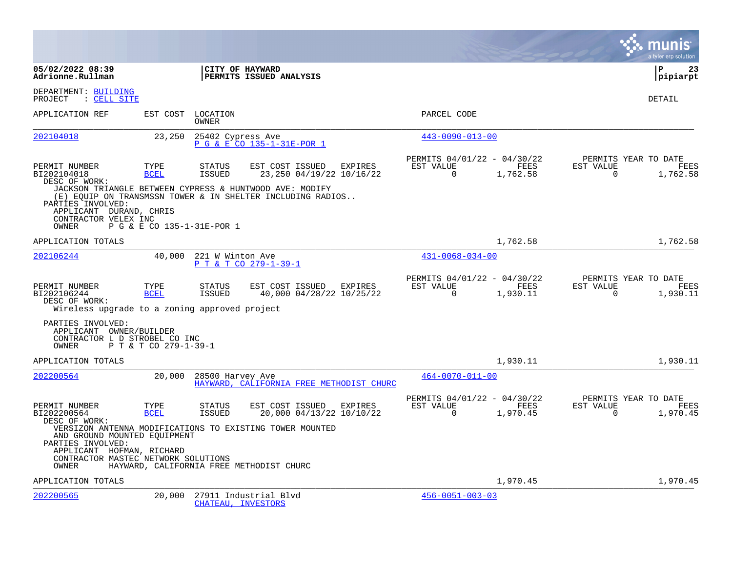**05/02/2022 08:39**
**Adrionne.Rullman**

**CITY OF HAYWARD**
**PERMITS ISSUED ANALYSIS**

**P 23**
**pipiarpt**

DEPARTMENT: BUILDING
PROJECT : CELL SITE

DETAIL

| APPLICATION REF | EST COST | LOCATION / OWNER | PARCEL CODE |
|---|---|---|---|
| 202104018 | 23,250 | 25402 Cypress Ave / P G & E CO 135-1-31E-POR 1 | 443-0090-013-00 |

| PERMIT NUMBER | TYPE | STATUS | EST COST | ISSUED | EXPIRES | PERMITS 04/01/22 - 04/30/22 EST VALUE | FEES | PERMITS YEAR TO DATE EST VALUE | FEES |
|---|---|---|---|---|---|---|---|---|---|
| BI202104018 | BCEL | ISSUED | 23,250 | 04/19/22 | 10/16/22 | 0 | 1,762.58 | 0 | 1,762.58 |

DESC OF WORK:
JACKSON TRIANGLE BETWEEN CYPRESS & HUNTWOOD AVE: MODIFY (E) EQUIP ON TRANSMSSN TOWER & IN SHELTER INCLUDING RADIOS..

PARTIES INVOLVED:
APPLICANT DURAND, CHRIS
CONTRACTOR VELEX INC
OWNER P G & E CO 135-1-31E-POR 1

APPLICATION TOTALS: 1,762.58 | 1,762.58

| APPLICATION REF | EST COST | LOCATION / OWNER | PARCEL CODE |
|---|---|---|---|
| 202106244 | 40,000 | 221 W Winton Ave / P T & T CO 279-1-39-1 | 431-0068-034-00 |

| PERMIT NUMBER | TYPE | STATUS | EST COST | ISSUED | EXPIRES | PERMITS 04/01/22 - 04/30/22 EST VALUE | FEES | PERMITS YEAR TO DATE EST VALUE | FEES |
|---|---|---|---|---|---|---|---|---|---|
| BI202106244 | BCEL | ISSUED | 40,000 | 04/28/22 | 10/25/22 | 0 | 1,930.11 | 0 | 1,930.11 |

DESC OF WORK:
Wireless upgrade to a zoning approved project

PARTIES INVOLVED:
APPLICANT OWNER/BUILDER
CONTRACTOR L D STROBEL CO INC
OWNER P T & T CO 279-1-39-1

APPLICATION TOTALS: 1,930.11 | 1,930.11

| APPLICATION REF | EST COST | LOCATION / OWNER | PARCEL CODE |
|---|---|---|---|
| 202200564 | 20,000 | 28500 Harvey Ave / HAYWARD, CALIFORNIA FREE METHODIST CHURC | 464-0070-011-00 |

| PERMIT NUMBER | TYPE | STATUS | EST COST | ISSUED | EXPIRES | PERMITS 04/01/22 - 04/30/22 EST VALUE | FEES | PERMITS YEAR TO DATE EST VALUE | FEES |
|---|---|---|---|---|---|---|---|---|---|
| BI202200564 | BCEL | ISSUED | 20,000 | 04/13/22 | 10/10/22 | 0 | 1,970.45 | 0 | 1,970.45 |

DESC OF WORK:
VERSIZON ANTENNA MODIFICATIONS TO EXISTING TOWER MOUNTED AND GROUND MOUNTED EQUIPMENT

PARTIES INVOLVED:
APPLICANT HOFMAN, RICHARD
CONTRACTOR MASTEC NETWORK SOLUTIONS
OWNER HAYWARD, CALIFORNIA FREE METHODIST CHURC

APPLICATION TOTALS: 1,970.45 | 1,970.45

| APPLICATION REF | EST COST | LOCATION / OWNER | PARCEL CODE |
|---|---|---|---|
| 202200565 | 20,000 | 27911 Industrial Blvd / CHATEAU, INVESTORS | 456-0051-003-03 |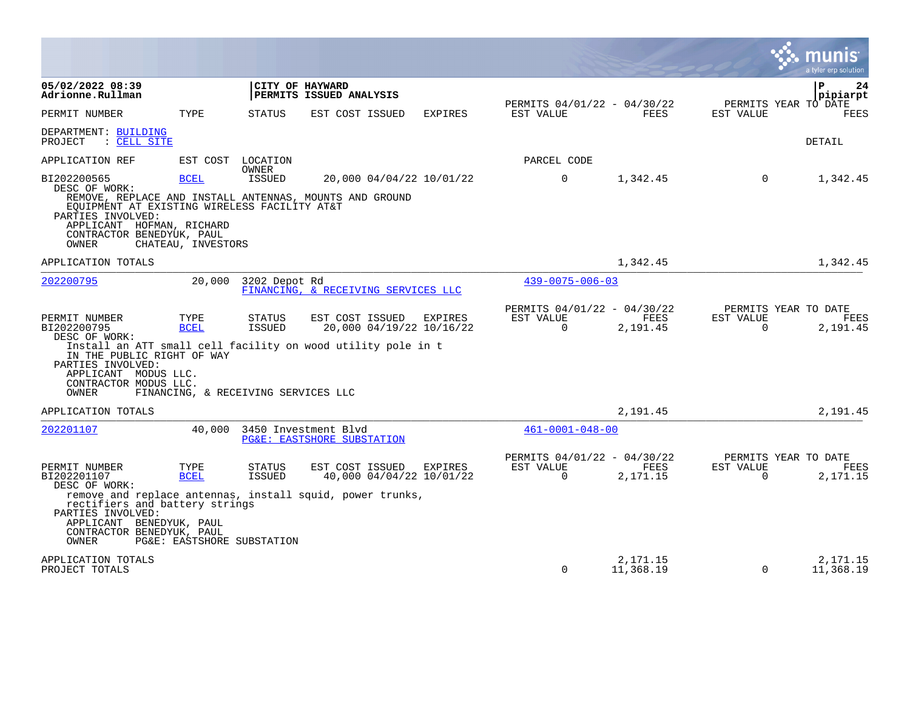05/02/2022 08:39
Adrionne.Rullman

**CITY OF HAYWARD**
**PERMITS ISSUED ANALYSIS**

| PERMIT NUMBER | TYPE | STATUS | EST COST ISSUED | EXPIRES | PERMITS 04/01/22 - 04/30/22 EST VALUE | FEES | PERMITS YEAR TO DATE EST VALUE | FEES |
|---|---|---|---|---|---|---|---|---|

DEPARTMENT: BUILDING
PROJECT : CELL SITE

DETAIL

| APPLICATION REF | EST COST | LOCATION OWNER | | | PARCEL CODE | | | |
|---|---|---|---|---|---|---|---|---|
| BI202200565 | BCEL | ISSUED | 20,000 04/04/22 | 10/01/22 | 0 | 1,342.45 | 0 | 1,342.45 |

DESC OF WORK:
REMOVE, REPLACE AND INSTALL ANTENNAS, MOUNTS AND GROUND EQUIPMENT AT EXISTING WIRELESS FACILITY AT&T

PARTIES INVOLVED:
APPLICANT HOFMAN, RICHARD
CONTRACTOR BENEDYUK, PAUL
OWNER CHATEAU, INVESTORS

APPLICATION TOTALS 1,342.45 1,342.45

202200795 | 20,000 | 3202 Depot Rd | 439-0075-006-03
FINANCING, & RECEIVING SERVICES LLC

| PERMIT NUMBER | TYPE | STATUS | EST COST ISSUED | EXPIRES | PERMITS 04/01/22 - 04/30/22 EST VALUE | FEES | PERMITS YEAR TO DATE EST VALUE | FEES |
|---|---|---|---|---|---|---|---|---|
| BI202200795 | BCEL | ISSUED | 20,000 04/19/22 | 10/16/22 | 0 | 2,191.45 | 0 | 2,191.45 |

DESC OF WORK:
Install an ATT small cell facility on wood utility pole in t IN THE PUBLIC RIGHT OF WAY

PARTIES INVOLVED:
APPLICANT MODUS LLC.
CONTRACTOR MODUS LLC.
OWNER FINANCING, & RECEIVING SERVICES LLC

APPLICATION TOTALS 2,191.45 2,191.45

202201107 | 40,000 | 3450 Investment Blvd | 461-0001-048-00
PG&E: EASTSHORE SUBSTATION

| PERMIT NUMBER | TYPE | STATUS | EST COST ISSUED | EXPIRES | PERMITS 04/01/22 - 04/30/22 EST VALUE | FEES | PERMITS YEAR TO DATE EST VALUE | FEES |
|---|---|---|---|---|---|---|---|---|
| BI202201107 | BCEL | ISSUED | 40,000 04/04/22 | 10/01/22 | 0 | 2,171.15 | 0 | 2,171.15 |

DESC OF WORK:
remove and replace antennas, install squid, power trunks, rectifiers and battery strings

PARTIES INVOLVED:
APPLICANT BENEDYUK, PAUL
CONTRACTOR BENEDYUK, PAUL
OWNER PG&E: EASTSHORE SUBSTATION

| | EST VALUE | FEES | EST VALUE | FEES |
|---|---|---|---|---|
| APPLICATION TOTALS | | 2,171.15 | | 2,171.15 |
| PROJECT TOTALS | 0 | 11,368.19 | 0 | 11,368.19 |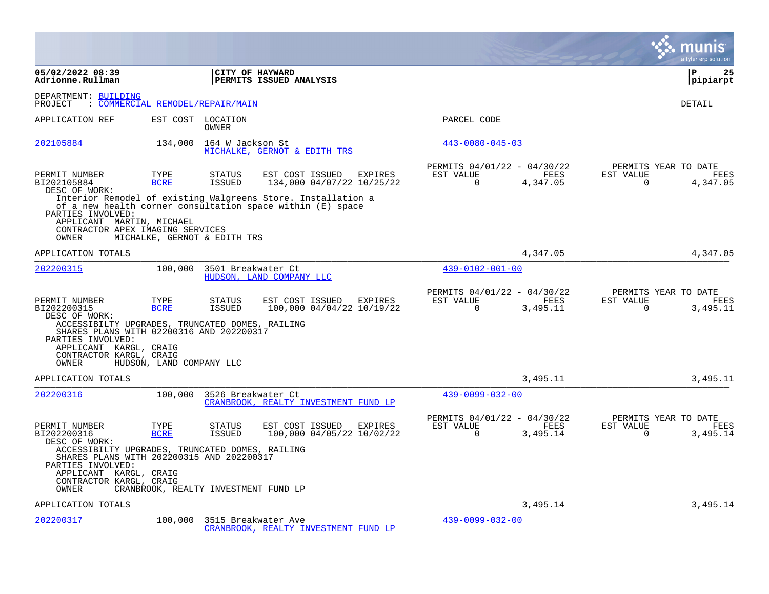**05/02/2022 08:39**
**Adrionne.Rullman**

**CITY OF HAYWARD**
**PERMITS ISSUED ANALYSIS**

**P 25**
**pipiarpt**

DEPARTMENT: BUILDING
PROJECT : COMMERCIAL REMODEL/REPAIR/MAIN

DETAIL

| APPLICATION REF | EST COST | LOCATION / OWNER | PARCEL CODE |
|---|---|---|---|
| 202105884 | 134,000 | 164 W Jackson St / MICHALKE, GERNOT & EDITH TRS | 443-0080-045-03 |

| PERMIT NUMBER | TYPE | STATUS | EST COST | ISSUED | EXPIRES | PERMITS 04/01/22 - 04/30/22 EST VALUE | FEES | PERMITS YEAR TO DATE EST VALUE | FEES |
|---|---|---|---|---|---|---|---|---|---|
| BI202105884 | BCRE | ISSUED | 134,000 | 04/07/22 | 10/25/22 | 0 | 4,347.05 | 0 | 4,347.05 |

DESC OF WORK:
Interior Remodel of existing Walgreens Store. Installation a of a new health corner consultation space within (E) space

PARTIES INVOLVED:
APPLICANT MARTIN, MICHAEL
CONTRACTOR APEX IMAGING SERVICES
OWNER MICHALKE, GERNOT & EDITH TRS

APPLICATION TOTALS — 4,347.05 — 4,347.05

| APPLICATION REF | EST COST | LOCATION / OWNER | PARCEL CODE |
|---|---|---|---|
| 202200315 | 100,000 | 3501 Breakwater Ct / HUDSON, LAND COMPANY LLC | 439-0102-001-00 |

| PERMIT NUMBER | TYPE | STATUS | EST COST | ISSUED | EXPIRES | PERMITS 04/01/22 - 04/30/22 EST VALUE | FEES | PERMITS YEAR TO DATE EST VALUE | FEES |
|---|---|---|---|---|---|---|---|---|---|
| BI202200315 | BCRE | ISSUED | 100,000 | 04/04/22 | 10/19/22 | 0 | 3,495.11 | 0 | 3,495.11 |

DESC OF WORK:
ACCESSIBILTY UPGRADES, TRUNCATED DOMES, RAILING
SHARES PLANS WITH 02200316 AND 202200317

PARTIES INVOLVED:
APPLICANT KARGL, CRAIG
CONTRACTOR KARGL, CRAIG
OWNER HUDSON, LAND COMPANY LLC

APPLICATION TOTALS — 3,495.11 — 3,495.11

| APPLICATION REF | EST COST | LOCATION / OWNER | PARCEL CODE |
|---|---|---|---|
| 202200316 | 100,000 | 3526 Breakwater Ct / CRANBROOK, REALTY INVESTMENT FUND LP | 439-0099-032-00 |

| PERMIT NUMBER | TYPE | STATUS | EST COST | ISSUED | EXPIRES | PERMITS 04/01/22 - 04/30/22 EST VALUE | FEES | PERMITS YEAR TO DATE EST VALUE | FEES |
|---|---|---|---|---|---|---|---|---|---|
| BI202200316 | BCRE | ISSUED | 100,000 | 04/05/22 | 10/02/22 | 0 | 3,495.14 | 0 | 3,495.14 |

DESC OF WORK:
ACCESSIBILTY UPGRADES, TRUNCATED DOMES, RAILING
SHARES PLANS WITH 202200315 AND 202200317

PARTIES INVOLVED:
APPLICANT KARGL, CRAIG
CONTRACTOR KARGL, CRAIG
OWNER CRANBROOK, REALTY INVESTMENT FUND LP

APPLICATION TOTALS — 3,495.14 — 3,495.14

| APPLICATION REF | EST COST | LOCATION / OWNER | PARCEL CODE |
|---|---|---|---|
| 202200317 | 100,000 | 3515 Breakwater Ave / CRANBROOK, REALTY INVESTMENT FUND LP | 439-0099-032-00 |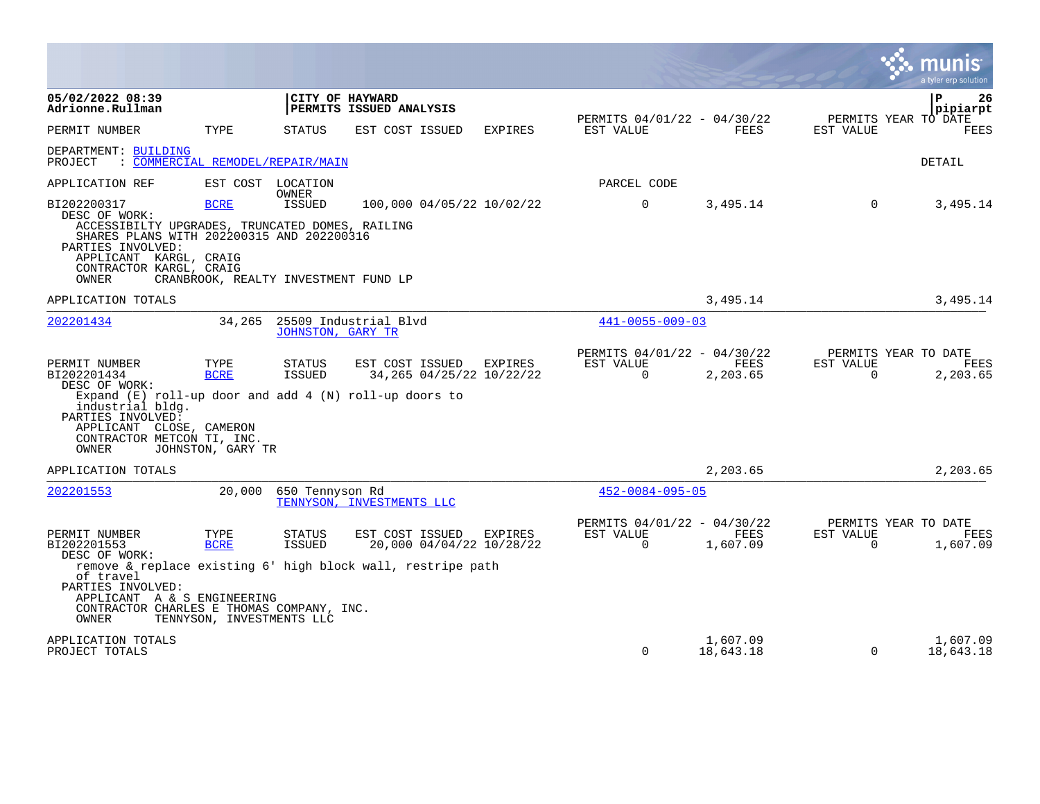**05/02/2022 08:39**
**Adrionne.Rullman**

**CITY OF HAYWARD**
**PERMITS ISSUED ANALYSIS**

**pipiarpt**

| PERMIT NUMBER | TYPE | STATUS | EST COST ISSUED | EXPIRES | PERMITS 04/01/22 - 04/30/22 EST VALUE | FEES | PERMITS YEAR TO DATE EST VALUE | FEES |
|---|---|---|---|---|---|---|---|---|

DEPARTMENT: BUILDING
PROJECT : COMMERCIAL REMODEL/REPAIR/MAIN

DETAIL

| APPLICATION REF | EST COST | LOCATION OWNER | | | PARCEL CODE | | | |
|---|---|---|---|---|---|---|---|---|
| BI202200317 | BCRE | ISSUED | 100,000 04/05/22 | 10/02/22 | 0 | 3,495.14 | 0 | 3,495.14 |

DESC OF WORK:
ACCESSIBILTY UPGRADES, TRUNCATED DOMES, RAILING
SHARES PLANS WITH 202200315 AND 202200316
PARTIES INVOLVED:
APPLICANT KARGL, CRAIG
CONTRACTOR KARGL, CRAIG
OWNER CRANBROOK, REALTY INVESTMENT FUND LP

APPLICATION TOTALS 3,495.14 3,495.14

202201434 | 34,265 | 25509 Industrial Blvd | JOHNSTON, GARY TR | 441-0055-009-03

| PERMIT NUMBER | TYPE | STATUS | EST COST ISSUED | EXPIRES | PERMITS 04/01/22 - 04/30/22 EST VALUE | FEES | PERMITS YEAR TO DATE EST VALUE | FEES |
|---|---|---|---|---|---|---|---|---|
| BI202201434 | BCRE | ISSUED | 34,265 04/25/22 | 10/22/22 | 0 | 2,203.65 | 0 | 2,203.65 |

DESC OF WORK:
Expand (E) roll-up door and add 4 (N) roll-up doors to
industrial bldg.
PARTIES INVOLVED:
APPLICANT CLOSE, CAMERON
CONTRACTOR METCON TI, INC.
OWNER JOHNSTON, GARY TR

APPLICATION TOTALS 2,203.65 2,203.65

202201553 | 20,000 | 650 Tennyson Rd | TENNYSON, INVESTMENTS LLC | 452-0084-095-05

| PERMIT NUMBER | TYPE | STATUS | EST COST ISSUED | EXPIRES | PERMITS 04/01/22 - 04/30/22 EST VALUE | FEES | PERMITS YEAR TO DATE EST VALUE | FEES |
|---|---|---|---|---|---|---|---|---|
| BI202201553 | BCRE | ISSUED | 20,000 04/04/22 | 10/28/22 | 0 | 1,607.09 | 0 | 1,607.09 |

DESC OF WORK:
remove & replace existing 6' high block wall, restripe path
of travel
PARTIES INVOLVED:
APPLICANT A & S ENGINEERING
CONTRACTOR CHARLES E THOMAS COMPANY, INC.
OWNER TENNYSON, INVESTMENTS LLC

| | EST VALUE | FEES | EST VALUE | FEES |
|---|---|---|---|---|
| APPLICATION TOTALS | | 1,607.09 | | 1,607.09 |
| PROJECT TOTALS | 0 | 18,643.18 | 0 | 18,643.18 |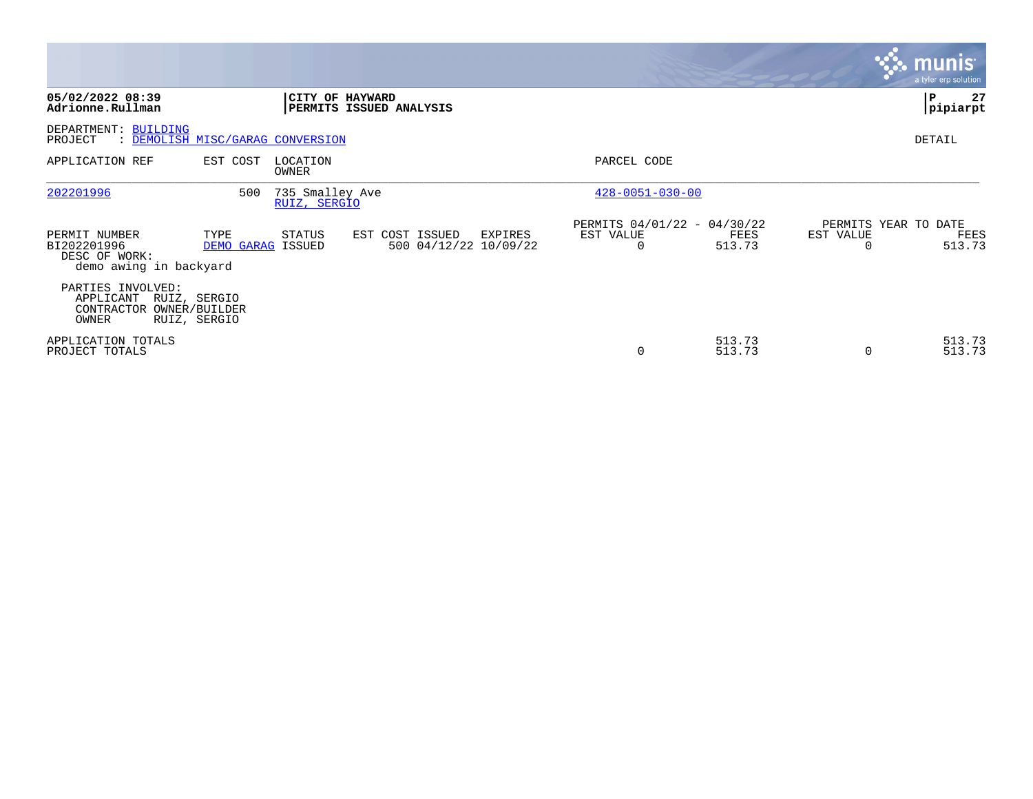**05/02/2022 08:39**
**Adrionne.Rullman**

**CITY OF HAYWARD**
**PERMITS ISSUED ANALYSIS**

**P 27**
**pipiarpt**

DEPARTMENT: BUILDING
PROJECT : DEMOLISH MISC/GARAG CONVERSION

DETAIL

| APPLICATION REF | EST COST | LOCATION / OWNER | PARCEL CODE |
|---|---|---|---|
| 202201996 | 500 | 735 Smalley Ave / RUIZ, SERGIO | 428-0051-030-00 |

| PERMIT NUMBER | TYPE | STATUS | EST COST | ISSUED | EXPIRES | PERMITS 04/01/22 - 04/30/22 EST VALUE | FEES | PERMITS YEAR TO DATE EST VALUE | FEES |
|---|---|---|---|---|---|---|---|---|---|
| BI202201996 | DEMO GARAG | ISSUED | 500 | 04/12/22 | 10/09/22 | 0 | 513.73 | 0 | 513.73 |

DESC OF WORK:
demo awing in backyard

PARTIES INVOLVED:
APPLICANT RUIZ, SERGIO
CONTRACTOR OWNER/BUILDER
OWNER RUIZ, SERGIO

| | EST VALUE | FEES | EST VALUE | FEES |
|---|---|---|---|---|
| APPLICATION TOTALS | | 513.73 | | 513.73 |
| PROJECT TOTALS | 0 | 513.73 | 0 | 513.73 |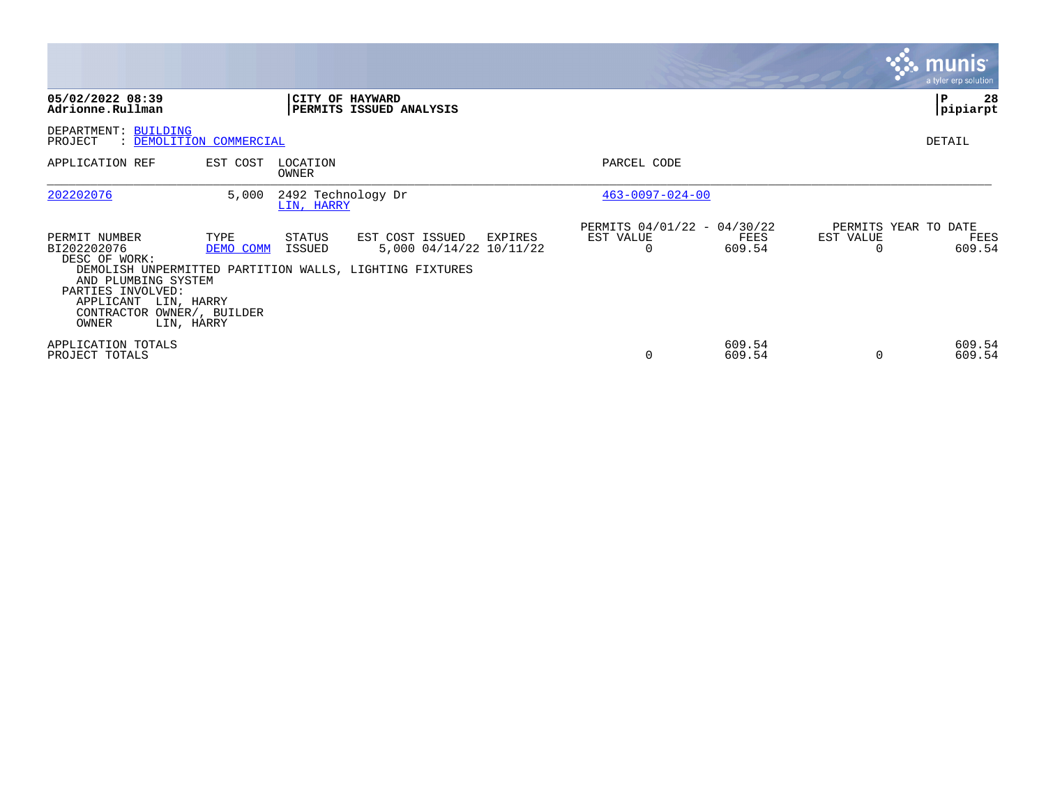**05/02/2022 08:39** | **CITY OF HAYWARD** | **P 28**
**Adrionne.Rullman** | **PERMITS ISSUED ANALYSIS** | **pipiarpt**

DEPARTMENT: BUILDING
PROJECT : DEMOLITION COMMERCIAL

DETAIL

| APPLICATION REF | EST COST | LOCATION / OWNER | PARCEL CODE |
|---|---|---|---|
| 202202076 | 5,000 | 2492 Technology Dr / LIN, HARRY | 463-0097-024-00 |

| PERMIT NUMBER | TYPE | STATUS | EST COST | ISSUED | EXPIRES | PERMITS 04/01/22 - 04/30/22 EST VALUE | FEES | PERMITS YEAR TO DATE EST VALUE | FEES |
|---|---|---|---|---|---|---|---|---|---|
| BI202202076 | DEMO COMM | ISSUED | 5,000 | 04/14/22 | 10/11/22 | 0 | 609.54 | 0 | 609.54 |

DESC OF WORK:
DEMOLISH UNPERMITTED PARTITION WALLS, LIGHTING FIXTURES
AND PLUMBING SYSTEM

PARTIES INVOLVED:
APPLICANT LIN, HARRY
CONTRACTOR OWNER/, BUILDER
OWNER LIN, HARRY

| | EST VALUE | FEES | EST VALUE | FEES |
|---|---|---|---|---|
| APPLICATION TOTALS | | 609.54 | | 609.54 |
| PROJECT TOTALS | 0 | 609.54 | 0 | 609.54 |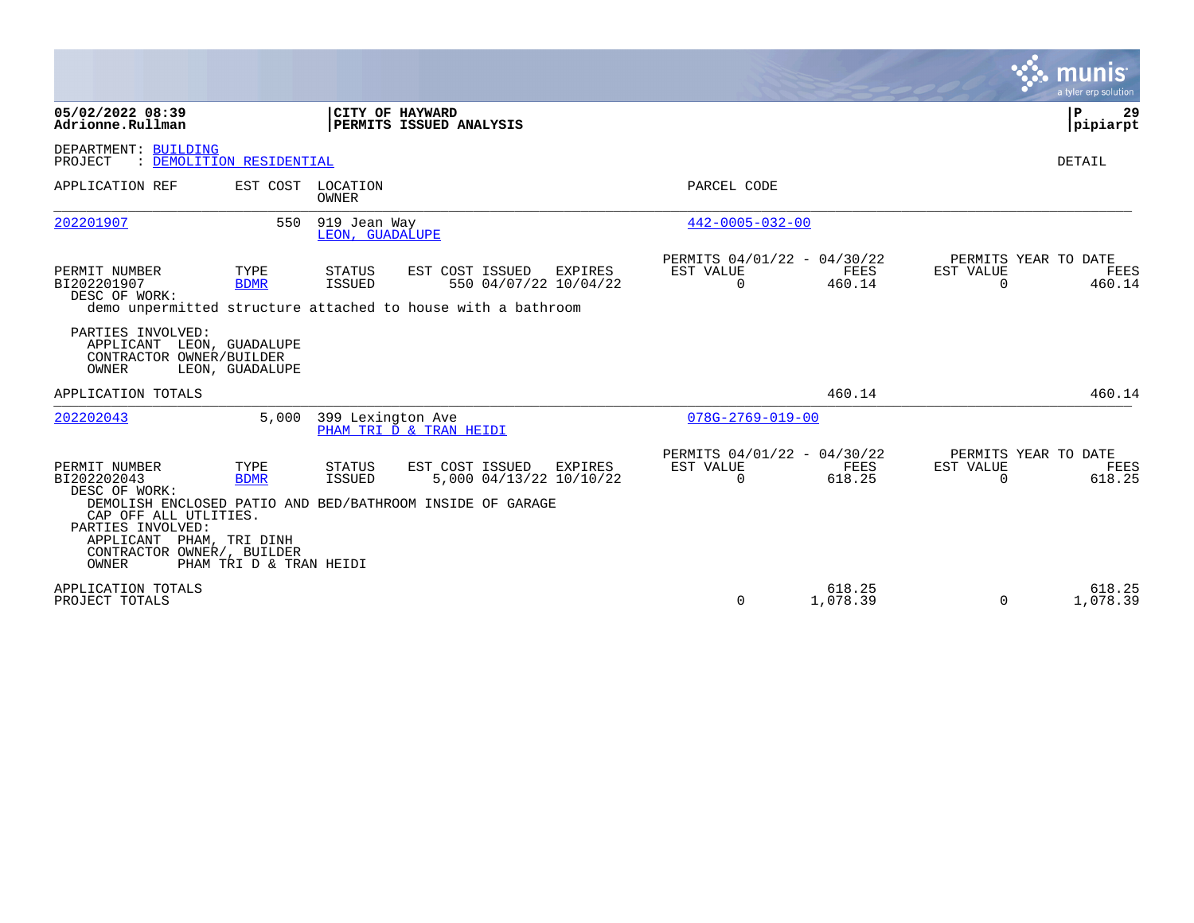**05/02/2022 08:39**
**Adrionne.Rullman**

**CITY OF HAYWARD**
**PERMITS ISSUED ANALYSIS**

DEPARTMENT: BUILDING
PROJECT : DEMOLITION RESIDENTIAL

DETAIL

| APPLICATION REF | EST COST | LOCATION / OWNER | PARCEL CODE |
|---|---|---|---|
| 202201907 | 550 | 919 Jean Way / LEON, GUADALUPE | 442-0005-032-00 |

| PERMIT NUMBER | TYPE | STATUS | EST COST | ISSUED | EXPIRES | PERMITS 04/01/22 - 04/30/22 EST VALUE | FEES | PERMITS YEAR TO DATE EST VALUE | FEES |
|---|---|---|---|---|---|---|---|---|---|
| BI202201907 | BDMR | ISSUED | 550 | 04/07/22 | 10/04/22 | 0 | 460.14 | 0 | 460.14 |

DESC OF WORK:
demo unpermitted structure attached to house with a bathroom

PARTIES INVOLVED:
APPLICANT LEON, GUADALUPE
CONTRACTOR OWNER/BUILDER
OWNER LEON, GUADALUPE

APPLICATION TOTALS 460.14 460.14

| APPLICATION REF | EST COST | LOCATION / OWNER | PARCEL CODE |
|---|---|---|---|
| 202202043 | 5,000 | 399 Lexington Ave / PHAM TRI D & TRAN HEIDI | 078G-2769-019-00 |

| PERMIT NUMBER | TYPE | STATUS | EST COST | ISSUED | EXPIRES | PERMITS 04/01/22 - 04/30/22 EST VALUE | FEES | PERMITS YEAR TO DATE EST VALUE | FEES |
|---|---|---|---|---|---|---|---|---|---|
| BI202202043 | BDMR | ISSUED | 5,000 | 04/13/22 | 10/10/22 | 0 | 618.25 | 0 | 618.25 |

DESC OF WORK:
DEMOLISH ENCLOSED PATIO AND BED/BATHROOM INSIDE OF GARAGE
CAP OFF ALL UTLITIES.

PARTIES INVOLVED:
APPLICANT PHAM, TRI DINH
CONTRACTOR OWNER/, BUILDER
OWNER PHAM TRI D & TRAN HEIDI

| | EST VALUE | FEES | YTD EST VALUE | YTD FEES |
|---|---|---|---|---|
| APPLICATION TOTALS | | 618.25 | | 618.25 |
| PROJECT TOTALS | 0 | 1,078.39 | 0 | 1,078.39 |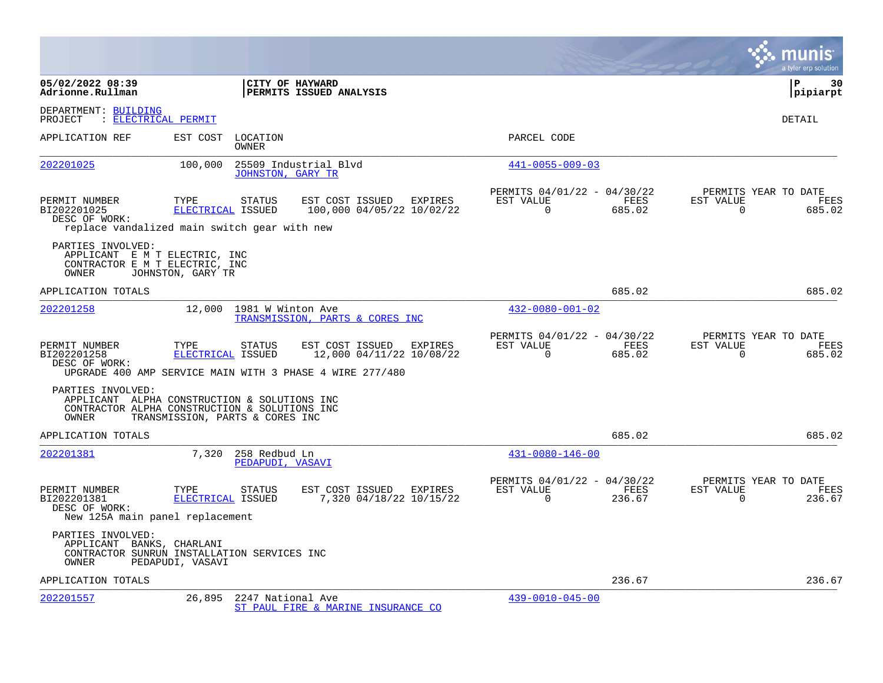05/02/2022 08:39 | CITY OF HAYWARD
Adrionne.Rullman | PERMITS ISSUED ANALYSIS

DEPARTMENT: BUILDING
PROJECT : ELECTRICAL PERMIT

DETAIL

| APPLICATION REF | EST COST | LOCATION / OWNER | PARCEL CODE |
|---|---|---|---|
| 202201025 | 100,000 | 25509 Industrial Blvd / JOHNSTON, GARY TR | 441-0055-009-03 |

| PERMIT NUMBER | TYPE | STATUS | EST COST | ISSUED | EXPIRES | PERMITS 04/01/22 - 04/30/22 EST VALUE | FEES | PERMITS YEAR TO DATE EST VALUE | FEES |
|---|---|---|---|---|---|---|---|---|---|
| BI202201025 | ELECTRICAL | ISSUED | 100,000 | 04/05/22 | 10/02/22 | 0 | 685.02 | 0 | 685.02 |

DESC OF WORK:
replace vandalized main switch gear with new

PARTIES INVOLVED:
APPLICANT E M T ELECTRIC, INC
CONTRACTOR E M T ELECTRIC, INC
OWNER JOHNSTON, GARY TR

APPLICATION TOTALS 685.02 685.02

| APPLICATION REF | EST COST | LOCATION / OWNER | PARCEL CODE |
|---|---|---|---|
| 202201258 | 12,000 | 1981 W Winton Ave / TRANSMISSION, PARTS & CORES INC | 432-0080-001-02 |

| PERMIT NUMBER | TYPE | STATUS | EST COST | ISSUED | EXPIRES | PERMITS 04/01/22 - 04/30/22 EST VALUE | FEES | PERMITS YEAR TO DATE EST VALUE | FEES |
|---|---|---|---|---|---|---|---|---|---|
| BI202201258 | ELECTRICAL | ISSUED | 12,000 | 04/11/22 | 10/08/22 | 0 | 685.02 | 0 | 685.02 |

DESC OF WORK:
UPGRADE 400 AMP SERVICE MAIN WITH 3 PHASE 4 WIRE 277/480

PARTIES INVOLVED:
APPLICANT ALPHA CONSTRUCTION & SOLUTIONS INC
CONTRACTOR ALPHA CONSTRUCTION & SOLUTIONS INC
OWNER TRANSMISSION, PARTS & CORES INC

APPLICATION TOTALS 685.02 685.02

| APPLICATION REF | EST COST | LOCATION / OWNER | PARCEL CODE |
|---|---|---|---|
| 202201381 | 7,320 | 258 Redbud Ln / PEDAPUDI, VASAVI | 431-0080-146-00 |

| PERMIT NUMBER | TYPE | STATUS | EST COST | ISSUED | EXPIRES | PERMITS 04/01/22 - 04/30/22 EST VALUE | FEES | PERMITS YEAR TO DATE EST VALUE | FEES |
|---|---|---|---|---|---|---|---|---|---|
| BI202201381 | ELECTRICAL | ISSUED | 7,320 | 04/18/22 | 10/15/22 | 0 | 236.67 | 0 | 236.67 |

DESC OF WORK:
New 125A main panel replacement

PARTIES INVOLVED:
APPLICANT BANKS, CHARLANI
CONTRACTOR SUNRUN INSTALLATION SERVICES INC
OWNER PEDAPUDI, VASAVI

APPLICATION TOTALS 236.67 236.67

| APPLICATION REF | EST COST | LOCATION / OWNER | PARCEL CODE |
|---|---|---|---|
| 202201557 | 26,895 | 2247 National Ave / ST PAUL FIRE & MARINE INSURANCE CO | 439-0010-045-00 |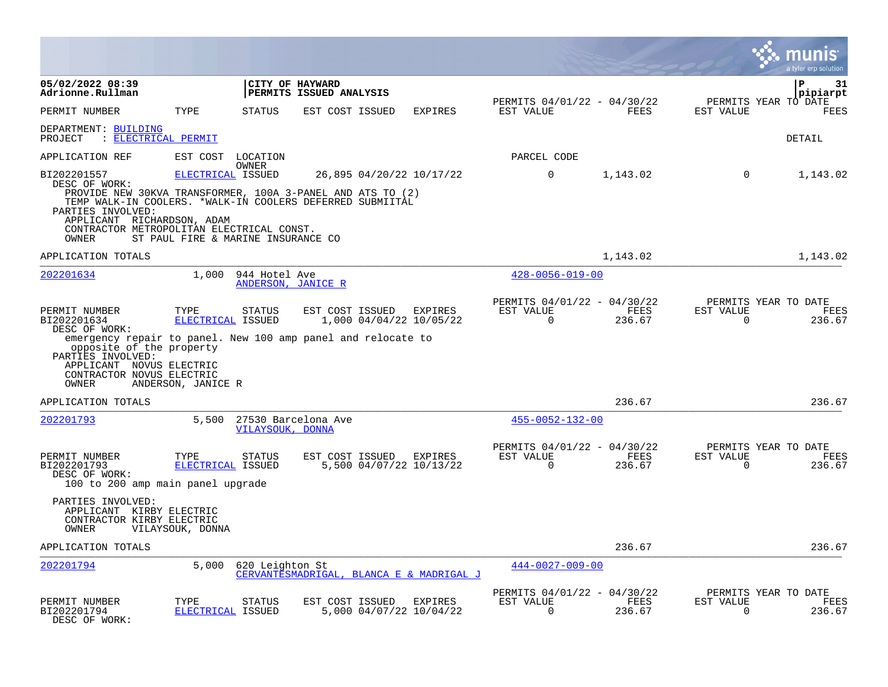05/02/2022 08:39
Adrionne.Rullman

**CITY OF HAYWARD**
**PERMITS ISSUED ANALYSIS**

| PERMIT NUMBER | TYPE | STATUS | EST COST | ISSUED | EXPIRES | PERMITS 04/01/22 - 04/30/22 EST VALUE | FEES | PERMITS YEAR TO DATE EST VALUE | FEES |
|---|---|---|---|---|---|---|---|---|---|

DEPARTMENT: BUILDING
PROJECT : ELECTRICAL PERMIT

DETAIL

| APPLICATION REF | EST COST | LOCATION / OWNER | PARCEL CODE |
|---|---|---|---|

| PERMIT NUMBER | TYPE | STATUS | EST COST | ISSUED | EXPIRES | EST VALUE | FEES | EST VALUE | FEES |
|---|---|---|---|---|---|---|---|---|---|
| BI202201557 | ELECTRICAL | ISSUED | 26,895 | 04/20/22 | 10/17/22 | 0 | 1,143.02 | 0 | 1,143.02 |

DESC OF WORK:
PROVIDE NEW 30KVA TRANSFORMER, 100A 3-PANEL AND ATS TO (2) TEMP WALK-IN COOLERS. *WALK-IN COOLERS DEFERRED SUBMITTAL

PARTIES INVOLVED:
APPLICANT RICHARDSON, ADAM
CONTRACTOR METROPOLITAN ELECTRICAL CONST.
OWNER ST PAUL FIRE & MARINE INSURANCE CO

APPLICATION TOTALS — 1,143.02 — 1,143.02

---

202201634 — 1,000 — 944 Hotel Ave — ANDERSON, JANICE R — 428-0056-019-00

| PERMIT NUMBER | TYPE | STATUS | EST COST | ISSUED | EXPIRES | PERMITS 04/01/22 - 04/30/22 EST VALUE | FEES | PERMITS YEAR TO DATE EST VALUE | FEES |
|---|---|---|---|---|---|---|---|---|---|
| BI202201634 | ELECTRICAL | ISSUED | 1,000 | 04/04/22 | 10/05/22 | 0 | 236.67 | 0 | 236.67 |

DESC OF WORK:
emergency repair to panel. New 100 amp panel and relocate to opposite of the property

PARTIES INVOLVED:
APPLICANT NOVUS ELECTRIC
CONTRACTOR NOVUS ELECTRIC
OWNER ANDERSON, JANICE R

APPLICATION TOTALS — 236.67 — 236.67

---

202201793 — 5,500 — 27530 Barcelona Ave — VILAYSOUK, DONNA — 455-0052-132-00

| PERMIT NUMBER | TYPE | STATUS | EST COST | ISSUED | EXPIRES | PERMITS 04/01/22 - 04/30/22 EST VALUE | FEES | PERMITS YEAR TO DATE EST VALUE | FEES |
|---|---|---|---|---|---|---|---|---|---|
| BI202201793 | ELECTRICAL | ISSUED | 5,500 | 04/07/22 | 10/13/22 | 0 | 236.67 | 0 | 236.67 |

DESC OF WORK:
100 to 200 amp main panel upgrade

PARTIES INVOLVED:
APPLICANT KIRBY ELECTRIC
CONTRACTOR KIRBY ELECTRIC
OWNER VILAYSOUK, DONNA

APPLICATION TOTALS — 236.67 — 236.67

---

202201794 — 5,000 — 620 Leighton St — CERVANTESMADRIGAL, BLANCA E & MADRIGAL J — 444-0027-009-00

| PERMIT NUMBER | TYPE | STATUS | EST COST | ISSUED | EXPIRES | PERMITS 04/01/22 - 04/30/22 EST VALUE | FEES | PERMITS YEAR TO DATE EST VALUE | FEES |
|---|---|---|---|---|---|---|---|---|---|
| BI202201794 | ELECTRICAL | ISSUED | 5,000 | 04/07/22 | 10/04/22 | 0 | 236.67 | 0 | 236.67 |

DESC OF WORK: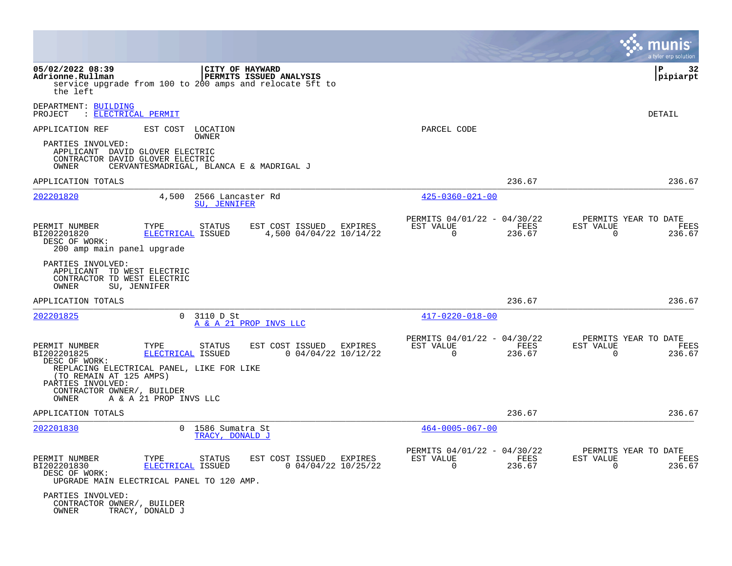service upgrade from 100 to 200 amps and relocate 5ft to the left

DEPARTMENT: BUILDING
PROJECT : ELECTRICAL PERMIT

DETAIL

APPLICATION REF | EST COST | LOCATION / OWNER | PARCEL CODE

PARTIES INVOLVED:
- APPLICANT DAVID GLOVER ELECTRIC
- CONTRACTOR DAVID GLOVER ELECTRIC
- OWNER CERVANTESMADRIGAL, BLANCA E & MADRIGAL J

APPLICATION TOTALS — 236.67 — 236.67

---

**202201820** — 4,500 — 2566 Lancaster Rd — SU, JENNIFER — 425-0360-021-00

| PERMIT NUMBER | TYPE | STATUS | EST COST | ISSUED | EXPIRES | PERMITS 04/01/22 - 04/30/22 EST VALUE | FEES | PERMITS YEAR TO DATE EST VALUE | FEES |
|---|---|---|---|---|---|---|---|---|---|
| BI202201820 | ELECTRICAL | ISSUED | 4,500 | 04/04/22 | 10/14/22 | 0 | 236.67 | 0 | 236.67 |

DESC OF WORK:
200 amp main panel upgrade

PARTIES INVOLVED:
- APPLICANT TD WEST ELECTRIC
- CONTRACTOR TD WEST ELECTRIC
- OWNER SU, JENNIFER

APPLICATION TOTALS — 236.67 — 236.67

---

**202201825** — 0 — 3110 D St — A & A 21 PROP INVS LLC — 417-0220-018-00

| PERMIT NUMBER | TYPE | STATUS | EST COST | ISSUED | EXPIRES | PERMITS 04/01/22 - 04/30/22 EST VALUE | FEES | PERMITS YEAR TO DATE EST VALUE | FEES |
|---|---|---|---|---|---|---|---|---|---|
| BI202201825 | ELECTRICAL | ISSUED | 0 | 04/04/22 | 10/12/22 | 0 | 236.67 | 0 | 236.67 |

DESC OF WORK:
REPLACING ELECTRICAL PANEL, LIKE FOR LIKE (TO REMAIN AT 125 AMPS)

PARTIES INVOLVED:
- CONTRACTOR OWNER/, BUILDER
- OWNER A & A 21 PROP INVS LLC

APPLICATION TOTALS — 236.67 — 236.67

---

**202201830** — 0 — 1586 Sumatra St — TRACY, DONALD J — 464-0005-067-00

| PERMIT NUMBER | TYPE | STATUS | EST COST | ISSUED | EXPIRES | PERMITS 04/01/22 - 04/30/22 EST VALUE | FEES | PERMITS YEAR TO DATE EST VALUE | FEES |
|---|---|---|---|---|---|---|---|---|---|
| BI202201830 | ELECTRICAL | ISSUED | 0 | 04/04/22 | 10/25/22 | 0 | 236.67 | 0 | 236.67 |

DESC OF WORK:
UPGRADE MAIN ELECTRICAL PANEL TO 120 AMP.

PARTIES INVOLVED:
- CONTRACTOR OWNER/, BUILDER
- OWNER TRACY, DONALD J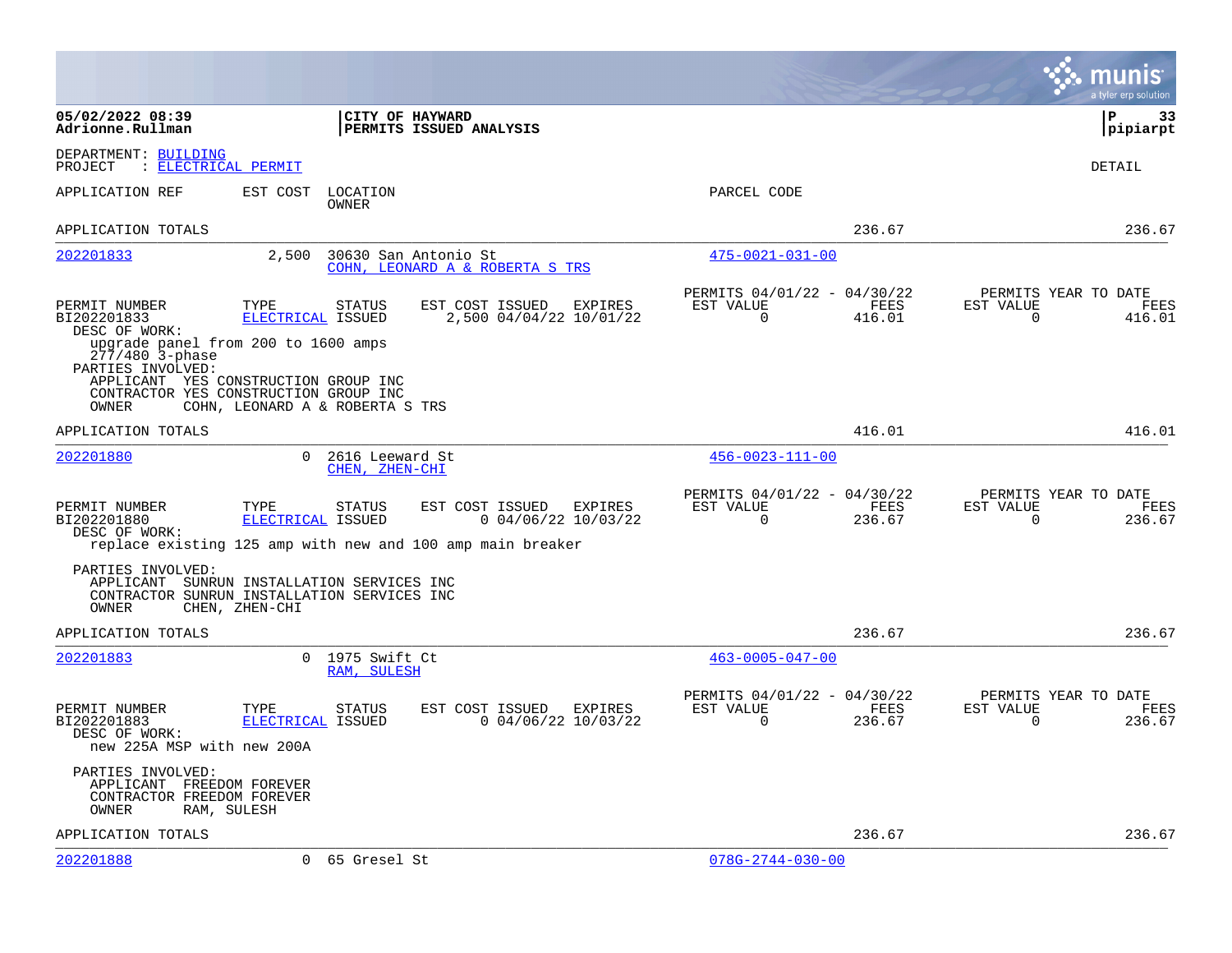**05/02/2022 08:39**
**Adrionne.Rullman**

**CITY OF HAYWARD**
**PERMITS ISSUED ANALYSIS**

**P 33**
**pipiarpt**

DEPARTMENT: BUILDING
PROJECT : ELECTRICAL PERMIT

DETAIL

| APPLICATION REF | EST COST | LOCATION / OWNER | PARCEL CODE |
|---|---|---|---|

APPLICATION TOTALS — 236.67 — 236.67

---

**202201833** — 2,500 — 30630 San Antonio St — COHN, LEONARD A & ROBERTA S TRS — 475-0021-031-00

| PERMIT NUMBER | TYPE | STATUS | EST COST | ISSUED | EXPIRES | PERMITS 04/01/22 - 04/30/22 EST VALUE | FEES | PERMITS YEAR TO DATE EST VALUE | FEES |
|---|---|---|---|---|---|---|---|---|---|
| BI202201833 | ELECTRICAL | ISSUED | 2,500 | 04/04/22 | 10/01/22 | 0 | 416.01 | 0 | 416.01 |

DESC OF WORK:
upgrade panel from 200 to 1600 amps 277/480 3-phase

PARTIES INVOLVED:
APPLICANT YES CONSTRUCTION GROUP INC
CONTRACTOR YES CONSTRUCTION GROUP INC
OWNER COHN, LEONARD A & ROBERTA S TRS

APPLICATION TOTALS — 416.01 — 416.01

---

**202201880** — 0 — 2616 Leeward St — CHEN, ZHEN-CHI — 456-0023-111-00

| PERMIT NUMBER | TYPE | STATUS | EST COST | ISSUED | EXPIRES | PERMITS 04/01/22 - 04/30/22 EST VALUE | FEES | PERMITS YEAR TO DATE EST VALUE | FEES |
|---|---|---|---|---|---|---|---|---|---|
| BI202201880 | ELECTRICAL | ISSUED | 0 | 04/06/22 | 10/03/22 | 0 | 236.67 | 0 | 236.67 |

DESC OF WORK:
replace existing 125 amp with new and 100 amp main breaker

PARTIES INVOLVED:
APPLICANT SUNRUN INSTALLATION SERVICES INC
CONTRACTOR SUNRUN INSTALLATION SERVICES INC
OWNER CHEN, ZHEN-CHI

APPLICATION TOTALS — 236.67 — 236.67

---

**202201883** — 0 — 1975 Swift Ct — RAM, SULESH — 463-0005-047-00

| PERMIT NUMBER | TYPE | STATUS | EST COST | ISSUED | EXPIRES | PERMITS 04/01/22 - 04/30/22 EST VALUE | FEES | PERMITS YEAR TO DATE EST VALUE | FEES |
|---|---|---|---|---|---|---|---|---|---|
| BI202201883 | ELECTRICAL | ISSUED | 0 | 04/06/22 | 10/03/22 | 0 | 236.67 | 0 | 236.67 |

DESC OF WORK:
new 225A MSP with new 200A

PARTIES INVOLVED:
APPLICANT FREEDOM FOREVER
CONTRACTOR FREEDOM FOREVER
OWNER RAM, SULESH

APPLICATION TOTALS — 236.67 — 236.67

---

**202201888** — 0 — 65 Gresel St — 078G-2744-030-00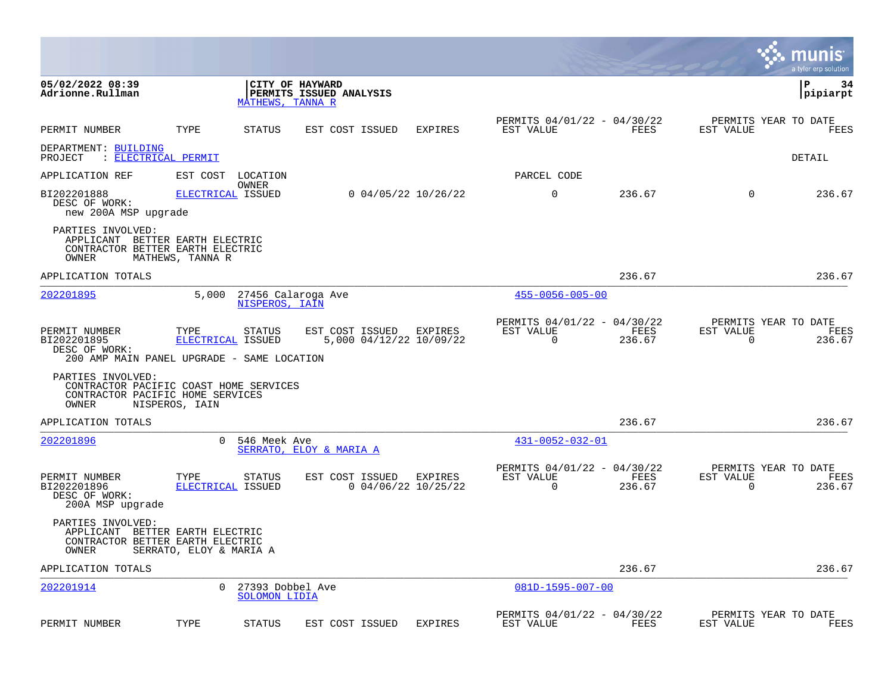05/02/2022 08:39
Adrionne.Rullman

**CITY OF HAYWARD**
**PERMITS ISSUED ANALYSIS**
MATHEWS, TANNA R

P 34
pipiarpt

| PERMIT NUMBER | TYPE | STATUS | EST COST | ISSUED | EXPIRES | PERMITS 04/01/22 - 04/30/22 EST VALUE | FEES | PERMITS YEAR TO DATE EST VALUE | FEES |
|---|---|---|---|---|---|---|---|---|---|

DEPARTMENT: BUILDING
PROJECT : ELECTRICAL PERMIT

DETAIL

APPLICATION REF | EST COST | LOCATION / OWNER | PARCEL CODE

| PERMIT NUMBER | TYPE | STATUS | EST COST | ISSUED | EXPIRES | EST VALUE | FEES | YTD EST VALUE | YTD FEES |
|---|---|---|---|---|---|---|---|---|---|
| BI202201888 | ELECTRICAL | ISSUED | 0 | 04/05/22 | 10/26/22 | 0 | 236.67 | 0 | 236.67 |

DESC OF WORK:
new 200A MSP upgrade

PARTIES INVOLVED:
APPLICANT BETTER EARTH ELECTRIC
CONTRACTOR BETTER EARTH ELECTRIC
OWNER MATHEWS, TANNA R

APPLICATION TOTALS: 236.67 | 236.67

---

202201895 | 5,000 | 27456 Calaroga Ave | NISPEROS, IAIN | 455-0056-005-00

| PERMIT NUMBER | TYPE | STATUS | EST COST | ISSUED | EXPIRES | EST VALUE | FEES | YTD EST VALUE | YTD FEES |
|---|---|---|---|---|---|---|---|---|---|
| BI202201895 | ELECTRICAL | ISSUED | 5,000 | 04/12/22 | 10/09/22 | 0 | 236.67 | 0 | 236.67 |

DESC OF WORK:
200 AMP MAIN PANEL UPGRADE - SAME LOCATION

PARTIES INVOLVED:
CONTRACTOR PACIFIC COAST HOME SERVICES
CONTRACTOR PACIFIC HOME SERVICES
OWNER NISPEROS, IAIN

APPLICATION TOTALS: 236.67 | 236.67

---

202201896 | 0 | 546 Meek Ave | SERRATO, ELOY & MARIA A | 431-0052-032-01

| PERMIT NUMBER | TYPE | STATUS | EST COST | ISSUED | EXPIRES | EST VALUE | FEES | YTD EST VALUE | YTD FEES |
|---|---|---|---|---|---|---|---|---|---|
| BI202201896 | ELECTRICAL | ISSUED | 0 | 04/06/22 | 10/25/22 | 0 | 236.67 | 0 | 236.67 |

DESC OF WORK:
200A MSP upgrade

PARTIES INVOLVED:
APPLICANT BETTER EARTH ELECTRIC
CONTRACTOR BETTER EARTH ELECTRIC
OWNER SERRATO, ELOY & MARIA A

APPLICATION TOTALS: 236.67 | 236.67

---

202201914 | 0 | 27393 Dobbel Ave | SOLOMON LIDIA | 081D-1595-007-00

| PERMIT NUMBER | TYPE | STATUS | EST COST | ISSUED | EXPIRES | PERMITS 04/01/22 - 04/30/22 EST VALUE | FEES | PERMITS YEAR TO DATE EST VALUE | FEES |
|---|---|---|---|---|---|---|---|---|---|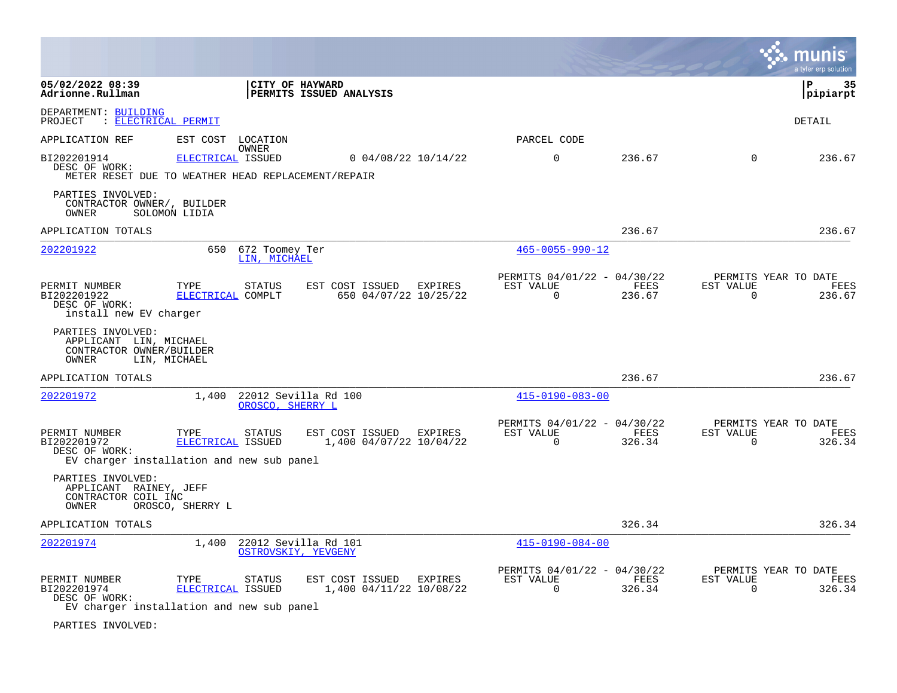05/02/2022 08:39
Adrionne.Rullman

CITY OF HAYWARD
PERMITS ISSUED ANALYSIS

DEPARTMENT: BUILDING
PROJECT : ELECTRICAL PERMIT

DETAIL

APPLICATION REF | EST COST | LOCATION OWNER | PARCEL CODE

BI202201914 ELECTRICAL ISSUED 0 04/08/22 10/14/22 | 0 | 236.67 | 0 | 236.67

DESC OF WORK:
METER RESET DUE TO WEATHER HEAD REPLACEMENT/REPAIR

PARTIES INVOLVED:
CONTRACTOR OWNER/, BUILDER
OWNER SOLOMON LIDIA

APPLICATION TOTALS 236.67 236.67

---

202201922 | 650 | 672 Toomey Ter, LIN, MICHAEL | 465-0055-990-12

| PERMIT NUMBER | TYPE | STATUS | EST COST | ISSUED | EXPIRES | PERMITS 04/01/22 - 04/30/22 EST VALUE | FEES | PERMITS YEAR TO DATE EST VALUE | FEES |
|---|---|---|---|---|---|---|---|---|---|
| BI202201922 | ELECTRICAL | COMPLT | 650 | 04/07/22 | 10/25/22 | 0 | 236.67 | 0 | 236.67 |

DESC OF WORK:
install new EV charger

PARTIES INVOLVED:
APPLICANT LIN, MICHAEL
CONTRACTOR OWNER/BUILDER
OWNER LIN, MICHAEL

APPLICATION TOTALS 236.67 236.67

---

202201972 | 1,400 | 22012 Sevilla Rd 100, OROSCO, SHERRY L | 415-0190-083-00

| PERMIT NUMBER | TYPE | STATUS | EST COST | ISSUED | EXPIRES | PERMITS 04/01/22 - 04/30/22 EST VALUE | FEES | PERMITS YEAR TO DATE EST VALUE | FEES |
|---|---|---|---|---|---|---|---|---|---|
| BI202201972 | ELECTRICAL | ISSUED | 1,400 | 04/07/22 | 10/04/22 | 0 | 326.34 | 0 | 326.34 |

DESC OF WORK:
EV charger installation and new sub panel

PARTIES INVOLVED:
APPLICANT RAINEY, JEFF
CONTRACTOR COIL INC
OWNER OROSCO, SHERRY L

APPLICATION TOTALS 326.34 326.34

---

202201974 | 1,400 | 22012 Sevilla Rd 101, OSTROVSKIY, YEVGENY | 415-0190-084-00

| PERMIT NUMBER | TYPE | STATUS | EST COST | ISSUED | EXPIRES | PERMITS 04/01/22 - 04/30/22 EST VALUE | FEES | PERMITS YEAR TO DATE EST VALUE | FEES |
|---|---|---|---|---|---|---|---|---|---|
| BI202201974 | ELECTRICAL | ISSUED | 1,400 | 04/11/22 | 10/08/22 | 0 | 326.34 | 0 | 326.34 |

DESC OF WORK:
EV charger installation and new sub panel

PARTIES INVOLVED: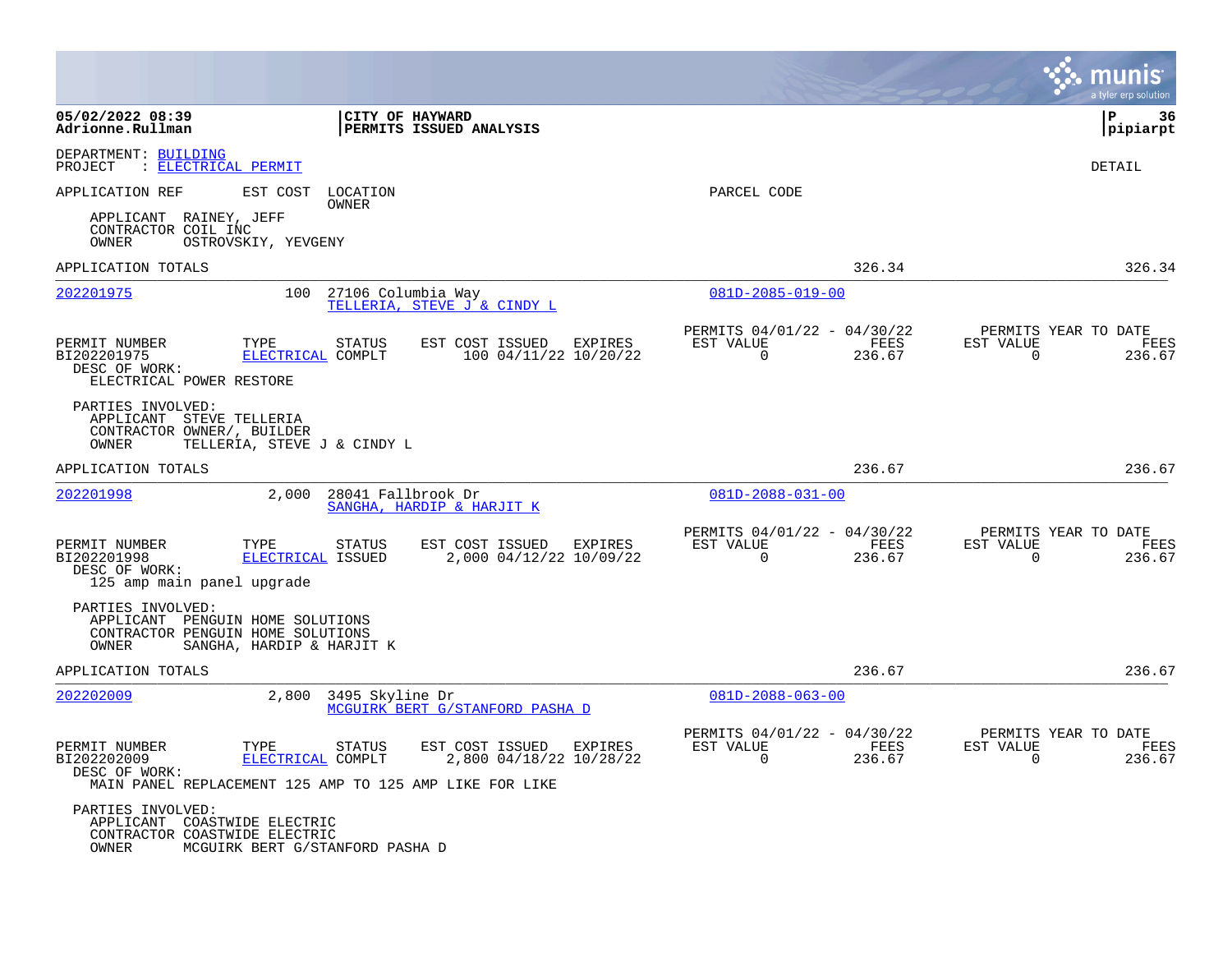05/02/2022 08:39
Adrionne.Rullman

CITY OF HAYWARD
PERMITS ISSUED ANALYSIS

P 36
pipiarpt

DEPARTMENT: BUILDING
PROJECT : ELECTRICAL PERMIT

DETAIL

APPLICATION REF    EST COST    LOCATION    OWNER    PARCEL CODE

APPLICANT RAINEY, JEFF
CONTRACTOR COIL INC
OWNER OSTROVSKIY, YEVGENY

APPLICATION TOTALS    326.34    326.34

---

202201975    100    27106 Columbia Way    TELLERIA, STEVE J & CINDY L    081D-2085-019-00

| PERMIT NUMBER | TYPE | STATUS | EST COST | ISSUED | EXPIRES | PERMITS 04/01/22 - 04/30/22 EST VALUE | FEES | PERMITS YEAR TO DATE EST VALUE | FEES |
|---|---|---|---|---|---|---|---|---|---|
| BI202201975 | ELECTRICAL | COMPLT | 100 | 04/11/22 | 10/20/22 | 0 | 236.67 | 0 | 236.67 |

DESC OF WORK:
ELECTRICAL POWER RESTORE

PARTIES INVOLVED:
APPLICANT STEVE TELLERIA
CONTRACTOR OWNER/, BUILDER
OWNER TELLERIA, STEVE J & CINDY L

APPLICATION TOTALS    236.67    236.67

---

202201998    2,000    28041 Fallbrook Dr    SANGHA, HARDIP & HARJIT K    081D-2088-031-00

| PERMIT NUMBER | TYPE | STATUS | EST COST | ISSUED | EXPIRES | PERMITS 04/01/22 - 04/30/22 EST VALUE | FEES | PERMITS YEAR TO DATE EST VALUE | FEES |
|---|---|---|---|---|---|---|---|---|---|
| BI202201998 | ELECTRICAL | ISSUED | 2,000 | 04/12/22 | 10/09/22 | 0 | 236.67 | 0 | 236.67 |

DESC OF WORK:
125 amp main panel upgrade

PARTIES INVOLVED:
APPLICANT PENGUIN HOME SOLUTIONS
CONTRACTOR PENGUIN HOME SOLUTIONS
OWNER SANGHA, HARDIP & HARJIT K

APPLICATION TOTALS    236.67    236.67

---

202202009    2,800    3495 Skyline Dr    MCGUIRK BERT G/STANFORD PASHA D    081D-2088-063-00

| PERMIT NUMBER | TYPE | STATUS | EST COST | ISSUED | EXPIRES | PERMITS 04/01/22 - 04/30/22 EST VALUE | FEES | PERMITS YEAR TO DATE EST VALUE | FEES |
|---|---|---|---|---|---|---|---|---|---|
| BI202202009 | ELECTRICAL | COMPLT | 2,800 | 04/18/22 | 10/28/22 | 0 | 236.67 | 0 | 236.67 |

DESC OF WORK:
MAIN PANEL REPLACEMENT 125 AMP TO 125 AMP LIKE FOR LIKE

PARTIES INVOLVED:
APPLICANT COASTWIDE ELECTRIC
CONTRACTOR COASTWIDE ELECTRIC
OWNER MCGUIRK BERT G/STANFORD PASHA D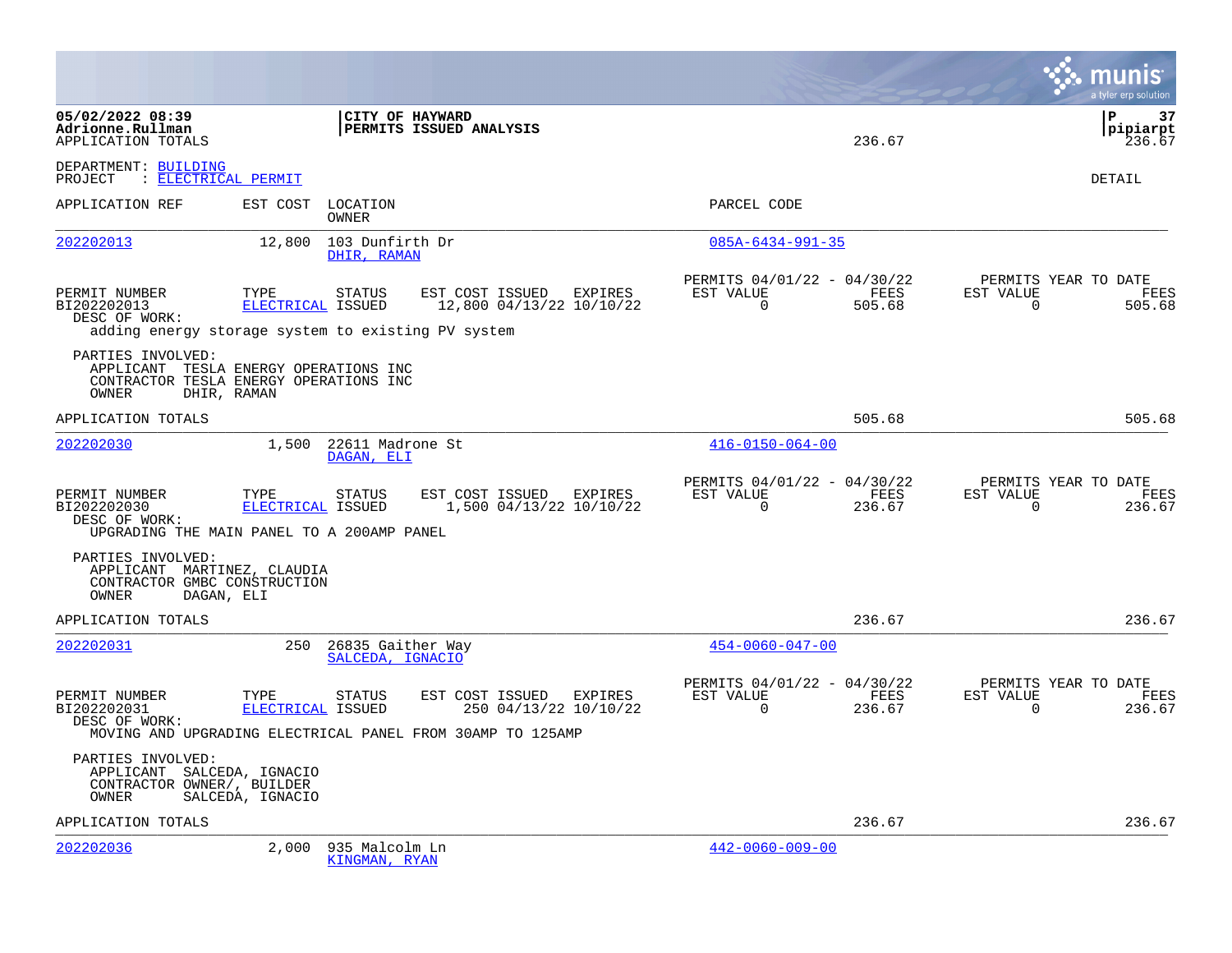05/02/2022 08:39
Adrionne.Rullman
APPLICATION TOTALS

CITY OF HAYWARD
PERMITS ISSUED ANALYSIS

236.67

P 37
pipiarpt
236.67

DEPARTMENT: BUILDING
PROJECT : ELECTRICAL PERMIT

DETAIL

| APPLICATION REF | EST COST | LOCATION / OWNER | PARCEL CODE |
|---|---|---|---|
| 202202013 | 12,800 | 103 Dunfirth Dr / DHIR, RAMAN | 085A-6434-991-35 |

| PERMIT NUMBER | TYPE | STATUS | EST COST | ISSUED | EXPIRES | PERMITS 04/01/22 - 04/30/22 EST VALUE | FEES | PERMITS YEAR TO DATE EST VALUE | FEES |
|---|---|---|---|---|---|---|---|---|---|
| BI202202013 | ELECTRICAL | ISSUED | 12,800 | 04/13/22 | 10/10/22 | 0 | 505.68 | 0 | 505.68 |

DESC OF WORK:
adding energy storage system to existing PV system

PARTIES INVOLVED:
APPLICANT TESLA ENERGY OPERATIONS INC
CONTRACTOR TESLA ENERGY OPERATIONS INC
OWNER DHIR, RAMAN

APPLICATION TOTALS 505.68 505.68

| APPLICATION REF | EST COST | LOCATION / OWNER | PARCEL CODE |
|---|---|---|---|
| 202202030 | 1,500 | 22611 Madrone St / DAGAN, ELI | 416-0150-064-00 |

| PERMIT NUMBER | TYPE | STATUS | EST COST | ISSUED | EXPIRES | PERMITS 04/01/22 - 04/30/22 EST VALUE | FEES | PERMITS YEAR TO DATE EST VALUE | FEES |
|---|---|---|---|---|---|---|---|---|---|
| BI202202030 | ELECTRICAL | ISSUED | 1,500 | 04/13/22 | 10/10/22 | 0 | 236.67 | 0 | 236.67 |

DESC OF WORK:
UPGRADING THE MAIN PANEL TO A 200AMP PANEL

PARTIES INVOLVED:
APPLICANT MARTINEZ, CLAUDIA
CONTRACTOR GMBC CONSTRUCTION
OWNER DAGAN, ELI

APPLICATION TOTALS 236.67 236.67

| APPLICATION REF | EST COST | LOCATION / OWNER | PARCEL CODE |
|---|---|---|---|
| 202202031 | 250 | 26835 Gaither Way / SALCEDA, IGNACIO | 454-0060-047-00 |

| PERMIT NUMBER | TYPE | STATUS | EST COST | ISSUED | EXPIRES | PERMITS 04/01/22 - 04/30/22 EST VALUE | FEES | PERMITS YEAR TO DATE EST VALUE | FEES |
|---|---|---|---|---|---|---|---|---|---|
| BI202202031 | ELECTRICAL | ISSUED | 250 | 04/13/22 | 10/10/22 | 0 | 236.67 | 0 | 236.67 |

DESC OF WORK:
MOVING AND UPGRADING ELECTRICAL PANEL FROM 30AMP TO 125AMP

PARTIES INVOLVED:
APPLICANT SALCEDA, IGNACIO
CONTRACTOR OWNER/, BUILDER
OWNER SALCEDA, IGNACIO

APPLICATION TOTALS 236.67 236.67

| APPLICATION REF | EST COST | LOCATION / OWNER | PARCEL CODE |
|---|---|---|---|
| 202202036 | 2,000 | 935 Malcolm Ln / KINGMAN, RYAN | 442-0060-009-00 |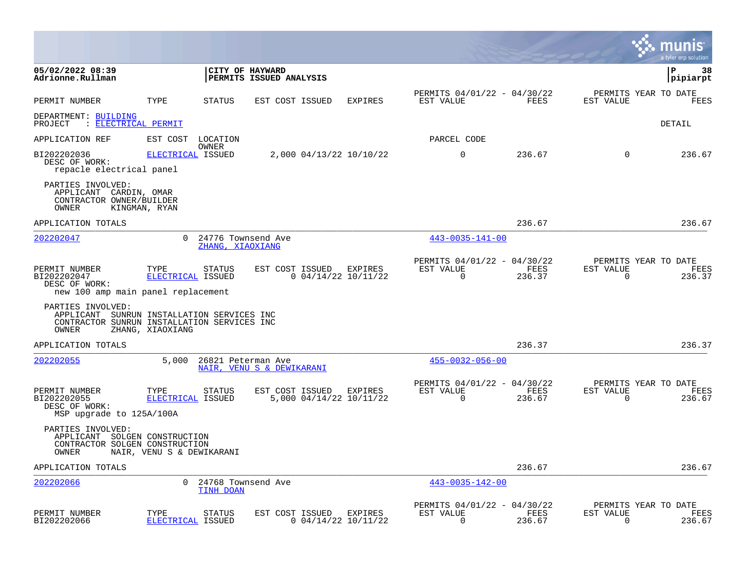05/02/2022 08:39
Adrionne.Rullman

**CITY OF HAYWARD**
**PERMITS ISSUED ANALYSIS**

P 38
pipiarpt

| PERMIT NUMBER | TYPE | STATUS | EST COST | ISSUED | EXPIRES | PERMITS 04/01/22 - 04/30/22 EST VALUE | FEES | PERMITS YEAR TO DATE EST VALUE | FEES |
|---|---|---|---|---|---|---|---|---|---|

DEPARTMENT: BUILDING
PROJECT : ELECTRICAL PERMIT

DETAIL

APPLICATION REF | EST COST | LOCATION / OWNER | PARCEL CODE

| PERMIT NUMBER | TYPE | STATUS | EST COST | ISSUED | EXPIRES | EST VALUE | FEES | EST VALUE | FEES |
|---|---|---|---|---|---|---|---|---|---|
| BI202202036 | ELECTRICAL | ISSUED | 2,000 | 04/13/22 | 10/10/22 | 0 | 236.67 | 0 | 236.67 |

DESC OF WORK:
repacle electrical panel

PARTIES INVOLVED:
APPLICANT CARDIN, OMAR
CONTRACTOR OWNER/BUILDER
OWNER KINGMAN, RYAN

APPLICATION TOTALS 236.67 236.67

---

202202047 0 24776 Townsend Ave
ZHANG, XIAOXIANG
443-0035-141-00

| PERMIT NUMBER | TYPE | STATUS | EST COST | ISSUED | EXPIRES | PERMITS 04/01/22 - 04/30/22 EST VALUE | FEES | PERMITS YEAR TO DATE EST VALUE | FEES |
|---|---|---|---|---|---|---|---|---|---|
| BI202202047 | ELECTRICAL | ISSUED | 0 | 04/14/22 | 10/11/22 | 0 | 236.37 | 0 | 236.37 |

DESC OF WORK:
new 100 amp main panel replacement

PARTIES INVOLVED:
APPLICANT SUNRUN INSTALLATION SERVICES INC
CONTRACTOR SUNRUN INSTALLATION SERVICES INC
OWNER ZHANG, XIAOXIANG

APPLICATION TOTALS 236.37 236.37

---

202202055 5,000 26821 Peterman Ave
NAIR, VENU S & DEWIKARANI
455-0032-056-00

| PERMIT NUMBER | TYPE | STATUS | EST COST | ISSUED | EXPIRES | PERMITS 04/01/22 - 04/30/22 EST VALUE | FEES | PERMITS YEAR TO DATE EST VALUE | FEES |
|---|---|---|---|---|---|---|---|---|---|
| BI202202055 | ELECTRICAL | ISSUED | 5,000 | 04/14/22 | 10/11/22 | 0 | 236.67 | 0 | 236.67 |

DESC OF WORK:
MSP upgrade to 125A/100A

PARTIES INVOLVED:
APPLICANT SOLGEN CONSTRUCTION
CONTRACTOR SOLGEN CONSTRUCTION
OWNER NAIR, VENU S & DEWIKARANI

APPLICATION TOTALS 236.67 236.67

---

202202066 0 24768 Townsend Ave
TINH DOAN
443-0035-142-00

| PERMIT NUMBER | TYPE | STATUS | EST COST | ISSUED | EXPIRES | PERMITS 04/01/22 - 04/30/22 EST VALUE | FEES | PERMITS YEAR TO DATE EST VALUE | FEES |
|---|---|---|---|---|---|---|---|---|---|
| BI202202066 | ELECTRICAL | ISSUED | 0 | 04/14/22 | 10/11/22 | 0 | 236.67 | 0 | 236.67 |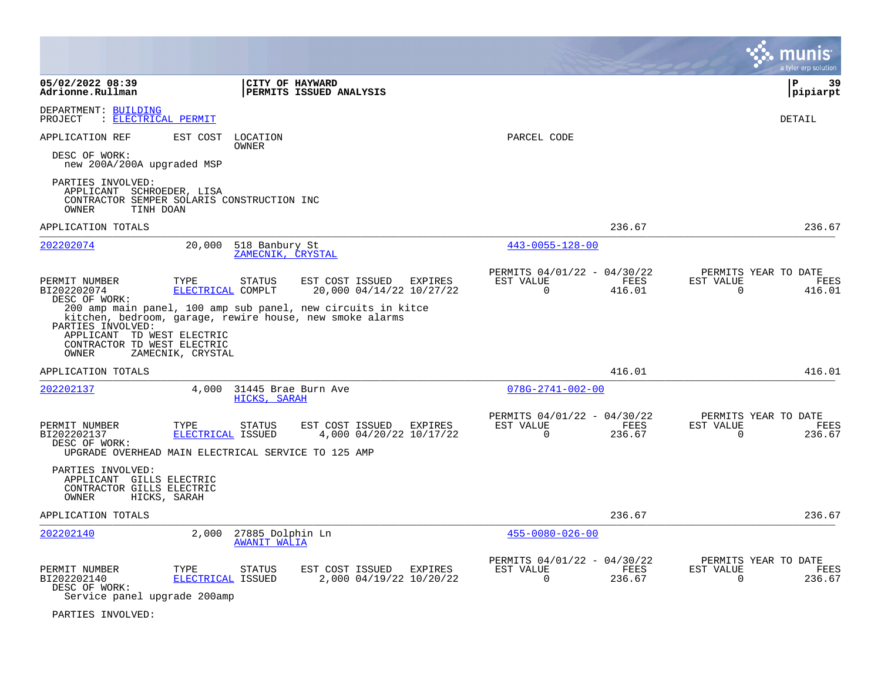05/02/2022 08:39
Adrionne.Rullman

CITY OF HAYWARD
PERMITS ISSUED ANALYSIS

P 39
pipiarpt

DEPARTMENT: BUILDING
PROJECT : ELECTRICAL PERMIT

DETAIL

APPLICATION REF | EST COST | LOCATION / OWNER | PARCEL CODE

DESC OF WORK:
new 200A/200A upgraded MSP

PARTIES INVOLVED:
APPLICANT SCHROEDER, LISA
CONTRACTOR SEMPER SOLARIS CONSTRUCTION INC
OWNER TINH DOAN

APPLICATION TOTALS 236.67 236.67

---

202202074 20,000 518 Banbury St
ZAMECNIK, CRYSTAL
443-0055-128-00

| PERMIT NUMBER | TYPE | STATUS | EST COST | ISSUED | EXPIRES | PERMITS 04/01/22 - 04/30/22 EST VALUE | FEES | PERMITS YEAR TO DATE EST VALUE | FEES |
|---|---|---|---|---|---|---|---|---|---|
| BI202202074 | ELECTRICAL | COMPLT | 20,000 | 04/14/22 | 10/27/22 | 0 | 416.01 | 0 | 416.01 |

DESC OF WORK:
200 amp main panel, 100 amp sub panel, new circuits in kitce kitchen, bedroom, garage, rewire house, new smoke alarms

PARTIES INVOLVED:
APPLICANT TD WEST ELECTRIC
CONTRACTOR TD WEST ELECTRIC
OWNER ZAMECNIK, CRYSTAL

APPLICATION TOTALS 416.01 416.01

---

202202137 4,000 31445 Brae Burn Ave
HICKS, SARAH
078G-2741-002-00

| PERMIT NUMBER | TYPE | STATUS | EST COST | ISSUED | EXPIRES | PERMITS 04/01/22 - 04/30/22 EST VALUE | FEES | PERMITS YEAR TO DATE EST VALUE | FEES |
|---|---|---|---|---|---|---|---|---|---|
| BI202202137 | ELECTRICAL | ISSUED | 4,000 | 04/20/22 | 10/17/22 | 0 | 236.67 | 0 | 236.67 |

DESC OF WORK:
UPGRADE OVERHEAD MAIN ELECTRICAL SERVICE TO 125 AMP

PARTIES INVOLVED:
APPLICANT GILLS ELECTRIC
CONTRACTOR GILLS ELECTRIC
OWNER HICKS, SARAH

APPLICATION TOTALS 236.67 236.67

---

202202140 2,000 27885 Dolphin Ln
AWANIT WALIA
455-0080-026-00

| PERMIT NUMBER | TYPE | STATUS | EST COST | ISSUED | EXPIRES | PERMITS 04/01/22 - 04/30/22 EST VALUE | FEES | PERMITS YEAR TO DATE EST VALUE | FEES |
|---|---|---|---|---|---|---|---|---|---|
| BI202202140 | ELECTRICAL | ISSUED | 2,000 | 04/19/22 | 10/20/22 | 0 | 236.67 | 0 | 236.67 |

DESC OF WORK:
Service panel upgrade 200amp

PARTIES INVOLVED: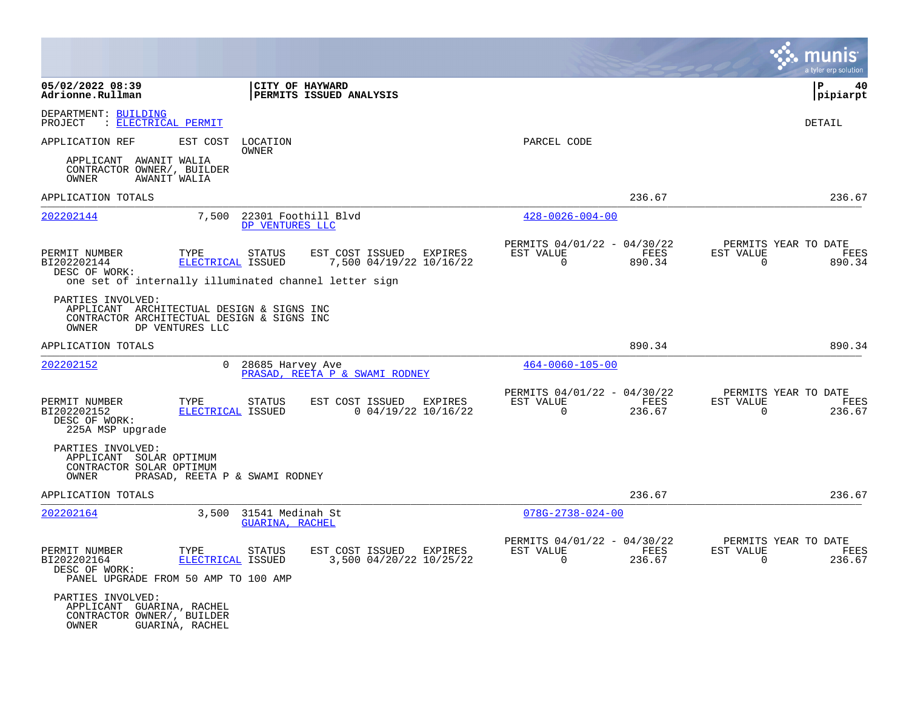05/02/2022 08:39
Adrionne.Rullman

**CITY OF HAYWARD**
**PERMITS ISSUED ANALYSIS**

P 40
pipiarpt

DEPARTMENT: BUILDING
PROJECT : ELECTRICAL PERMIT

DETAIL

APPLICATION REF    EST COST    LOCATION
OWNER
PARCEL CODE

APPLICANT AWANIT WALIA
CONTRACTOR OWNER/, BUILDER
OWNER AWANIT WALIA

APPLICATION TOTALS    236.67    236.67

---

**202202144**    7,500    22301 Foothill Blvd
DP VENTURES LLC
428-0026-004-00

| PERMIT NUMBER | TYPE | STATUS | EST COST | ISSUED | EXPIRES | PERMITS 04/01/22 - 04/30/22 EST VALUE | FEES | PERMITS YEAR TO DATE EST VALUE | FEES |
|---|---|---|---|---|---|---|---|---|---|
| BI202202144 | ELECTRICAL | ISSUED | 7,500 | 04/19/22 | 10/16/22 | 0 | 890.34 | 0 | 890.34 |

DESC OF WORK:
one set of internally illuminated channel letter sign

PARTIES INVOLVED:
APPLICANT ARCHITECTUAL DESIGN & SIGNS INC
CONTRACTOR ARCHITECTUAL DESIGN & SIGNS INC
OWNER DP VENTURES LLC

APPLICATION TOTALS    890.34    890.34

---

**202202152**    0    28685 Harvey Ave
PRASAD, REETA P & SWAMI RODNEY
464-0060-105-00

| PERMIT NUMBER | TYPE | STATUS | EST COST | ISSUED | EXPIRES | PERMITS 04/01/22 - 04/30/22 EST VALUE | FEES | PERMITS YEAR TO DATE EST VALUE | FEES |
|---|---|---|---|---|---|---|---|---|---|
| BI202202152 | ELECTRICAL | ISSUED | 0 | 04/19/22 | 10/16/22 | 0 | 236.67 | 0 | 236.67 |

DESC OF WORK:
225A MSP upgrade

PARTIES INVOLVED:
APPLICANT SOLAR OPTIMUM
CONTRACTOR SOLAR OPTIMUM
OWNER PRASAD, REETA P & SWAMI RODNEY

APPLICATION TOTALS    236.67    236.67

---

**202202164**    3,500    31541 Medinah St
GUARINA, RACHEL
078G-2738-024-00

| PERMIT NUMBER | TYPE | STATUS | EST COST | ISSUED | EXPIRES | PERMITS 04/01/22 - 04/30/22 EST VALUE | FEES | PERMITS YEAR TO DATE EST VALUE | FEES |
|---|---|---|---|---|---|---|---|---|---|
| BI202202164 | ELECTRICAL | ISSUED | 3,500 | 04/20/22 | 10/25/22 | 0 | 236.67 | 0 | 236.67 |

DESC OF WORK:
PANEL UPGRADE FROM 50 AMP TO 100 AMP

PARTIES INVOLVED:
APPLICANT GUARINA, RACHEL
CONTRACTOR OWNER/, BUILDER
OWNER GUARINA, RACHEL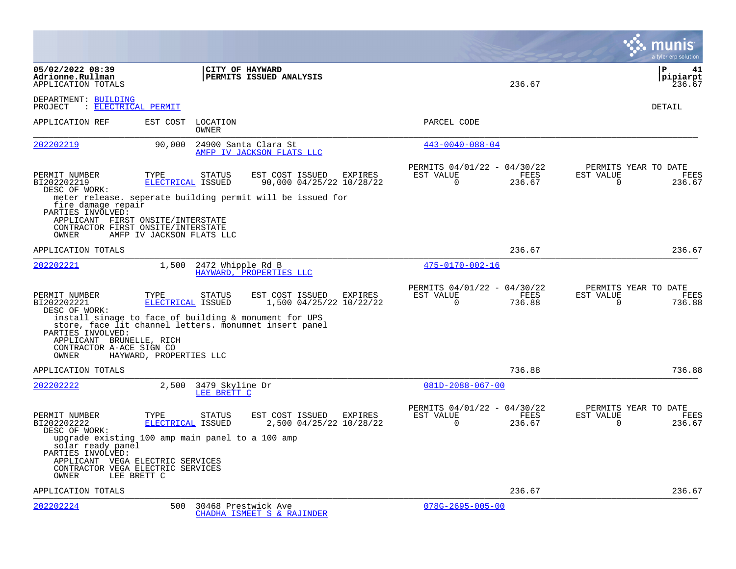**05/02/2022 08:39** | **CITY OF HAYWARD**
**Adrionne.Rullman** | **PERMITS ISSUED ANALYSIS**
APPLICATION TOTALS 236.67 | 236.67

DEPARTMENT: BUILDING
PROJECT : ELECTRICAL PERMIT

DETAIL

| APPLICATION REF | EST COST | LOCATION / OWNER | PARCEL CODE |
|---|---|---|---|
| 202202219 | 90,000 | 24900 Santa Clara St / AMFP IV JACKSON FLATS LLC | 443-0040-088-04 |

| PERMIT NUMBER | TYPE | STATUS | EST COST | ISSUED | EXPIRES | PERMITS 04/01/22 - 04/30/22 EST VALUE | FEES | PERMITS YEAR TO DATE EST VALUE | FEES |
|---|---|---|---|---|---|---|---|---|---|
| BI202202219 | ELECTRICAL | ISSUED | 90,000 | 04/25/22 | 10/28/22 | 0 | 236.67 | 0 | 236.67 |

DESC OF WORK:
meter release. seperate building permit will be issued for fire damage repair

PARTIES INVOLVED:
- APPLICANT FIRST ONSITE/INTERSTATE
- CONTRACTOR FIRST ONSITE/INTERSTATE
- OWNER AMFP IV JACKSON FLATS LLC

APPLICATION TOTALS 236.67 | 236.67

| APPLICATION REF | EST COST | LOCATION / OWNER | PARCEL CODE |
|---|---|---|---|
| 202202221 | 1,500 | 2472 Whipple Rd B / HAYWARD, PROPERTIES LLC | 475-0170-002-16 |

| PERMIT NUMBER | TYPE | STATUS | EST COST | ISSUED | EXPIRES | PERMITS 04/01/22 - 04/30/22 EST VALUE | FEES | PERMITS YEAR TO DATE EST VALUE | FEES |
|---|---|---|---|---|---|---|---|---|---|
| BI202202221 | ELECTRICAL | ISSUED | 1,500 | 04/25/22 | 10/22/22 | 0 | 736.88 | 0 | 736.88 |

DESC OF WORK:
install sinage to face of building & monument for UPS store, face lit channel letters. monunmet insert panel

PARTIES INVOLVED:
- APPLICANT BRUNELLE, RICH
- CONTRACTOR A-ACE SIGN CO
- OWNER HAYWARD, PROPERTIES LLC

APPLICATION TOTALS 736.88 | 736.88

| APPLICATION REF | EST COST | LOCATION / OWNER | PARCEL CODE |
|---|---|---|---|
| 202202222 | 2,500 | 3479 Skyline Dr / LEE BRETT C | 081D-2088-067-00 |

| PERMIT NUMBER | TYPE | STATUS | EST COST | ISSUED | EXPIRES | PERMITS 04/01/22 - 04/30/22 EST VALUE | FEES | PERMITS YEAR TO DATE EST VALUE | FEES |
|---|---|---|---|---|---|---|---|---|---|
| BI202202222 | ELECTRICAL | ISSUED | 2,500 | 04/25/22 | 10/28/22 | 0 | 236.67 | 0 | 236.67 |

DESC OF WORK:
upgrade existing 100 amp main panel to a 100 amp solar ready panel

PARTIES INVOLVED:
- APPLICANT VEGA ELECTRIC SERVICES
- CONTRACTOR VEGA ELECTRIC SERVICES
- OWNER LEE BRETT C

APPLICATION TOTALS 236.67 | 236.67

| APPLICATION REF | EST COST | LOCATION / OWNER | PARCEL CODE |
|---|---|---|---|
| 202202224 | 500 | 30468 Prestwick Ave / CHADHA ISMEET S & RAJINDER | 078G-2695-005-00 |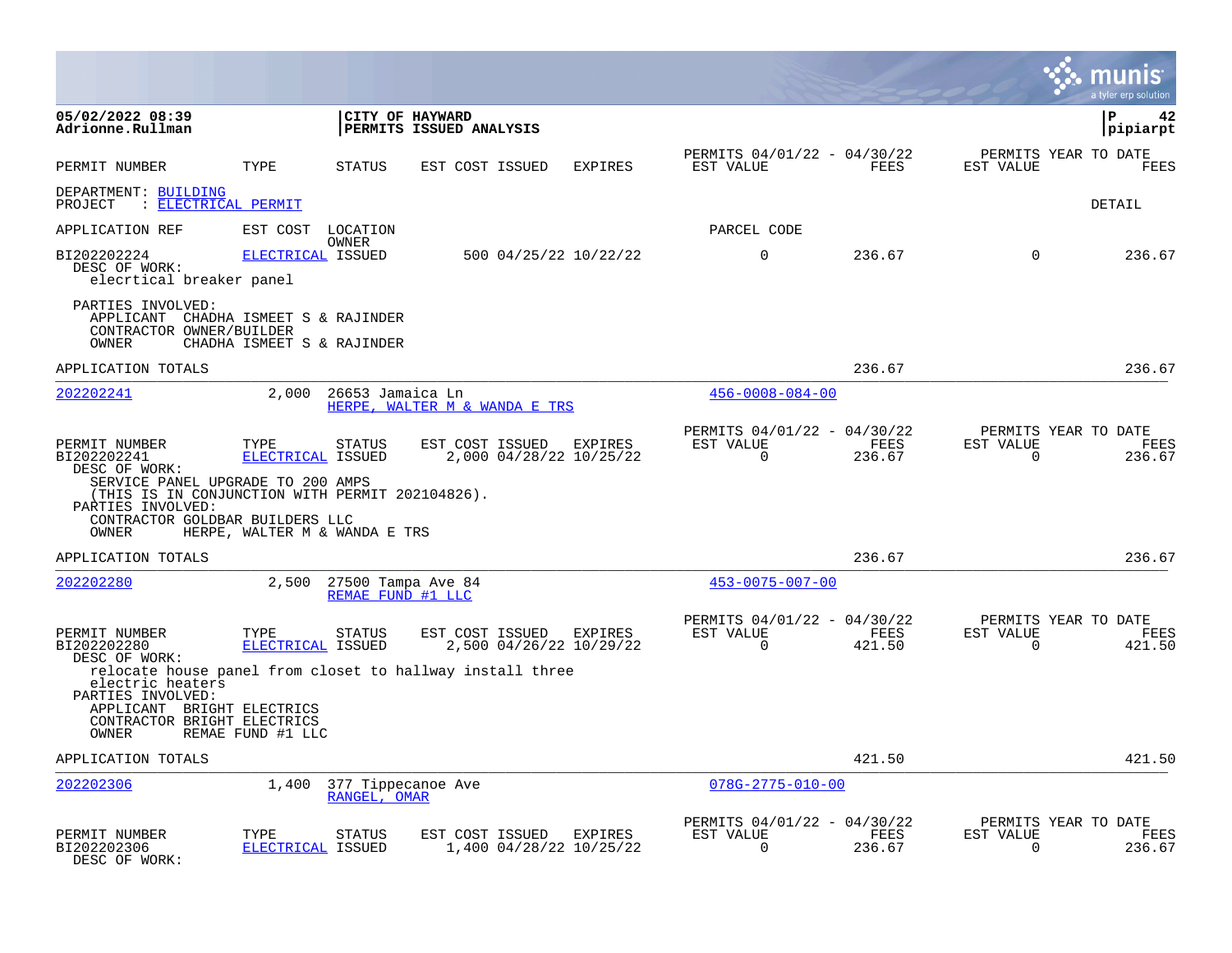**05/02/2022 08:39**
**Adrionne.Rullman**

**CITY OF HAYWARD**
**PERMITS ISSUED ANALYSIS**

| PERMIT NUMBER | TYPE | STATUS | EST COST | ISSUED | EXPIRES | PERMITS 04/01/22 - 04/30/22 EST VALUE | FEES | PERMITS YEAR TO DATE EST VALUE | FEES |
|---|---|---|---|---|---|---|---|---|---|

DEPARTMENT: BUILDING
PROJECT : ELECTRICAL PERMIT

DETAIL

APPLICATION REF | EST COST | LOCATION / OWNER | PARCEL CODE

| PERMIT NUMBER | TYPE | STATUS | EST COST | ISSUED | EXPIRES | EST VALUE | FEES | EST VALUE | FEES |
|---|---|---|---|---|---|---|---|---|---|
| BI202202224 | ELECTRICAL | ISSUED | 500 | 04/25/22 | 10/22/22 | 0 | 236.67 | 0 | 236.67 |

DESC OF WORK:
elecrtical breaker panel

PARTIES INVOLVED:
APPLICANT CHADHA ISMEET S & RAJINDER
CONTRACTOR OWNER/BUILDER
OWNER CHADHA ISMEET S & RAJINDER

APPLICATION TOTALS 236.67 236.67

---

202202241 | 2,000 | 26653 Jamaica Ln | 456-0008-084-00
HERPE, WALTER M & WANDA E TRS

| PERMIT NUMBER | TYPE | STATUS | EST COST | ISSUED | EXPIRES | PERMITS 04/01/22 - 04/30/22 EST VALUE | FEES | PERMITS YEAR TO DATE EST VALUE | FEES |
|---|---|---|---|---|---|---|---|---|---|
| BI202202241 | ELECTRICAL | ISSUED | 2,000 | 04/28/22 | 10/25/22 | 0 | 236.67 | 0 | 236.67 |

DESC OF WORK:
SERVICE PANEL UPGRADE TO 200 AMPS
(THIS IS IN CONJUNCTION WITH PERMIT 202104826).
PARTIES INVOLVED:
CONTRACTOR GOLDBAR BUILDERS LLC
OWNER HERPE, WALTER M & WANDA E TRS

APPLICATION TOTALS 236.67 236.67

---

202202280 | 2,500 | 27500 Tampa Ave 84 | 453-0075-007-00
REMAE FUND #1 LLC

| PERMIT NUMBER | TYPE | STATUS | EST COST | ISSUED | EXPIRES | PERMITS 04/01/22 - 04/30/22 EST VALUE | FEES | PERMITS YEAR TO DATE EST VALUE | FEES |
|---|---|---|---|---|---|---|---|---|---|
| BI202202280 | ELECTRICAL | ISSUED | 2,500 | 04/26/22 | 10/29/22 | 0 | 421.50 | 0 | 421.50 |

DESC OF WORK:
relocate house panel from closet to hallway install three
electric heaters
PARTIES INVOLVED:
APPLICANT BRIGHT ELECTRICS
CONTRACTOR BRIGHT ELECTRICS
OWNER REMAE FUND #1 LLC

APPLICATION TOTALS 421.50 421.50

---

202202306 | 1,400 | 377 Tippecanoe Ave | 078G-2775-010-00
RANGEL, OMAR

| PERMIT NUMBER | TYPE | STATUS | EST COST | ISSUED | EXPIRES | PERMITS 04/01/22 - 04/30/22 EST VALUE | FEES | PERMITS YEAR TO DATE EST VALUE | FEES |
|---|---|---|---|---|---|---|---|---|---|
| BI202202306 | ELECTRICAL | ISSUED | 1,400 | 04/28/22 | 10/25/22 | 0 | 236.67 | 0 | 236.67 |

DESC OF WORK: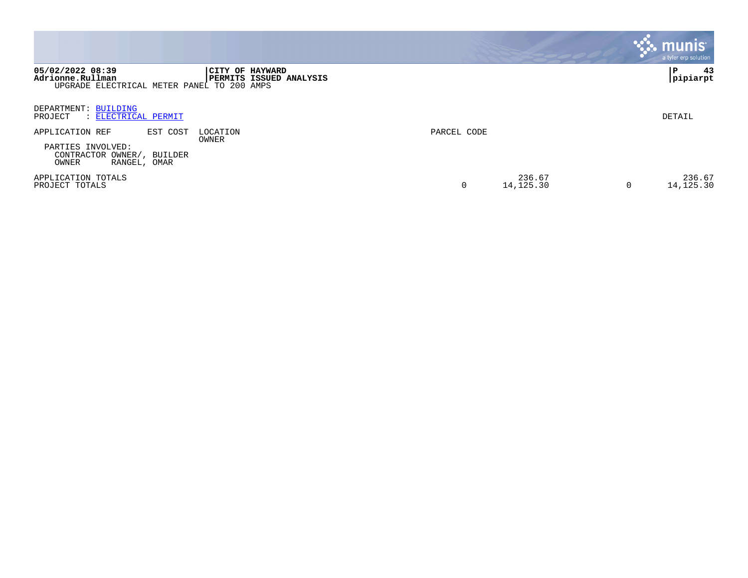UPGRADE ELECTRICAL METER PANEL TO 200 AMPS

DEPARTMENT: BUILDING
PROJECT : ELECTRICAL PERMIT

DETAIL

| APPLICATION REF | EST COST | LOCATION OWNER | PARCEL CODE | | | |
|---|---|---|---|---|---|---|

PARTIES INVOLVED:
CONTRACTOR OWNER/, BUILDER
OWNER RANGEL, OMAR

| | | | | |
|---|---|---|---|---|
| APPLICATION TOTALS | | 236.67 | | 236.67 |
| PROJECT TOTALS | 0 | 14,125.30 | 0 | 14,125.30 |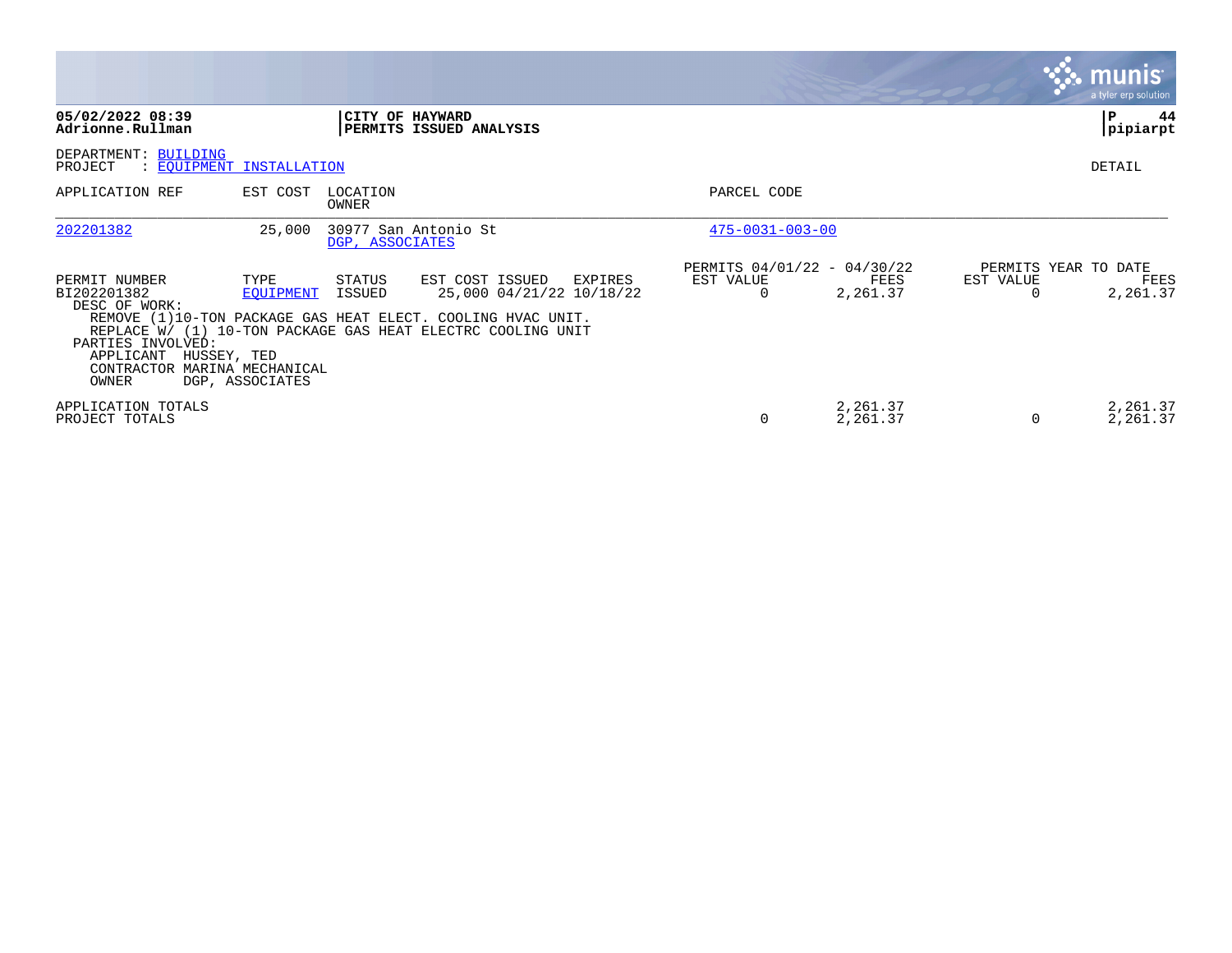CITY OF HAYWARD
PERMITS ISSUED ANALYSIS

05/02/2022 08:39
Adrionne.Rullman

P 44
pipiarpt

DEPARTMENT: BUILDING
PROJECT : EQUIPMENT INSTALLATION

DETAIL

| APPLICATION REF | EST COST | LOCATION / OWNER | PARCEL CODE |
|---|---|---|---|
| 202201382 | 25,000 | 30977 San Antonio St / DGP, ASSOCIATES | 475-0031-003-00 |

| PERMIT NUMBER | TYPE | STATUS | EST COST | ISSUED | EXPIRES | PERMITS 04/01/22 - 04/30/22 EST VALUE | FEES | PERMITS YEAR TO DATE EST VALUE | FEES |
|---|---|---|---|---|---|---|---|---|---|
| BI202201382 | EQUIPMENT | ISSUED | 25,000 | 04/21/22 | 10/18/22 | 0 | 2,261.37 | 0 | 2,261.37 |

DESC OF WORK:
REMOVE (1)10-TON PACKAGE GAS HEAT ELECT. COOLING HVAC UNIT.
REPLACE W/ (1) 10-TON PACKAGE GAS HEAT ELECTRC COOLING UNIT

PARTIES INVOLVED:
APPLICANT HUSSEY, TED
CONTRACTOR MARINA MECHANICAL
OWNER DGP, ASSOCIATES

| | EST VALUE | FEES | YTD EST VALUE | YTD FEES |
|---|---|---|---|---|
| APPLICATION TOTALS | | 2,261.37 | | 2,261.37 |
| PROJECT TOTALS | 0 | 2,261.37 | 0 | 2,261.37 |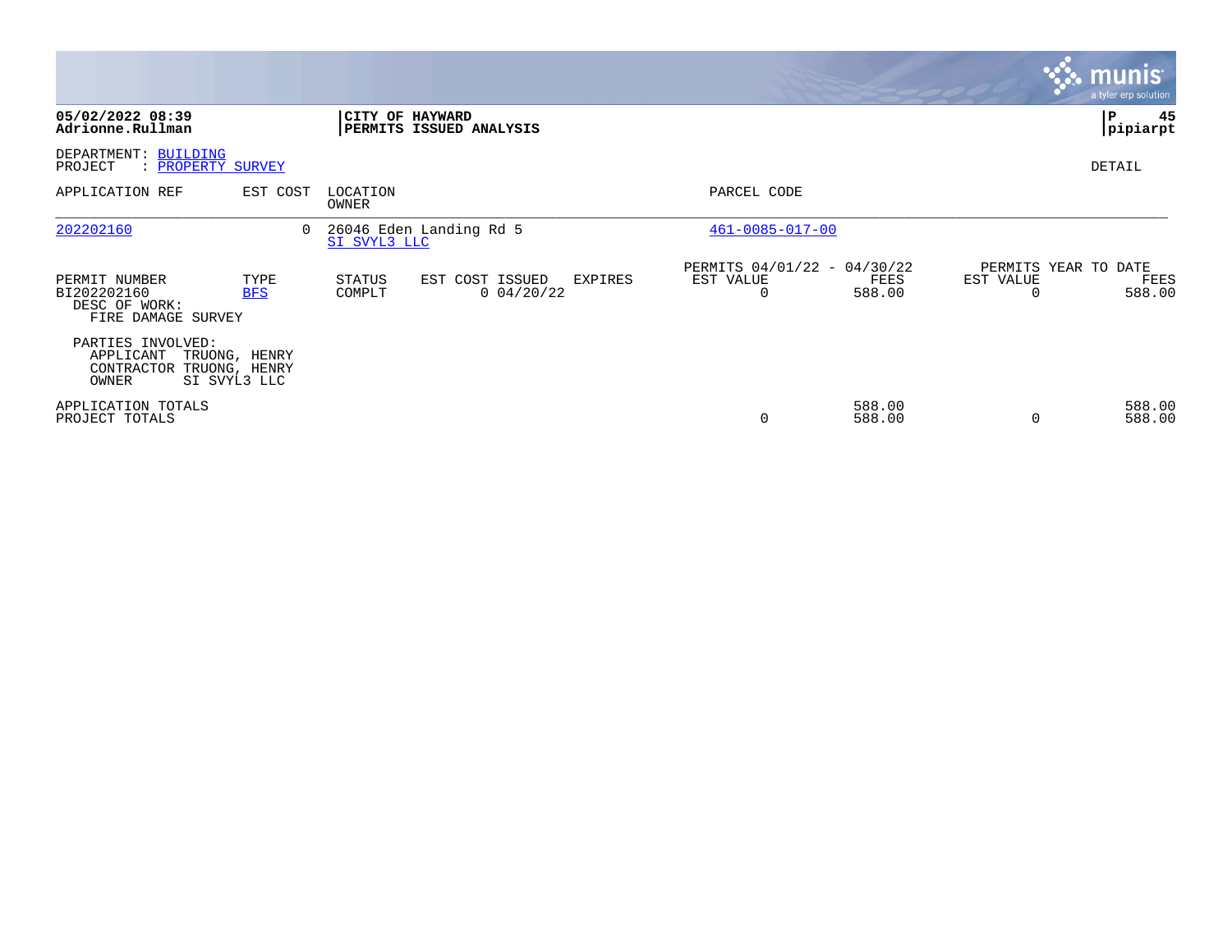**05/02/2022 08:39**
**Adrionne.Rullman**

**CITY OF HAYWARD**
**PERMITS ISSUED ANALYSIS**

**pipiarpt**

DEPARTMENT: BUILDING
PROJECT : PROPERTY SURVEY

DETAIL

| APPLICATION REF | EST COST | LOCATION / OWNER | PARCEL CODE |
|---|---|---|---|
| 202202160 | 0 | 26046 Eden Landing Rd 5 / SI SVYL3 LLC | 461-0085-017-00 |

| PERMIT NUMBER | TYPE | STATUS | EST COST | ISSUED | EXPIRES | PERMITS 04/01/22 - 04/30/22 EST VALUE | FEES | PERMITS YEAR TO DATE EST VALUE | FEES |
|---|---|---|---|---|---|---|---|---|---|
| BI202202160 | BFS | COMPLT | 0 | 04/20/22 | | 0 | 588.00 | 0 | 588.00 |

DESC OF WORK:
FIRE DAMAGE SURVEY

PARTIES INVOLVED:
APPLICANT TRUONG, HENRY
CONTRACTOR TRUONG, HENRY
OWNER SI SVYL3 LLC

| | EST VALUE | FEES | EST VALUE | FEES |
|---|---|---|---|---|
| APPLICATION TOTALS | | 588.00 | | 588.00 |
| PROJECT TOTALS | 0 | 588.00 | 0 | 588.00 |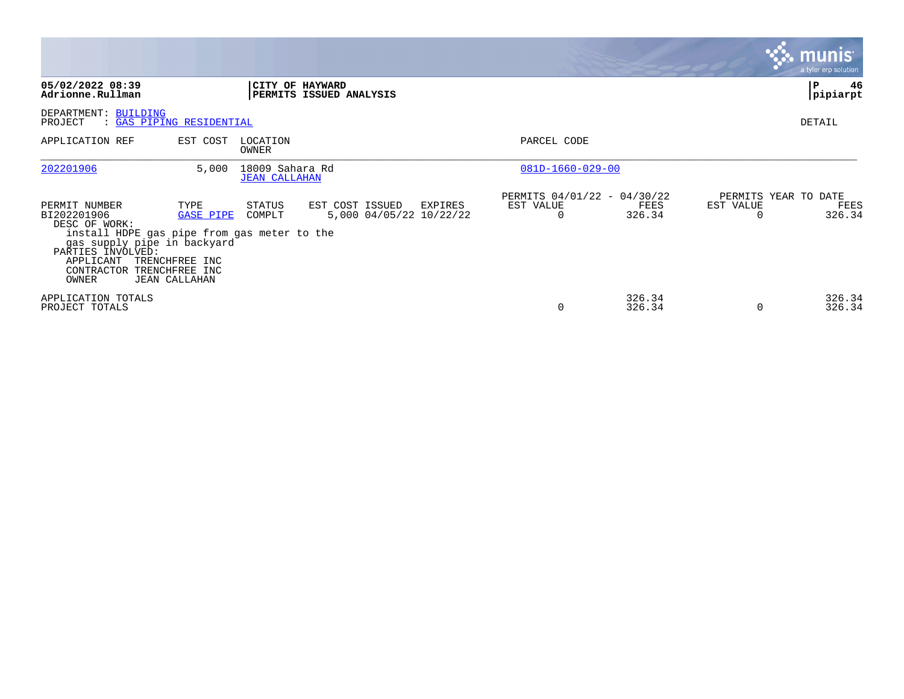**05/02/2022 08:39**
**Adrionne.Rullman**

**CITY OF HAYWARD**
**PERMITS ISSUED ANALYSIS**

**P 46**
**pipiarpt**

DEPARTMENT: BUILDING
PROJECT : GAS PIPING RESIDENTIAL

DETAIL

| APPLICATION REF | EST COST | LOCATION OWNER | PARCEL CODE |
|---|---|---|---|
| 202201906 | 5,000 | 18009 Sahara Rd JEAN CALLAHAN | 081D-1660-029-00 |

| PERMIT NUMBER | TYPE | STATUS | EST COST | ISSUED | EXPIRES | PERMITS 04/01/22 - 04/30/22 EST VALUE | FEES | PERMITS YEAR TO DATE EST VALUE | FEES |
|---|---|---|---|---|---|---|---|---|---|
| BI202201906 | GASE PIPE | COMPLT | 5,000 | 04/05/22 | 10/22/22 | 0 | 326.34 | 0 | 326.34 |

DESC OF WORK:
install HDPE gas pipe from gas meter to the gas supply pipe in backyard

PARTIES INVOLVED:
APPLICANT TRENCHFREE INC
CONTRACTOR TRENCHFREE INC
OWNER JEAN CALLAHAN

| | EST VALUE | FEES | EST VALUE | FEES |
|---|---|---|---|---|
| APPLICATION TOTALS | | 326.34 | | 326.34 |
| PROJECT TOTALS | 0 | 326.34 | 0 | 326.34 |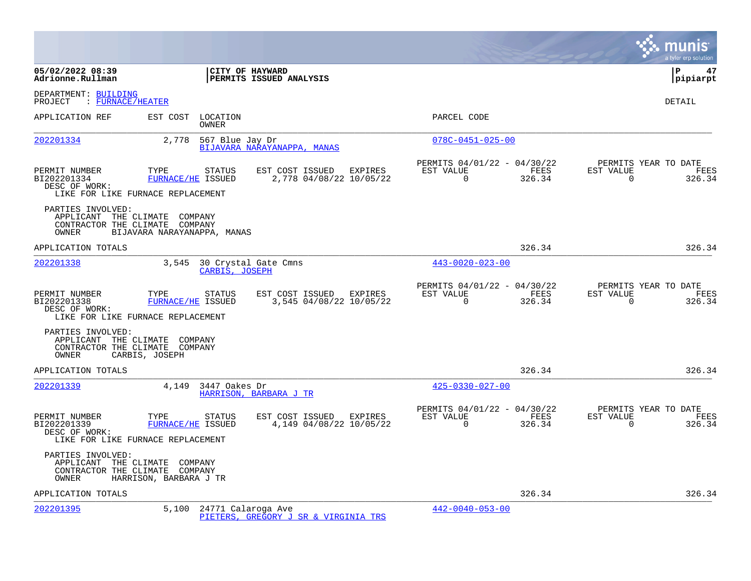**05/02/2022 08:39**
**Adrionne.Rullman**

**CITY OF HAYWARD**
**PERMITS ISSUED ANALYSIS**

**P 47**
**pipiarpt**

DEPARTMENT: BUILDING
PROJECT : FURNACE/HEATER

DETAIL

| APPLICATION REF | EST COST | LOCATION / OWNER | PARCEL CODE |
|---|---|---|---|
| 202201334 | 2,778 | 567 Blue Jay Dr / BIJAVARA NARAYANAPPA, MANAS | 078C-0451-025-00 |

| PERMIT NUMBER | TYPE | STATUS | EST COST | ISSUED | EXPIRES | PERMITS 04/01/22 - 04/30/22 EST VALUE | FEES | PERMITS YEAR TO DATE EST VALUE | FEES |
|---|---|---|---|---|---|---|---|---|---|
| BI202201334 | FURNACE/HE | ISSUED | 2,778 | 04/08/22 | 10/05/22 | 0 | 326.34 | 0 | 326.34 |

DESC OF WORK:
LIKE FOR LIKE FURNACE REPLACEMENT

PARTIES INVOLVED:
APPLICANT THE CLIMATE COMPANY
CONTRACTOR THE CLIMATE COMPANY
OWNER BIJAVARA NARAYANAPPA, MANAS

APPLICATION TOTALS 326.34 326.34

| APPLICATION REF | EST COST | LOCATION / OWNER | PARCEL CODE |
|---|---|---|---|
| 202201338 | 3,545 | 30 Crystal Gate Cmns / CARBIS, JOSEPH | 443-0020-023-00 |

| PERMIT NUMBER | TYPE | STATUS | EST COST | ISSUED | EXPIRES | PERMITS 04/01/22 - 04/30/22 EST VALUE | FEES | PERMITS YEAR TO DATE EST VALUE | FEES |
|---|---|---|---|---|---|---|---|---|---|
| BI202201338 | FURNACE/HE | ISSUED | 3,545 | 04/08/22 | 10/05/22 | 0 | 326.34 | 0 | 326.34 |

DESC OF WORK:
LIKE FOR LIKE FURNACE REPLACEMENT

PARTIES INVOLVED:
APPLICANT THE CLIMATE COMPANY
CONTRACTOR THE CLIMATE COMPANY
OWNER CARBIS, JOSEPH

APPLICATION TOTALS 326.34 326.34

| APPLICATION REF | EST COST | LOCATION / OWNER | PARCEL CODE |
|---|---|---|---|
| 202201339 | 4,149 | 3447 Oakes Dr / HARRISON, BARBARA J TR | 425-0330-027-00 |

| PERMIT NUMBER | TYPE | STATUS | EST COST | ISSUED | EXPIRES | PERMITS 04/01/22 - 04/30/22 EST VALUE | FEES | PERMITS YEAR TO DATE EST VALUE | FEES |
|---|---|---|---|---|---|---|---|---|---|
| BI202201339 | FURNACE/HE | ISSUED | 4,149 | 04/08/22 | 10/05/22 | 0 | 326.34 | 0 | 326.34 |

DESC OF WORK:
LIKE FOR LIKE FURNACE REPLACEMENT

PARTIES INVOLVED:
APPLICANT THE CLIMATE COMPANY
CONTRACTOR THE CLIMATE COMPANY
OWNER HARRISON, BARBARA J TR

APPLICATION TOTALS 326.34 326.34

| APPLICATION REF | EST COST | LOCATION / OWNER | PARCEL CODE |
|---|---|---|---|
| 202201395 | 5,100 | 24771 Calaroga Ave / PIETERS, GREGORY J SR & VIRGINIA TRS | 442-0040-053-00 |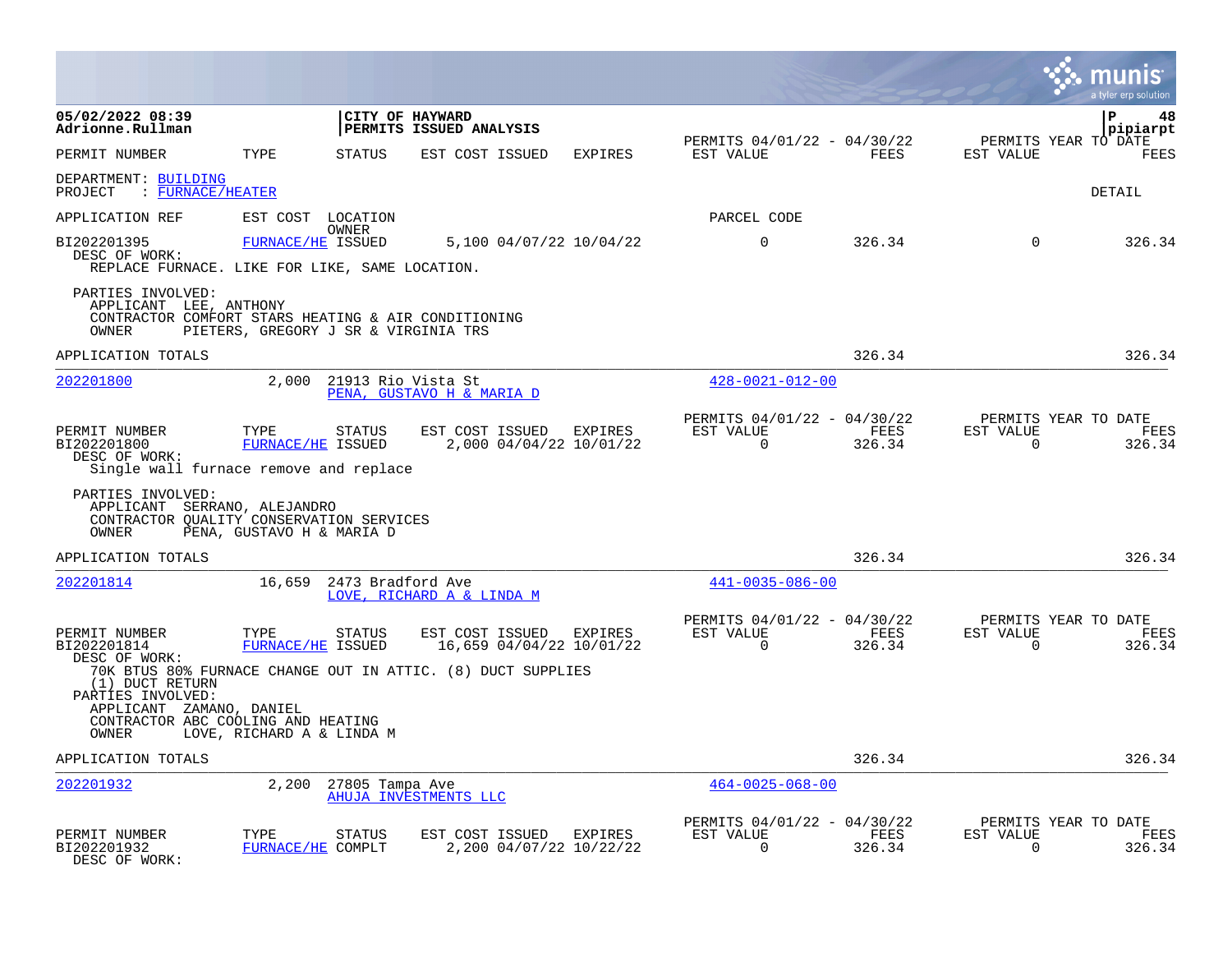**05/02/2022 08:39**
**Adrionne.Rullman**

**CITY OF HAYWARD**
**PERMITS ISSUED ANALYSIS**

**pipiarpt**

| PERMIT NUMBER | TYPE | STATUS | EST COST | ISSUED | EXPIRES | PERMITS 04/01/22 - 04/30/22 EST VALUE | FEES | PERMITS YEAR TO DATE EST VALUE | FEES |
|---|---|---|---|---|---|---|---|---|---|

DEPARTMENT: BUILDING
PROJECT : FURNACE/HEATER

DETAIL

APPLICATION REF | EST COST | LOCATION / OWNER | PARCEL CODE

| PERMIT NUMBER | TYPE | STATUS | EST COST | ISSUED | EXPIRES | EST VALUE | FEES | EST VALUE | FEES |
|---|---|---|---|---|---|---|---|---|---|
| BI202201395 | FURNACE/HE | ISSUED | 5,100 | 04/07/22 | 10/04/22 | 0 | 326.34 | 0 | 326.34 |

DESC OF WORK:
REPLACE FURNACE. LIKE FOR LIKE, SAME LOCATION.

PARTIES INVOLVED:
APPLICANT LEE, ANTHONY
CONTRACTOR COMFORT STARS HEATING & AIR CONDITIONING
OWNER PIETERS, GREGORY J SR & VIRGINIA TRS

APPLICATION TOTALS — 326.34 — 326.34

---

**202201800** — 2,000 — 21913 Rio Vista St — PENA, GUSTAVO H & MARIA D — 428-0021-012-00

| PERMIT NUMBER | TYPE | STATUS | EST COST | ISSUED | EXPIRES | PERMITS 04/01/22 - 04/30/22 EST VALUE | FEES | PERMITS YEAR TO DATE EST VALUE | FEES |
|---|---|---|---|---|---|---|---|---|---|
| BI202201800 | FURNACE/HE | ISSUED | 2,000 | 04/04/22 | 10/01/22 | 0 | 326.34 | 0 | 326.34 |

DESC OF WORK:
Single wall furnace remove and replace

PARTIES INVOLVED:
APPLICANT SERRANO, ALEJANDRO
CONTRACTOR QUALITY CONSERVATION SERVICES
OWNER PENA, GUSTAVO H & MARIA D

APPLICATION TOTALS — 326.34 — 326.34

---

**202201814** — 16,659 — 2473 Bradford Ave — LOVE, RICHARD A & LINDA M — 441-0035-086-00

| PERMIT NUMBER | TYPE | STATUS | EST COST | ISSUED | EXPIRES | PERMITS 04/01/22 - 04/30/22 EST VALUE | FEES | PERMITS YEAR TO DATE EST VALUE | FEES |
|---|---|---|---|---|---|---|---|---|---|
| BI202201814 | FURNACE/HE | ISSUED | 16,659 | 04/04/22 | 10/01/22 | 0 | 326.34 | 0 | 326.34 |

DESC OF WORK:
70K BTUS 80% FURNACE CHANGE OUT IN ATTIC. (8) DUCT SUPPLIES
(1) DUCT RETURN

PARTIES INVOLVED:
APPLICANT ZAMANO, DANIEL
CONTRACTOR ABC COOLING AND HEATING
OWNER LOVE, RICHARD A & LINDA M

APPLICATION TOTALS — 326.34 — 326.34

---

**202201932** — 2,200 — 27805 Tampa Ave — AHUJA INVESTMENTS LLC — 464-0025-068-00

| PERMIT NUMBER | TYPE | STATUS | EST COST | ISSUED | EXPIRES | PERMITS 04/01/22 - 04/30/22 EST VALUE | FEES | PERMITS YEAR TO DATE EST VALUE | FEES |
|---|---|---|---|---|---|---|---|---|---|
| BI202201932 | FURNACE/HE | COMPLT | 2,200 | 04/07/22 | 10/22/22 | 0 | 326.34 | 0 | 326.34 |

DESC OF WORK: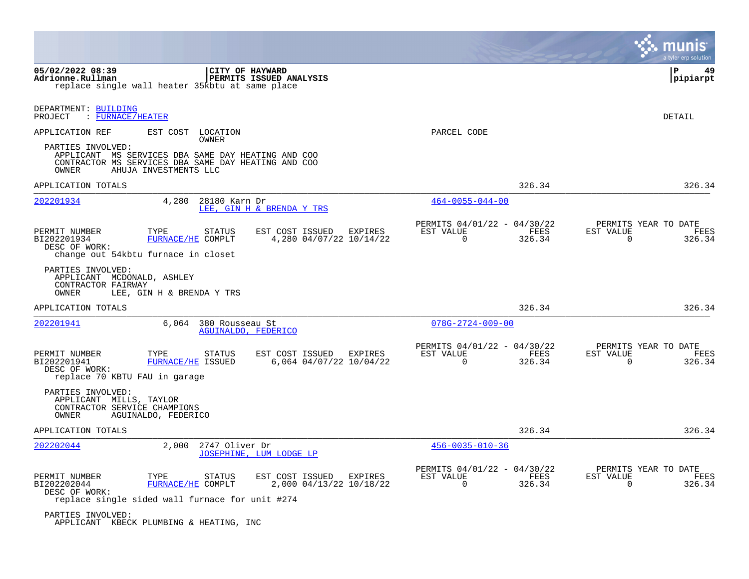replace single wall heater 35kbtu at same place

DEPARTMENT: BUILDING
PROJECT : FURNACE/HEATER

DETAIL

| APPLICATION REF | EST COST | LOCATION / OWNER | PARCEL CODE | | |
|---|---|---|---|---|---|

PARTIES INVOLVED:
APPLICANT MS SERVICES DBA SAME DAY HEATING AND COO
CONTRACTOR MS SERVICES DBA SAME DAY HEATING AND COO
OWNER AHUJA INVESTMENTS LLC

APPLICATION TOTALS 326.34 326.34

---

**202201934** | 4,280 | 28180 Karn Dr | LEE, GIN H & BRENDA Y TRS | 464-0055-044-00

| PERMIT NUMBER | TYPE | STATUS | EST COST | ISSUED | EXPIRES | PERMITS 04/01/22 - 04/30/22 EST VALUE | FEES | PERMITS YEAR TO DATE EST VALUE | FEES |
|---|---|---|---|---|---|---|---|---|---|
| BI202201934 | FURNACE/HE | COMPLT | 4,280 | 04/07/22 | 10/14/22 | 0 | 326.34 | 0 | 326.34 |

DESC OF WORK:
change out 54kbtu furnace in closet

PARTIES INVOLVED:
APPLICANT MCDONALD, ASHLEY
CONTRACTOR FAIRWAY
OWNER LEE, GIN H & BRENDA Y TRS

APPLICATION TOTALS 326.34 326.34

---

**202201941** | 6,064 | 380 Rousseau St | AGUINALDO, FEDERICO | 078G-2724-009-00

| PERMIT NUMBER | TYPE | STATUS | EST COST | ISSUED | EXPIRES | PERMITS 04/01/22 - 04/30/22 EST VALUE | FEES | PERMITS YEAR TO DATE EST VALUE | FEES |
|---|---|---|---|---|---|---|---|---|---|
| BI202201941 | FURNACE/HE | ISSUED | 6,064 | 04/07/22 | 10/04/22 | 0 | 326.34 | 0 | 326.34 |

DESC OF WORK:
replace 70 KBTU FAU in garage

PARTIES INVOLVED:
APPLICANT MILLS, TAYLOR
CONTRACTOR SERVICE CHAMPIONS
OWNER AGUINALDO, FEDERICO

APPLICATION TOTALS 326.34 326.34

---

**202202044** | 2,000 | 2747 Oliver Dr | JOSEPHINE, LUM LODGE LP | 456-0035-010-36

| PERMIT NUMBER | TYPE | STATUS | EST COST | ISSUED | EXPIRES | PERMITS 04/01/22 - 04/30/22 EST VALUE | FEES | PERMITS YEAR TO DATE EST VALUE | FEES |
|---|---|---|---|---|---|---|---|---|---|
| BI202202044 | FURNACE/HE | COMPLT | 2,000 | 04/13/22 | 10/18/22 | 0 | 326.34 | 0 | 326.34 |

DESC OF WORK:
replace single sided wall furnace for unit #274

PARTIES INVOLVED:
APPLICANT KBECK PLUMBING & HEATING, INC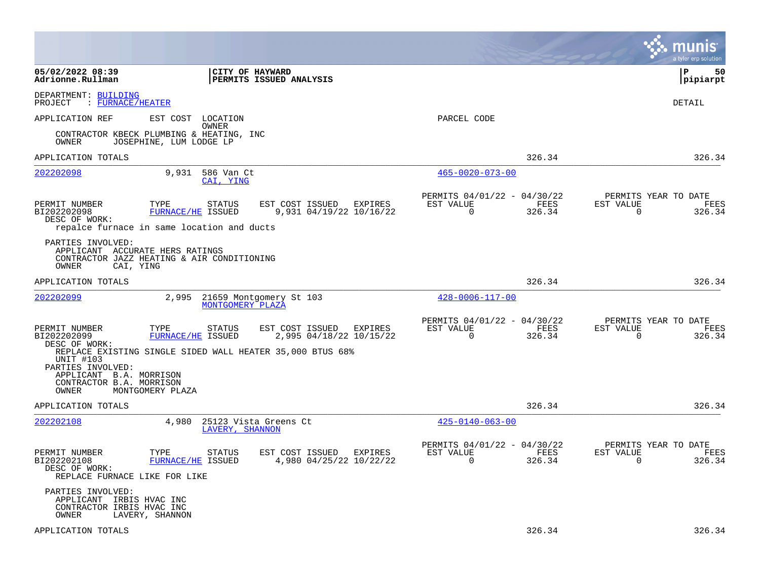**05/02/2022 08:39** | **CITY OF HAYWARD**
**Adrionne.Rullman** | **PERMITS ISSUED ANALYSIS** | **pipiarpt**

DEPARTMENT: BUILDING
PROJECT : FURNACE/HEATER

DETAIL

APPLICATION REF EST COST LOCATION PARCEL CODE
OWNER

CONTRACTOR KBECK PLUMBING & HEATING, INC
OWNER JOSEPHINE, LUM LODGE LP

APPLICATION TOTALS 326.34 326.34

---

**202202098** 9,931 586 Van Ct — 465-0020-073-00
CAI, YING

| PERMIT NUMBER | TYPE | STATUS | EST COST | ISSUED | EXPIRES | PERMITS 04/01/22 - 04/30/22 EST VALUE | FEES | PERMITS YEAR TO DATE EST VALUE | FEES |
|---|---|---|---|---|---|---|---|---|---|
| BI202202098 | FURNACE/HE | ISSUED | 9,931 | 04/19/22 | 10/16/22 | 0 | 326.34 | 0 | 326.34 |

DESC OF WORK:
repalce furnace in same location and ducts

PARTIES INVOLVED:
APPLICANT ACCURATE HERS RATINGS
CONTRACTOR JAZZ HEATING & AIR CONDITIONING
OWNER CAI, YING

APPLICATION TOTALS 326.34 326.34

---

**202202099** 2,995 21659 Montgomery St 103 — 428-0006-117-00
MONTGOMERY PLAZA

| PERMIT NUMBER | TYPE | STATUS | EST COST | ISSUED | EXPIRES | PERMITS 04/01/22 - 04/30/22 EST VALUE | FEES | PERMITS YEAR TO DATE EST VALUE | FEES |
|---|---|---|---|---|---|---|---|---|---|
| BI202202099 | FURNACE/HE | ISSUED | 2,995 | 04/18/22 | 10/15/22 | 0 | 326.34 | 0 | 326.34 |

DESC OF WORK:
REPLACE EXISTING SINGLE SIDED WALL HEATER 35,000 BTUS 68%
UNIT #103

PARTIES INVOLVED:
APPLICANT B.A. MORRISON
CONTRACTOR B.A. MORRISON
OWNER MONTGOMERY PLAZA

APPLICATION TOTALS 326.34 326.34

---

**202202108** 4,980 25123 Vista Greens Ct — 425-0140-063-00
LAVERY, SHANNON

| PERMIT NUMBER | TYPE | STATUS | EST COST | ISSUED | EXPIRES | PERMITS 04/01/22 - 04/30/22 EST VALUE | FEES | PERMITS YEAR TO DATE EST VALUE | FEES |
|---|---|---|---|---|---|---|---|---|---|
| BI202202108 | FURNACE/HE | ISSUED | 4,980 | 04/25/22 | 10/22/22 | 0 | 326.34 | 0 | 326.34 |

DESC OF WORK:
REPLACE FURNACE LIKE FOR LIKE

PARTIES INVOLVED:
APPLICANT IRBIS HVAC INC
CONTRACTOR IRBIS HVAC INC
OWNER LAVERY, SHANNON

APPLICATION TOTALS 326.34 326.34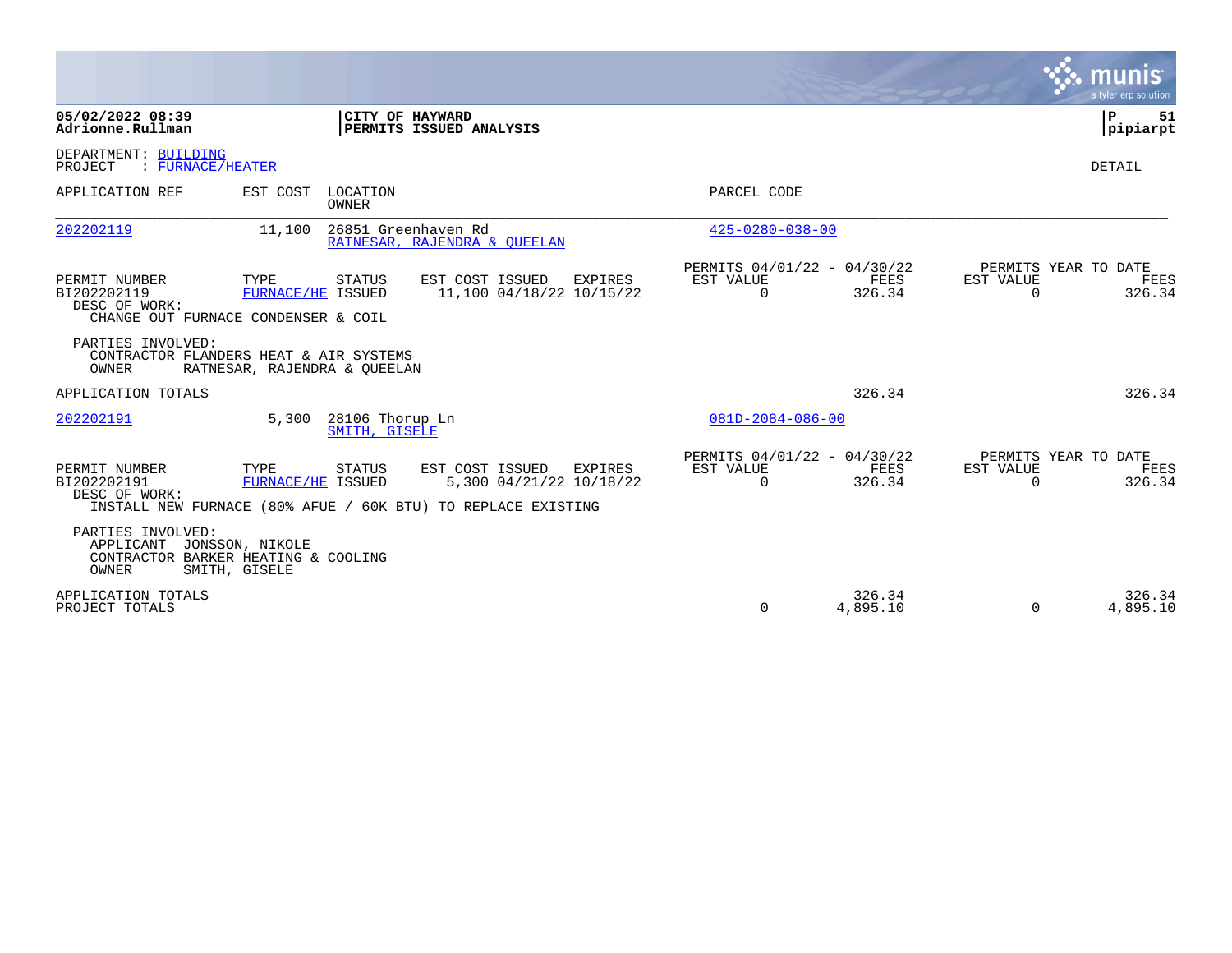**05/02/2022 08:39**
**Adrionne.Rullman**

**CITY OF HAYWARD**
**PERMITS ISSUED ANALYSIS**

**P 51**
**pipiarpt**

DEPARTMENT: BUILDING
PROJECT : FURNACE/HEATER

DETAIL

| APPLICATION REF | EST COST | LOCATION / OWNER | PARCEL CODE |
|---|---|---|---|
| 202202119 | 11,100 | 26851 Greenhaven Rd / RATNESAR, RAJENDRA & QUEELAN | 425-0280-038-00 |

| PERMIT NUMBER | TYPE | STATUS | EST COST | ISSUED | EXPIRES | PERMITS 04/01/22 - 04/30/22 EST VALUE | FEES | PERMITS YEAR TO DATE EST VALUE | FEES |
|---|---|---|---|---|---|---|---|---|---|
| BI202202119 | FURNACE/HE | ISSUED | 11,100 | 04/18/22 | 10/15/22 | 0 | 326.34 | 0 | 326.34 |

DESC OF WORK:
CHANGE OUT FURNACE CONDENSER & COIL

PARTIES INVOLVED:
CONTRACTOR FLANDERS HEAT & AIR SYSTEMS
OWNER RATNESAR, RAJENDRA & QUEELAN

APPLICATION TOTALS 326.34 326.34

| APPLICATION REF | EST COST | LOCATION / OWNER | PARCEL CODE |
|---|---|---|---|
| 202202191 | 5,300 | 28106 Thorup Ln / SMITH, GISELE | 081D-2084-086-00 |

| PERMIT NUMBER | TYPE | STATUS | EST COST | ISSUED | EXPIRES | PERMITS 04/01/22 - 04/30/22 EST VALUE | FEES | PERMITS YEAR TO DATE EST VALUE | FEES |
|---|---|---|---|---|---|---|---|---|---|
| BI202202191 | FURNACE/HE | ISSUED | 5,300 | 04/21/22 | 10/18/22 | 0 | 326.34 | 0 | 326.34 |

DESC OF WORK:
INSTALL NEW FURNACE (80% AFUE / 60K BTU) TO REPLACE EXISTING

PARTIES INVOLVED:
APPLICANT JONSSON, NIKOLE
CONTRACTOR BARKER HEATING & COOLING
OWNER SMITH, GISELE

| | EST VALUE | FEES | YTD EST VALUE | YTD FEES |
|---|---|---|---|---|
| APPLICATION TOTALS | | 326.34 | | 326.34 |
| PROJECT TOTALS | 0 | 4,895.10 | 0 | 4,895.10 |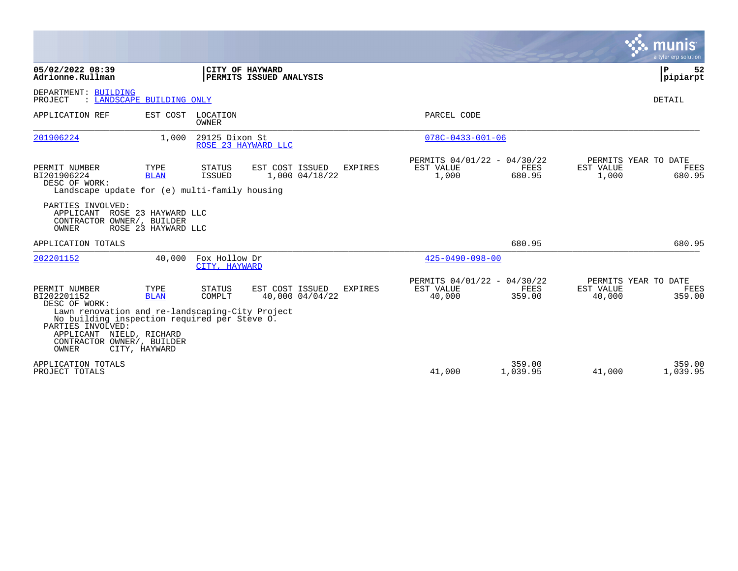**05/02/2022 08:39**
**Adrionne.Rullman**

**CITY OF HAYWARD**
**PERMITS ISSUED ANALYSIS**

**P 52**
**pipiarpt**

DEPARTMENT: BUILDING
PROJECT : LANDSCAPE BUILDING ONLY

DETAIL

| APPLICATION REF | EST COST | LOCATION / OWNER | PARCEL CODE |
|---|---|---|---|
| 201906224 | 1,000 | 29125 Dixon St / ROSE 23 HAYWARD LLC | 078C-0433-001-06 |

| PERMIT NUMBER | TYPE | STATUS | EST COST | ISSUED | EXPIRES | PERMITS 04/01/22 - 04/30/22 EST VALUE | FEES | PERMITS YEAR TO DATE EST VALUE | FEES |
|---|---|---|---|---|---|---|---|---|---|
| BI201906224 | BLAN | ISSUED | 1,000 | 04/18/22 | | 1,000 | 680.95 | 1,000 | 680.95 |

DESC OF WORK:
Landscape update for (e) multi-family housing

PARTIES INVOLVED:
APPLICANT ROSE 23 HAYWARD LLC
CONTRACTOR OWNER/, BUILDER
OWNER ROSE 23 HAYWARD LLC

APPLICATION TOTALS 680.95 680.95

| APPLICATION REF | EST COST | LOCATION / OWNER | PARCEL CODE |
|---|---|---|---|
| 202201152 | 40,000 | Fox Hollow Dr / CITY, HAYWARD | 425-0490-098-00 |

| PERMIT NUMBER | TYPE | STATUS | EST COST | ISSUED | EXPIRES | PERMITS 04/01/22 - 04/30/22 EST VALUE | FEES | PERMITS YEAR TO DATE EST VALUE | FEES |
|---|---|---|---|---|---|---|---|---|---|
| BI202201152 | BLAN | COMPLT | 40,000 | 04/04/22 | | 40,000 | 359.00 | 40,000 | 359.00 |

DESC OF WORK:
Lawn renovation and re-landscaping-City Project
No building inspection required per Steve O.

PARTIES INVOLVED:
APPLICANT NIELD, RICHARD
CONTRACTOR OWNER/, BUILDER
OWNER CITY, HAYWARD

| | EST VALUE | FEES | EST VALUE | FEES |
|---|---|---|---|---|
| APPLICATION TOTALS | | 359.00 | | 359.00 |
| PROJECT TOTALS | 41,000 | 1,039.95 | 41,000 | 1,039.95 |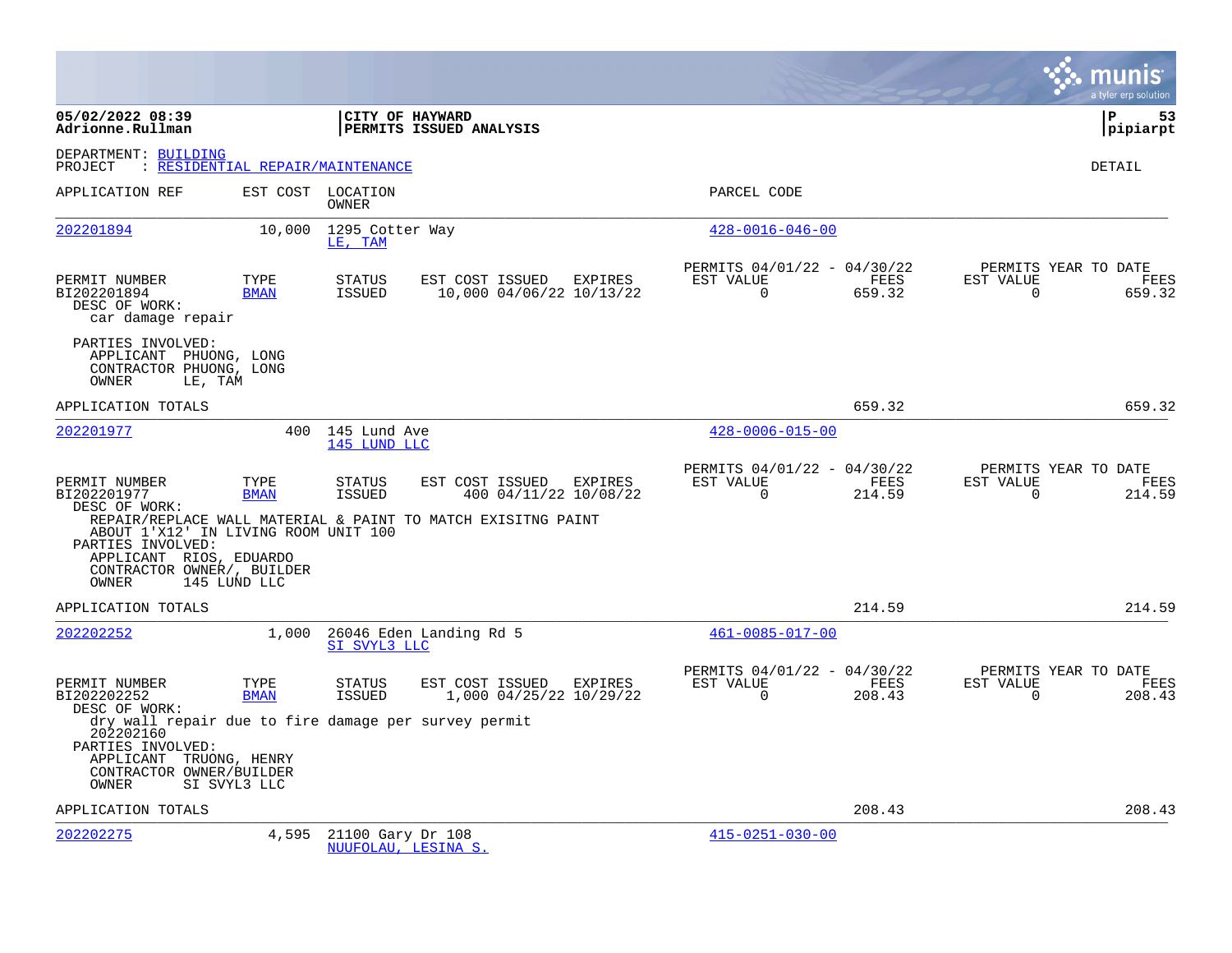05/02/2022 08:39
Adrionne.Rullman

**CITY OF HAYWARD**
**PERMITS ISSUED ANALYSIS**

P 53
pipiarpt

DEPARTMENT: BUILDING
PROJECT : RESIDENTIAL REPAIR/MAINTENANCE

DETAIL

| APPLICATION REF | EST COST | LOCATION / OWNER | PARCEL CODE |
|---|---|---|---|
| 202201894 | 10,000 | 1295 Cotter Way / LE, TAM | 428-0016-046-00 |

| PERMIT NUMBER | TYPE | STATUS | EST COST | ISSUED | EXPIRES | PERMITS 04/01/22 - 04/30/22 EST VALUE | FEES | PERMITS YEAR TO DATE EST VALUE | FEES |
|---|---|---|---|---|---|---|---|---|---|
| BI202201894 | BMAN | ISSUED | 10,000 | 04/06/22 | 10/13/22 | 0 | 659.32 | 0 | 659.32 |

DESC OF WORK:
car damage repair

PARTIES INVOLVED:
APPLICANT PHUONG, LONG
CONTRACTOR PHUONG, LONG
OWNER LE, TAM

APPLICATION TOTALS 659.32 659.32

| APPLICATION REF | EST COST | LOCATION / OWNER | PARCEL CODE |
|---|---|---|---|
| 202201977 | 400 | 145 Lund Ave / 145 LUND LLC | 428-0006-015-00 |

| PERMIT NUMBER | TYPE | STATUS | EST COST | ISSUED | EXPIRES | PERMITS 04/01/22 - 04/30/22 EST VALUE | FEES | PERMITS YEAR TO DATE EST VALUE | FEES |
|---|---|---|---|---|---|---|---|---|---|
| BI202201977 | BMAN | ISSUED | 400 | 04/11/22 | 10/08/22 | 0 | 214.59 | 0 | 214.59 |

DESC OF WORK:
REPAIR/REPLACE WALL MATERIAL & PAINT TO MATCH EXISITNG PAINT
ABOUT 1'X12' IN LIVING ROOM UNIT 100

PARTIES INVOLVED:
APPLICANT RIOS, EDUARDO
CONTRACTOR OWNER/, BUILDER
OWNER 145 LUND LLC

APPLICATION TOTALS 214.59 214.59

| APPLICATION REF | EST COST | LOCATION / OWNER | PARCEL CODE |
|---|---|---|---|
| 202202252 | 1,000 | 26046 Eden Landing Rd 5 / SI SVYL3 LLC | 461-0085-017-00 |

| PERMIT NUMBER | TYPE | STATUS | EST COST | ISSUED | EXPIRES | PERMITS 04/01/22 - 04/30/22 EST VALUE | FEES | PERMITS YEAR TO DATE EST VALUE | FEES |
|---|---|---|---|---|---|---|---|---|---|
| BI202202252 | BMAN | ISSUED | 1,000 | 04/25/22 | 10/29/22 | 0 | 208.43 | 0 | 208.43 |

DESC OF WORK:
dry wall repair due to fire damage per survey permit
202202160

PARTIES INVOLVED:
APPLICANT TRUONG, HENRY
CONTRACTOR OWNER/BUILDER
OWNER SI SVYL3 LLC

APPLICATION TOTALS 208.43 208.43

| APPLICATION REF | EST COST | LOCATION / OWNER | PARCEL CODE |
|---|---|---|---|
| 202202275 | 4,595 | 21100 Gary Dr 108 / NUUFOLAU, LESINA S. | 415-0251-030-00 |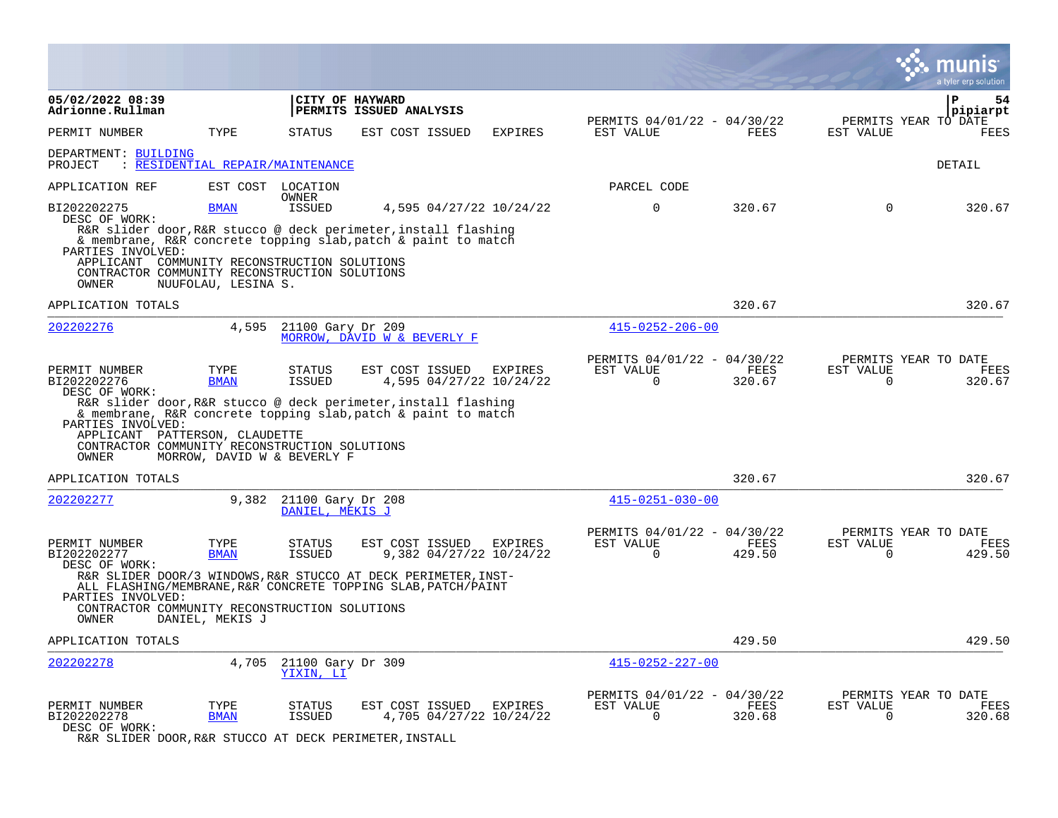05/02/2022 08:39
Adrionne.Rullman

**CITY OF HAYWARD**
**PERMITS ISSUED ANALYSIS**

pipiarpt

| PERMIT NUMBER | TYPE | STATUS | EST COST | ISSUED | EXPIRES | PERMITS 04/01/22 - 04/30/22 EST VALUE | FEES | PERMITS YEAR TO DATE EST VALUE | FEES |
|---|---|---|---|---|---|---|---|---|---|

DEPARTMENT: BUILDING
PROJECT : RESIDENTIAL REPAIR/MAINTENANCE

DETAIL

APPLICATION REF | EST COST | LOCATION / OWNER | PARCEL CODE

| PERMIT NUMBER | TYPE | STATUS | EST COST | ISSUED | EXPIRES | EST VALUE | FEES | EST VALUE | FEES |
|---|---|---|---|---|---|---|---|---|---|
| BI202202275 | BMAN | ISSUED | 4,595 | 04/27/22 | 10/24/22 | 0 | 320.67 | 0 | 320.67 |

DESC OF WORK:
R&R slider door,R&R stucco @ deck perimeter,install flashing & membrane, R&R concrete topping slab,patch & paint to match

PARTIES INVOLVED:
APPLICANT COMMUNITY RECONSTRUCTION SOLUTIONS
CONTRACTOR COMMUNITY RECONSTRUCTION SOLUTIONS
OWNER NUUFOLAU, LESINA S.

APPLICATION TOTALS 320.67 320.67

---

202202276 | 4,595 | 21100 Gary Dr 209 | MORROW, DAVID W & BEVERLY F | 415-0252-206-00

| PERMIT NUMBER | TYPE | STATUS | EST COST | ISSUED | EXPIRES | PERMITS 04/01/22 - 04/30/22 EST VALUE | FEES | PERMITS YEAR TO DATE EST VALUE | FEES |
|---|---|---|---|---|---|---|---|---|---|
| BI202202276 | BMAN | ISSUED | 4,595 | 04/27/22 | 10/24/22 | 0 | 320.67 | 0 | 320.67 |

DESC OF WORK:
R&R slider door,R&R stucco @ deck perimeter,install flashing & membrane, R&R concrete topping slab,patch & paint to match

PARTIES INVOLVED:
APPLICANT PATTERSON, CLAUDETTE
CONTRACTOR COMMUNITY RECONSTRUCTION SOLUTIONS
OWNER MORROW, DAVID W & BEVERLY F

APPLICATION TOTALS 320.67 320.67

---

202202277 | 9,382 | 21100 Gary Dr 208 | DANIEL, MEKIS J | 415-0251-030-00

| PERMIT NUMBER | TYPE | STATUS | EST COST | ISSUED | EXPIRES | PERMITS 04/01/22 - 04/30/22 EST VALUE | FEES | PERMITS YEAR TO DATE EST VALUE | FEES |
|---|---|---|---|---|---|---|---|---|---|
| BI202202277 | BMAN | ISSUED | 9,382 | 04/27/22 | 10/24/22 | 0 | 429.50 | 0 | 429.50 |

DESC OF WORK:
R&R SLIDER DOOR/3 WINDOWS,R&R STUCCO AT DECK PERIMETER,INST-ALL FLASHING/MEMBRANE,R&R CONCRETE TOPPING SLAB,PATCH/PAINT

PARTIES INVOLVED:
CONTRACTOR COMMUNITY RECONSTRUCTION SOLUTIONS
OWNER DANIEL, MEKIS J

APPLICATION TOTALS 429.50 429.50

---

202202278 | 4,705 | 21100 Gary Dr 309 | YIXIN, LI | 415-0252-227-00

| PERMIT NUMBER | TYPE | STATUS | EST COST | ISSUED | EXPIRES | PERMITS 04/01/22 - 04/30/22 EST VALUE | FEES | PERMITS YEAR TO DATE EST VALUE | FEES |
|---|---|---|---|---|---|---|---|---|---|
| BI202202278 | BMAN | ISSUED | 4,705 | 04/27/22 | 10/24/22 | 0 | 320.68 | 0 | 320.68 |

DESC OF WORK:
R&R SLIDER DOOR,R&R STUCCO AT DECK PERIMETER,INSTALL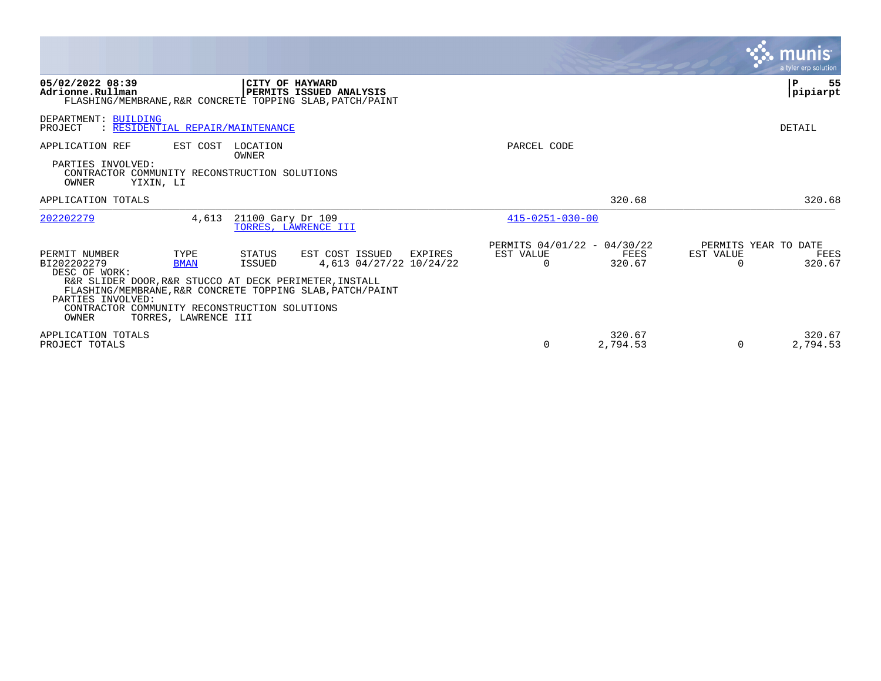FLASHING/MEMBRANE,R&R CONCRETE TOPPING SLAB,PATCH/PAINT

DEPARTMENT: BUILDING
PROJECT : RESIDENTIAL REPAIR/MAINTENANCE

DETAIL

| APPLICATION REF | EST COST | LOCATION / OWNER | PARCEL CODE | | |
|---|---|---|---|---|---|

PARTIES INVOLVED:
CONTRACTOR COMMUNITY RECONSTRUCTION SOLUTIONS
OWNER YIXIN, LI

APPLICATION TOTALS 320.68 320.68

| APPLICATION REF | EST COST | LOCATION / OWNER | PARCEL CODE |
|---|---|---|---|
| 202202279 | 4,613 | 21100 Gary Dr 109 / TORRES, LAWRENCE III | 415-0251-030-00 |

| PERMIT NUMBER | TYPE | STATUS | EST COST | ISSUED | EXPIRES | PERMITS 04/01/22 - 04/30/22 EST VALUE | PERMITS 04/01/22 - 04/30/22 FEES | PERMITS YEAR TO DATE EST VALUE | PERMITS YEAR TO DATE FEES |
|---|---|---|---|---|---|---|---|---|---|
| BI202202279 | BMAN | ISSUED | 4,613 | 04/27/22 | 10/24/22 | 0 | 320.67 | 0 | 320.67 |

DESC OF WORK:
R&R SLIDER DOOR,R&R STUCCO AT DECK PERIMETER,INSTALL
FLASHING/MEMBRANE,R&R CONCRETE TOPPING SLAB,PATCH/PAINT

PARTIES INVOLVED:
CONTRACTOR COMMUNITY RECONSTRUCTION SOLUTIONS
OWNER TORRES, LAWRENCE III

| | EST VALUE | FEES | EST VALUE | FEES |
|---|---|---|---|---|
| APPLICATION TOTALS | | 320.67 | | 320.67 |
| PROJECT TOTALS | 0 | 2,794.53 | 0 | 2,794.53 |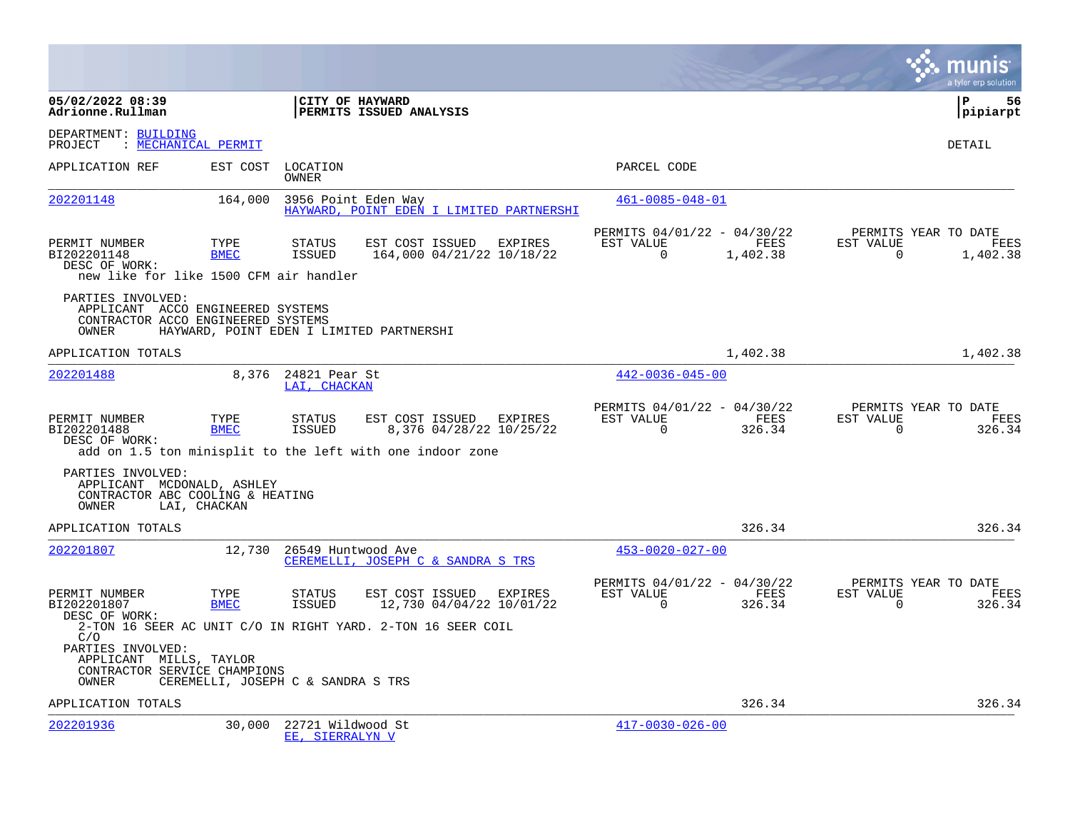05/02/2022 08:39
Adrionne.Rullman

**CITY OF HAYWARD**
**PERMITS ISSUED ANALYSIS**

pipiarpt

DEPARTMENT: BUILDING
PROJECT : MECHANICAL PERMIT

DETAIL

| APPLICATION REF | EST COST | LOCATION / OWNER | PARCEL CODE |
|---|---|---|---|
| 202201148 | 164,000 | 3956 Point Eden Way / HAYWARD, POINT EDEN I LIMITED PARTNERSHI | 461-0085-048-01 |

| PERMIT NUMBER | TYPE | STATUS | EST COST | ISSUED | EXPIRES | PERMITS 04/01/22 - 04/30/22 EST VALUE | FEES | PERMITS YEAR TO DATE EST VALUE | FEES |
|---|---|---|---|---|---|---|---|---|---|
| BI202201148 | BMEC | ISSUED | 164,000 | 04/21/22 | 10/18/22 | 0 | 1,402.38 | 0 | 1,402.38 |

DESC OF WORK:
new like for like 1500 CFM air handler

PARTIES INVOLVED:
APPLICANT ACCO ENGINEERED SYSTEMS
CONTRACTOR ACCO ENGINEERED SYSTEMS
OWNER HAYWARD, POINT EDEN I LIMITED PARTNERSHI

APPLICATION TOTALS 1,402.38 1,402.38

| APPLICATION REF | EST COST | LOCATION / OWNER | PARCEL CODE |
|---|---|---|---|
| 202201488 | 8,376 | 24821 Pear St / LAI, CHACKAN | 442-0036-045-00 |

| PERMIT NUMBER | TYPE | STATUS | EST COST | ISSUED | EXPIRES | PERMITS 04/01/22 - 04/30/22 EST VALUE | FEES | PERMITS YEAR TO DATE EST VALUE | FEES |
|---|---|---|---|---|---|---|---|---|---|
| BI202201488 | BMEC | ISSUED | 8,376 | 04/28/22 | 10/25/22 | 0 | 326.34 | 0 | 326.34 |

DESC OF WORK:
add on 1.5 ton minisplit to the left with one indoor zone

PARTIES INVOLVED:
APPLICANT MCDONALD, ASHLEY
CONTRACTOR ABC COOLING & HEATING
OWNER LAI, CHACKAN

APPLICATION TOTALS 326.34 326.34

| APPLICATION REF | EST COST | LOCATION / OWNER | PARCEL CODE |
|---|---|---|---|
| 202201807 | 12,730 | 26549 Huntwood Ave / CEREMELLI, JOSEPH C & SANDRA S TRS | 453-0020-027-00 |

| PERMIT NUMBER | TYPE | STATUS | EST COST | ISSUED | EXPIRES | PERMITS 04/01/22 - 04/30/22 EST VALUE | FEES | PERMITS YEAR TO DATE EST VALUE | FEES |
|---|---|---|---|---|---|---|---|---|---|
| BI202201807 | BMEC | ISSUED | 12,730 | 04/04/22 | 10/01/22 | 0 | 326.34 | 0 | 326.34 |

DESC OF WORK:
2-TON 16 SEER AC UNIT C/O IN RIGHT YARD. 2-TON 16 SEER COIL C/O

PARTIES INVOLVED:
APPLICANT MILLS, TAYLOR
CONTRACTOR SERVICE CHAMPIONS
OWNER CEREMELLI, JOSEPH C & SANDRA S TRS

APPLICATION TOTALS 326.34 326.34

| APPLICATION REF | EST COST | LOCATION / OWNER | PARCEL CODE |
|---|---|---|---|
| 202201936 | 30,000 | 22721 Wildwood St / EE, SIERRALYN V | 417-0030-026-00 |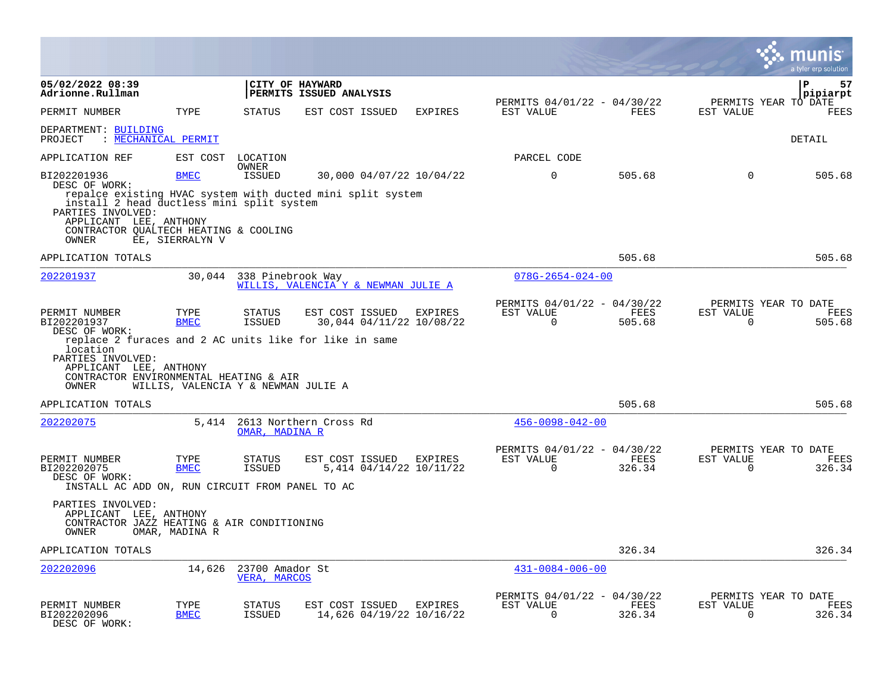05/02/2022 08:39
Adrionne.Rullman

CITY OF HAYWARD
PERMITS ISSUED ANALYSIS

pipiarpt

| PERMIT NUMBER | TYPE | STATUS | EST COST | ISSUED | EXPIRES | PERMITS 04/01/22 - 04/30/22 EST VALUE | FEES | PERMITS YEAR TO DATE EST VALUE | FEES |
|---|---|---|---|---|---|---|---|---|---|

DEPARTMENT: BUILDING
PROJECT : MECHANICAL PERMIT

DETAIL

| APPLICATION REF | EST COST | LOCATION OWNER | | | | PARCEL CODE | | | |
|---|---|---|---|---|---|---|---|---|---|
| BI202201936 | BMEC | ISSUED | 30,000 | 04/07/22 | 10/04/22 | 0 | 505.68 | 0 | 505.68 |

DESC OF WORK:
repalce existing HVAC system with ducted mini split system
install 2 head ductless mini split system
PARTIES INVOLVED:
APPLICANT LEE, ANTHONY
CONTRACTOR QUALTECH HEATING & COOLING
OWNER EE, SIERRALYN V

APPLICATION TOTALS 505.68 505.68

---

202201937 — 30,044 — 338 Pinebrook Way — WILLIS, VALENCIA Y & NEWMAN JULIE A — 078G-2654-024-00

| PERMIT NUMBER | TYPE | STATUS | EST COST | ISSUED | EXPIRES | PERMITS 04/01/22 - 04/30/22 EST VALUE | FEES | PERMITS YEAR TO DATE EST VALUE | FEES |
|---|---|---|---|---|---|---|---|---|---|
| BI202201937 | BMEC | ISSUED | 30,044 | 04/11/22 | 10/08/22 | 0 | 505.68 | 0 | 505.68 |

DESC OF WORK:
replace 2 furaces and 2 AC units like for like in same location
PARTIES INVOLVED:
APPLICANT LEE, ANTHONY
CONTRACTOR ENVIRONMENTAL HEATING & AIR
OWNER WILLIS, VALENCIA Y & NEWMAN JULIE A

APPLICATION TOTALS 505.68 505.68

---

202202075 — 5,414 — 2613 Northern Cross Rd — OMAR, MADINA R — 456-0098-042-00

| PERMIT NUMBER | TYPE | STATUS | EST COST | ISSUED | EXPIRES | PERMITS 04/01/22 - 04/30/22 EST VALUE | FEES | PERMITS YEAR TO DATE EST VALUE | FEES |
|---|---|---|---|---|---|---|---|---|---|
| BI202202075 | BMEC | ISSUED | 5,414 | 04/14/22 | 10/11/22 | 0 | 326.34 | 0 | 326.34 |

DESC OF WORK:
INSTALL AC ADD ON, RUN CIRCUIT FROM PANEL TO AC

PARTIES INVOLVED:
APPLICANT LEE, ANTHONY
CONTRACTOR JAZZ HEATING & AIR CONDITIONING
OWNER OMAR, MADINA R

APPLICATION TOTALS 326.34 326.34

---

202202096 — 14,626 — 23700 Amador St — VERA, MARCOS — 431-0084-006-00

| PERMIT NUMBER | TYPE | STATUS | EST COST | ISSUED | EXPIRES | PERMITS 04/01/22 - 04/30/22 EST VALUE | FEES | PERMITS YEAR TO DATE EST VALUE | FEES |
|---|---|---|---|---|---|---|---|---|---|
| BI202202096 | BMEC | ISSUED | 14,626 | 04/19/22 | 10/16/22 | 0 | 326.34 | 0 | 326.34 |

DESC OF WORK: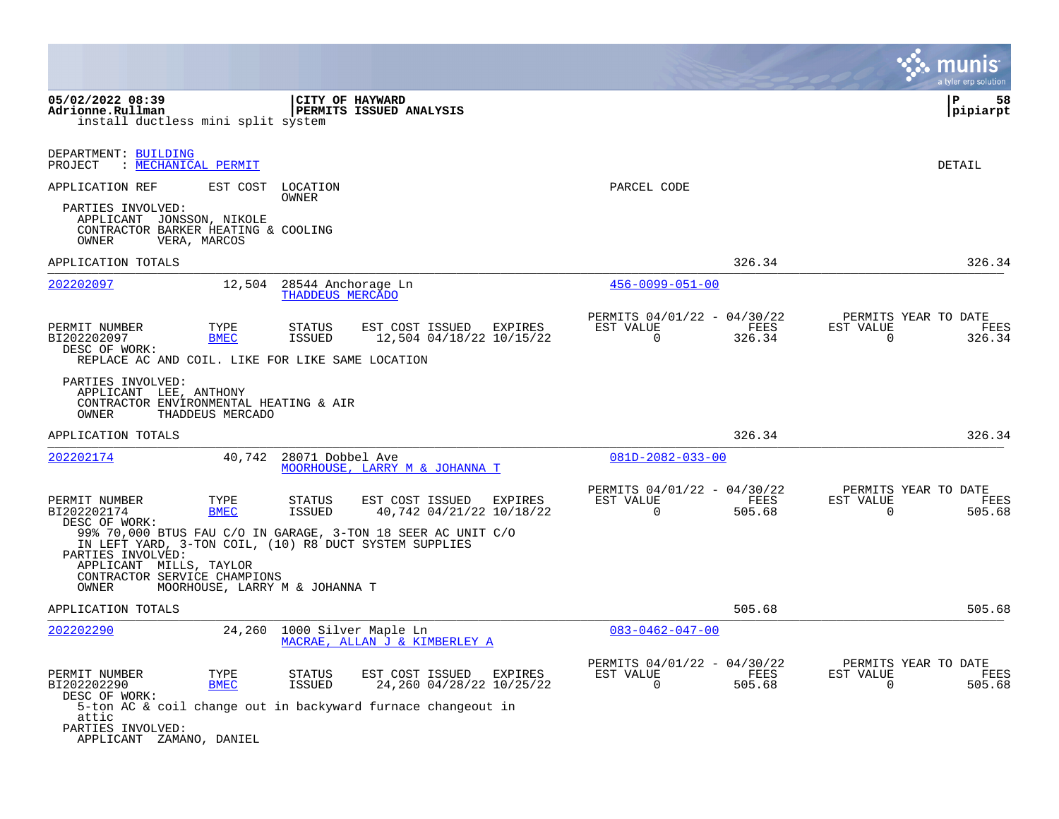install ductless mini split system

DEPARTMENT: BUILDING
PROJECT : MECHANICAL PERMIT

DETAIL

| APPLICATION REF | EST COST | LOCATION / OWNER | PARCEL CODE |
|---|---|---|---|

PARTIES INVOLVED:
APPLICANT JONSSON, NIKOLE
CONTRACTOR BARKER HEATING & COOLING
OWNER VERA, MARCOS

APPLICATION TOTALS 326.34 326.34

---

**202202097** 12,504 28544 Anchorage Ln
THADDEUS MERCADO
456-0099-051-00

| PERMIT NUMBER | TYPE | STATUS | EST COST | ISSUED | EXPIRES | PERMITS 04/01/22 - 04/30/22 EST VALUE | FEES | PERMITS YEAR TO DATE EST VALUE | FEES |
|---|---|---|---|---|---|---|---|---|---|
| BI202202097 | BMEC | ISSUED | 12,504 | 04/18/22 | 10/15/22 | 0 | 326.34 | 0 | 326.34 |

DESC OF WORK:
REPLACE AC AND COIL. LIKE FOR LIKE SAME LOCATION

PARTIES INVOLVED:
APPLICANT LEE, ANTHONY
CONTRACTOR ENVIRONMENTAL HEATING & AIR
OWNER THADDEUS MERCADO

APPLICATION TOTALS 326.34 326.34

---

**202202174** 40,742 28071 Dobbel Ave
MOORHOUSE, LARRY M & JOHANNA T
081D-2082-033-00

| PERMIT NUMBER | TYPE | STATUS | EST COST | ISSUED | EXPIRES | PERMITS 04/01/22 - 04/30/22 EST VALUE | FEES | PERMITS YEAR TO DATE EST VALUE | FEES |
|---|---|---|---|---|---|---|---|---|---|
| BI202202174 | BMEC | ISSUED | 40,742 | 04/21/22 | 10/18/22 | 0 | 505.68 | 0 | 505.68 |

DESC OF WORK:
99% 70,000 BTUS FAU C/O IN GARAGE, 3-TON 18 SEER AC UNIT C/O IN LEFT YARD, 3-TON COIL, (10) R8 DUCT SYSTEM SUPPLIES

PARTIES INVOLVED:
APPLICANT MILLS, TAYLOR
CONTRACTOR SERVICE CHAMPIONS
OWNER MOORHOUSE, LARRY M & JOHANNA T

APPLICATION TOTALS 505.68 505.68

---

**202202290** 24,260 1000 Silver Maple Ln
MACRAE, ALLAN J & KIMBERLEY A
083-0462-047-00

| PERMIT NUMBER | TYPE | STATUS | EST COST | ISSUED | EXPIRES | PERMITS 04/01/22 - 04/30/22 EST VALUE | FEES | PERMITS YEAR TO DATE EST VALUE | FEES |
|---|---|---|---|---|---|---|---|---|---|
| BI202202290 | BMEC | ISSUED | 24,260 | 04/28/22 | 10/25/22 | 0 | 505.68 | 0 | 505.68 |

DESC OF WORK:
5-ton AC & coil change out in backyward furnace changeout in attic

PARTIES INVOLVED:
APPLICANT ZAMANO, DANIEL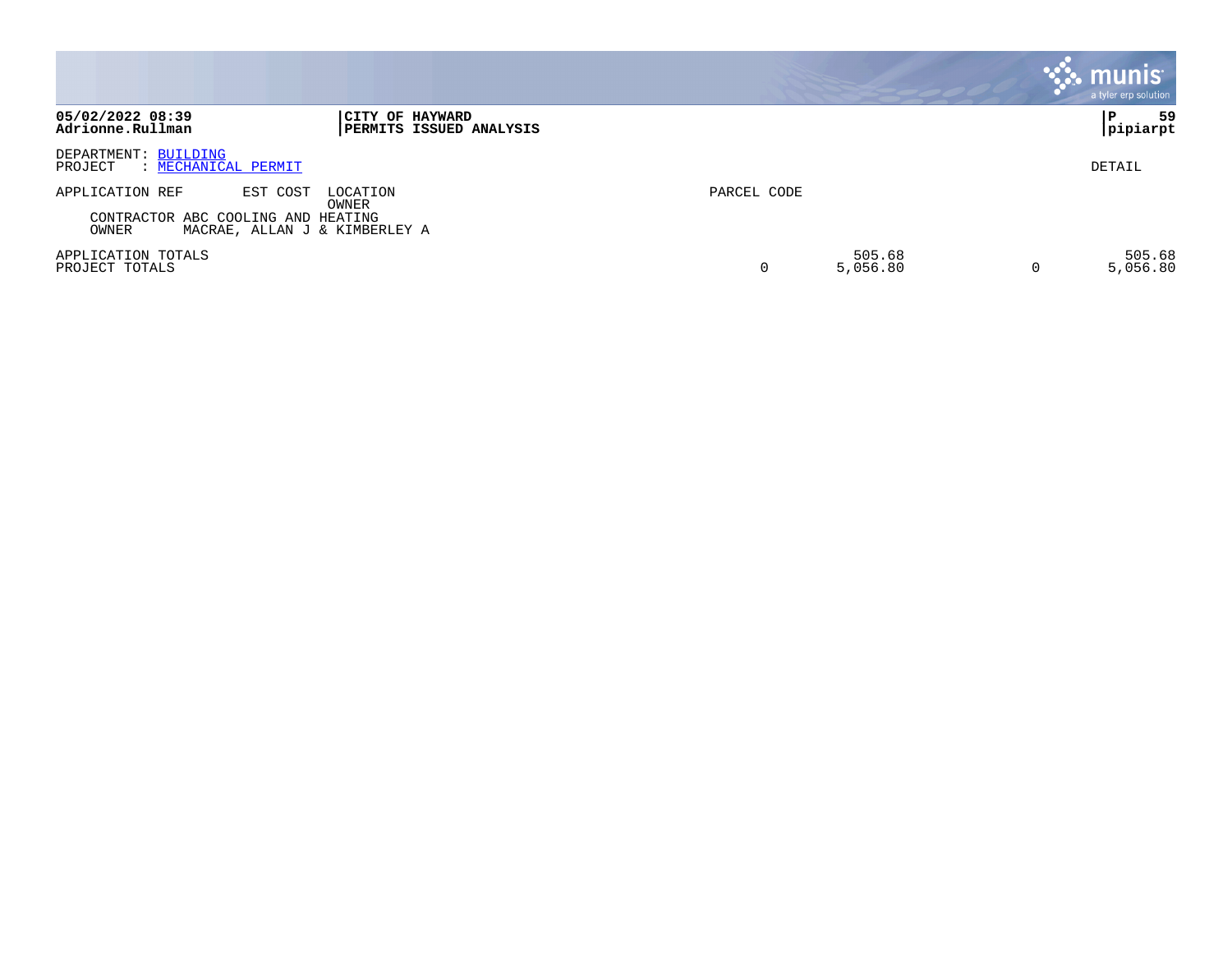**05/02/2022 08:39** | **CITY OF HAYWARD**
**Adrionne.Rullman** | **PERMITS ISSUED ANALYSIS**

**pipiarpt**

DEPARTMENT: BUILDING
PROJECT : MECHANICAL PERMIT

DETAIL

| APPLICATION REF | EST COST | LOCATION / OWNER | PARCEL CODE | | | | |
|---|---|---|---|---|---|---|---|
| CONTRACTOR ABC COOLING AND HEATING | | | | | | | |
| OWNER MACRAE, ALLAN J & KIMBERLEY A | | | | | | | |
| APPLICATION TOTALS | | | | | 505.68 | | 505.68 |
| PROJECT TOTALS | | | | 0 | 5,056.80 | 0 | 5,056.80 |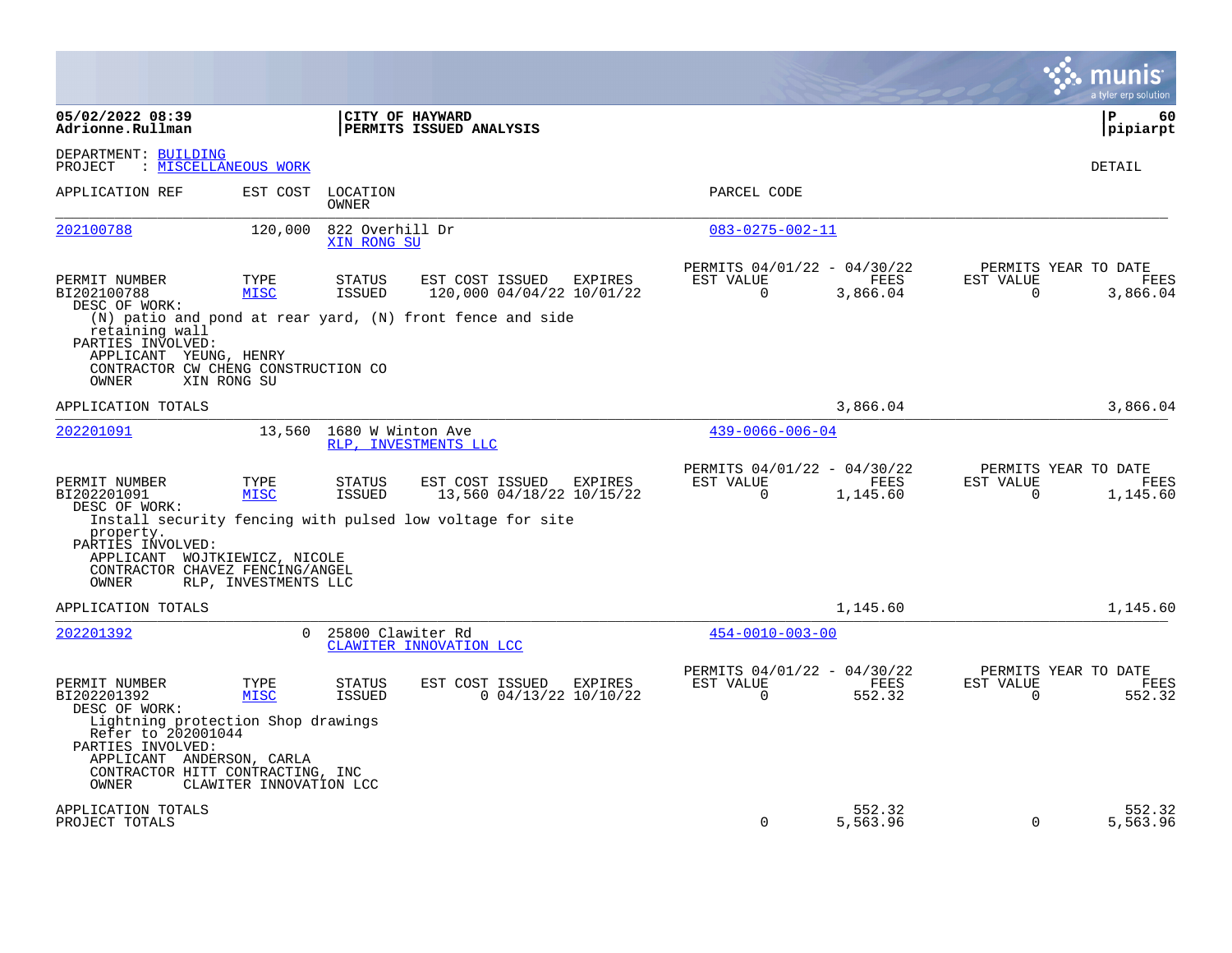**05/02/2022 08:39**
**Adrionne.Rullman**

**CITY OF HAYWARD**
**PERMITS ISSUED ANALYSIS**

**P 60**
**pipiarpt**

DEPARTMENT: BUILDING
PROJECT : MISCELLANEOUS WORK

DETAIL

| APPLICATION REF | EST COST | LOCATION / OWNER | PARCEL CODE |
|---|---|---|---|
| 202100788 | 120,000 | 822 Overhill Dr / XIN RONG SU | 083-0275-002-11 |

| PERMIT NUMBER | TYPE | STATUS | EST COST | ISSUED | EXPIRES | PERMITS 04/01/22 - 04/30/22 EST VALUE | FEES | PERMITS YEAR TO DATE EST VALUE | FEES |
|---|---|---|---|---|---|---|---|---|---|
| BI202100788 | MISC | ISSUED | 120,000 | 04/04/22 | 10/01/22 | 0 | 3,866.04 | 0 | 3,866.04 |

DESC OF WORK:
(N) patio and pond at rear yard, (N) front fence and side retaining wall

PARTIES INVOLVED:
APPLICANT YEUNG, HENRY
CONTRACTOR CW CHENG CONSTRUCTION CO
OWNER XIN RONG SU

APPLICATION TOTALS 3,866.04 3,866.04

| APPLICATION REF | EST COST | LOCATION / OWNER | PARCEL CODE |
|---|---|---|---|
| 202201091 | 13,560 | 1680 W Winton Ave / RLP, INVESTMENTS LLC | 439-0066-006-04 |

| PERMIT NUMBER | TYPE | STATUS | EST COST | ISSUED | EXPIRES | PERMITS 04/01/22 - 04/30/22 EST VALUE | FEES | PERMITS YEAR TO DATE EST VALUE | FEES |
|---|---|---|---|---|---|---|---|---|---|
| BI202201091 | MISC | ISSUED | 13,560 | 04/18/22 | 10/15/22 | 0 | 1,145.60 | 0 | 1,145.60 |

DESC OF WORK:
Install security fencing with pulsed low voltage for site property.

PARTIES INVOLVED:
APPLICANT WOJTKIEWICZ, NICOLE
CONTRACTOR CHAVEZ FENCING/ANGEL
OWNER RLP, INVESTMENTS LLC

APPLICATION TOTALS 1,145.60 1,145.60

| APPLICATION REF | EST COST | LOCATION / OWNER | PARCEL CODE |
|---|---|---|---|
| 202201392 | 0 | 25800 Clawiter Rd / CLAWITER INNOVATION LCC | 454-0010-003-00 |

| PERMIT NUMBER | TYPE | STATUS | EST COST | ISSUED | EXPIRES | PERMITS 04/01/22 - 04/30/22 EST VALUE | FEES | PERMITS YEAR TO DATE EST VALUE | FEES |
|---|---|---|---|---|---|---|---|---|---|
| BI202201392 | MISC | ISSUED | 0 | 04/13/22 | 10/10/22 | 0 | 552.32 | 0 | 552.32 |

DESC OF WORK:
Lightning protection Shop drawings
Refer to 202001044

PARTIES INVOLVED:
APPLICANT ANDERSON, CARLA
CONTRACTOR HITT CONTRACTING, INC
OWNER CLAWITER INNOVATION LCC

| | EST VALUE | FEES | EST VALUE | FEES |
|---|---|---|---|---|
| APPLICATION TOTALS | | 552.32 | | 552.32 |
| PROJECT TOTALS | 0 | 5,563.96 | 0 | 5,563.96 |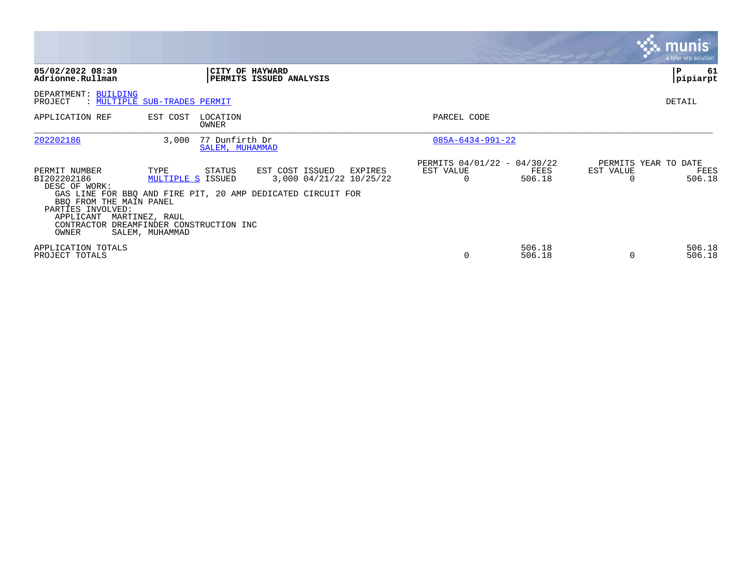**05/02/2022 08:39**
**Adrionne.Rullman**

**CITY OF HAYWARD**
**PERMITS ISSUED ANALYSIS**

**P 61**
**pipiarpt**

DEPARTMENT: BUILDING
PROJECT : MULTIPLE SUB-TRADES PERMIT

DETAIL

| APPLICATION REF | EST COST | LOCATION / OWNER | PARCEL CODE |
|---|---|---|---|
| 202202186 | 3,000 | 77 Dunfirth Dr / SALEM, MUHAMMAD | 085A-6434-991-22 |

| PERMIT NUMBER | TYPE | STATUS | EST COST | ISSUED | EXPIRES | PERMITS 04/01/22 - 04/30/22 EST VALUE | FEES | PERMITS YEAR TO DATE EST VALUE | FEES |
|---|---|---|---|---|---|---|---|---|---|
| BI202202186 | MULTIPLE S | ISSUED | 3,000 | 04/21/22 | 10/25/22 | 0 | 506.18 | 0 | 506.18 |

DESC OF WORK:
GAS LINE FOR BBQ AND FIRE PIT, 20 AMP DEDICATED CIRCUIT FOR BBQ FROM THE MAIN PANEL

PARTIES INVOLVED:
APPLICANT MARTINEZ, RAUL
CONTRACTOR DREAMFINDER CONSTRUCTION INC
OWNER SALEM, MUHAMMAD

| | EST VALUE | FEES | EST VALUE | FEES |
|---|---|---|---|---|
| APPLICATION TOTALS | | 506.18 | | 506.18 |
| PROJECT TOTALS | 0 | 506.18 | 0 | 506.18 |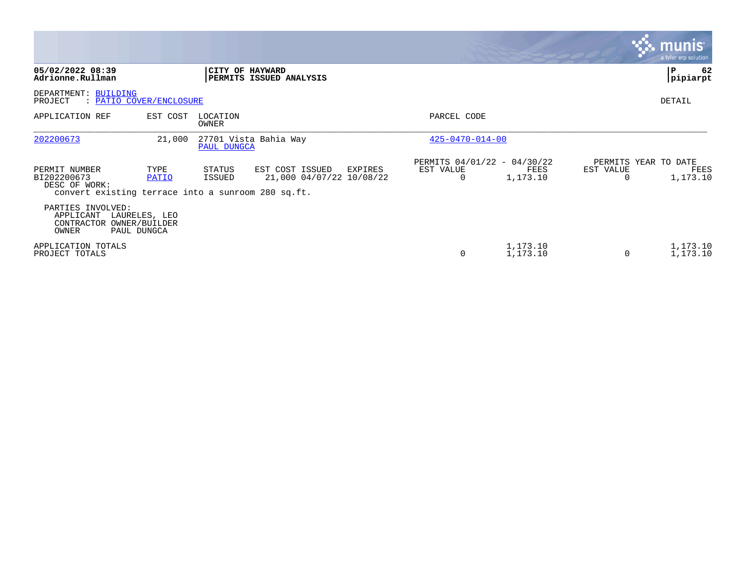**05/02/2022 08:39**
**Adrionne.Rullman**

**CITY OF HAYWARD**
**PERMITS ISSUED ANALYSIS**

**pipiarpt**

DEPARTMENT: BUILDING
PROJECT : PATIO COVER/ENCLOSURE

DETAIL

| APPLICATION REF | EST COST | LOCATION / OWNER | PARCEL CODE |
|---|---|---|---|
| 202200673 | 21,000 | 27701 Vista Bahia Way / PAUL DUNGCA | 425-0470-014-00 |

| PERMIT NUMBER | TYPE | STATUS | EST COST | ISSUED | EXPIRES | PERMITS 04/01/22 - 04/30/22 EST VALUE | FEES | PERMITS YEAR TO DATE EST VALUE | FEES |
|---|---|---|---|---|---|---|---|---|---|
| BI202200673 | PATIO | ISSUED | 21,000 | 04/07/22 | 10/08/22 | 0 | 1,173.10 | 0 | 1,173.10 |

DESC OF WORK:
convert existing terrace into a sunroom 280 sq.ft.

PARTIES INVOLVED:
APPLICANT LAURELES, LEO
CONTRACTOR OWNER/BUILDER
OWNER PAUL DUNGCA

| | EST VALUE | FEES | EST VALUE | FEES |
|---|---|---|---|---|
| APPLICATION TOTALS | 0 | 1,173.10 | 0 | 1,173.10 |
| PROJECT TOTALS | 0 | 1,173.10 | 0 | 1,173.10 |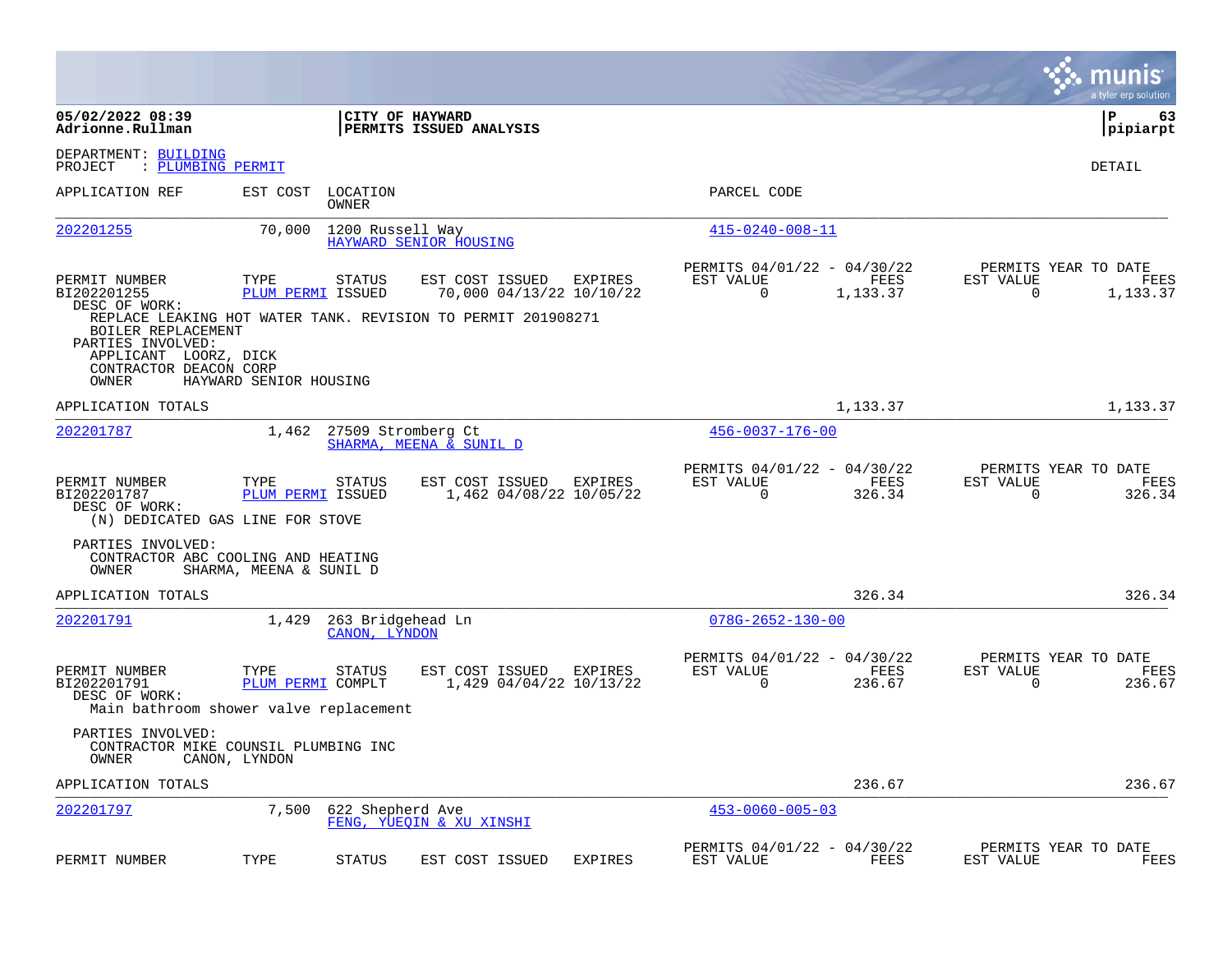05/02/2022 08:39
Adrionne.Rullman

CITY OF HAYWARD
PERMITS ISSUED ANALYSIS

pipiarpt

DEPARTMENT: BUILDING
PROJECT : PLUMBING PERMIT

DETAIL

| APPLICATION REF | EST COST | LOCATION / OWNER | PARCEL CODE |
|---|---|---|---|
| 202201255 | 70,000 | 1200 Russell Way / HAYWARD SENIOR HOUSING | 415-0240-008-11 |

| PERMIT NUMBER | TYPE | STATUS | EST COST | ISSUED | EXPIRES | PERMITS 04/01/22 - 04/30/22 EST VALUE | FEES | PERMITS YEAR TO DATE EST VALUE | FEES |
|---|---|---|---|---|---|---|---|---|---|
| BI202201255 | PLUM PERMI | ISSUED | 70,000 | 04/13/22 | 10/10/22 | 0 | 1,133.37 | 0 | 1,133.37 |

DESC OF WORK:
REPLACE LEAKING HOT WATER TANK. REVISION TO PERMIT 201908271
BOILER REPLACEMENT
PARTIES INVOLVED:
APPLICANT LOORZ, DICK
CONTRACTOR DEACON CORP
OWNER HAYWARD SENIOR HOUSING

APPLICATION TOTALS 1,133.37 1,133.37

| APPLICATION REF | EST COST | LOCATION / OWNER | PARCEL CODE |
|---|---|---|---|
| 202201787 | 1,462 | 27509 Stromberg Ct / SHARMA, MEENA & SUNIL D | 456-0037-176-00 |

| PERMIT NUMBER | TYPE | STATUS | EST COST | ISSUED | EXPIRES | PERMITS 04/01/22 - 04/30/22 EST VALUE | FEES | PERMITS YEAR TO DATE EST VALUE | FEES |
|---|---|---|---|---|---|---|---|---|---|
| BI202201787 | PLUM PERMI | ISSUED | 1,462 | 04/08/22 | 10/05/22 | 0 | 326.34 | 0 | 326.34 |

DESC OF WORK:
(N) DEDICATED GAS LINE FOR STOVE

PARTIES INVOLVED:
CONTRACTOR ABC COOLING AND HEATING
OWNER SHARMA, MEENA & SUNIL D

APPLICATION TOTALS 326.34 326.34

| APPLICATION REF | EST COST | LOCATION / OWNER | PARCEL CODE |
|---|---|---|---|
| 202201791 | 1,429 | 263 Bridgehead Ln / CANON, LYNDON | 078G-2652-130-00 |

| PERMIT NUMBER | TYPE | STATUS | EST COST | ISSUED | EXPIRES | PERMITS 04/01/22 - 04/30/22 EST VALUE | FEES | PERMITS YEAR TO DATE EST VALUE | FEES |
|---|---|---|---|---|---|---|---|---|---|
| BI202201791 | PLUM PERMI | COMPLT | 1,429 | 04/04/22 | 10/13/22 | 0 | 236.67 | 0 | 236.67 |

DESC OF WORK:
Main bathroom shower valve replacement

PARTIES INVOLVED:
CONTRACTOR MIKE COUNSIL PLUMBING INC
OWNER CANON, LYNDON

APPLICATION TOTALS 236.67 236.67

| APPLICATION REF | EST COST | LOCATION / OWNER | PARCEL CODE |
|---|---|---|---|
| 202201797 | 7,500 | 622 Shepherd Ave / FENG, YUEQIN & XU XINSHI | 453-0060-005-03 |

| PERMIT NUMBER | TYPE | STATUS | EST COST | ISSUED | EXPIRES | PERMITS 04/01/22 - 04/30/22 EST VALUE | FEES | PERMITS YEAR TO DATE EST VALUE | FEES |
|---|---|---|---|---|---|---|---|---|---|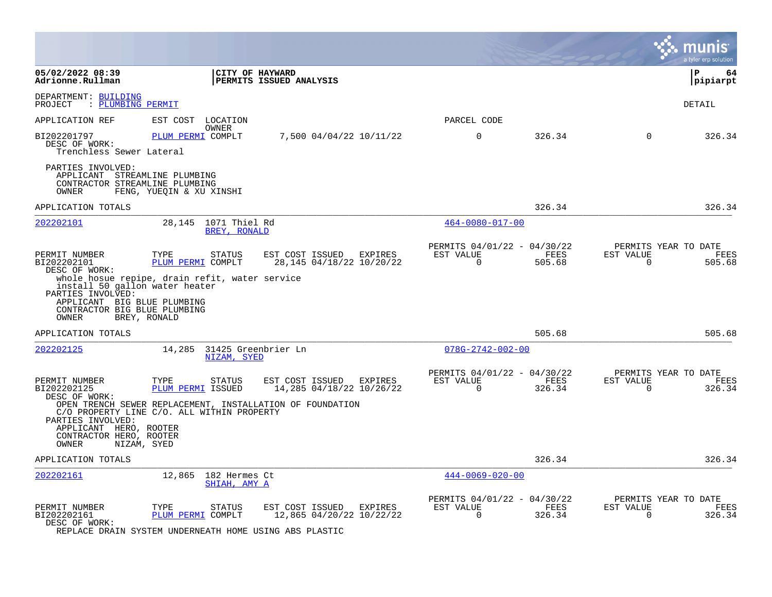05/02/2022 08:39
Adrionne.Rullman

CITY OF HAYWARD
PERMITS ISSUED ANALYSIS

P 64
pipiarpt

DEPARTMENT: BUILDING
PROJECT : PLUMBING PERMIT

DETAIL

| APPLICATION REF | EST COST | LOCATION / OWNER | | | | | PARCEL CODE | | | |
|---|---|---|---|---|---|---|---|---|---|---|
| BI202201797 | | PLUM PERMI | COMPLT | 7,500 | 04/04/22 | 10/11/22 | 0 | 326.34 | 0 | 326.34 |

DESC OF WORK:
Trenchless Sewer Lateral

PARTIES INVOLVED:
APPLICANT STREAMLINE PLUMBING
CONTRACTOR STREAMLINE PLUMBING
OWNER FENG, YUEQIN & XU XINSHI

APPLICATION TOTALS 326.34 326.34

---

**202202101** 28,145 1071 Thiel Rd — BREY, RONALD — 464-0080-017-00

| PERMIT NUMBER | TYPE | STATUS | EST COST | ISSUED | EXPIRES | PERMITS 04/01/22 - 04/30/22 EST VALUE | FEES | PERMITS YEAR TO DATE EST VALUE | FEES |
|---|---|---|---|---|---|---|---|---|---|
| BI202202101 | PLUM PERMI | COMPLT | 28,145 | 04/18/22 | 10/20/22 | 0 | 505.68 | 0 | 505.68 |

DESC OF WORK:
whole hosue repipe, drain refit, water service
install 50 gallon water heater

PARTIES INVOLVED:
APPLICANT BIG BLUE PLUMBING
CONTRACTOR BIG BLUE PLUMBING
OWNER BREY, RONALD

APPLICATION TOTALS 505.68 505.68

---

**202202125** 14,285 31425 Greenbrier Ln — NIZAM, SYED — 078G-2742-002-00

| PERMIT NUMBER | TYPE | STATUS | EST COST | ISSUED | EXPIRES | PERMITS 04/01/22 - 04/30/22 EST VALUE | FEES | PERMITS YEAR TO DATE EST VALUE | FEES |
|---|---|---|---|---|---|---|---|---|---|
| BI202202125 | PLUM PERMI | ISSUED | 14,285 | 04/18/22 | 10/26/22 | 0 | 326.34 | 0 | 326.34 |

DESC OF WORK:
OPEN TRENCH SEWER REPLACEMENT, INSTALLATION OF FOUNDATION
C/O PROPERTY LINE C/O. ALL WITHIN PROPERTY

PARTIES INVOLVED:
APPLICANT HERO, ROOTER
CONTRACTOR HERO, ROOTER
OWNER NIZAM, SYED

APPLICATION TOTALS 326.34 326.34

---

**202202161** 12,865 182 Hermes Ct — SHIAH, AMY A — 444-0069-020-00

| PERMIT NUMBER | TYPE | STATUS | EST COST | ISSUED | EXPIRES | PERMITS 04/01/22 - 04/30/22 EST VALUE | FEES | PERMITS YEAR TO DATE EST VALUE | FEES |
|---|---|---|---|---|---|---|---|---|---|
| BI202202161 | PLUM PERMI | COMPLT | 12,865 | 04/20/22 | 10/22/22 | 0 | 326.34 | 0 | 326.34 |

DESC OF WORK:
REPLACE DRAIN SYSTEM UNDERNEATH HOME USING ABS PLASTIC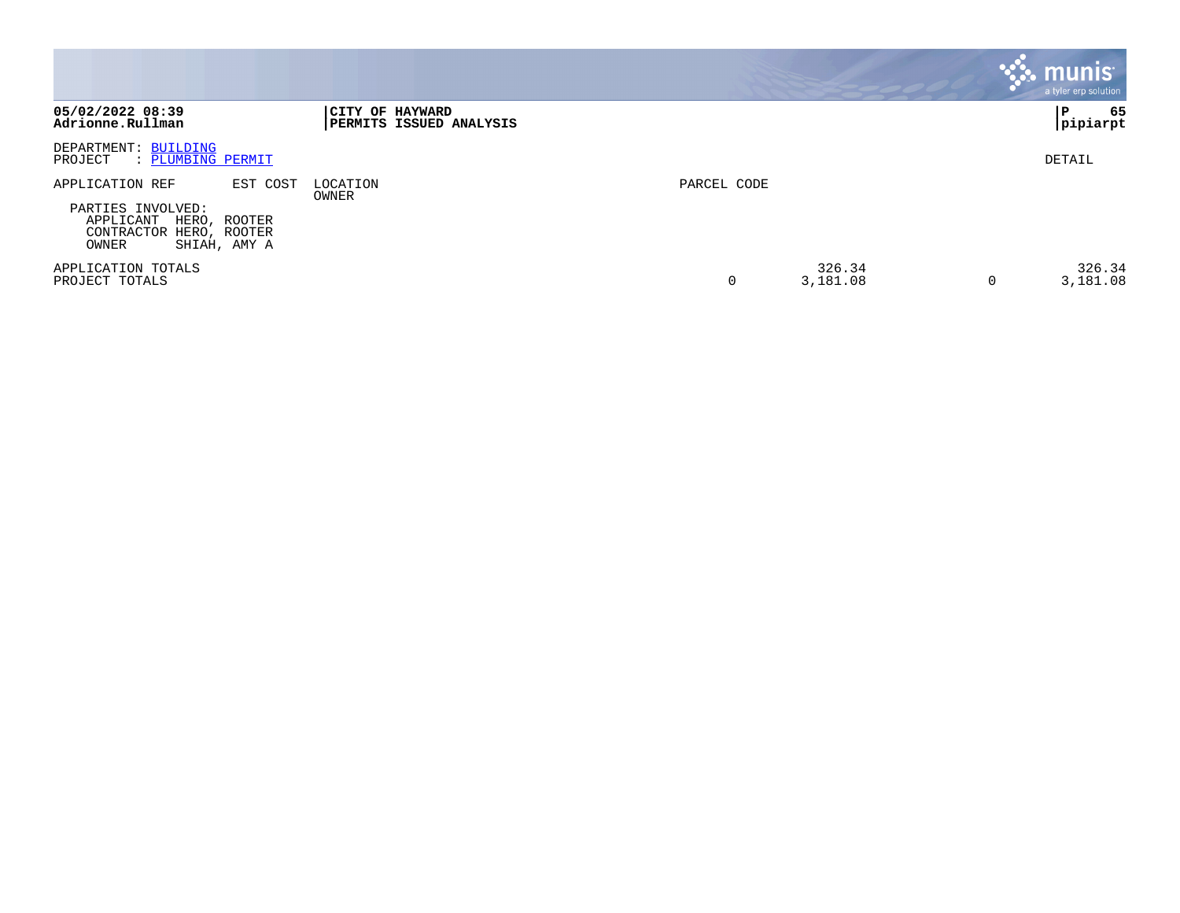05/02/2022 08:39
Adrionne.Rullman

CITY OF HAYWARD
PERMITS ISSUED ANALYSIS

DEPARTMENT: BUILDING
PROJECT : PLUMBING PERMIT

DETAIL

| APPLICATION REF | EST COST | LOCATION / OWNER | PARCEL CODE | | | | |
|---|---|---|---|---|---|---|---|

PARTIES INVOLVED:
APPLICANT HERO, ROOTER
CONTRACTOR HERO, ROOTER
OWNER SHIAH, AMY A

| | | | | |
|---|---|---|---|---|
| APPLICATION TOTALS | | 326.34 | | 326.34 |
| PROJECT TOTALS | 0 | 3,181.08 | 0 | 3,181.08 |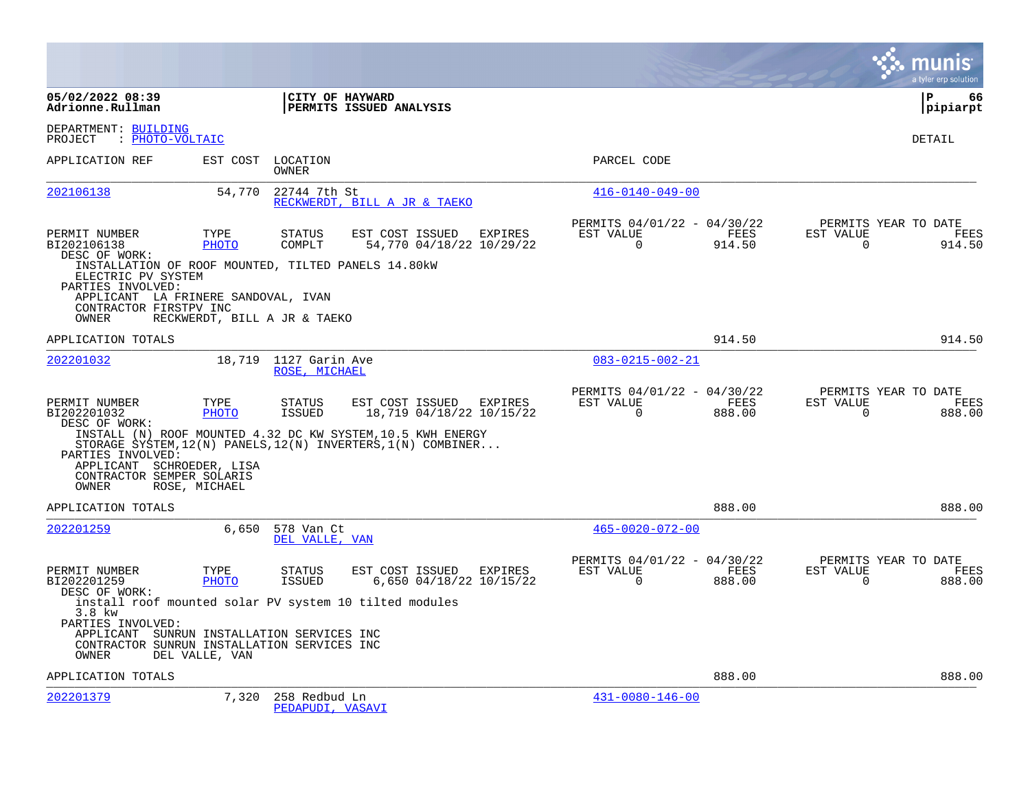**05/02/2022 08:39**
**Adrionne.Rullman**

**CITY OF HAYWARD**
**PERMITS ISSUED ANALYSIS**

**pipiarpt**

DEPARTMENT: BUILDING
PROJECT : PHOTO-VOLTAIC

DETAIL

| APPLICATION REF | EST COST | LOCATION / OWNER | PARCEL CODE |
|---|---|---|---|
| 202106138 | 54,770 | 22744 7th St / RECKWERDT, BILL A JR & TAEKO | 416-0140-049-00 |

| PERMIT NUMBER | TYPE | STATUS | EST COST | ISSUED | EXPIRES | PERMITS 04/01/22 - 04/30/22 EST VALUE | FEES | PERMITS YEAR TO DATE EST VALUE | FEES |
|---|---|---|---|---|---|---|---|---|---|
| BI202106138 | PHOTO | COMPLT | 54,770 | 04/18/22 | 10/29/22 | 0 | 914.50 | 0 | 914.50 |

DESC OF WORK:
INSTALLATION OF ROOF MOUNTED, TILTED PANELS 14.80kW ELECTRIC PV SYSTEM

PARTIES INVOLVED:
APPLICANT LA FRINERE SANDOVAL, IVAN
CONTRACTOR FIRSTPV INC
OWNER RECKWERDT, BILL A JR & TAEKO

APPLICATION TOTALS: 914.50 | 914.50

| APPLICATION REF | EST COST | LOCATION / OWNER | PARCEL CODE |
|---|---|---|---|
| 202201032 | 18,719 | 1127 Garin Ave / ROSE, MICHAEL | 083-0215-002-21 |

| PERMIT NUMBER | TYPE | STATUS | EST COST | ISSUED | EXPIRES | PERMITS 04/01/22 - 04/30/22 EST VALUE | FEES | PERMITS YEAR TO DATE EST VALUE | FEES |
|---|---|---|---|---|---|---|---|---|---|
| BI202201032 | PHOTO | ISSUED | 18,719 | 04/18/22 | 10/15/22 | 0 | 888.00 | 0 | 888.00 |

DESC OF WORK:
INSTALL (N) ROOF MOUNTED 4.32 DC KW SYSTEM,10.5 KWH ENERGY STORAGE SYSTEM,12(N) PANELS,12(N) INVERTERS,1(N) COMBINER...

PARTIES INVOLVED:
APPLICANT SCHROEDER, LISA
CONTRACTOR SEMPER SOLARIS
OWNER ROSE, MICHAEL

APPLICATION TOTALS: 888.00 | 888.00

| APPLICATION REF | EST COST | LOCATION / OWNER | PARCEL CODE |
|---|---|---|---|
| 202201259 | 6,650 | 578 Van Ct / DEL VALLE, VAN | 465-0020-072-00 |

| PERMIT NUMBER | TYPE | STATUS | EST COST | ISSUED | EXPIRES | PERMITS 04/01/22 - 04/30/22 EST VALUE | FEES | PERMITS YEAR TO DATE EST VALUE | FEES |
|---|---|---|---|---|---|---|---|---|---|
| BI202201259 | PHOTO | ISSUED | 6,650 | 04/18/22 | 10/15/22 | 0 | 888.00 | 0 | 888.00 |

DESC OF WORK:
install roof mounted solar PV system 10 tilted modules 3.8 kw

PARTIES INVOLVED:
APPLICANT SUNRUN INSTALLATION SERVICES INC
CONTRACTOR SUNRUN INSTALLATION SERVICES INC
OWNER DEL VALLE, VAN

APPLICATION TOTALS: 888.00 | 888.00

| APPLICATION REF | EST COST | LOCATION / OWNER | PARCEL CODE |
|---|---|---|---|
| 202201379 | 7,320 | 258 Redbud Ln / PEDAPUDI, VASAVI | 431-0080-146-00 |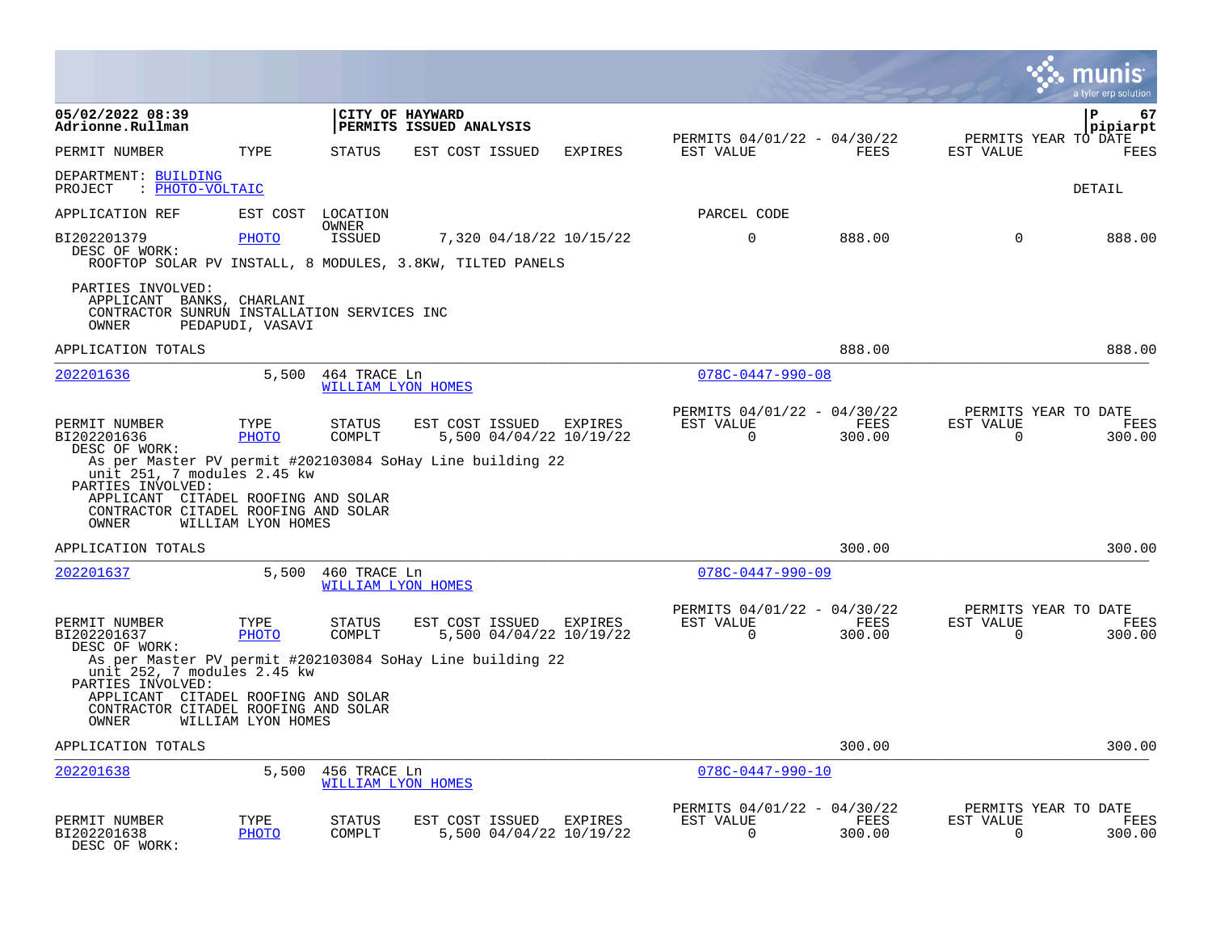05/02/2022 08:39
Adrionne.Rullman

CITY OF HAYWARD
PERMITS ISSUED ANALYSIS

| PERMIT NUMBER | TYPE | STATUS | EST COST | ISSUED | EXPIRES | PERMITS 04/01/22 - 04/30/22 EST VALUE | FEES | PERMITS YEAR TO DATE EST VALUE | FEES |
|---|---|---|---|---|---|---|---|---|---|

DEPARTMENT: BUILDING
PROJECT : PHOTO-VOLTAIC

DETAIL

APPLICATION REF | EST COST | LOCATION / OWNER | PARCEL CODE

| PERMIT NUMBER | TYPE | STATUS | EST COST | ISSUED | EXPIRES | EST VALUE | FEES | EST VALUE | FEES |
|---|---|---|---|---|---|---|---|---|---|
| BI202201379 | PHOTO | ISSUED | 7,320 | 04/18/22 | 10/15/22 | 0 | 888.00 | 0 | 888.00 |

DESC OF WORK:
ROOFTOP SOLAR PV INSTALL, 8 MODULES, 3.8KW, TILTED PANELS

PARTIES INVOLVED:
APPLICANT BANKS, CHARLANI
CONTRACTOR SUNRUN INSTALLATION SERVICES INC
OWNER PEDAPUDI, VASAVI

APPLICATION TOTALS | | 888.00 | | 888.00

---

202201636 | 5,500 | 464 TRACE Ln | WILLIAM LYON HOMES | 078C-0447-990-08

| PERMIT NUMBER | TYPE | STATUS | EST COST | ISSUED | EXPIRES | PERMITS 04/01/22 - 04/30/22 EST VALUE | FEES | PERMITS YEAR TO DATE EST VALUE | FEES |
|---|---|---|---|---|---|---|---|---|---|
| BI202201636 | PHOTO | COMPLT | 5,500 | 04/04/22 | 10/19/22 | 0 | 300.00 | 0 | 300.00 |

DESC OF WORK:
As per Master PV permit #202103084 SoHay Line building 22
unit 251, 7 modules 2.45 kw

PARTIES INVOLVED:
APPLICANT CITADEL ROOFING AND SOLAR
CONTRACTOR CITADEL ROOFING AND SOLAR
OWNER WILLIAM LYON HOMES

APPLICATION TOTALS | | 300.00 | | 300.00

---

202201637 | 5,500 | 460 TRACE Ln | WILLIAM LYON HOMES | 078C-0447-990-09

| PERMIT NUMBER | TYPE | STATUS | EST COST | ISSUED | EXPIRES | PERMITS 04/01/22 - 04/30/22 EST VALUE | FEES | PERMITS YEAR TO DATE EST VALUE | FEES |
|---|---|---|---|---|---|---|---|---|---|
| BI202201637 | PHOTO | COMPLT | 5,500 | 04/04/22 | 10/19/22 | 0 | 300.00 | 0 | 300.00 |

DESC OF WORK:
As per Master PV permit #202103084 SoHay Line building 22
unit 252, 7 modules 2.45 kw

PARTIES INVOLVED:
APPLICANT CITADEL ROOFING AND SOLAR
CONTRACTOR CITADEL ROOFING AND SOLAR
OWNER WILLIAM LYON HOMES

APPLICATION TOTALS | | 300.00 | | 300.00

---

202201638 | 5,500 | 456 TRACE Ln | WILLIAM LYON HOMES | 078C-0447-990-10

| PERMIT NUMBER | TYPE | STATUS | EST COST | ISSUED | EXPIRES | PERMITS 04/01/22 - 04/30/22 EST VALUE | FEES | PERMITS YEAR TO DATE EST VALUE | FEES |
|---|---|---|---|---|---|---|---|---|---|
| BI202201638 | PHOTO | COMPLT | 5,500 | 04/04/22 | 10/19/22 | 0 | 300.00 | 0 | 300.00 |

DESC OF WORK: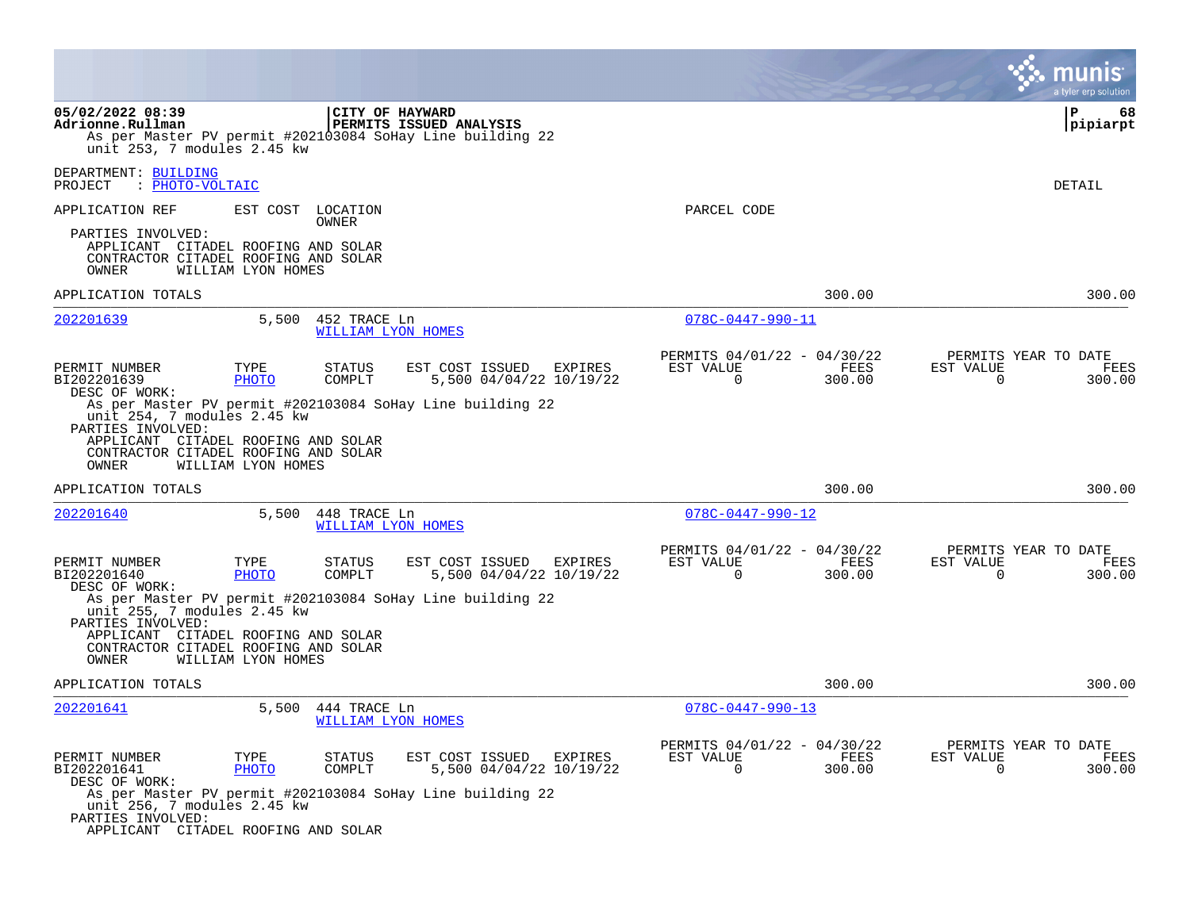As per Master PV permit #202103084 SoHay Line building 22
unit 253, 7 modules 2.45 kw

DEPARTMENT: BUILDING
PROJECT : PHOTO-VOLTAIC

DETAIL

APPLICATION REF | EST COST | LOCATION OWNER | PARCEL CODE

PARTIES INVOLVED:
APPLICANT CITADEL ROOFING AND SOLAR
CONTRACTOR CITADEL ROOFING AND SOLAR
OWNER WILLIAM LYON HOMES

APPLICATION TOTALS 300.00 300.00

---

**202201639** 5,500 452 TRACE Ln — WILLIAM LYON HOMES — 078C-0447-990-11

| PERMIT NUMBER | TYPE | STATUS | EST COST | ISSUED | EXPIRES | PERMITS 04/01/22 - 04/30/22 EST VALUE | FEES | PERMITS YEAR TO DATE EST VALUE | FEES |
|---|---|---|---|---|---|---|---|---|---|
| BI202201639 | PHOTO | COMPLT | 5,500 | 04/04/22 | 10/19/22 | 0 | 300.00 | 0 | 300.00 |

DESC OF WORK:
As per Master PV permit #202103084 SoHay Line building 22
unit 254, 7 modules 2.45 kw
PARTIES INVOLVED:
APPLICANT CITADEL ROOFING AND SOLAR
CONTRACTOR CITADEL ROOFING AND SOLAR
OWNER WILLIAM LYON HOMES

APPLICATION TOTALS 300.00 300.00

---

**202201640** 5,500 448 TRACE Ln — WILLIAM LYON HOMES — 078C-0447-990-12

| PERMIT NUMBER | TYPE | STATUS | EST COST | ISSUED | EXPIRES | PERMITS 04/01/22 - 04/30/22 EST VALUE | FEES | PERMITS YEAR TO DATE EST VALUE | FEES |
|---|---|---|---|---|---|---|---|---|---|
| BI202201640 | PHOTO | COMPLT | 5,500 | 04/04/22 | 10/19/22 | 0 | 300.00 | 0 | 300.00 |

DESC OF WORK:
As per Master PV permit #202103084 SoHay Line building 22
unit 255, 7 modules 2.45 kw
PARTIES INVOLVED:
APPLICANT CITADEL ROOFING AND SOLAR
CONTRACTOR CITADEL ROOFING AND SOLAR
OWNER WILLIAM LYON HOMES

APPLICATION TOTALS 300.00 300.00

---

**202201641** 5,500 444 TRACE Ln — WILLIAM LYON HOMES — 078C-0447-990-13

| PERMIT NUMBER | TYPE | STATUS | EST COST | ISSUED | EXPIRES | PERMITS 04/01/22 - 04/30/22 EST VALUE | FEES | PERMITS YEAR TO DATE EST VALUE | FEES |
|---|---|---|---|---|---|---|---|---|---|
| BI202201641 | PHOTO | COMPLT | 5,500 | 04/04/22 | 10/19/22 | 0 | 300.00 | 0 | 300.00 |

DESC OF WORK:
As per Master PV permit #202103084 SoHay Line building 22
unit 256, 7 modules 2.45 kw
PARTIES INVOLVED:
APPLICANT CITADEL ROOFING AND SOLAR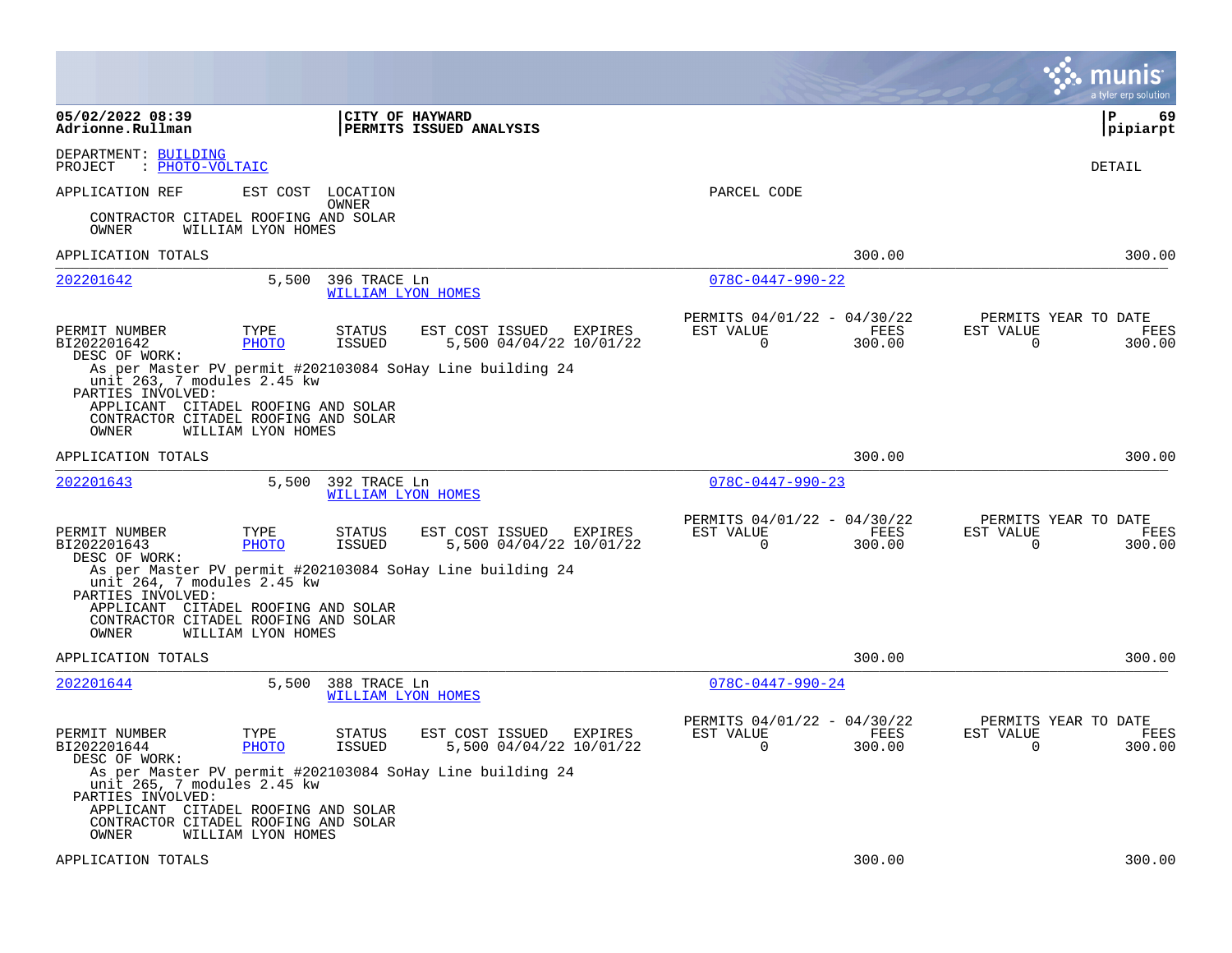DEPARTMENT: BUILDING
PROJECT : PHOTO-VOLTAIC

DETAIL

APPLICATION REF    EST COST    LOCATION
OWNER
PARCEL CODE

CONTRACTOR CITADEL ROOFING AND SOLAR
OWNER WILLIAM LYON HOMES

APPLICATION TOTALS    300.00    300.00

---

**202201642**    5,500    396 TRACE Ln
WILLIAM LYON HOMES
078C-0447-990-22

| PERMIT NUMBER | TYPE | STATUS | EST COST | ISSUED | EXPIRES | PERMITS 04/01/22 - 04/30/22 EST VALUE | FEES | PERMITS YEAR TO DATE EST VALUE | FEES |
|---|---|---|---|---|---|---|---|---|---|
| BI202201642 | PHOTO | ISSUED | 5,500 | 04/04/22 | 10/01/22 | 0 | 300.00 | 0 | 300.00 |

DESC OF WORK:
As per Master PV permit #202103084 SoHay Line building 24 unit 263, 7 modules 2.45 kw

PARTIES INVOLVED:
APPLICANT CITADEL ROOFING AND SOLAR
CONTRACTOR CITADEL ROOFING AND SOLAR
OWNER WILLIAM LYON HOMES

APPLICATION TOTALS    300.00    300.00

---

**202201643**    5,500    392 TRACE Ln
WILLIAM LYON HOMES
078C-0447-990-23

| PERMIT NUMBER | TYPE | STATUS | EST COST | ISSUED | EXPIRES | PERMITS 04/01/22 - 04/30/22 EST VALUE | FEES | PERMITS YEAR TO DATE EST VALUE | FEES |
|---|---|---|---|---|---|---|---|---|---|
| BI202201643 | PHOTO | ISSUED | 5,500 | 04/04/22 | 10/01/22 | 0 | 300.00 | 0 | 300.00 |

DESC OF WORK:
As per Master PV permit #202103084 SoHay Line building 24 unit 264, 7 modules 2.45 kw

PARTIES INVOLVED:
APPLICANT CITADEL ROOFING AND SOLAR
CONTRACTOR CITADEL ROOFING AND SOLAR
OWNER WILLIAM LYON HOMES

APPLICATION TOTALS    300.00    300.00

---

**202201644**    5,500    388 TRACE Ln
WILLIAM LYON HOMES
078C-0447-990-24

| PERMIT NUMBER | TYPE | STATUS | EST COST | ISSUED | EXPIRES | PERMITS 04/01/22 - 04/30/22 EST VALUE | FEES | PERMITS YEAR TO DATE EST VALUE | FEES |
|---|---|---|---|---|---|---|---|---|---|
| BI202201644 | PHOTO | ISSUED | 5,500 | 04/04/22 | 10/01/22 | 0 | 300.00 | 0 | 300.00 |

DESC OF WORK:
As per Master PV permit #202103084 SoHay Line building 24 unit 265, 7 modules 2.45 kw

PARTIES INVOLVED:
APPLICANT CITADEL ROOFING AND SOLAR
CONTRACTOR CITADEL ROOFING AND SOLAR
OWNER WILLIAM LYON HOMES

APPLICATION TOTALS    300.00    300.00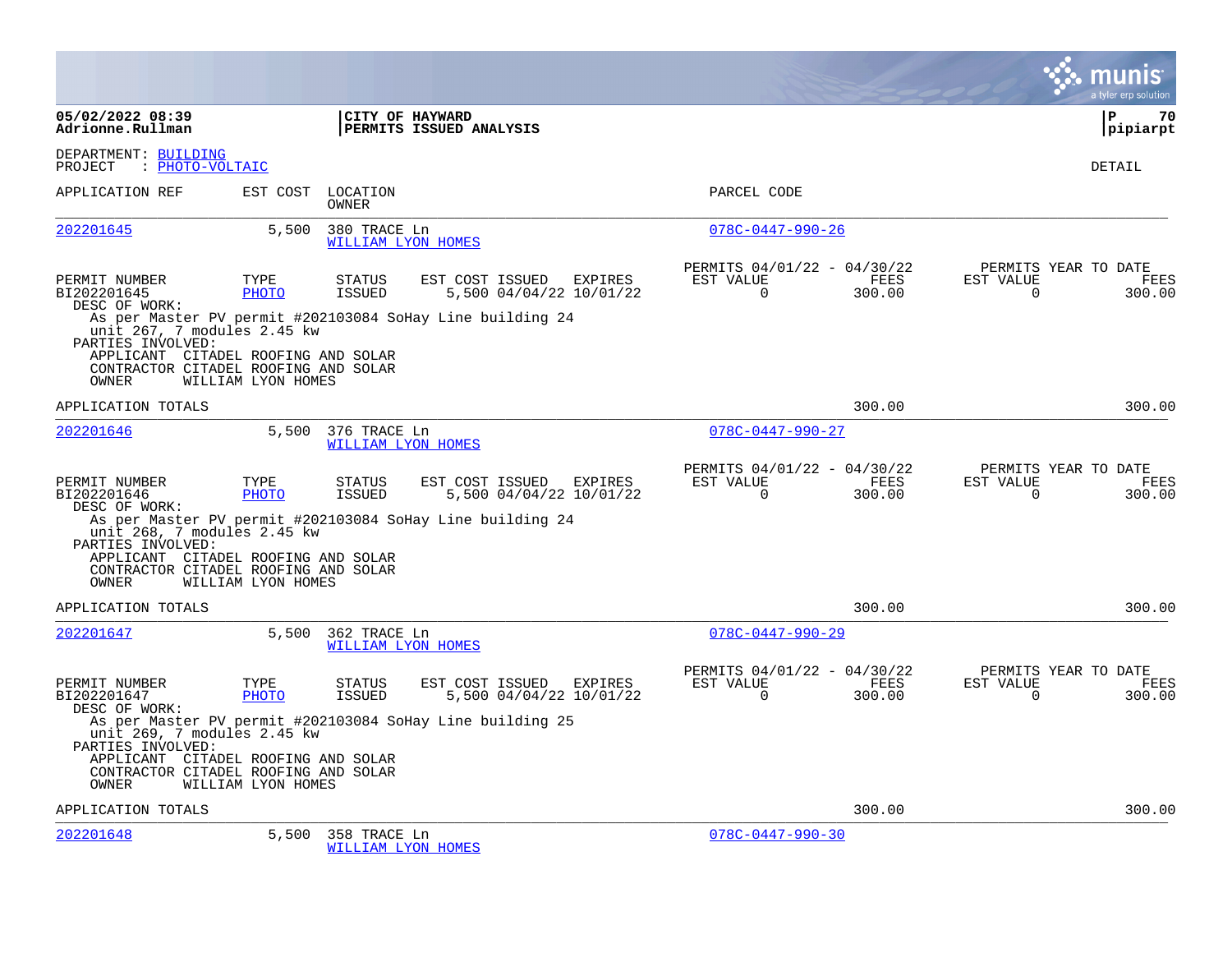05/02/2022 08:39
Adrionne.Rullman

CITY OF HAYWARD
PERMITS ISSUED ANALYSIS

P 70
pipiarpt

DEPARTMENT: BUILDING
PROJECT : PHOTO-VOLTAIC

DETAIL

| APPLICATION REF | EST COST | LOCATION / OWNER | PARCEL CODE |
|---|---|---|---|
| 202201645 | 5,500 | 380 TRACE Ln / WILLIAM LYON HOMES | 078C-0447-990-26 |

| PERMIT NUMBER | TYPE | STATUS | EST COST | ISSUED | EXPIRES | PERMITS 04/01/22 - 04/30/22 EST VALUE | FEES | PERMITS YEAR TO DATE EST VALUE | FEES |
|---|---|---|---|---|---|---|---|---|---|
| BI202201645 | PHOTO | ISSUED | 5,500 | 04/04/22 | 10/01/22 | 0 | 300.00 | 0 | 300.00 |

DESC OF WORK:
As per Master PV permit #202103084 SoHay Line building 24 unit 267, 7 modules 2.45 kw

PARTIES INVOLVED:
APPLICANT CITADEL ROOFING AND SOLAR
CONTRACTOR CITADEL ROOFING AND SOLAR
OWNER WILLIAM LYON HOMES

APPLICATION TOTALS 300.00 300.00

| APPLICATION REF | EST COST | LOCATION / OWNER | PARCEL CODE |
|---|---|---|---|
| 202201646 | 5,500 | 376 TRACE Ln / WILLIAM LYON HOMES | 078C-0447-990-27 |

| PERMIT NUMBER | TYPE | STATUS | EST COST | ISSUED | EXPIRES | PERMITS 04/01/22 - 04/30/22 EST VALUE | FEES | PERMITS YEAR TO DATE EST VALUE | FEES |
|---|---|---|---|---|---|---|---|---|---|
| BI202201646 | PHOTO | ISSUED | 5,500 | 04/04/22 | 10/01/22 | 0 | 300.00 | 0 | 300.00 |

DESC OF WORK:
As per Master PV permit #202103084 SoHay Line building 24 unit 268, 7 modules 2.45 kw

PARTIES INVOLVED:
APPLICANT CITADEL ROOFING AND SOLAR
CONTRACTOR CITADEL ROOFING AND SOLAR
OWNER WILLIAM LYON HOMES

APPLICATION TOTALS 300.00 300.00

| APPLICATION REF | EST COST | LOCATION / OWNER | PARCEL CODE |
|---|---|---|---|
| 202201647 | 5,500 | 362 TRACE Ln / WILLIAM LYON HOMES | 078C-0447-990-29 |

| PERMIT NUMBER | TYPE | STATUS | EST COST | ISSUED | EXPIRES | PERMITS 04/01/22 - 04/30/22 EST VALUE | FEES | PERMITS YEAR TO DATE EST VALUE | FEES |
|---|---|---|---|---|---|---|---|---|---|
| BI202201647 | PHOTO | ISSUED | 5,500 | 04/04/22 | 10/01/22 | 0 | 300.00 | 0 | 300.00 |

DESC OF WORK:
As per Master PV permit #202103084 SoHay Line building 25 unit 269, 7 modules 2.45 kw

PARTIES INVOLVED:
APPLICANT CITADEL ROOFING AND SOLAR
CONTRACTOR CITADEL ROOFING AND SOLAR
OWNER WILLIAM LYON HOMES

APPLICATION TOTALS 300.00 300.00

| APPLICATION REF | EST COST | LOCATION / OWNER | PARCEL CODE |
|---|---|---|---|
| 202201648 | 5,500 | 358 TRACE Ln / WILLIAM LYON HOMES | 078C-0447-990-30 |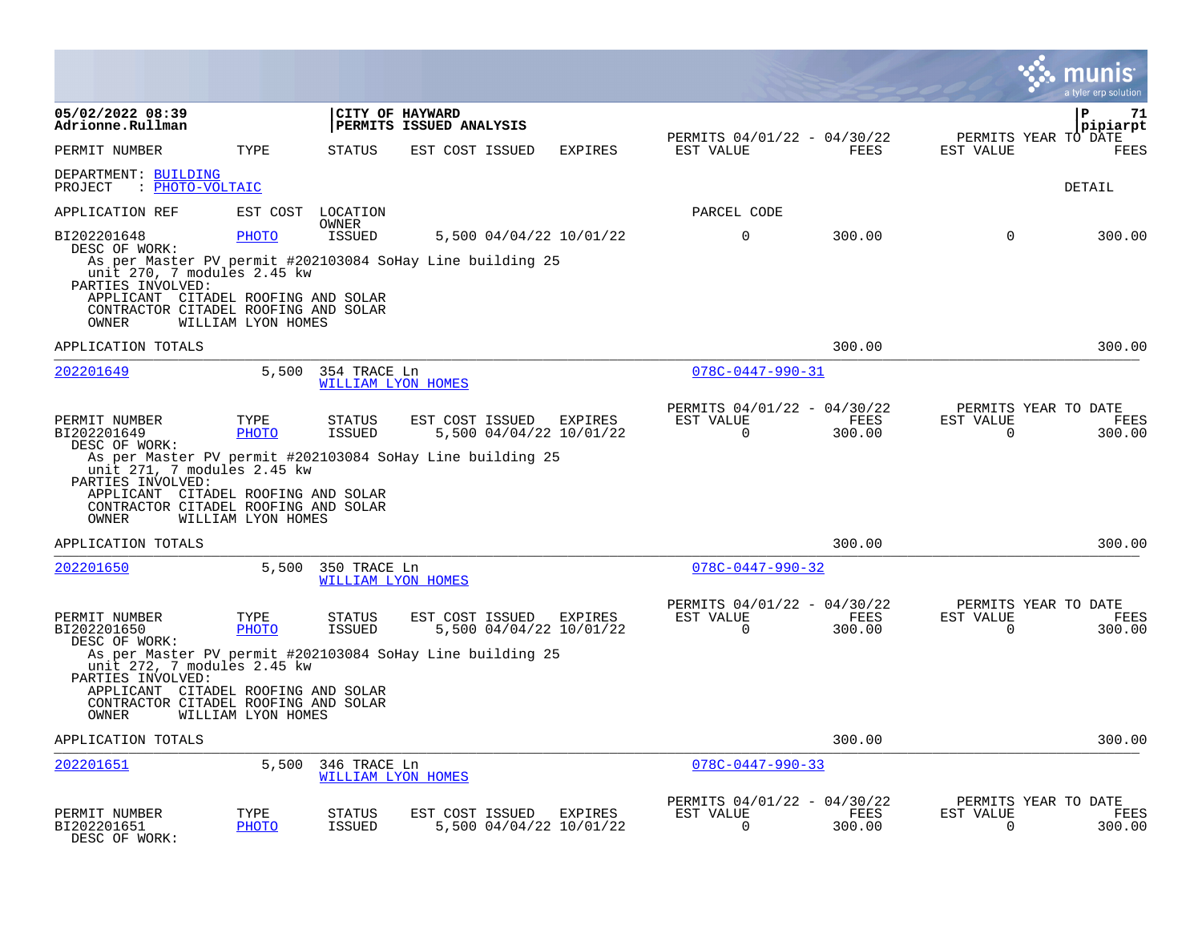05/02/2022 08:39
Adrionne.Rullman

**CITY OF HAYWARD**
**PERMITS ISSUED ANALYSIS**

pipiarpt

| PERMIT NUMBER | TYPE | STATUS | EST COST | ISSUED | EXPIRES | PERMITS 04/01/22 - 04/30/22 EST VALUE | FEES | PERMITS YEAR TO DATE EST VALUE | FEES |
|---|---|---|---|---|---|---|---|---|---|

DEPARTMENT: BUILDING
PROJECT : PHOTO-VOLTAIC

DETAIL

APPLICATION REF | EST COST | LOCATION OWNER | PARCEL CODE

| PERMIT NUMBER | TYPE | STATUS | EST COST | ISSUED | EXPIRES | EST VALUE | FEES | EST VALUE | FEES |
|---|---|---|---|---|---|---|---|---|---|
| BI202201648 | PHOTO | ISSUED | 5,500 | 04/04/22 | 10/01/22 | 0 | 300.00 | 0 | 300.00 |

DESC OF WORK:
As per Master PV permit #202103084 SoHay Line building 25
unit 270, 7 modules 2.45 kw

PARTIES INVOLVED:
APPLICANT CITADEL ROOFING AND SOLAR
CONTRACTOR CITADEL ROOFING AND SOLAR
OWNER WILLIAM LYON HOMES

APPLICATION TOTALS 300.00 300.00

---

202201649 | 5,500 | 354 TRACE Ln | 078C-0447-990-31
WILLIAM LYON HOMES

| PERMIT NUMBER | TYPE | STATUS | EST COST | ISSUED | EXPIRES | PERMITS 04/01/22 - 04/30/22 EST VALUE | FEES | PERMITS YEAR TO DATE EST VALUE | FEES |
|---|---|---|---|---|---|---|---|---|---|
| BI202201649 | PHOTO | ISSUED | 5,500 | 04/04/22 | 10/01/22 | 0 | 300.00 | 0 | 300.00 |

DESC OF WORK:
As per Master PV permit #202103084 SoHay Line building 25
unit 271, 7 modules 2.45 kw

PARTIES INVOLVED:
APPLICANT CITADEL ROOFING AND SOLAR
CONTRACTOR CITADEL ROOFING AND SOLAR
OWNER WILLIAM LYON HOMES

APPLICATION TOTALS 300.00 300.00

---

202201650 | 5,500 | 350 TRACE Ln | 078C-0447-990-32
WILLIAM LYON HOMES

| PERMIT NUMBER | TYPE | STATUS | EST COST | ISSUED | EXPIRES | PERMITS 04/01/22 - 04/30/22 EST VALUE | FEES | PERMITS YEAR TO DATE EST VALUE | FEES |
|---|---|---|---|---|---|---|---|---|---|
| BI202201650 | PHOTO | ISSUED | 5,500 | 04/04/22 | 10/01/22 | 0 | 300.00 | 0 | 300.00 |

DESC OF WORK:
As per Master PV permit #202103084 SoHay Line building 25
unit 272, 7 modules 2.45 kw

PARTIES INVOLVED:
APPLICANT CITADEL ROOFING AND SOLAR
CONTRACTOR CITADEL ROOFING AND SOLAR
OWNER WILLIAM LYON HOMES

APPLICATION TOTALS 300.00 300.00

---

202201651 | 5,500 | 346 TRACE Ln | 078C-0447-990-33
WILLIAM LYON HOMES

| PERMIT NUMBER | TYPE | STATUS | EST COST | ISSUED | EXPIRES | PERMITS 04/01/22 - 04/30/22 EST VALUE | FEES | PERMITS YEAR TO DATE EST VALUE | FEES |
|---|---|---|---|---|---|---|---|---|---|
| BI202201651 | PHOTO | ISSUED | 5,500 | 04/04/22 | 10/01/22 | 0 | 300.00 | 0 | 300.00 |

DESC OF WORK: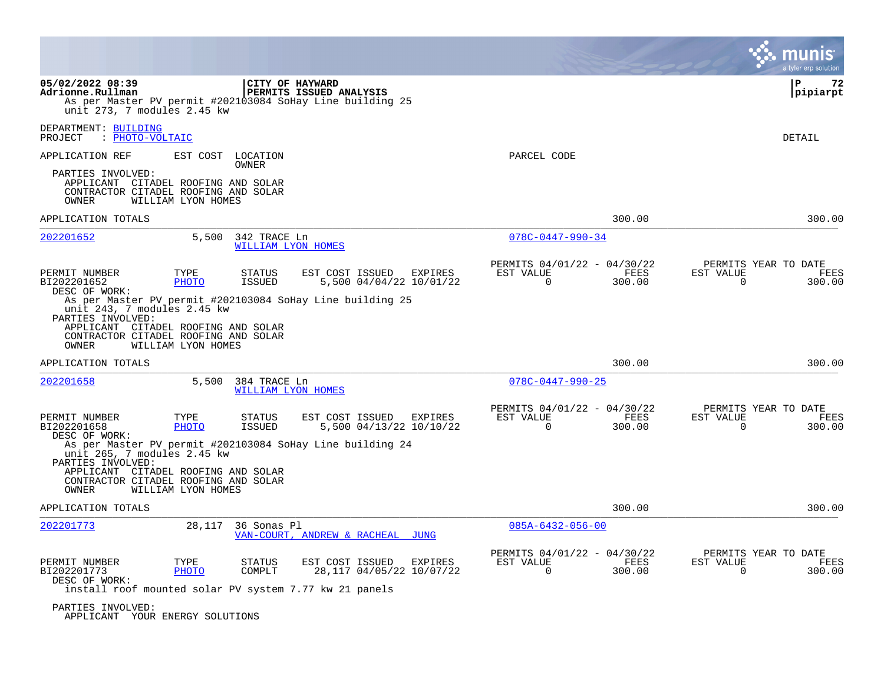As per Master PV permit #202103084 SoHay Line building 25
unit 273, 7 modules 2.45 kw

DEPARTMENT: BUILDING
PROJECT : PHOTO-VOLTAIC

DETAIL

APPLICATION REF EST COST LOCATION OWNER PARCEL CODE

PARTIES INVOLVED:
APPLICANT CITADEL ROOFING AND SOLAR
CONTRACTOR CITADEL ROOFING AND SOLAR
OWNER WILLIAM LYON HOMES

APPLICATION TOTALS 300.00 300.00

---

**202201652** 5,500 342 TRACE Ln — WILLIAM LYON HOMES — 078C-0447-990-34

| PERMIT NUMBER | TYPE | STATUS | EST COST | ISSUED | EXPIRES | PERMITS 04/01/22 - 04/30/22 EST VALUE | FEES | PERMITS YEAR TO DATE EST VALUE | FEES |
|---|---|---|---|---|---|---|---|---|---|
| BI202201652 | PHOTO | ISSUED | 5,500 | 04/04/22 | 10/01/22 | 0 | 300.00 | 0 | 300.00 |

DESC OF WORK:
As per Master PV permit #202103084 SoHay Line building 25
unit 243, 7 modules 2.45 kw

PARTIES INVOLVED:
APPLICANT CITADEL ROOFING AND SOLAR
CONTRACTOR CITADEL ROOFING AND SOLAR
OWNER WILLIAM LYON HOMES

APPLICATION TOTALS 300.00 300.00

---

**202201658** 5,500 384 TRACE Ln — WILLIAM LYON HOMES — 078C-0447-990-25

| PERMIT NUMBER | TYPE | STATUS | EST COST | ISSUED | EXPIRES | PERMITS 04/01/22 - 04/30/22 EST VALUE | FEES | PERMITS YEAR TO DATE EST VALUE | FEES |
|---|---|---|---|---|---|---|---|---|---|
| BI202201658 | PHOTO | ISSUED | 5,500 | 04/13/22 | 10/10/22 | 0 | 300.00 | 0 | 300.00 |

DESC OF WORK:
As per Master PV permit #202103084 SoHay Line building 24
unit 265, 7 modules 2.45 kw

PARTIES INVOLVED:
APPLICANT CITADEL ROOFING AND SOLAR
CONTRACTOR CITADEL ROOFING AND SOLAR
OWNER WILLIAM LYON HOMES

APPLICATION TOTALS 300.00 300.00

---

**202201773** 28,117 36 Sonas Pl — VAN-COURT, ANDREW & RACHEAL JUNG — 085A-6432-056-00

| PERMIT NUMBER | TYPE | STATUS | EST COST | ISSUED | EXPIRES | PERMITS 04/01/22 - 04/30/22 EST VALUE | FEES | PERMITS YEAR TO DATE EST VALUE | FEES |
|---|---|---|---|---|---|---|---|---|---|
| BI202201773 | PHOTO | COMPLT | 28,117 | 04/05/22 | 10/07/22 | 0 | 300.00 | 0 | 300.00 |

DESC OF WORK:
install roof mounted solar PV system 7.77 kw 21 panels

PARTIES INVOLVED:
APPLICANT YOUR ENERGY SOLUTIONS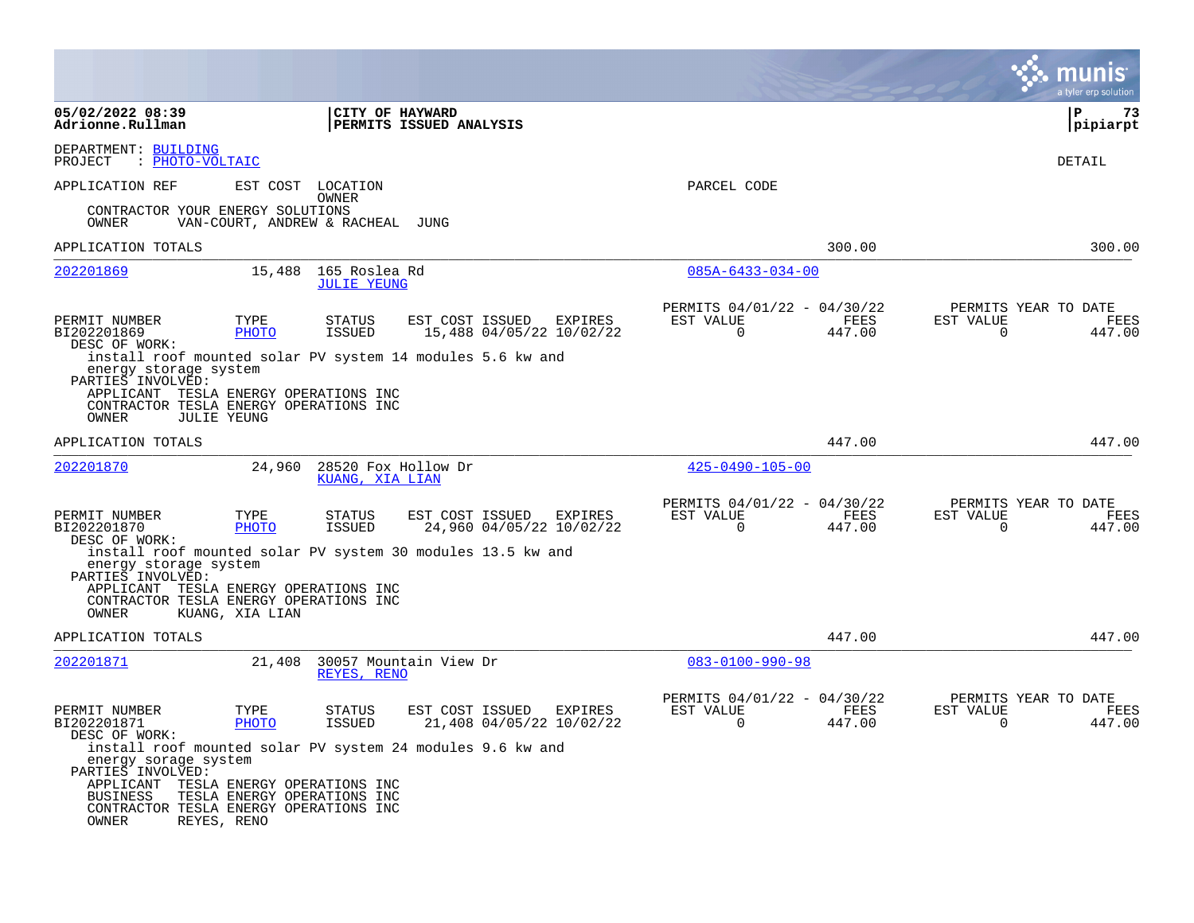05/02/2022 08:39
Adrionne.Rullman

CITY OF HAYWARD
PERMITS ISSUED ANALYSIS

P 73
pipiarpt

DEPARTMENT: BUILDING
PROJECT : PHOTO-VOLTAIC

DETAIL

| APPLICATION REF | EST COST | LOCATION / OWNER | PARCEL CODE |
|---|---|---|---|

CONTRACTOR YOUR ENERGY SOLUTIONS
OWNER VAN-COURT, ANDREW & RACHEAL JUNG

APPLICATION TOTALS 300.00 300.00

---

**202201869** 15,488 165 Roslea Rd
JULIE YEUNG
PARCEL CODE: 085A-6433-034-00

| PERMIT NUMBER | TYPE | STATUS | EST COST | ISSUED | EXPIRES | PERMITS 04/01/22 - 04/30/22 EST VALUE | FEES | PERMITS YEAR TO DATE EST VALUE | FEES |
|---|---|---|---|---|---|---|---|---|---|
| BI202201869 | PHOTO | ISSUED | 15,488 | 04/05/22 | 10/02/22 | 0 | 447.00 | 0 | 447.00 |

DESC OF WORK:
install roof mounted solar PV system 14 modules 5.6 kw and energy storage system
PARTIES INVOLVED:
APPLICANT TESLA ENERGY OPERATIONS INC
CONTRACTOR TESLA ENERGY OPERATIONS INC
OWNER JULIE YEUNG

APPLICATION TOTALS 447.00 447.00

---

**202201870** 24,960 28520 Fox Hollow Dr
KUANG, XIA LIAN
PARCEL CODE: 425-0490-105-00

| PERMIT NUMBER | TYPE | STATUS | EST COST | ISSUED | EXPIRES | PERMITS 04/01/22 - 04/30/22 EST VALUE | FEES | PERMITS YEAR TO DATE EST VALUE | FEES |
|---|---|---|---|---|---|---|---|---|---|
| BI202201870 | PHOTO | ISSUED | 24,960 | 04/05/22 | 10/02/22 | 0 | 447.00 | 0 | 447.00 |

DESC OF WORK:
install roof mounted solar PV system 30 modules 13.5 kw and energy storage system
PARTIES INVOLVED:
APPLICANT TESLA ENERGY OPERATIONS INC
CONTRACTOR TESLA ENERGY OPERATIONS INC
OWNER KUANG, XIA LIAN

APPLICATION TOTALS 447.00 447.00

---

**202201871** 21,408 30057 Mountain View Dr
REYES, RENO
PARCEL CODE: 083-0100-990-98

| PERMIT NUMBER | TYPE | STATUS | EST COST | ISSUED | EXPIRES | PERMITS 04/01/22 - 04/30/22 EST VALUE | FEES | PERMITS YEAR TO DATE EST VALUE | FEES |
|---|---|---|---|---|---|---|---|---|---|
| BI202201871 | PHOTO | ISSUED | 21,408 | 04/05/22 | 10/02/22 | 0 | 447.00 | 0 | 447.00 |

DESC OF WORK:
install roof mounted solar PV system 24 modules 9.6 kw and energy sorage system
PARTIES INVOLVED:
APPLICANT TESLA ENERGY OPERATIONS INC
BUSINESS TESLA ENERGY OPERATIONS INC
CONTRACTOR TESLA ENERGY OPERATIONS INC
OWNER REYES, RENO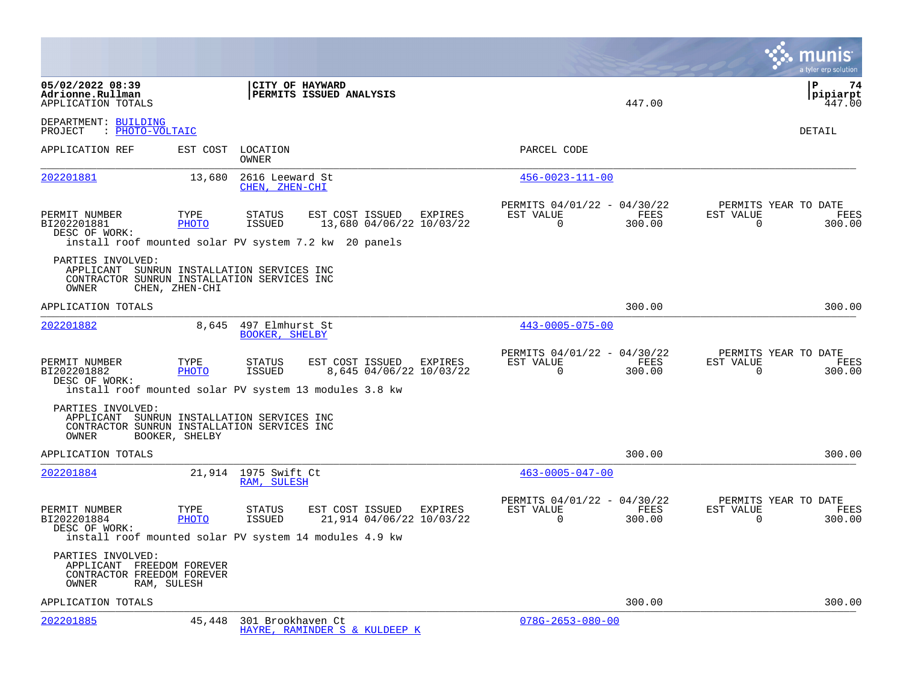05/02/2022 08:39
Adrionne.Rullman
APPLICATION TOTALS

CITY OF HAYWARD
PERMITS ISSUED ANALYSIS

447.00 | 447.00

P 74
pipiarpt

DEPARTMENT: BUILDING
PROJECT : PHOTO-VOLTAIC

DETAIL

| APPLICATION REF | EST COST | LOCATION / OWNER | PARCEL CODE |
|---|---|---|---|
| 202201881 | 13,680 | 2616 Leeward St / CHEN, ZHEN-CHI | 456-0023-111-00 |

| PERMIT NUMBER | TYPE | STATUS | EST COST | ISSUED | EXPIRES | PERMITS 04/01/22 - 04/30/22 EST VALUE | FEES | PERMITS YEAR TO DATE EST VALUE | FEES |
|---|---|---|---|---|---|---|---|---|---|
| BI202201881 | PHOTO | ISSUED | 13,680 | 04/06/22 | 10/03/22 | 0 | 300.00 | 0 | 300.00 |

DESC OF WORK:
install roof mounted solar PV system 7.2 kw 20 panels

PARTIES INVOLVED:
APPLICANT SUNRUN INSTALLATION SERVICES INC
CONTRACTOR SUNRUN INSTALLATION SERVICES INC
OWNER CHEN, ZHEN-CHI

APPLICATION TOTALS 300.00 300.00

| APPLICATION REF | EST COST | LOCATION / OWNER | PARCEL CODE |
|---|---|---|---|
| 202201882 | 8,645 | 497 Elmhurst St / BOOKER, SHELBY | 443-0005-075-00 |

| PERMIT NUMBER | TYPE | STATUS | EST COST | ISSUED | EXPIRES | PERMITS 04/01/22 - 04/30/22 EST VALUE | FEES | PERMITS YEAR TO DATE EST VALUE | FEES |
|---|---|---|---|---|---|---|---|---|---|
| BI202201882 | PHOTO | ISSUED | 8,645 | 04/06/22 | 10/03/22 | 0 | 300.00 | 0 | 300.00 |

DESC OF WORK:
install roof mounted solar PV system 13 modules 3.8 kw

PARTIES INVOLVED:
APPLICANT SUNRUN INSTALLATION SERVICES INC
CONTRACTOR SUNRUN INSTALLATION SERVICES INC
OWNER BOOKER, SHELBY

APPLICATION TOTALS 300.00 300.00

| APPLICATION REF | EST COST | LOCATION / OWNER | PARCEL CODE |
|---|---|---|---|
| 202201884 | 21,914 | 1975 Swift Ct / RAM, SULESH | 463-0005-047-00 |

| PERMIT NUMBER | TYPE | STATUS | EST COST | ISSUED | EXPIRES | PERMITS 04/01/22 - 04/30/22 EST VALUE | FEES | PERMITS YEAR TO DATE EST VALUE | FEES |
|---|---|---|---|---|---|---|---|---|---|
| BI202201884 | PHOTO | ISSUED | 21,914 | 04/06/22 | 10/03/22 | 0 | 300.00 | 0 | 300.00 |

DESC OF WORK:
install roof mounted solar PV system 14 modules 4.9 kw

PARTIES INVOLVED:
APPLICANT FREEDOM FOREVER
CONTRACTOR FREEDOM FOREVER
OWNER RAM, SULESH

APPLICATION TOTALS 300.00 300.00

| APPLICATION REF | EST COST | LOCATION / OWNER | PARCEL CODE |
|---|---|---|---|
| 202201885 | 45,448 | 301 Brookhaven Ct / HAYRE, RAMINDER S & KULDEEP K | 078G-2653-080-00 |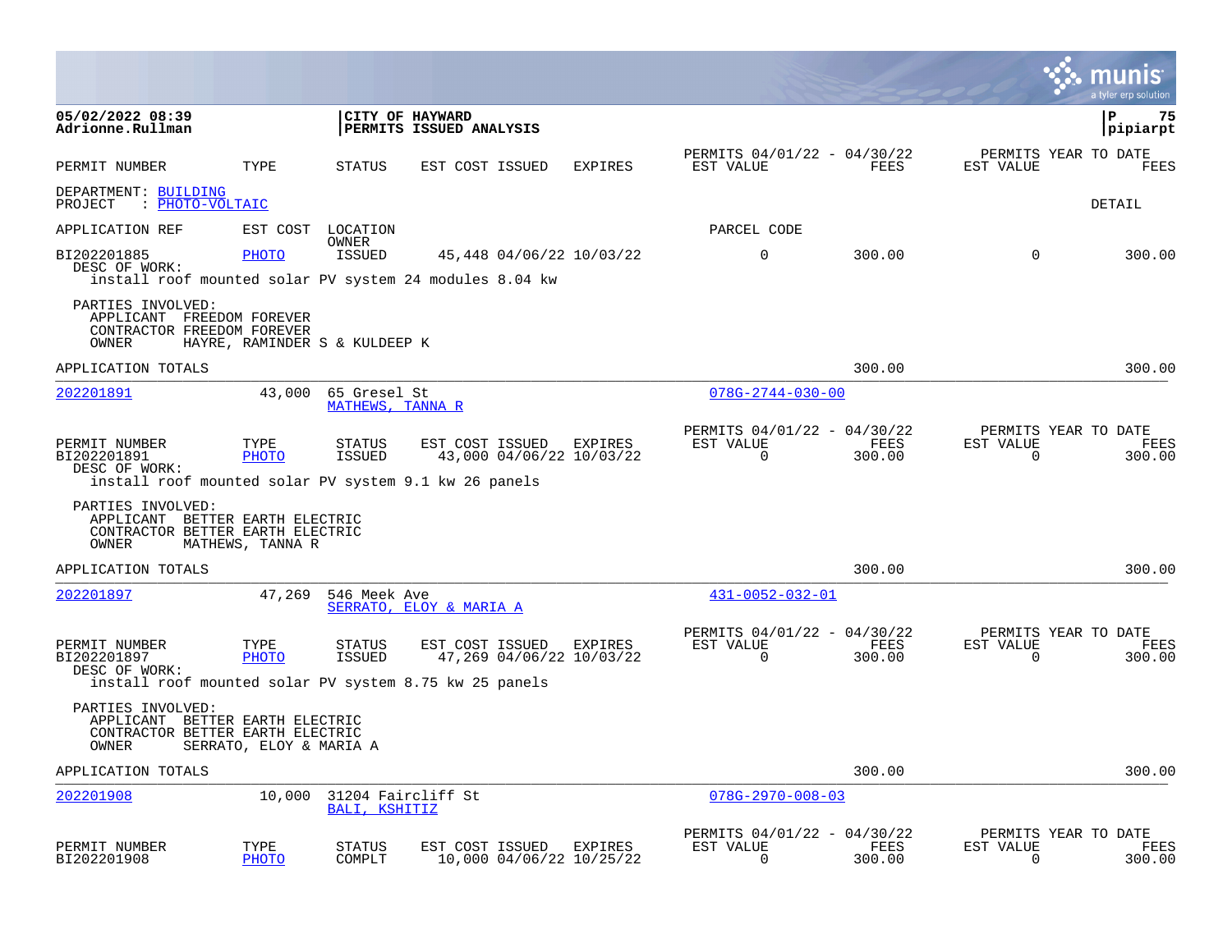05/02/2022 08:39
Adrionne.Rullman

CITY OF HAYWARD
PERMITS ISSUED ANALYSIS

P 75
pipiarpt

| PERMIT NUMBER | TYPE | STATUS | EST COST | ISSUED | EXPIRES | PERMITS 04/01/22 - 04/30/22 EST VALUE | FEES | PERMITS YEAR TO DATE EST VALUE | FEES |
|---|---|---|---|---|---|---|---|---|---|

DEPARTMENT: BUILDING
PROJECT : PHOTO-VOLTAIC

DETAIL

| APPLICATION REF | EST COST | LOCATION / OWNER | PARCEL CODE |
|---|---|---|---|

| PERMIT NUMBER | TYPE | STATUS | EST COST | ISSUED | EXPIRES | EST VALUE | FEES | EST VALUE | FEES |
|---|---|---|---|---|---|---|---|---|---|
| BI202201885 | PHOTO | ISSUED | 45,448 | 04/06/22 | 10/03/22 | 0 | 300.00 | 0 | 300.00 |

DESC OF WORK:
install roof mounted solar PV system 24 modules 8.04 kw

PARTIES INVOLVED:
APPLICANT FREEDOM FOREVER
CONTRACTOR FREEDOM FOREVER
OWNER HAYRE, RAMINDER S & KULDEEP K

APPLICATION TOTALS 300.00 300.00

| APPLICATION REF | EST COST | LOCATION / OWNER | PARCEL CODE |
|---|---|---|---|
| 202201891 | 43,000 | 65 Gresel St / MATHEWS, TANNA R | 078G-2744-030-00 |

| PERMIT NUMBER | TYPE | STATUS | EST COST | ISSUED | EXPIRES | PERMITS 04/01/22 - 04/30/22 EST VALUE | FEES | PERMITS YEAR TO DATE EST VALUE | FEES |
|---|---|---|---|---|---|---|---|---|---|
| BI202201891 | PHOTO | ISSUED | 43,000 | 04/06/22 | 10/03/22 | 0 | 300.00 | 0 | 300.00 |

DESC OF WORK:
install roof mounted solar PV system 9.1 kw 26 panels

PARTIES INVOLVED:
APPLICANT BETTER EARTH ELECTRIC
CONTRACTOR BETTER EARTH ELECTRIC
OWNER MATHEWS, TANNA R

APPLICATION TOTALS 300.00 300.00

| APPLICATION REF | EST COST | LOCATION / OWNER | PARCEL CODE |
|---|---|---|---|
| 202201897 | 47,269 | 546 Meek Ave / SERRATO, ELOY & MARIA A | 431-0052-032-01 |

| PERMIT NUMBER | TYPE | STATUS | EST COST | ISSUED | EXPIRES | PERMITS 04/01/22 - 04/30/22 EST VALUE | FEES | PERMITS YEAR TO DATE EST VALUE | FEES |
|---|---|---|---|---|---|---|---|---|---|
| BI202201897 | PHOTO | ISSUED | 47,269 | 04/06/22 | 10/03/22 | 0 | 300.00 | 0 | 300.00 |

DESC OF WORK:
install roof mounted solar PV system 8.75 kw 25 panels

PARTIES INVOLVED:
APPLICANT BETTER EARTH ELECTRIC
CONTRACTOR BETTER EARTH ELECTRIC
OWNER SERRATO, ELOY & MARIA A

APPLICATION TOTALS 300.00 300.00

| APPLICATION REF | EST COST | LOCATION / OWNER | PARCEL CODE |
|---|---|---|---|
| 202201908 | 10,000 | 31204 Faircliff St / BALI, KSHITIZ | 078G-2970-008-03 |

| PERMIT NUMBER | TYPE | STATUS | EST COST | ISSUED | EXPIRES | PERMITS 04/01/22 - 04/30/22 EST VALUE | FEES | PERMITS YEAR TO DATE EST VALUE | FEES |
|---|---|---|---|---|---|---|---|---|---|
| BI202201908 | PHOTO | COMPLT | 10,000 | 04/06/22 | 10/25/22 | 0 | 300.00 | 0 | 300.00 |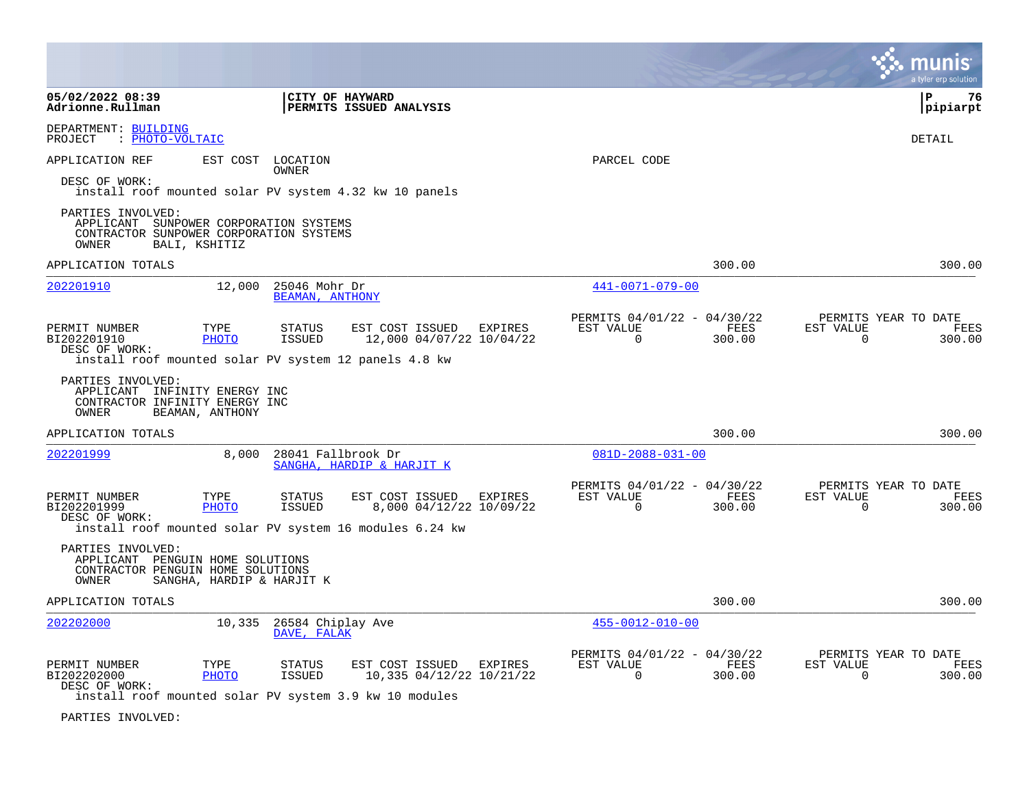CITY OF HAYWARD
PERMITS ISSUED ANALYSIS

05/02/2022 08:39
Adrionne.Rullman

pipiarpt

DEPARTMENT: BUILDING
PROJECT : PHOTO-VOLTAIC

DETAIL

APPLICATION REF | EST COST | LOCATION / OWNER | PARCEL CODE

DESC OF WORK:
install roof mounted solar PV system 4.32 kw 10 panels

PARTIES INVOLVED:
APPLICANT SUNPOWER CORPORATION SYSTEMS
CONTRACTOR SUNPOWER CORPORATION SYSTEMS
OWNER BALI, KSHITIZ

APPLICATION TOTALS 300.00 300.00

---

**202201910** 12,000 25046 Mohr Dr — BEAMAN, ANTHONY — 441-0071-079-00

| PERMIT NUMBER | TYPE | STATUS | EST COST | ISSUED | EXPIRES | PERMITS 04/01/22 - 04/30/22 EST VALUE | FEES | PERMITS YEAR TO DATE EST VALUE | FEES |
|---|---|---|---|---|---|---|---|---|---|
| BI202201910 | PHOTO | ISSUED | 12,000 | 04/07/22 | 10/04/22 | 0 | 300.00 | 0 | 300.00 |

DESC OF WORK:
install roof mounted solar PV system 12 panels 4.8 kw

PARTIES INVOLVED:
APPLICANT INFINITY ENERGY INC
CONTRACTOR INFINITY ENERGY INC
OWNER BEAMAN, ANTHONY

APPLICATION TOTALS 300.00 300.00

---

**202201999** 8,000 28041 Fallbrook Dr — SANGHA, HARDIP & HARJIT K — 081D-2088-031-00

| PERMIT NUMBER | TYPE | STATUS | EST COST | ISSUED | EXPIRES | PERMITS 04/01/22 - 04/30/22 EST VALUE | FEES | PERMITS YEAR TO DATE EST VALUE | FEES |
|---|---|---|---|---|---|---|---|---|---|
| BI202201999 | PHOTO | ISSUED | 8,000 | 04/12/22 | 10/09/22 | 0 | 300.00 | 0 | 300.00 |

DESC OF WORK:
install roof mounted solar PV system 16 modules 6.24 kw

PARTIES INVOLVED:
APPLICANT PENGUIN HOME SOLUTIONS
CONTRACTOR PENGUIN HOME SOLUTIONS
OWNER SANGHA, HARDIP & HARJIT K

APPLICATION TOTALS 300.00 300.00

---

**202202000** 10,335 26584 Chiplay Ave — DAVE, FALAK — 455-0012-010-00

| PERMIT NUMBER | TYPE | STATUS | EST COST | ISSUED | EXPIRES | PERMITS 04/01/22 - 04/30/22 EST VALUE | FEES | PERMITS YEAR TO DATE EST VALUE | FEES |
|---|---|---|---|---|---|---|---|---|---|
| BI202202000 | PHOTO | ISSUED | 10,335 | 04/12/22 | 10/21/22 | 0 | 300.00 | 0 | 300.00 |

DESC OF WORK:
install roof mounted solar PV system 3.9 kw 10 modules

PARTIES INVOLVED: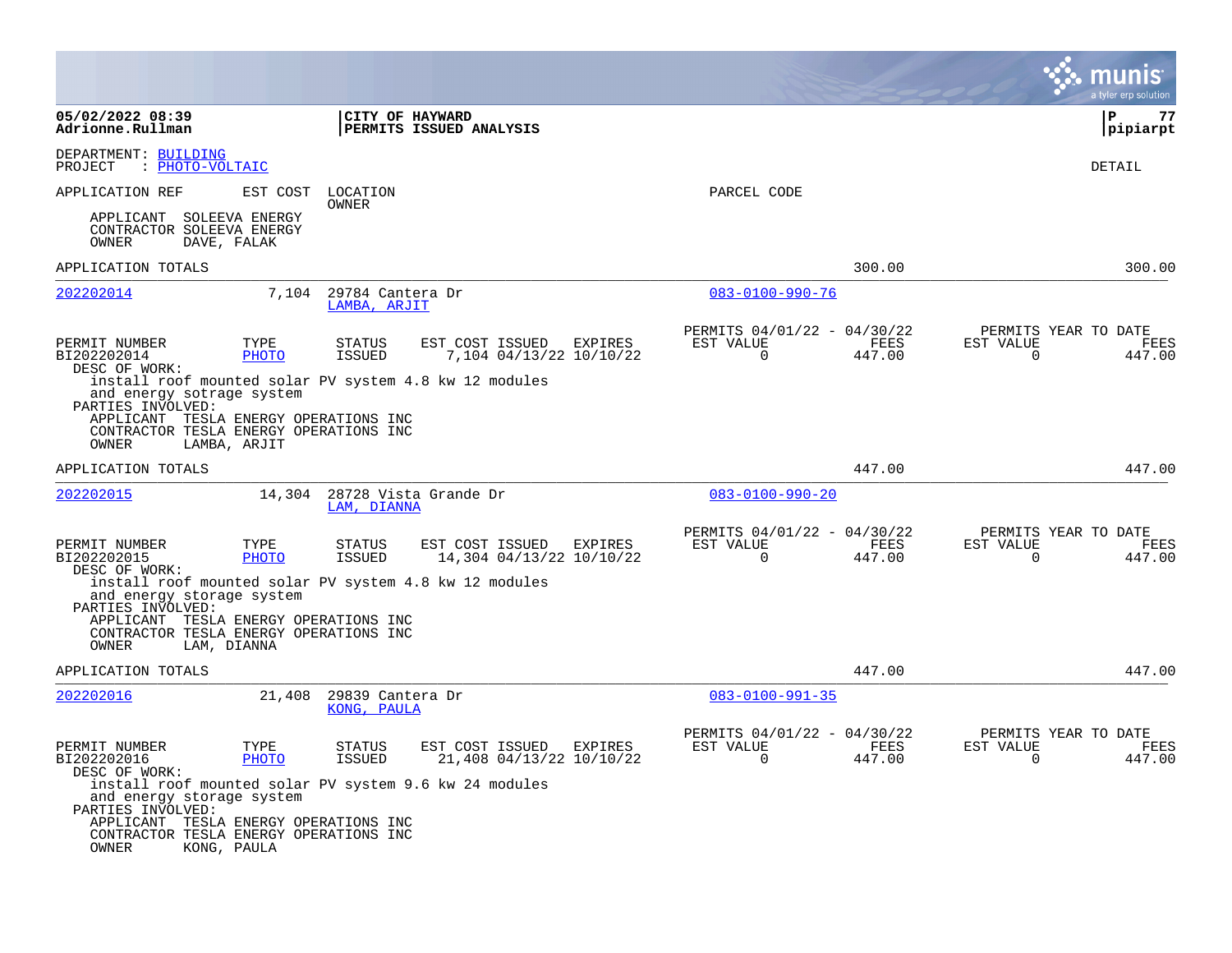05/02/2022 08:39
Adrionne.Rullman

CITY OF HAYWARD
PERMITS ISSUED ANALYSIS

pipiarpt

DEPARTMENT: BUILDING
PROJECT : PHOTO-VOLTAIC

DETAIL

APPLICATION REF | EST COST | LOCATION / OWNER | PARCEL CODE

APPLICANT SOLEEVA ENERGY
CONTRACTOR SOLEEVA ENERGY
OWNER DAVE, FALAK

APPLICATION TOTALS 300.00 300.00

---

**202202014** | 7,104 | 29784 Cantera Dr | 083-0100-990-76
LAMBA, ARJIT

| PERMIT NUMBER | TYPE | STATUS | EST COST | ISSUED | EXPIRES | PERMITS 04/01/22 - 04/30/22 EST VALUE | FEES | PERMITS YEAR TO DATE EST VALUE | FEES |
|---|---|---|---|---|---|---|---|---|---|
| BI202202014 | PHOTO | ISSUED | 7,104 | 04/13/22 | 10/10/22 | 0 | 447.00 | 0 | 447.00 |

DESC OF WORK:
install roof mounted solar PV system 4.8 kw 12 modules and energy sotrage system

PARTIES INVOLVED:
APPLICANT TESLA ENERGY OPERATIONS INC
CONTRACTOR TESLA ENERGY OPERATIONS INC
OWNER LAMBA, ARJIT

APPLICATION TOTALS 447.00 447.00

---

**202202015** | 14,304 | 28728 Vista Grande Dr | 083-0100-990-20
LAM, DIANNA

| PERMIT NUMBER | TYPE | STATUS | EST COST | ISSUED | EXPIRES | PERMITS 04/01/22 - 04/30/22 EST VALUE | FEES | PERMITS YEAR TO DATE EST VALUE | FEES |
|---|---|---|---|---|---|---|---|---|---|
| BI202202015 | PHOTO | ISSUED | 14,304 | 04/13/22 | 10/10/22 | 0 | 447.00 | 0 | 447.00 |

DESC OF WORK:
install roof mounted solar PV system 4.8 kw 12 modules and energy storage system

PARTIES INVOLVED:
APPLICANT TESLA ENERGY OPERATIONS INC
CONTRACTOR TESLA ENERGY OPERATIONS INC
OWNER LAM, DIANNA

APPLICATION TOTALS 447.00 447.00

---

**202202016** | 21,408 | 29839 Cantera Dr | 083-0100-991-35
KONG, PAULA

| PERMIT NUMBER | TYPE | STATUS | EST COST | ISSUED | EXPIRES | PERMITS 04/01/22 - 04/30/22 EST VALUE | FEES | PERMITS YEAR TO DATE EST VALUE | FEES |
|---|---|---|---|---|---|---|---|---|---|
| BI202202016 | PHOTO | ISSUED | 21,408 | 04/13/22 | 10/10/22 | 0 | 447.00 | 0 | 447.00 |

DESC OF WORK:
install roof mounted solar PV system 9.6 kw 24 modules and energy storage system

PARTIES INVOLVED:
APPLICANT TESLA ENERGY OPERATIONS INC
CONTRACTOR TESLA ENERGY OPERATIONS INC
OWNER KONG, PAULA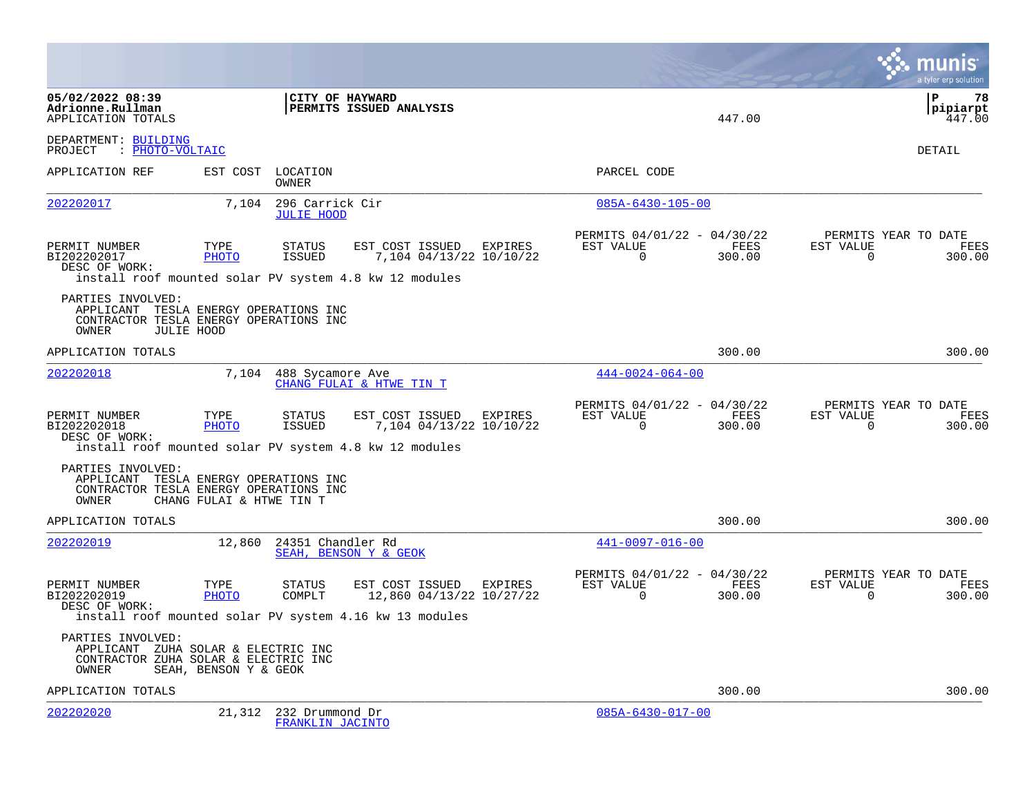05/02/2022 08:39
Adrionne.Rullman
APPLICATION TOTALS

**CITY OF HAYWARD**
**PERMITS ISSUED ANALYSIS**

447.00 | 447.00

P 78
pipiarpt

DEPARTMENT: BUILDING
PROJECT : PHOTO-VOLTAIC

DETAIL

| APPLICATION REF | EST COST | LOCATION / OWNER | PARCEL CODE |
|---|---|---|---|
| 202202017 | 7,104 | 296 Carrick Cir / JULIE HOOD | 085A-6430-105-00 |

| PERMIT NUMBER | TYPE | STATUS | EST COST | ISSUED | EXPIRES | PERMITS 04/01/22 - 04/30/22 EST VALUE | FEES | PERMITS YEAR TO DATE EST VALUE | FEES |
|---|---|---|---|---|---|---|---|---|---|
| BI202202017 | PHOTO | ISSUED | 7,104 | 04/13/22 | 10/10/22 | 0 | 300.00 | 0 | 300.00 |

DESC OF WORK:
install roof mounted solar PV system 4.8 kw 12 modules

PARTIES INVOLVED:
APPLICANT TESLA ENERGY OPERATIONS INC
CONTRACTOR TESLA ENERGY OPERATIONS INC
OWNER JULIE HOOD

APPLICATION TOTALS 300.00 300.00

| APPLICATION REF | EST COST | LOCATION / OWNER | PARCEL CODE |
|---|---|---|---|
| 202202018 | 7,104 | 488 Sycamore Ave / CHANG FULAI & HTWE TIN T | 444-0024-064-00 |

| PERMIT NUMBER | TYPE | STATUS | EST COST | ISSUED | EXPIRES | PERMITS 04/01/22 - 04/30/22 EST VALUE | FEES | PERMITS YEAR TO DATE EST VALUE | FEES |
|---|---|---|---|---|---|---|---|---|---|
| BI202202018 | PHOTO | ISSUED | 7,104 | 04/13/22 | 10/10/22 | 0 | 300.00 | 0 | 300.00 |

DESC OF WORK:
install roof mounted solar PV system 4.8 kw 12 modules

PARTIES INVOLVED:
APPLICANT TESLA ENERGY OPERATIONS INC
CONTRACTOR TESLA ENERGY OPERATIONS INC
OWNER CHANG FULAI & HTWE TIN T

APPLICATION TOTALS 300.00 300.00

| APPLICATION REF | EST COST | LOCATION / OWNER | PARCEL CODE |
|---|---|---|---|
| 202202019 | 12,860 | 24351 Chandler Rd / SEAH, BENSON Y & GEOK | 441-0097-016-00 |

| PERMIT NUMBER | TYPE | STATUS | EST COST | ISSUED | EXPIRES | PERMITS 04/01/22 - 04/30/22 EST VALUE | FEES | PERMITS YEAR TO DATE EST VALUE | FEES |
|---|---|---|---|---|---|---|---|---|---|
| BI202202019 | PHOTO | COMPLT | 12,860 | 04/13/22 | 10/27/22 | 0 | 300.00 | 0 | 300.00 |

DESC OF WORK:
install roof mounted solar PV system 4.16 kw 13 modules

PARTIES INVOLVED:
APPLICANT ZUHA SOLAR & ELECTRIC INC
CONTRACTOR ZUHA SOLAR & ELECTRIC INC
OWNER SEAH, BENSON Y & GEOK

APPLICATION TOTALS 300.00 300.00

| APPLICATION REF | EST COST | LOCATION / OWNER | PARCEL CODE |
|---|---|---|---|
| 202202020 | 21,312 | 232 Drummond Dr / FRANKLIN JACINTO | 085A-6430-017-00 |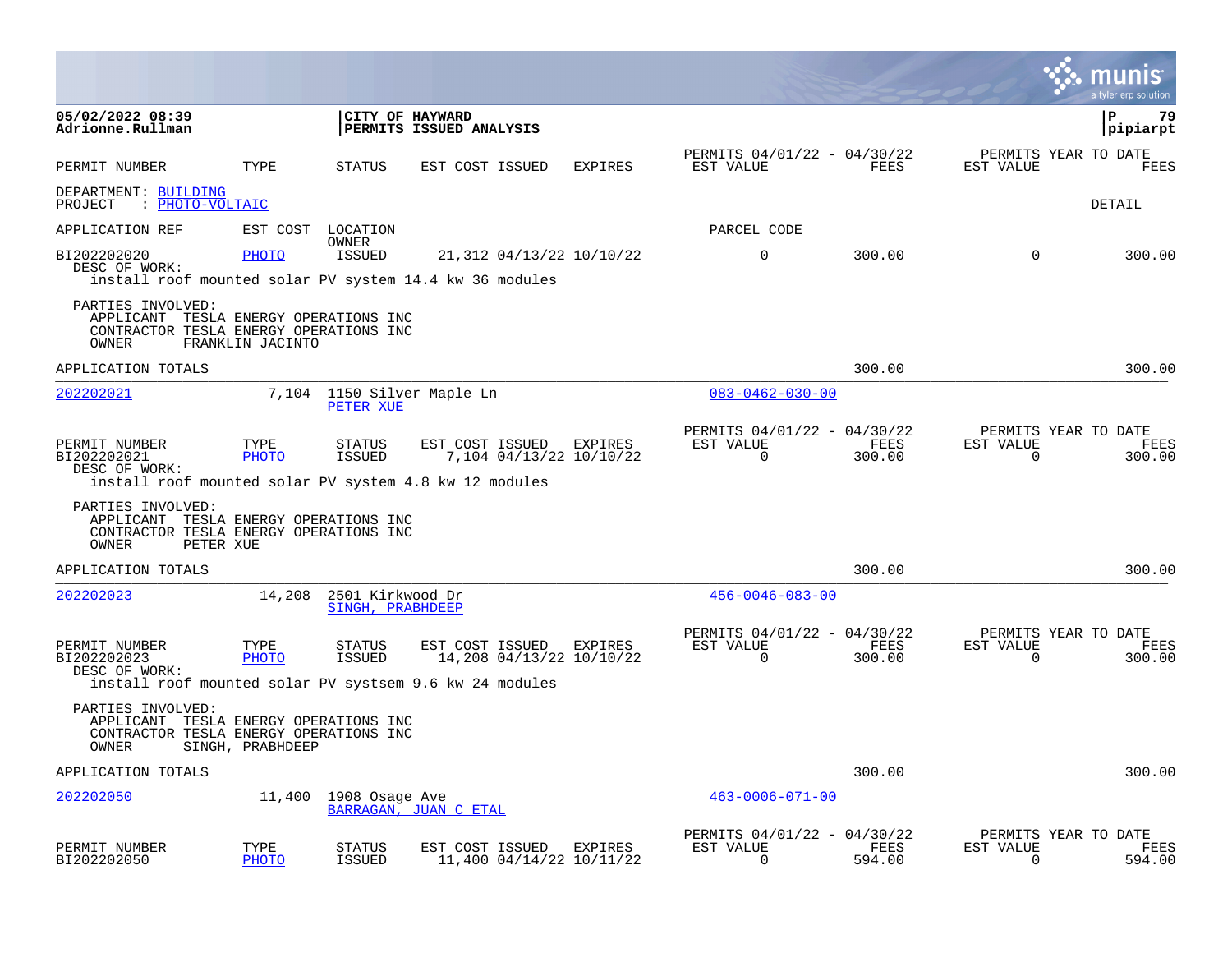**05/02/2022 08:39**
**Adrionne.Rullman**

**CITY OF HAYWARD**
**PERMITS ISSUED ANALYSIS**

**P 79**
**pipiarpt**

| PERMIT NUMBER | TYPE | STATUS | EST COST | ISSUED | EXPIRES | PERMITS 04/01/22 - 04/30/22 EST VALUE | FEES | PERMITS YEAR TO DATE EST VALUE | FEES |
|---|---|---|---|---|---|---|---|---|---|

DEPARTMENT: BUILDING
PROJECT : PHOTO-VOLTAIC

DETAIL

APPLICATION REF | EST COST | LOCATION / OWNER | PARCEL CODE

| PERMIT NUMBER | TYPE | STATUS | EST COST | ISSUED | EXPIRES | EST VALUE (04/01/22 - 04/30/22) | FEES | EST VALUE (YTD) | FEES (YTD) |
|---|---|---|---|---|---|---|---|---|---|
| BI202202020 | PHOTO | ISSUED | 21,312 | 04/13/22 | 10/10/22 | 0 | 300.00 | 0 | 300.00 |

DESC OF WORK:
install roof mounted solar PV system 14.4 kw 36 modules

PARTIES INVOLVED:
APPLICANT TESLA ENERGY OPERATIONS INC
CONTRACTOR TESLA ENERGY OPERATIONS INC
OWNER FRANKLIN JACINTO

APPLICATION TOTALS 300.00 300.00

---

202202021 | 7,104 | 1150 Silver Maple Ln / PETER XUE | 083-0462-030-00

| PERMIT NUMBER | TYPE | STATUS | EST COST | ISSUED | EXPIRES | EST VALUE (04/01/22 - 04/30/22) | FEES | EST VALUE (YTD) | FEES (YTD) |
|---|---|---|---|---|---|---|---|---|---|
| BI202202021 | PHOTO | ISSUED | 7,104 | 04/13/22 | 10/10/22 | 0 | 300.00 | 0 | 300.00 |

DESC OF WORK:
install roof mounted solar PV system 4.8 kw 12 modules

PARTIES INVOLVED:
APPLICANT TESLA ENERGY OPERATIONS INC
CONTRACTOR TESLA ENERGY OPERATIONS INC
OWNER PETER XUE

APPLICATION TOTALS 300.00 300.00

---

202202023 | 14,208 | 2501 Kirkwood Dr / SINGH, PRABHDEEP | 456-0046-083-00

| PERMIT NUMBER | TYPE | STATUS | EST COST | ISSUED | EXPIRES | EST VALUE (04/01/22 - 04/30/22) | FEES | EST VALUE (YTD) | FEES (YTD) |
|---|---|---|---|---|---|---|---|---|---|
| BI202202023 | PHOTO | ISSUED | 14,208 | 04/13/22 | 10/10/22 | 0 | 300.00 | 0 | 300.00 |

DESC OF WORK:
install roof mounted solar PV systsem 9.6 kw 24 modules

PARTIES INVOLVED:
APPLICANT TESLA ENERGY OPERATIONS INC
CONTRACTOR TESLA ENERGY OPERATIONS INC
OWNER SINGH, PRABHDEEP

APPLICATION TOTALS 300.00 300.00

---

202202050 | 11,400 | 1908 Osage Ave / BARRAGAN, JUAN C ETAL | 463-0006-071-00

| PERMIT NUMBER | TYPE | STATUS | EST COST | ISSUED | EXPIRES | EST VALUE (04/01/22 - 04/30/22) | FEES | EST VALUE (YTD) | FEES (YTD) |
|---|---|---|---|---|---|---|---|---|---|
| BI202202050 | PHOTO | ISSUED | 11,400 | 04/14/22 | 10/11/22 | 0 | 594.00 | 0 | 594.00 |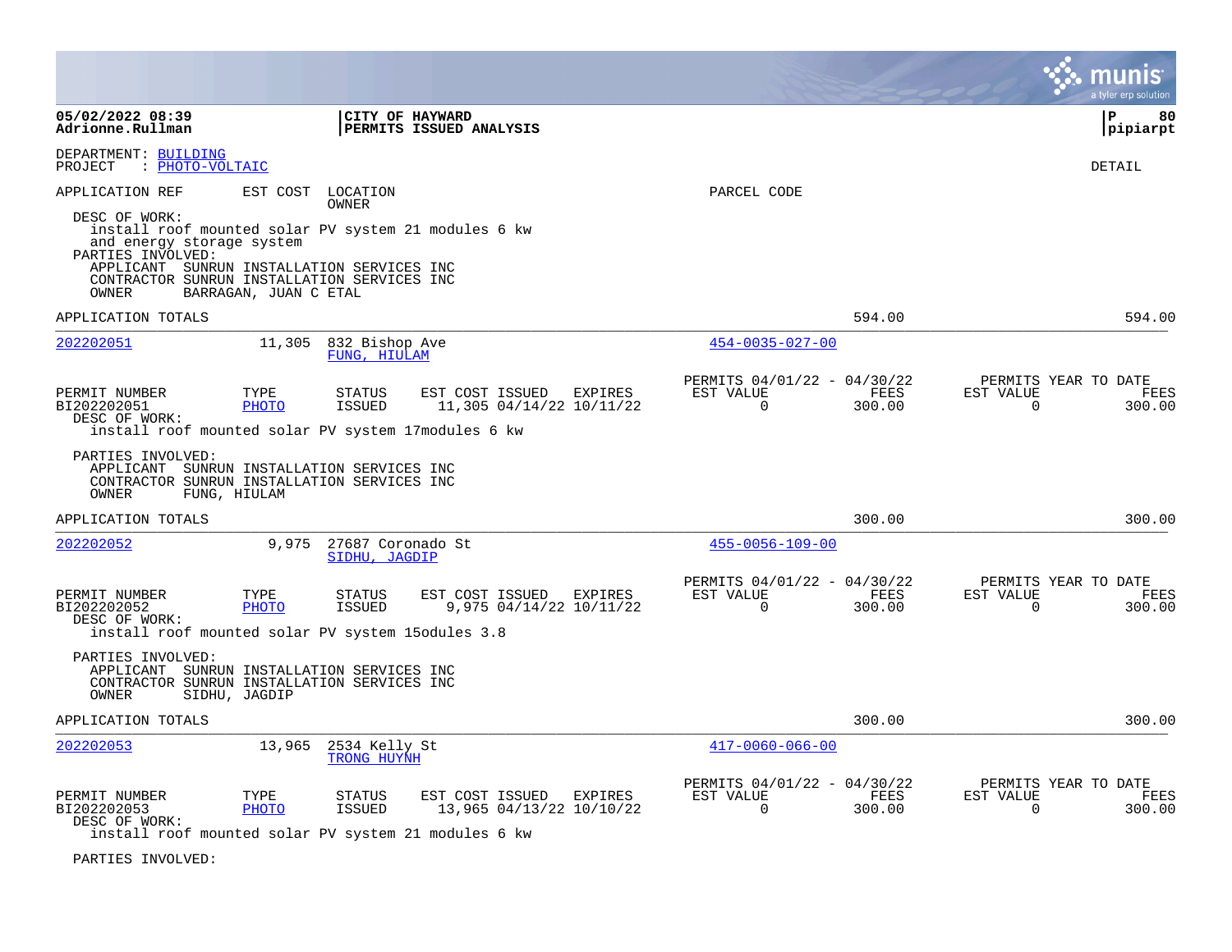05/02/2022 08:39
Adrionne.Rullman

**CITY OF HAYWARD**
**PERMITS ISSUED ANALYSIS**

P 80
pipiarpt

DEPARTMENT: BUILDING
PROJECT : PHOTO-VOLTAIC

DETAIL

APPLICATION REF | EST COST | LOCATION / OWNER | PARCEL CODE

DESC OF WORK:
install roof mounted solar PV system 21 modules 6 kw and energy storage system
PARTIES INVOLVED:
APPLICANT SUNRUN INSTALLATION SERVICES INC
CONTRACTOR SUNRUN INSTALLATION SERVICES INC
OWNER BARRAGAN, JUAN C ETAL

APPLICATION TOTALS 594.00 594.00

---

**202202051** 11,305 832 Bishop Ave — FUNG, HIULAM — 454-0035-027-00

| PERMIT NUMBER | TYPE | STATUS | EST COST | ISSUED | EXPIRES | PERMITS 04/01/22 - 04/30/22 EST VALUE | FEES | PERMITS YEAR TO DATE EST VALUE | FEES |
|---|---|---|---|---|---|---|---|---|---|
| BI202202051 | PHOTO | ISSUED | 11,305 | 04/14/22 | 10/11/22 | 0 | 300.00 | 0 | 300.00 |

DESC OF WORK:
install roof mounted solar PV system 17modules 6 kw

PARTIES INVOLVED:
APPLICANT SUNRUN INSTALLATION SERVICES INC
CONTRACTOR SUNRUN INSTALLATION SERVICES INC
OWNER FUNG, HIULAM

APPLICATION TOTALS 300.00 300.00

---

**202202052** 9,975 27687 Coronado St — SIDHU, JAGDIP — 455-0056-109-00

| PERMIT NUMBER | TYPE | STATUS | EST COST | ISSUED | EXPIRES | PERMITS 04/01/22 - 04/30/22 EST VALUE | FEES | PERMITS YEAR TO DATE EST VALUE | FEES |
|---|---|---|---|---|---|---|---|---|---|
| BI202202052 | PHOTO | ISSUED | 9,975 | 04/14/22 | 10/11/22 | 0 | 300.00 | 0 | 300.00 |

DESC OF WORK:
install roof mounted solar PV system 15odules 3.8

PARTIES INVOLVED:
APPLICANT SUNRUN INSTALLATION SERVICES INC
CONTRACTOR SUNRUN INSTALLATION SERVICES INC
OWNER SIDHU, JAGDIP

APPLICATION TOTALS 300.00 300.00

---

**202202053** 13,965 2534 Kelly St — TRONG HUYNH — 417-0060-066-00

| PERMIT NUMBER | TYPE | STATUS | EST COST | ISSUED | EXPIRES | PERMITS 04/01/22 - 04/30/22 EST VALUE | FEES | PERMITS YEAR TO DATE EST VALUE | FEES |
|---|---|---|---|---|---|---|---|---|---|
| BI202202053 | PHOTO | ISSUED | 13,965 | 04/13/22 | 10/10/22 | 0 | 300.00 | 0 | 300.00 |

DESC OF WORK:
install roof mounted solar PV system 21 modules 6 kw

PARTIES INVOLVED: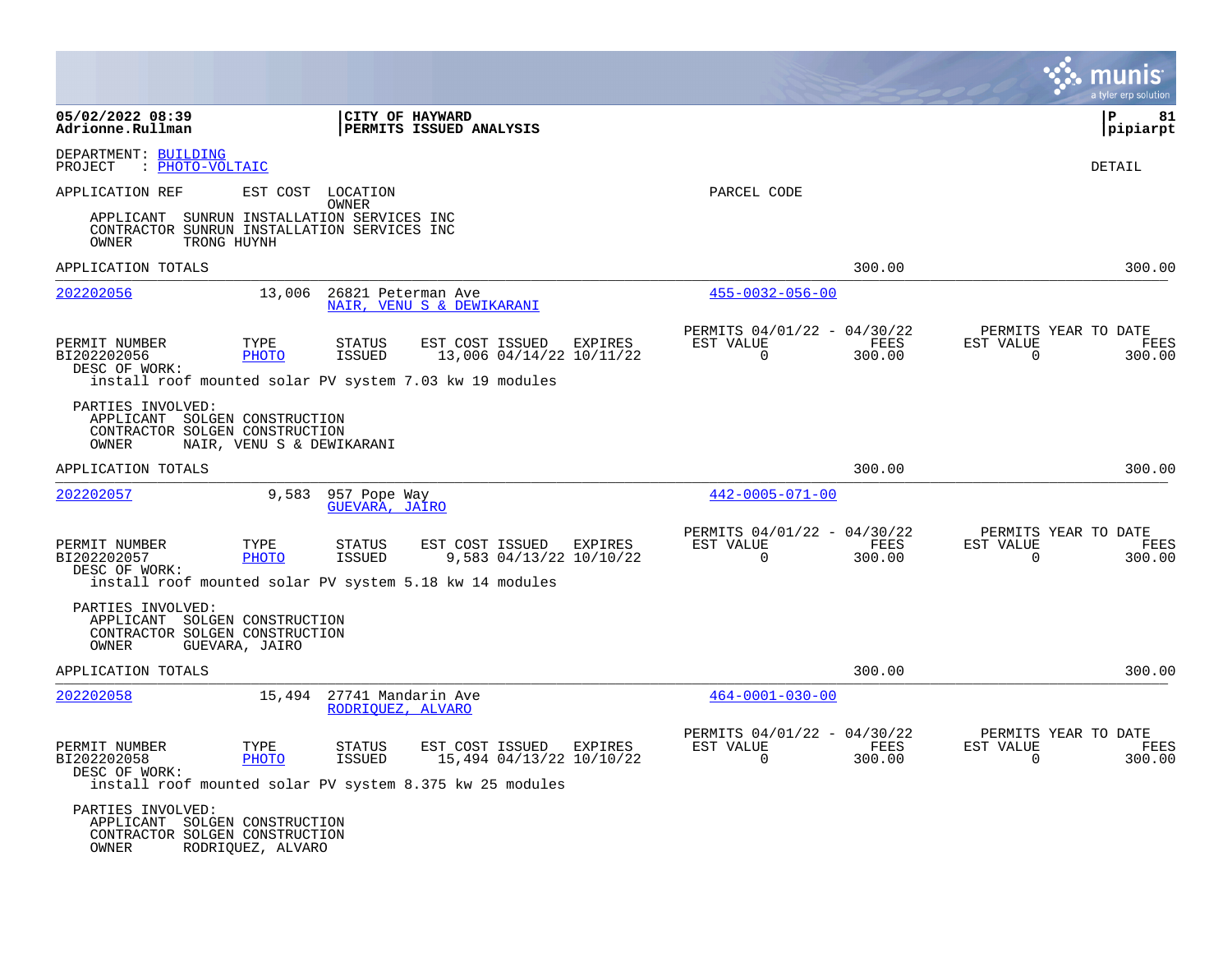05/02/2022 08:39
Adrionne.Rullman

CITY OF HAYWARD
PERMITS ISSUED ANALYSIS

P 81
pipiarpt

DEPARTMENT: BUILDING
PROJECT : PHOTO-VOLTAIC

DETAIL

APPLICATION REF    EST COST    LOCATION    PARCEL CODE
OWNER

APPLICANT SUNRUN INSTALLATION SERVICES INC
CONTRACTOR SUNRUN INSTALLATION SERVICES INC
OWNER TRONG HUYNH

APPLICATION TOTALS    300.00    300.00

---

**202202056**    13,006    26821 Peterman Ave    455-0032-056-00
NAIR, VENU S & DEWIKARANI

| PERMIT NUMBER | TYPE | STATUS | EST COST | ISSUED | EXPIRES | PERMITS 04/01/22 - 04/30/22 EST VALUE | FEES | PERMITS YEAR TO DATE EST VALUE | FEES |
|---|---|---|---|---|---|---|---|---|---|
| BI202202056 | PHOTO | ISSUED | 13,006 | 04/14/22 | 10/11/22 | 0 | 300.00 | 0 | 300.00 |

DESC OF WORK:
install roof mounted solar PV system 7.03 kw 19 modules

PARTIES INVOLVED:
APPLICANT SOLGEN CONSTRUCTION
CONTRACTOR SOLGEN CONSTRUCTION
OWNER NAIR, VENU S & DEWIKARANI

APPLICATION TOTALS    300.00    300.00

---

**202202057**    9,583    957 Pope Way    442-0005-071-00
GUEVARA, JAIRO

| PERMIT NUMBER | TYPE | STATUS | EST COST | ISSUED | EXPIRES | PERMITS 04/01/22 - 04/30/22 EST VALUE | FEES | PERMITS YEAR TO DATE EST VALUE | FEES |
|---|---|---|---|---|---|---|---|---|---|
| BI202202057 | PHOTO | ISSUED | 9,583 | 04/13/22 | 10/10/22 | 0 | 300.00 | 0 | 300.00 |

DESC OF WORK:
install roof mounted solar PV system 5.18 kw 14 modules

PARTIES INVOLVED:
APPLICANT SOLGEN CONSTRUCTION
CONTRACTOR SOLGEN CONSTRUCTION
OWNER GUEVARA, JAIRO

APPLICATION TOTALS    300.00    300.00

---

**202202058**    15,494    27741 Mandarin Ave    464-0001-030-00
RODRIQUEZ, ALVARO

| PERMIT NUMBER | TYPE | STATUS | EST COST | ISSUED | EXPIRES | PERMITS 04/01/22 - 04/30/22 EST VALUE | FEES | PERMITS YEAR TO DATE EST VALUE | FEES |
|---|---|---|---|---|---|---|---|---|---|
| BI202202058 | PHOTO | ISSUED | 15,494 | 04/13/22 | 10/10/22 | 0 | 300.00 | 0 | 300.00 |

DESC OF WORK:
install roof mounted solar PV system 8.375 kw 25 modules

PARTIES INVOLVED:
APPLICANT SOLGEN CONSTRUCTION
CONTRACTOR SOLGEN CONSTRUCTION
OWNER RODRIQUEZ, ALVARO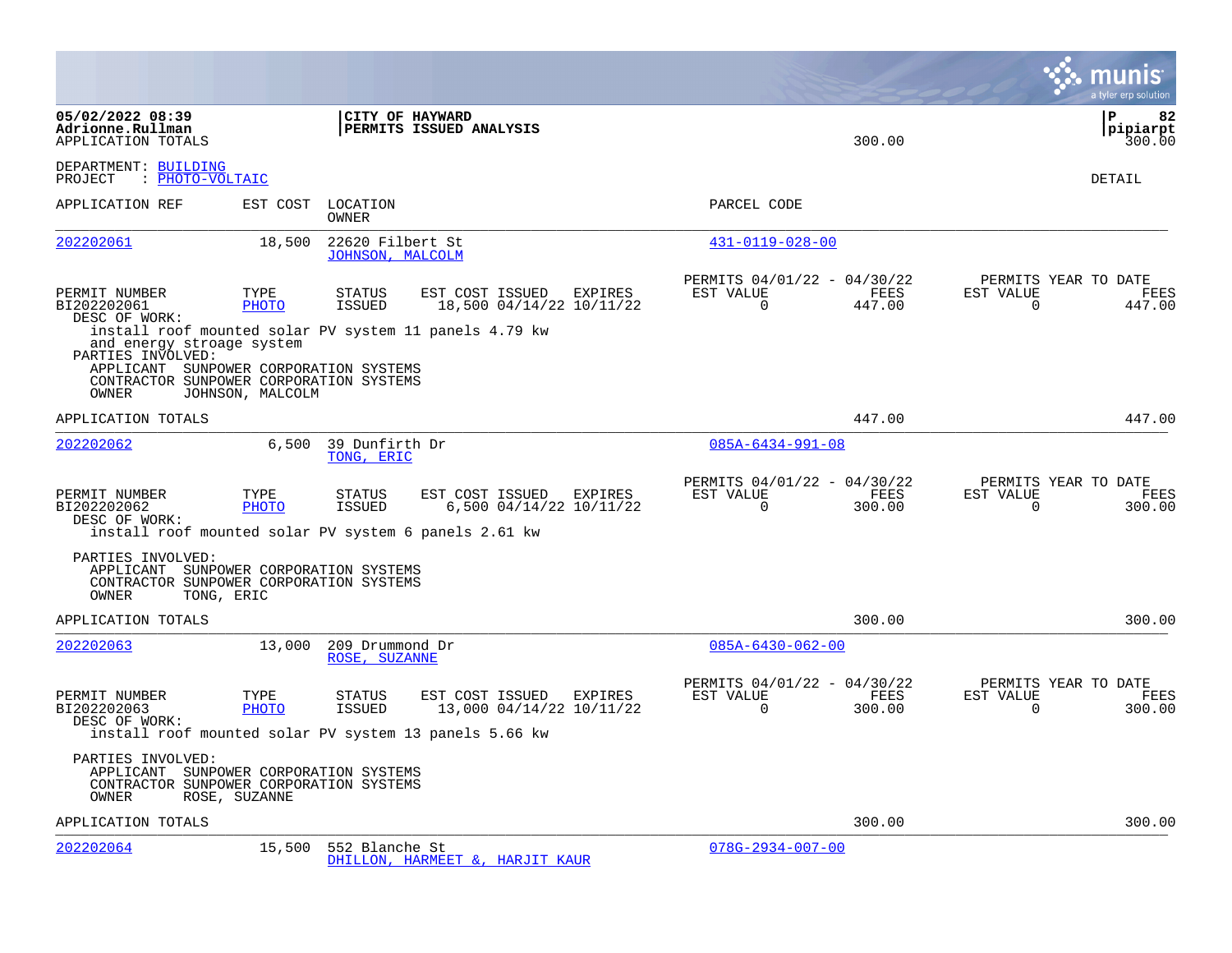05/02/2022 08:39
Adrionne.Rullman
APPLICATION TOTALS

**CITY OF HAYWARD**
**PERMITS ISSUED ANALYSIS**

300.00 | pipiarpt 300.00

DEPARTMENT: BUILDING
PROJECT : PHOTO-VOLTAIC

DETAIL

| APPLICATION REF | EST COST | LOCATION / OWNER | PARCEL CODE |
|---|---|---|---|
| 202202061 | 18,500 | 22620 Filbert St / JOHNSON, MALCOLM | 431-0119-028-00 |

| PERMIT NUMBER | TYPE | STATUS | EST COST | ISSUED | EXPIRES | PERMITS 04/01/22 - 04/30/22 EST VALUE | FEES | PERMITS YEAR TO DATE EST VALUE | FEES |
|---|---|---|---|---|---|---|---|---|---|
| BI202202061 | PHOTO | ISSUED | 18,500 | 04/14/22 | 10/11/22 | 0 | 447.00 | 0 | 447.00 |

DESC OF WORK:
install roof mounted solar PV system 11 panels 4.79 kw
and energy stroage system

PARTIES INVOLVED:
APPLICANT SUNPOWER CORPORATION SYSTEMS
CONTRACTOR SUNPOWER CORPORATION SYSTEMS
OWNER JOHNSON, MALCOLM

APPLICATION TOTALS 447.00 447.00

| APPLICATION REF | EST COST | LOCATION / OWNER | PARCEL CODE |
|---|---|---|---|
| 202202062 | 6,500 | 39 Dunfirth Dr / TONG, ERIC | 085A-6434-991-08 |

| PERMIT NUMBER | TYPE | STATUS | EST COST | ISSUED | EXPIRES | PERMITS 04/01/22 - 04/30/22 EST VALUE | FEES | PERMITS YEAR TO DATE EST VALUE | FEES |
|---|---|---|---|---|---|---|---|---|---|
| BI202202062 | PHOTO | ISSUED | 6,500 | 04/14/22 | 10/11/22 | 0 | 300.00 | 0 | 300.00 |

DESC OF WORK:
install roof mounted solar PV system 6 panels 2.61 kw

PARTIES INVOLVED:
APPLICANT SUNPOWER CORPORATION SYSTEMS
CONTRACTOR SUNPOWER CORPORATION SYSTEMS
OWNER TONG, ERIC

APPLICATION TOTALS 300.00 300.00

| APPLICATION REF | EST COST | LOCATION / OWNER | PARCEL CODE |
|---|---|---|---|
| 202202063 | 13,000 | 209 Drummond Dr / ROSE, SUZANNE | 085A-6430-062-00 |

| PERMIT NUMBER | TYPE | STATUS | EST COST | ISSUED | EXPIRES | PERMITS 04/01/22 - 04/30/22 EST VALUE | FEES | PERMITS YEAR TO DATE EST VALUE | FEES |
|---|---|---|---|---|---|---|---|---|---|
| BI202202063 | PHOTO | ISSUED | 13,000 | 04/14/22 | 10/11/22 | 0 | 300.00 | 0 | 300.00 |

DESC OF WORK:
install roof mounted solar PV system 13 panels 5.66 kw

PARTIES INVOLVED:
APPLICANT SUNPOWER CORPORATION SYSTEMS
CONTRACTOR SUNPOWER CORPORATION SYSTEMS
OWNER ROSE, SUZANNE

APPLICATION TOTALS 300.00 300.00

| APPLICATION REF | EST COST | LOCATION / OWNER | PARCEL CODE |
|---|---|---|---|
| 202202064 | 15,500 | 552 Blanche St / DHILLON, HARMEET &, HARJIT KAUR | 078G-2934-007-00 |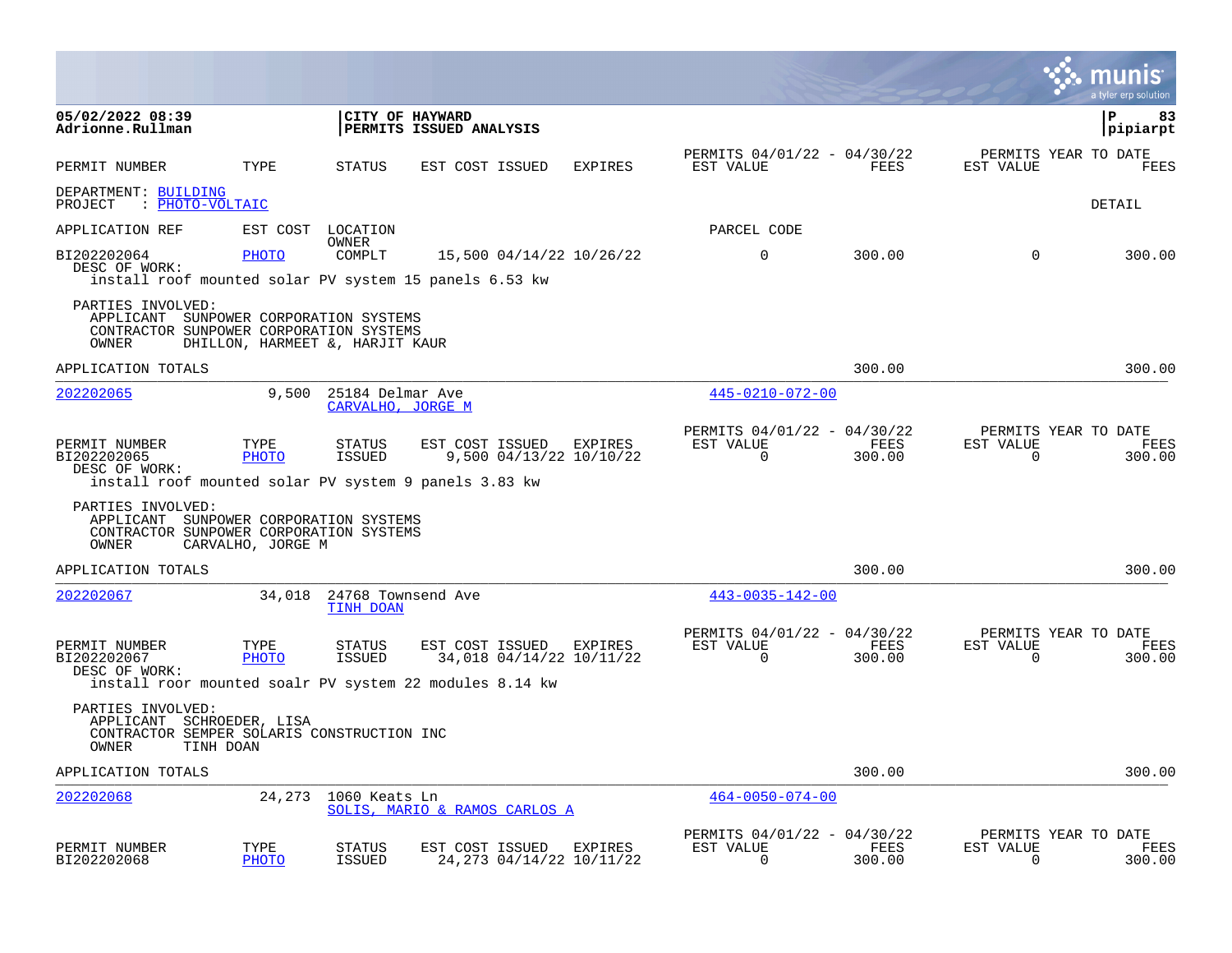**CITY OF HAYWARD**
**PERMITS ISSUED ANALYSIS**

| PERMIT NUMBER | TYPE | STATUS | EST COST | ISSUED | EXPIRES | PERMITS 04/01/22 - 04/30/22 EST VALUE | FEES | PERMITS YEAR TO DATE EST VALUE | FEES |
|---|---|---|---|---|---|---|---|---|---|

DEPARTMENT: BUILDING
PROJECT : PHOTO-VOLTAIC

DETAIL

| APPLICATION REF | EST COST | LOCATION / OWNER | | | | PARCEL CODE | | | |
|---|---|---|---|---|---|---|---|---|---|
| BI202202064 | PHOTO | COMPLT | 15,500 | 04/14/22 | 10/26/22 | 0 | 300.00 | 0 | 300.00 |

DESC OF WORK:
install roof mounted solar PV system 15 panels 6.53 kw

PARTIES INVOLVED:
APPLICANT SUNPOWER CORPORATION SYSTEMS
CONTRACTOR SUNPOWER CORPORATION SYSTEMS
OWNER DHILLON, HARMEET &, HARJIT KAUR

APPLICATION TOTALS 300.00 300.00

---

| APPLICATION REF | EST COST | LOCATION | OWNER | PARCEL CODE |
|---|---|---|---|---|
| 202202065 | 9,500 | 25184 Delmar Ave | CARVALHO, JORGE M | 445-0210-072-00 |

| PERMIT NUMBER | TYPE | STATUS | EST COST | ISSUED | EXPIRES | PERMITS 04/01/22 - 04/30/22 EST VALUE | FEES | PERMITS YEAR TO DATE EST VALUE | FEES |
|---|---|---|---|---|---|---|---|---|---|
| BI202202065 | PHOTO | ISSUED | 9,500 | 04/13/22 | 10/10/22 | 0 | 300.00 | 0 | 300.00 |

DESC OF WORK:
install roof mounted solar PV system 9 panels 3.83 kw

PARTIES INVOLVED:
APPLICANT SUNPOWER CORPORATION SYSTEMS
CONTRACTOR SUNPOWER CORPORATION SYSTEMS
OWNER CARVALHO, JORGE M

APPLICATION TOTALS 300.00 300.00

---

| APPLICATION REF | EST COST | LOCATION | OWNER | PARCEL CODE |
|---|---|---|---|---|
| 202202067 | 34,018 | 24768 Townsend Ave | TINH DOAN | 443-0035-142-00 |

| PERMIT NUMBER | TYPE | STATUS | EST COST | ISSUED | EXPIRES | PERMITS 04/01/22 - 04/30/22 EST VALUE | FEES | PERMITS YEAR TO DATE EST VALUE | FEES |
|---|---|---|---|---|---|---|---|---|---|
| BI202202067 | PHOTO | ISSUED | 34,018 | 04/14/22 | 10/11/22 | 0 | 300.00 | 0 | 300.00 |

DESC OF WORK:
install roor mounted soalr PV system 22 modules 8.14 kw

PARTIES INVOLVED:
APPLICANT SCHROEDER, LISA
CONTRACTOR SEMPER SOLARIS CONSTRUCTION INC
OWNER TINH DOAN

APPLICATION TOTALS 300.00 300.00

---

| APPLICATION REF | EST COST | LOCATION | OWNER | PARCEL CODE |
|---|---|---|---|---|
| 202202068 | 24,273 | 1060 Keats Ln | SOLIS, MARIO & RAMOS CARLOS A | 464-0050-074-00 |

| PERMIT NUMBER | TYPE | STATUS | EST COST | ISSUED | EXPIRES | PERMITS 04/01/22 - 04/30/22 EST VALUE | FEES | PERMITS YEAR TO DATE EST VALUE | FEES |
|---|---|---|---|---|---|---|---|---|---|
| BI202202068 | PHOTO | ISSUED | 24,273 | 04/14/22 | 10/11/22 | 0 | 300.00 | 0 | 300.00 |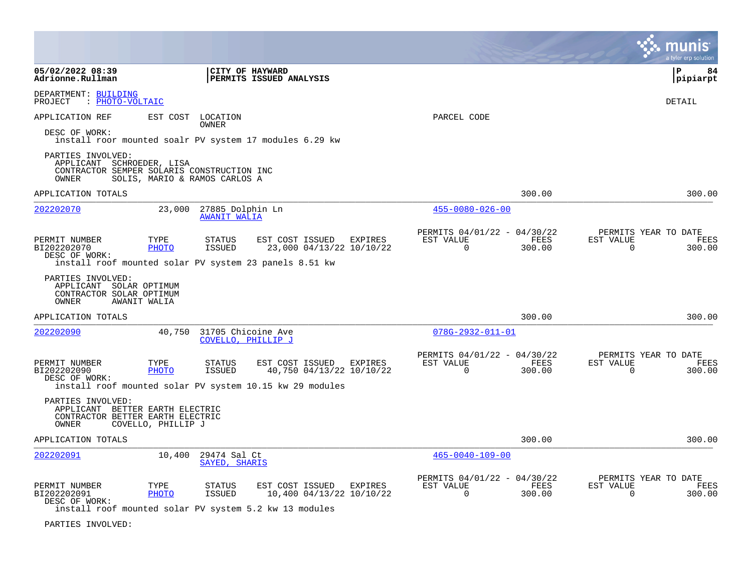05/02/2022 08:39
Adrionne.Rullman

CITY OF HAYWARD
PERMITS ISSUED ANALYSIS

DEPARTMENT: BUILDING
PROJECT : PHOTO-VOLTAIC

DETAIL

APPLICATION REF | EST COST | LOCATION / OWNER | PARCEL CODE

DESC OF WORK:
install roor mounted soalr PV system 17 modules 6.29 kw

PARTIES INVOLVED:
APPLICANT SCHROEDER, LISA
CONTRACTOR SEMPER SOLARIS CONSTRUCTION INC
OWNER SOLIS, MARIO & RAMOS CARLOS A

APPLICATION TOTALS 300.00 300.00

---

**202202070** 23,000 27885 Dolphin Ln — AWANIT WALIA — 455-0080-026-00

| PERMIT NUMBER | TYPE | STATUS | EST COST | ISSUED | EXPIRES | PERMITS 04/01/22 - 04/30/22 EST VALUE | FEES | PERMITS YEAR TO DATE EST VALUE | FEES |
|---|---|---|---|---|---|---|---|---|---|
| BI202202070 | PHOTO | ISSUED | 23,000 | 04/13/22 | 10/10/22 | 0 | 300.00 | 0 | 300.00 |

DESC OF WORK:
install roof mounted solar PV system 23 panels 8.51 kw

PARTIES INVOLVED:
APPLICANT SOLAR OPTIMUM
CONTRACTOR SOLAR OPTIMUM
OWNER AWANIT WALIA

APPLICATION TOTALS 300.00 300.00

---

**202202090** 40,750 31705 Chicoine Ave — COVELLO, PHILLIP J — 078G-2932-011-01

| PERMIT NUMBER | TYPE | STATUS | EST COST | ISSUED | EXPIRES | PERMITS 04/01/22 - 04/30/22 EST VALUE | FEES | PERMITS YEAR TO DATE EST VALUE | FEES |
|---|---|---|---|---|---|---|---|---|---|
| BI202202090 | PHOTO | ISSUED | 40,750 | 04/13/22 | 10/10/22 | 0 | 300.00 | 0 | 300.00 |

DESC OF WORK:
install roof mounted solar PV system 10.15 kw 29 modules

PARTIES INVOLVED:
APPLICANT BETTER EARTH ELECTRIC
CONTRACTOR BETTER EARTH ELECTRIC
OWNER COVELLO, PHILLIP J

APPLICATION TOTALS 300.00 300.00

---

**202202091** 10,400 29474 Sal Ct — SAYED, SHARIS — 465-0040-109-00

| PERMIT NUMBER | TYPE | STATUS | EST COST | ISSUED | EXPIRES | PERMITS 04/01/22 - 04/30/22 EST VALUE | FEES | PERMITS YEAR TO DATE EST VALUE | FEES |
|---|---|---|---|---|---|---|---|---|---|
| BI202202091 | PHOTO | ISSUED | 10,400 | 04/13/22 | 10/10/22 | 0 | 300.00 | 0 | 300.00 |

DESC OF WORK:
install roof mounted solar PV system 5.2 kw 13 modules

PARTIES INVOLVED: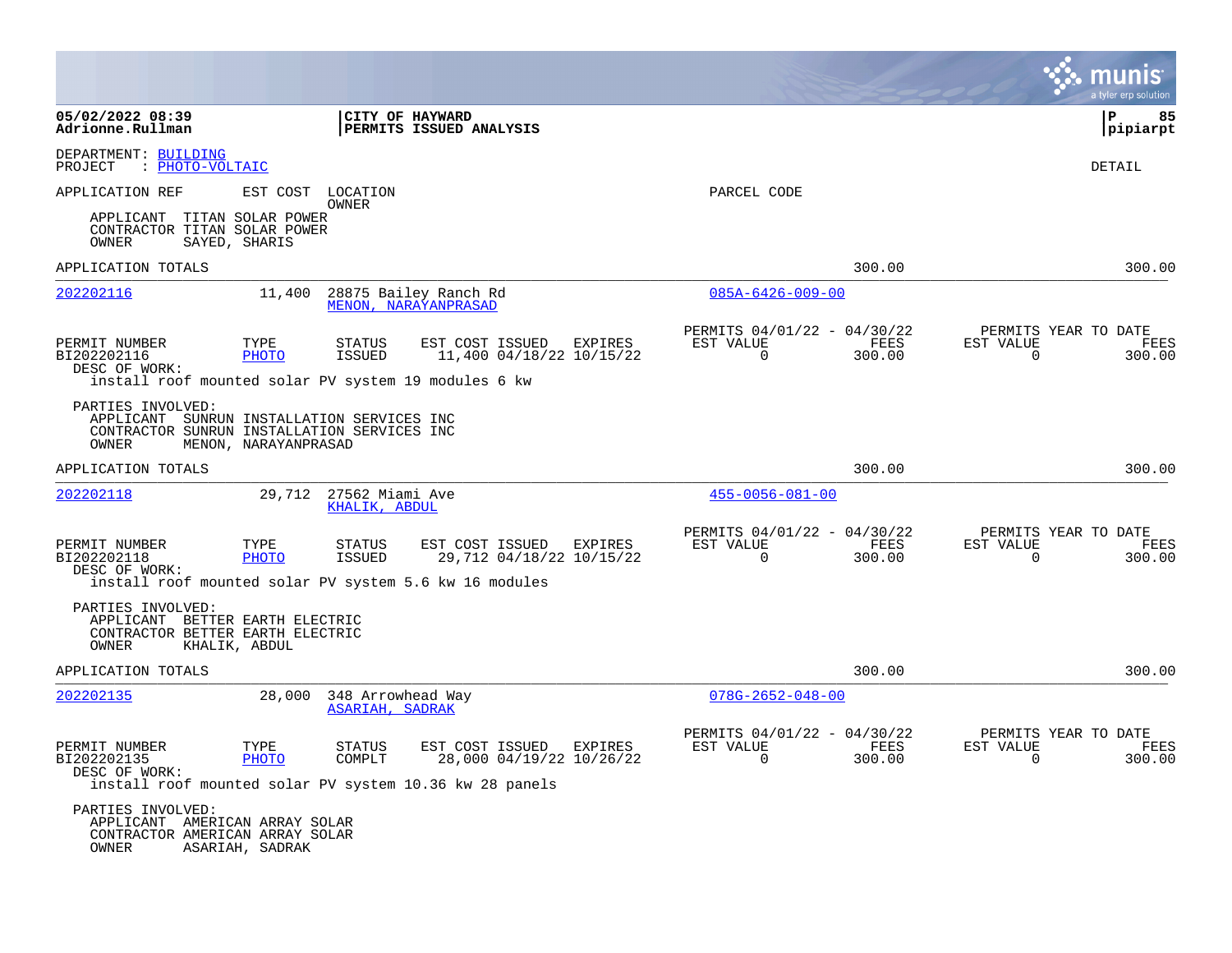05/02/2022 08:39
Adrionne.Rullman

**CITY OF HAYWARD**
**PERMITS ISSUED ANALYSIS**

P 85
pipiarpt

DEPARTMENT: BUILDING
PROJECT : PHOTO-VOLTAIC

DETAIL

APPLICATION REF | EST COST | LOCATION / OWNER | PARCEL CODE

APPLICANT TITAN SOLAR POWER
CONTRACTOR TITAN SOLAR POWER
OWNER SAYED, SHARIS

APPLICATION TOTALS 300.00 300.00

---

**202202116** | 11,400 | 28875 Bailey Ranch Rd | MENON, NARAYANPRASAD | 085A-6426-009-00

| PERMIT NUMBER | TYPE | STATUS | EST COST | ISSUED | EXPIRES | PERMITS 04/01/22 - 04/30/22 EST VALUE | FEES | PERMITS YEAR TO DATE EST VALUE | FEES |
|---|---|---|---|---|---|---|---|---|---|
| BI202202116 | PHOTO | ISSUED | 11,400 | 04/18/22 | 10/15/22 | 0 | 300.00 | 0 | 300.00 |

DESC OF WORK:
install roof mounted solar PV system 19 modules 6 kw

PARTIES INVOLVED:
APPLICANT SUNRUN INSTALLATION SERVICES INC
CONTRACTOR SUNRUN INSTALLATION SERVICES INC
OWNER MENON, NARAYANPRASAD

APPLICATION TOTALS 300.00 300.00

---

**202202118** | 29,712 | 27562 Miami Ave | KHALIK, ABDUL | 455-0056-081-00

| PERMIT NUMBER | TYPE | STATUS | EST COST | ISSUED | EXPIRES | PERMITS 04/01/22 - 04/30/22 EST VALUE | FEES | PERMITS YEAR TO DATE EST VALUE | FEES |
|---|---|---|---|---|---|---|---|---|---|
| BI202202118 | PHOTO | ISSUED | 29,712 | 04/18/22 | 10/15/22 | 0 | 300.00 | 0 | 300.00 |

DESC OF WORK:
install roof mounted solar PV system 5.6 kw 16 modules

PARTIES INVOLVED:
APPLICANT BETTER EARTH ELECTRIC
CONTRACTOR BETTER EARTH ELECTRIC
OWNER KHALIK, ABDUL

APPLICATION TOTALS 300.00 300.00

---

**202202135** | 28,000 | 348 Arrowhead Way | ASARIAH, SADRAK | 078G-2652-048-00

| PERMIT NUMBER | TYPE | STATUS | EST COST | ISSUED | EXPIRES | PERMITS 04/01/22 - 04/30/22 EST VALUE | FEES | PERMITS YEAR TO DATE EST VALUE | FEES |
|---|---|---|---|---|---|---|---|---|---|
| BI202202135 | PHOTO | COMPLT | 28,000 | 04/19/22 | 10/26/22 | 0 | 300.00 | 0 | 300.00 |

DESC OF WORK:
install roof mounted solar PV system 10.36 kw 28 panels

PARTIES INVOLVED:
APPLICANT AMERICAN ARRAY SOLAR
CONTRACTOR AMERICAN ARRAY SOLAR
OWNER ASARIAH, SADRAK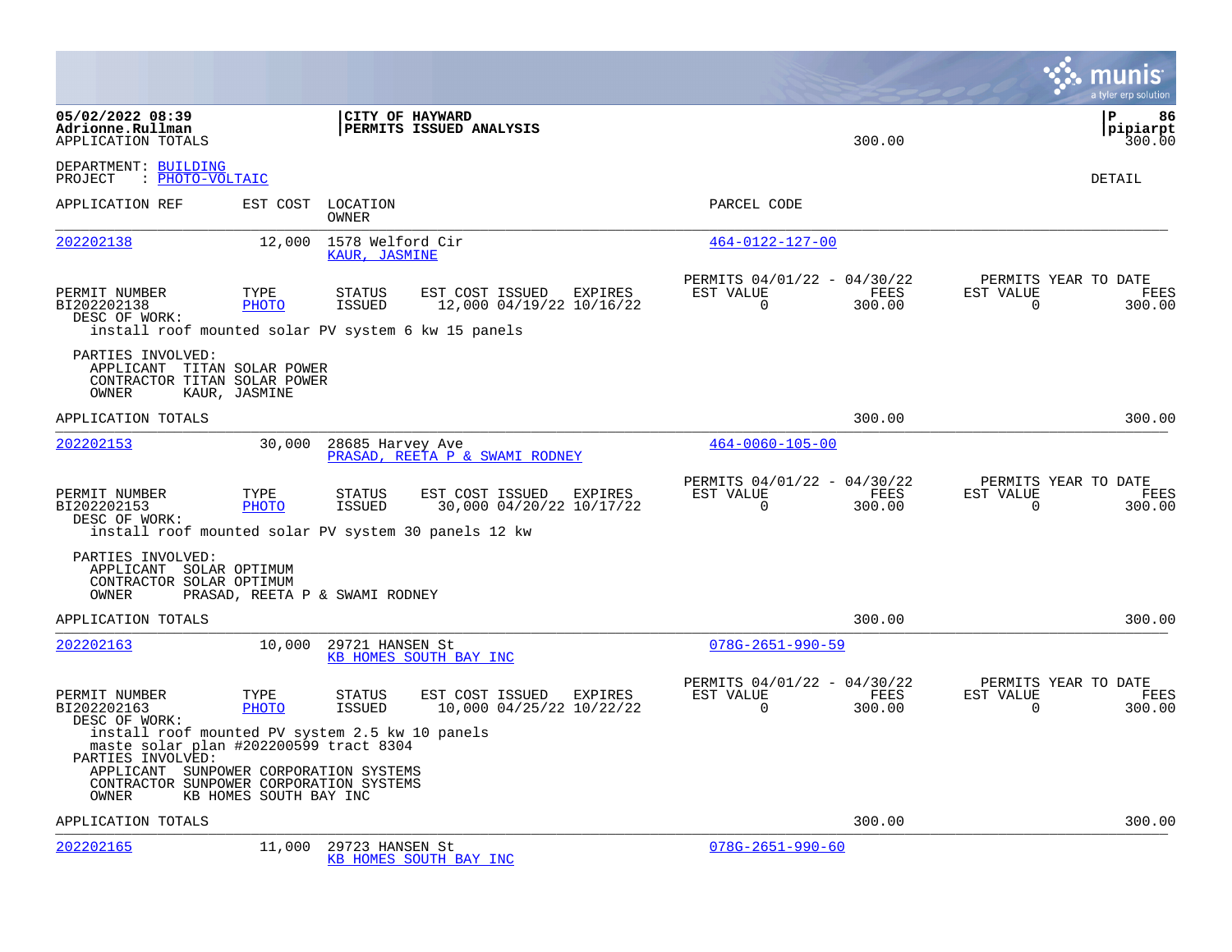05/02/2022 08:39
Adrionne.Rullman
APPLICATION TOTALS

**CITY OF HAYWARD**
**PERMITS ISSUED ANALYSIS**

300.00 | 300.00

DEPARTMENT: BUILDING
PROJECT : PHOTO-VOLTAIC

DETAIL

| APPLICATION REF | EST COST | LOCATION / OWNER | PARCEL CODE |
|---|---|---|---|
| 202202138 | 12,000 | 1578 Welford Cir / KAUR, JASMINE | 464-0122-127-00 |

| PERMIT NUMBER | TYPE | STATUS | EST COST | ISSUED | EXPIRES | PERMITS 04/01/22 - 04/30/22 EST VALUE | FEES | PERMITS YEAR TO DATE EST VALUE | FEES |
|---|---|---|---|---|---|---|---|---|---|
| BI202202138 | PHOTO | ISSUED | 12,000 | 04/19/22 | 10/16/22 | 0 | 300.00 | 0 | 300.00 |

DESC OF WORK:
install roof mounted solar PV system 6 kw 15 panels

PARTIES INVOLVED:
APPLICANT TITAN SOLAR POWER
CONTRACTOR TITAN SOLAR POWER
OWNER KAUR, JASMINE

APPLICATION TOTALS 300.00 300.00

| APPLICATION REF | EST COST | LOCATION / OWNER | PARCEL CODE |
|---|---|---|---|
| 202202153 | 30,000 | 28685 Harvey Ave / PRASAD, REETA P & SWAMI RODNEY | 464-0060-105-00 |

| PERMIT NUMBER | TYPE | STATUS | EST COST | ISSUED | EXPIRES | PERMITS 04/01/22 - 04/30/22 EST VALUE | FEES | PERMITS YEAR TO DATE EST VALUE | FEES |
|---|---|---|---|---|---|---|---|---|---|
| BI202202153 | PHOTO | ISSUED | 30,000 | 04/20/22 | 10/17/22 | 0 | 300.00 | 0 | 300.00 |

DESC OF WORK:
install roof mounted solar PV system 30 panels 12 kw

PARTIES INVOLVED:
APPLICANT SOLAR OPTIMUM
CONTRACTOR SOLAR OPTIMUM
OWNER PRASAD, REETA P & SWAMI RODNEY

APPLICATION TOTALS 300.00 300.00

| APPLICATION REF | EST COST | LOCATION / OWNER | PARCEL CODE |
|---|---|---|---|
| 202202163 | 10,000 | 29721 HANSEN St / KB HOMES SOUTH BAY INC | 078G-2651-990-59 |

| PERMIT NUMBER | TYPE | STATUS | EST COST | ISSUED | EXPIRES | PERMITS 04/01/22 - 04/30/22 EST VALUE | FEES | PERMITS YEAR TO DATE EST VALUE | FEES |
|---|---|---|---|---|---|---|---|---|---|
| BI202202163 | PHOTO | ISSUED | 10,000 | 04/25/22 | 10/22/22 | 0 | 300.00 | 0 | 300.00 |

DESC OF WORK:
install roof mounted PV system 2.5 kw 10 panels
maste solar plan #202200599 tract 8304

PARTIES INVOLVED:
APPLICANT SUNPOWER CORPORATION SYSTEMS
CONTRACTOR SUNPOWER CORPORATION SYSTEMS
OWNER KB HOMES SOUTH BAY INC

APPLICATION TOTALS 300.00 300.00

| APPLICATION REF | EST COST | LOCATION / OWNER | PARCEL CODE |
|---|---|---|---|
| 202202165 | 11,000 | 29723 HANSEN St / KB HOMES SOUTH BAY INC | 078G-2651-990-60 |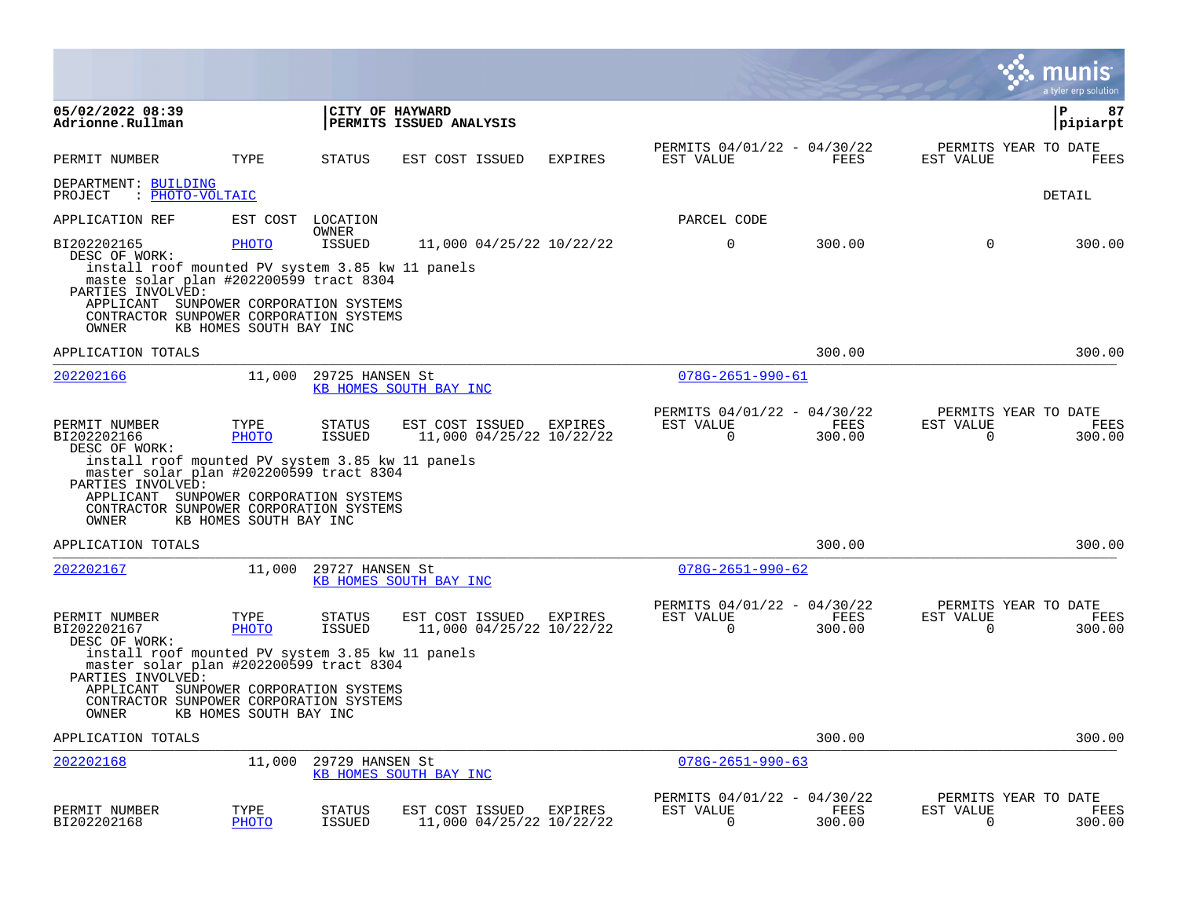**05/02/2022 08:39**
**Adrionne.Rullman**

**CITY OF HAYWARD**
**PERMITS ISSUED ANALYSIS**

**P 87**
**pipiarpt**

| PERMIT NUMBER | TYPE | STATUS | EST COST ISSUED | EXPIRES | PERMITS 04/01/22 - 04/30/22 EST VALUE | FEES | PERMITS YEAR TO DATE EST VALUE | FEES |
|---|---|---|---|---|---|---|---|---|

DEPARTMENT: BUILDING
PROJECT : PHOTO-VOLTAIC

DETAIL

| APPLICATION REF | EST COST | LOCATION / OWNER | | | PARCEL CODE | | | |
|---|---|---|---|---|---|---|---|---|
| BI202202165 | PHOTO | ISSUED | 11,000 04/25/22 | 10/22/22 | 0 | 300.00 | 0 | 300.00 |

DESC OF WORK:
install roof mounted PV system 3.85 kw 11 panels
maste solar plan #202200599 tract 8304
PARTIES INVOLVED:
APPLICANT SUNPOWER CORPORATION SYSTEMS
CONTRACTOR SUNPOWER CORPORATION SYSTEMS
OWNER KB HOMES SOUTH BAY INC

APPLICATION TOTALS 300.00 300.00

| APPLICATION REF | EST COST | LOCATION | OWNER | PARCEL CODE |
|---|---|---|---|---|
| 202202166 | 11,000 | 29725 HANSEN St | KB HOMES SOUTH BAY INC | 078G-2651-990-61 |

| PERMIT NUMBER | TYPE | STATUS | EST COST ISSUED | EXPIRES | PERMITS 04/01/22 - 04/30/22 EST VALUE | FEES | PERMITS YEAR TO DATE EST VALUE | FEES |
|---|---|---|---|---|---|---|---|---|
| BI202202166 | PHOTO | ISSUED | 11,000 04/25/22 | 10/22/22 | 0 | 300.00 | 0 | 300.00 |

DESC OF WORK:
install roof mounted PV system 3.85 kw 11 panels
master solar plan #202200599 tract 8304
PARTIES INVOLVED:
APPLICANT SUNPOWER CORPORATION SYSTEMS
CONTRACTOR SUNPOWER CORPORATION SYSTEMS
OWNER KB HOMES SOUTH BAY INC

APPLICATION TOTALS 300.00 300.00

| APPLICATION REF | EST COST | LOCATION | OWNER | PARCEL CODE |
|---|---|---|---|---|
| 202202167 | 11,000 | 29727 HANSEN St | KB HOMES SOUTH BAY INC | 078G-2651-990-62 |

| PERMIT NUMBER | TYPE | STATUS | EST COST ISSUED | EXPIRES | PERMITS 04/01/22 - 04/30/22 EST VALUE | FEES | PERMITS YEAR TO DATE EST VALUE | FEES |
|---|---|---|---|---|---|---|---|---|
| BI202202167 | PHOTO | ISSUED | 11,000 04/25/22 | 10/22/22 | 0 | 300.00 | 0 | 300.00 |

DESC OF WORK:
install roof mounted PV system 3.85 kw 11 panels
master solar plan #202200599 tract 8304
PARTIES INVOLVED:
APPLICANT SUNPOWER CORPORATION SYSTEMS
CONTRACTOR SUNPOWER CORPORATION SYSTEMS
OWNER KB HOMES SOUTH BAY INC

APPLICATION TOTALS 300.00 300.00

| APPLICATION REF | EST COST | LOCATION | OWNER | PARCEL CODE |
|---|---|---|---|---|
| 202202168 | 11,000 | 29729 HANSEN St | KB HOMES SOUTH BAY INC | 078G-2651-990-63 |

| PERMIT NUMBER | TYPE | STATUS | EST COST ISSUED | EXPIRES | PERMITS 04/01/22 - 04/30/22 EST VALUE | FEES | PERMITS YEAR TO DATE EST VALUE | FEES |
|---|---|---|---|---|---|---|---|---|
| BI202202168 | PHOTO | ISSUED | 11,000 04/25/22 | 10/22/22 | 0 | 300.00 | 0 | 300.00 |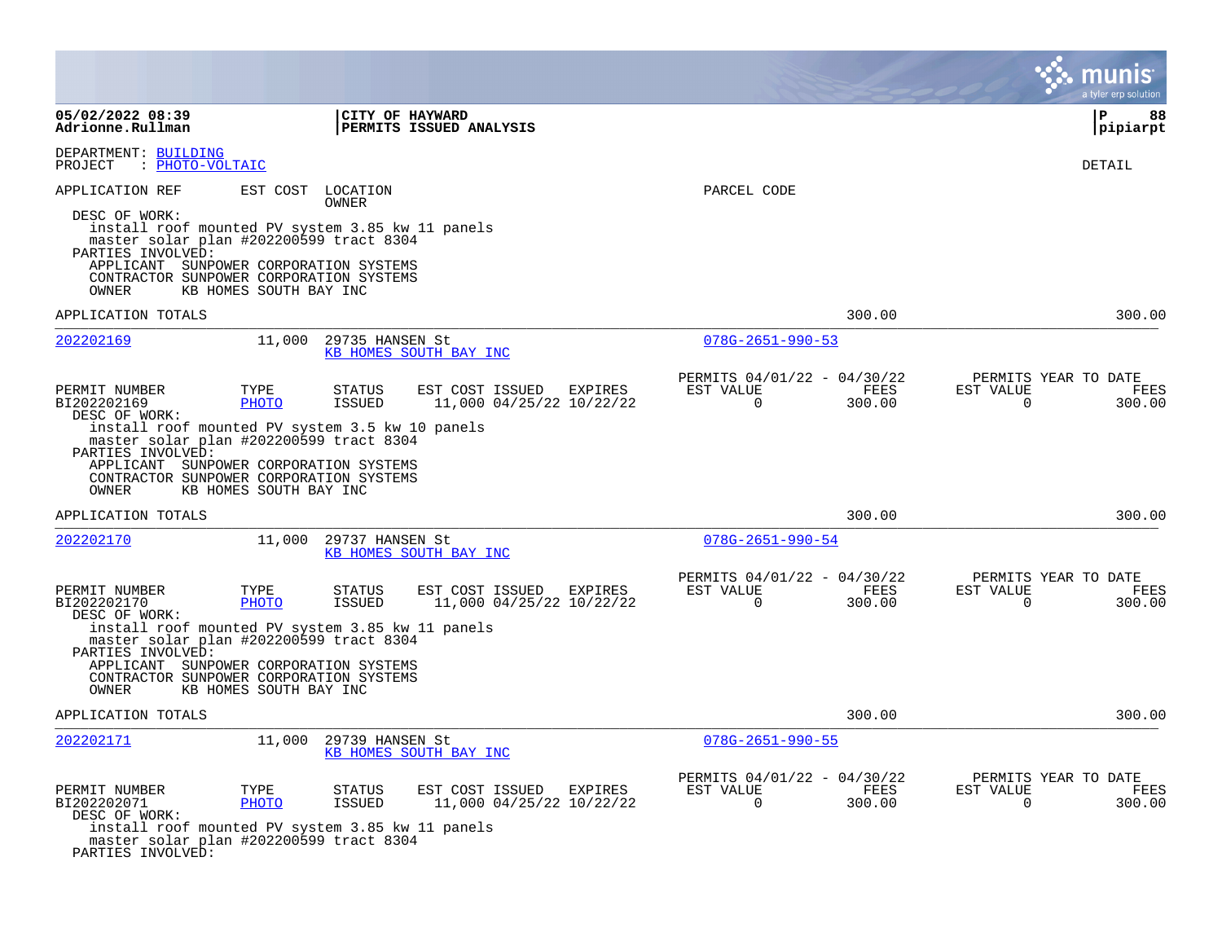05/02/2022 08:39
Adrionne.Rullman

**CITY OF HAYWARD**
**PERMITS ISSUED ANALYSIS**

P 88
pipiarpt

DEPARTMENT: BUILDING
PROJECT : PHOTO-VOLTAIC

DETAIL

APPLICATION REF | EST COST | LOCATION / OWNER | PARCEL CODE

DESC OF WORK:
install roof mounted PV system 3.85 kw 11 panels
master solar plan #202200599 tract 8304
PARTIES INVOLVED:
APPLICANT SUNPOWER CORPORATION SYSTEMS
CONTRACTOR SUNPOWER CORPORATION SYSTEMS
OWNER KB HOMES SOUTH BAY INC

APPLICATION TOTALS 300.00 300.00

---

202202169 | 11,000 | 29735 HANSEN St | 078G-2651-990-53
KB HOMES SOUTH BAY INC

| PERMIT NUMBER | TYPE | STATUS | EST COST | ISSUED | EXPIRES | PERMITS 04/01/22 - 04/30/22 EST VALUE | FEES | PERMITS YEAR TO DATE EST VALUE | FEES |
|---|---|---|---|---|---|---|---|---|---|
| BI202202169 | PHOTO | ISSUED | 11,000 | 04/25/22 | 10/22/22 | 0 | 300.00 | 0 | 300.00 |

DESC OF WORK:
install roof mounted PV system 3.5 kw 10 panels
master solar plan #202200599 tract 8304
PARTIES INVOLVED:
APPLICANT SUNPOWER CORPORATION SYSTEMS
CONTRACTOR SUNPOWER CORPORATION SYSTEMS
OWNER KB HOMES SOUTH BAY INC

APPLICATION TOTALS 300.00 300.00

---

202202170 | 11,000 | 29737 HANSEN St | 078G-2651-990-54
KB HOMES SOUTH BAY INC

| PERMIT NUMBER | TYPE | STATUS | EST COST | ISSUED | EXPIRES | PERMITS 04/01/22 - 04/30/22 EST VALUE | FEES | PERMITS YEAR TO DATE EST VALUE | FEES |
|---|---|---|---|---|---|---|---|---|---|
| BI202202170 | PHOTO | ISSUED | 11,000 | 04/25/22 | 10/22/22 | 0 | 300.00 | 0 | 300.00 |

DESC OF WORK:
install roof mounted PV system 3.85 kw 11 panels
master solar plan #202200599 tract 8304
PARTIES INVOLVED:
APPLICANT SUNPOWER CORPORATION SYSTEMS
CONTRACTOR SUNPOWER CORPORATION SYSTEMS
OWNER KB HOMES SOUTH BAY INC

APPLICATION TOTALS 300.00 300.00

---

202202171 | 11,000 | 29739 HANSEN St | 078G-2651-990-55
KB HOMES SOUTH BAY INC

| PERMIT NUMBER | TYPE | STATUS | EST COST | ISSUED | EXPIRES | PERMITS 04/01/22 - 04/30/22 EST VALUE | FEES | PERMITS YEAR TO DATE EST VALUE | FEES |
|---|---|---|---|---|---|---|---|---|---|
| BI202202071 | PHOTO | ISSUED | 11,000 | 04/25/22 | 10/22/22 | 0 | 300.00 | 0 | 300.00 |

DESC OF WORK:
install roof mounted PV system 3.85 kw 11 panels
master solar plan #202200599 tract 8304
PARTIES INVOLVED: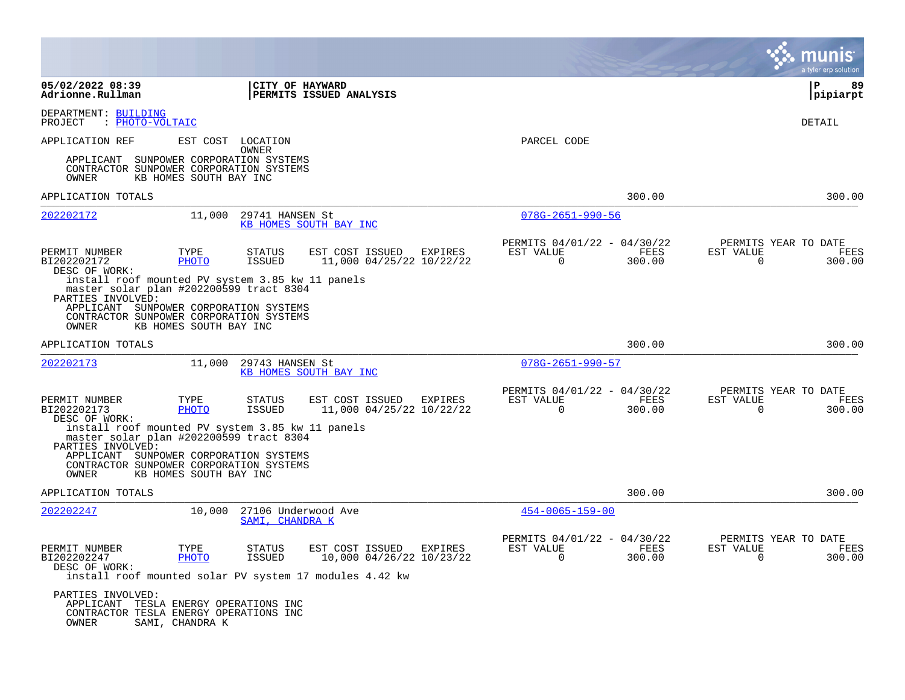05/02/2022 08:39
Adrionne.Rullman

CITY OF HAYWARD
PERMITS ISSUED ANALYSIS

DEPARTMENT: BUILDING
PROJECT : PHOTO-VOLTAIC

DETAIL

APPLICATION REF    EST COST    LOCATION    OWNER    PARCEL CODE

APPLICANT SUNPOWER CORPORATION SYSTEMS
CONTRACTOR SUNPOWER CORPORATION SYSTEMS
OWNER KB HOMES SOUTH BAY INC

APPLICATION TOTALS    300.00    300.00

---

**202202172**    11,000    29741 HANSEN St    KB HOMES SOUTH BAY INC    078G-2651-990-56

| PERMIT NUMBER | TYPE | STATUS | EST COST | ISSUED | EXPIRES | PERMITS 04/01/22 - 04/30/22 EST VALUE | FEES | PERMITS YEAR TO DATE EST VALUE | FEES |
|---|---|---|---|---|---|---|---|---|---|
| BI202202172 | PHOTO | ISSUED | 11,000 | 04/25/22 | 10/22/22 | 0 | 300.00 | 0 | 300.00 |

DESC OF WORK:
install roof mounted PV system 3.85 kw 11 panels
master solar plan #202200599 tract 8304

PARTIES INVOLVED:
APPLICANT SUNPOWER CORPORATION SYSTEMS
CONTRACTOR SUNPOWER CORPORATION SYSTEMS
OWNER KB HOMES SOUTH BAY INC

APPLICATION TOTALS    300.00    300.00

---

**202202173**    11,000    29743 HANSEN St    KB HOMES SOUTH BAY INC    078G-2651-990-57

| PERMIT NUMBER | TYPE | STATUS | EST COST | ISSUED | EXPIRES | PERMITS 04/01/22 - 04/30/22 EST VALUE | FEES | PERMITS YEAR TO DATE EST VALUE | FEES |
|---|---|---|---|---|---|---|---|---|---|
| BI202202173 | PHOTO | ISSUED | 11,000 | 04/25/22 | 10/22/22 | 0 | 300.00 | 0 | 300.00 |

DESC OF WORK:
install roof mounted PV system 3.85 kw 11 panels
master solar plan #202200599 tract 8304

PARTIES INVOLVED:
APPLICANT SUNPOWER CORPORATION SYSTEMS
CONTRACTOR SUNPOWER CORPORATION SYSTEMS
OWNER KB HOMES SOUTH BAY INC

APPLICATION TOTALS    300.00    300.00

---

**202202247**    10,000    27106 Underwood Ave    SAMI, CHANDRA K    454-0065-159-00

| PERMIT NUMBER | TYPE | STATUS | EST COST | ISSUED | EXPIRES | PERMITS 04/01/22 - 04/30/22 EST VALUE | FEES | PERMITS YEAR TO DATE EST VALUE | FEES |
|---|---|---|---|---|---|---|---|---|---|
| BI202202247 | PHOTO | ISSUED | 10,000 | 04/26/22 | 10/23/22 | 0 | 300.00 | 0 | 300.00 |

DESC OF WORK:
install roof mounted solar PV system 17 modules 4.42 kw

PARTIES INVOLVED:
APPLICANT TESLA ENERGY OPERATIONS INC
CONTRACTOR TESLA ENERGY OPERATIONS INC
OWNER SAMI, CHANDRA K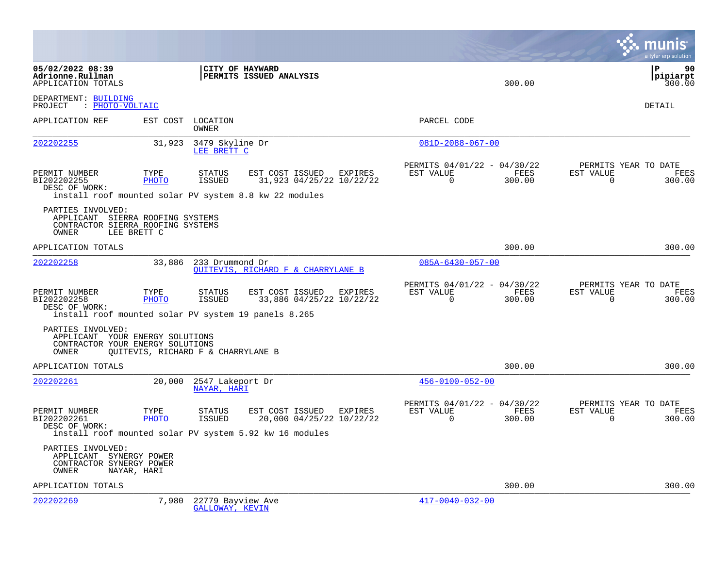**05/02/2022 08:39**
**Adrionne.Rullman**
APPLICATION TOTALS 300.00

**CITY OF HAYWARD**
**PERMITS ISSUED ANALYSIS**

**P 90**
**pipiarpt**
300.00

DEPARTMENT: BUILDING
PROJECT : PHOTO-VOLTAIC

DETAIL

| APPLICATION REF | EST COST | LOCATION / OWNER | PARCEL CODE |
|---|---|---|---|
| 202202255 | 31,923 | 3479 Skyline Dr / LEE BRETT C | 081D-2088-067-00 |

| PERMIT NUMBER | TYPE | STATUS | EST COST | ISSUED | EXPIRES | PERMITS 04/01/22 - 04/30/22 EST VALUE | FEES | PERMITS YEAR TO DATE EST VALUE | FEES |
|---|---|---|---|---|---|---|---|---|---|
| BI202202255 | PHOTO | ISSUED | 31,923 | 04/25/22 | 10/22/22 | 0 | 300.00 | 0 | 300.00 |

DESC OF WORK:
install roof mounted solar PV system 8.8 kw 22 modules

PARTIES INVOLVED:
APPLICANT SIERRA ROOFING SYSTEMS
CONTRACTOR SIERRA ROOFING SYSTEMS
OWNER LEE BRETT C

APPLICATION TOTALS 300.00 300.00

| APPLICATION REF | EST COST | LOCATION / OWNER | PARCEL CODE |
|---|---|---|---|
| 202202258 | 33,886 | 233 Drummond Dr / QUITEVIS, RICHARD F & CHARRYLANE B | 085A-6430-057-00 |

| PERMIT NUMBER | TYPE | STATUS | EST COST | ISSUED | EXPIRES | PERMITS 04/01/22 - 04/30/22 EST VALUE | FEES | PERMITS YEAR TO DATE EST VALUE | FEES |
|---|---|---|---|---|---|---|---|---|---|
| BI202202258 | PHOTO | ISSUED | 33,886 | 04/25/22 | 10/22/22 | 0 | 300.00 | 0 | 300.00 |

DESC OF WORK:
install roof mounted solar PV system 19 panels 8.265

PARTIES INVOLVED:
APPLICANT YOUR ENERGY SOLUTIONS
CONTRACTOR YOUR ENERGY SOLUTIONS
OWNER QUITEVIS, RICHARD F & CHARRYLANE B

APPLICATION TOTALS 300.00 300.00

| APPLICATION REF | EST COST | LOCATION / OWNER | PARCEL CODE |
|---|---|---|---|
| 202202261 | 20,000 | 2547 Lakeport Dr / NAYAR, HARI | 456-0100-052-00 |

| PERMIT NUMBER | TYPE | STATUS | EST COST | ISSUED | EXPIRES | PERMITS 04/01/22 - 04/30/22 EST VALUE | FEES | PERMITS YEAR TO DATE EST VALUE | FEES |
|---|---|---|---|---|---|---|---|---|---|
| BI202202261 | PHOTO | ISSUED | 20,000 | 04/25/22 | 10/22/22 | 0 | 300.00 | 0 | 300.00 |

DESC OF WORK:
install roof mounted solar PV system 5.92 kw 16 modules

PARTIES INVOLVED:
APPLICANT SYNERGY POWER
CONTRACTOR SYNERGY POWER
OWNER NAYAR, HARI

APPLICATION TOTALS 300.00 300.00

| APPLICATION REF | EST COST | LOCATION / OWNER | PARCEL CODE |
|---|---|---|---|
| 202202269 | 7,980 | 22779 Bayview Ave / GALLOWAY, KEVIN | 417-0040-032-00 |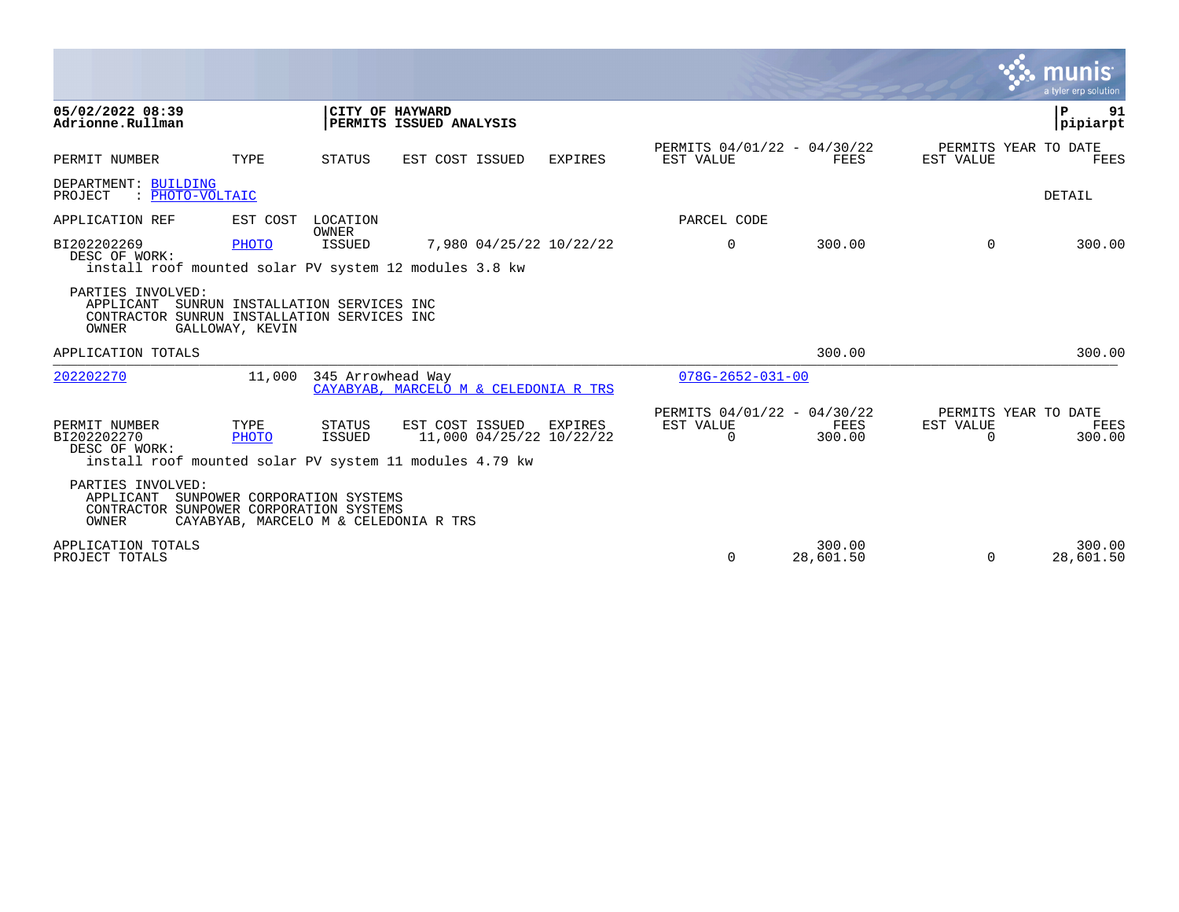**05/02/2022 08:39**
**Adrionne.Rullman**

**CITY OF HAYWARD**
**PERMITS ISSUED ANALYSIS**

**P 91**
**pipiarpt**

| PERMIT NUMBER | TYPE | STATUS | EST COST | ISSUED | EXPIRES | PERMITS 04/01/22 - 04/30/22 EST VALUE | FEES | PERMITS YEAR TO DATE EST VALUE | FEES |
|---|---|---|---|---|---|---|---|---|---|

DEPARTMENT: BUILDING
PROJECT : PHOTO-VOLTAIC

DETAIL

| APPLICATION REF | EST COST | LOCATION / OWNER | | | | PARCEL CODE | | | |
|---|---|---|---|---|---|---|---|---|---|
| BI202202269 | PHOTO | ISSUED | 7,980 | 04/25/22 | 10/22/22 | 0 | 300.00 | 0 | 300.00 |

DESC OF WORK:
install roof mounted solar PV system 12 modules 3.8 kw

PARTIES INVOLVED:
APPLICANT SUNRUN INSTALLATION SERVICES INC
CONTRACTOR SUNRUN INSTALLATION SERVICES INC
OWNER GALLOWAY, KEVIN

APPLICATION TOTALS 300.00 300.00

| APPLICATION REF | EST COST | LOCATION / OWNER | PARCEL CODE |
|---|---|---|---|
| 202202270 | 11,000 | 345 Arrowhead Way / CAYABYAB, MARCELO M & CELEDONIA R TRS | 078G-2652-031-00 |

| PERMIT NUMBER | TYPE | STATUS | EST COST | ISSUED | EXPIRES | PERMITS 04/01/22 - 04/30/22 EST VALUE | FEES | PERMITS YEAR TO DATE EST VALUE | FEES |
|---|---|---|---|---|---|---|---|---|---|
| BI202202270 | PHOTO | ISSUED | 11,000 | 04/25/22 | 10/22/22 | 0 | 300.00 | 0 | 300.00 |

DESC OF WORK:
install roof mounted solar PV system 11 modules 4.79 kw

PARTIES INVOLVED:
APPLICANT SUNPOWER CORPORATION SYSTEMS
CONTRACTOR SUNPOWER CORPORATION SYSTEMS
OWNER CAYABYAB, MARCELO M & CELEDONIA R TRS

| | EST VALUE | FEES | EST VALUE | FEES |
|---|---|---|---|---|
| APPLICATION TOTALS | | 300.00 | | 300.00 |
| PROJECT TOTALS | 0 | 28,601.50 | 0 | 28,601.50 |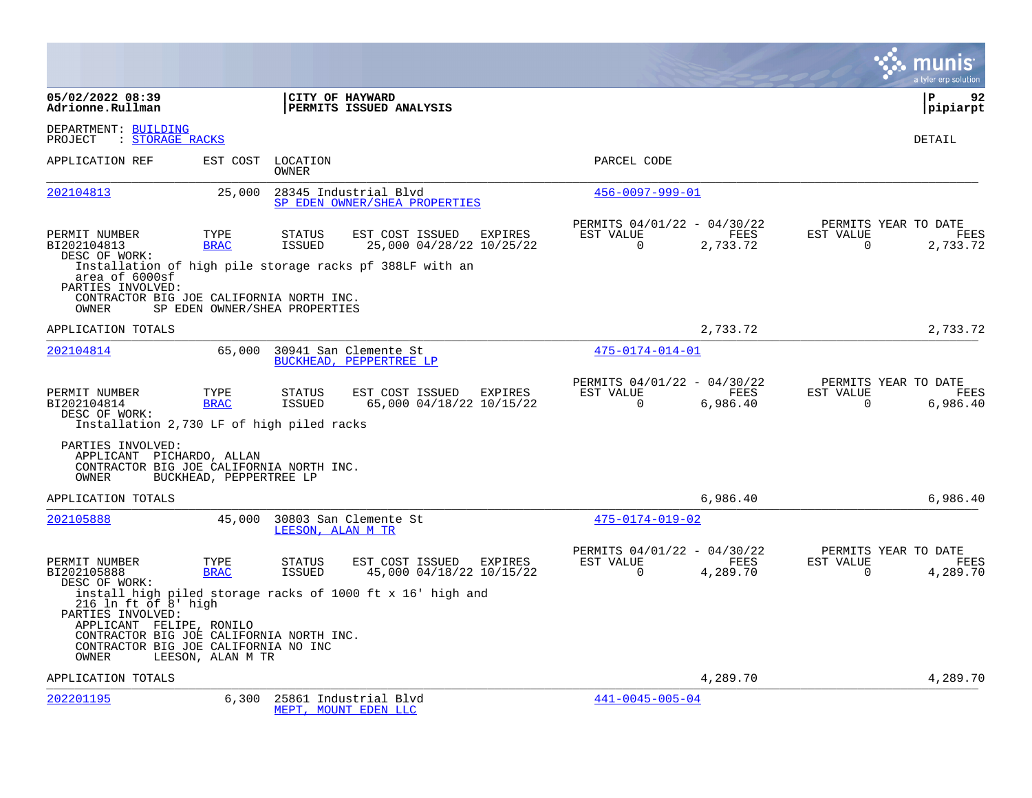05/02/2022 08:39
Adrionne.Rullman

**CITY OF HAYWARD**
**PERMITS ISSUED ANALYSIS**

pipiarpt

DEPARTMENT: BUILDING
PROJECT : STORAGE RACKS

DETAIL

| APPLICATION REF | EST COST | LOCATION / OWNER | PARCEL CODE |
|---|---|---|---|
| 202104813 | 25,000 | 28345 Industrial Blvd / SP EDEN OWNER/SHEA PROPERTIES | 456-0097-999-01 |

| PERMIT NUMBER | TYPE | STATUS | EST COST | ISSUED | EXPIRES | PERMITS 04/01/22 - 04/30/22 EST VALUE | FEES | PERMITS YEAR TO DATE EST VALUE | FEES |
|---|---|---|---|---|---|---|---|---|---|
| BI202104813 | BRAC | ISSUED | 25,000 | 04/28/22 | 10/25/22 | 0 | 2,733.72 | 0 | 2,733.72 |

DESC OF WORK:
Installation of high pile storage racks pf 388LF with an area of 6000sf

PARTIES INVOLVED:
CONTRACTOR BIG JOE CALIFORNIA NORTH INC.
OWNER SP EDEN OWNER/SHEA PROPERTIES

APPLICATION TOTALS 2,733.72 2,733.72

| APPLICATION REF | EST COST | LOCATION / OWNER | PARCEL CODE |
|---|---|---|---|
| 202104814 | 65,000 | 30941 San Clemente St / BUCKHEAD, PEPPERTREE LP | 475-0174-014-01 |

| PERMIT NUMBER | TYPE | STATUS | EST COST | ISSUED | EXPIRES | PERMITS 04/01/22 - 04/30/22 EST VALUE | FEES | PERMITS YEAR TO DATE EST VALUE | FEES |
|---|---|---|---|---|---|---|---|---|---|
| BI202104814 | BRAC | ISSUED | 65,000 | 04/18/22 | 10/15/22 | 0 | 6,986.40 | 0 | 6,986.40 |

DESC OF WORK:
Installation 2,730 LF of high piled racks

PARTIES INVOLVED:
APPLICANT PICHARDO, ALLAN
CONTRACTOR BIG JOE CALIFORNIA NORTH INC.
OWNER BUCKHEAD, PEPPERTREE LP

APPLICATION TOTALS 6,986.40 6,986.40

| APPLICATION REF | EST COST | LOCATION / OWNER | PARCEL CODE |
|---|---|---|---|
| 202105888 | 45,000 | 30803 San Clemente St / LEESON, ALAN M TR | 475-0174-019-02 |

| PERMIT NUMBER | TYPE | STATUS | EST COST | ISSUED | EXPIRES | PERMITS 04/01/22 - 04/30/22 EST VALUE | FEES | PERMITS YEAR TO DATE EST VALUE | FEES |
|---|---|---|---|---|---|---|---|---|---|
| BI202105888 | BRAC | ISSUED | 45,000 | 04/18/22 | 10/15/22 | 0 | 4,289.70 | 0 | 4,289.70 |

DESC OF WORK:
install high piled storage racks of 1000 ft x 16' high and 216 ln ft of 8' high

PARTIES INVOLVED:
APPLICANT FELIPE, RONILO
CONTRACTOR BIG JOE CALIFORNIA NORTH INC.
CONTRACTOR BIG JOE CALIFORNIA NO INC
OWNER LEESON, ALAN M TR

APPLICATION TOTALS 4,289.70 4,289.70

| APPLICATION REF | EST COST | LOCATION / OWNER | PARCEL CODE |
|---|---|---|---|
| 202201195 | 6,300 | 25861 Industrial Blvd / MEPT, MOUNT EDEN LLC | 441-0045-005-04 |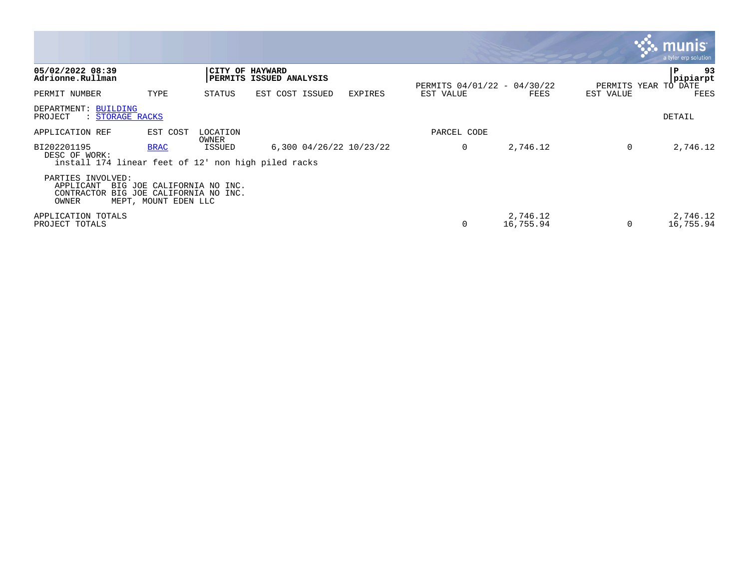**05/02/2022 08:39**
**Adrionne.Rullman**

**CITY OF HAYWARD**
**PERMITS ISSUED ANALYSIS**

pipiarpt

| PERMIT NUMBER | TYPE | STATUS | EST COST | ISSUED | EXPIRES | PERMITS 04/01/22 - 04/30/22 EST VALUE | FEES | PERMITS YEAR TO DATE EST VALUE | FEES |
|---|---|---|---|---|---|---|---|---|---|

DEPARTMENT: BUILDING
PROJECT : STORAGE RACKS

DETAIL

| APPLICATION REF | EST COST | LOCATION OWNER | | | | PARCEL CODE | | | |
|---|---|---|---|---|---|---|---|---|---|
| BI202201195 | BRAC | ISSUED | 6,300 | 04/26/22 | 10/23/22 | 0 | 2,746.12 | 0 | 2,746.12 |

DESC OF WORK:
install 174 linear feet of 12' non high piled racks

PARTIES INVOLVED:
APPLICANT BIG JOE CALIFORNIA NO INC.
CONTRACTOR BIG JOE CALIFORNIA NO INC.
OWNER MEPT, MOUNT EDEN LLC

| | EST VALUE | FEES | EST VALUE | FEES |
|---|---|---|---|---|
| APPLICATION TOTALS | | 2,746.12 | | 2,746.12 |
| PROJECT TOTALS | 0 | 16,755.94 | 0 | 16,755.94 |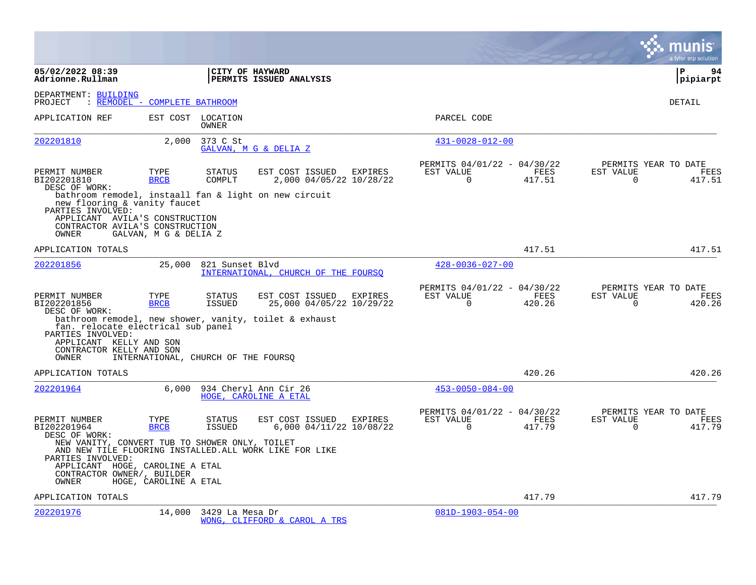**05/02/2022 08:39**
**Adrionne.Rullman**

**CITY OF HAYWARD**
**PERMITS ISSUED ANALYSIS**

**P 94**
**pipiarpt**

DEPARTMENT: BUILDING
PROJECT : REMODEL - COMPLETE BATHROOM

DETAIL

| APPLICATION REF | EST COST | LOCATION / OWNER | PARCEL CODE |
|---|---|---|---|
| 202201810 | 2,000 | 373 C St / GALVAN, M G & DELIA Z | 431-0028-012-00 |

| PERMIT NUMBER | TYPE | STATUS | EST COST | ISSUED | EXPIRES | PERMITS 04/01/22 - 04/30/22 EST VALUE | FEES | PERMITS YEAR TO DATE EST VALUE | FEES |
|---|---|---|---|---|---|---|---|---|---|
| BI202201810 | BRCB | COMPLT | 2,000 | 04/05/22 | 10/28/22 | 0 | 417.51 | 0 | 417.51 |

DESC OF WORK:
bathroom remodel, instaall fan & light on new circuit
new flooring & vanity faucet

PARTIES INVOLVED:
APPLICANT AVILA'S CONSTRUCTION
CONTRACTOR AVILA'S CONSTRUCTION
OWNER GALVAN, M G & DELIA Z

APPLICATION TOTALS 417.51 417.51

| APPLICATION REF | EST COST | LOCATION / OWNER | PARCEL CODE |
|---|---|---|---|
| 202201856 | 25,000 | 821 Sunset Blvd / INTERNATIONAL, CHURCH OF THE FOURSQ | 428-0036-027-00 |

| PERMIT NUMBER | TYPE | STATUS | EST COST | ISSUED | EXPIRES | PERMITS 04/01/22 - 04/30/22 EST VALUE | FEES | PERMITS YEAR TO DATE EST VALUE | FEES |
|---|---|---|---|---|---|---|---|---|---|
| BI202201856 | BRCB | ISSUED | 25,000 | 04/05/22 | 10/29/22 | 0 | 420.26 | 0 | 420.26 |

DESC OF WORK:
bathroom remodel, new shower, vanity, toilet & exhaust
fan. relocate electrical sub panel

PARTIES INVOLVED:
APPLICANT KELLY AND SON
CONTRACTOR KELLY AND SON
OWNER INTERNATIONAL, CHURCH OF THE FOURSQ

APPLICATION TOTALS 420.26 420.26

| APPLICATION REF | EST COST | LOCATION / OWNER | PARCEL CODE |
|---|---|---|---|
| 202201964 | 6,000 | 934 Cheryl Ann Cir 26 / HOGE, CAROLINE A ETAL | 453-0050-084-00 |

| PERMIT NUMBER | TYPE | STATUS | EST COST | ISSUED | EXPIRES | PERMITS 04/01/22 - 04/30/22 EST VALUE | FEES | PERMITS YEAR TO DATE EST VALUE | FEES |
|---|---|---|---|---|---|---|---|---|---|
| BI202201964 | BRCB | ISSUED | 6,000 | 04/11/22 | 10/08/22 | 0 | 417.79 | 0 | 417.79 |

DESC OF WORK:
NEW VANITY, CONVERT TUB TO SHOWER ONLY, TOILET
AND NEW TILE FLOORING INSTALLED.ALL WORK LIKE FOR LIKE

PARTIES INVOLVED:
APPLICANT HOGE, CAROLINE A ETAL
CONTRACTOR OWNER/, BUILDER
OWNER HOGE, CAROLINE A ETAL

APPLICATION TOTALS 417.79 417.79

| APPLICATION REF | EST COST | LOCATION / OWNER | PARCEL CODE |
|---|---|---|---|
| 202201976 | 14,000 | 3429 La Mesa Dr / WONG, CLIFFORD & CAROL A TRS | 081D-1903-054-00 |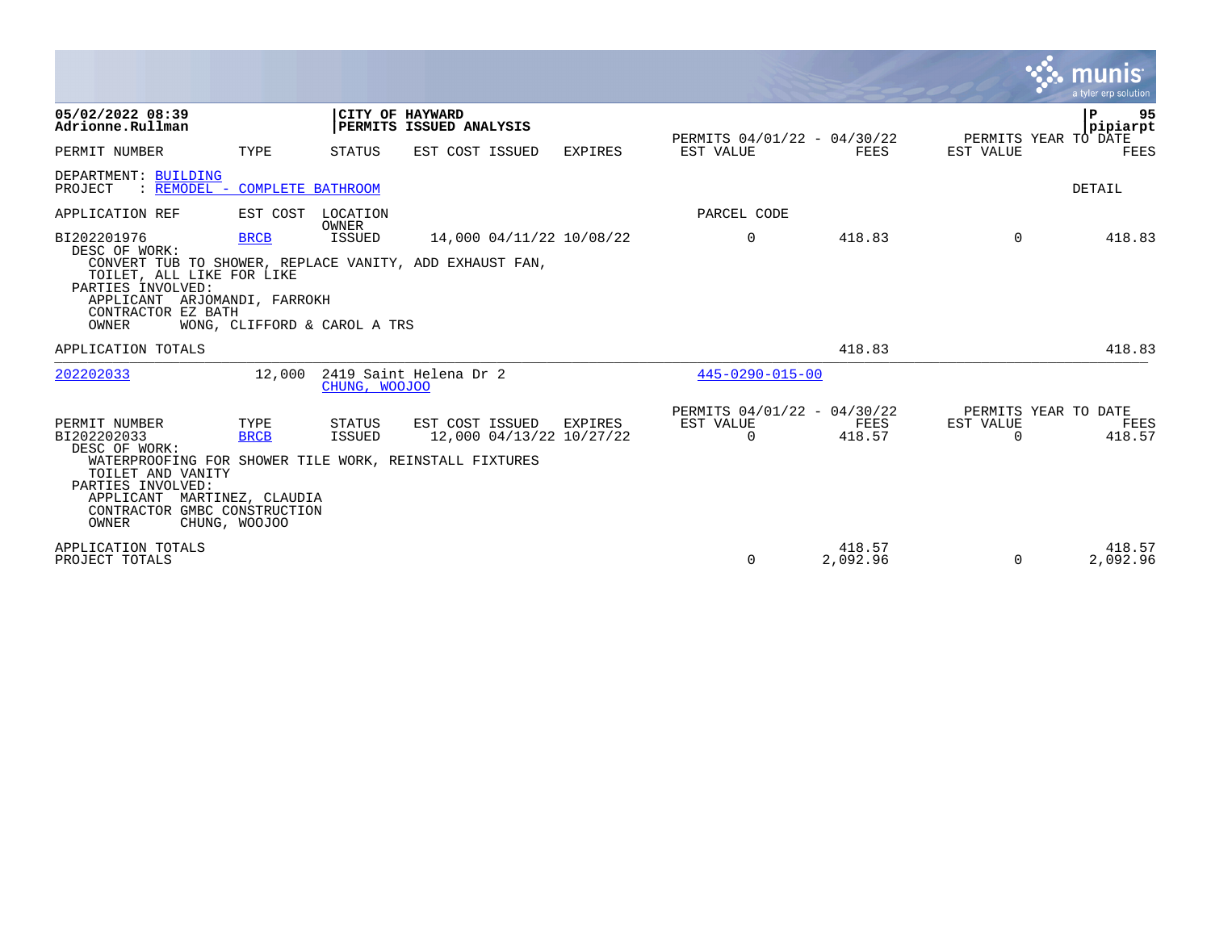**05/02/2022 08:39**
**Adrionne.Rullman**

**CITY OF HAYWARD**
**PERMITS ISSUED ANALYSIS**

**pipiarpt**

| PERMIT NUMBER | TYPE | STATUS | EST COST | ISSUED | EXPIRES | PERMITS 04/01/22 - 04/30/22 EST VALUE | FEES | PERMITS YEAR TO DATE EST VALUE | FEES |
|---|---|---|---|---|---|---|---|---|---|

DEPARTMENT: BUILDING
PROJECT : REMODEL - COMPLETE BATHROOM

DETAIL

APPLICATION REF | EST COST | LOCATION / OWNER | PARCEL CODE

| | | | | | | | | | |
|---|---|---|---|---|---|---|---|---|---|
| BI202201976 | BRCB | ISSUED | 14,000 | 04/11/22 | 10/08/22 | 0 | 418.83 | 0 | 418.83 |

DESC OF WORK:
CONVERT TUB TO SHOWER, REPLACE VANITY, ADD EXHAUST FAN, TOILET, ALL LIKE FOR LIKE
PARTIES INVOLVED:
APPLICANT ARJOMANDI, FARROKH
CONTRACTOR EZ BATH
OWNER WONG, CLIFFORD & CAROL A TRS

APPLICATION TOTALS 418.83 418.83

202202033 | 12,000 | 2419 Saint Helena Dr 2 | CHUNG, WOOJOO | 445-0290-015-00

| PERMIT NUMBER | TYPE | STATUS | EST COST | ISSUED | EXPIRES | PERMITS 04/01/22 - 04/30/22 EST VALUE | FEES | PERMITS YEAR TO DATE EST VALUE | FEES |
|---|---|---|---|---|---|---|---|---|---|
| BI202202033 | BRCB | ISSUED | 12,000 | 04/13/22 | 10/27/22 | 0 | 418.57 | 0 | 418.57 |

DESC OF WORK:
WATERPROOFING FOR SHOWER TILE WORK, REINSTALL FIXTURES TOILET AND VANITY
PARTIES INVOLVED:
APPLICANT MARTINEZ, CLAUDIA
CONTRACTOR GMBC CONSTRUCTION
OWNER CHUNG, WOOJOO

| | EST VALUE | FEES | EST VALUE | FEES |
|---|---|---|---|---|
| APPLICATION TOTALS | | 418.57 | | 418.57 |
| PROJECT TOTALS | 0 | 2,092.96 | 0 | 2,092.96 |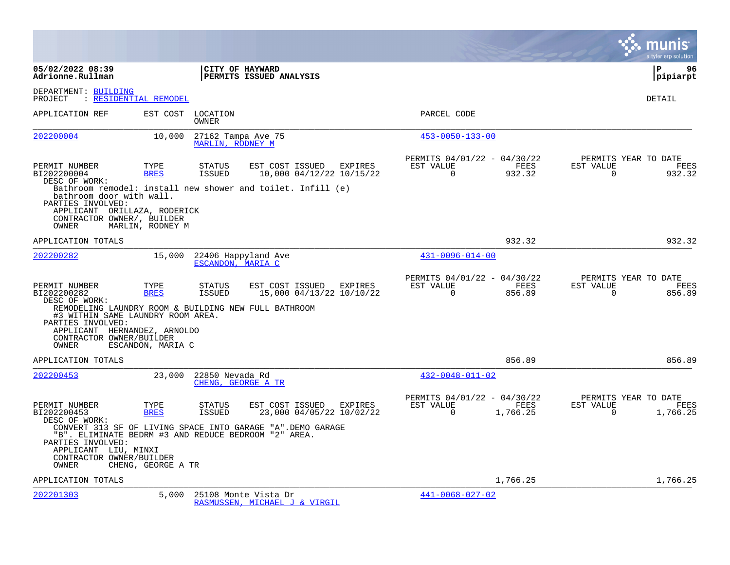05/02/2022 08:39
Adrionne.Rullman

CITY OF HAYWARD
PERMITS ISSUED ANALYSIS

P 96
pipiarpt

DEPARTMENT: BUILDING
PROJECT : RESIDENTIAL REMODEL

DETAIL

| APPLICATION REF | EST COST | LOCATION / OWNER | PARCEL CODE |
|---|---|---|---|
| 202200004 | 10,000 | 27162 Tampa Ave 75 / MARLIN, RODNEY M | 453-0050-133-00 |

| PERMIT NUMBER | TYPE | STATUS | EST COST | ISSUED | EXPIRES | PERMITS 04/01/22 - 04/30/22 EST VALUE | FEES | PERMITS YEAR TO DATE EST VALUE | FEES |
|---|---|---|---|---|---|---|---|---|---|
| BI202200004 | BRES | ISSUED | 10,000 | 04/12/22 | 10/15/22 | 0 | 932.32 | 0 | 932.32 |

DESC OF WORK:
Bathroom remodel: install new shower and toilet. Infill (e) bathroom door with wall.

PARTIES INVOLVED:
APPLICANT ORILLAZA, RODERICK
CONTRACTOR OWNER/, BUILDER
OWNER MARLIN, RODNEY M

APPLICATION TOTALS 932.32 932.32

| APPLICATION REF | EST COST | LOCATION / OWNER | PARCEL CODE |
|---|---|---|---|
| 202200282 | 15,000 | 22406 Happyland Ave / ESCANDON, MARIA C | 431-0096-014-00 |

| PERMIT NUMBER | TYPE | STATUS | EST COST | ISSUED | EXPIRES | PERMITS 04/01/22 - 04/30/22 EST VALUE | FEES | PERMITS YEAR TO DATE EST VALUE | FEES |
|---|---|---|---|---|---|---|---|---|---|
| BI202200282 | BRES | ISSUED | 15,000 | 04/13/22 | 10/10/22 | 0 | 856.89 | 0 | 856.89 |

DESC OF WORK:
REMODELING LAUNDRY ROOM & BUILDING NEW FULL BATHROOM #3 WITHIN SAME LAUNDRY ROOM AREA.

PARTIES INVOLVED:
APPLICANT HERNANDEZ, ARNOLDO
CONTRACTOR OWNER/BUILDER
OWNER ESCANDON, MARIA C

APPLICATION TOTALS 856.89 856.89

| APPLICATION REF | EST COST | LOCATION / OWNER | PARCEL CODE |
|---|---|---|---|
| 202200453 | 23,000 | 22850 Nevada Rd / CHENG, GEORGE A TR | 432-0048-011-02 |

| PERMIT NUMBER | TYPE | STATUS | EST COST | ISSUED | EXPIRES | PERMITS 04/01/22 - 04/30/22 EST VALUE | FEES | PERMITS YEAR TO DATE EST VALUE | FEES |
|---|---|---|---|---|---|---|---|---|---|
| BI202200453 | BRES | ISSUED | 23,000 | 04/05/22 | 10/02/22 | 0 | 1,766.25 | 0 | 1,766.25 |

DESC OF WORK:
CONVERT 313 SF OF LIVING SPACE INTO GARAGE "A".DEMO GARAGE "B". ELIMINATE BEDRM #3 AND REDUCE BEDROOM "2" AREA.

PARTIES INVOLVED:
APPLICANT LIU, MINXI
CONTRACTOR OWNER/BUILDER
OWNER CHENG, GEORGE A TR

APPLICATION TOTALS 1,766.25 1,766.25

| APPLICATION REF | EST COST | LOCATION / OWNER | PARCEL CODE |
|---|---|---|---|
| 202201303 | 5,000 | 25108 Monte Vista Dr / RASMUSSEN, MICHAEL J & VIRGIL | 441-0068-027-02 |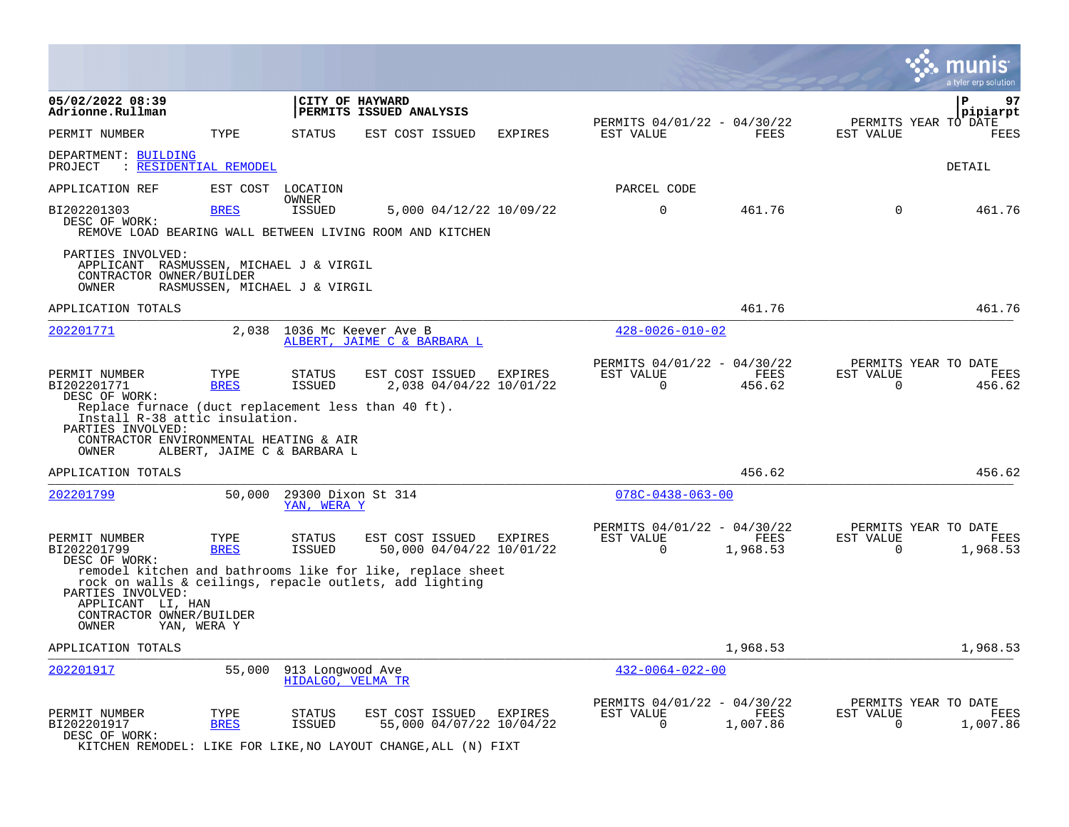**05/02/2022 08:39**
**Adrionne.Rullman**

**CITY OF HAYWARD**
**PERMITS ISSUED ANALYSIS**

| PERMIT NUMBER | TYPE | STATUS | EST COST | ISSUED | EXPIRES | PERMITS 04/01/22 - 04/30/22 EST VALUE | FEES | PERMITS YEAR TO DATE EST VALUE | FEES |
|---|---|---|---|---|---|---|---|---|---|

DEPARTMENT: BUILDING
PROJECT : RESIDENTIAL REMODEL

DETAIL

APPLICATION REF | EST COST | LOCATION / OWNER | PARCEL CODE

| PERMIT NUMBER | TYPE | STATUS | EST COST | ISSUED | EXPIRES | EST VALUE | FEES | EST VALUE | FEES |
|---|---|---|---|---|---|---|---|---|---|
| BI202201303 | BRES | ISSUED | 5,000 | 04/12/22 | 10/09/22 | 0 | 461.76 | 0 | 461.76 |

DESC OF WORK:
REMOVE LOAD BEARING WALL BETWEEN LIVING ROOM AND KITCHEN

PARTIES INVOLVED:
APPLICANT RASMUSSEN, MICHAEL J & VIRGIL
CONTRACTOR OWNER/BUILDER
OWNER RASMUSSEN, MICHAEL J & VIRGIL

APPLICATION TOTALS 461.76 461.76

---

202201771 | 2,038 | 1036 Mc Keever Ave B / ALBERT, JAIME C & BARBARA L | 428-0026-010-02

| PERMIT NUMBER | TYPE | STATUS | EST COST | ISSUED | EXPIRES | PERMITS 04/01/22 - 04/30/22 EST VALUE | FEES | PERMITS YEAR TO DATE EST VALUE | FEES |
|---|---|---|---|---|---|---|---|---|---|
| BI202201771 | BRES | ISSUED | 2,038 | 04/04/22 | 10/01/22 | 0 | 456.62 | 0 | 456.62 |

DESC OF WORK:
Replace furnace (duct replacement less than 40 ft).
Install R-38 attic insulation.

PARTIES INVOLVED:
CONTRACTOR ENVIRONMENTAL HEATING & AIR
OWNER ALBERT, JAIME C & BARBARA L

APPLICATION TOTALS 456.62 456.62

---

202201799 | 50,000 | 29300 Dixon St 314 / YAN, WERA Y | 078C-0438-063-00

| PERMIT NUMBER | TYPE | STATUS | EST COST | ISSUED | EXPIRES | PERMITS 04/01/22 - 04/30/22 EST VALUE | FEES | PERMITS YEAR TO DATE EST VALUE | FEES |
|---|---|---|---|---|---|---|---|---|---|
| BI202201799 | BRES | ISSUED | 50,000 | 04/04/22 | 10/01/22 | 0 | 1,968.53 | 0 | 1,968.53 |

DESC OF WORK:
remodel kitchen and bathrooms like for like, replace sheet rock on walls & ceilings, repacle outlets, add lighting

PARTIES INVOLVED:
APPLICANT LI, HAN
CONTRACTOR OWNER/BUILDER
OWNER YAN, WERA Y

APPLICATION TOTALS 1,968.53 1,968.53

---

202201917 | 55,000 | 913 Longwood Ave / HIDALGO, VELMA TR | 432-0064-022-00

| PERMIT NUMBER | TYPE | STATUS | EST COST | ISSUED | EXPIRES | PERMITS 04/01/22 - 04/30/22 EST VALUE | FEES | PERMITS YEAR TO DATE EST VALUE | FEES |
|---|---|---|---|---|---|---|---|---|---|
| BI202201917 | BRES | ISSUED | 55,000 | 04/07/22 | 10/04/22 | 0 | 1,007.86 | 0 | 1,007.86 |

DESC OF WORK:
KITCHEN REMODEL: LIKE FOR LIKE,NO LAYOUT CHANGE,ALL (N) FIXT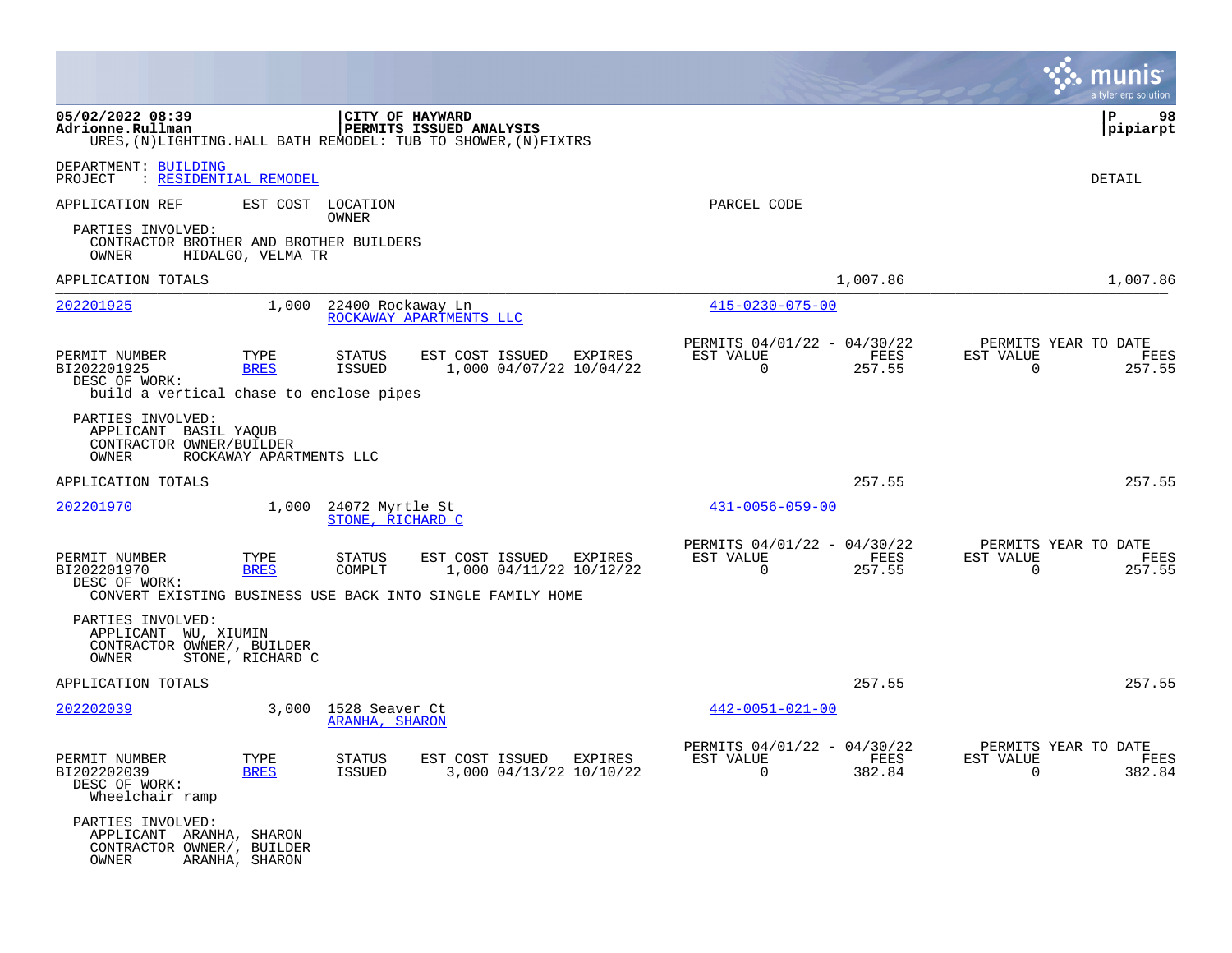UNES,(N)LIGHTING.HALL BATH REMODEL: TUB TO SHOWER,(N)FIXTRS

DEPARTMENT: BUILDING
PROJECT : RESIDENTIAL REMODEL

DETAIL

APPLICATION REF | EST COST | LOCATION / OWNER | PARCEL CODE

PARTIES INVOLVED:
CONTRACTOR BROTHER AND BROTHER BUILDERS
OWNER HIDALGO, VELMA TR

APPLICATION TOTALS 1,007.86 1,007.86

---

**202201925** 1,000 22400 Rockaway Ln
ROCKAWAY APARTMENTS LLC
415-0230-075-00

| PERMIT NUMBER | TYPE | STATUS | EST COST | ISSUED | EXPIRES | PERMITS 04/01/22 - 04/30/22 EST VALUE | FEES | PERMITS YEAR TO DATE EST VALUE | FEES |
|---|---|---|---|---|---|---|---|---|---|
| BI202201925 | BRES | ISSUED | 1,000 | 04/07/22 | 10/04/22 | 0 | 257.55 | 0 | 257.55 |

DESC OF WORK:
build a vertical chase to enclose pipes

PARTIES INVOLVED:
APPLICANT BASIL YAQUB
CONTRACTOR OWNER/BUILDER
OWNER ROCKAWAY APARTMENTS LLC

APPLICATION TOTALS 257.55 257.55

---

**202201970** 1,000 24072 Myrtle St
STONE, RICHARD C
431-0056-059-00

| PERMIT NUMBER | TYPE | STATUS | EST COST | ISSUED | EXPIRES | PERMITS 04/01/22 - 04/30/22 EST VALUE | FEES | PERMITS YEAR TO DATE EST VALUE | FEES |
|---|---|---|---|---|---|---|---|---|---|
| BI202201970 | BRES | COMPLT | 1,000 | 04/11/22 | 10/12/22 | 0 | 257.55 | 0 | 257.55 |

DESC OF WORK:
CONVERT EXISTING BUSINESS USE BACK INTO SINGLE FAMILY HOME

PARTIES INVOLVED:
APPLICANT WU, XIUMIN
CONTRACTOR OWNER/, BUILDER
OWNER STONE, RICHARD C

APPLICATION TOTALS 257.55 257.55

---

**202202039** 3,000 1528 Seaver Ct
ARANHA, SHARON
442-0051-021-00

| PERMIT NUMBER | TYPE | STATUS | EST COST | ISSUED | EXPIRES | PERMITS 04/01/22 - 04/30/22 EST VALUE | FEES | PERMITS YEAR TO DATE EST VALUE | FEES |
|---|---|---|---|---|---|---|---|---|---|
| BI202202039 | BRES | ISSUED | 3,000 | 04/13/22 | 10/10/22 | 0 | 382.84 | 0 | 382.84 |

DESC OF WORK:
Wheelchair ramp

PARTIES INVOLVED:
APPLICANT ARANHA, SHARON
CONTRACTOR OWNER/, BUILDER
OWNER ARANHA, SHARON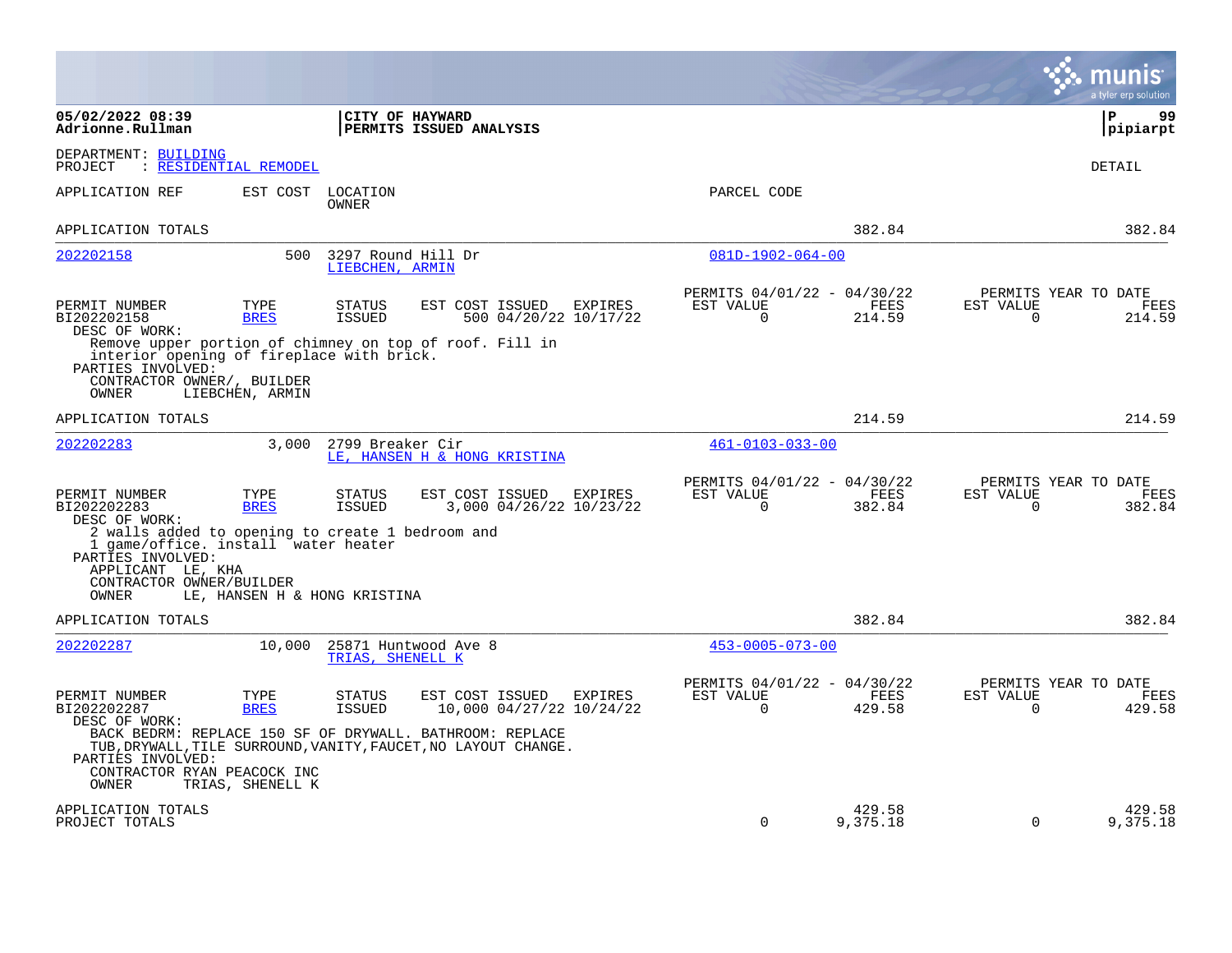05/02/2022 08:39
Adrionne.Rullman

CITY OF HAYWARD
PERMITS ISSUED ANALYSIS

P 99
pipiarpt

DEPARTMENT: BUILDING
PROJECT : RESIDENTIAL REMODEL

DETAIL

APPLICATION REF | EST COST | LOCATION / OWNER | PARCEL CODE

APPLICATION TOTALS 382.84 382.84

---

**202202158** 500 3297 Round Hill Dr
LIEBCHEN, ARMIN
081D-1902-064-00

| PERMIT NUMBER | TYPE | STATUS | EST COST | ISSUED | EXPIRES | PERMITS 04/01/22 - 04/30/22 EST VALUE | FEES | PERMITS YEAR TO DATE EST VALUE | FEES |
|---|---|---|---|---|---|---|---|---|---|
| BI202202158 | BRES | ISSUED | 500 | 04/20/22 | 10/17/22 | 0 | 214.59 | 0 | 214.59 |

DESC OF WORK:
Remove upper portion of chimney on top of roof. Fill in interior opening of fireplace with brick.
PARTIES INVOLVED:
CONTRACTOR OWNER/, BUILDER
OWNER LIEBCHEN, ARMIN

APPLICATION TOTALS 214.59 214.59

---

**202202283** 3,000 2799 Breaker Cir
LE, HANSEN H & HONG KRISTINA
461-0103-033-00

| PERMIT NUMBER | TYPE | STATUS | EST COST | ISSUED | EXPIRES | PERMITS 04/01/22 - 04/30/22 EST VALUE | FEES | PERMITS YEAR TO DATE EST VALUE | FEES |
|---|---|---|---|---|---|---|---|---|---|
| BI202202283 | BRES | ISSUED | 3,000 | 04/26/22 | 10/23/22 | 0 | 382.84 | 0 | 382.84 |

DESC OF WORK:
2 walls added to opening to create 1 bedroom and 1 game/office. install water heater
PARTIES INVOLVED:
APPLICANT LE, KHA
CONTRACTOR OWNER/BUILDER
OWNER LE, HANSEN H & HONG KRISTINA

APPLICATION TOTALS 382.84 382.84

---

**202202287** 10,000 25871 Huntwood Ave 8
TRIAS, SHENELL K
453-0005-073-00

| PERMIT NUMBER | TYPE | STATUS | EST COST | ISSUED | EXPIRES | PERMITS 04/01/22 - 04/30/22 EST VALUE | FEES | PERMITS YEAR TO DATE EST VALUE | FEES |
|---|---|---|---|---|---|---|---|---|---|
| BI202202287 | BRES | ISSUED | 10,000 | 04/27/22 | 10/24/22 | 0 | 429.58 | 0 | 429.58 |

DESC OF WORK:
BACK BEDRM: REPLACE 150 SF OF DRYWALL. BATHROOM: REPLACE TUB,DRYWALL,TILE SURROUND,VANITY,FAUCET,NO LAYOUT CHANGE.
PARTIES INVOLVED:
CONTRACTOR RYAN PEACOCK INC
OWNER TRIAS, SHENELL K

APPLICATION TOTALS 429.58 429.58

PROJECT TOTALS 0 9,375.18 0 9,375.18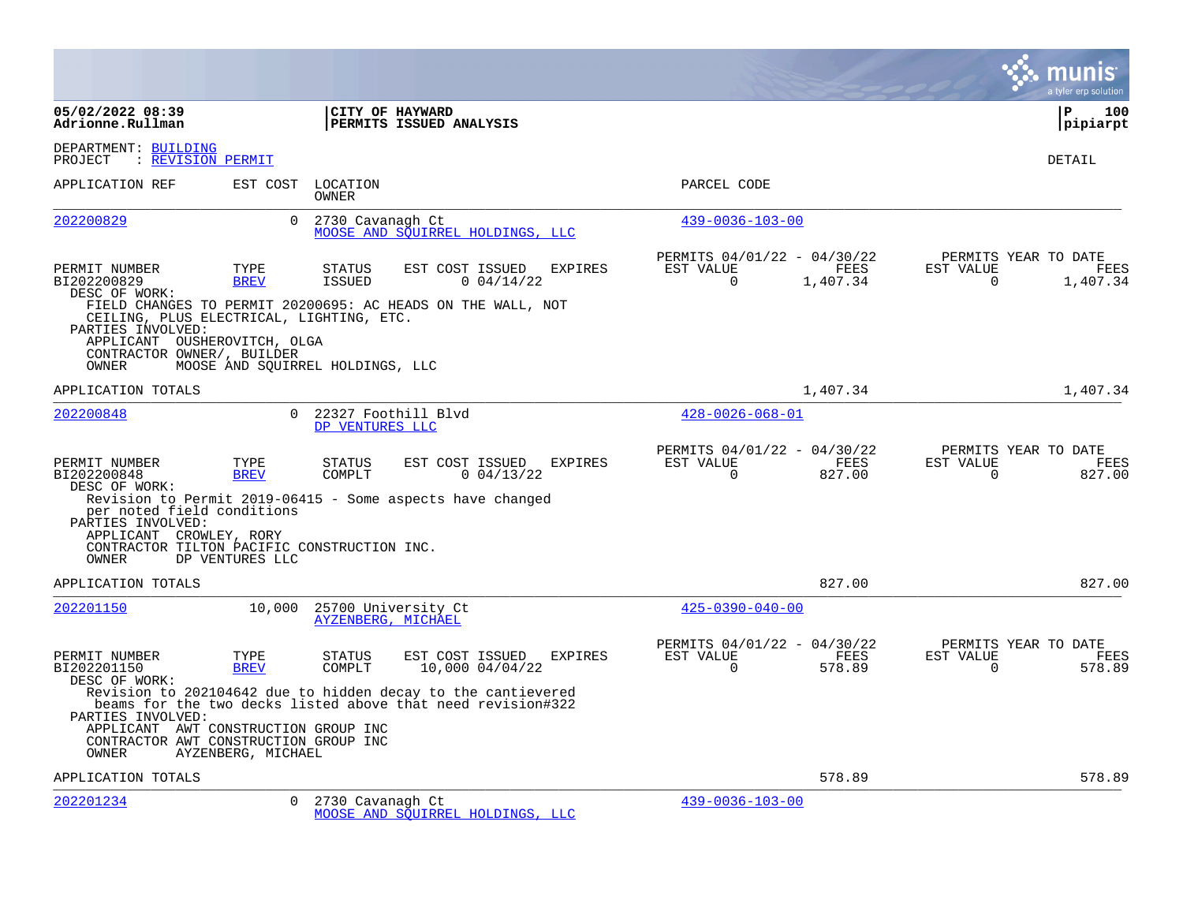**05/02/2022 08:39**
**Adrionne.Rullman**

**CITY OF HAYWARD**
**PERMITS ISSUED ANALYSIS**

**P 100**
**pipiarpt**

DEPARTMENT: BUILDING
PROJECT : REVISION PERMIT

DETAIL

| APPLICATION REF | EST COST | LOCATION / OWNER | PARCEL CODE |
| --- | --- | --- | --- |
| 202200829 | 0 | 2730 Cavanagh Ct / MOOSE AND SQUIRREL HOLDINGS, LLC | 439-0036-103-00 |

| PERMIT NUMBER | TYPE | STATUS | EST COST | ISSUED | EXPIRES | PERMITS 04/01/22 - 04/30/22 EST VALUE | FEES | PERMITS YEAR TO DATE EST VALUE | FEES |
| --- | --- | --- | --- | --- | --- | --- | --- | --- | --- |
| BI202200829 | BREV | ISSUED | 0 | 04/14/22 | | 0 | 1,407.34 | 0 | 1,407.34 |

DESC OF WORK:
FIELD CHANGES TO PERMIT 20200695: AC HEADS ON THE WALL, NOT CEILING, PLUS ELECTRICAL, LIGHTING, ETC.

PARTIES INVOLVED:
APPLICANT OUSHEROVITCH, OLGA
CONTRACTOR OWNER/, BUILDER
OWNER MOOSE AND SQUIRREL HOLDINGS, LLC

APPLICATION TOTALS 1,407.34 1,407.34

| APPLICATION REF | EST COST | LOCATION / OWNER | PARCEL CODE |
| --- | --- | --- | --- |
| 202200848 | 0 | 22327 Foothill Blvd / DP VENTURES LLC | 428-0026-068-01 |

| PERMIT NUMBER | TYPE | STATUS | EST COST | ISSUED | EXPIRES | PERMITS 04/01/22 - 04/30/22 EST VALUE | FEES | PERMITS YEAR TO DATE EST VALUE | FEES |
| --- | --- | --- | --- | --- | --- | --- | --- | --- | --- |
| BI202200848 | BREV | COMPLT | 0 | 04/13/22 | | 0 | 827.00 | 0 | 827.00 |

DESC OF WORK:
Revision to Permit 2019-06415 - Some aspects have changed per noted field conditions

PARTIES INVOLVED:
APPLICANT CROWLEY, RORY
CONTRACTOR TILTON PACIFIC CONSTRUCTION INC.
OWNER DP VENTURES LLC

APPLICATION TOTALS 827.00 827.00

| APPLICATION REF | EST COST | LOCATION / OWNER | PARCEL CODE |
| --- | --- | --- | --- |
| 202201150 | 10,000 | 25700 University Ct / AYZENBERG, MICHAEL | 425-0390-040-00 |

| PERMIT NUMBER | TYPE | STATUS | EST COST | ISSUED | EXPIRES | PERMITS 04/01/22 - 04/30/22 EST VALUE | FEES | PERMITS YEAR TO DATE EST VALUE | FEES |
| --- | --- | --- | --- | --- | --- | --- | --- | --- | --- |
| BI202201150 | BREV | COMPLT | 10,000 | 04/04/22 | | 0 | 578.89 | 0 | 578.89 |

DESC OF WORK:
Revision to 202104642 due to hidden decay to the cantievered beams for the two decks listed above that need revision#322

PARTIES INVOLVED:
APPLICANT AWT CONSTRUCTION GROUP INC
CONTRACTOR AWT CONSTRUCTION GROUP INC
OWNER AYZENBERG, MICHAEL

APPLICATION TOTALS 578.89 578.89

| APPLICATION REF | EST COST | LOCATION / OWNER | PARCEL CODE |
| --- | --- | --- | --- |
| 202201234 | 0 | 2730 Cavanagh Ct / MOOSE AND SQUIRREL HOLDINGS, LLC | 439-0036-103-00 |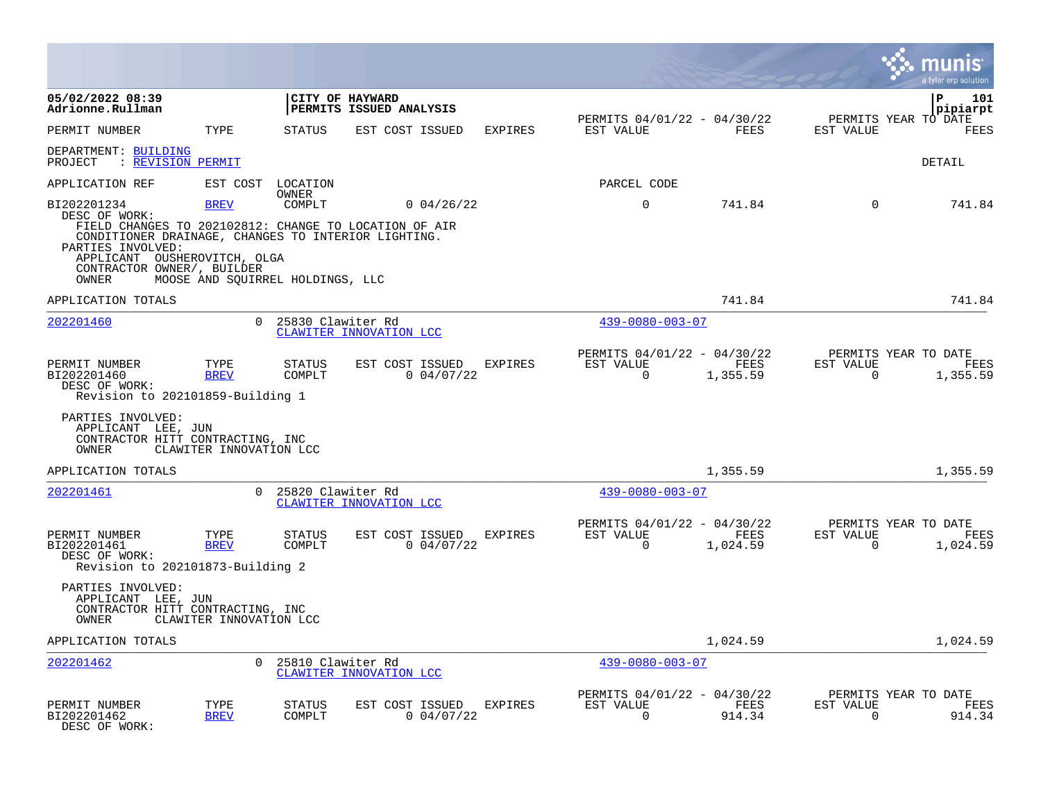**05/02/2022 08:39**
**Adrionne.Rullman**

**CITY OF HAYWARD**
**PERMITS ISSUED ANALYSIS**

| PERMIT NUMBER | TYPE | STATUS | EST COST | ISSUED | EXPIRES | PERMITS 04/01/22 - 04/30/22 EST VALUE | FEES | PERMITS YEAR TO DATE EST VALUE | FEES |
|---|---|---|---|---|---|---|---|---|---|

DEPARTMENT: BUILDING
PROJECT : REVISION PERMIT

DETAIL

APPLICATION REF | EST COST | LOCATION / OWNER | PARCEL CODE

| PERMIT NUMBER | TYPE | STATUS | EST COST | ISSUED | EXPIRES | EST VALUE | FEES | EST VALUE | FEES |
|---|---|---|---|---|---|---|---|---|---|
| BI202201234 | BREV | COMPLT | 0 | 04/26/22 | | 0 | 741.84 | 0 | 741.84 |

DESC OF WORK:
FIELD CHANGES TO 202102812: CHANGE TO LOCATION OF AIR CONDITIONER DRAINAGE, CHANGES TO INTERIOR LIGHTING.

PARTIES INVOLVED:
APPLICANT OUSHEROVITCH, OLGA
CONTRACTOR OWNER/, BUILDER
OWNER MOOSE AND SQUIRREL HOLDINGS, LLC

APPLICATION TOTALS 741.84 741.84

---

202201460 | 0 | 25830 Clawiter Rd | CLAWITER INNOVATION LCC | 439-0080-003-07

| PERMIT NUMBER | TYPE | STATUS | EST COST | ISSUED | EXPIRES | PERMITS 04/01/22 - 04/30/22 EST VALUE | FEES | PERMITS YEAR TO DATE EST VALUE | FEES |
|---|---|---|---|---|---|---|---|---|---|
| BI202201460 | BREV | COMPLT | 0 | 04/07/22 | | 0 | 1,355.59 | 0 | 1,355.59 |

DESC OF WORK:
Revision to 202101859-Building 1

PARTIES INVOLVED:
APPLICANT LEE, JUN
CONTRACTOR HITT CONTRACTING, INC
OWNER CLAWITER INNOVATION LCC

APPLICATION TOTALS 1,355.59 1,355.59

---

202201461 | 0 | 25820 Clawiter Rd | CLAWITER INNOVATION LCC | 439-0080-003-07

| PERMIT NUMBER | TYPE | STATUS | EST COST | ISSUED | EXPIRES | PERMITS 04/01/22 - 04/30/22 EST VALUE | FEES | PERMITS YEAR TO DATE EST VALUE | FEES |
|---|---|---|---|---|---|---|---|---|---|
| BI202201461 | BREV | COMPLT | 0 | 04/07/22 | | 0 | 1,024.59 | 0 | 1,024.59 |

DESC OF WORK:
Revision to 202101873-Building 2

PARTIES INVOLVED:
APPLICANT LEE, JUN
CONTRACTOR HITT CONTRACTING, INC
OWNER CLAWITER INNOVATION LCC

APPLICATION TOTALS 1,024.59 1,024.59

---

202201462 | 0 | 25810 Clawiter Rd | CLAWITER INNOVATION LCC | 439-0080-003-07

| PERMIT NUMBER | TYPE | STATUS | EST COST | ISSUED | EXPIRES | PERMITS 04/01/22 - 04/30/22 EST VALUE | FEES | PERMITS YEAR TO DATE EST VALUE | FEES |
|---|---|---|---|---|---|---|---|---|---|
| BI202201462 | BREV | COMPLT | 0 | 04/07/22 | | 0 | 914.34 | 0 | 914.34 |

DESC OF WORK: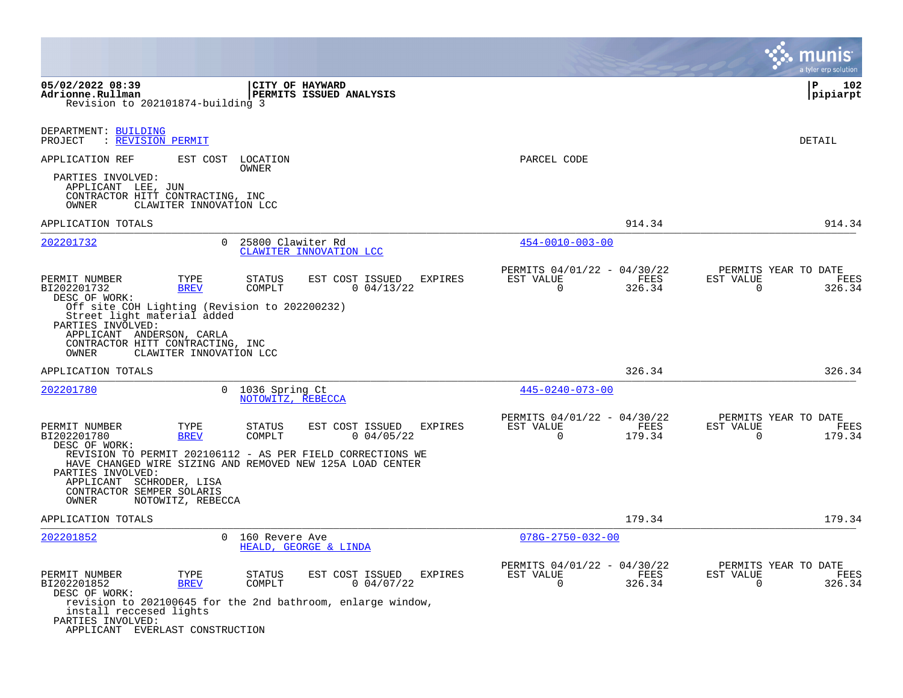05/02/2022 08:39
Adrionne.Rullman
Revision to 202101874-building 3

CITY OF HAYWARD
PERMITS ISSUED ANALYSIS

P 102
pipiarpt

DEPARTMENT: BUILDING
PROJECT : REVISION PERMIT

DETAIL

APPLICATION REF EST COST LOCATION OWNER PARCEL CODE

PARTIES INVOLVED:
APPLICANT LEE, JUN
CONTRACTOR HITT CONTRACTING, INC
OWNER CLAWITER INNOVATION LCC

APPLICATION TOTALS 914.34 914.34

---

202201732 0 25800 Clawiter Rd
CLAWITER INNOVATION LCC
454-0010-003-00

| PERMIT NUMBER | TYPE | STATUS | EST COST | ISSUED | EXPIRES | PERMITS 04/01/22 - 04/30/22 EST VALUE | FEES | PERMITS YEAR TO DATE EST VALUE | FEES |
|---|---|---|---|---|---|---|---|---|---|
| BI202201732 | BREV | COMPLT | 0 | 04/13/22 | | 0 | 326.34 | 0 | 326.34 |

DESC OF WORK:
Off site COH Lighting (Revision to 202200232)
Street light material added
PARTIES INVOLVED:
APPLICANT ANDERSON, CARLA
CONTRACTOR HITT CONTRACTING, INC
OWNER CLAWITER INNOVATION LCC

APPLICATION TOTALS 326.34 326.34

---

202201780 0 1036 Spring Ct
NOTOWITZ, REBECCA
445-0240-073-00

| PERMIT NUMBER | TYPE | STATUS | EST COST | ISSUED | EXPIRES | PERMITS 04/01/22 - 04/30/22 EST VALUE | FEES | PERMITS YEAR TO DATE EST VALUE | FEES |
|---|---|---|---|---|---|---|---|---|---|
| BI202201780 | BREV | COMPLT | 0 | 04/05/22 | | 0 | 179.34 | 0 | 179.34 |

DESC OF WORK:
REVISION TO PERMIT 202106112 - AS PER FIELD CORRECTIONS WE HAVE CHANGED WIRE SIZING AND REMOVED NEW 125A LOAD CENTER
PARTIES INVOLVED:
APPLICANT SCHRODER, LISA
CONTRACTOR SEMPER SOLARIS
OWNER NOTOWITZ, REBECCA

APPLICATION TOTALS 179.34 179.34

---

202201852 0 160 Revere Ave
HEALD, GEORGE & LINDA
078G-2750-032-00

| PERMIT NUMBER | TYPE | STATUS | EST COST | ISSUED | EXPIRES | PERMITS 04/01/22 - 04/30/22 EST VALUE | FEES | PERMITS YEAR TO DATE EST VALUE | FEES |
|---|---|---|---|---|---|---|---|---|---|
| BI202201852 | BREV | COMPLT | 0 | 04/07/22 | | 0 | 326.34 | 0 | 326.34 |

DESC OF WORK:
revision to 202100645 for the 2nd bathroom, enlarge window, install reccesed lights
PARTIES INVOLVED:
APPLICANT EVERLAST CONSTRUCTION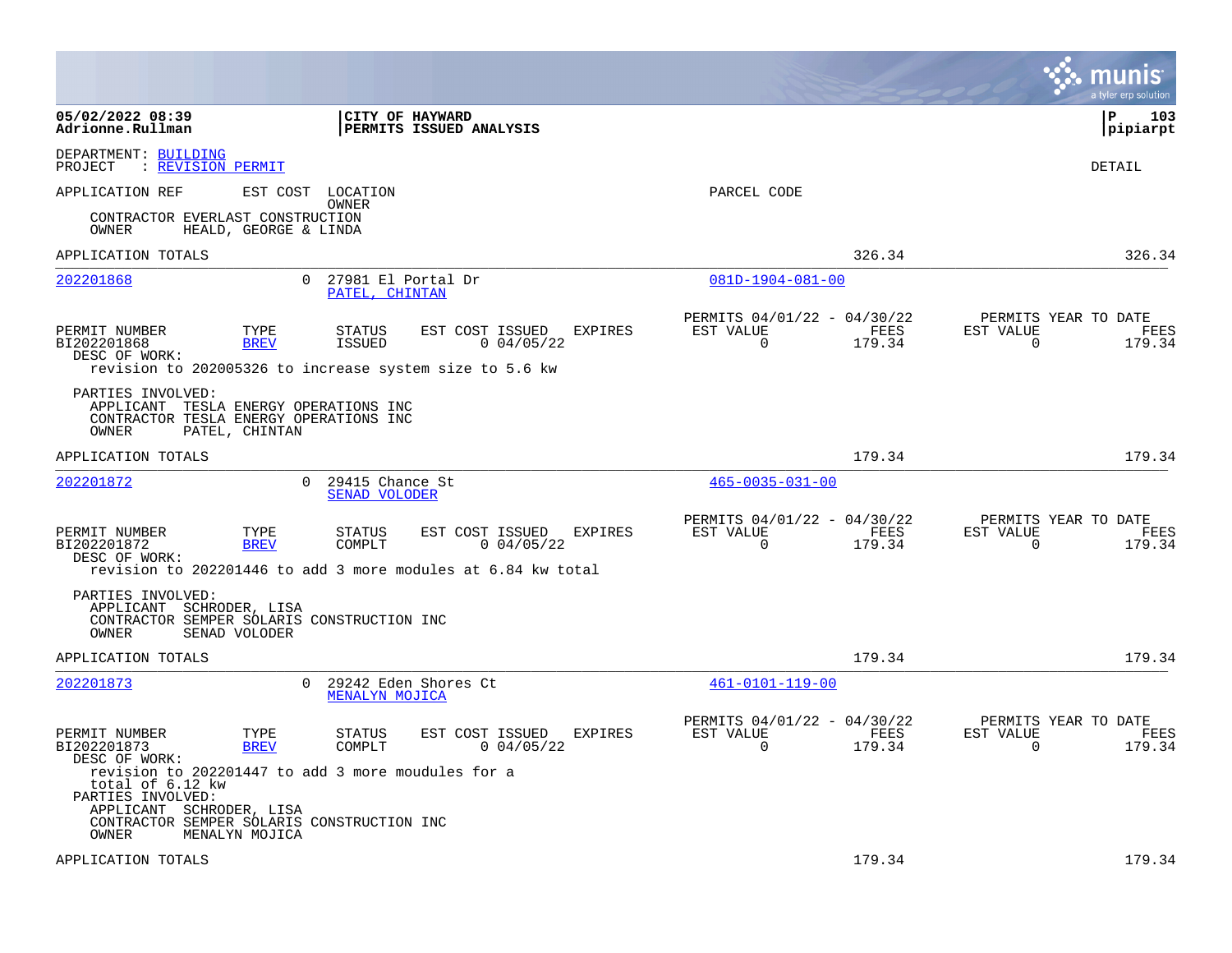DEPARTMENT: BUILDING
PROJECT : REVISION PERMIT

DETAIL

APPLICATION REF EST COST LOCATION
OWNER
PARCEL CODE

CONTRACTOR EVERLAST CONSTRUCTION
OWNER HEALD, GEORGE & LINDA

APPLICATION TOTALS 326.34 326.34

---

**202201868** 0 27981 El Portal Dr — PATEL, CHINTAN — 081D-1904-081-00

| PERMIT NUMBER | TYPE | STATUS | EST COST | ISSUED | EXPIRES | PERMITS 04/01/22 - 04/30/22 EST VALUE | FEES | PERMITS YEAR TO DATE EST VALUE | FEES |
|---|---|---|---|---|---|---|---|---|---|
| BI202201868 | BREV | ISSUED | 0 | 04/05/22 | | 0 | 179.34 | 0 | 179.34 |

DESC OF WORK:
revision to 202005326 to increase system size to 5.6 kw

PARTIES INVOLVED:
APPLICANT TESLA ENERGY OPERATIONS INC
CONTRACTOR TESLA ENERGY OPERATIONS INC
OWNER PATEL, CHINTAN

APPLICATION TOTALS 179.34 179.34

---

**202201872** 0 29415 Chance St — SENAD VOLODER — 465-0035-031-00

| PERMIT NUMBER | TYPE | STATUS | EST COST | ISSUED | EXPIRES | PERMITS 04/01/22 - 04/30/22 EST VALUE | FEES | PERMITS YEAR TO DATE EST VALUE | FEES |
|---|---|---|---|---|---|---|---|---|---|
| BI202201872 | BREV | COMPLT | 0 | 04/05/22 | | 0 | 179.34 | 0 | 179.34 |

DESC OF WORK:
revision to 202201446 to add 3 more modules at 6.84 kw total

PARTIES INVOLVED:
APPLICANT SCHRODER, LISA
CONTRACTOR SEMPER SOLARIS CONSTRUCTION INC
OWNER SENAD VOLODER

APPLICATION TOTALS 179.34 179.34

---

**202201873** 0 29242 Eden Shores Ct — MENALYN MOJICA — 461-0101-119-00

| PERMIT NUMBER | TYPE | STATUS | EST COST | ISSUED | EXPIRES | PERMITS 04/01/22 - 04/30/22 EST VALUE | FEES | PERMITS YEAR TO DATE EST VALUE | FEES |
|---|---|---|---|---|---|---|---|---|---|
| BI202201873 | BREV | COMPLT | 0 | 04/05/22 | | 0 | 179.34 | 0 | 179.34 |

DESC OF WORK:
revision to 202201447 to add 3 more moudules for a total of 6.12 kw

PARTIES INVOLVED:
APPLICANT SCHRODER, LISA
CONTRACTOR SEMPER SOLARIS CONSTRUCTION INC
OWNER MENALYN MOJICA

APPLICATION TOTALS 179.34 179.34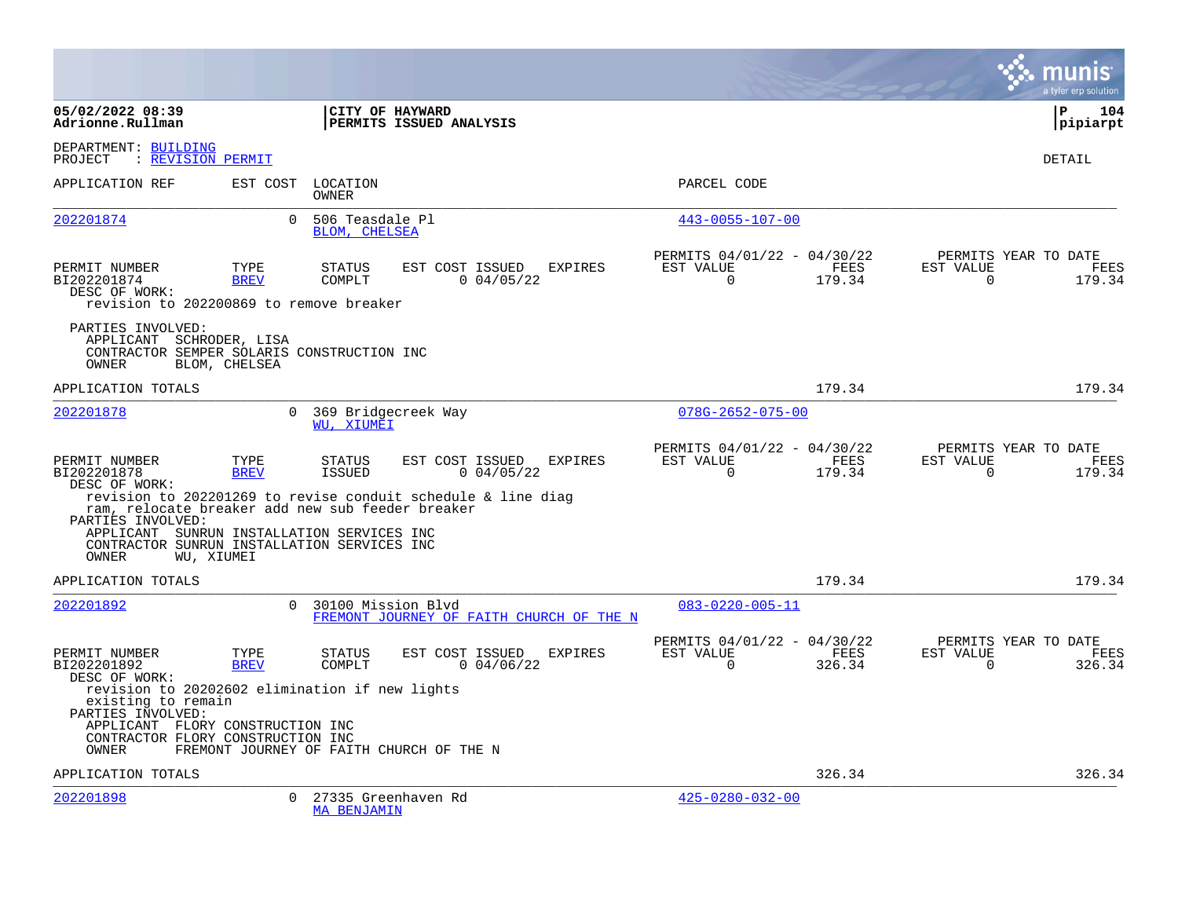**05/02/2022 08:39**
**Adrionne.Rullman**

**CITY OF HAYWARD**
**PERMITS ISSUED ANALYSIS**

**P 104**
**pipiarpt**

DEPARTMENT: BUILDING
PROJECT : REVISION PERMIT

DETAIL

| APPLICATION REF | EST COST | LOCATION / OWNER | PARCEL CODE |
|---|---|---|---|
| 202201874 | 0 | 506 Teasdale Pl / BLOM, CHELSEA | 443-0055-107-00 |

| PERMIT NUMBER | TYPE | STATUS | EST COST | ISSUED | EXPIRES | PERMITS 04/01/22 - 04/30/22 EST VALUE | FEES | PERMITS YEAR TO DATE EST VALUE | FEES |
|---|---|---|---|---|---|---|---|---|---|
| BI202201874 | BREV | COMPLT | 0 | 04/05/22 | | 0 | 179.34 | 0 | 179.34 |

DESC OF WORK:
revision to 202200869 to remove breaker

PARTIES INVOLVED:
APPLICANT SCHRODER, LISA
CONTRACTOR SEMPER SOLARIS CONSTRUCTION INC
OWNER BLOM, CHELSEA

APPLICATION TOTALS 179.34 179.34

| APPLICATION REF | EST COST | LOCATION / OWNER | PARCEL CODE |
|---|---|---|---|
| 202201878 | 0 | 369 Bridgecreek Way / WU, XIUMEI | 078G-2652-075-00 |

| PERMIT NUMBER | TYPE | STATUS | EST COST | ISSUED | EXPIRES | PERMITS 04/01/22 - 04/30/22 EST VALUE | FEES | PERMITS YEAR TO DATE EST VALUE | FEES |
|---|---|---|---|---|---|---|---|---|---|
| BI202201878 | BREV | ISSUED | 0 | 04/05/22 | | 0 | 179.34 | 0 | 179.34 |

DESC OF WORK:
revision to 202201269 to revise conduit schedule & line diag ram, relocate breaker add new sub feeder breaker

PARTIES INVOLVED:
APPLICANT SUNRUN INSTALLATION SERVICES INC
CONTRACTOR SUNRUN INSTALLATION SERVICES INC
OWNER WU, XIUMEI

APPLICATION TOTALS 179.34 179.34

| APPLICATION REF | EST COST | LOCATION / OWNER | PARCEL CODE |
|---|---|---|---|
| 202201892 | 0 | 30100 Mission Blvd / FREMONT JOURNEY OF FAITH CHURCH OF THE N | 083-0220-005-11 |

| PERMIT NUMBER | TYPE | STATUS | EST COST | ISSUED | EXPIRES | PERMITS 04/01/22 - 04/30/22 EST VALUE | FEES | PERMITS YEAR TO DATE EST VALUE | FEES |
|---|---|---|---|---|---|---|---|---|---|
| BI202201892 | BREV | COMPLT | 0 | 04/06/22 | | 0 | 326.34 | 0 | 326.34 |

DESC OF WORK:
revision to 20202602 elimination if new lights existing to remain

PARTIES INVOLVED:
APPLICANT FLORY CONSTRUCTION INC
CONTRACTOR FLORY CONSTRUCTION INC
OWNER FREMONT JOURNEY OF FAITH CHURCH OF THE N

APPLICATION TOTALS 326.34 326.34

| APPLICATION REF | EST COST | LOCATION / OWNER | PARCEL CODE |
|---|---|---|---|
| 202201898 | 0 | 27335 Greenhaven Rd / MA BENJAMIN | 425-0280-032-00 |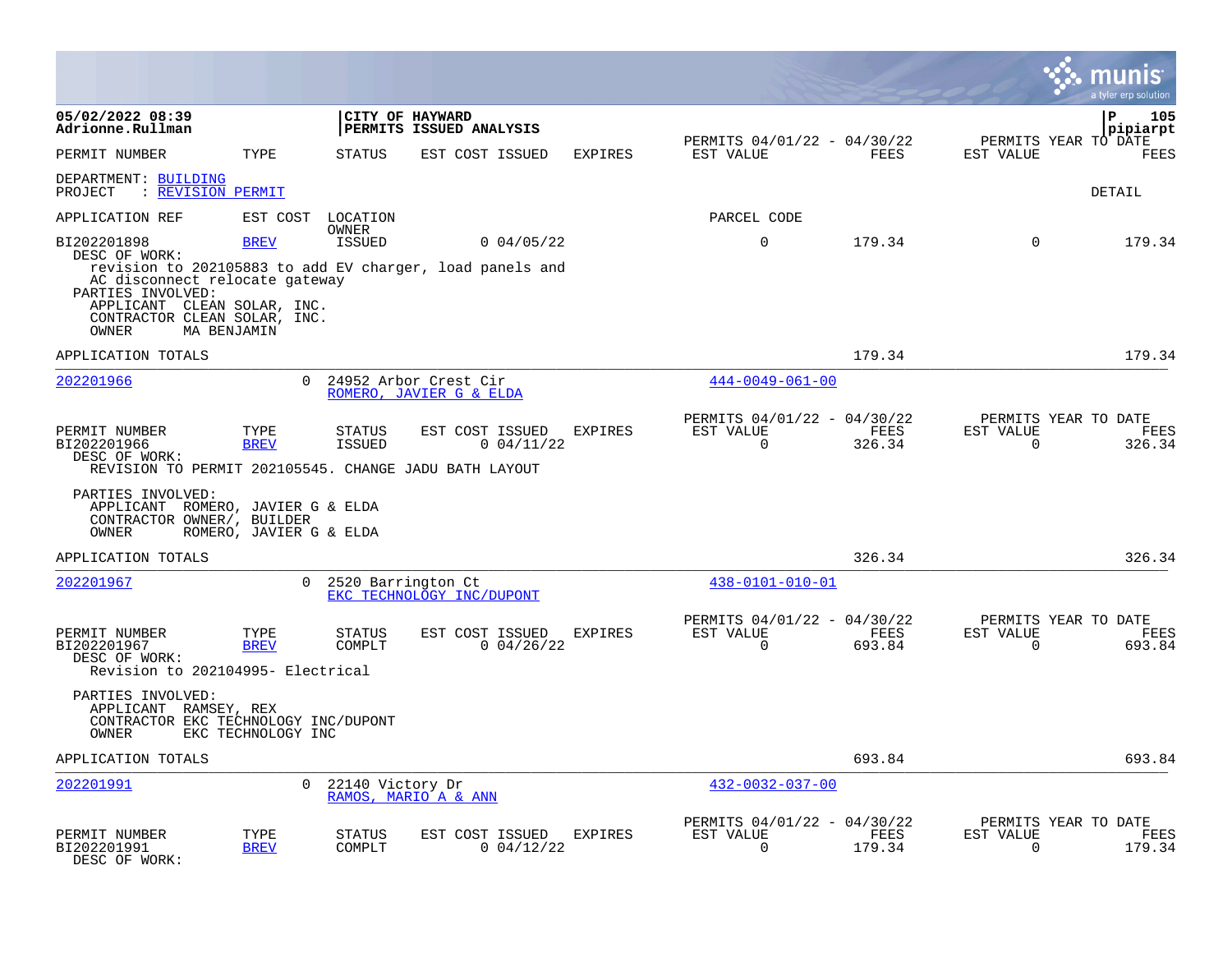05/02/2022 08:39
Adrionne.Rullman

CITY OF HAYWARD
PERMITS ISSUED ANALYSIS

pipiarpt

| PERMIT NUMBER | TYPE | STATUS | EST COST | ISSUED | EXPIRES | PERMITS 04/01/22 - 04/30/22 EST VALUE | FEES | PERMITS YEAR TO DATE EST VALUE | FEES |
|---|---|---|---|---|---|---|---|---|---|

DEPARTMENT: BUILDING
PROJECT : REVISION PERMIT

DETAIL

| APPLICATION REF | EST COST | LOCATION OWNER | | | | PARCEL CODE | | | |
|---|---|---|---|---|---|---|---|---|---|
| BI202201898 | BREV | ISSUED | 0 | 04/05/22 | | 0 | 179.34 | 0 | 179.34 |

DESC OF WORK:
revision to 202105883 to add EV charger, load panels and AC disconnect relocate gateway

PARTIES INVOLVED:
APPLICANT CLEAN SOLAR, INC.
CONTRACTOR CLEAN SOLAR, INC.
OWNER MA BENJAMIN

APPLICATION TOTALS: 179.34 | 179.34

---

202201966 — 0 — 24952 Arbor Crest Cir — ROMERO, JAVIER G & ELDA — 444-0049-061-00

| PERMIT NUMBER | TYPE | STATUS | EST COST | ISSUED | EXPIRES | PERMITS 04/01/22 - 04/30/22 EST VALUE | FEES | PERMITS YEAR TO DATE EST VALUE | FEES |
|---|---|---|---|---|---|---|---|---|---|
| BI202201966 | BREV | ISSUED | 0 | 04/11/22 | | 0 | 326.34 | 0 | 326.34 |

DESC OF WORK:
REVISION TO PERMIT 202105545. CHANGE JADU BATH LAYOUT

PARTIES INVOLVED:
APPLICANT ROMERO, JAVIER G & ELDA
CONTRACTOR OWNER/, BUILDER
OWNER ROMERO, JAVIER G & ELDA

APPLICATION TOTALS: 326.34 | 326.34

---

202201967 — 0 — 2520 Barrington Ct — EKC TECHNOLOGY INC/DUPONT — 438-0101-010-01

| PERMIT NUMBER | TYPE | STATUS | EST COST | ISSUED | EXPIRES | PERMITS 04/01/22 - 04/30/22 EST VALUE | FEES | PERMITS YEAR TO DATE EST VALUE | FEES |
|---|---|---|---|---|---|---|---|---|---|
| BI202201967 | BREV | COMPLT | 0 | 04/26/22 | | 0 | 693.84 | 0 | 693.84 |

DESC OF WORK:
Revision to 202104995- Electrical

PARTIES INVOLVED:
APPLICANT RAMSEY, REX
CONTRACTOR EKC TECHNOLOGY INC/DUPONT
OWNER EKC TECHNOLOGY INC

APPLICATION TOTALS: 693.84 | 693.84

---

202201991 — 0 — 22140 Victory Dr — RAMOS, MARIO A & ANN — 432-0032-037-00

| PERMIT NUMBER | TYPE | STATUS | EST COST | ISSUED | EXPIRES | PERMITS 04/01/22 - 04/30/22 EST VALUE | FEES | PERMITS YEAR TO DATE EST VALUE | FEES |
|---|---|---|---|---|---|---|---|---|---|
| BI202201991 | BREV | COMPLT | 0 | 04/12/22 | | 0 | 179.34 | 0 | 179.34 |

DESC OF WORK: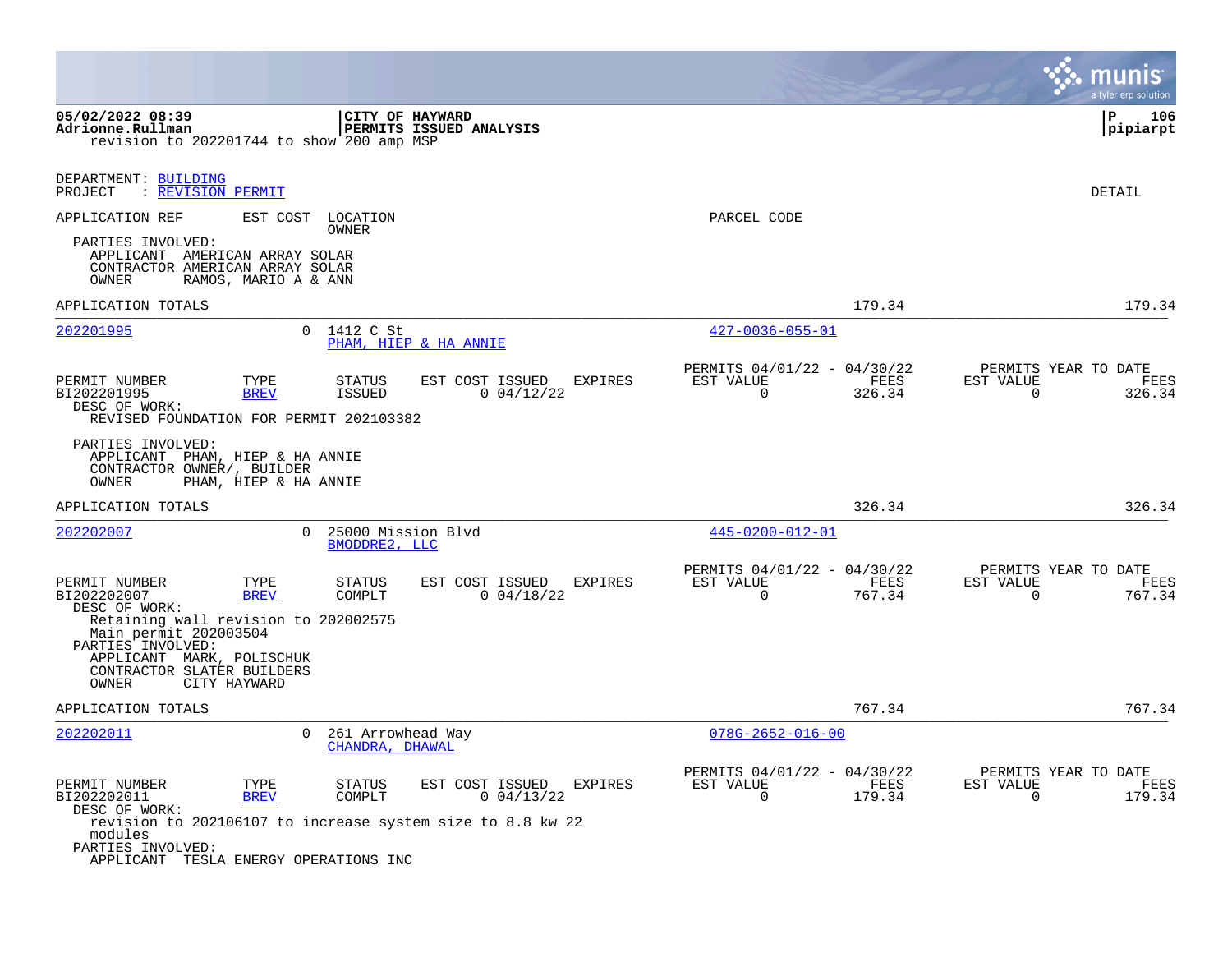revision to 202201744 to show 200 amp MSP

DEPARTMENT: BUILDING
PROJECT : REVISION PERMIT

DETAIL

APPLICATION REF   EST COST   LOCATION / OWNER   PARCEL CODE

PARTIES INVOLVED:
APPLICANT AMERICAN ARRAY SOLAR
CONTRACTOR AMERICAN ARRAY SOLAR
OWNER RAMOS, MARIO A & ANN

APPLICATION TOTALS 179.34 179.34

---

**202201995** | 0 | 1412 C St | PHAM, HIEP & HA ANNIE | 427-0036-055-01

| PERMIT NUMBER | TYPE | STATUS | EST COST | ISSUED | EXPIRES | PERMITS 04/01/22 - 04/30/22 EST VALUE | FEES | PERMITS YEAR TO DATE EST VALUE | FEES |
|---|---|---|---|---|---|---|---|---|---|
| BI202201995 | BREV | ISSUED | 0 | 04/12/22 | | 0 | 326.34 | 0 | 326.34 |

DESC OF WORK:
REVISED FOUNDATION FOR PERMIT 202103382

PARTIES INVOLVED:
APPLICANT PHAM, HIEP & HA ANNIE
CONTRACTOR OWNER/, BUILDER
OWNER PHAM, HIEP & HA ANNIE

APPLICATION TOTALS 326.34 326.34

---

**202202007** | 0 | 25000 Mission Blvd | BMODDRE2, LLC | 445-0200-012-01

| PERMIT NUMBER | TYPE | STATUS | EST COST | ISSUED | EXPIRES | PERMITS 04/01/22 - 04/30/22 EST VALUE | FEES | PERMITS YEAR TO DATE EST VALUE | FEES |
|---|---|---|---|---|---|---|---|---|---|
| BI202202007 | BREV | COMPLT | 0 | 04/18/22 | | 0 | 767.34 | 0 | 767.34 |

DESC OF WORK:
Retaining wall revision to 202002575
Main permit 202003504

PARTIES INVOLVED:
APPLICANT MARK, POLISCHUK
CONTRACTOR SLATER BUILDERS
OWNER CITY HAYWARD

APPLICATION TOTALS 767.34 767.34

---

**202202011** | 0 | 261 Arrowhead Way | CHANDRA, DHAWAL | 078G-2652-016-00

| PERMIT NUMBER | TYPE | STATUS | EST COST | ISSUED | EXPIRES | PERMITS 04/01/22 - 04/30/22 EST VALUE | FEES | PERMITS YEAR TO DATE EST VALUE | FEES |
|---|---|---|---|---|---|---|---|---|---|
| BI202202011 | BREV | COMPLT | 0 | 04/13/22 | | 0 | 179.34 | 0 | 179.34 |

DESC OF WORK:
revision to 202106107 to increase system size to 8.8 kw 22 modules

PARTIES INVOLVED:
APPLICANT TESLA ENERGY OPERATIONS INC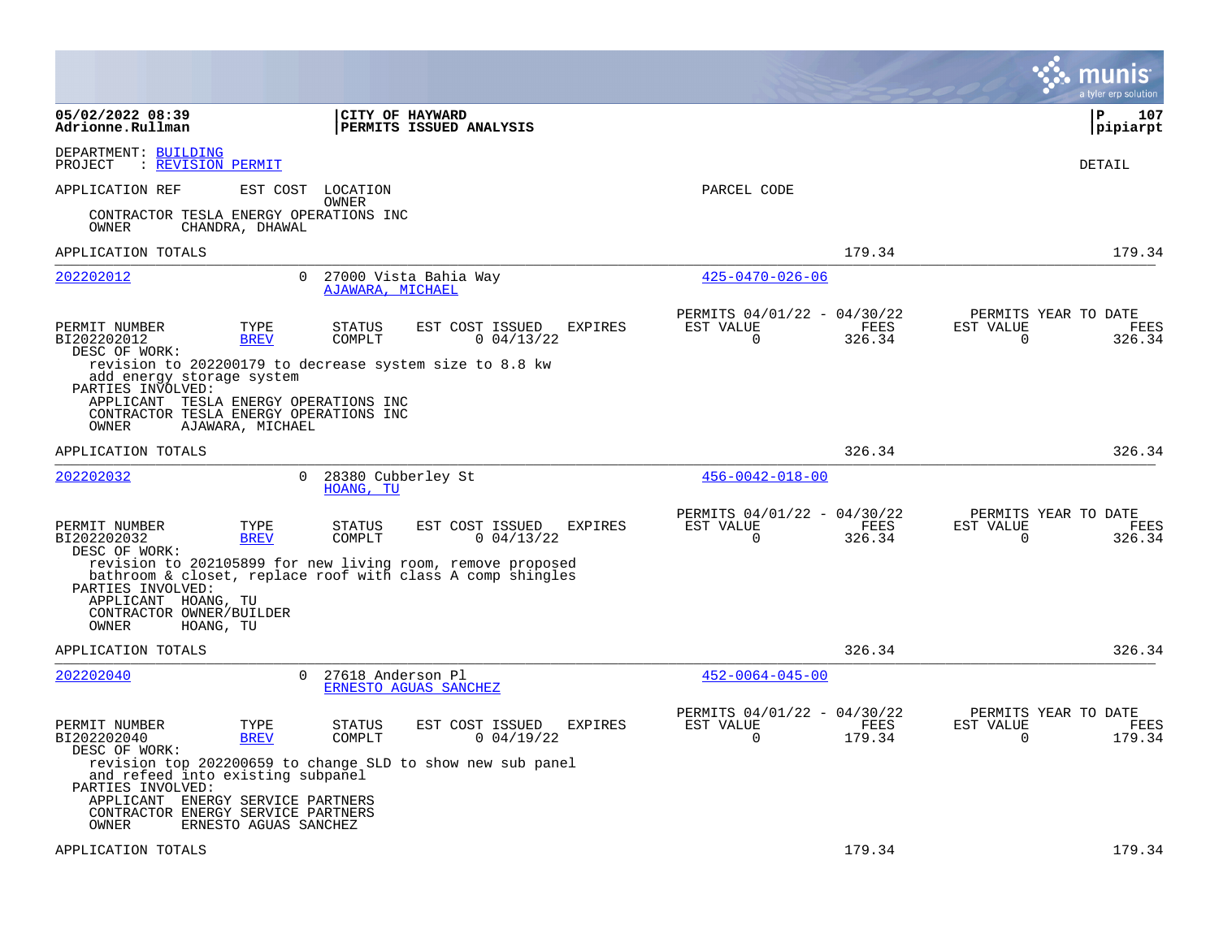05/02/2022 08:39
Adrionne.Rullman

CITY OF HAYWARD
PERMITS ISSUED ANALYSIS

DEPARTMENT: BUILDING
PROJECT : REVISION PERMIT

DETAIL

APPLICATION REF    EST COST    LOCATION
OWNER    PARCEL CODE

CONTRACTOR TESLA ENERGY OPERATIONS INC
OWNER CHANDRA, DHAWAL

APPLICATION TOTALS    179.34    179.34

---

**202202012**    0    27000 Vista Bahia Way
AJAWARA, MICHAEL    425-0470-026-06

| PERMIT NUMBER | TYPE | STATUS | EST COST | ISSUED | EXPIRES | PERMITS 04/01/22 - 04/30/22 EST VALUE | FEES | PERMITS YEAR TO DATE EST VALUE | FEES |
|---|---|---|---|---|---|---|---|---|---|
| BI202202012 | BREV | COMPLT | 0 | 04/13/22 | | 0 | 326.34 | 0 | 326.34 |

DESC OF WORK:
revision to 202200179 to decrease system size to 8.8 kw
add energy storage system

PARTIES INVOLVED:
APPLICANT TESLA ENERGY OPERATIONS INC
CONTRACTOR TESLA ENERGY OPERATIONS INC
OWNER AJAWARA, MICHAEL

APPLICATION TOTALS    326.34    326.34

---

**202202032**    0    28380 Cubberley St
HOANG, TU    456-0042-018-00

| PERMIT NUMBER | TYPE | STATUS | EST COST | ISSUED | EXPIRES | PERMITS 04/01/22 - 04/30/22 EST VALUE | FEES | PERMITS YEAR TO DATE EST VALUE | FEES |
|---|---|---|---|---|---|---|---|---|---|
| BI202202032 | BREV | COMPLT | 0 | 04/13/22 | | 0 | 326.34 | 0 | 326.34 |

DESC OF WORK:
revision to 202105899 for new living room, remove proposed
bathroom & closet, replace roof with class A comp shingles

PARTIES INVOLVED:
APPLICANT HOANG, TU
CONTRACTOR OWNER/BUILDER
OWNER HOANG, TU

APPLICATION TOTALS    326.34    326.34

---

**202202040**    0    27618 Anderson Pl
ERNESTO AGUAS SANCHEZ    452-0064-045-00

| PERMIT NUMBER | TYPE | STATUS | EST COST | ISSUED | EXPIRES | PERMITS 04/01/22 - 04/30/22 EST VALUE | FEES | PERMITS YEAR TO DATE EST VALUE | FEES |
|---|---|---|---|---|---|---|---|---|---|
| BI202202040 | BREV | COMPLT | 0 | 04/19/22 | | 0 | 179.34 | 0 | 179.34 |

DESC OF WORK:
revision top 202200659 to change SLD to show new sub panel
and refeed into existing subpanel

PARTIES INVOLVED:
APPLICANT ENERGY SERVICE PARTNERS
CONTRACTOR ENERGY SERVICE PARTNERS
OWNER ERNESTO AGUAS SANCHEZ

APPLICATION TOTALS    179.34    179.34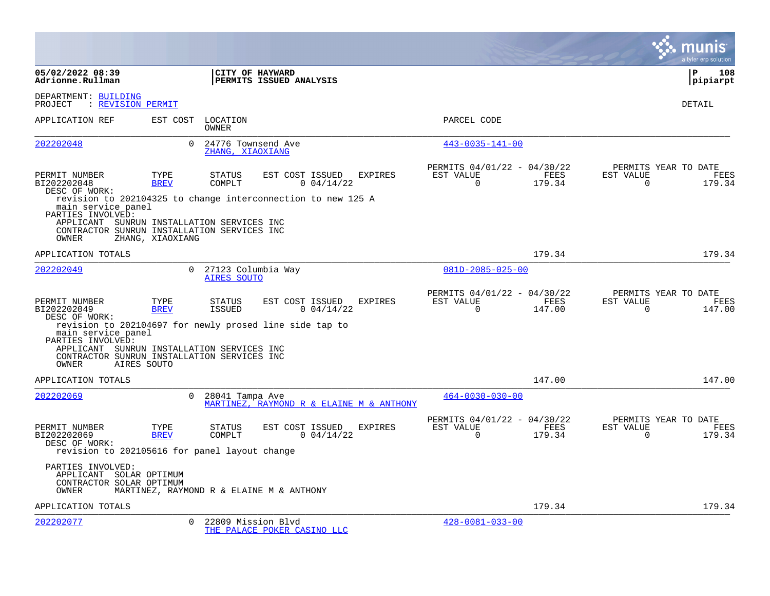05/02/2022 08:39
Adrionne.Rullman

**CITY OF HAYWARD**
**PERMITS ISSUED ANALYSIS**

P 108
pipiarpt

DEPARTMENT: BUILDING
PROJECT : REVISION PERMIT

DETAIL

| APPLICATION REF | EST COST | LOCATION / OWNER | PARCEL CODE |
|---|---|---|---|
| 202202048 | 0 | 24776 Townsend Ave / ZHANG, XIAOXIANG | 443-0035-141-00 |

| PERMIT NUMBER | TYPE | STATUS | EST COST | ISSUED | EXPIRES | PERMITS 04/01/22 - 04/30/22 EST VALUE | FEES | PERMITS YEAR TO DATE EST VALUE | FEES |
|---|---|---|---|---|---|---|---|---|---|
| BI202202048 | BREV | COMPLT | 0 | 04/14/22 | | 0 | 179.34 | 0 | 179.34 |

DESC OF WORK:
revision to 202104325 to change interconnection to new 125 A main service panel

PARTIES INVOLVED:
APPLICANT SUNRUN INSTALLATION SERVICES INC
CONTRACTOR SUNRUN INSTALLATION SERVICES INC
OWNER ZHANG, XIAOXIANG

APPLICATION TOTALS 179.34 179.34

| APPLICATION REF | EST COST | LOCATION / OWNER | PARCEL CODE |
|---|---|---|---|
| 202202049 | 0 | 27123 Columbia Way / AIRES SOUTO | 081D-2085-025-00 |

| PERMIT NUMBER | TYPE | STATUS | EST COST | ISSUED | EXPIRES | PERMITS 04/01/22 - 04/30/22 EST VALUE | FEES | PERMITS YEAR TO DATE EST VALUE | FEES |
|---|---|---|---|---|---|---|---|---|---|
| BI202202049 | BREV | ISSUED | 0 | 04/14/22 | | 0 | 147.00 | 0 | 147.00 |

DESC OF WORK:
revision to 202104697 for newly prosed line side tap to main service panel

PARTIES INVOLVED:
APPLICANT SUNRUN INSTALLATION SERVICES INC
CONTRACTOR SUNRUN INSTALLATION SERVICES INC
OWNER AIRES SOUTO

APPLICATION TOTALS 147.00 147.00

| APPLICATION REF | EST COST | LOCATION / OWNER | PARCEL CODE |
|---|---|---|---|
| 202202069 | 0 | 28041 Tampa Ave / MARTINEZ, RAYMOND R & ELAINE M & ANTHONY | 464-0030-030-00 |

| PERMIT NUMBER | TYPE | STATUS | EST COST | ISSUED | EXPIRES | PERMITS 04/01/22 - 04/30/22 EST VALUE | FEES | PERMITS YEAR TO DATE EST VALUE | FEES |
|---|---|---|---|---|---|---|---|---|---|
| BI202202069 | BREV | COMPLT | 0 | 04/14/22 | | 0 | 179.34 | 0 | 179.34 |

DESC OF WORK:
revision to 202105616 for panel layout change

PARTIES INVOLVED:
APPLICANT SOLAR OPTIMUM
CONTRACTOR SOLAR OPTIMUM
OWNER MARTINEZ, RAYMOND R & ELAINE M & ANTHONY

APPLICATION TOTALS 179.34 179.34

| APPLICATION REF | EST COST | LOCATION / OWNER | PARCEL CODE |
|---|---|---|---|
| 202202077 | 0 | 22809 Mission Blvd / THE PALACE POKER CASINO LLC | 428-0081-033-00 |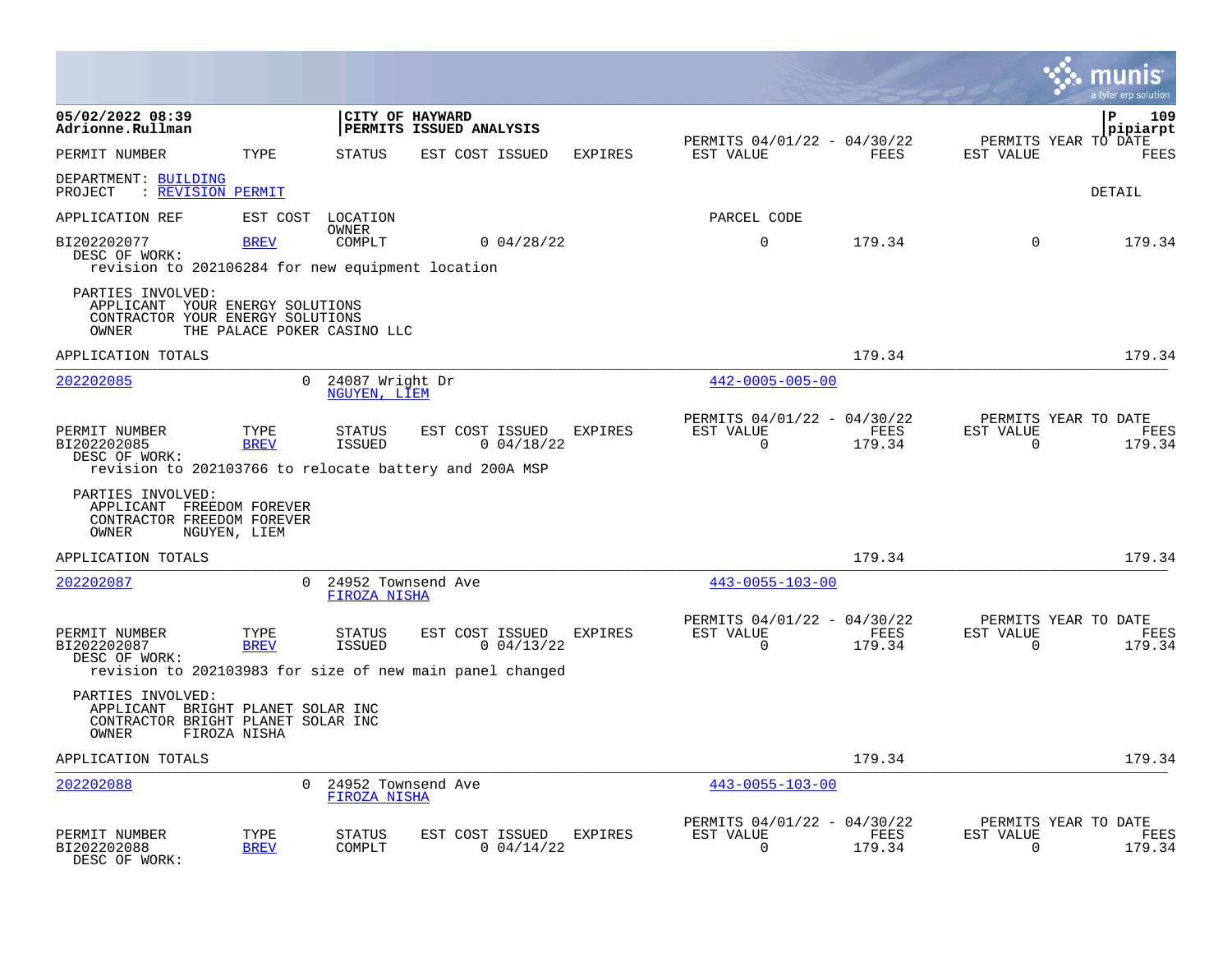05/02/2022 08:39
Adrionne.Rullman

**CITY OF HAYWARD**
**PERMITS ISSUED ANALYSIS**

pipiarpt

| PERMIT NUMBER | TYPE | STATUS | EST COST | ISSUED | EXPIRES | PERMITS 04/01/22 - 04/30/22 EST VALUE | FEES | PERMITS YEAR TO DATE EST VALUE | FEES |
|---|---|---|---|---|---|---|---|---|---|

DEPARTMENT: BUILDING
PROJECT : REVISION PERMIT

DETAIL

| APPLICATION REF | EST COST | LOCATION OWNER | | | | PARCEL CODE | | | |
|---|---|---|---|---|---|---|---|---|---|
| BI202202077 | BREV | COMPLT | 0 | 04/28/22 | | 0 | 179.34 | 0 | 179.34 |

DESC OF WORK:
revision to 202106284 for new equipment location

PARTIES INVOLVED:
APPLICANT YOUR ENERGY SOLUTIONS
CONTRACTOR YOUR ENERGY SOLUTIONS
OWNER THE PALACE POKER CASINO LLC

APPLICATION TOTALS 179.34 179.34

---

202202085 0 24087 Wright Dr — NGUYEN, LIEM — 442-0005-005-00

| PERMIT NUMBER | TYPE | STATUS | EST COST | ISSUED | EXPIRES | PERMITS 04/01/22 - 04/30/22 EST VALUE | FEES | PERMITS YEAR TO DATE EST VALUE | FEES |
|---|---|---|---|---|---|---|---|---|---|
| BI202202085 | BREV | ISSUED | 0 | 04/18/22 | | 0 | 179.34 | 0 | 179.34 |

DESC OF WORK:
revision to 202103766 to relocate battery and 200A MSP

PARTIES INVOLVED:
APPLICANT FREEDOM FOREVER
CONTRACTOR FREEDOM FOREVER
OWNER NGUYEN, LIEM

APPLICATION TOTALS 179.34 179.34

---

202202087 0 24952 Townsend Ave — FIROZA NISHA — 443-0055-103-00

| PERMIT NUMBER | TYPE | STATUS | EST COST | ISSUED | EXPIRES | PERMITS 04/01/22 - 04/30/22 EST VALUE | FEES | PERMITS YEAR TO DATE EST VALUE | FEES |
|---|---|---|---|---|---|---|---|---|---|
| BI202202087 | BREV | ISSUED | 0 | 04/13/22 | | 0 | 179.34 | 0 | 179.34 |

DESC OF WORK:
revision to 202103983 for size of new main panel changed

PARTIES INVOLVED:
APPLICANT BRIGHT PLANET SOLAR INC
CONTRACTOR BRIGHT PLANET SOLAR INC
OWNER FIROZA NISHA

APPLICATION TOTALS 179.34 179.34

---

202202088 0 24952 Townsend Ave — FIROZA NISHA — 443-0055-103-00

| PERMIT NUMBER | TYPE | STATUS | EST COST | ISSUED | EXPIRES | PERMITS 04/01/22 - 04/30/22 EST VALUE | FEES | PERMITS YEAR TO DATE EST VALUE | FEES |
|---|---|---|---|---|---|---|---|---|---|
| BI202202088 | BREV | COMPLT | 0 | 04/14/22 | | 0 | 179.34 | 0 | 179.34 |

DESC OF WORK: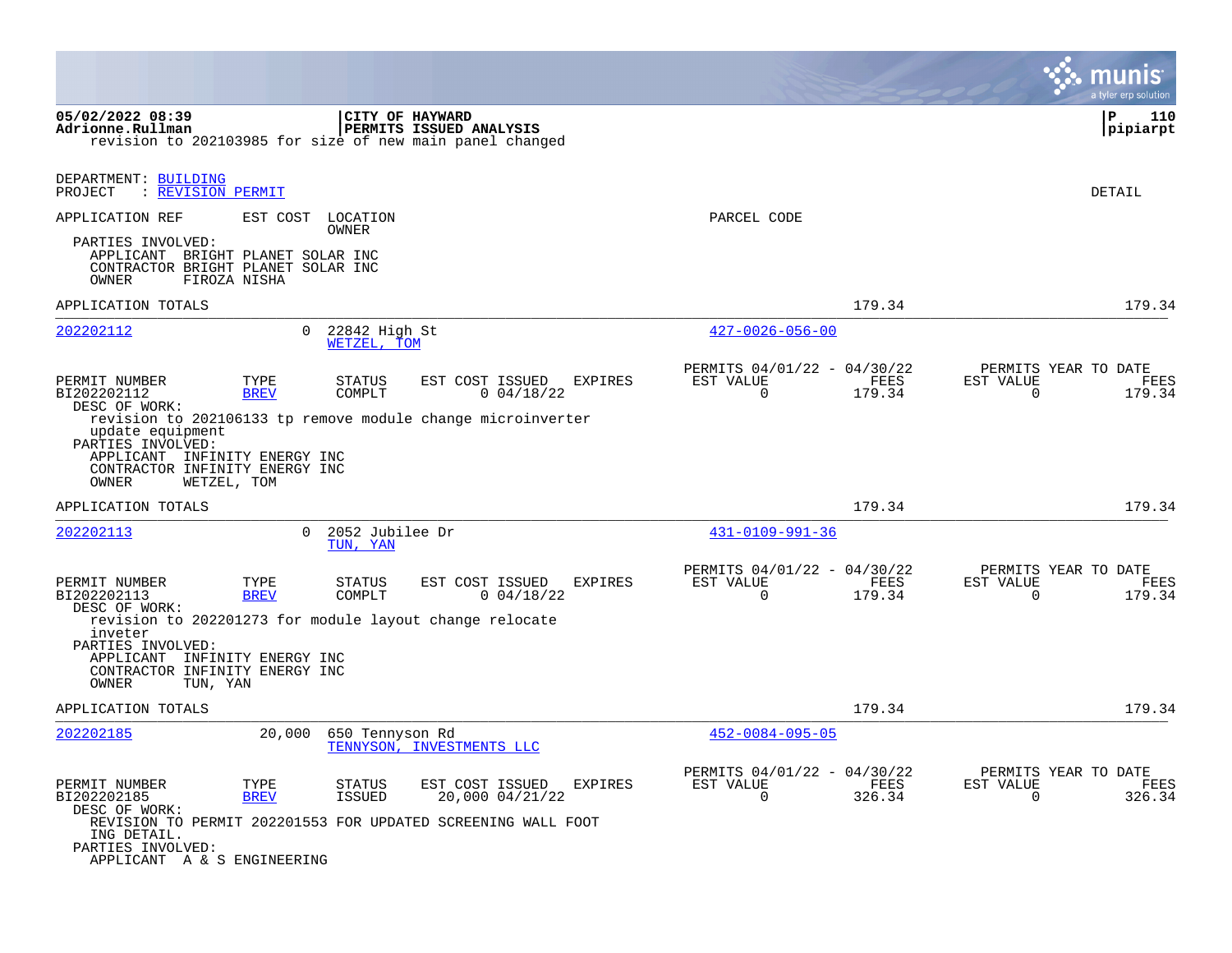05/02/2022 08:39
Adrionne.Rullman
revision to 202103985 for size of new main panel changed

**CITY OF HAYWARD**
**PERMITS ISSUED ANALYSIS**

DEPARTMENT: BUILDING
PROJECT : REVISION PERMIT

DETAIL

APPLICATION REF | EST COST | LOCATION / OWNER | PARCEL CODE

PARTIES INVOLVED:
APPLICANT BRIGHT PLANET SOLAR INC
CONTRACTOR BRIGHT PLANET SOLAR INC
OWNER FIROZA NISHA

APPLICATION TOTALS 179.34 179.34

---

**202202112** | 0 | 22842 High St / WETZEL, TOM | 427-0026-056-00

| PERMIT NUMBER | TYPE | STATUS | EST COST | ISSUED | EXPIRES | PERMITS 04/01/22 - 04/30/22 EST VALUE | FEES | PERMITS YEAR TO DATE EST VALUE | FEES |
|---|---|---|---|---|---|---|---|---|---|
| BI202202112 | BREV | COMPLT | 0 | 04/18/22 | | 0 | 179.34 | 0 | 179.34 |

DESC OF WORK:
revision to 202106133 tp remove module change microinverter update equipment
PARTIES INVOLVED:
APPLICANT INFINITY ENERGY INC
CONTRACTOR INFINITY ENERGY INC
OWNER WETZEL, TOM

APPLICATION TOTALS 179.34 179.34

---

**202202113** | 0 | 2052 Jubilee Dr / TUN, YAN | 431-0109-991-36

| PERMIT NUMBER | TYPE | STATUS | EST COST | ISSUED | EXPIRES | PERMITS 04/01/22 - 04/30/22 EST VALUE | FEES | PERMITS YEAR TO DATE EST VALUE | FEES |
|---|---|---|---|---|---|---|---|---|---|
| BI202202113 | BREV | COMPLT | 0 | 04/18/22 | | 0 | 179.34 | 0 | 179.34 |

DESC OF WORK:
revision to 202201273 for module layout change relocate inveter
PARTIES INVOLVED:
APPLICANT INFINITY ENERGY INC
CONTRACTOR INFINITY ENERGY INC
OWNER TUN, YAN

APPLICATION TOTALS 179.34 179.34

---

**202202185** | 20,000 | 650 Tennyson Rd / TENNYSON, INVESTMENTS LLC | 452-0084-095-05

| PERMIT NUMBER | TYPE | STATUS | EST COST | ISSUED | EXPIRES | PERMITS 04/01/22 - 04/30/22 EST VALUE | FEES | PERMITS YEAR TO DATE EST VALUE | FEES |
|---|---|---|---|---|---|---|---|---|---|
| BI202202185 | BREV | ISSUED | 20,000 | 04/21/22 | | 0 | 326.34 | 0 | 326.34 |

DESC OF WORK:
REVISION TO PERMIT 202201553 FOR UPDATED SCREENING WALL FOOTING DETAIL.
PARTIES INVOLVED:
APPLICANT A & S ENGINEERING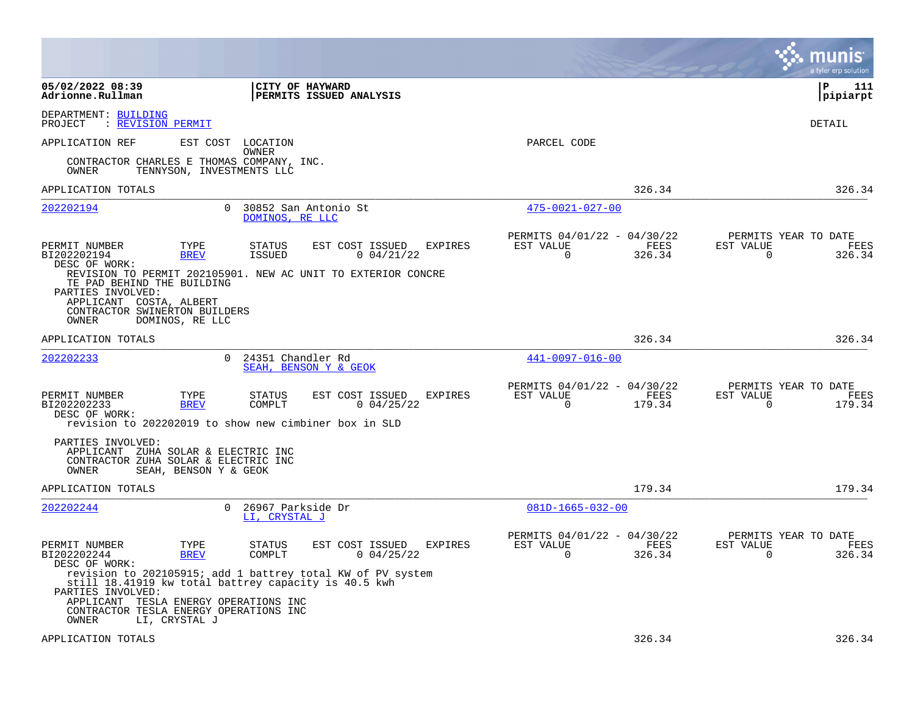05/02/2022 08:39
Adrionne.Rullman

**CITY OF HAYWARD**
**PERMITS ISSUED ANALYSIS**

P 111
pipiarpt

DEPARTMENT: BUILDING
PROJECT : REVISION PERMIT

DETAIL

APPLICATION REF    EST COST    LOCATION    PARCEL CODE
OWNER

CONTRACTOR CHARLES E THOMAS COMPANY, INC.
OWNER TENNYSON, INVESTMENTS LLC

APPLICATION TOTALS    326.34    326.34

---

**202202194**    0    30852 San Antonio St    475-0021-027-00
DOMINOS, RE LLC

| PERMIT NUMBER | TYPE | STATUS | EST COST | ISSUED | EXPIRES | PERMITS 04/01/22 - 04/30/22 EST VALUE | FEES | PERMITS YEAR TO DATE EST VALUE | FEES |
|---|---|---|---|---|---|---|---|---|---|
| BI202202194 | BREV | ISSUED | 0 | 04/21/22 | | 0 | 326.34 | 0 | 326.34 |

DESC OF WORK:
REVISION TO PERMIT 202105901. NEW AC UNIT TO EXTERIOR CONCRE
TE PAD BEHIND THE BUILDING

PARTIES INVOLVED:
APPLICANT COSTA, ALBERT
CONTRACTOR SWINERTON BUILDERS
OWNER DOMINOS, RE LLC

APPLICATION TOTALS    326.34    326.34

---

**202202233**    0    24351 Chandler Rd    441-0097-016-00
SEAH, BENSON Y & GEOK

| PERMIT NUMBER | TYPE | STATUS | EST COST | ISSUED | EXPIRES | PERMITS 04/01/22 - 04/30/22 EST VALUE | FEES | PERMITS YEAR TO DATE EST VALUE | FEES |
|---|---|---|---|---|---|---|---|---|---|
| BI202202233 | BREV | COMPLT | 0 | 04/25/22 | | 0 | 179.34 | 0 | 179.34 |

DESC OF WORK:
revision to 202202019 to show new cimbiner box in SLD

PARTIES INVOLVED:
APPLICANT ZUHA SOLAR & ELECTRIC INC
CONTRACTOR ZUHA SOLAR & ELECTRIC INC
OWNER SEAH, BENSON Y & GEOK

APPLICATION TOTALS    179.34    179.34

---

**202202244**    0    26967 Parkside Dr    081D-1665-032-00
LI, CRYSTAL J

| PERMIT NUMBER | TYPE | STATUS | EST COST | ISSUED | EXPIRES | PERMITS 04/01/22 - 04/30/22 EST VALUE | FEES | PERMITS YEAR TO DATE EST VALUE | FEES |
|---|---|---|---|---|---|---|---|---|---|
| BI202202244 | BREV | COMPLT | 0 | 04/25/22 | | 0 | 326.34 | 0 | 326.34 |

DESC OF WORK:
revision to 202105915; add 1 battrey total KW of PV system
still 18.41919 kw total battrey capacity is 40.5 kwh

PARTIES INVOLVED:
APPLICANT TESLA ENERGY OPERATIONS INC
CONTRACTOR TESLA ENERGY OPERATIONS INC
OWNER LI, CRYSTAL J

APPLICATION TOTALS    326.34    326.34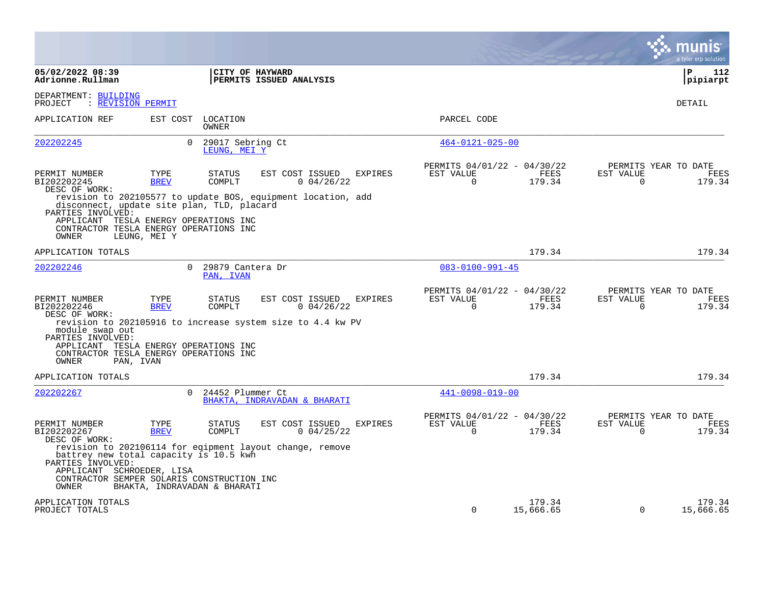**05/02/2022 08:39**
**Adrionne.Rullman**

**CITY OF HAYWARD**
**PERMITS ISSUED ANALYSIS**

**P 112**
**pipiarpt**

DEPARTMENT: BUILDING
PROJECT : REVISION PERMIT

DETAIL

| APPLICATION REF | EST COST | LOCATION / OWNER | PARCEL CODE |
|---|---|---|---|
| 202202245 | 0 | 29017 Sebring Ct / LEUNG, MEI Y | 464-0121-025-00 |

| PERMIT NUMBER | TYPE | STATUS | EST COST | ISSUED | EXPIRES | PERMITS 04/01/22 - 04/30/22 EST VALUE | FEES | PERMITS YEAR TO DATE EST VALUE | FEES |
|---|---|---|---|---|---|---|---|---|---|
| BI202202245 | BREV | COMPLT | 0 | 04/26/22 | | 0 | 179.34 | 0 | 179.34 |

DESC OF WORK:
revision to 202105577 to update BOS, equipment location, add disconnect, update site plan, TLD, placard

PARTIES INVOLVED:
APPLICANT TESLA ENERGY OPERATIONS INC
CONTRACTOR TESLA ENERGY OPERATIONS INC
OWNER LEUNG, MEI Y

APPLICATION TOTALS 179.34 179.34

| APPLICATION REF | EST COST | LOCATION / OWNER | PARCEL CODE |
|---|---|---|---|
| 202202246 | 0 | 29879 Cantera Dr / PAN, IVAN | 083-0100-991-45 |

| PERMIT NUMBER | TYPE | STATUS | EST COST | ISSUED | EXPIRES | PERMITS 04/01/22 - 04/30/22 EST VALUE | FEES | PERMITS YEAR TO DATE EST VALUE | FEES |
|---|---|---|---|---|---|---|---|---|---|
| BI202202246 | BREV | COMPLT | 0 | 04/26/22 | | 0 | 179.34 | 0 | 179.34 |

DESC OF WORK:
revision to 202105916 to increase system size to 4.4 kw PV module swap out

PARTIES INVOLVED:
APPLICANT TESLA ENERGY OPERATIONS INC
CONTRACTOR TESLA ENERGY OPERATIONS INC
OWNER PAN, IVAN

APPLICATION TOTALS 179.34 179.34

| APPLICATION REF | EST COST | LOCATION / OWNER | PARCEL CODE |
|---|---|---|---|
| 202202267 | 0 | 24452 Plummer Ct / BHAKTA, INDRAVADAN & BHARATI | 441-0098-019-00 |

| PERMIT NUMBER | TYPE | STATUS | EST COST | ISSUED | EXPIRES | PERMITS 04/01/22 - 04/30/22 EST VALUE | FEES | PERMITS YEAR TO DATE EST VALUE | FEES |
|---|---|---|---|---|---|---|---|---|---|
| BI202202267 | BREV | COMPLT | 0 | 04/25/22 | | 0 | 179.34 | 0 | 179.34 |

DESC OF WORK:
revision to 202106114 for eqipment layout change, remove battrey new total capacity is 10.5 kwh

PARTIES INVOLVED:
APPLICANT SCHROEDER, LISA
CONTRACTOR SEMPER SOLARIS CONSTRUCTION INC
OWNER BHAKTA, INDRAVADAN & BHARATI

| | EST VALUE | FEES | EST VALUE | FEES |
|---|---|---|---|---|
| APPLICATION TOTALS | | 179.34 | | 179.34 |
| PROJECT TOTALS | 0 | 15,666.65 | 0 | 15,666.65 |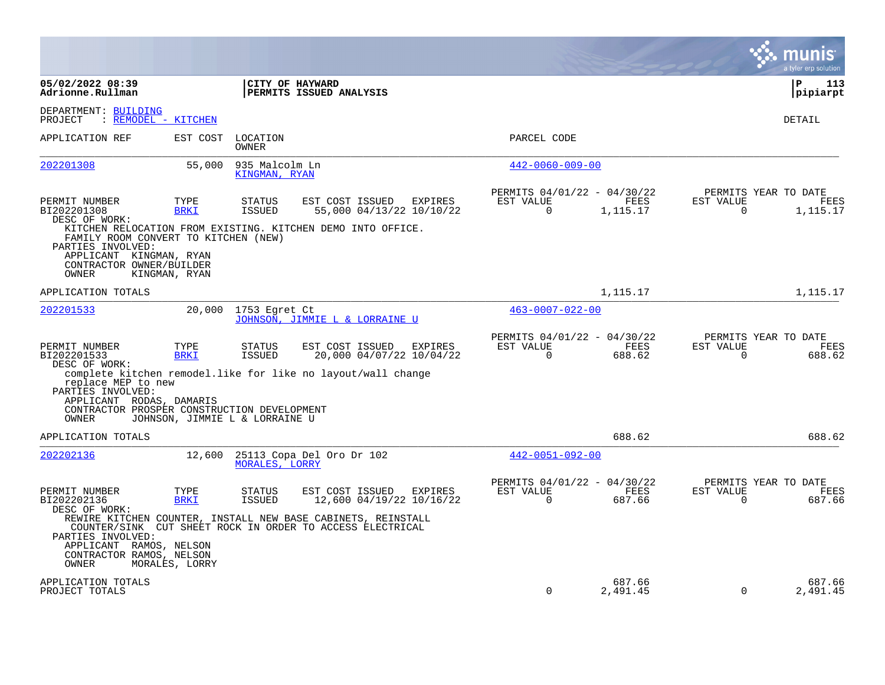**05/02/2022 08:39**
**Adrionne.Rullman**

**CITY OF HAYWARD**
**PERMITS ISSUED ANALYSIS**

**P 113**
**pipiarpt**

DEPARTMENT: BUILDING
PROJECT : REMODEL - KITCHEN

DETAIL

| APPLICATION REF | EST COST | LOCATION / OWNER | PARCEL CODE |
|---|---|---|---|
| 202201308 | 55,000 | 935 Malcolm Ln / KINGMAN, RYAN | 442-0060-009-00 |

| PERMIT NUMBER | TYPE | STATUS | EST COST | ISSUED | EXPIRES | PERMITS 04/01/22 - 04/30/22 EST VALUE | FEES | PERMITS YEAR TO DATE EST VALUE | FEES |
|---|---|---|---|---|---|---|---|---|---|
| BI202201308 | BRKI | ISSUED | 55,000 | 04/13/22 | 10/10/22 | 0 | 1,115.17 | 0 | 1,115.17 |

DESC OF WORK:
KITCHEN RELOCATION FROM EXISTING. KITCHEN DEMO INTO OFFICE.
FAMILY ROOM CONVERT TO KITCHEN (NEW)
PARTIES INVOLVED:
APPLICANT KINGMAN, RYAN
CONTRACTOR OWNER/BUILDER
OWNER KINGMAN, RYAN

APPLICATION TOTALS 1,115.17 1,115.17

| APPLICATION REF | EST COST | LOCATION / OWNER | PARCEL CODE |
|---|---|---|---|
| 202201533 | 20,000 | 1753 Egret Ct / JOHNSON, JIMMIE L & LORRAINE U | 463-0007-022-00 |

| PERMIT NUMBER | TYPE | STATUS | EST COST | ISSUED | EXPIRES | PERMITS 04/01/22 - 04/30/22 EST VALUE | FEES | PERMITS YEAR TO DATE EST VALUE | FEES |
|---|---|---|---|---|---|---|---|---|---|
| BI202201533 | BRKI | ISSUED | 20,000 | 04/07/22 | 10/04/22 | 0 | 688.62 | 0 | 688.62 |

DESC OF WORK:
complete kitchen remodel.like for like no layout/wall change
replace MEP to new
PARTIES INVOLVED:
APPLICANT RODAS, DAMARIS
CONTRACTOR PROSPER CONSTRUCTION DEVELOPMENT
OWNER JOHNSON, JIMMIE L & LORRAINE U

APPLICATION TOTALS 688.62 688.62

| APPLICATION REF | EST COST | LOCATION / OWNER | PARCEL CODE |
|---|---|---|---|
| 202202136 | 12,600 | 25113 Copa Del Oro Dr 102 / MORALES, LORRY | 442-0051-092-00 |

| PERMIT NUMBER | TYPE | STATUS | EST COST | ISSUED | EXPIRES | PERMITS 04/01/22 - 04/30/22 EST VALUE | FEES | PERMITS YEAR TO DATE EST VALUE | FEES |
|---|---|---|---|---|---|---|---|---|---|
| BI202202136 | BRKI | ISSUED | 12,600 | 04/19/22 | 10/16/22 | 0 | 687.66 | 0 | 687.66 |

DESC OF WORK:
REWIRE KITCHEN COUNTER, INSTALL NEW BASE CABINETS, REINSTALL
COUNTER/SINK CUT SHEET ROCK IN ORDER TO ACCESS ELECTRICAL
PARTIES INVOLVED:
APPLICANT RAMOS, NELSON
CONTRACTOR RAMOS, NELSON
OWNER MORALES, LORRY

| | EST VALUE | FEES | EST VALUE | FEES |
|---|---|---|---|---|
| APPLICATION TOTALS | | 687.66 | | 687.66 |
| PROJECT TOTALS | 0 | 2,491.45 | 0 | 2,491.45 |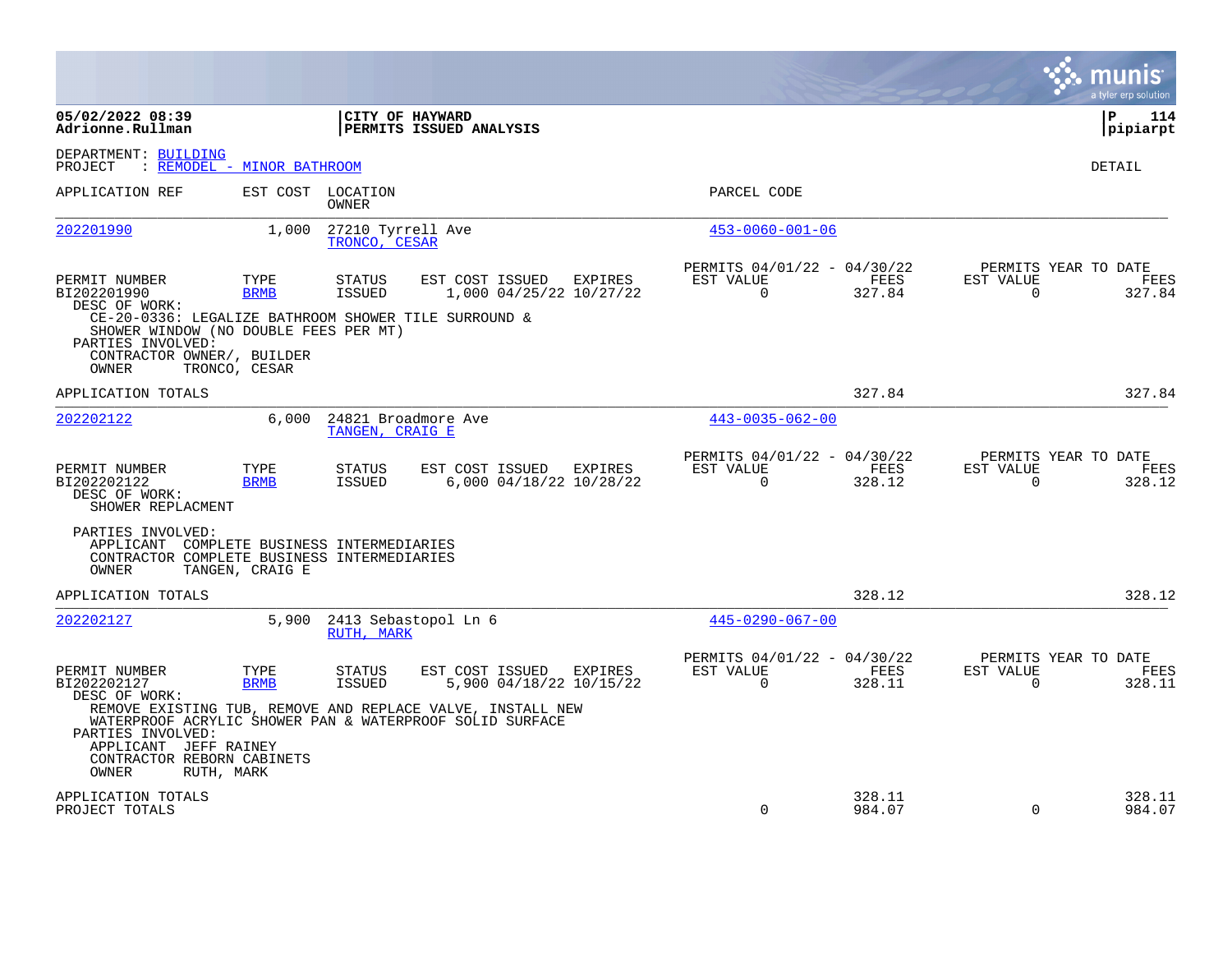**05/02/2022 08:39**
**Adrionne.Rullman**

**CITY OF HAYWARD**
**PERMITS ISSUED ANALYSIS**

**P 114**
**pipiarpt**

DEPARTMENT: BUILDING
PROJECT : REMODEL - MINOR BATHROOM

DETAIL

| APPLICATION REF | EST COST | LOCATION / OWNER | PARCEL CODE |
|---|---|---|---|
| 202201990 | 1,000 | 27210 Tyrrell Ave / TRONCO, CESAR | 453-0060-001-06 |

| PERMIT NUMBER | TYPE | STATUS | EST COST | ISSUED | EXPIRES | PERMITS 04/01/22 - 04/30/22 EST VALUE | FEES | PERMITS YEAR TO DATE EST VALUE | FEES |
|---|---|---|---|---|---|---|---|---|---|
| BI202201990 | BRMB | ISSUED | 1,000 | 04/25/22 | 10/27/22 | 0 | 327.84 | 0 | 327.84 |

DESC OF WORK:
CE-20-0336: LEGALIZE BATHROOM SHOWER TILE SURROUND & SHOWER WINDOW (NO DOUBLE FEES PER MT)

PARTIES INVOLVED:
CONTRACTOR OWNER/, BUILDER
OWNER TRONCO, CESAR

APPLICATION TOTALS 327.84 327.84

| APPLICATION REF | EST COST | LOCATION / OWNER | PARCEL CODE |
|---|---|---|---|
| 202202122 | 6,000 | 24821 Broadmore Ave / TANGEN, CRAIG E | 443-0035-062-00 |

| PERMIT NUMBER | TYPE | STATUS | EST COST | ISSUED | EXPIRES | PERMITS 04/01/22 - 04/30/22 EST VALUE | FEES | PERMITS YEAR TO DATE EST VALUE | FEES |
|---|---|---|---|---|---|---|---|---|---|
| BI202202122 | BRMB | ISSUED | 6,000 | 04/18/22 | 10/28/22 | 0 | 328.12 | 0 | 328.12 |

DESC OF WORK:
SHOWER REPLACMENT

PARTIES INVOLVED:
APPLICANT COMPLETE BUSINESS INTERMEDIARIES
CONTRACTOR COMPLETE BUSINESS INTERMEDIARIES
OWNER TANGEN, CRAIG E

APPLICATION TOTALS 328.12 328.12

| APPLICATION REF | EST COST | LOCATION / OWNER | PARCEL CODE |
|---|---|---|---|
| 202202127 | 5,900 | 2413 Sebastopol Ln 6 / RUTH, MARK | 445-0290-067-00 |

| PERMIT NUMBER | TYPE | STATUS | EST COST | ISSUED | EXPIRES | PERMITS 04/01/22 - 04/30/22 EST VALUE | FEES | PERMITS YEAR TO DATE EST VALUE | FEES |
|---|---|---|---|---|---|---|---|---|---|
| BI202202127 | BRMB | ISSUED | 5,900 | 04/18/22 | 10/15/22 | 0 | 328.11 | 0 | 328.11 |

DESC OF WORK:
REMOVE EXISTING TUB, REMOVE AND REPLACE VALVE, INSTALL NEW WATERPROOF ACRYLIC SHOWER PAN & WATERPROOF SOLID SURFACE

PARTIES INVOLVED:
APPLICANT JEFF RAINEY
CONTRACTOR REBORN CABINETS
OWNER RUTH, MARK

| | EST VALUE | FEES | EST VALUE | FEES |
|---|---|---|---|---|
| APPLICATION TOTALS | | 328.11 | | 328.11 |
| PROJECT TOTALS | 0 | 984.07 | 0 | 984.07 |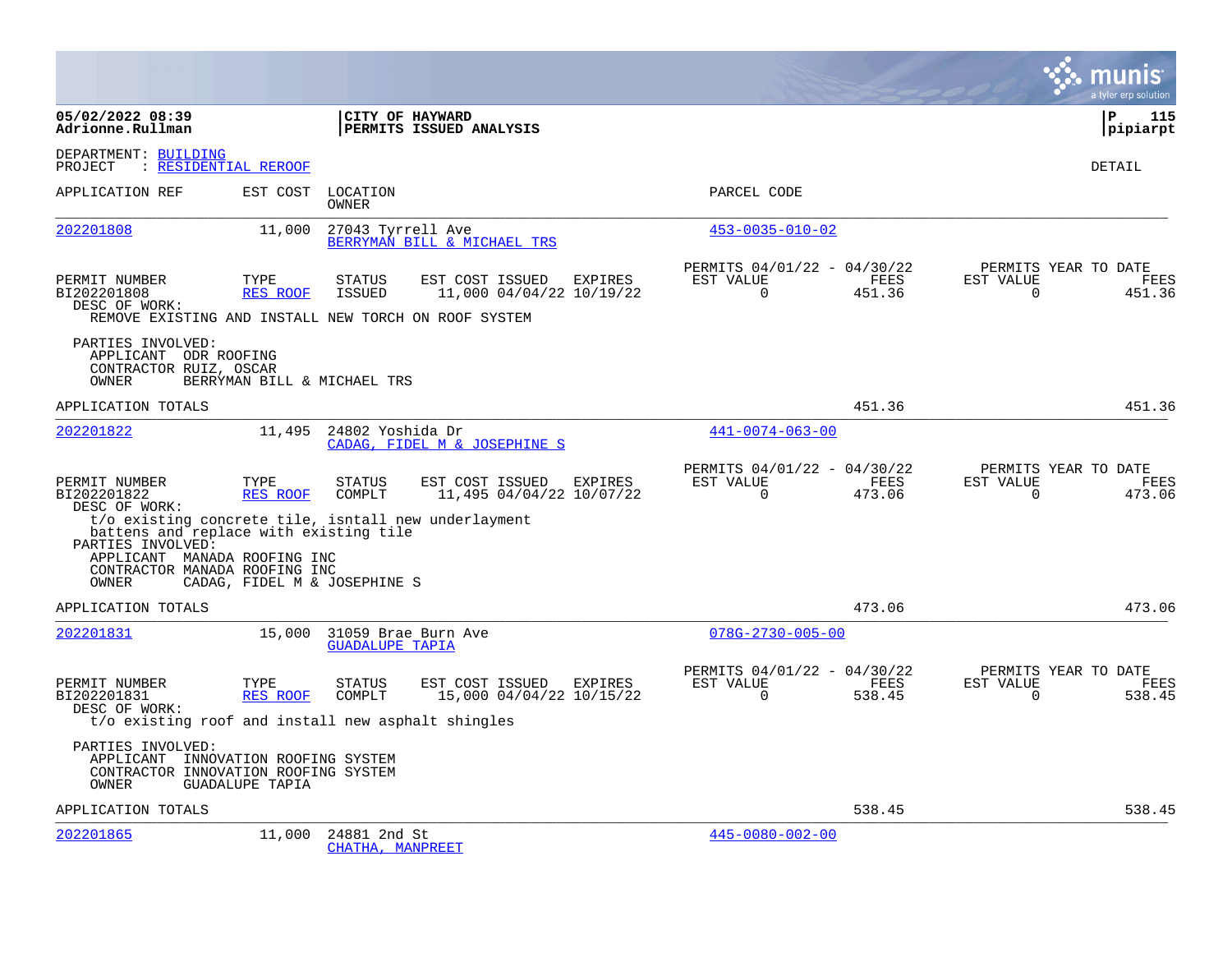**05/02/2022 08:39**
**Adrionne.Rullman**

**CITY OF HAYWARD**
**PERMITS ISSUED ANALYSIS**

**P 115**
**pipiarpt**

DEPARTMENT: BUILDING
PROJECT : RESIDENTIAL REROOF

DETAIL

| APPLICATION REF | EST COST | LOCATION / OWNER | PARCEL CODE |
|---|---|---|---|
| 202201808 | 11,000 | 27043 Tyrrell Ave / BERRYMAN BILL & MICHAEL TRS | 453-0035-010-02 |

| PERMIT NUMBER | TYPE | STATUS | EST COST | ISSUED | EXPIRES | PERMITS 04/01/22 - 04/30/22 EST VALUE | FEES | PERMITS YEAR TO DATE EST VALUE | FEES |
|---|---|---|---|---|---|---|---|---|---|
| BI202201808 | RES ROOF | ISSUED | 11,000 | 04/04/22 | 10/19/22 | 0 | 451.36 | 0 | 451.36 |

DESC OF WORK:
REMOVE EXISTING AND INSTALL NEW TORCH ON ROOF SYSTEM

PARTIES INVOLVED:
APPLICANT ODR ROOFING
CONTRACTOR RUIZ, OSCAR
OWNER BERRYMAN BILL & MICHAEL TRS

APPLICATION TOTALS 451.36 451.36

| APPLICATION REF | EST COST | LOCATION / OWNER | PARCEL CODE |
|---|---|---|---|
| 202201822 | 11,495 | 24802 Yoshida Dr / CADAG, FIDEL M & JOSEPHINE S | 441-0074-063-00 |

| PERMIT NUMBER | TYPE | STATUS | EST COST | ISSUED | EXPIRES | PERMITS 04/01/22 - 04/30/22 EST VALUE | FEES | PERMITS YEAR TO DATE EST VALUE | FEES |
|---|---|---|---|---|---|---|---|---|---|
| BI202201822 | RES ROOF | COMPLT | 11,495 | 04/04/22 | 10/07/22 | 0 | 473.06 | 0 | 473.06 |

DESC OF WORK:
t/o existing concrete tile, isntall new underlayment battens and replace with existing tile

PARTIES INVOLVED:
APPLICANT MANADA ROOFING INC
CONTRACTOR MANADA ROOFING INC
OWNER CADAG, FIDEL M & JOSEPHINE S

APPLICATION TOTALS 473.06 473.06

| APPLICATION REF | EST COST | LOCATION / OWNER | PARCEL CODE |
|---|---|---|---|
| 202201831 | 15,000 | 31059 Brae Burn Ave / GUADALUPE TAPIA | 078G-2730-005-00 |

| PERMIT NUMBER | TYPE | STATUS | EST COST | ISSUED | EXPIRES | PERMITS 04/01/22 - 04/30/22 EST VALUE | FEES | PERMITS YEAR TO DATE EST VALUE | FEES |
|---|---|---|---|---|---|---|---|---|---|
| BI202201831 | RES ROOF | COMPLT | 15,000 | 04/04/22 | 10/15/22 | 0 | 538.45 | 0 | 538.45 |

DESC OF WORK:
t/o existing roof and install new asphalt shingles

PARTIES INVOLVED:
APPLICANT INNOVATION ROOFING SYSTEM
CONTRACTOR INNOVATION ROOFING SYSTEM
OWNER GUADALUPE TAPIA

APPLICATION TOTALS 538.45 538.45

| APPLICATION REF | EST COST | LOCATION / OWNER | PARCEL CODE |
|---|---|---|---|
| 202201865 | 11,000 | 24881 2nd St / CHATHA, MANPREET | 445-0080-002-00 |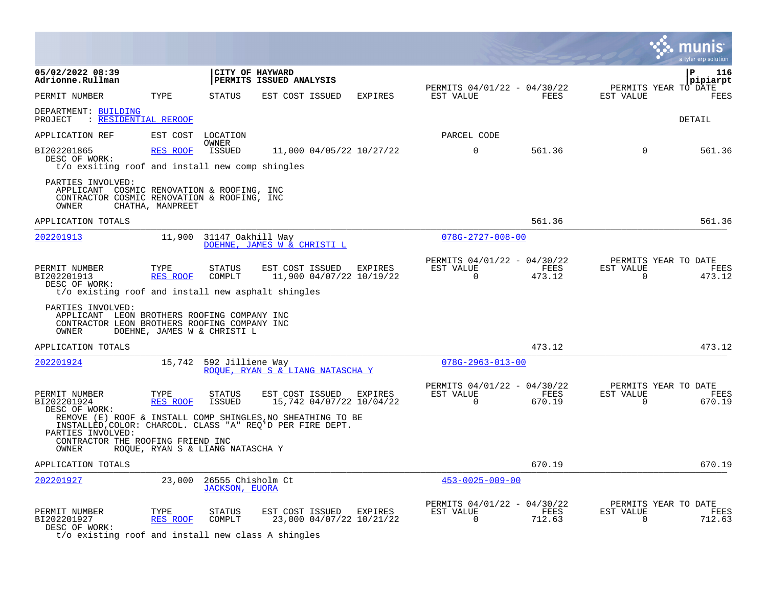**CITY OF HAYWARD**
**PERMITS ISSUED ANALYSIS**

05/02/2022 08:39
Adrionne.Rullman

P 116
pipiarpt

| PERMIT NUMBER | TYPE | STATUS | EST COST | ISSUED | EXPIRES | PERMITS 04/01/22 - 04/30/22 EST VALUE | FEES | PERMITS YEAR TO DATE EST VALUE | FEES |
|---|---|---|---|---|---|---|---|---|---|

DEPARTMENT: BUILDING
PROJECT : RESIDENTIAL REROOF

DETAIL

APPLICATION REF | EST COST | LOCATION / OWNER | PARCEL CODE

| PERMIT NUMBER | TYPE | STATUS | EST COST | ISSUED | EXPIRES | EST VALUE | FEES | EST VALUE (YTD) | FEES (YTD) |
|---|---|---|---|---|---|---|---|---|---|
| BI202201865 | RES ROOF | ISSUED | 11,000 | 04/05/22 | 10/27/22 | 0 | 561.36 | 0 | 561.36 |

DESC OF WORK:
t/o exsiting roof and install new comp shingles

PARTIES INVOLVED:
APPLICANT COSMIC RENOVATION & ROOFING, INC
CONTRACTOR COSMIC RENOVATION & ROOFING, INC
OWNER CHATHA, MANPREET

APPLICATION TOTALS 561.36 561.36

---

202201913 | 11,900 | 31147 Oakhill Way | 078G-2727-008-00
DOEHNE, JAMES W & CHRISTI L

| PERMIT NUMBER | TYPE | STATUS | EST COST | ISSUED | EXPIRES | EST VALUE | FEES | EST VALUE (YTD) | FEES (YTD) |
|---|---|---|---|---|---|---|---|---|---|
| BI202201913 | RES ROOF | COMPLT | 11,900 | 04/07/22 | 10/19/22 | 0 | 473.12 | 0 | 473.12 |

DESC OF WORK:
t/o existing roof and install new asphalt shingles

PARTIES INVOLVED:
APPLICANT LEON BROTHERS ROOFING COMPANY INC
CONTRACTOR LEON BROTHERS ROOFING COMPANY INC
OWNER DOEHNE, JAMES W & CHRISTI L

APPLICATION TOTALS 473.12 473.12

---

202201924 | 15,742 | 592 Jilliene Way | 078G-2963-013-00
ROQUE, RYAN S & LIANG NATASCHA Y

| PERMIT NUMBER | TYPE | STATUS | EST COST | ISSUED | EXPIRES | EST VALUE | FEES | EST VALUE (YTD) | FEES (YTD) |
|---|---|---|---|---|---|---|---|---|---|
| BI202201924 | RES ROOF | ISSUED | 15,742 | 04/07/22 | 10/04/22 | 0 | 670.19 | 0 | 670.19 |

DESC OF WORK:
REMOVE (E) ROOF & INSTALL COMP SHINGLES,NO SHEATHING TO BE INSTALLED,COLOR: CHARCOL. CLASS "A" REQ'D PER FIRE DEPT.

PARTIES INVOLVED:
CONTRACTOR THE ROOFING FRIEND INC
OWNER ROQUE, RYAN S & LIANG NATASCHA Y

APPLICATION TOTALS 670.19 670.19

---

202201927 | 23,000 | 26555 Chisholm Ct | 453-0025-009-00
JACKSON, EUORA

| PERMIT NUMBER | TYPE | STATUS | EST COST | ISSUED | EXPIRES | EST VALUE | FEES | EST VALUE (YTD) | FEES (YTD) |
|---|---|---|---|---|---|---|---|---|---|
| BI202201927 | RES ROOF | COMPLT | 23,000 | 04/07/22 | 10/21/22 | 0 | 712.63 | 0 | 712.63 |

DESC OF WORK:
t/o existing roof and install new class A shingles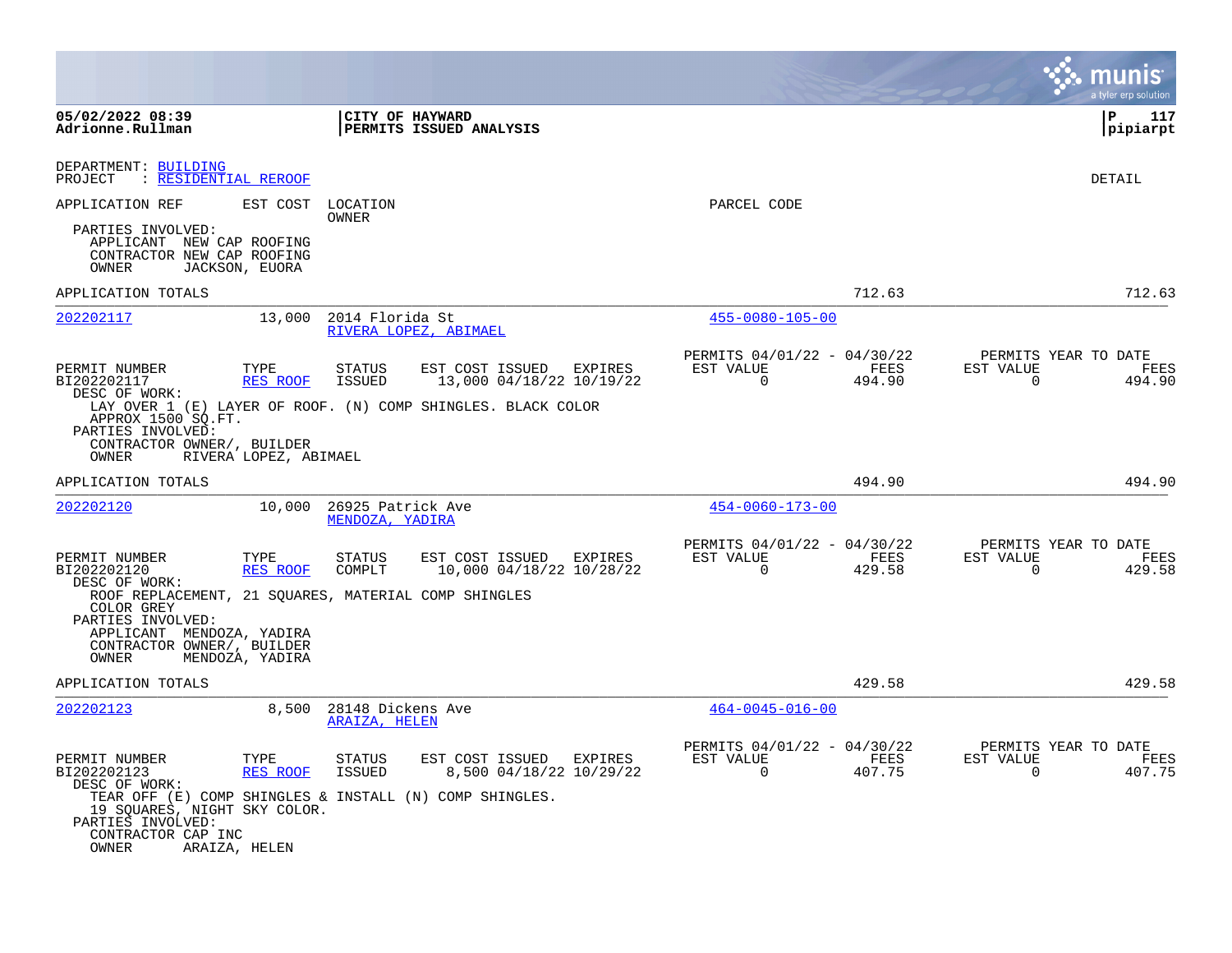**05/02/2022 08:39**
**Adrionne.Rullman**

**CITY OF HAYWARD**
**PERMITS ISSUED ANALYSIS**

**P 117**
**pipiarpt**

DEPARTMENT: BUILDING
PROJECT : RESIDENTIAL REROOF

DETAIL

APPLICATION REF    EST COST    LOCATION
OWNER
PARCEL CODE

PARTIES INVOLVED:
APPLICANT NEW CAP ROOFING
CONTRACTOR NEW CAP ROOFING
OWNER JACKSON, EUORA

APPLICATION TOTALS    712.63    712.63

---

**202202117**    13,000    2014 Florida St
RIVERA LOPEZ, ABIMAEL
455-0080-105-00

| PERMIT NUMBER | TYPE | STATUS | EST COST | ISSUED | EXPIRES | PERMITS 04/01/22 - 04/30/22 EST VALUE | FEES | PERMITS YEAR TO DATE EST VALUE | FEES |
|---|---|---|---|---|---|---|---|---|---|
| BI202202117 | RES ROOF | ISSUED | 13,000 | 04/18/22 | 10/19/22 | 0 | 494.90 | 0 | 494.90 |

DESC OF WORK:
LAY OVER 1 (E) LAYER OF ROOF. (N) COMP SHINGLES. BLACK COLOR
APPROX 1500 SQ.FT.
PARTIES INVOLVED:
CONTRACTOR OWNER/, BUILDER
OWNER RIVERA LOPEZ, ABIMAEL

APPLICATION TOTALS    494.90    494.90

---

**202202120**    10,000    26925 Patrick Ave
MENDOZA, YADIRA
454-0060-173-00

| PERMIT NUMBER | TYPE | STATUS | EST COST | ISSUED | EXPIRES | PERMITS 04/01/22 - 04/30/22 EST VALUE | FEES | PERMITS YEAR TO DATE EST VALUE | FEES |
|---|---|---|---|---|---|---|---|---|---|
| BI202202120 | RES ROOF | COMPLT | 10,000 | 04/18/22 | 10/28/22 | 0 | 429.58 | 0 | 429.58 |

DESC OF WORK:
ROOF REPLACEMENT, 21 SQUARES, MATERIAL COMP SHINGLES
COLOR GREY
PARTIES INVOLVED:
APPLICANT MENDOZA, YADIRA
CONTRACTOR OWNER/, BUILDER
OWNER MENDOZA, YADIRA

APPLICATION TOTALS    429.58    429.58

---

**202202123**    8,500    28148 Dickens Ave
ARAIZA, HELEN
464-0045-016-00

| PERMIT NUMBER | TYPE | STATUS | EST COST | ISSUED | EXPIRES | PERMITS 04/01/22 - 04/30/22 EST VALUE | FEES | PERMITS YEAR TO DATE EST VALUE | FEES |
|---|---|---|---|---|---|---|---|---|---|
| BI202202123 | RES ROOF | ISSUED | 8,500 | 04/18/22 | 10/29/22 | 0 | 407.75 | 0 | 407.75 |

DESC OF WORK:
TEAR OFF (E) COMP SHINGLES & INSTALL (N) COMP SHINGLES.
19 SQUARES, NIGHT SKY COLOR.
PARTIES INVOLVED:
CONTRACTOR CAP INC
OWNER ARAIZA, HELEN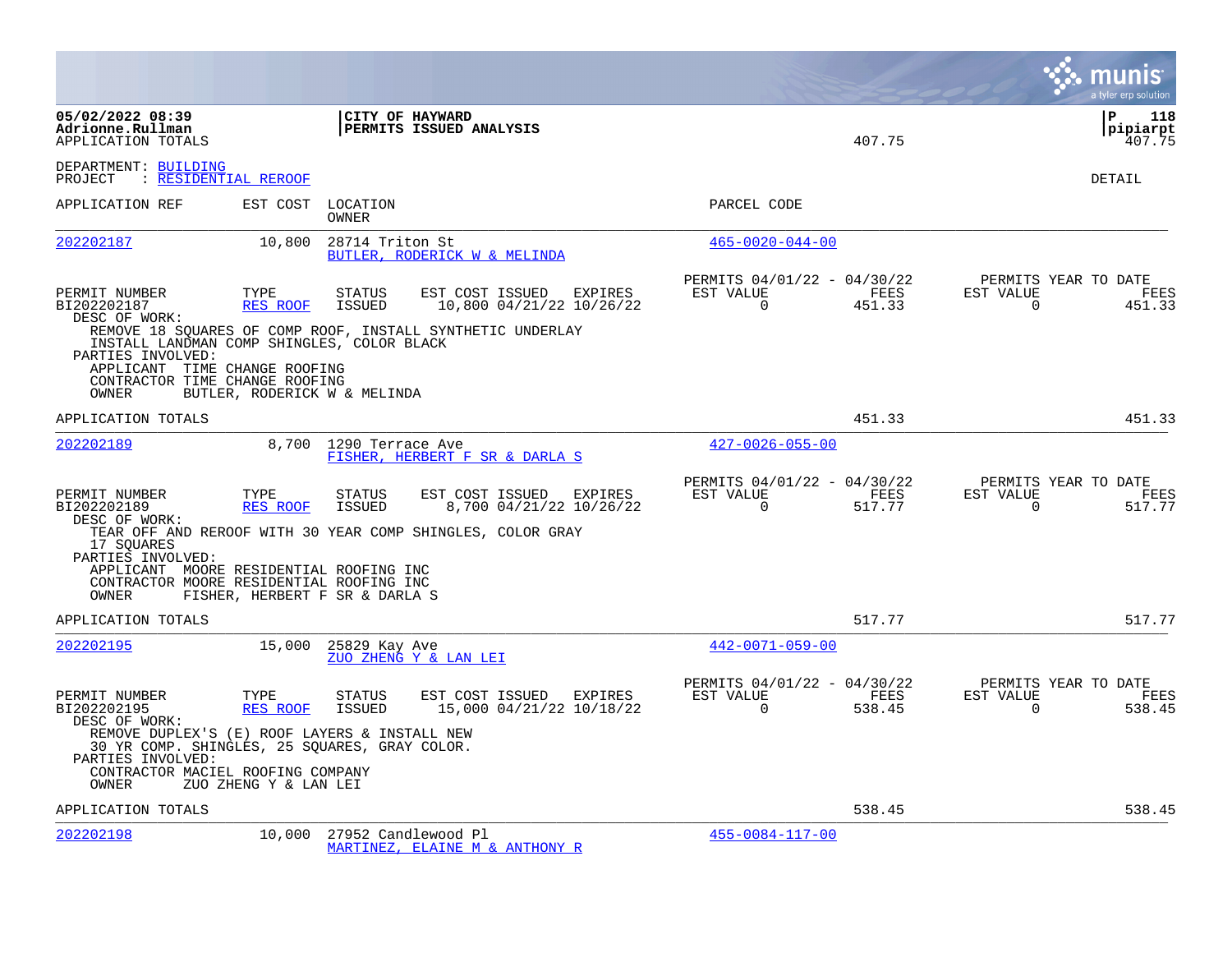05/02/2022 08:39
Adrionne.Rullman
APPLICATION TOTALS

**CITY OF HAYWARD**
**PERMITS ISSUED ANALYSIS**

407.75

P 118
pipiarpt
407.75

DEPARTMENT: BUILDING
PROJECT : RESIDENTIAL REROOF

DETAIL

| APPLICATION REF | EST COST | LOCATION / OWNER | PARCEL CODE |
|---|---|---|---|
| 202202187 | 10,800 | 28714 Triton St / BUTLER, RODERICK W & MELINDA | 465-0020-044-00 |

| PERMIT NUMBER | TYPE | STATUS | EST COST | ISSUED | EXPIRES | PERMITS 04/01/22 - 04/30/22 EST VALUE | FEES | PERMITS YEAR TO DATE EST VALUE | FEES |
|---|---|---|---|---|---|---|---|---|---|
| BI202202187 | RES ROOF | ISSUED | 10,800 | 04/21/22 | 10/26/22 | 0 | 451.33 | 0 | 451.33 |

DESC OF WORK:
REMOVE 18 SQUARES OF COMP ROOF, INSTALL SYNTHETIC UNDERLAY
INSTALL LANDMAN COMP SHINGLES, COLOR BLACK
PARTIES INVOLVED:
APPLICANT TIME CHANGE ROOFING
CONTRACTOR TIME CHANGE ROOFING
OWNER BUTLER, RODERICK W & MELINDA

APPLICATION TOTALS 451.33 451.33

| APPLICATION REF | EST COST | LOCATION / OWNER | PARCEL CODE |
|---|---|---|---|
| 202202189 | 8,700 | 1290 Terrace Ave / FISHER, HERBERT F SR & DARLA S | 427-0026-055-00 |

| PERMIT NUMBER | TYPE | STATUS | EST COST | ISSUED | EXPIRES | PERMITS 04/01/22 - 04/30/22 EST VALUE | FEES | PERMITS YEAR TO DATE EST VALUE | FEES |
|---|---|---|---|---|---|---|---|---|---|
| BI202202189 | RES ROOF | ISSUED | 8,700 | 04/21/22 | 10/26/22 | 0 | 517.77 | 0 | 517.77 |

DESC OF WORK:
TEAR OFF AND REROOF WITH 30 YEAR COMP SHINGLES, COLOR GRAY
17 SQUARES
PARTIES INVOLVED:
APPLICANT MOORE RESIDENTIAL ROOFING INC
CONTRACTOR MOORE RESIDENTIAL ROOFING INC
OWNER FISHER, HERBERT F SR & DARLA S

APPLICATION TOTALS 517.77 517.77

| APPLICATION REF | EST COST | LOCATION / OWNER | PARCEL CODE |
|---|---|---|---|
| 202202195 | 15,000 | 25829 Kay Ave / ZUO ZHENG Y & LAN LEI | 442-0071-059-00 |

| PERMIT NUMBER | TYPE | STATUS | EST COST | ISSUED | EXPIRES | PERMITS 04/01/22 - 04/30/22 EST VALUE | FEES | PERMITS YEAR TO DATE EST VALUE | FEES |
|---|---|---|---|---|---|---|---|---|---|
| BI202202195 | RES ROOF | ISSUED | 15,000 | 04/21/22 | 10/18/22 | 0 | 538.45 | 0 | 538.45 |

DESC OF WORK:
REMOVE DUPLEX'S (E) ROOF LAYERS & INSTALL NEW
30 YR COMP. SHINGLES, 25 SQUARES, GRAY COLOR.
PARTIES INVOLVED:
CONTRACTOR MACIEL ROOFING COMPANY
OWNER ZUO ZHENG Y & LAN LEI

APPLICATION TOTALS 538.45 538.45

| APPLICATION REF | EST COST | LOCATION / OWNER | PARCEL CODE |
|---|---|---|---|
| 202202198 | 10,000 | 27952 Candlewood Pl / MARTINEZ, ELAINE M & ANTHONY R | 455-0084-117-00 |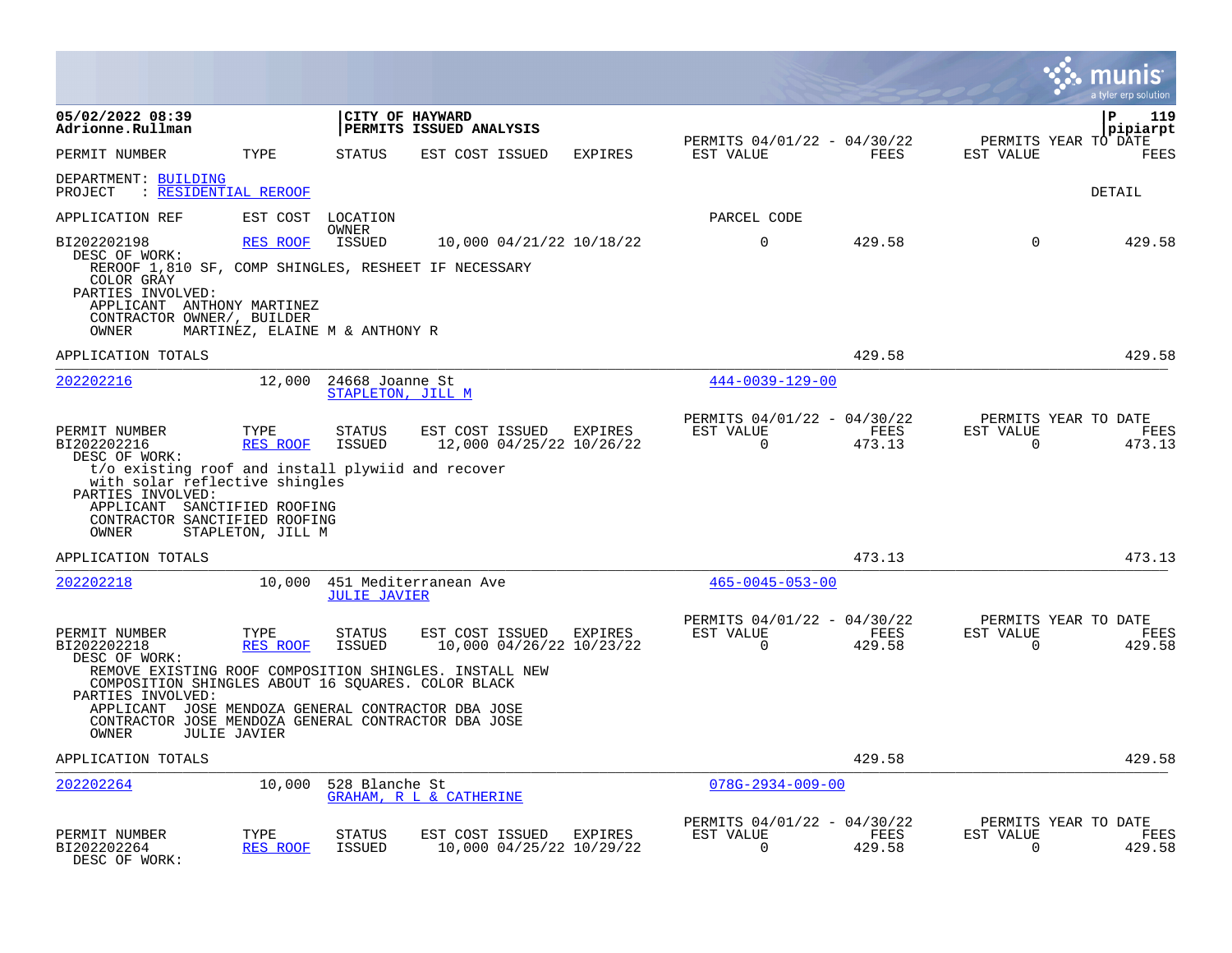**05/02/2022 08:39**
**Adrionne.Rullman**

**CITY OF HAYWARD**
**PERMITS ISSUED ANALYSIS**

**P 119**
**pipiarpt**

| PERMIT NUMBER | TYPE | STATUS | EST COST | ISSUED | EXPIRES | PERMITS 04/01/22 - 04/30/22 EST VALUE | FEES | PERMITS YEAR TO DATE EST VALUE | FEES |
|---|---|---|---|---|---|---|---|---|---|

DEPARTMENT: BUILDING
PROJECT : RESIDENTIAL REROOF

DETAIL

| APPLICATION REF | EST COST | LOCATION / OWNER | PARCEL CODE |
|---|---|---|---|

| PERMIT NUMBER | TYPE | STATUS | EST COST | ISSUED | EXPIRES | EST VALUE | FEES | EST VALUE | FEES |
|---|---|---|---|---|---|---|---|---|---|
| BI202202198 | RES ROOF | ISSUED | 10,000 | 04/21/22 | 10/18/22 | 0 | 429.58 | 0 | 429.58 |

DESC OF WORK:
REROOF 1,810 SF, COMP SHINGLES, RESHEET IF NECESSARY
COLOR GRAY

PARTIES INVOLVED:
APPLICANT ANTHONY MARTINEZ
CONTRACTOR OWNER/, BUILDER
OWNER MARTINEZ, ELAINE M & ANTHONY R

APPLICATION TOTALS 429.58 429.58

---

| APPLICATION REF | EST COST | LOCATION / OWNER | PARCEL CODE |
|---|---|---|---|
| 202202216 | 12,000 | 24668 Joanne St / STAPLETON, JILL M | 444-0039-129-00 |

| PERMIT NUMBER | TYPE | STATUS | EST COST | ISSUED | EXPIRES | PERMITS 04/01/22 - 04/30/22 EST VALUE | FEES | PERMITS YEAR TO DATE EST VALUE | FEES |
|---|---|---|---|---|---|---|---|---|---|
| BI202202216 | RES ROOF | ISSUED | 12,000 | 04/25/22 | 10/26/22 | 0 | 473.13 | 0 | 473.13 |

DESC OF WORK:
t/o existing roof and install plywiid and recover
with solar reflective shingles

PARTIES INVOLVED:
APPLICANT SANCTIFIED ROOFING
CONTRACTOR SANCTIFIED ROOFING
OWNER STAPLETON, JILL M

APPLICATION TOTALS 473.13 473.13

---

| APPLICATION REF | EST COST | LOCATION / OWNER | PARCEL CODE |
|---|---|---|---|
| 202202218 | 10,000 | 451 Mediterranean Ave / JULIE JAVIER | 465-0045-053-00 |

| PERMIT NUMBER | TYPE | STATUS | EST COST | ISSUED | EXPIRES | PERMITS 04/01/22 - 04/30/22 EST VALUE | FEES | PERMITS YEAR TO DATE EST VALUE | FEES |
|---|---|---|---|---|---|---|---|---|---|
| BI202202218 | RES ROOF | ISSUED | 10,000 | 04/26/22 | 10/23/22 | 0 | 429.58 | 0 | 429.58 |

DESC OF WORK:
REMOVE EXISTING ROOF COMPOSITION SHINGLES. INSTALL NEW
COMPOSITION SHINGLES ABOUT 16 SQUARES. COLOR BLACK

PARTIES INVOLVED:
APPLICANT JOSE MENDOZA GENERAL CONTRACTOR DBA JOSE
CONTRACTOR JOSE MENDOZA GENERAL CONTRACTOR DBA JOSE
OWNER JULIE JAVIER

APPLICATION TOTALS 429.58 429.58

---

| APPLICATION REF | EST COST | LOCATION / OWNER | PARCEL CODE |
|---|---|---|---|
| 202202264 | 10,000 | 528 Blanche St / GRAHAM, R L & CATHERINE | 078G-2934-009-00 |

| PERMIT NUMBER | TYPE | STATUS | EST COST | ISSUED | EXPIRES | PERMITS 04/01/22 - 04/30/22 EST VALUE | FEES | PERMITS YEAR TO DATE EST VALUE | FEES |
|---|---|---|---|---|---|---|---|---|---|
| BI202202264 | RES ROOF | ISSUED | 10,000 | 04/25/22 | 10/29/22 | 0 | 429.58 | 0 | 429.58 |

DESC OF WORK: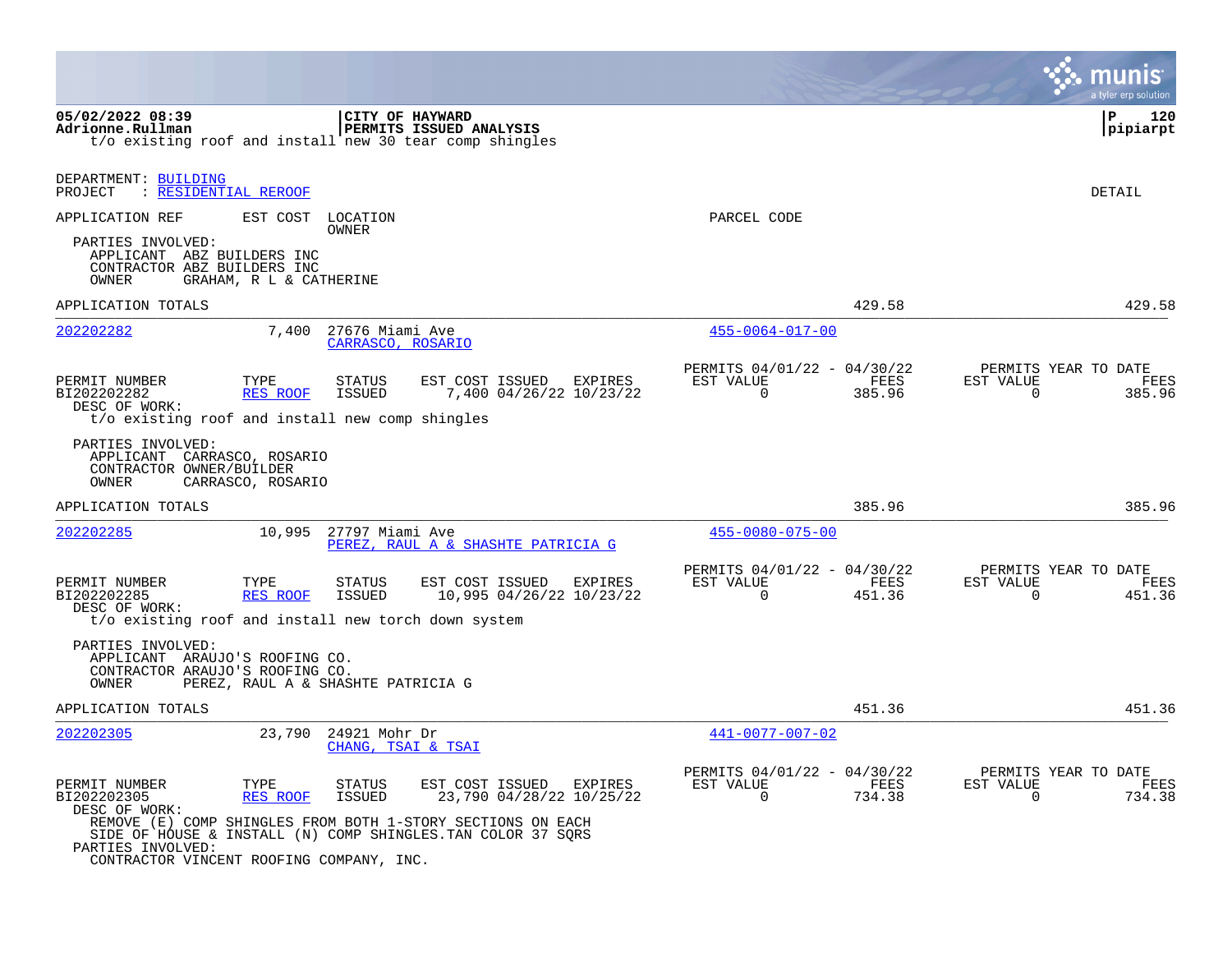t/o existing roof and install new 30 tear comp shingles

DEPARTMENT: BUILDING
PROJECT : RESIDENTIAL REROOF

DETAIL

APPLICATION REF | EST COST | LOCATION / OWNER | PARCEL CODE

PARTIES INVOLVED:
APPLICANT ABZ BUILDERS INC
CONTRACTOR ABZ BUILDERS INC
OWNER GRAHAM, R L & CATHERINE

APPLICATION TOTALS 429.58 429.58

---

**202202282** | 7,400 | 27676 Miami Ave | 455-0064-017-00
CARRASCO, ROSARIO

| PERMIT NUMBER | TYPE | STATUS | EST COST | ISSUED | EXPIRES | PERMITS 04/01/22 - 04/30/22 EST VALUE | FEES | PERMITS YEAR TO DATE EST VALUE | FEES |
|---|---|---|---|---|---|---|---|---|---|
| BI202202282 | RES ROOF | ISSUED | 7,400 | 04/26/22 | 10/23/22 | 0 | 385.96 | 0 | 385.96 |

DESC OF WORK:
t/o existing roof and install new comp shingles

PARTIES INVOLVED:
APPLICANT CARRASCO, ROSARIO
CONTRACTOR OWNER/BUILDER
OWNER CARRASCO, ROSARIO

APPLICATION TOTALS 385.96 385.96

---

**202202285** | 10,995 | 27797 Miami Ave | 455-0080-075-00
PEREZ, RAUL A & SHASHTE PATRICIA G

| PERMIT NUMBER | TYPE | STATUS | EST COST | ISSUED | EXPIRES | PERMITS 04/01/22 - 04/30/22 EST VALUE | FEES | PERMITS YEAR TO DATE EST VALUE | FEES |
|---|---|---|---|---|---|---|---|---|---|
| BI202202285 | RES ROOF | ISSUED | 10,995 | 04/26/22 | 10/23/22 | 0 | 451.36 | 0 | 451.36 |

DESC OF WORK:
t/o existing roof and install new torch down system

PARTIES INVOLVED:
APPLICANT ARAUJO'S ROOFING CO.
CONTRACTOR ARAUJO'S ROOFING CO.
OWNER PEREZ, RAUL A & SHASHTE PATRICIA G

APPLICATION TOTALS 451.36 451.36

---

**202202305** | 23,790 | 24921 Mohr Dr | 441-0077-007-02
CHANG, TSAI & TSAI

| PERMIT NUMBER | TYPE | STATUS | EST COST | ISSUED | EXPIRES | PERMITS 04/01/22 - 04/30/22 EST VALUE | FEES | PERMITS YEAR TO DATE EST VALUE | FEES |
|---|---|---|---|---|---|---|---|---|---|
| BI202202305 | RES ROOF | ISSUED | 23,790 | 04/28/22 | 10/25/22 | 0 | 734.38 | 0 | 734.38 |

DESC OF WORK:
REMOVE (E) COMP SHINGLES FROM BOTH 1-STORY SECTIONS ON EACH SIDE OF HOUSE & INSTALL (N) COMP SHINGLES.TAN COLOR 37 SQRS

PARTIES INVOLVED:
CONTRACTOR VINCENT ROOFING COMPANY, INC.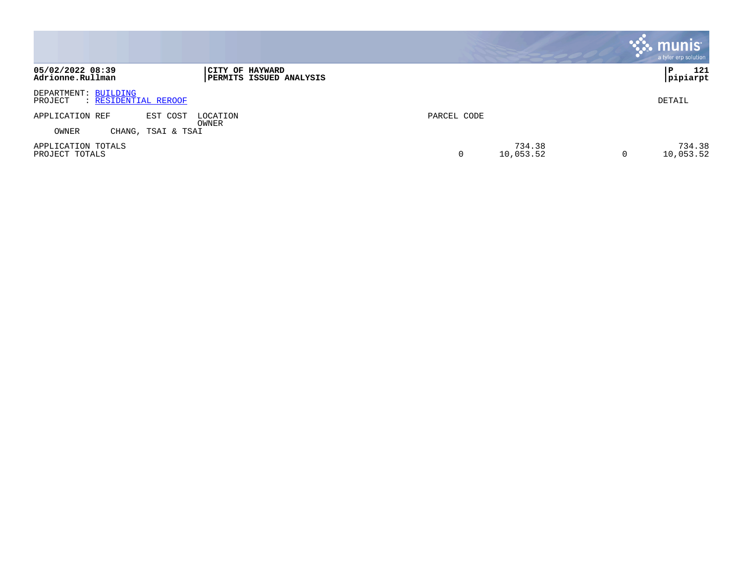**CITY OF HAYWARD**
**PERMITS ISSUED ANALYSIS**

**05/02/2022 08:39**
**Adrionne.Rullman**

**P 121**
**pipiarpt**

DEPARTMENT: BUILDING
PROJECT : RESIDENTIAL REROOF

DETAIL

| APPLICATION REF | EST COST | LOCATION<br>OWNER | PARCEL CODE | | | |
|---|---|---|---|---|---|---|
| OWNER | CHANG, TSAI & TSAI | | | | | |
| APPLICATION TOTALS | | | | 734.38 | | 734.38 |
| PROJECT TOTALS | | | 0 | 10,053.52 | 0 | 10,053.52 |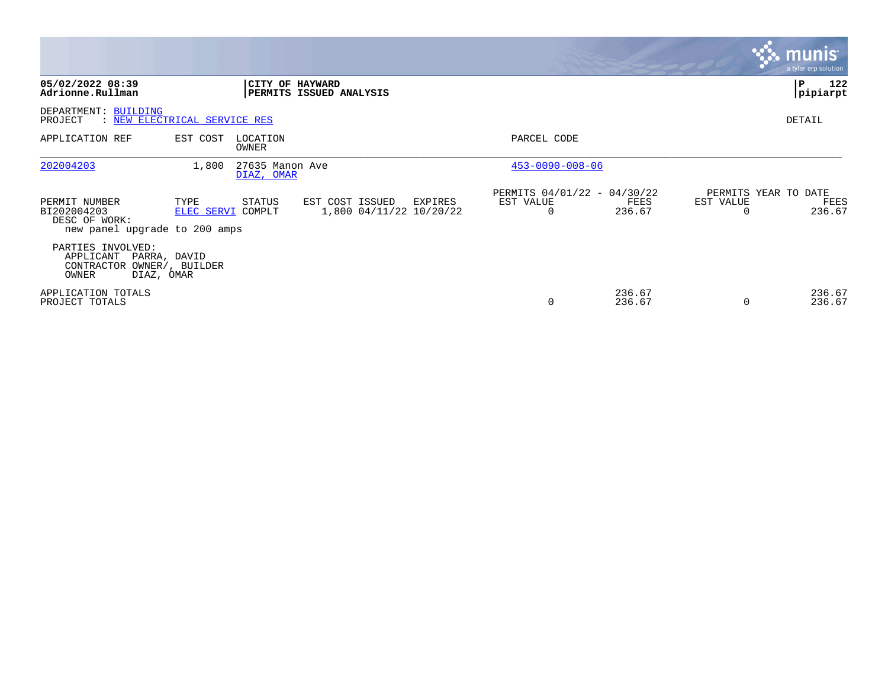**05/02/2022 08:39**
**Adrionne.Rullman**

**CITY OF HAYWARD**
**PERMITS ISSUED ANALYSIS**

**P 122**
**pipiarpt**

DEPARTMENT: BUILDING
PROJECT : NEW ELECTRICAL SERVICE RES

DETAIL

| APPLICATION REF | EST COST | LOCATION / OWNER | PARCEL CODE |
|---|---|---|---|
| 202004203 | 1,800 | 27635 Manon Ave / DIAZ, OMAR | 453-0090-008-06 |

| PERMIT NUMBER | TYPE | STATUS | EST COST | ISSUED | EXPIRES | PERMITS 04/01/22 - 04/30/22 EST VALUE | FEES | PERMITS YEAR TO DATE EST VALUE | FEES |
|---|---|---|---|---|---|---|---|---|---|
| BI202004203 | ELEC SERVI | COMPLT | 1,800 | 04/11/22 | 10/20/22 | 0 | 236.67 | 0 | 236.67 |

DESC OF WORK:
new panel upgrade to 200 amps

PARTIES INVOLVED:
APPLICANT PARRA, DAVID
CONTRACTOR OWNER/, BUILDER
OWNER DIAZ, OMAR

| | EST VALUE | FEES | EST VALUE | FEES |
|---|---|---|---|---|
| APPLICATION TOTALS | | 236.67 | | 236.67 |
| PROJECT TOTALS | 0 | 236.67 | 0 | 236.67 |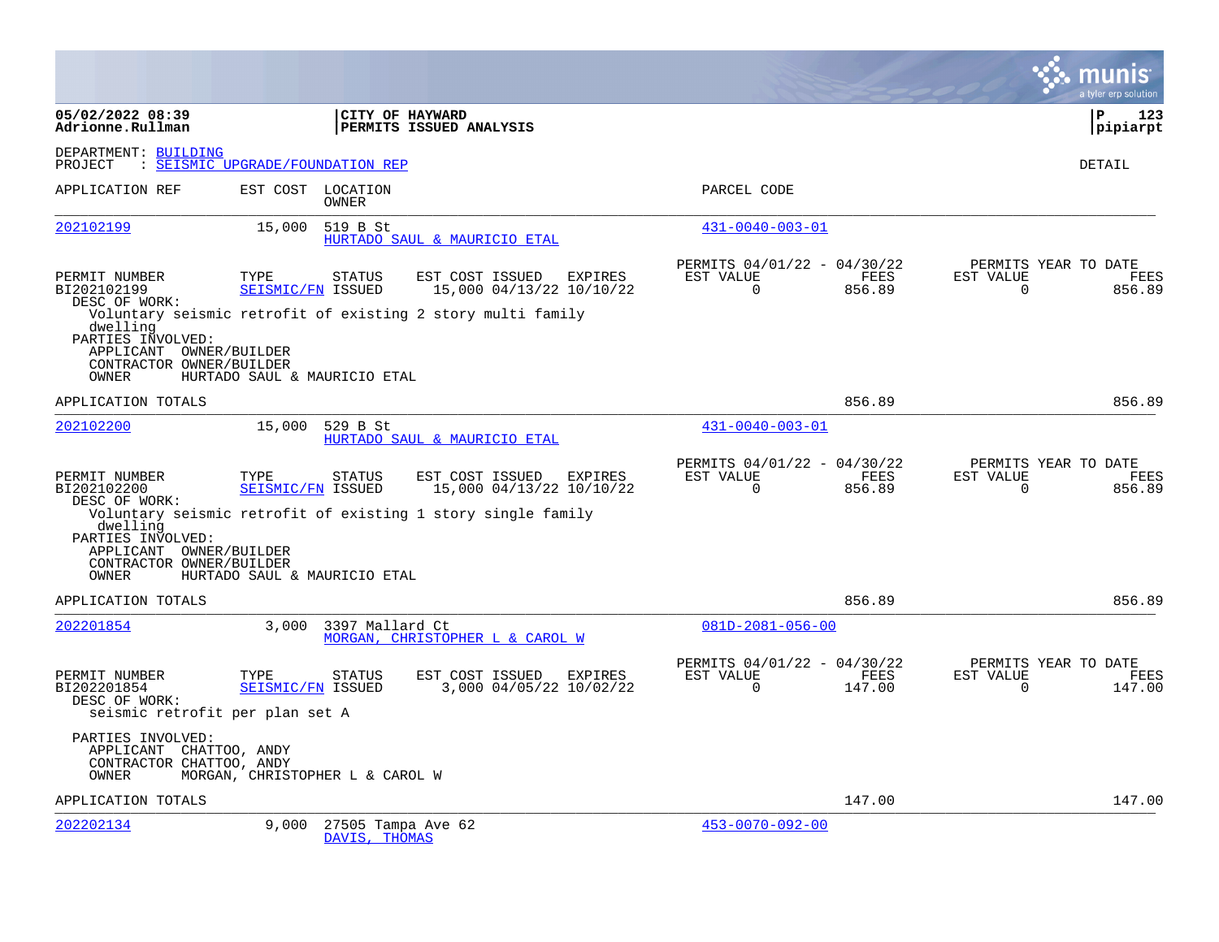**05/02/2022 08:39**
**Adrionne.Rullman**

**CITY OF HAYWARD**
**PERMITS ISSUED ANALYSIS**

**P 123**
**pipiarpt**

DEPARTMENT: BUILDING
PROJECT : SEISMIC UPGRADE/FOUNDATION REP

DETAIL

| APPLICATION REF | EST COST | LOCATION / OWNER | PARCEL CODE |
|---|---|---|---|
| 202102199 | 15,000 | 519 B St / HURTADO SAUL & MAURICIO ETAL | 431-0040-003-01 |

| PERMIT NUMBER | TYPE | STATUS | EST COST | ISSUED | EXPIRES | PERMITS 04/01/22 - 04/30/22 EST VALUE | FEES | PERMITS YEAR TO DATE EST VALUE | FEES |
|---|---|---|---|---|---|---|---|---|---|
| BI202102199 | SEISMIC/FN | ISSUED | 15,000 | 04/13/22 | 10/10/22 | 0 | 856.89 | 0 | 856.89 |

DESC OF WORK:
Voluntary seismic retrofit of existing 2 story multi family dwelling

PARTIES INVOLVED:
APPLICANT OWNER/BUILDER
CONTRACTOR OWNER/BUILDER
OWNER HURTADO SAUL & MAURICIO ETAL

APPLICATION TOTALS 856.89 856.89

| APPLICATION REF | EST COST | LOCATION / OWNER | PARCEL CODE |
|---|---|---|---|
| 202102200 | 15,000 | 529 B St / HURTADO SAUL & MAURICIO ETAL | 431-0040-003-01 |

| PERMIT NUMBER | TYPE | STATUS | EST COST | ISSUED | EXPIRES | PERMITS 04/01/22 - 04/30/22 EST VALUE | FEES | PERMITS YEAR TO DATE EST VALUE | FEES |
|---|---|---|---|---|---|---|---|---|---|
| BI202102200 | SEISMIC/FN | ISSUED | 15,000 | 04/13/22 | 10/10/22 | 0 | 856.89 | 0 | 856.89 |

DESC OF WORK:
Voluntary seismic retrofit of existing 1 story single family dwelling

PARTIES INVOLVED:
APPLICANT OWNER/BUILDER
CONTRACTOR OWNER/BUILDER
OWNER HURTADO SAUL & MAURICIO ETAL

APPLICATION TOTALS 856.89 856.89

| APPLICATION REF | EST COST | LOCATION / OWNER | PARCEL CODE |
|---|---|---|---|
| 202201854 | 3,000 | 3397 Mallard Ct / MORGAN, CHRISTOPHER L & CAROL W | 081D-2081-056-00 |

| PERMIT NUMBER | TYPE | STATUS | EST COST | ISSUED | EXPIRES | PERMITS 04/01/22 - 04/30/22 EST VALUE | FEES | PERMITS YEAR TO DATE EST VALUE | FEES |
|---|---|---|---|---|---|---|---|---|---|
| BI202201854 | SEISMIC/FN | ISSUED | 3,000 | 04/05/22 | 10/02/22 | 0 | 147.00 | 0 | 147.00 |

DESC OF WORK:
seismic retrofit per plan set A

PARTIES INVOLVED:
APPLICANT CHATTOO, ANDY
CONTRACTOR CHATTOO, ANDY
OWNER MORGAN, CHRISTOPHER L & CAROL W

APPLICATION TOTALS 147.00 147.00

| APPLICATION REF | EST COST | LOCATION / OWNER | PARCEL CODE |
|---|---|---|---|
| 202202134 | 9,000 | 27505 Tampa Ave 62 / DAVIS, THOMAS | 453-0070-092-00 |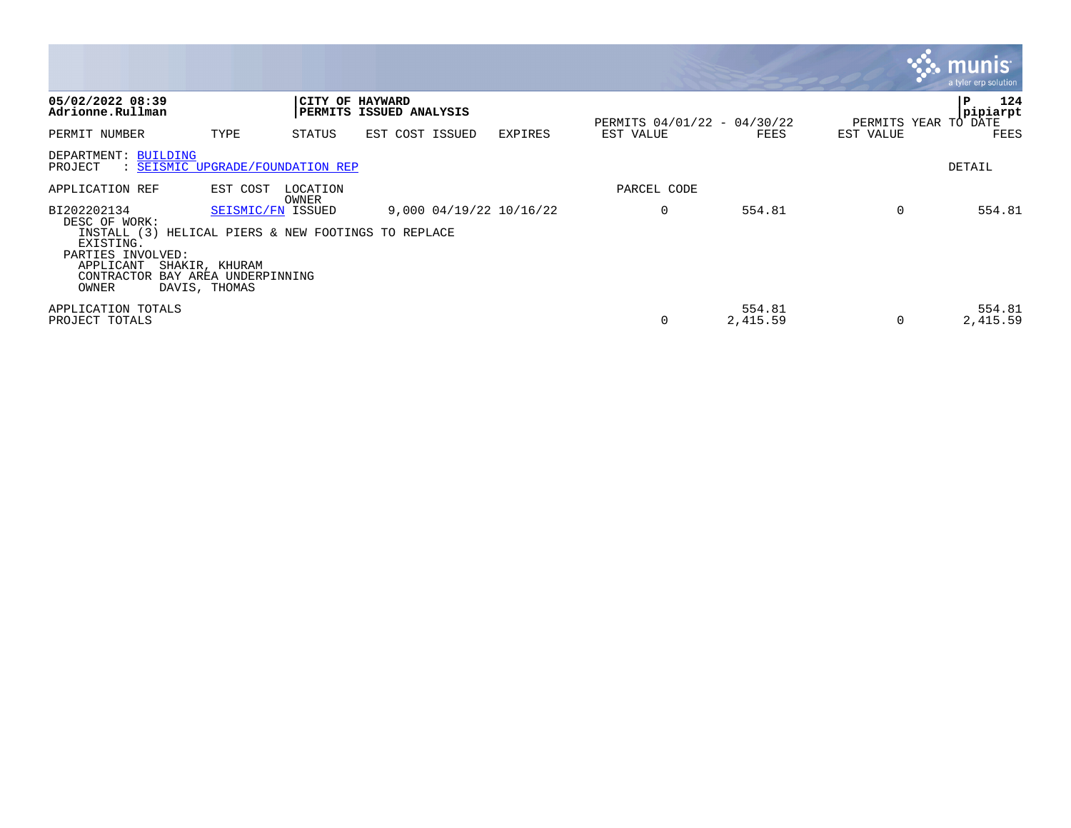**05/02/2022 08:39**
**Adrionne.Rullman**

**CITY OF HAYWARD**
**PERMITS ISSUED ANALYSIS**

**P 124**
**pipiarpt**

| PERMIT NUMBER | TYPE | STATUS | EST COST | ISSUED | EXPIRES | PERMITS 04/01/22 - 04/30/22 EST VALUE | FEES | PERMITS YEAR TO DATE EST VALUE | FEES |
|---|---|---|---|---|---|---|---|---|---|

DEPARTMENT: BUILDING
PROJECT : SEISMIC UPGRADE/FOUNDATION REP

DETAIL

| APPLICATION REF | EST COST | LOCATION OWNER | | | | PARCEL CODE | | | |
|---|---|---|---|---|---|---|---|---|---|
| BI202202134 | SEISMIC/FN | ISSUED | 9,000 | 04/19/22 | 10/16/22 | 0 | 554.81 | 0 | 554.81 |

DESC OF WORK:
INSTALL (3) HELICAL PIERS & NEW FOOTINGS TO REPLACE EXISTING.

PARTIES INVOLVED:
APPLICANT SHAKIR, KHURAM
CONTRACTOR BAY AREA UNDERPINNING
OWNER DAVIS, THOMAS

| | EST VALUE | FEES | EST VALUE | FEES |
|---|---|---|---|---|
| APPLICATION TOTALS | | 554.81 | | 554.81 |
| PROJECT TOTALS | 0 | 2,415.59 | 0 | 2,415.59 |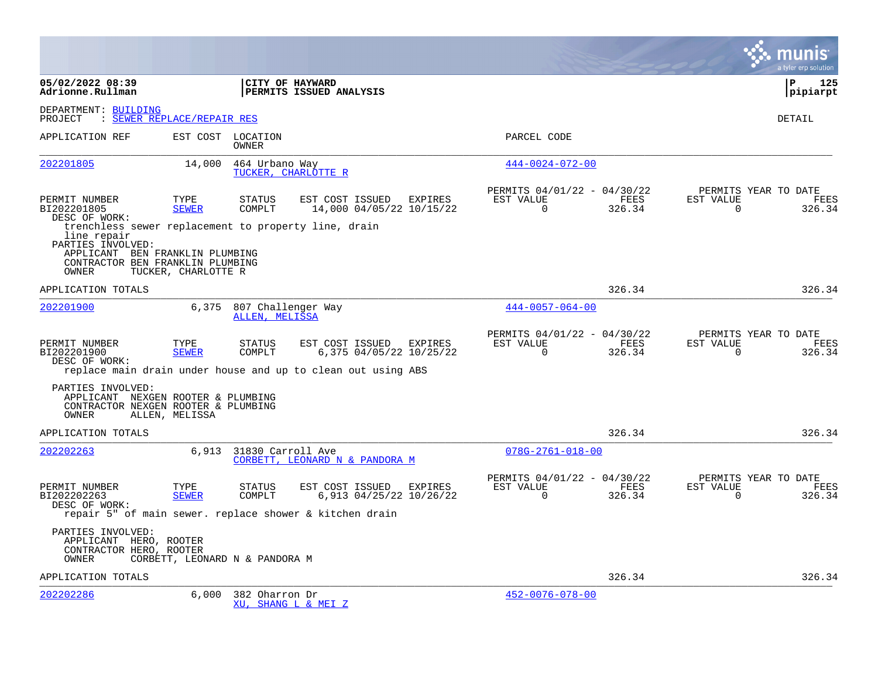**CITY OF HAYWARD**
**PERMITS ISSUED ANALYSIS**

05/02/2022 08:39
Adrionne.Rullman

pipiarpt

DEPARTMENT: BUILDING
PROJECT : SEWER REPLACE/REPAIR RES

DETAIL

| APPLICATION REF | EST COST | LOCATION / OWNER | PARCEL CODE |
|---|---|---|---|
| 202201805 | 14,000 | 464 Urbano Way / TUCKER, CHARLOTTE R | 444-0024-072-00 |

| PERMIT NUMBER | TYPE | STATUS | EST COST | ISSUED | EXPIRES | PERMITS 04/01/22 - 04/30/22 EST VALUE | FEES | PERMITS YEAR TO DATE EST VALUE | FEES |
|---|---|---|---|---|---|---|---|---|---|
| BI202201805 | SEWER | COMPLT | 14,000 | 04/05/22 | 10/15/22 | 0 | 326.34 | 0 | 326.34 |

DESC OF WORK:
trenchless sewer replacement to property line, drain line repair

PARTIES INVOLVED:
APPLICANT BEN FRANKLIN PLUMBING
CONTRACTOR BEN FRANKLIN PLUMBING
OWNER TUCKER, CHARLOTTE R

APPLICATION TOTALS 326.34 326.34

| APPLICATION REF | EST COST | LOCATION / OWNER | PARCEL CODE |
|---|---|---|---|
| 202201900 | 6,375 | 807 Challenger Way / ALLEN, MELISSA | 444-0057-064-00 |

| PERMIT NUMBER | TYPE | STATUS | EST COST | ISSUED | EXPIRES | PERMITS 04/01/22 - 04/30/22 EST VALUE | FEES | PERMITS YEAR TO DATE EST VALUE | FEES |
|---|---|---|---|---|---|---|---|---|---|
| BI202201900 | SEWER | COMPLT | 6,375 | 04/05/22 | 10/25/22 | 0 | 326.34 | 0 | 326.34 |

DESC OF WORK:
replace main drain under house and up to clean out using ABS

PARTIES INVOLVED:
APPLICANT NEXGEN ROOTER & PLUMBING
CONTRACTOR NEXGEN ROOTER & PLUMBING
OWNER ALLEN, MELISSA

APPLICATION TOTALS 326.34 326.34

| APPLICATION REF | EST COST | LOCATION / OWNER | PARCEL CODE |
|---|---|---|---|
| 202202263 | 6,913 | 31830 Carroll Ave / CORBETT, LEONARD N & PANDORA M | 078G-2761-018-00 |

| PERMIT NUMBER | TYPE | STATUS | EST COST | ISSUED | EXPIRES | PERMITS 04/01/22 - 04/30/22 EST VALUE | FEES | PERMITS YEAR TO DATE EST VALUE | FEES |
|---|---|---|---|---|---|---|---|---|---|
| BI202202263 | SEWER | COMPLT | 6,913 | 04/25/22 | 10/26/22 | 0 | 326.34 | 0 | 326.34 |

DESC OF WORK:
repair 5" of main sewer. replace shower & kitchen drain

PARTIES INVOLVED:
APPLICANT HERO, ROOTER
CONTRACTOR HERO, ROOTER
OWNER CORBETT, LEONARD N & PANDORA M

APPLICATION TOTALS 326.34 326.34

| APPLICATION REF | EST COST | LOCATION / OWNER | PARCEL CODE |
|---|---|---|---|
| 202202286 | 6,000 | 382 Oharron Dr / XU, SHANG L & MEI Z | 452-0076-078-00 |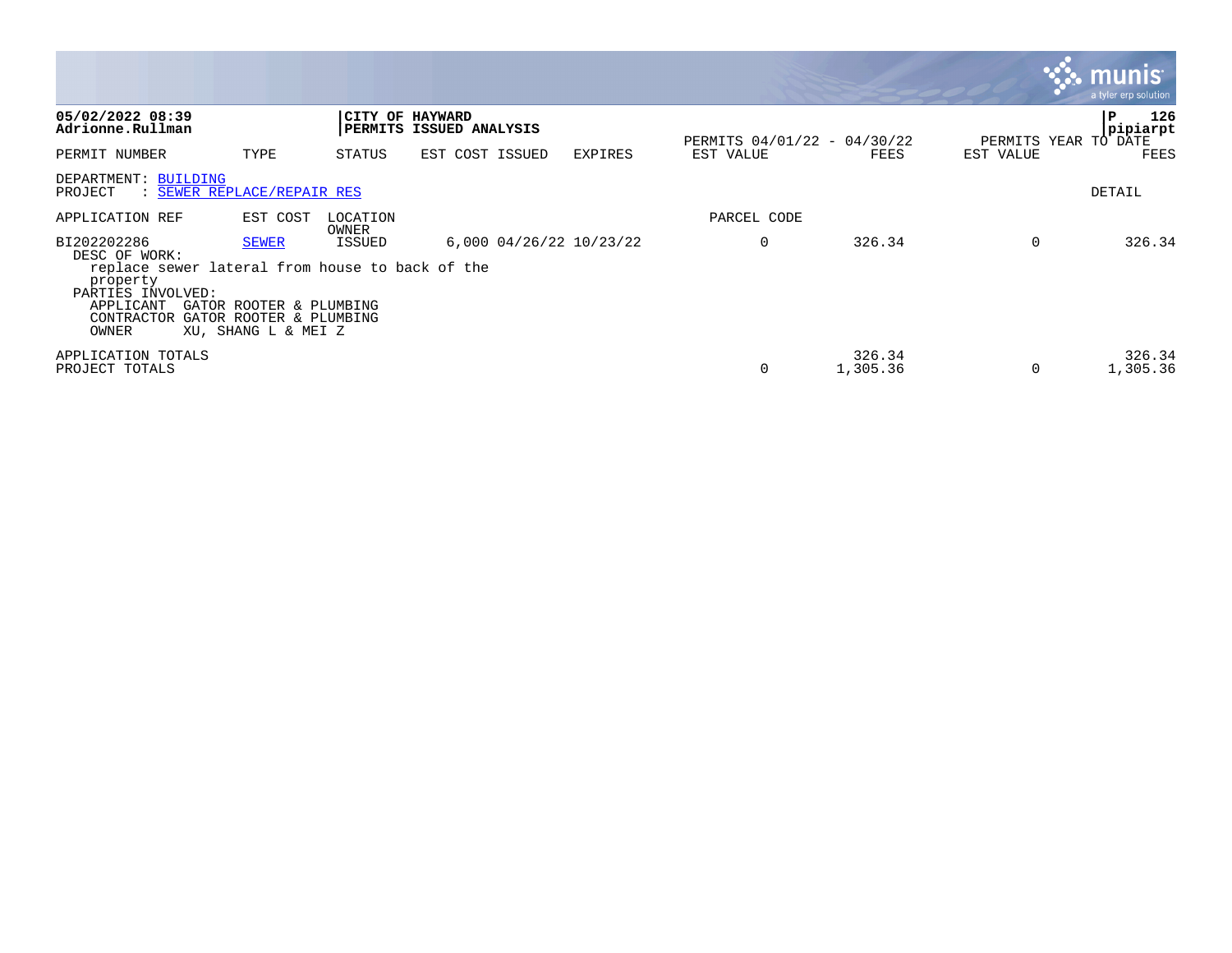**05/02/2022 08:39**
**Adrionne.Rullman**

**CITY OF HAYWARD**
**PERMITS ISSUED ANALYSIS**

**P 126**
**pipiarpt**

| PERMIT NUMBER | TYPE | STATUS | EST COST | ISSUED | EXPIRES | PERMITS 04/01/22 - 04/30/22 EST VALUE | FEES | PERMITS YEAR TO DATE EST VALUE | FEES |
|---|---|---|---|---|---|---|---|---|---|

DEPARTMENT: BUILDING
PROJECT : SEWER REPLACE/REPAIR RES

DETAIL

| APPLICATION REF | EST COST | LOCATION OWNER | | | | PARCEL CODE | | | |
|---|---|---|---|---|---|---|---|---|---|
| BI202202286 | SEWER | ISSUED | 6,000 | 04/26/22 | 10/23/22 | 0 | 326.34 | 0 | 326.34 |

DESC OF WORK:
replace sewer lateral from house to back of the property
PARTIES INVOLVED:
APPLICANT GATOR ROOTER & PLUMBING
CONTRACTOR GATOR ROOTER & PLUMBING
OWNER XU, SHANG L & MEI Z

| | EST VALUE | FEES | EST VALUE | FEES |
|---|---|---|---|---|
| APPLICATION TOTALS | | 326.34 | | 326.34 |
| PROJECT TOTALS | 0 | 1,305.36 | 0 | 1,305.36 |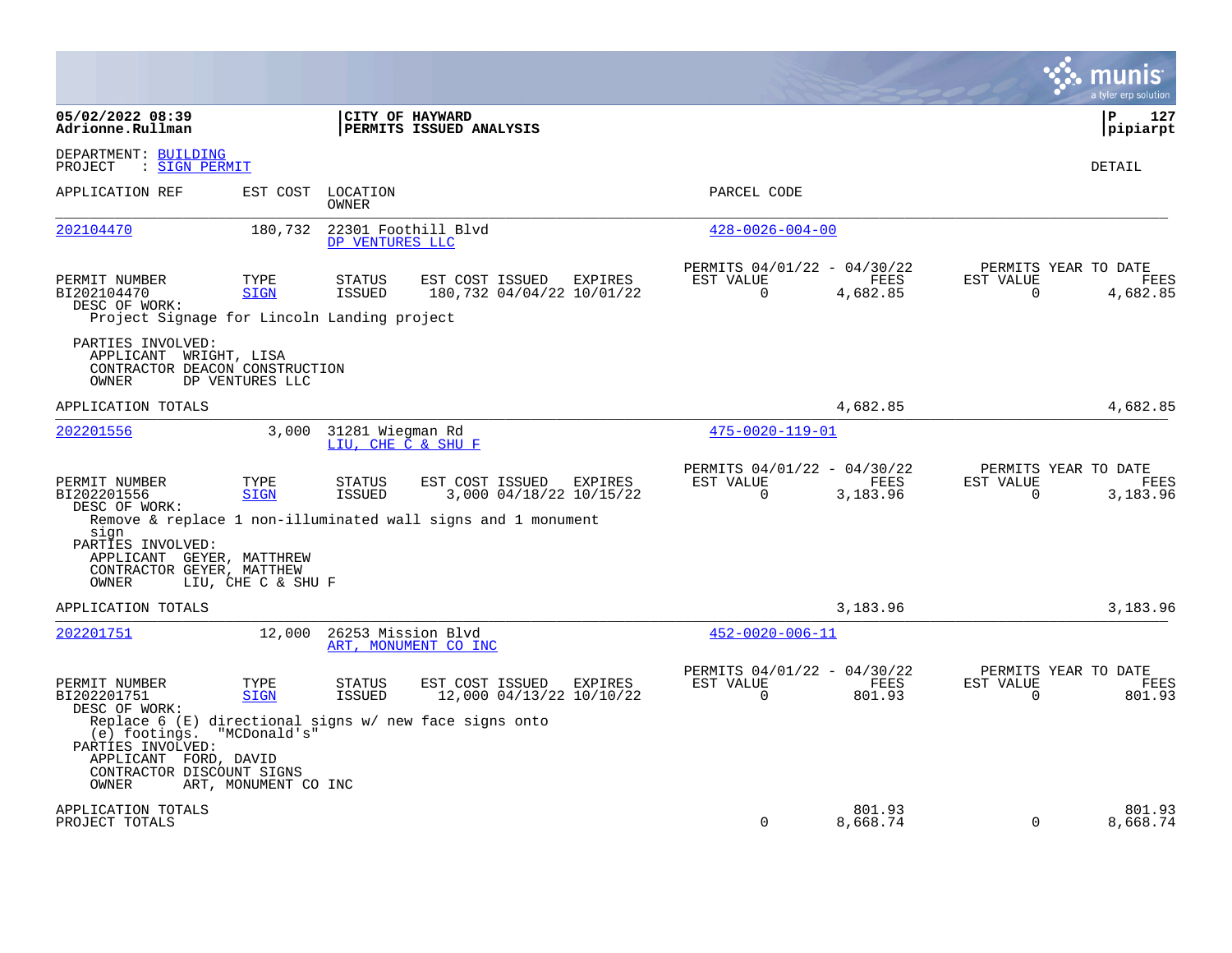**05/02/2022 08:39**
**Adrionne.Rullman**

**CITY OF HAYWARD**
**PERMITS ISSUED ANALYSIS**

**P 127**
**pipiarpt**

DEPARTMENT: BUILDING
PROJECT : SIGN PERMIT

DETAIL

| APPLICATION REF | EST COST | LOCATION / OWNER | PARCEL CODE |
|---|---|---|---|
| 202104470 | 180,732 | 22301 Foothill Blvd / DP VENTURES LLC | 428-0026-004-00 |

| PERMIT NUMBER | TYPE | STATUS | EST COST | ISSUED | EXPIRES | PERMITS 04/01/22 - 04/30/22 EST VALUE | FEES | PERMITS YEAR TO DATE EST VALUE | FEES |
|---|---|---|---|---|---|---|---|---|---|
| BI202104470 | SIGN | ISSUED | 180,732 | 04/04/22 | 10/01/22 | 0 | 4,682.85 | 0 | 4,682.85 |

DESC OF WORK:
Project Signage for Lincoln Landing project

PARTIES INVOLVED:
APPLICANT WRIGHT, LISA
CONTRACTOR DEACON CONSTRUCTION
OWNER DP VENTURES LLC

APPLICATION TOTALS 4,682.85 4,682.85

| APPLICATION REF | EST COST | LOCATION / OWNER | PARCEL CODE |
|---|---|---|---|
| 202201556 | 3,000 | 31281 Wiegman Rd / LIU, CHE C & SHU F | 475-0020-119-01 |

| PERMIT NUMBER | TYPE | STATUS | EST COST | ISSUED | EXPIRES | PERMITS 04/01/22 - 04/30/22 EST VALUE | FEES | PERMITS YEAR TO DATE EST VALUE | FEES |
|---|---|---|---|---|---|---|---|---|---|
| BI202201556 | SIGN | ISSUED | 3,000 | 04/18/22 | 10/15/22 | 0 | 3,183.96 | 0 | 3,183.96 |

DESC OF WORK:
Remove & replace 1 non-illuminated wall signs and 1 monument sign

PARTIES INVOLVED:
APPLICANT GEYER, MATTHREW
CONTRACTOR GEYER, MATTHEW
OWNER LIU, CHE C & SHU F

APPLICATION TOTALS 3,183.96 3,183.96

| APPLICATION REF | EST COST | LOCATION / OWNER | PARCEL CODE |
|---|---|---|---|
| 202201751 | 12,000 | 26253 Mission Blvd / ART, MONUMENT CO INC | 452-0020-006-11 |

| PERMIT NUMBER | TYPE | STATUS | EST COST | ISSUED | EXPIRES | PERMITS 04/01/22 - 04/30/22 EST VALUE | FEES | PERMITS YEAR TO DATE EST VALUE | FEES |
|---|---|---|---|---|---|---|---|---|---|
| BI202201751 | SIGN | ISSUED | 12,000 | 04/13/22 | 10/10/22 | 0 | 801.93 | 0 | 801.93 |

DESC OF WORK:
Replace 6 (E) directional signs w/ new face signs onto (e) footings. "MCDonald's"

PARTIES INVOLVED:
APPLICANT FORD, DAVID
CONTRACTOR DISCOUNT SIGNS
OWNER ART, MONUMENT CO INC

| | EST VALUE | FEES | EST VALUE | FEES |
|---|---|---|---|---|
| APPLICATION TOTALS | | 801.93 | | 801.93 |
| PROJECT TOTALS | 0 | 8,668.74 | 0 | 8,668.74 |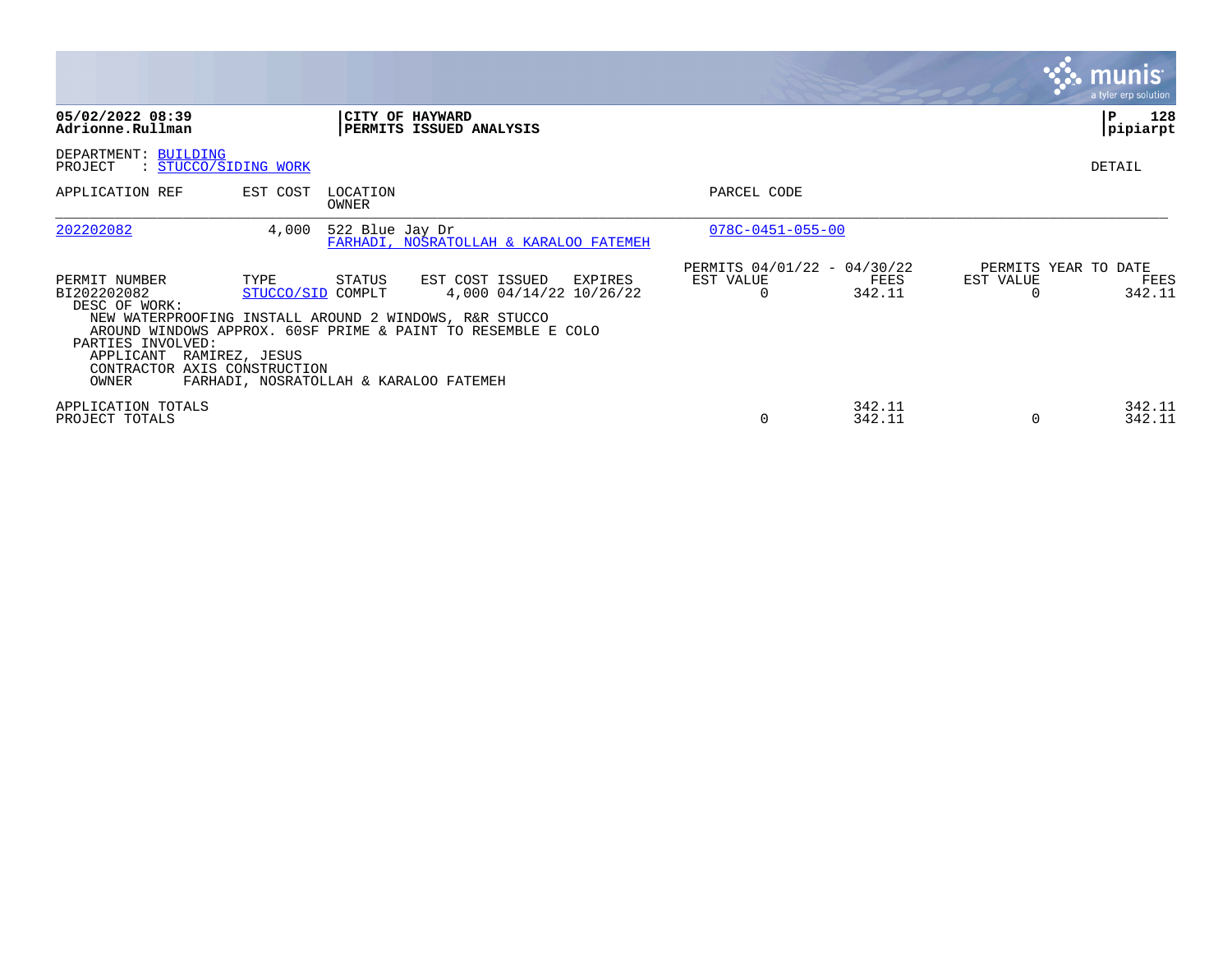**05/02/2022 08:39**
**Adrionne.Rullman**

**CITY OF HAYWARD**
**PERMITS ISSUED ANALYSIS**

**P 128**
**pipiarpt**

DEPARTMENT: BUILDING
PROJECT : STUCCO/SIDING WORK

DETAIL

| APPLICATION REF | EST COST | LOCATION / OWNER | PARCEL CODE |
|---|---|---|---|
| 202202082 | 4,000 | 522 Blue Jay Dr / FARHADI, NOSRATOLLAH & KARALOO FATEMEH | 078C-0451-055-00 |

| PERMIT NUMBER | TYPE | STATUS | EST COST | ISSUED | EXPIRES | PERMITS 04/01/22 - 04/30/22 EST VALUE | FEES | PERMITS YEAR TO DATE EST VALUE | FEES |
|---|---|---|---|---|---|---|---|---|---|
| BI202202082 | STUCCO/SID | COMPLT | 4,000 | 04/14/22 | 10/26/22 | 0 | 342.11 | 0 | 342.11 |

DESC OF WORK:
NEW WATERPROOFING INSTALL AROUND 2 WINDOWS, R&R STUCCO
AROUND WINDOWS APPROX. 60SF PRIME & PAINT TO RESEMBLE E COLO

PARTIES INVOLVED:
APPLICANT RAMIREZ, JESUS
CONTRACTOR AXIS CONSTRUCTION
OWNER FARHADI, NOSRATOLLAH & KARALOO FATEMEH

| | EST VALUE | FEES | YTD EST VALUE | YTD FEES |
|---|---|---|---|---|
| APPLICATION TOTALS | | 342.11 | | 342.11 |
| PROJECT TOTALS | 0 | 342.11 | 0 | 342.11 |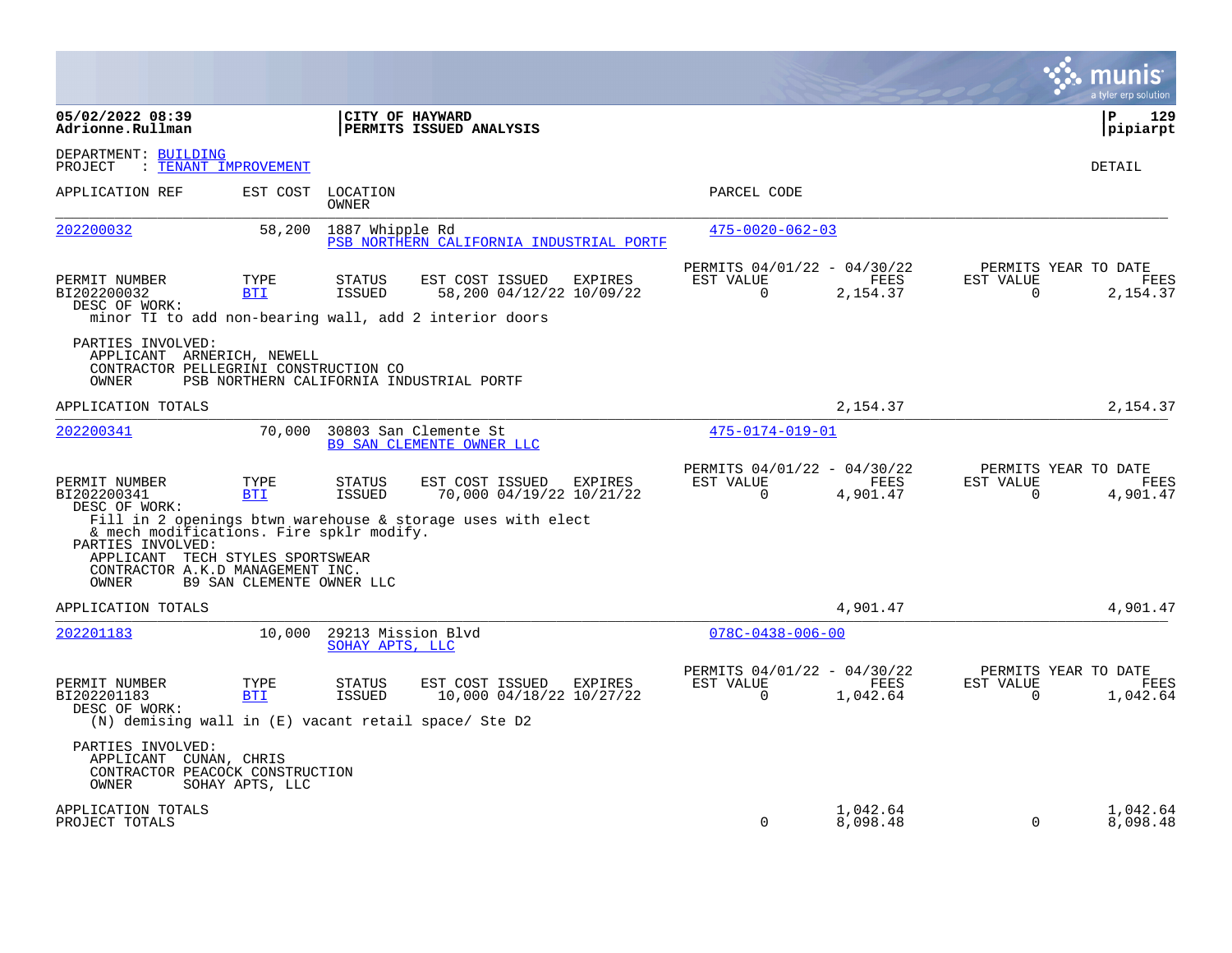05/02/2022 08:39
Adrionne.Rullman

**CITY OF HAYWARD**
**PERMITS ISSUED ANALYSIS**

P 129
pipiarpt

DEPARTMENT: BUILDING
PROJECT : TENANT IMPROVEMENT

DETAIL

| APPLICATION REF | EST COST | LOCATION / OWNER | PARCEL CODE |
|---|---|---|---|
| 202200032 | 58,200 | 1887 Whipple Rd / PSB NORTHERN CALIFORNIA INDUSTRIAL PORTF | 475-0020-062-03 |

| PERMIT NUMBER | TYPE | STATUS | EST COST | ISSUED | EXPIRES | PERMITS 04/01/22 - 04/30/22 EST VALUE | FEES | PERMITS YEAR TO DATE EST VALUE | FEES |
|---|---|---|---|---|---|---|---|---|---|
| BI202200032 | BTI | ISSUED | 58,200 | 04/12/22 | 10/09/22 | 0 | 2,154.37 | 0 | 2,154.37 |

DESC OF WORK:
minor TI to add non-bearing wall, add 2 interior doors

PARTIES INVOLVED:
APPLICANT ARNERICH, NEWELL
CONTRACTOR PELLEGRINI CONSTRUCTION CO
OWNER PSB NORTHERN CALIFORNIA INDUSTRIAL PORTF

APPLICATION TOTALS 2,154.37 2,154.37

| APPLICATION REF | EST COST | LOCATION / OWNER | PARCEL CODE |
|---|---|---|---|
| 202200341 | 70,000 | 30803 San Clemente St / B9 SAN CLEMENTE OWNER LLC | 475-0174-019-01 |

| PERMIT NUMBER | TYPE | STATUS | EST COST | ISSUED | EXPIRES | PERMITS 04/01/22 - 04/30/22 EST VALUE | FEES | PERMITS YEAR TO DATE EST VALUE | FEES |
|---|---|---|---|---|---|---|---|---|---|
| BI202200341 | BTI | ISSUED | 70,000 | 04/19/22 | 10/21/22 | 0 | 4,901.47 | 0 | 4,901.47 |

DESC OF WORK:
Fill in 2 openings btwn warehouse & storage uses with elect & mech modifications. Fire spklr modify.

PARTIES INVOLVED:
APPLICANT TECH STYLES SPORTSWEAR
CONTRACTOR A.K.D MANAGEMENT INC.
OWNER B9 SAN CLEMENTE OWNER LLC

APPLICATION TOTALS 4,901.47 4,901.47

| APPLICATION REF | EST COST | LOCATION / OWNER | PARCEL CODE |
|---|---|---|---|
| 202201183 | 10,000 | 29213 Mission Blvd / SOHAY APTS, LLC | 078C-0438-006-00 |

| PERMIT NUMBER | TYPE | STATUS | EST COST | ISSUED | EXPIRES | PERMITS 04/01/22 - 04/30/22 EST VALUE | FEES | PERMITS YEAR TO DATE EST VALUE | FEES |
|---|---|---|---|---|---|---|---|---|---|
| BI202201183 | BTI | ISSUED | 10,000 | 04/18/22 | 10/27/22 | 0 | 1,042.64 | 0 | 1,042.64 |

DESC OF WORK:
(N) demising wall in (E) vacant retail space/ Ste D2

PARTIES INVOLVED:
APPLICANT CUNAN, CHRIS
CONTRACTOR PEACOCK CONSTRUCTION
OWNER SOHAY APTS, LLC

| | EST VALUE | FEES | EST VALUE | FEES |
|---|---|---|---|---|
| APPLICATION TOTALS | | 1,042.64 | | 1,042.64 |
| PROJECT TOTALS | 0 | 8,098.48 | 0 | 8,098.48 |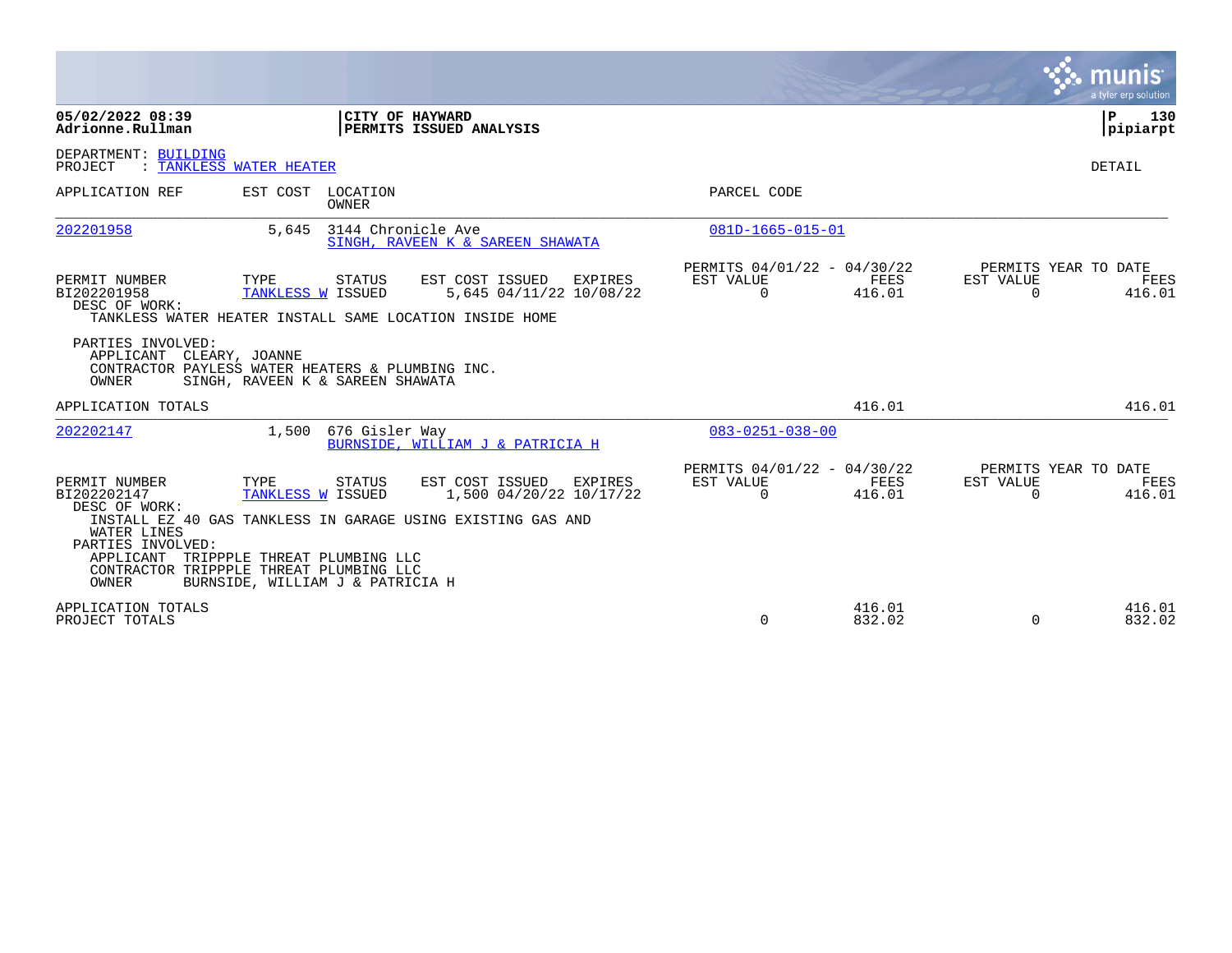**05/02/2022 08:39**
**Adrionne.Rullman**

**CITY OF HAYWARD**
**PERMITS ISSUED ANALYSIS**

**P 130**
**pipiarpt**

DEPARTMENT: BUILDING
PROJECT : TANKLESS WATER HEATER

DETAIL

| APPLICATION REF | EST COST | LOCATION / OWNER | PARCEL CODE |
|---|---|---|---|
| 202201958 | 5,645 | 3144 Chronicle Ave / SINGH, RAVEEN K & SAREEN SHAWATA | 081D-1665-015-01 |

| PERMIT NUMBER | TYPE | STATUS | EST COST | ISSUED | EXPIRES | PERMITS 04/01/22 - 04/30/22 EST VALUE | FEES | PERMITS YEAR TO DATE EST VALUE | FEES |
|---|---|---|---|---|---|---|---|---|---|
| BI202201958 | TANKLESS W | ISSUED | 5,645 | 04/11/22 | 10/08/22 | 0 | 416.01 | 0 | 416.01 |

DESC OF WORK:
TANKLESS WATER HEATER INSTALL SAME LOCATION INSIDE HOME

PARTIES INVOLVED:
APPLICANT CLEARY, JOANNE
CONTRACTOR PAYLESS WATER HEATERS & PLUMBING INC.
OWNER SINGH, RAVEEN K & SAREEN SHAWATA

APPLICATION TOTALS — FEES 416.01 — YEAR TO DATE FEES 416.01

| APPLICATION REF | EST COST | LOCATION / OWNER | PARCEL CODE |
|---|---|---|---|
| 202202147 | 1,500 | 676 Gisler Way / BURNSIDE, WILLIAM J & PATRICIA H | 083-0251-038-00 |

| PERMIT NUMBER | TYPE | STATUS | EST COST | ISSUED | EXPIRES | PERMITS 04/01/22 - 04/30/22 EST VALUE | FEES | PERMITS YEAR TO DATE EST VALUE | FEES |
|---|---|---|---|---|---|---|---|---|---|
| BI202202147 | TANKLESS W | ISSUED | 1,500 | 04/20/22 | 10/17/22 | 0 | 416.01 | 0 | 416.01 |

DESC OF WORK:
INSTALL EZ 40 GAS TANKLESS IN GARAGE USING EXISTING GAS AND WATER LINES

PARTIES INVOLVED:
APPLICANT TRIPPPLE THREAT PLUMBING LLC
CONTRACTOR TRIPPPLE THREAT PLUMBING LLC
OWNER BURNSIDE, WILLIAM J & PATRICIA H

| | PERMITS 04/01/22 - 04/30/22 EST VALUE | FEES | PERMITS YEAR TO DATE EST VALUE | FEES |
|---|---|---|---|---|
| APPLICATION TOTALS | | 416.01 | | 416.01 |
| PROJECT TOTALS | 0 | 832.02 | 0 | 832.02 |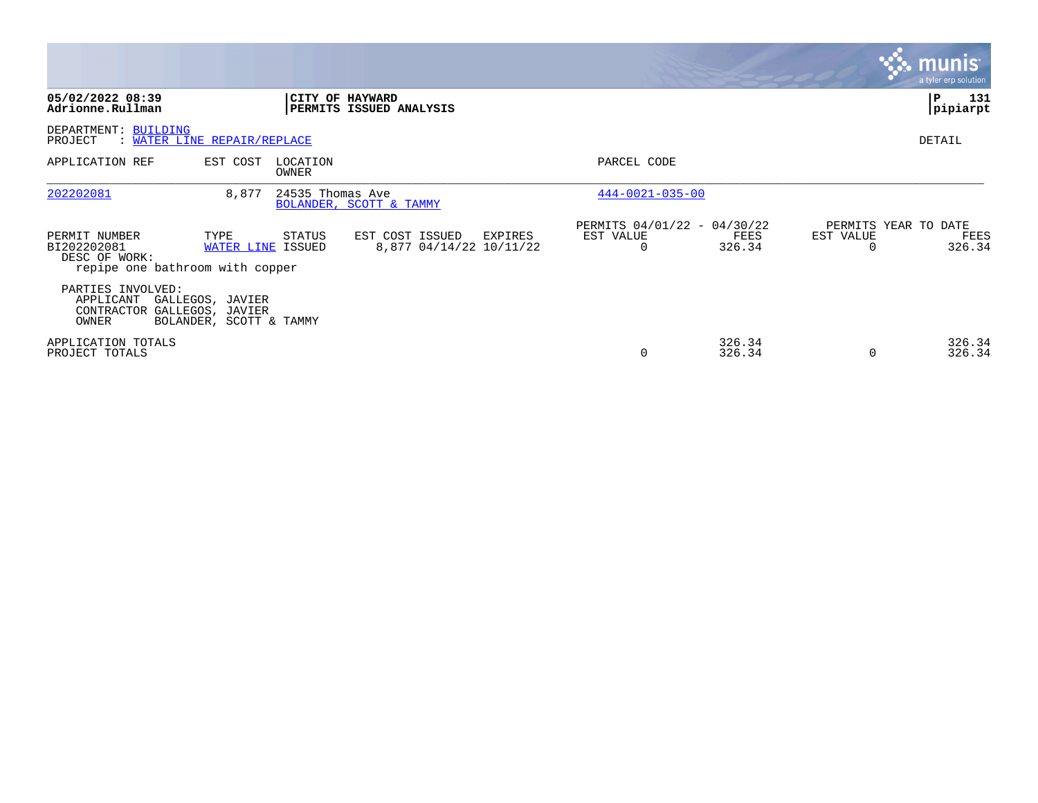**05/02/2022 08:39**
**Adrionne.Rullman**

**CITY OF HAYWARD**
**PERMITS ISSUED ANALYSIS**

**P 131**
**pipiarpt**

DEPARTMENT: BUILDING
PROJECT : WATER LINE REPAIR/REPLACE

DETAIL

| APPLICATION REF | EST COST | LOCATION / OWNER | PARCEL CODE |
|---|---|---|---|
| 202202081 | 8,877 | 24535 Thomas Ave / BOLANDER, SCOTT & TAMMY | 444-0021-035-00 |

| PERMIT NUMBER | TYPE | STATUS | EST COST | ISSUED | EXPIRES | PERMITS 04/01/22 - 04/30/22 EST VALUE | FEES | PERMITS YEAR TO DATE EST VALUE | FEES |
|---|---|---|---|---|---|---|---|---|---|
| BI202202081 | WATER LINE | ISSUED | 8,877 | 04/14/22 | 10/11/22 | 0 | 326.34 | 0 | 326.34 |

DESC OF WORK:
repipe one bathroom with copper

PARTIES INVOLVED:
APPLICANT GALLEGOS, JAVIER
CONTRACTOR GALLEGOS, JAVIER
OWNER BOLANDER, SCOTT & TAMMY

| | EST VALUE | FEES | EST VALUE | FEES |
|---|---|---|---|---|
| APPLICATION TOTALS | | 326.34 | | 326.34 |
| PROJECT TOTALS | 0 | 326.34 | 0 | 326.34 |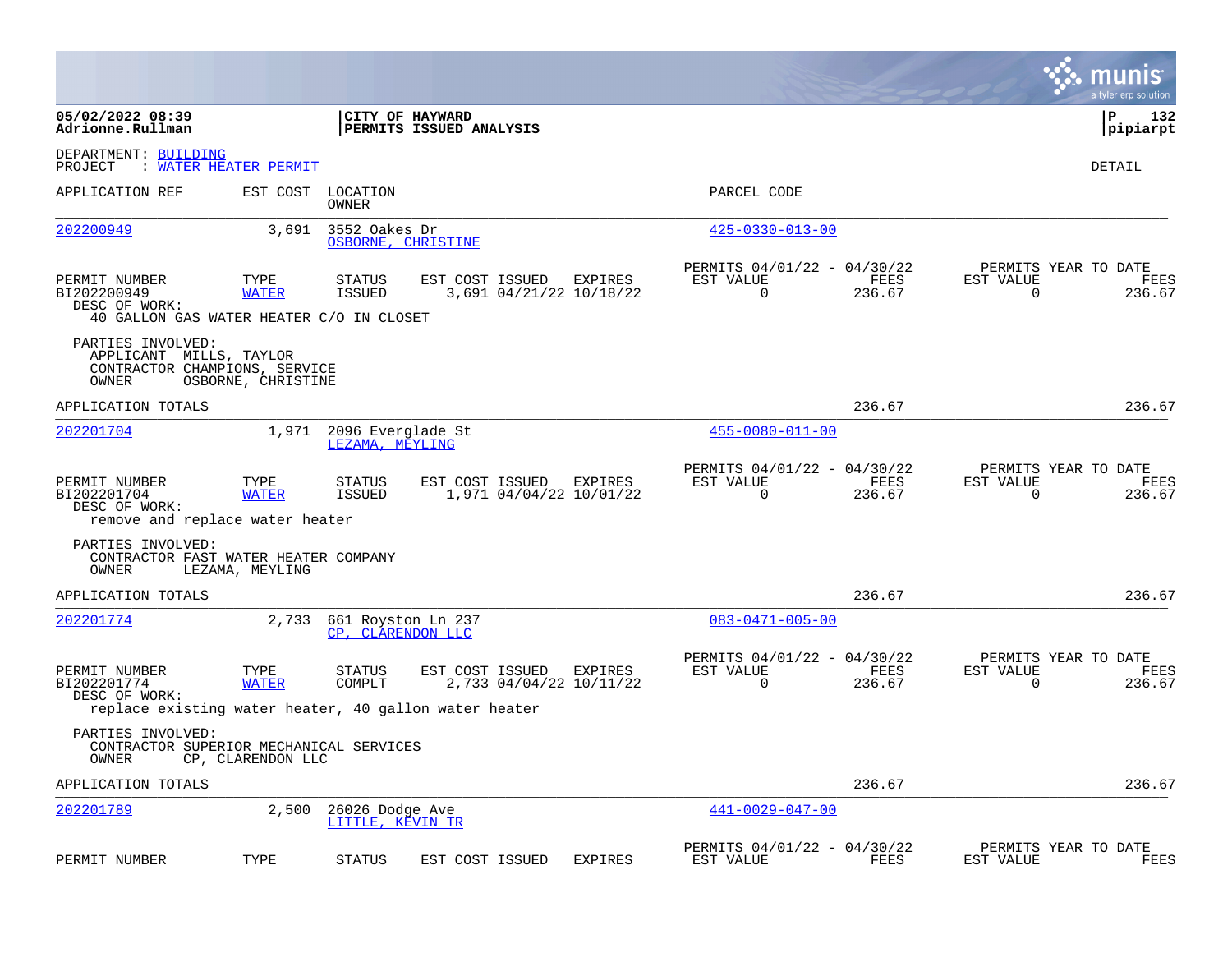**05/02/2022 08:39**
**Adrionne.Rullman**

**CITY OF HAYWARD**
**PERMITS ISSUED ANALYSIS**

**P 132**
**pipiarpt**

DEPARTMENT: BUILDING
PROJECT : WATER HEATER PERMIT

DETAIL

| APPLICATION REF | EST COST | LOCATION / OWNER | PARCEL CODE |
|---|---|---|---|
| 202200949 | 3,691 | 3552 Oakes Dr / OSBORNE, CHRISTINE | 425-0330-013-00 |

| PERMIT NUMBER | TYPE | STATUS | EST COST | ISSUED | EXPIRES | PERMITS 04/01/22 - 04/30/22 EST VALUE | FEES | PERMITS YEAR TO DATE EST VALUE | FEES |
|---|---|---|---|---|---|---|---|---|---|
| BI202200949 | WATER | ISSUED | 3,691 | 04/21/22 | 10/18/22 | 0 | 236.67 | 0 | 236.67 |

DESC OF WORK:
40 GALLON GAS WATER HEATER C/O IN CLOSET

PARTIES INVOLVED:
APPLICANT MILLS, TAYLOR
CONTRACTOR CHAMPIONS, SERVICE
OWNER OSBORNE, CHRISTINE

APPLICATION TOTALS: 236.67 | 236.67

| APPLICATION REF | EST COST | LOCATION / OWNER | PARCEL CODE |
|---|---|---|---|
| 202201704 | 1,971 | 2096 Everglade St / LEZAMA, MEYLING | 455-0080-011-00 |

| PERMIT NUMBER | TYPE | STATUS | EST COST | ISSUED | EXPIRES | PERMITS 04/01/22 - 04/30/22 EST VALUE | FEES | PERMITS YEAR TO DATE EST VALUE | FEES |
|---|---|---|---|---|---|---|---|---|---|
| BI202201704 | WATER | ISSUED | 1,971 | 04/04/22 | 10/01/22 | 0 | 236.67 | 0 | 236.67 |

DESC OF WORK:
remove and replace water heater

PARTIES INVOLVED:
CONTRACTOR FAST WATER HEATER COMPANY
OWNER LEZAMA, MEYLING

APPLICATION TOTALS: 236.67 | 236.67

| APPLICATION REF | EST COST | LOCATION / OWNER | PARCEL CODE |
|---|---|---|---|
| 202201774 | 2,733 | 661 Royston Ln 237 / CP, CLARENDON LLC | 083-0471-005-00 |

| PERMIT NUMBER | TYPE | STATUS | EST COST | ISSUED | EXPIRES | PERMITS 04/01/22 - 04/30/22 EST VALUE | FEES | PERMITS YEAR TO DATE EST VALUE | FEES |
|---|---|---|---|---|---|---|---|---|---|
| BI202201774 | WATER | COMPLT | 2,733 | 04/04/22 | 10/11/22 | 0 | 236.67 | 0 | 236.67 |

DESC OF WORK:
replace existing water heater, 40 gallon water heater

PARTIES INVOLVED:
CONTRACTOR SUPERIOR MECHANICAL SERVICES
OWNER CP, CLARENDON LLC

APPLICATION TOTALS: 236.67 | 236.67

| APPLICATION REF | EST COST | LOCATION / OWNER | PARCEL CODE |
|---|---|---|---|
| 202201789 | 2,500 | 26026 Dodge Ave / LITTLE, KEVIN TR | 441-0029-047-00 |

| PERMIT NUMBER | TYPE | STATUS | EST COST | ISSUED | EXPIRES | PERMITS 04/01/22 - 04/30/22 EST VALUE | FEES | PERMITS YEAR TO DATE EST VALUE | FEES |
|---|---|---|---|---|---|---|---|---|---|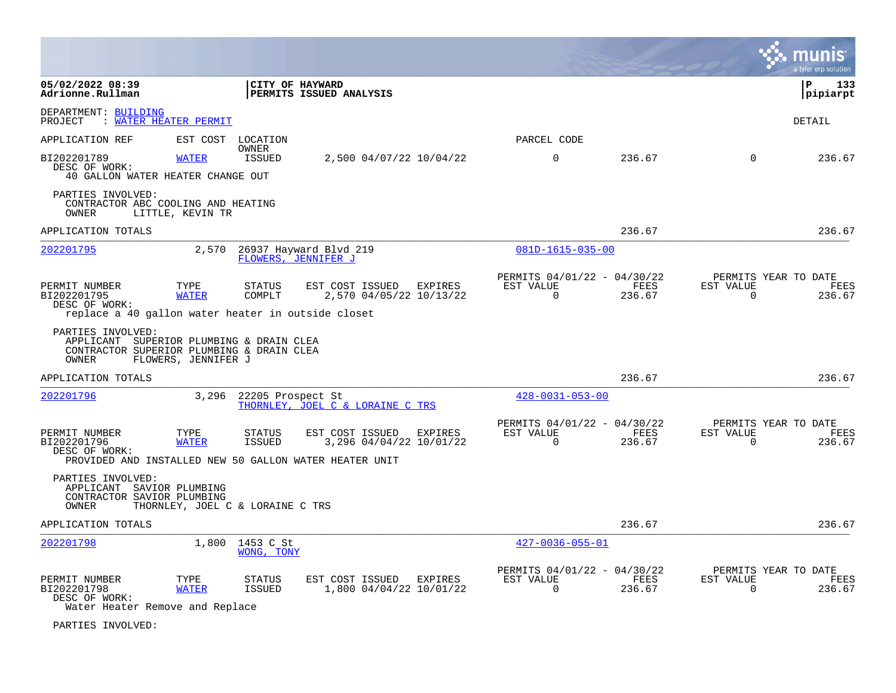**CITY OF HAYWARD**
**PERMITS ISSUED ANALYSIS**

05/02/2022 08:39
Adrionne.Rullman

P 133
pipiarpt

DEPARTMENT: BUILDING
PROJECT : WATER HEATER PERMIT

DETAIL

| APPLICATION REF | EST COST | LOCATION / OWNER | | | PARCEL CODE | | | |
|---|---|---|---|---|---|---|---|---|
| BI202201789 | WATER | ISSUED | 2,500 04/07/22 10/04/22 | | 0 | 236.67 | 0 | 236.67 |

DESC OF WORK:
40 GALLON WATER HEATER CHANGE OUT

PARTIES INVOLVED:
CONTRACTOR ABC COOLING AND HEATING
OWNER LITTLE, KEVIN TR

APPLICATION TOTALS 236.67 236.67

---

202201795 — 2,570 — 26937 Hayward Blvd 219 — FLOWERS, JENNIFER J — 081D-1615-035-00

| PERMIT NUMBER | TYPE | STATUS | EST COST | ISSUED | EXPIRES | PERMITS 04/01/22 - 04/30/22 EST VALUE | FEES | PERMITS YEAR TO DATE EST VALUE | FEES |
|---|---|---|---|---|---|---|---|---|---|
| BI202201795 | WATER | COMPLT | 2,570 | 04/05/22 | 10/13/22 | 0 | 236.67 | 0 | 236.67 |

DESC OF WORK:
replace a 40 gallon water heater in outside closet

PARTIES INVOLVED:
APPLICANT SUPERIOR PLUMBING & DRAIN CLEA
CONTRACTOR SUPERIOR PLUMBING & DRAIN CLEA
OWNER FLOWERS, JENNIFER J

APPLICATION TOTALS 236.67 236.67

---

202201796 — 3,296 — 22205 Prospect St — THORNLEY, JOEL C & LORAINE C TRS — 428-0031-053-00

| PERMIT NUMBER | TYPE | STATUS | EST COST | ISSUED | EXPIRES | PERMITS 04/01/22 - 04/30/22 EST VALUE | FEES | PERMITS YEAR TO DATE EST VALUE | FEES |
|---|---|---|---|---|---|---|---|---|---|
| BI202201796 | WATER | ISSUED | 3,296 | 04/04/22 | 10/01/22 | 0 | 236.67 | 0 | 236.67 |

DESC OF WORK:
PROVIDED AND INSTALLED NEW 50 GALLON WATER HEATER UNIT

PARTIES INVOLVED:
APPLICANT SAVIOR PLUMBING
CONTRACTOR SAVIOR PLUMBING
OWNER THORNLEY, JOEL C & LORAINE C TRS

APPLICATION TOTALS 236.67 236.67

---

202201798 — 1,800 — 1453 C St — WONG, TONY — 427-0036-055-01

| PERMIT NUMBER | TYPE | STATUS | EST COST | ISSUED | EXPIRES | PERMITS 04/01/22 - 04/30/22 EST VALUE | FEES | PERMITS YEAR TO DATE EST VALUE | FEES |
|---|---|---|---|---|---|---|---|---|---|
| BI202201798 | WATER | ISSUED | 1,800 | 04/04/22 | 10/01/22 | 0 | 236.67 | 0 | 236.67 |

DESC OF WORK:
Water Heater Remove and Replace

PARTIES INVOLVED: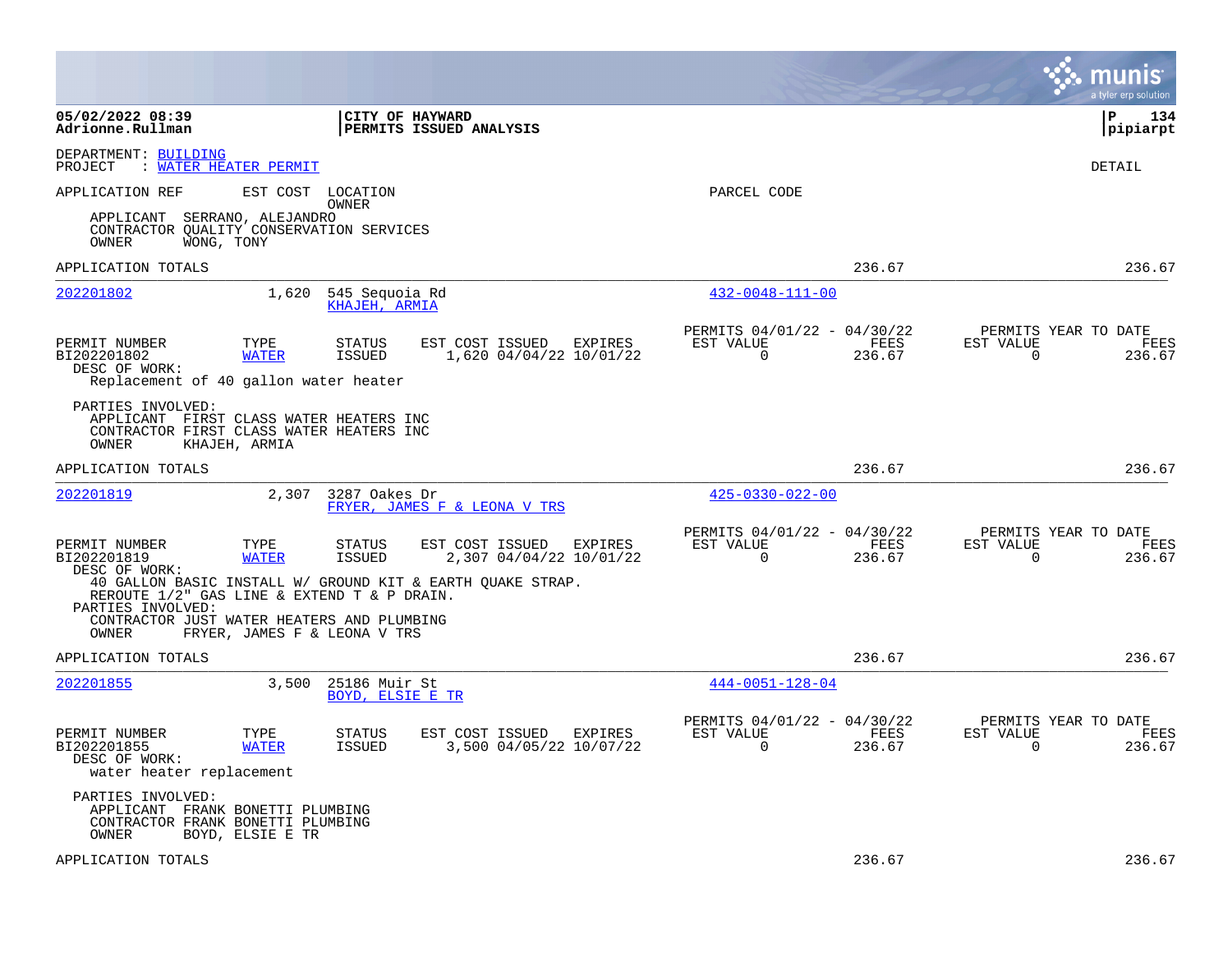**05/02/2022 08:39**
**Adrionne.Rullman**

**CITY OF HAYWARD**
**PERMITS ISSUED ANALYSIS**

**P 134**
**pipiarpt**

DEPARTMENT: BUILDING
PROJECT : WATER HEATER PERMIT

DETAIL

APPLICATION REF | EST COST | LOCATION / OWNER | PARCEL CODE

APPLICANT SERRANO, ALEJANDRO
CONTRACTOR QUALITY CONSERVATION SERVICES
OWNER WONG, TONY

APPLICATION TOTALS 236.67 236.67

---

**202201802** | 1,620 | 545 Sequoia Rd / KHAJEH, ARMIA | 432-0048-111-00

| PERMIT NUMBER | TYPE | STATUS | EST COST | ISSUED | EXPIRES | PERMITS 04/01/22 - 04/30/22 EST VALUE | FEES | PERMITS YEAR TO DATE EST VALUE | FEES |
|---|---|---|---|---|---|---|---|---|---|
| BI202201802 | WATER | ISSUED | 1,620 | 04/04/22 | 10/01/22 | 0 | 236.67 | 0 | 236.67 |

DESC OF WORK:
Replacement of 40 gallon water heater

PARTIES INVOLVED:
APPLICANT FIRST CLASS WATER HEATERS INC
CONTRACTOR FIRST CLASS WATER HEATERS INC
OWNER KHAJEH, ARMIA

APPLICATION TOTALS 236.67 236.67

---

**202201819** | 2,307 | 3287 Oakes Dr / FRYER, JAMES F & LEONA V TRS | 425-0330-022-00

| PERMIT NUMBER | TYPE | STATUS | EST COST | ISSUED | EXPIRES | PERMITS 04/01/22 - 04/30/22 EST VALUE | FEES | PERMITS YEAR TO DATE EST VALUE | FEES |
|---|---|---|---|---|---|---|---|---|---|
| BI202201819 | WATER | ISSUED | 2,307 | 04/04/22 | 10/01/22 | 0 | 236.67 | 0 | 236.67 |

DESC OF WORK:
40 GALLON BASIC INSTALL W/ GROUND KIT & EARTH QUAKE STRAP.
REROUTE 1/2" GAS LINE & EXTEND T & P DRAIN.

PARTIES INVOLVED:
CONTRACTOR JUST WATER HEATERS AND PLUMBING
OWNER FRYER, JAMES F & LEONA V TRS

APPLICATION TOTALS 236.67 236.67

---

**202201855** | 3,500 | 25186 Muir St / BOYD, ELSIE E TR | 444-0051-128-04

| PERMIT NUMBER | TYPE | STATUS | EST COST | ISSUED | EXPIRES | PERMITS 04/01/22 - 04/30/22 EST VALUE | FEES | PERMITS YEAR TO DATE EST VALUE | FEES |
|---|---|---|---|---|---|---|---|---|---|
| BI202201855 | WATER | ISSUED | 3,500 | 04/05/22 | 10/07/22 | 0 | 236.67 | 0 | 236.67 |

DESC OF WORK:
water heater replacement

PARTIES INVOLVED:
APPLICANT FRANK BONETTI PLUMBING
CONTRACTOR FRANK BONETTI PLUMBING
OWNER BOYD, ELSIE E TR

APPLICATION TOTALS 236.67 236.67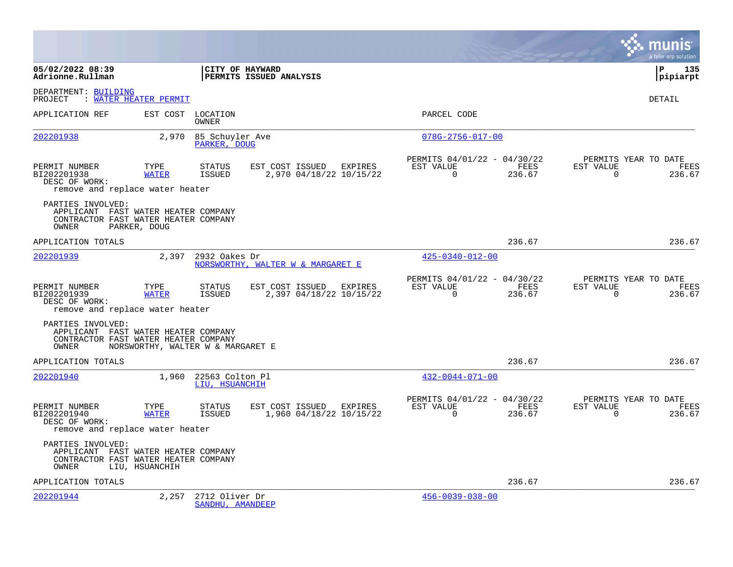**05/02/2022 08:39**
**Adrionne.Rullman**

**CITY OF HAYWARD**
**PERMITS ISSUED ANALYSIS**

**P 135**
**pipiarpt**

DEPARTMENT: BUILDING
PROJECT : WATER HEATER PERMIT

DETAIL

| APPLICATION REF | EST COST | LOCATION / OWNER | PARCEL CODE |
|---|---|---|---|
| 202201938 | 2,970 | 85 Schuyler Ave / PARKER, DOUG | 078G-2756-017-00 |

| PERMIT NUMBER | TYPE | STATUS | EST COST | ISSUED | EXPIRES | PERMITS 04/01/22 - 04/30/22 EST VALUE | FEES | PERMITS YEAR TO DATE EST VALUE | FEES |
|---|---|---|---|---|---|---|---|---|---|
| BI202201938 | WATER | ISSUED | 2,970 | 04/18/22 | 10/15/22 | 0 | 236.67 | 0 | 236.67 |

DESC OF WORK:
remove and replace water heater

PARTIES INVOLVED:
APPLICANT FAST WATER HEATER COMPANY
CONTRACTOR FAST WATER HEATER COMPANY
OWNER PARKER, DOUG

APPLICATION TOTALS 236.67 236.67

| APPLICATION REF | EST COST | LOCATION / OWNER | PARCEL CODE |
|---|---|---|---|
| 202201939 | 2,397 | 2932 Oakes Dr / NORSWORTHY, WALTER W & MARGARET E | 425-0340-012-00 |

| PERMIT NUMBER | TYPE | STATUS | EST COST | ISSUED | EXPIRES | PERMITS 04/01/22 - 04/30/22 EST VALUE | FEES | PERMITS YEAR TO DATE EST VALUE | FEES |
|---|---|---|---|---|---|---|---|---|---|
| BI202201939 | WATER | ISSUED | 2,397 | 04/18/22 | 10/15/22 | 0 | 236.67 | 0 | 236.67 |

DESC OF WORK:
remove and replace water heater

PARTIES INVOLVED:
APPLICANT FAST WATER HEATER COMPANY
CONTRACTOR FAST WATER HEATER COMPANY
OWNER NORSWORTHY, WALTER W & MARGARET E

APPLICATION TOTALS 236.67 236.67

| APPLICATION REF | EST COST | LOCATION / OWNER | PARCEL CODE |
|---|---|---|---|
| 202201940 | 1,960 | 22563 Colton Pl / LIU, HSUANCHIH | 432-0044-071-00 |

| PERMIT NUMBER | TYPE | STATUS | EST COST | ISSUED | EXPIRES | PERMITS 04/01/22 - 04/30/22 EST VALUE | FEES | PERMITS YEAR TO DATE EST VALUE | FEES |
|---|---|---|---|---|---|---|---|---|---|
| BI202201940 | WATER | ISSUED | 1,960 | 04/18/22 | 10/15/22 | 0 | 236.67 | 0 | 236.67 |

DESC OF WORK:
remove and replace water heater

PARTIES INVOLVED:
APPLICANT FAST WATER HEATER COMPANY
CONTRACTOR FAST WATER HEATER COMPANY
OWNER LIU, HSUANCHIH

APPLICATION TOTALS 236.67 236.67

| APPLICATION REF | EST COST | LOCATION / OWNER | PARCEL CODE |
|---|---|---|---|
| 202201944 | 2,257 | 2712 Oliver Dr / SANDHU, AMANDEEP | 456-0039-038-00 |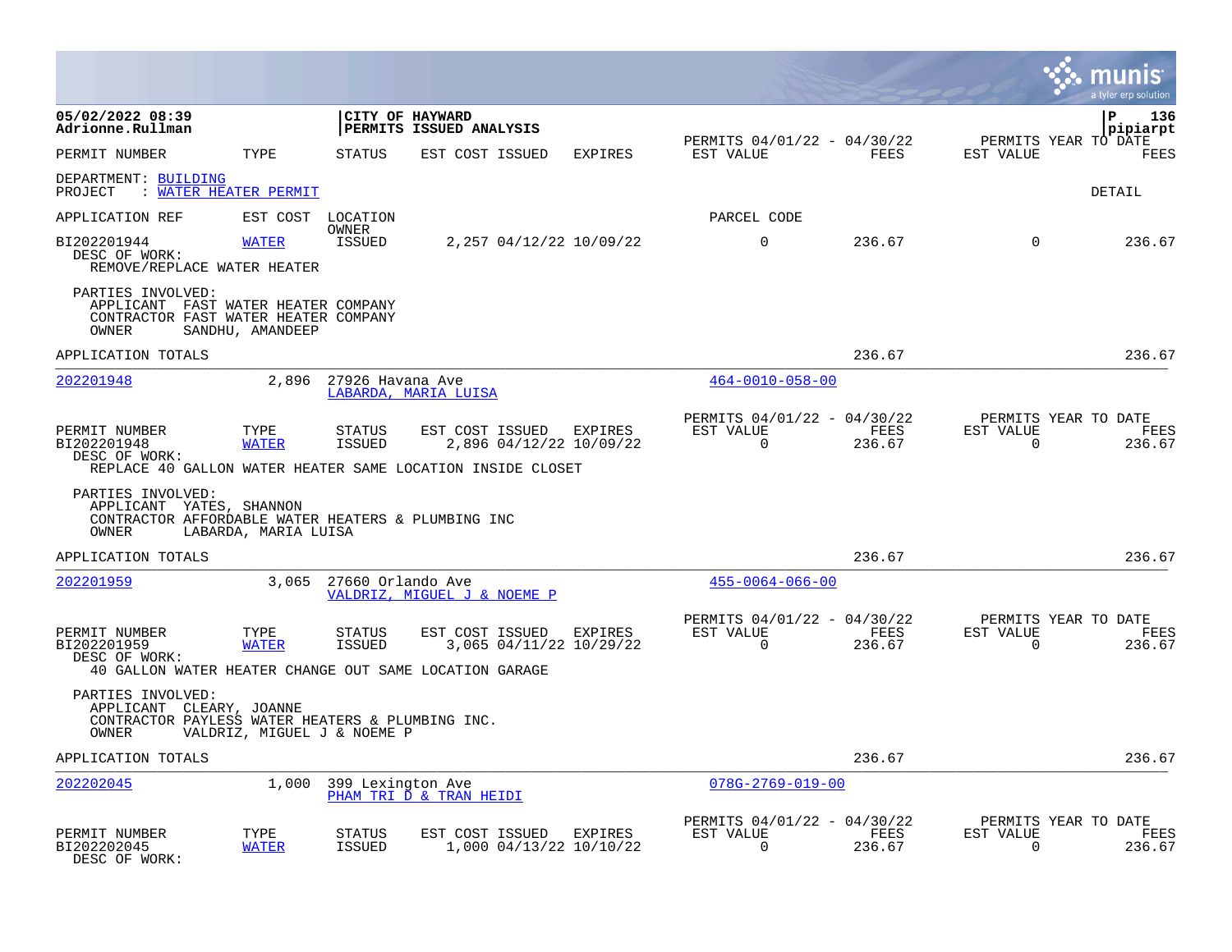05/02/2022 08:39
Adrionne.Rullman

**CITY OF HAYWARD**
**PERMITS ISSUED ANALYSIS**

pipiarpt

| PERMIT NUMBER | TYPE | STATUS | EST COST | ISSUED | EXPIRES | PERMITS 04/01/22 - 04/30/22 EST VALUE | FEES | PERMITS YEAR TO DATE EST VALUE | FEES |
|---|---|---|---|---|---|---|---|---|---|

DEPARTMENT: BUILDING
PROJECT : WATER HEATER PERMIT

DETAIL

APPLICATION REF | EST COST | LOCATION / OWNER | PARCEL CODE

| PERMIT NUMBER | TYPE | STATUS | EST COST | ISSUED | EXPIRES | EST VALUE | FEES | EST VALUE | FEES |
|---|---|---|---|---|---|---|---|---|---|
| BI202201944 | WATER | ISSUED | 2,257 | 04/12/22 | 10/09/22 | 0 | 236.67 | 0 | 236.67 |

DESC OF WORK:
REMOVE/REPLACE WATER HEATER

PARTIES INVOLVED:
APPLICANT FAST WATER HEATER COMPANY
CONTRACTOR FAST WATER HEATER COMPANY
OWNER SANDHU, AMANDEEP

APPLICATION TOTALS 236.67 236.67

---

202201948 | 2,896 | 27926 Havana Ave | LABARDA, MARIA LUISA | 464-0010-058-00

| PERMIT NUMBER | TYPE | STATUS | EST COST | ISSUED | EXPIRES | PERMITS 04/01/22 - 04/30/22 EST VALUE | FEES | PERMITS YEAR TO DATE EST VALUE | FEES |
|---|---|---|---|---|---|---|---|---|---|
| BI202201948 | WATER | ISSUED | 2,896 | 04/12/22 | 10/09/22 | 0 | 236.67 | 0 | 236.67 |

DESC OF WORK:
REPLACE 40 GALLON WATER HEATER SAME LOCATION INSIDE CLOSET

PARTIES INVOLVED:
APPLICANT YATES, SHANNON
CONTRACTOR AFFORDABLE WATER HEATERS & PLUMBING INC
OWNER LABARDA, MARIA LUISA

APPLICATION TOTALS 236.67 236.67

---

202201959 | 3,065 | 27660 Orlando Ave | VALDRIZ, MIGUEL J & NOEME P | 455-0064-066-00

| PERMIT NUMBER | TYPE | STATUS | EST COST | ISSUED | EXPIRES | PERMITS 04/01/22 - 04/30/22 EST VALUE | FEES | PERMITS YEAR TO DATE EST VALUE | FEES |
|---|---|---|---|---|---|---|---|---|---|
| BI202201959 | WATER | ISSUED | 3,065 | 04/11/22 | 10/29/22 | 0 | 236.67 | 0 | 236.67 |

DESC OF WORK:
40 GALLON WATER HEATER CHANGE OUT SAME LOCATION GARAGE

PARTIES INVOLVED:
APPLICANT CLEARY, JOANNE
CONTRACTOR PAYLESS WATER HEATERS & PLUMBING INC.
OWNER VALDRIZ, MIGUEL J & NOEME P

APPLICATION TOTALS 236.67 236.67

---

202202045 | 1,000 | 399 Lexington Ave | PHAM TRI D & TRAN HEIDI | 078G-2769-019-00

| PERMIT NUMBER | TYPE | STATUS | EST COST | ISSUED | EXPIRES | PERMITS 04/01/22 - 04/30/22 EST VALUE | FEES | PERMITS YEAR TO DATE EST VALUE | FEES |
|---|---|---|---|---|---|---|---|---|---|
| BI202202045 | WATER | ISSUED | 1,000 | 04/13/22 | 10/10/22 | 0 | 236.67 | 0 | 236.67 |

DESC OF WORK: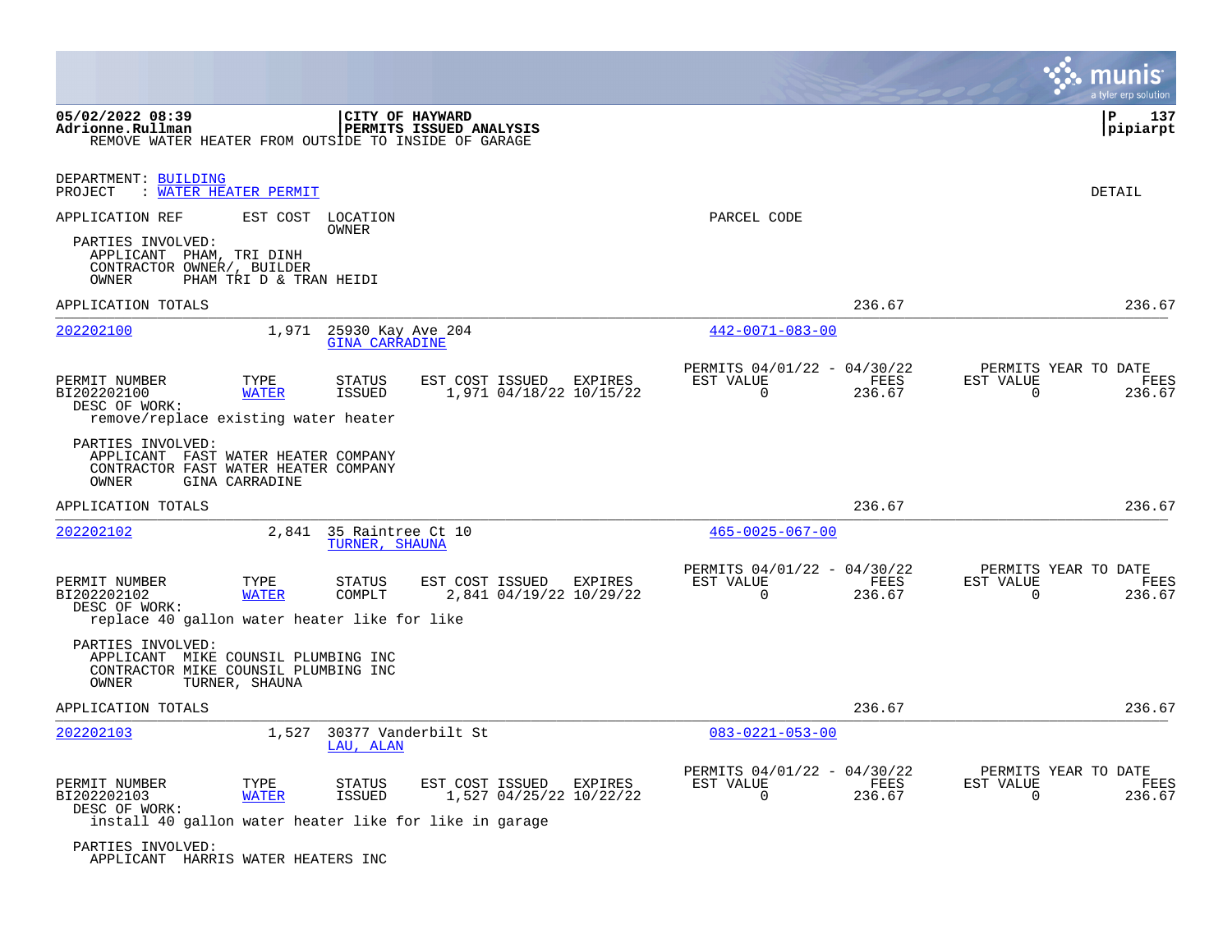REMOVE WATER HEATER FROM OUTSIDE TO INSIDE OF GARAGE

DEPARTMENT: BUILDING
PROJECT : WATER HEATER PERMIT

DETAIL

APPLICATION REF | EST COST | LOCATION / OWNER | PARCEL CODE

PARTIES INVOLVED:
- APPLICANT PHAM, TRI DINH
- CONTRACTOR OWNER/, BUILDER
- OWNER PHAM TRI D & TRAN HEIDI

APPLICATION TOTALS 236.67 236.67

---

**202202100** 1,971 25930 Kay Ave 204 — GINA CARRADINE — 442-0071-083-00

| PERMIT NUMBER | TYPE | STATUS | EST COST | ISSUED | EXPIRES | PERMITS 04/01/22 - 04/30/22 EST VALUE | FEES | PERMITS YEAR TO DATE EST VALUE | FEES |
|---|---|---|---|---|---|---|---|---|---|
| BI202202100 | WATER | ISSUED | 1,971 | 04/18/22 | 10/15/22 | 0 | 236.67 | 0 | 236.67 |

DESC OF WORK:
remove/replace existing water heater

PARTIES INVOLVED:
- APPLICANT FAST WATER HEATER COMPANY
- CONTRACTOR FAST WATER HEATER COMPANY
- OWNER GINA CARRADINE

APPLICATION TOTALS 236.67 236.67

---

**202202102** 2,841 35 Raintree Ct 10 — TURNER, SHAUNA — 465-0025-067-00

| PERMIT NUMBER | TYPE | STATUS | EST COST | ISSUED | EXPIRES | PERMITS 04/01/22 - 04/30/22 EST VALUE | FEES | PERMITS YEAR TO DATE EST VALUE | FEES |
|---|---|---|---|---|---|---|---|---|---|
| BI202202102 | WATER | COMPLT | 2,841 | 04/19/22 | 10/29/22 | 0 | 236.67 | 0 | 236.67 |

DESC OF WORK:
replace 40 gallon water heater like for like

PARTIES INVOLVED:
- APPLICANT MIKE COUNSIL PLUMBING INC
- CONTRACTOR MIKE COUNSIL PLUMBING INC
- OWNER TURNER, SHAUNA

APPLICATION TOTALS 236.67 236.67

---

**202202103** 1,527 30377 Vanderbilt St — LAU, ALAN — 083-0221-053-00

| PERMIT NUMBER | TYPE | STATUS | EST COST | ISSUED | EXPIRES | PERMITS 04/01/22 - 04/30/22 EST VALUE | FEES | PERMITS YEAR TO DATE EST VALUE | FEES |
|---|---|---|---|---|---|---|---|---|---|
| BI202202103 | WATER | ISSUED | 1,527 | 04/25/22 | 10/22/22 | 0 | 236.67 | 0 | 236.67 |

DESC OF WORK:
install 40 gallon water heater like for like in garage

PARTIES INVOLVED:
- APPLICANT HARRIS WATER HEATERS INC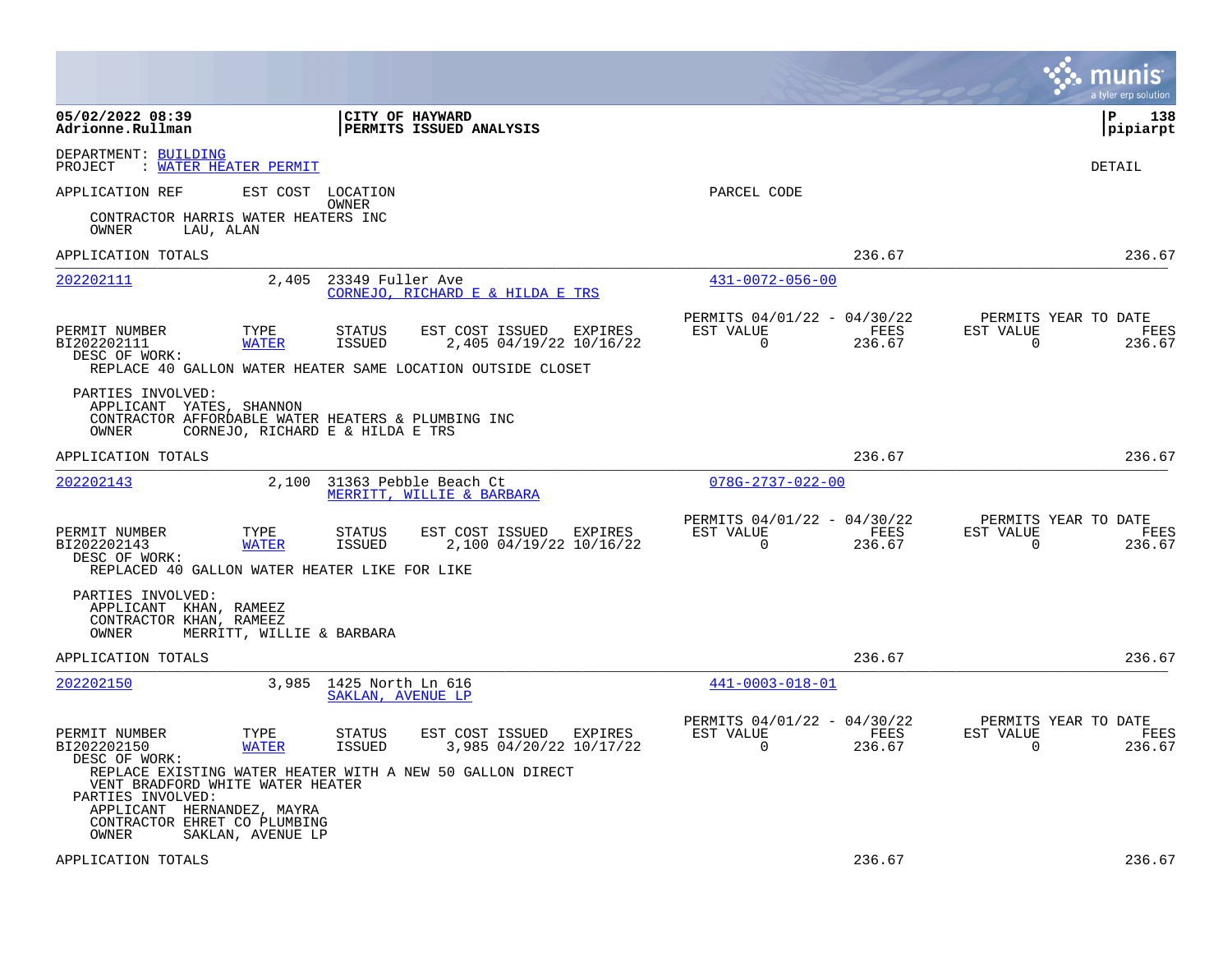05/02/2022 08:39 | CITY OF HAYWARD | P 138
Adrionne.Rullman | PERMITS ISSUED ANALYSIS | pipiarpt

DEPARTMENT: BUILDING
PROJECT : WATER HEATER PERMIT

DETAIL

APPLICATION REF EST COST LOCATION OWNER PARCEL CODE

CONTRACTOR HARRIS WATER HEATERS INC
OWNER LAU, ALAN

APPLICATION TOTALS 236.67 236.67

---

**202202111** 2,405 23349 Fuller Ave — CORNEJO, RICHARD E & HILDA E TRS — 431-0072-056-00

| PERMIT NUMBER | TYPE | STATUS | EST COST | ISSUED | EXPIRES | PERMITS 04/01/22 - 04/30/22 EST VALUE | FEES | PERMITS YEAR TO DATE EST VALUE | FEES |
|---|---|---|---|---|---|---|---|---|---|
| BI202202111 | WATER | ISSUED | 2,405 | 04/19/22 | 10/16/22 | 0 | 236.67 | 0 | 236.67 |

DESC OF WORK:
REPLACE 40 GALLON WATER HEATER SAME LOCATION OUTSIDE CLOSET

PARTIES INVOLVED:
APPLICANT YATES, SHANNON
CONTRACTOR AFFORDABLE WATER HEATERS & PLUMBING INC
OWNER CORNEJO, RICHARD E & HILDA E TRS

APPLICATION TOTALS 236.67 236.67

---

**202202143** 2,100 31363 Pebble Beach Ct — MERRITT, WILLIE & BARBARA — 078G-2737-022-00

| PERMIT NUMBER | TYPE | STATUS | EST COST | ISSUED | EXPIRES | PERMITS 04/01/22 - 04/30/22 EST VALUE | FEES | PERMITS YEAR TO DATE EST VALUE | FEES |
|---|---|---|---|---|---|---|---|---|---|
| BI202202143 | WATER | ISSUED | 2,100 | 04/19/22 | 10/16/22 | 0 | 236.67 | 0 | 236.67 |

DESC OF WORK:
REPLACED 40 GALLON WATER HEATER LIKE FOR LIKE

PARTIES INVOLVED:
APPLICANT KHAN, RAMEEZ
CONTRACTOR KHAN, RAMEEZ
OWNER MERRITT, WILLIE & BARBARA

APPLICATION TOTALS 236.67 236.67

---

**202202150** 3,985 1425 North Ln 616 — SAKLAN, AVENUE LP — 441-0003-018-01

| PERMIT NUMBER | TYPE | STATUS | EST COST | ISSUED | EXPIRES | PERMITS 04/01/22 - 04/30/22 EST VALUE | FEES | PERMITS YEAR TO DATE EST VALUE | FEES |
|---|---|---|---|---|---|---|---|---|---|
| BI202202150 | WATER | ISSUED | 3,985 | 04/20/22 | 10/17/22 | 0 | 236.67 | 0 | 236.67 |

DESC OF WORK:
REPLACE EXISTING WATER HEATER WITH A NEW 50 GALLON DIRECT VENT BRADFORD WHITE WATER HEATER

PARTIES INVOLVED:
APPLICANT HERNANDEZ, MAYRA
CONTRACTOR EHRET CO PLUMBING
OWNER SAKLAN, AVENUE LP

APPLICATION TOTALS 236.67 236.67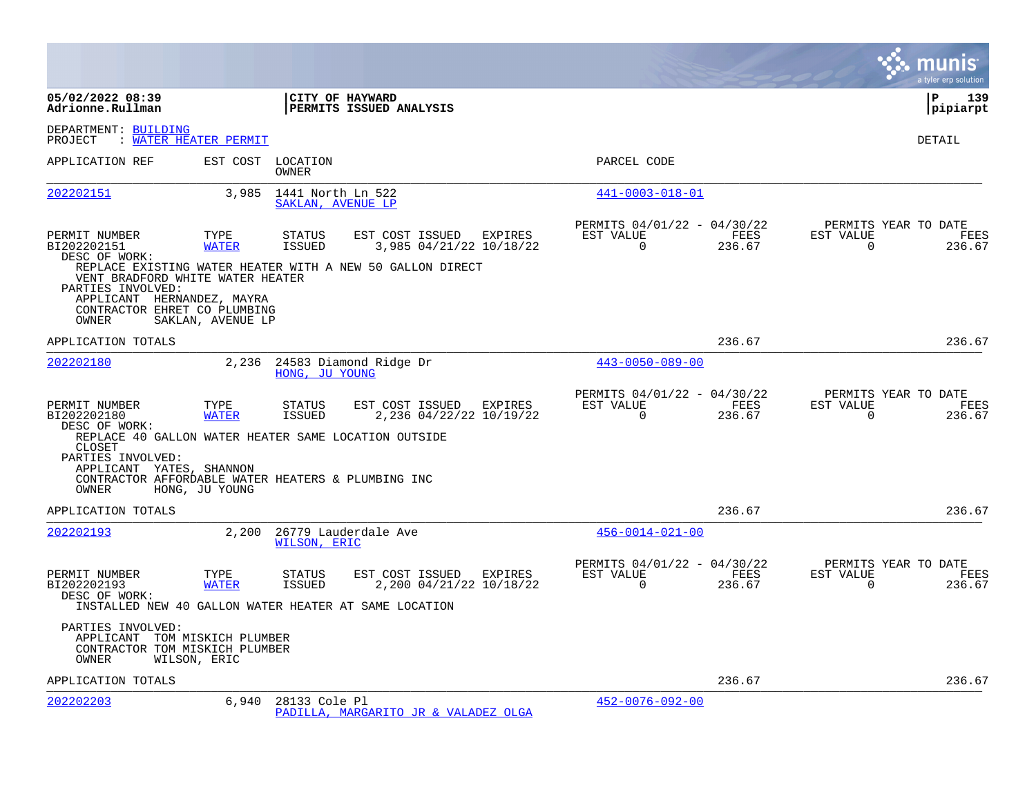**05/02/2022 08:39** | **CITY OF HAYWARD** | **P 139**
**Adrionne.Rullman** | **PERMITS ISSUED ANALYSIS** | **pipiarpt**

DEPARTMENT: BUILDING
PROJECT : WATER HEATER PERMIT

DETAIL

| APPLICATION REF | EST COST | LOCATION / OWNER | PARCEL CODE |
|---|---|---|---|
| 202202151 | 3,985 | 1441 North Ln 522 / SAKLAN, AVENUE LP | 441-0003-018-01 |

| PERMIT NUMBER | TYPE | STATUS | EST COST | ISSUED | EXPIRES | PERMITS 04/01/22 - 04/30/22 EST VALUE | FEES | PERMITS YEAR TO DATE EST VALUE | FEES |
|---|---|---|---|---|---|---|---|---|---|
| BI202202151 | WATER | ISSUED | 3,985 | 04/21/22 | 10/18/22 | 0 | 236.67 | 0 | 236.67 |

DESC OF WORK:
REPLACE EXISTING WATER HEATER WITH A NEW 50 GALLON DIRECT VENT BRADFORD WHITE WATER HEATER

PARTIES INVOLVED:
- APPLICANT HERNANDEZ, MAYRA
- CONTRACTOR EHRET CO PLUMBING
- OWNER SAKLAN, AVENUE LP

APPLICATION TOTALS — 236.67 — 236.67

| APPLICATION REF | EST COST | LOCATION / OWNER | PARCEL CODE |
|---|---|---|---|
| 202202180 | 2,236 | 24583 Diamond Ridge Dr / HONG, JU YOUNG | 443-0050-089-00 |

| PERMIT NUMBER | TYPE | STATUS | EST COST | ISSUED | EXPIRES | PERMITS 04/01/22 - 04/30/22 EST VALUE | FEES | PERMITS YEAR TO DATE EST VALUE | FEES |
|---|---|---|---|---|---|---|---|---|---|
| BI202202180 | WATER | ISSUED | 2,236 | 04/22/22 | 10/19/22 | 0 | 236.67 | 0 | 236.67 |

DESC OF WORK:
REPLACE 40 GALLON WATER HEATER SAME LOCATION OUTSIDE CLOSET

PARTIES INVOLVED:
- APPLICANT YATES, SHANNON
- CONTRACTOR AFFORDABLE WATER HEATERS & PLUMBING INC
- OWNER HONG, JU YOUNG

APPLICATION TOTALS — 236.67 — 236.67

| APPLICATION REF | EST COST | LOCATION / OWNER | PARCEL CODE |
|---|---|---|---|
| 202202193 | 2,200 | 26779 Lauderdale Ave / WILSON, ERIC | 456-0014-021-00 |

| PERMIT NUMBER | TYPE | STATUS | EST COST | ISSUED | EXPIRES | PERMITS 04/01/22 - 04/30/22 EST VALUE | FEES | PERMITS YEAR TO DATE EST VALUE | FEES |
|---|---|---|---|---|---|---|---|---|---|
| BI202202193 | WATER | ISSUED | 2,200 | 04/21/22 | 10/18/22 | 0 | 236.67 | 0 | 236.67 |

DESC OF WORK:
INSTALLED NEW 40 GALLON WATER HEATER AT SAME LOCATION

PARTIES INVOLVED:
- APPLICANT TOM MISKICH PLUMBER
- CONTRACTOR TOM MISKICH PLUMBER
- OWNER WILSON, ERIC

APPLICATION TOTALS — 236.67 — 236.67

| APPLICATION REF | EST COST | LOCATION / OWNER | PARCEL CODE |
|---|---|---|---|
| 202202203 | 6,940 | 28133 Cole Pl / PADILLA, MARGARITO JR & VALADEZ OLGA | 452-0076-092-00 |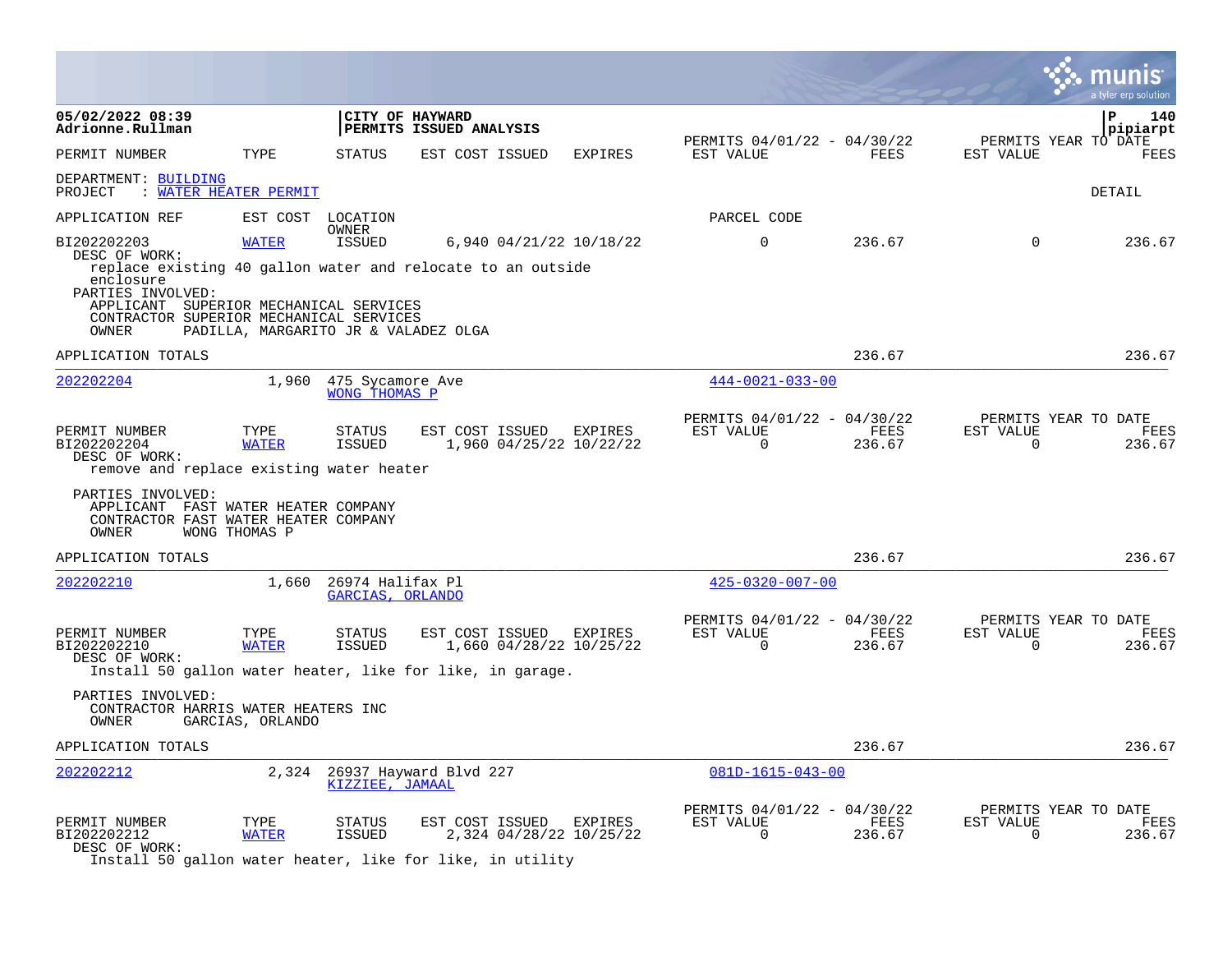05/02/2022 08:39
Adrionne.Rullman

**CITY OF HAYWARD**
**PERMITS ISSUED ANALYSIS**

pipiarpt

| PERMIT NUMBER | TYPE | STATUS | EST COST | ISSUED | EXPIRES | PERMITS 04/01/22 - 04/30/22 EST VALUE | FEES | PERMITS YEAR TO DATE EST VALUE | FEES |
|---|---|---|---|---|---|---|---|---|---|

DEPARTMENT: BUILDING
PROJECT : WATER HEATER PERMIT

DETAIL

APPLICATION REF | EST COST | LOCATION OWNER | PARCEL CODE

| PERMIT NUMBER | TYPE | STATUS | EST COST | ISSUED | EXPIRES | EST VALUE | FEES | EST VALUE | FEES |
|---|---|---|---|---|---|---|---|---|---|
| BI202202203 | WATER | ISSUED | 6,940 | 04/21/22 | 10/18/22 | 0 | 236.67 | 0 | 236.67 |

DESC OF WORK:
replace existing 40 gallon water and relocate to an outside enclosure

PARTIES INVOLVED:
APPLICANT SUPERIOR MECHANICAL SERVICES
CONTRACTOR SUPERIOR MECHANICAL SERVICES
OWNER PADILLA, MARGARITO JR & VALADEZ OLGA

APPLICATION TOTALS 236.67 236.67

---

202202204 | 1,960 | 475 Sycamore Ave | WONG THOMAS P | 444-0021-033-00

| PERMIT NUMBER | TYPE | STATUS | EST COST | ISSUED | EXPIRES | PERMITS 04/01/22 - 04/30/22 EST VALUE | FEES | PERMITS YEAR TO DATE EST VALUE | FEES |
|---|---|---|---|---|---|---|---|---|---|
| BI202202204 | WATER | ISSUED | 1,960 | 04/25/22 | 10/22/22 | 0 | 236.67 | 0 | 236.67 |

DESC OF WORK:
remove and replace existing water heater

PARTIES INVOLVED:
APPLICANT FAST WATER HEATER COMPANY
CONTRACTOR FAST WATER HEATER COMPANY
OWNER WONG THOMAS P

APPLICATION TOTALS 236.67 236.67

---

202202210 | 1,660 | 26974 Halifax Pl | GARCIAS, ORLANDO | 425-0320-007-00

| PERMIT NUMBER | TYPE | STATUS | EST COST | ISSUED | EXPIRES | PERMITS 04/01/22 - 04/30/22 EST VALUE | FEES | PERMITS YEAR TO DATE EST VALUE | FEES |
|---|---|---|---|---|---|---|---|---|---|
| BI202202210 | WATER | ISSUED | 1,660 | 04/28/22 | 10/25/22 | 0 | 236.67 | 0 | 236.67 |

DESC OF WORK:
Install 50 gallon water heater, like for like, in garage.

PARTIES INVOLVED:
CONTRACTOR HARRIS WATER HEATERS INC
OWNER GARCIAS, ORLANDO

APPLICATION TOTALS 236.67 236.67

---

202202212 | 2,324 | 26937 Hayward Blvd 227 | KIZZIEE, JAMAAL | 081D-1615-043-00

| PERMIT NUMBER | TYPE | STATUS | EST COST | ISSUED | EXPIRES | PERMITS 04/01/22 - 04/30/22 EST VALUE | FEES | PERMITS YEAR TO DATE EST VALUE | FEES |
|---|---|---|---|---|---|---|---|---|---|
| BI202202212 | WATER | ISSUED | 2,324 | 04/28/22 | 10/25/22 | 0 | 236.67 | 0 | 236.67 |

DESC OF WORK:
Install 50 gallon water heater, like for like, in utility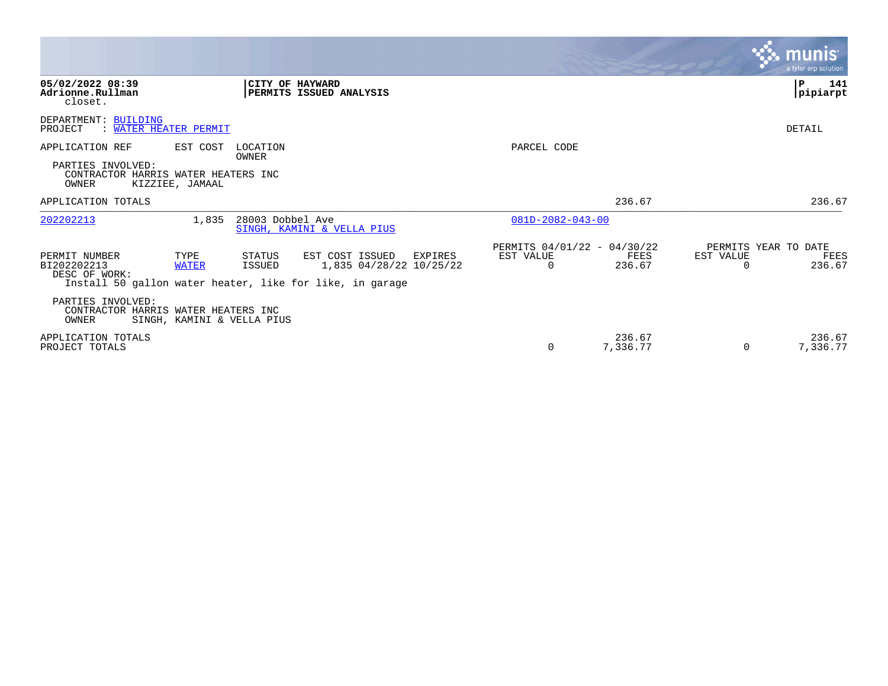05/02/2022 08:39
Adrionne.Rullman
closet.

**CITY OF HAYWARD**
**PERMITS ISSUED ANALYSIS**

P 141
pipiarpt

DEPARTMENT: BUILDING
PROJECT : WATER HEATER PERMIT

DETAIL

APPLICATION REF | EST COST | LOCATION / OWNER | PARCEL CODE

PARTIES INVOLVED:
CONTRACTOR HARRIS WATER HEATERS INC
OWNER KIZZIEE, JAMAAL

| | | | |
|---|---|---|---|
| APPLICATION TOTALS | | 236.67 | 236.67 |

| APPLICATION REF | EST COST | LOCATION / OWNER | PARCEL CODE |
|---|---|---|---|
| 202202213 | 1,835 | 28003 Dobbel Ave / SINGH, KAMINI & VELLA PIUS | 081D-2082-043-00 |

| | | | | | | PERMITS 04/01/22 - 04/30/22 | | PERMITS YEAR TO DATE | |
|---|---|---|---|---|---|---|---|---|---|
| PERMIT NUMBER | TYPE | STATUS | EST COST | ISSUED | EXPIRES | EST VALUE | FEES | EST VALUE | FEES |
| BI202202213 | WATER | ISSUED | 1,835 | 04/28/22 | 10/25/22 | 0 | 236.67 | 0 | 236.67 |

DESC OF WORK:
Install 50 gallon water heater, like for like, in garage

PARTIES INVOLVED:
CONTRACTOR HARRIS WATER HEATERS INC
OWNER SINGH, KAMINI & VELLA PIUS

| | EST VALUE | FEES | EST VALUE | FEES |
|---|---|---|---|---|
| APPLICATION TOTALS | | 236.67 | | 236.67 |
| PROJECT TOTALS | 0 | 7,336.77 | 0 | 7,336.77 |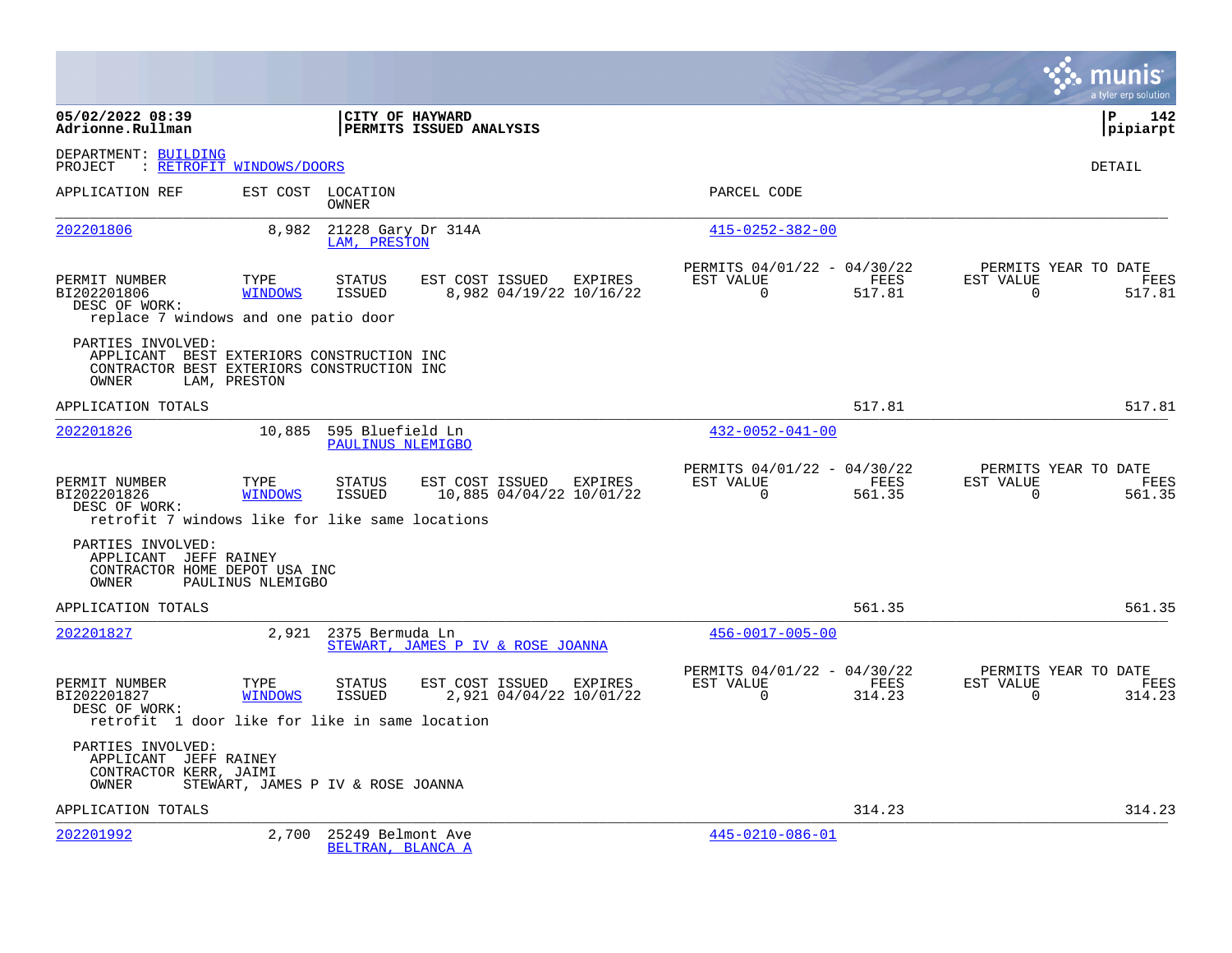05/02/2022 08:39
Adrionne.Rullman

CITY OF HAYWARD
PERMITS ISSUED ANALYSIS

P 142
pipiarpt

DEPARTMENT: BUILDING
PROJECT : RETROFIT WINDOWS/DOORS

DETAIL

| APPLICATION REF | EST COST | LOCATION / OWNER | PARCEL CODE |
|---|---|---|---|
| 202201806 | 8,982 | 21228 Gary Dr 314A / LAM, PRESTON | 415-0252-382-00 |

| PERMIT NUMBER | TYPE | STATUS | EST COST | ISSUED | EXPIRES | PERMITS 04/01/22 - 04/30/22 EST VALUE | FEES | PERMITS YEAR TO DATE EST VALUE | FEES |
|---|---|---|---|---|---|---|---|---|---|
| BI202201806 | WINDOWS | ISSUED | 8,982 | 04/19/22 | 10/16/22 | 0 | 517.81 | 0 | 517.81 |

DESC OF WORK:
replace 7 windows and one patio door

PARTIES INVOLVED:
APPLICANT BEST EXTERIORS CONSTRUCTION INC
CONTRACTOR BEST EXTERIORS CONSTRUCTION INC
OWNER LAM, PRESTON

APPLICATION TOTALS 517.81 517.81

| APPLICATION REF | EST COST | LOCATION / OWNER | PARCEL CODE |
|---|---|---|---|
| 202201826 | 10,885 | 595 Bluefield Ln / PAULINUS NLEMIGBO | 432-0052-041-00 |

| PERMIT NUMBER | TYPE | STATUS | EST COST | ISSUED | EXPIRES | PERMITS 04/01/22 - 04/30/22 EST VALUE | FEES | PERMITS YEAR TO DATE EST VALUE | FEES |
|---|---|---|---|---|---|---|---|---|---|
| BI202201826 | WINDOWS | ISSUED | 10,885 | 04/04/22 | 10/01/22 | 0 | 561.35 | 0 | 561.35 |

DESC OF WORK:
retrofit 7 windows like for like same locations

PARTIES INVOLVED:
APPLICANT JEFF RAINEY
CONTRACTOR HOME DEPOT USA INC
OWNER PAULINUS NLEMIGBO

APPLICATION TOTALS 561.35 561.35

| APPLICATION REF | EST COST | LOCATION / OWNER | PARCEL CODE |
|---|---|---|---|
| 202201827 | 2,921 | 2375 Bermuda Ln / STEWART, JAMES P IV & ROSE JOANNA | 456-0017-005-00 |

| PERMIT NUMBER | TYPE | STATUS | EST COST | ISSUED | EXPIRES | PERMITS 04/01/22 - 04/30/22 EST VALUE | FEES | PERMITS YEAR TO DATE EST VALUE | FEES |
|---|---|---|---|---|---|---|---|---|---|
| BI202201827 | WINDOWS | ISSUED | 2,921 | 04/04/22 | 10/01/22 | 0 | 314.23 | 0 | 314.23 |

DESC OF WORK:
retrofit 1 door like for like in same location

PARTIES INVOLVED:
APPLICANT JEFF RAINEY
CONTRACTOR KERR, JAIMI
OWNER STEWART, JAMES P IV & ROSE JOANNA

APPLICATION TOTALS 314.23 314.23

| APPLICATION REF | EST COST | LOCATION / OWNER | PARCEL CODE |
|---|---|---|---|
| 202201992 | 2,700 | 25249 Belmont Ave / BELTRAN, BLANCA A | 445-0210-086-01 |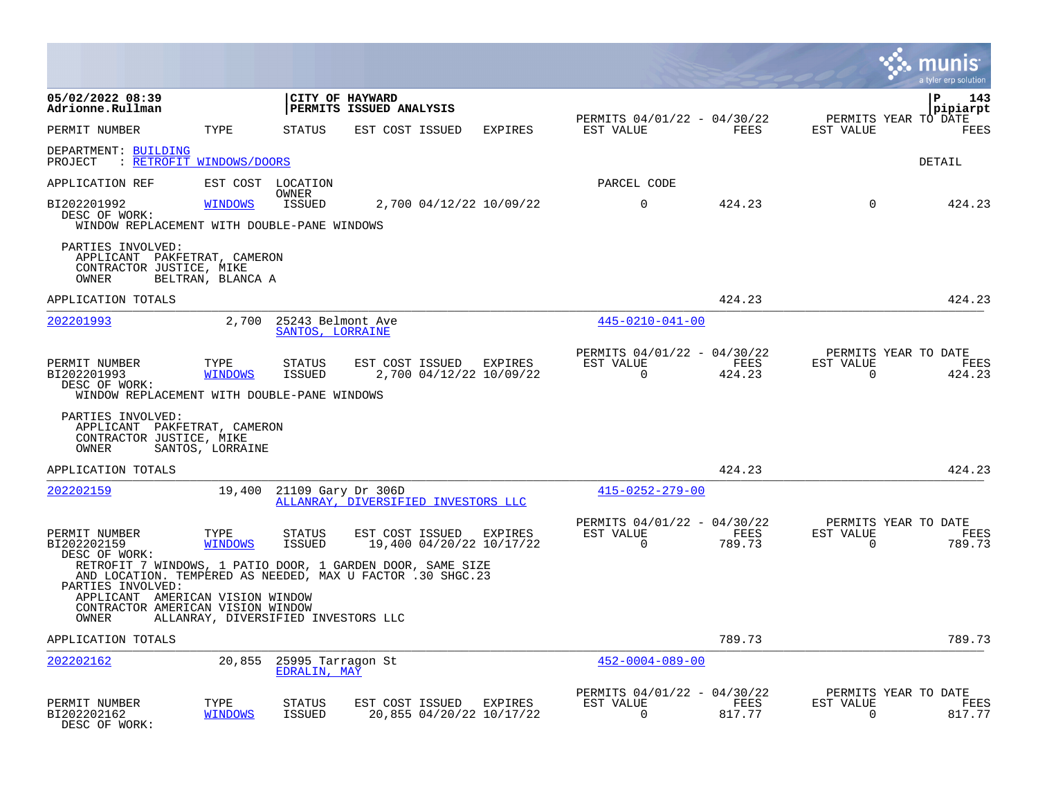05/02/2022 08:39
Adrionne.Rullman

**CITY OF HAYWARD**
**PERMITS ISSUED ANALYSIS**

| PERMIT NUMBER | TYPE | STATUS | EST COST | ISSUED | EXPIRES | PERMITS 04/01/22 - 04/30/22 EST VALUE | FEES | PERMITS YEAR TO DATE EST VALUE | FEES |
|---|---|---|---|---|---|---|---|---|---|

DEPARTMENT: BUILDING
PROJECT : RETROFIT WINDOWS/DOORS — DETAIL

| APPLICATION REF | EST COST | LOCATION / OWNER | | | | PARCEL CODE | | | |
|---|---|---|---|---|---|---|---|---|---|
| BI202201992 | WINDOWS | ISSUED | 2,700 | 04/12/22 | 10/09/22 | 0 | 424.23 | 0 | 424.23 |

DESC OF WORK:
WINDOW REPLACEMENT WITH DOUBLE-PANE WINDOWS

PARTIES INVOLVED:
APPLICANT PAKFETRAT, CAMERON
CONTRACTOR JUSTICE, MIKE
OWNER BELTRAN, BLANCA A

APPLICATION TOTALS: 424.23 | 424.23

---

202201993 — 2,700 — 25243 Belmont Ave — SANTOS, LORRAINE — 445-0210-041-00

| PERMIT NUMBER | TYPE | STATUS | EST COST | ISSUED | EXPIRES | PERMITS 04/01/22 - 04/30/22 EST VALUE | FEES | PERMITS YEAR TO DATE EST VALUE | FEES |
|---|---|---|---|---|---|---|---|---|---|
| BI202201993 | WINDOWS | ISSUED | 2,700 | 04/12/22 | 10/09/22 | 0 | 424.23 | 0 | 424.23 |

DESC OF WORK:
WINDOW REPLACEMENT WITH DOUBLE-PANE WINDOWS

PARTIES INVOLVED:
APPLICANT PAKFETRAT, CAMERON
CONTRACTOR JUSTICE, MIKE
OWNER SANTOS, LORRAINE

APPLICATION TOTALS: 424.23 | 424.23

---

202202159 — 19,400 — 21109 Gary Dr 306D — ALLANRAY, DIVERSIFIED INVESTORS LLC — 415-0252-279-00

| PERMIT NUMBER | TYPE | STATUS | EST COST | ISSUED | EXPIRES | PERMITS 04/01/22 - 04/30/22 EST VALUE | FEES | PERMITS YEAR TO DATE EST VALUE | FEES |
|---|---|---|---|---|---|---|---|---|---|
| BI202202159 | WINDOWS | ISSUED | 19,400 | 04/20/22 | 10/17/22 | 0 | 789.73 | 0 | 789.73 |

DESC OF WORK:
RETROFIT 7 WINDOWS, 1 PATIO DOOR, 1 GARDEN DOOR, SAME SIZE AND LOCATION. TEMPERED AS NEEDED, MAX U FACTOR .30 SHGC.23

PARTIES INVOLVED:
APPLICANT AMERICAN VISION WINDOW
CONTRACTOR AMERICAN VISION WINDOW
OWNER ALLANRAY, DIVERSIFIED INVESTORS LLC

APPLICATION TOTALS: 789.73 | 789.73

---

202202162 — 20,855 — 25995 Tarragon St — EDRALIN, MAY — 452-0004-089-00

| PERMIT NUMBER | TYPE | STATUS | EST COST | ISSUED | EXPIRES | PERMITS 04/01/22 - 04/30/22 EST VALUE | FEES | PERMITS YEAR TO DATE EST VALUE | FEES |
|---|---|---|---|---|---|---|---|---|---|
| BI202202162 | WINDOWS | ISSUED | 20,855 | 04/20/22 | 10/17/22 | 0 | 817.77 | 0 | 817.77 |

DESC OF WORK: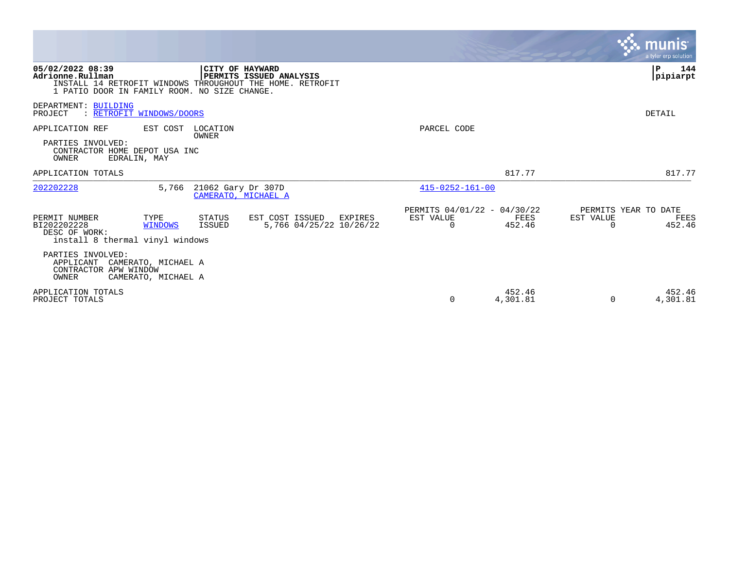**05/02/2022 08:39**
**Adrionne.Rullman**

**CITY OF HAYWARD**
**PERMITS ISSUED ANALYSIS**

INSTALL 14 RETROFIT WINDOWS THROUGHOUT THE HOME. RETROFIT
1 PATIO DOOR IN FAMILY ROOM. NO SIZE CHANGE.

DEPARTMENT: BUILDING
PROJECT : RETROFIT WINDOWS/DOORS

DETAIL

APPLICATION REF | EST COST | LOCATION / OWNER | PARCEL CODE

PARTIES INVOLVED:
CONTRACTOR HOME DEPOT USA INC
OWNER EDRALIN, MAY

| | | | |
|---|---|---|---|
| APPLICATION TOTALS | | 817.77 | 817.77 |

| APPLICATION REF | EST COST | LOCATION / OWNER | PARCEL CODE |
|---|---|---|---|
| 202202228 | 5,766 | 21062 Gary Dr 307D / CAMERATO, MICHAEL A | 415-0252-161-00 |

| | | | | | | PERMITS 04/01/22 - 04/30/22 | | PERMITS YEAR TO DATE | |
|---|---|---|---|---|---|---|---|---|---|
| PERMIT NUMBER | TYPE | STATUS | EST COST | ISSUED | EXPIRES | EST VALUE | FEES | EST VALUE | FEES |
| BI202202228 | WINDOWS | ISSUED | 5,766 | 04/25/22 | 10/26/22 | 0 | 452.46 | 0 | 452.46 |

DESC OF WORK:
install 8 thermal vinyl windows

PARTIES INVOLVED:
APPLICANT CAMERATO, MICHAEL A
CONTRACTOR APW WINDOW
OWNER CAMERATO, MICHAEL A

| | EST VALUE | FEES | EST VALUE | FEES |
|---|---|---|---|---|
| APPLICATION TOTALS | | 452.46 | | 452.46 |
| PROJECT TOTALS | 0 | 4,301.81 | 0 | 4,301.81 |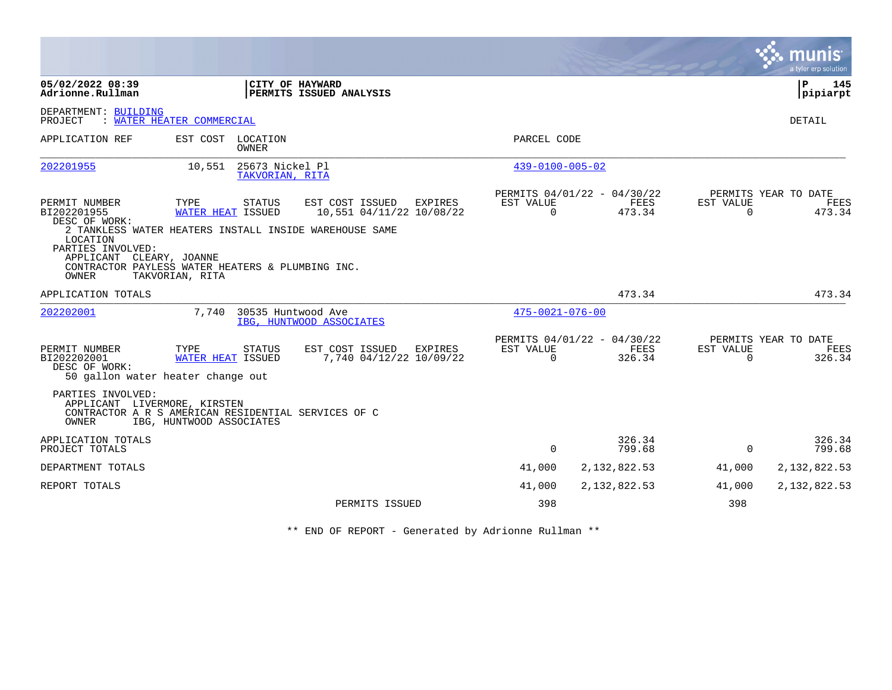**05/02/2022 08:39**
**Adrionne.Rullman**

**CITY OF HAYWARD**
**PERMITS ISSUED ANALYSIS**

**P 145**
**pipiarpt**

DEPARTMENT: BUILDING
PROJECT : WATER HEATER COMMERCIAL

DETAIL

| APPLICATION REF | EST COST | LOCATION / OWNER | PARCEL CODE |
|---|---|---|---|
| 202201955 | 10,551 | 25673 Nickel Pl / TAKVORIAN, RITA | 439-0100-005-02 |

| PERMIT NUMBER | TYPE | STATUS | EST COST | ISSUED | EXPIRES | PERMITS 04/01/22 - 04/30/22 EST VALUE | FEES | PERMITS YEAR TO DATE EST VALUE | FEES |
|---|---|---|---|---|---|---|---|---|---|
| BI202201955 | WATER HEAT | ISSUED | 10,551 | 04/11/22 | 10/08/22 | 0 | 473.34 | 0 | 473.34 |

DESC OF WORK:
2 TANKLESS WATER HEATERS INSTALL INSIDE WAREHOUSE SAME LOCATION

PARTIES INVOLVED:
APPLICANT CLEARY, JOANNE
CONTRACTOR PAYLESS WATER HEATERS & PLUMBING INC.
OWNER TAKVORIAN, RITA

APPLICATION TOTALS 473.34 473.34

| APPLICATION REF | EST COST | LOCATION / OWNER | PARCEL CODE |
|---|---|---|---|
| 202202001 | 7,740 | 30535 Huntwood Ave / IBG, HUNTWOOD ASSOCIATES | 475-0021-076-00 |

| PERMIT NUMBER | TYPE | STATUS | EST COST | ISSUED | EXPIRES | PERMITS 04/01/22 - 04/30/22 EST VALUE | FEES | PERMITS YEAR TO DATE EST VALUE | FEES |
|---|---|---|---|---|---|---|---|---|---|
| BI202202001 | WATER HEAT | ISSUED | 7,740 | 04/12/22 | 10/09/22 | 0 | 326.34 | 0 | 326.34 |

DESC OF WORK:
50 gallon water heater change out

PARTIES INVOLVED:
APPLICANT LIVERMORE, KIRSTEN
CONTRACTOR A R S AMERICAN RESIDENTIAL SERVICES OF C
OWNER IBG, HUNTWOOD ASSOCIATES

| | EST VALUE | FEES | EST VALUE (YTD) | FEES (YTD) |
|---|---|---|---|---|
| APPLICATION TOTALS | | 326.34 | | 326.34 |
| PROJECT TOTALS | 0 | 799.68 | 0 | 799.68 |
| DEPARTMENT TOTALS | 41,000 | 2,132,822.53 | 41,000 | 2,132,822.53 |
| REPORT TOTALS | 41,000 | 2,132,822.53 | 41,000 | 2,132,822.53 |
| PERMITS ISSUED | 398 | | 398 | |

** END OF REPORT - Generated by Adrionne Rullman **